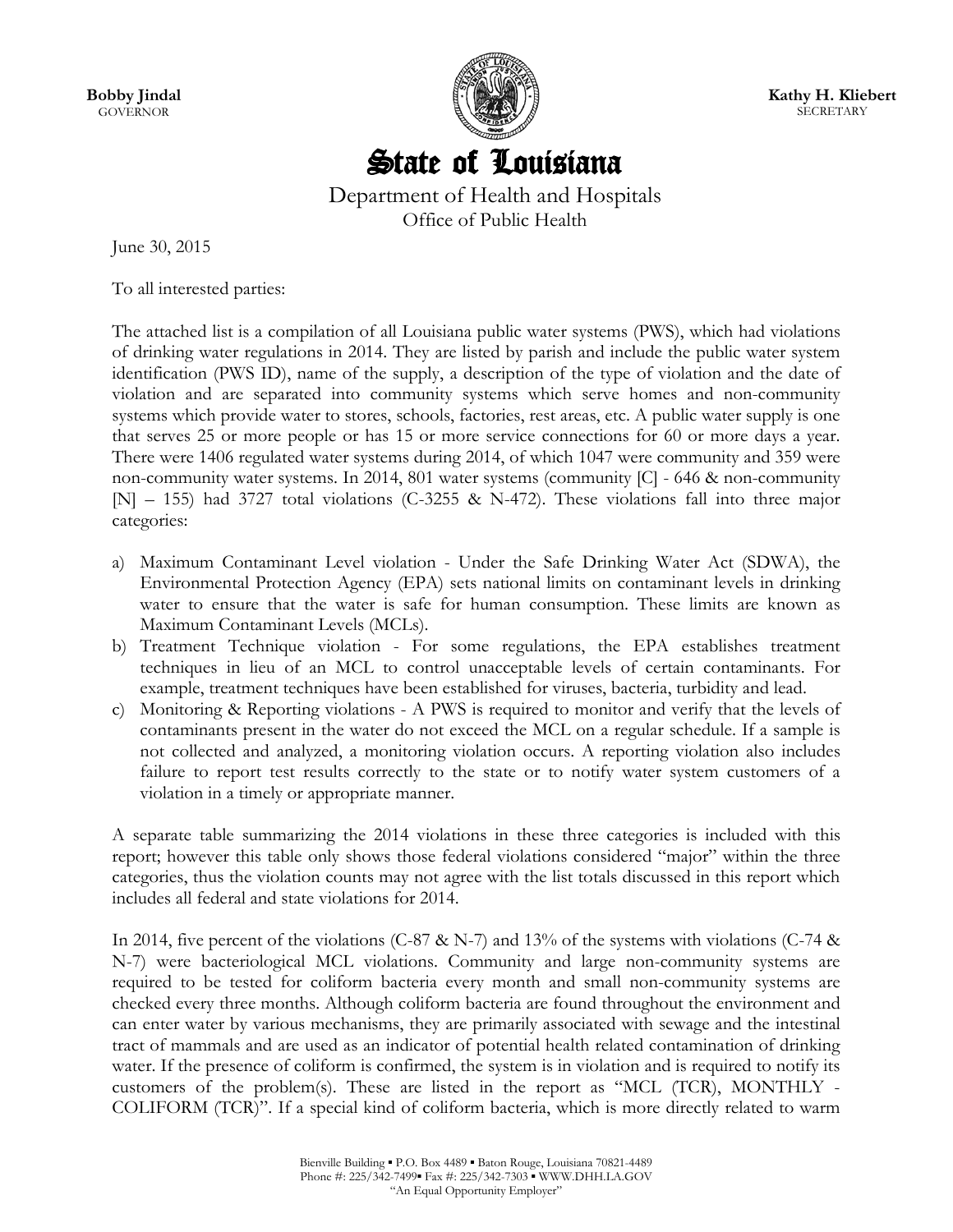**Bobby Jindal**
GOVERNOR

**Kathy H. Kliebert**
SECRETARY

# State of Louisiana

Department of Health and Hospitals
Office of Public Health

June 30, 2015

To all interested parties:

The attached list is a compilation of all Louisiana public water systems (PWS), which had violations of drinking water regulations in 2014. They are listed by parish and include the public water system identification (PWS ID), name of the supply, a description of the type of violation and the date of violation and are separated into community systems which serve homes and non-community systems which provide water to stores, schools, factories, rest areas, etc. A public water supply is one that serves 25 or more people or has 15 or more service connections for 60 or more days a year. There were 1406 regulated water systems during 2014, of which 1047 were community and 359 were non-community water systems. In 2014, 801 water systems (community [C] - 646 & non-community [N] – 155) had 3727 total violations (C-3255 & N-472). These violations fall into three major categories:

a) Maximum Contaminant Level violation - Under the Safe Drinking Water Act (SDWA), the Environmental Protection Agency (EPA) sets national limits on contaminant levels in drinking water to ensure that the water is safe for human consumption. These limits are known as Maximum Contaminant Levels (MCLs).
b) Treatment Technique violation - For some regulations, the EPA establishes treatment techniques in lieu of an MCL to control unacceptable levels of certain contaminants. For example, treatment techniques have been established for viruses, bacteria, turbidity and lead.
c) Monitoring & Reporting violations - A PWS is required to monitor and verify that the levels of contaminants present in the water do not exceed the MCL on a regular schedule. If a sample is not collected and analyzed, a monitoring violation occurs. A reporting violation also includes failure to report test results correctly to the state or to notify water system customers of a violation in a timely or appropriate manner.

A separate table summarizing the 2014 violations in these three categories is included with this report; however this table only shows those federal violations considered "major" within the three categories, thus the violation counts may not agree with the list totals discussed in this report which includes all federal and state violations for 2014.

In 2014, five percent of the violations (C-87 & N-7) and 13% of the systems with violations (C-74 & N-7) were bacteriological MCL violations. Community and large non-community systems are required to be tested for coliform bacteria every month and small non-community systems are checked every three months. Although coliform bacteria are found throughout the environment and can enter water by various mechanisms, they are primarily associated with sewage and the intestinal tract of mammals and are used as an indicator of potential health related contamination of drinking water. If the presence of coliform is confirmed, the system is in violation and is required to notify its customers of the problem(s). These are listed in the report as "MCL (TCR), MONTHLY - COLIFORM (TCR)". If a special kind of coliform bacteria, which is more directly related to warm

Bienville Building ▪ P.O. Box 4489 ▪ Baton Rouge, Louisiana 70821-4489
Phone #: 225/342-7499▪ Fax #: 225/342-7303 ▪ WWW.DHH.LA.GOV
"An Equal Opportunity Employer"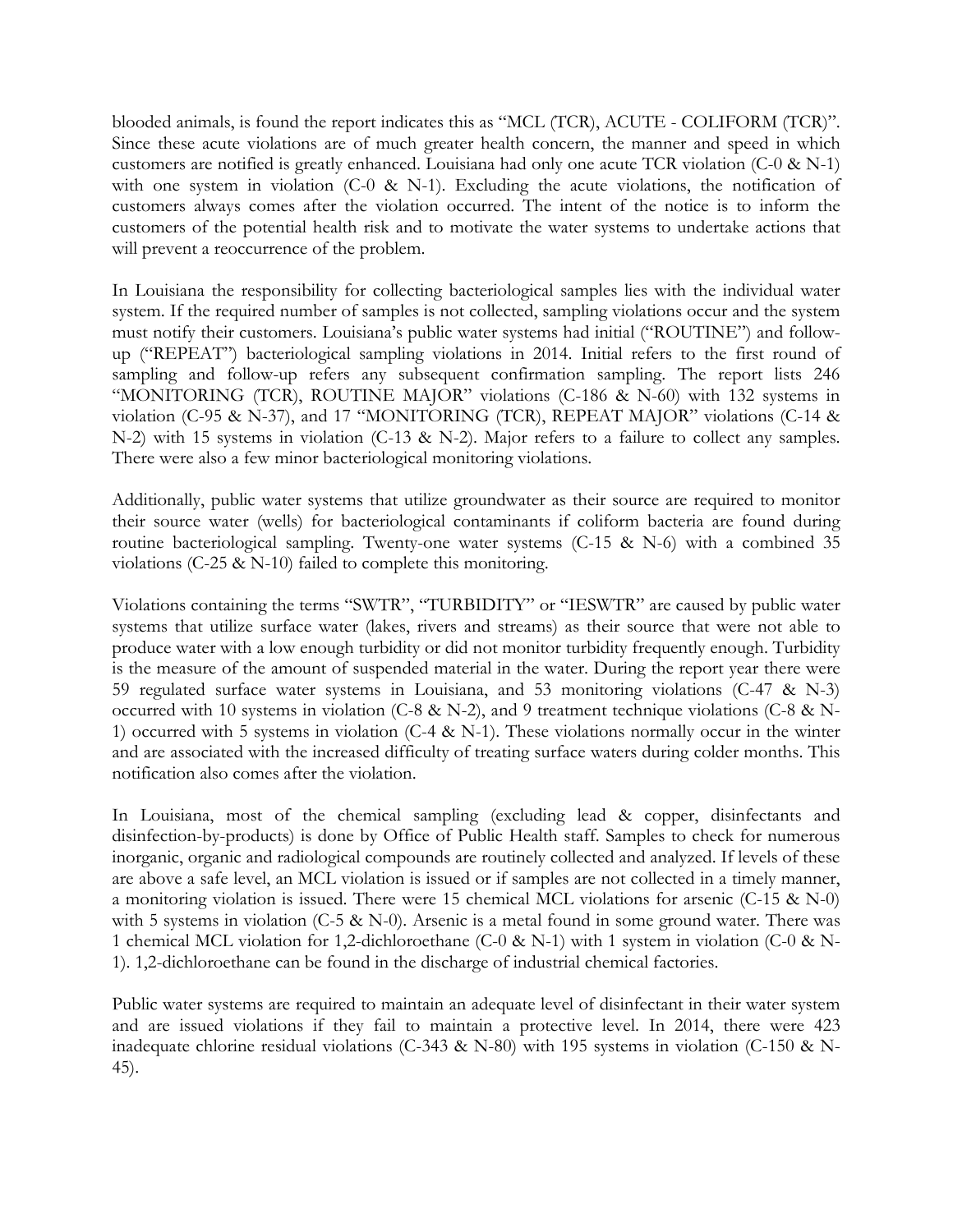blooded animals, is found the report indicates this as "MCL (TCR), ACUTE - COLIFORM (TCR)". Since these acute violations are of much greater health concern, the manner and speed in which customers are notified is greatly enhanced. Louisiana had only one acute TCR violation (C-0 & N-1) with one system in violation (C-0 & N-1). Excluding the acute violations, the notification of customers always comes after the violation occurred. The intent of the notice is to inform the customers of the potential health risk and to motivate the water systems to undertake actions that will prevent a reoccurrence of the problem.

In Louisiana the responsibility for collecting bacteriological samples lies with the individual water system. If the required number of samples is not collected, sampling violations occur and the system must notify their customers. Louisiana's public water systems had initial ("ROUTINE") and follow-up ("REPEAT") bacteriological sampling violations in 2014. Initial refers to the first round of sampling and follow-up refers any subsequent confirmation sampling. The report lists 246 "MONITORING (TCR), ROUTINE MAJOR" violations (C-186 & N-60) with 132 systems in violation (C-95 & N-37), and 17 "MONITORING (TCR), REPEAT MAJOR" violations (C-14 & N-2) with 15 systems in violation (C-13 & N-2). Major refers to a failure to collect any samples. There were also a few minor bacteriological monitoring violations.

Additionally, public water systems that utilize groundwater as their source are required to monitor their source water (wells) for bacteriological contaminants if coliform bacteria are found during routine bacteriological sampling. Twenty-one water systems (C-15 & N-6) with a combined 35 violations (C-25 & N-10) failed to complete this monitoring.

Violations containing the terms "SWTR", "TURBIDITY" or "IESWTR" are caused by public water systems that utilize surface water (lakes, rivers and streams) as their source that were not able to produce water with a low enough turbidity or did not monitor turbidity frequently enough. Turbidity is the measure of the amount of suspended material in the water. During the report year there were 59 regulated surface water systems in Louisiana, and 53 monitoring violations (C-47 & N-3) occurred with 10 systems in violation (C-8 & N-2), and 9 treatment technique violations (C-8 & N-1) occurred with 5 systems in violation (C-4 & N-1). These violations normally occur in the winter and are associated with the increased difficulty of treating surface waters during colder months. This notification also comes after the violation.

In Louisiana, most of the chemical sampling (excluding lead & copper, disinfectants and disinfection-by-products) is done by Office of Public Health staff. Samples to check for numerous inorganic, organic and radiological compounds are routinely collected and analyzed. If levels of these are above a safe level, an MCL violation is issued or if samples are not collected in a timely manner, a monitoring violation is issued. There were 15 chemical MCL violations for arsenic (C-15 & N-0) with 5 systems in violation (C-5 & N-0). Arsenic is a metal found in some ground water. There was 1 chemical MCL violation for 1,2-dichloroethane (C-0 & N-1) with 1 system in violation (C-0 & N-1). 1,2-dichloroethane can be found in the discharge of industrial chemical factories.

Public water systems are required to maintain an adequate level of disinfectant in their water system and are issued violations if they fail to maintain a protective level. In 2014, there were 423 inadequate chlorine residual violations (C-343 & N-80) with 195 systems in violation (C-150 & N-45).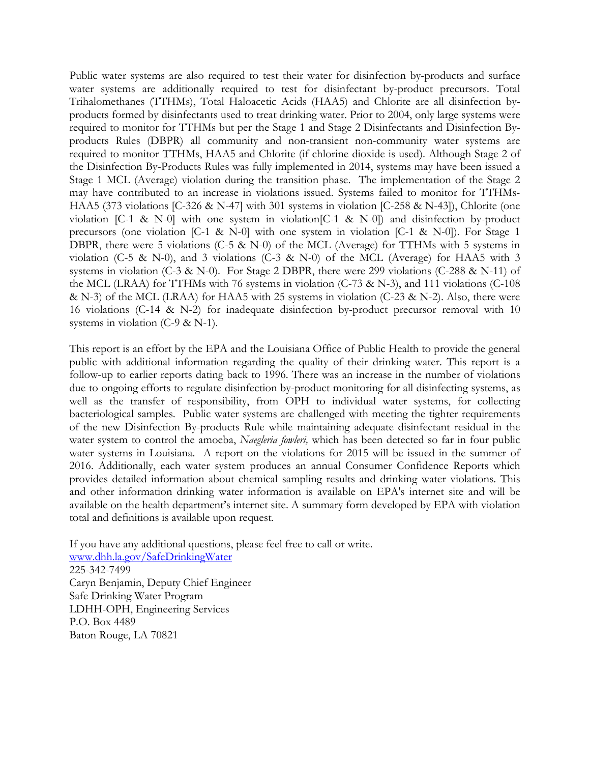Public water systems are also required to test their water for disinfection by-products and surface water systems are additionally required to test for disinfectant by-product precursors. Total Trihalomethanes (TTHMs), Total Haloacetic Acids (HAA5) and Chlorite are all disinfection by-products formed by disinfectants used to treat drinking water. Prior to 2004, only large systems were required to monitor for TTHMs but per the Stage 1 and Stage 2 Disinfectants and Disinfection By-products Rules (DBPR) all community and non-transient non-community water systems are required to monitor TTHMs, HAA5 and Chlorite (if chlorine dioxide is used). Although Stage 2 of the Disinfection By-Products Rules was fully implemented in 2014, systems may have been issued a Stage 1 MCL (Average) violation during the transition phase. The implementation of the Stage 2 may have contributed to an increase in violations issued. Systems failed to monitor for TTHMs-HAA5 (373 violations [C-326 & N-47] with 301 systems in violation [C-258 & N-43]), Chlorite (one violation [C-1 & N-0] with one system in violation[C-1 & N-0]) and disinfection by-product precursors (one violation [C-1 & N-0] with one system in violation [C-1 & N-0]). For Stage 1 DBPR, there were 5 violations (C-5 & N-0) of the MCL (Average) for TTHMs with 5 systems in violation (C-5 & N-0), and 3 violations (C-3 & N-0) of the MCL (Average) for HAA5 with 3 systems in violation (C-3 & N-0). For Stage 2 DBPR, there were 299 violations (C-288 & N-11) of the MCL (LRAA) for TTHMs with 76 systems in violation (C-73 & N-3), and 111 violations (C-108 & N-3) of the MCL (LRAA) for HAA5 with 25 systems in violation (C-23 & N-2). Also, there were 16 violations (C-14 & N-2) for inadequate disinfection by-product precursor removal with 10 systems in violation (C-9 & N-1).

This report is an effort by the EPA and the Louisiana Office of Public Health to provide the general public with additional information regarding the quality of their drinking water. This report is a follow-up to earlier reports dating back to 1996. There was an increase in the number of violations due to ongoing efforts to regulate disinfection by-product monitoring for all disinfecting systems, as well as the transfer of responsibility, from OPH to individual water systems, for collecting bacteriological samples. Public water systems are challenged with meeting the tighter requirements of the new Disinfection By-products Rule while maintaining adequate disinfectant residual in the water system to control the amoeba, *Naegleria fowleri,* which has been detected so far in four public water systems in Louisiana. A report on the violations for 2015 will be issued in the summer of 2016. Additionally, each water system produces an annual Consumer Confidence Reports which provides detailed information about chemical sampling results and drinking water violations. This and other information drinking water information is available on EPA's internet site and will be available on the health department's internet site. A summary form developed by EPA with violation total and definitions is available upon request.

If you have any additional questions, please feel free to call or write.
[www.dhh.la.gov/SafeDrinkingWater](http://www.dhh.la.gov/SafeDrinkingWater)
225-342-7499
Caryn Benjamin, Deputy Chief Engineer
Safe Drinking Water Program
LDHH-OPH, Engineering Services
P.O. Box 4489
Baton Rouge, LA 70821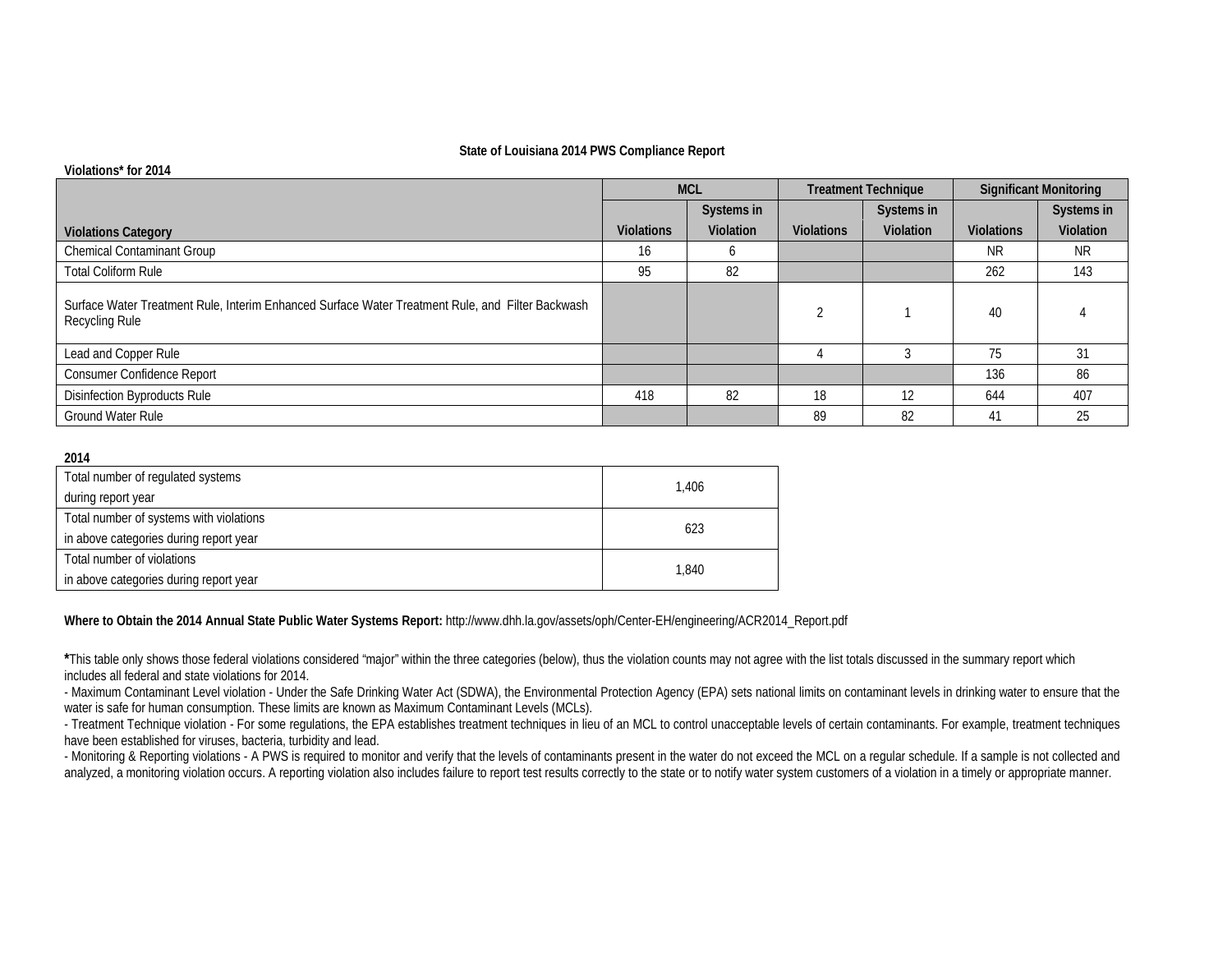**State of Louisiana 2014 PWS Compliance Report**

**Violations* for 2014**

| Violations Category | MCL | | Treatment Technique | | Significant Monitoring | |
|---|---|---|---|---|---|---|
| | Violations | Systems in Violation | Violations | Systems in Violation | Violations | Systems in Violation |
| Chemical Contaminant Group | 16 | 6 | | | NR | NR |
| Total Coliform Rule | 95 | 82 | | | 262 | 143 |
| Surface Water Treatment Rule, Interim Enhanced Surface Water Treatment Rule, and Filter Backwash Recycling Rule | | | 2 | 1 | 40 | 4 |
| Lead and Copper Rule | | | 4 | 3 | 75 | 31 |
| Consumer Confidence Report | | | | | 136 | 86 |
| Disinfection Byproducts Rule | 418 | 82 | 18 | 12 | 644 | 407 |
| Ground Water Rule | | | 89 | 82 | 41 | 25 |

**2014**

| | |
|---|---|
| Total number of regulated systems during report year | 1,406 |
| Total number of systems with violations in above categories during report year | 623 |
| Total number of violations in above categories during report year | 1,840 |

**Where to Obtain the 2014 Annual State Public Water Systems Report:** http://www.dhh.la.gov/assets/oph/Center-EH/engineering/ACR2014_Report.pdf

*****This table only shows those federal violations considered "major" within the three categories (below), thus the violation counts may not agree with the list totals discussed in the summary report which includes all federal and state violations for 2014.

- Maximum Contaminant Level violation - Under the Safe Drinking Water Act (SDWA), the Environmental Protection Agency (EPA) sets national limits on contaminant levels in drinking water to ensure that the water is safe for human consumption. These limits are known as Maximum Contaminant Levels (MCLs).
- Treatment Technique violation - For some regulations, the EPA establishes treatment techniques in lieu of an MCL to control unacceptable levels of certain contaminants. For example, treatment techniques have been established for viruses, bacteria, turbidity and lead.
- Monitoring & Reporting violations - A PWS is required to monitor and verify that the levels of contaminants present in the water do not exceed the MCL on a regular schedule. If a sample is not collected and analyzed, a monitoring violation occurs. A reporting violation also includes failure to report test results correctly to the state or to notify water system customers of a violation in a timely or appropriate manner.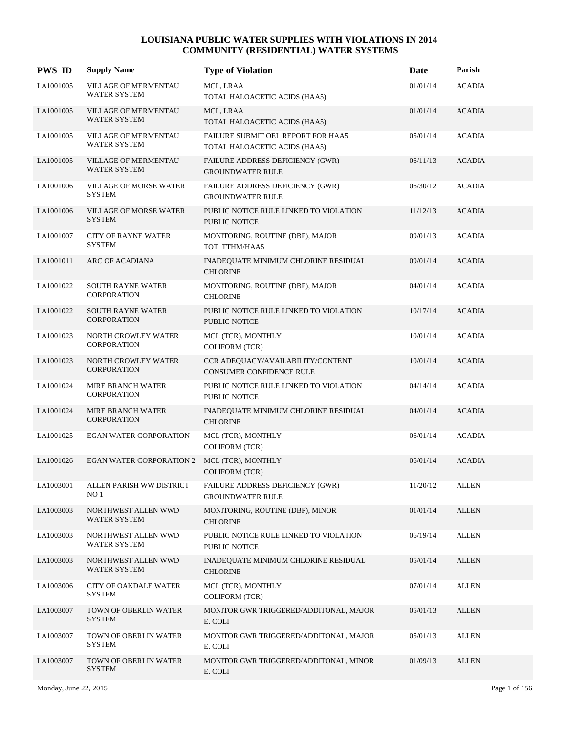# LOUISIANA PUBLIC WATER SUPPLIES WITH VIOLATIONS IN 2014
## COMMUNITY (RESIDENTIAL) WATER SYSTEMS

| PWS ID | Supply Name | Type of Violation | Date | Parish |
|---|---|---|---|---|
| LA1001005 | VILLAGE OF MERMENTAU WATER SYSTEM | MCL, LRAA<br>TOTAL HALOACETIC ACIDS (HAA5) | 01/01/14 | ACADIA |
| LA1001005 | VILLAGE OF MERMENTAU WATER SYSTEM | MCL, LRAA<br>TOTAL HALOACETIC ACIDS (HAA5) | 01/01/14 | ACADIA |
| LA1001005 | VILLAGE OF MERMENTAU WATER SYSTEM | FAILURE SUBMIT OEL REPORT FOR HAA5<br>TOTAL HALOACETIC ACIDS (HAA5) | 05/01/14 | ACADIA |
| LA1001005 | VILLAGE OF MERMENTAU WATER SYSTEM | FAILURE ADDRESS DEFICIENCY (GWR)<br>GROUNDWATER RULE | 06/11/13 | ACADIA |
| LA1001006 | VILLAGE OF MORSE WATER SYSTEM | FAILURE ADDRESS DEFICIENCY (GWR)<br>GROUNDWATER RULE | 06/30/12 | ACADIA |
| LA1001006 | VILLAGE OF MORSE WATER SYSTEM | PUBLIC NOTICE RULE LINKED TO VIOLATION<br>PUBLIC NOTICE | 11/12/13 | ACADIA |
| LA1001007 | CITY OF RAYNE WATER SYSTEM | MONITORING, ROUTINE (DBP), MAJOR<br>TOT_TTHM/HAA5 | 09/01/13 | ACADIA |
| LA1001011 | ARC OF ACADIANA | INADEQUATE MINIMUM CHLORINE RESIDUAL<br>CHLORINE | 09/01/14 | ACADIA |
| LA1001022 | SOUTH RAYNE WATER CORPORATION | MONITORING, ROUTINE (DBP), MAJOR<br>CHLORINE | 04/01/14 | ACADIA |
| LA1001022 | SOUTH RAYNE WATER CORPORATION | PUBLIC NOTICE RULE LINKED TO VIOLATION<br>PUBLIC NOTICE | 10/17/14 | ACADIA |
| LA1001023 | NORTH CROWLEY WATER CORPORATION | MCL (TCR), MONTHLY<br>COLIFORM (TCR) | 10/01/14 | ACADIA |
| LA1001023 | NORTH CROWLEY WATER CORPORATION | CCR ADEQUACY/AVAILABILITY/CONTENT<br>CONSUMER CONFIDENCE RULE | 10/01/14 | ACADIA |
| LA1001024 | MIRE BRANCH WATER CORPORATION | PUBLIC NOTICE RULE LINKED TO VIOLATION<br>PUBLIC NOTICE | 04/14/14 | ACADIA |
| LA1001024 | MIRE BRANCH WATER CORPORATION | INADEQUATE MINIMUM CHLORINE RESIDUAL<br>CHLORINE | 04/01/14 | ACADIA |
| LA1001025 | EGAN WATER CORPORATION | MCL (TCR), MONTHLY<br>COLIFORM (TCR) | 06/01/14 | ACADIA |
| LA1001026 | EGAN WATER CORPORATION 2 | MCL (TCR), MONTHLY<br>COLIFORM (TCR) | 06/01/14 | ACADIA |
| LA1003001 | ALLEN PARISH WW DISTRICT NO 1 | FAILURE ADDRESS DEFICIENCY (GWR)<br>GROUNDWATER RULE | 11/20/12 | ALLEN |
| LA1003003 | NORTHWEST ALLEN WWD WATER SYSTEM | MONITORING, ROUTINE (DBP), MINOR<br>CHLORINE | 01/01/14 | ALLEN |
| LA1003003 | NORTHWEST ALLEN WWD WATER SYSTEM | PUBLIC NOTICE RULE LINKED TO VIOLATION<br>PUBLIC NOTICE | 06/19/14 | ALLEN |
| LA1003003 | NORTHWEST ALLEN WWD WATER SYSTEM | INADEQUATE MINIMUM CHLORINE RESIDUAL<br>CHLORINE | 05/01/14 | ALLEN |
| LA1003006 | CITY OF OAKDALE WATER SYSTEM | MCL (TCR), MONTHLY<br>COLIFORM (TCR) | 07/01/14 | ALLEN |
| LA1003007 | TOWN OF OBERLIN WATER SYSTEM | MONITOR GWR TRIGGERED/ADDITONAL, MAJOR<br>E. COLI | 05/01/13 | ALLEN |
| LA1003007 | TOWN OF OBERLIN WATER SYSTEM | MONITOR GWR TRIGGERED/ADDITONAL, MAJOR<br>E. COLI | 05/01/13 | ALLEN |
| LA1003007 | TOWN OF OBERLIN WATER SYSTEM | MONITOR GWR TRIGGERED/ADDITONAL, MINOR<br>E. COLI | 01/09/13 | ALLEN |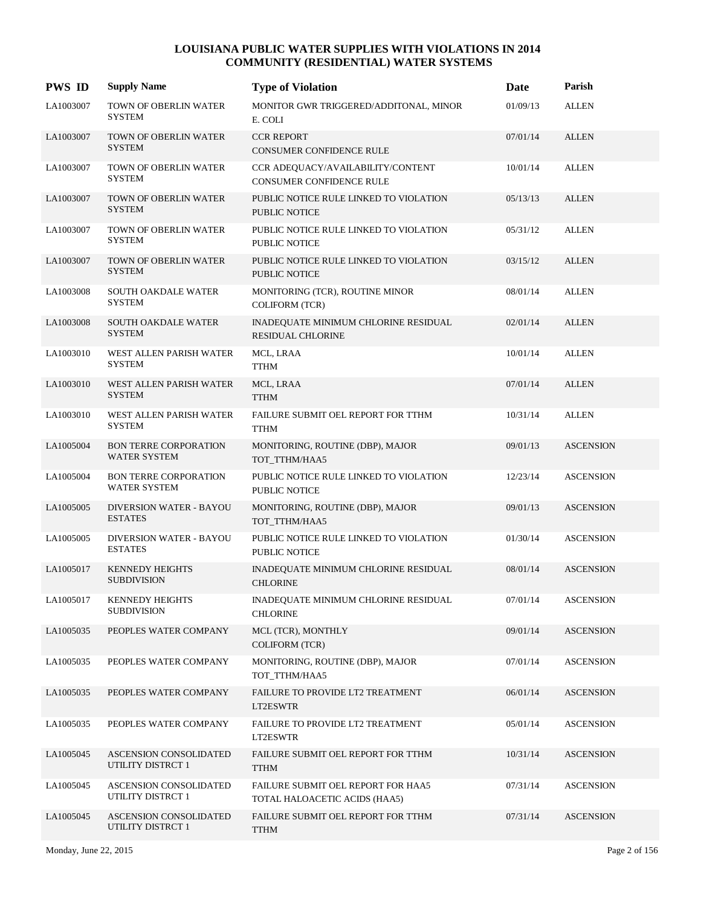# LOUISIANA PUBLIC WATER SUPPLIES WITH VIOLATIONS IN 2014
## COMMUNITY (RESIDENTIAL) WATER SYSTEMS

| PWS ID | Supply Name | Type of Violation | Date | Parish |
|---|---|---|---|---|
| LA1003007 | TOWN OF OBERLIN WATER SYSTEM | MONITOR GWR TRIGGERED/ADDITONAL, MINOR E. COLI | 01/09/13 | ALLEN |
| LA1003007 | TOWN OF OBERLIN WATER SYSTEM | CCR REPORT CONSUMER CONFIDENCE RULE | 07/01/14 | ALLEN |
| LA1003007 | TOWN OF OBERLIN WATER SYSTEM | CCR ADEQUACY/AVAILABILITY/CONTENT CONSUMER CONFIDENCE RULE | 10/01/14 | ALLEN |
| LA1003007 | TOWN OF OBERLIN WATER SYSTEM | PUBLIC NOTICE RULE LINKED TO VIOLATION PUBLIC NOTICE | 05/13/13 | ALLEN |
| LA1003007 | TOWN OF OBERLIN WATER SYSTEM | PUBLIC NOTICE RULE LINKED TO VIOLATION PUBLIC NOTICE | 05/31/12 | ALLEN |
| LA1003007 | TOWN OF OBERLIN WATER SYSTEM | PUBLIC NOTICE RULE LINKED TO VIOLATION PUBLIC NOTICE | 03/15/12 | ALLEN |
| LA1003008 | SOUTH OAKDALE WATER SYSTEM | MONITORING (TCR), ROUTINE MINOR COLIFORM (TCR) | 08/01/14 | ALLEN |
| LA1003008 | SOUTH OAKDALE WATER SYSTEM | INADEQUATE MINIMUM CHLORINE RESIDUAL RESIDUAL CHLORINE | 02/01/14 | ALLEN |
| LA1003010 | WEST ALLEN PARISH WATER SYSTEM | MCL, LRAA TTHM | 10/01/14 | ALLEN |
| LA1003010 | WEST ALLEN PARISH WATER SYSTEM | MCL, LRAA TTHM | 07/01/14 | ALLEN |
| LA1003010 | WEST ALLEN PARISH WATER SYSTEM | FAILURE SUBMIT OEL REPORT FOR TTHM TTHM | 10/31/14 | ALLEN |
| LA1005004 | BON TERRE CORPORATION WATER SYSTEM | MONITORING, ROUTINE (DBP), MAJOR TOT_TTHM/HAA5 | 09/01/13 | ASCENSION |
| LA1005004 | BON TERRE CORPORATION WATER SYSTEM | PUBLIC NOTICE RULE LINKED TO VIOLATION PUBLIC NOTICE | 12/23/14 | ASCENSION |
| LA1005005 | DIVERSION WATER - BAYOU ESTATES | MONITORING, ROUTINE (DBP), MAJOR TOT_TTHM/HAA5 | 09/01/13 | ASCENSION |
| LA1005005 | DIVERSION WATER - BAYOU ESTATES | PUBLIC NOTICE RULE LINKED TO VIOLATION PUBLIC NOTICE | 01/30/14 | ASCENSION |
| LA1005017 | KENNEDY HEIGHTS SUBDIVISION | INADEQUATE MINIMUM CHLORINE RESIDUAL CHLORINE | 08/01/14 | ASCENSION |
| LA1005017 | KENNEDY HEIGHTS SUBDIVISION | INADEQUATE MINIMUM CHLORINE RESIDUAL CHLORINE | 07/01/14 | ASCENSION |
| LA1005035 | PEOPLES WATER COMPANY | MCL (TCR), MONTHLY COLIFORM (TCR) | 09/01/14 | ASCENSION |
| LA1005035 | PEOPLES WATER COMPANY | MONITORING, ROUTINE (DBP), MAJOR TOT_TTHM/HAA5 | 07/01/14 | ASCENSION |
| LA1005035 | PEOPLES WATER COMPANY | FAILURE TO PROVIDE LT2 TREATMENT LT2ESWTR | 06/01/14 | ASCENSION |
| LA1005035 | PEOPLES WATER COMPANY | FAILURE TO PROVIDE LT2 TREATMENT LT2ESWTR | 05/01/14 | ASCENSION |
| LA1005045 | ASCENSION CONSOLIDATED UTILITY DISTRCT 1 | FAILURE SUBMIT OEL REPORT FOR TTHM TTHM | 10/31/14 | ASCENSION |
| LA1005045 | ASCENSION CONSOLIDATED UTILITY DISTRCT 1 | FAILURE SUBMIT OEL REPORT FOR HAA5 TOTAL HALOACETIC ACIDS (HAA5) | 07/31/14 | ASCENSION |
| LA1005045 | ASCENSION CONSOLIDATED UTILITY DISTRCT 1 | FAILURE SUBMIT OEL REPORT FOR TTHM TTHM | 07/31/14 | ASCENSION |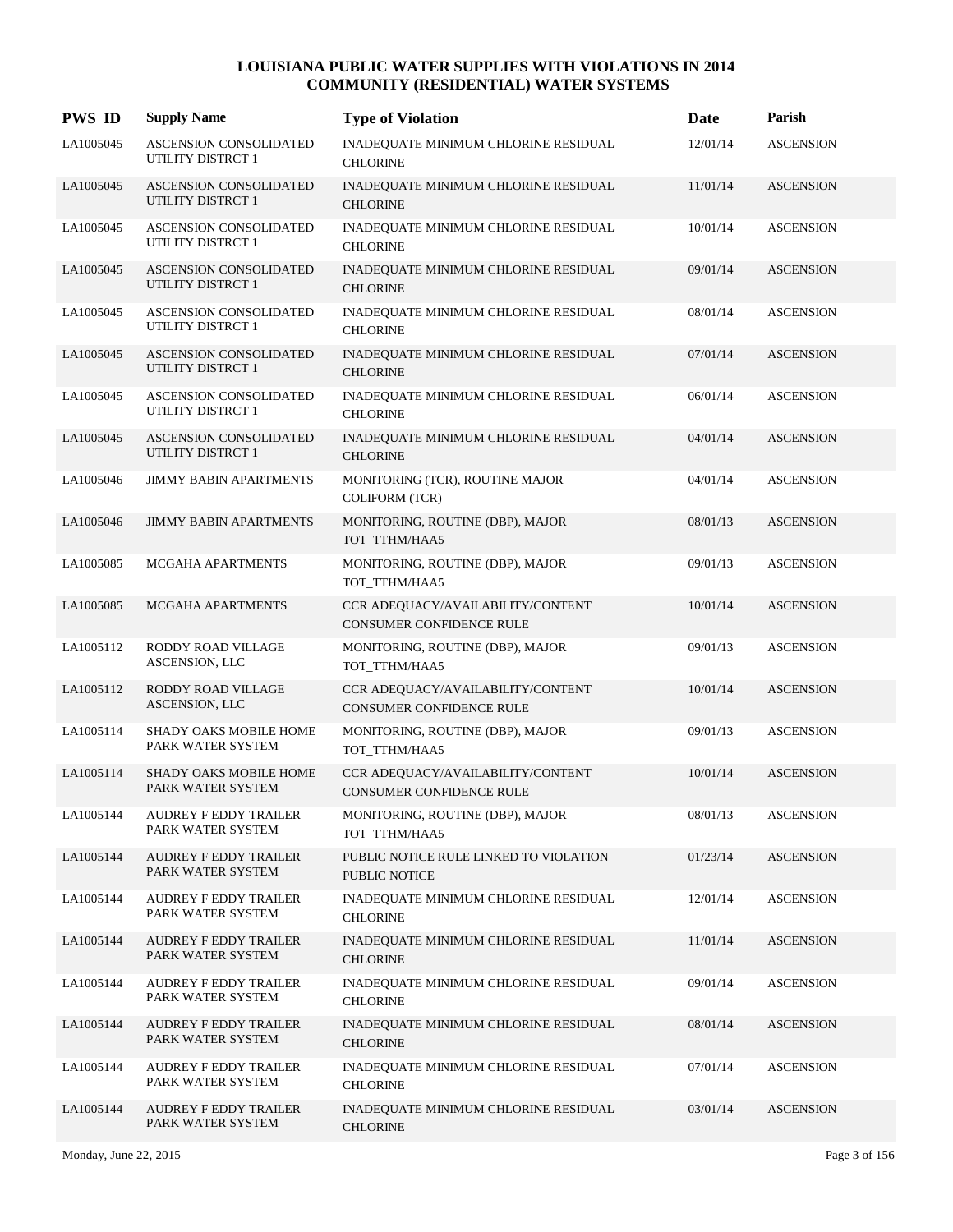# LOUISIANA PUBLIC WATER SUPPLIES WITH VIOLATIONS IN 2014
## COMMUNITY (RESIDENTIAL) WATER SYSTEMS

| PWS ID | Supply Name | Type of Violation | Date | Parish |
|---|---|---|---|---|
| LA1005045 | ASCENSION CONSOLIDATED UTILITY DISTRCT 1 | INADEQUATE MINIMUM CHLORINE RESIDUAL CHLORINE | 12/01/14 | ASCENSION |
| LA1005045 | ASCENSION CONSOLIDATED UTILITY DISTRCT 1 | INADEQUATE MINIMUM CHLORINE RESIDUAL CHLORINE | 11/01/14 | ASCENSION |
| LA1005045 | ASCENSION CONSOLIDATED UTILITY DISTRCT 1 | INADEQUATE MINIMUM CHLORINE RESIDUAL CHLORINE | 10/01/14 | ASCENSION |
| LA1005045 | ASCENSION CONSOLIDATED UTILITY DISTRCT 1 | INADEQUATE MINIMUM CHLORINE RESIDUAL CHLORINE | 09/01/14 | ASCENSION |
| LA1005045 | ASCENSION CONSOLIDATED UTILITY DISTRCT 1 | INADEQUATE MINIMUM CHLORINE RESIDUAL CHLORINE | 08/01/14 | ASCENSION |
| LA1005045 | ASCENSION CONSOLIDATED UTILITY DISTRCT 1 | INADEQUATE MINIMUM CHLORINE RESIDUAL CHLORINE | 07/01/14 | ASCENSION |
| LA1005045 | ASCENSION CONSOLIDATED UTILITY DISTRCT 1 | INADEQUATE MINIMUM CHLORINE RESIDUAL CHLORINE | 06/01/14 | ASCENSION |
| LA1005045 | ASCENSION CONSOLIDATED UTILITY DISTRCT 1 | INADEQUATE MINIMUM CHLORINE RESIDUAL CHLORINE | 04/01/14 | ASCENSION |
| LA1005046 | JIMMY BABIN APARTMENTS | MONITORING (TCR), ROUTINE MAJOR COLIFORM (TCR) | 04/01/14 | ASCENSION |
| LA1005046 | JIMMY BABIN APARTMENTS | MONITORING, ROUTINE (DBP), MAJOR TOT_TTHM/HAA5 | 08/01/13 | ASCENSION |
| LA1005085 | MCGAHA APARTMENTS | MONITORING, ROUTINE (DBP), MAJOR TOT_TTHM/HAA5 | 09/01/13 | ASCENSION |
| LA1005085 | MCGAHA APARTMENTS | CCR ADEQUACY/AVAILABILITY/CONTENT CONSUMER CONFIDENCE RULE | 10/01/14 | ASCENSION |
| LA1005112 | RODDY ROAD VILLAGE ASCENSION, LLC | MONITORING, ROUTINE (DBP), MAJOR TOT_TTHM/HAA5 | 09/01/13 | ASCENSION |
| LA1005112 | RODDY ROAD VILLAGE ASCENSION, LLC | CCR ADEQUACY/AVAILABILITY/CONTENT CONSUMER CONFIDENCE RULE | 10/01/14 | ASCENSION |
| LA1005114 | SHADY OAKS MOBILE HOME PARK WATER SYSTEM | MONITORING, ROUTINE (DBP), MAJOR TOT_TTHM/HAA5 | 09/01/13 | ASCENSION |
| LA1005114 | SHADY OAKS MOBILE HOME PARK WATER SYSTEM | CCR ADEQUACY/AVAILABILITY/CONTENT CONSUMER CONFIDENCE RULE | 10/01/14 | ASCENSION |
| LA1005144 | AUDREY F EDDY TRAILER PARK WATER SYSTEM | MONITORING, ROUTINE (DBP), MAJOR TOT_TTHM/HAA5 | 08/01/13 | ASCENSION |
| LA1005144 | AUDREY F EDDY TRAILER PARK WATER SYSTEM | PUBLIC NOTICE RULE LINKED TO VIOLATION PUBLIC NOTICE | 01/23/14 | ASCENSION |
| LA1005144 | AUDREY F EDDY TRAILER PARK WATER SYSTEM | INADEQUATE MINIMUM CHLORINE RESIDUAL CHLORINE | 12/01/14 | ASCENSION |
| LA1005144 | AUDREY F EDDY TRAILER PARK WATER SYSTEM | INADEQUATE MINIMUM CHLORINE RESIDUAL CHLORINE | 11/01/14 | ASCENSION |
| LA1005144 | AUDREY F EDDY TRAILER PARK WATER SYSTEM | INADEQUATE MINIMUM CHLORINE RESIDUAL CHLORINE | 09/01/14 | ASCENSION |
| LA1005144 | AUDREY F EDDY TRAILER PARK WATER SYSTEM | INADEQUATE MINIMUM CHLORINE RESIDUAL CHLORINE | 08/01/14 | ASCENSION |
| LA1005144 | AUDREY F EDDY TRAILER PARK WATER SYSTEM | INADEQUATE MINIMUM CHLORINE RESIDUAL CHLORINE | 07/01/14 | ASCENSION |
| LA1005144 | AUDREY F EDDY TRAILER PARK WATER SYSTEM | INADEQUATE MINIMUM CHLORINE RESIDUAL CHLORINE | 03/01/14 | ASCENSION |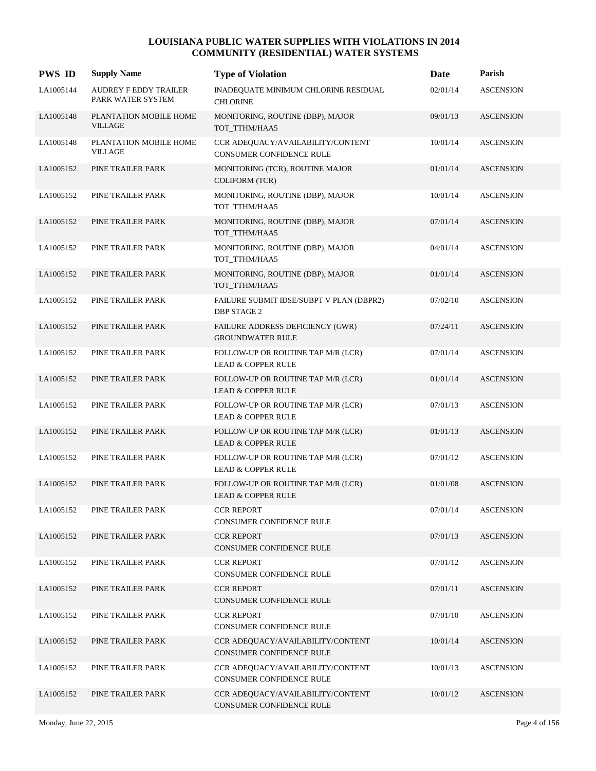# LOUISIANA PUBLIC WATER SUPPLIES WITH VIOLATIONS IN 2014
## COMMUNITY (RESIDENTIAL) WATER SYSTEMS

| PWS ID | Supply Name | Type of Violation | Date | Parish |
|---|---|---|---|---|
| LA1005144 | AUDREY F EDDY TRAILER PARK WATER SYSTEM | INADEQUATE MINIMUM CHLORINE RESIDUAL CHLORINE | 02/01/14 | ASCENSION |
| LA1005148 | PLANTATION MOBILE HOME VILLAGE | MONITORING, ROUTINE (DBP), MAJOR TOT_TTHM/HAA5 | 09/01/13 | ASCENSION |
| LA1005148 | PLANTATION MOBILE HOME VILLAGE | CCR ADEQUACY/AVAILABILITY/CONTENT CONSUMER CONFIDENCE RULE | 10/01/14 | ASCENSION |
| LA1005152 | PINE TRAILER PARK | MONITORING (TCR), ROUTINE MAJOR COLIFORM (TCR) | 01/01/14 | ASCENSION |
| LA1005152 | PINE TRAILER PARK | MONITORING, ROUTINE (DBP), MAJOR TOT_TTHM/HAA5 | 10/01/14 | ASCENSION |
| LA1005152 | PINE TRAILER PARK | MONITORING, ROUTINE (DBP), MAJOR TOT_TTHM/HAA5 | 07/01/14 | ASCENSION |
| LA1005152 | PINE TRAILER PARK | MONITORING, ROUTINE (DBP), MAJOR TOT_TTHM/HAA5 | 04/01/14 | ASCENSION |
| LA1005152 | PINE TRAILER PARK | MONITORING, ROUTINE (DBP), MAJOR TOT_TTHM/HAA5 | 01/01/14 | ASCENSION |
| LA1005152 | PINE TRAILER PARK | FAILURE SUBMIT IDSE/SUBPT V PLAN (DBPR2) DBP STAGE 2 | 07/02/10 | ASCENSION |
| LA1005152 | PINE TRAILER PARK | FAILURE ADDRESS DEFICIENCY (GWR) GROUNDWATER RULE | 07/24/11 | ASCENSION |
| LA1005152 | PINE TRAILER PARK | FOLLOW-UP OR ROUTINE TAP M/R (LCR) LEAD & COPPER RULE | 07/01/14 | ASCENSION |
| LA1005152 | PINE TRAILER PARK | FOLLOW-UP OR ROUTINE TAP M/R (LCR) LEAD & COPPER RULE | 01/01/14 | ASCENSION |
| LA1005152 | PINE TRAILER PARK | FOLLOW-UP OR ROUTINE TAP M/R (LCR) LEAD & COPPER RULE | 07/01/13 | ASCENSION |
| LA1005152 | PINE TRAILER PARK | FOLLOW-UP OR ROUTINE TAP M/R (LCR) LEAD & COPPER RULE | 01/01/13 | ASCENSION |
| LA1005152 | PINE TRAILER PARK | FOLLOW-UP OR ROUTINE TAP M/R (LCR) LEAD & COPPER RULE | 07/01/12 | ASCENSION |
| LA1005152 | PINE TRAILER PARK | FOLLOW-UP OR ROUTINE TAP M/R (LCR) LEAD & COPPER RULE | 01/01/08 | ASCENSION |
| LA1005152 | PINE TRAILER PARK | CCR REPORT CONSUMER CONFIDENCE RULE | 07/01/14 | ASCENSION |
| LA1005152 | PINE TRAILER PARK | CCR REPORT CONSUMER CONFIDENCE RULE | 07/01/13 | ASCENSION |
| LA1005152 | PINE TRAILER PARK | CCR REPORT CONSUMER CONFIDENCE RULE | 07/01/12 | ASCENSION |
| LA1005152 | PINE TRAILER PARK | CCR REPORT CONSUMER CONFIDENCE RULE | 07/01/11 | ASCENSION |
| LA1005152 | PINE TRAILER PARK | CCR REPORT CONSUMER CONFIDENCE RULE | 07/01/10 | ASCENSION |
| LA1005152 | PINE TRAILER PARK | CCR ADEQUACY/AVAILABILITY/CONTENT CONSUMER CONFIDENCE RULE | 10/01/14 | ASCENSION |
| LA1005152 | PINE TRAILER PARK | CCR ADEQUACY/AVAILABILITY/CONTENT CONSUMER CONFIDENCE RULE | 10/01/13 | ASCENSION |
| LA1005152 | PINE TRAILER PARK | CCR ADEQUACY/AVAILABILITY/CONTENT CONSUMER CONFIDENCE RULE | 10/01/12 | ASCENSION |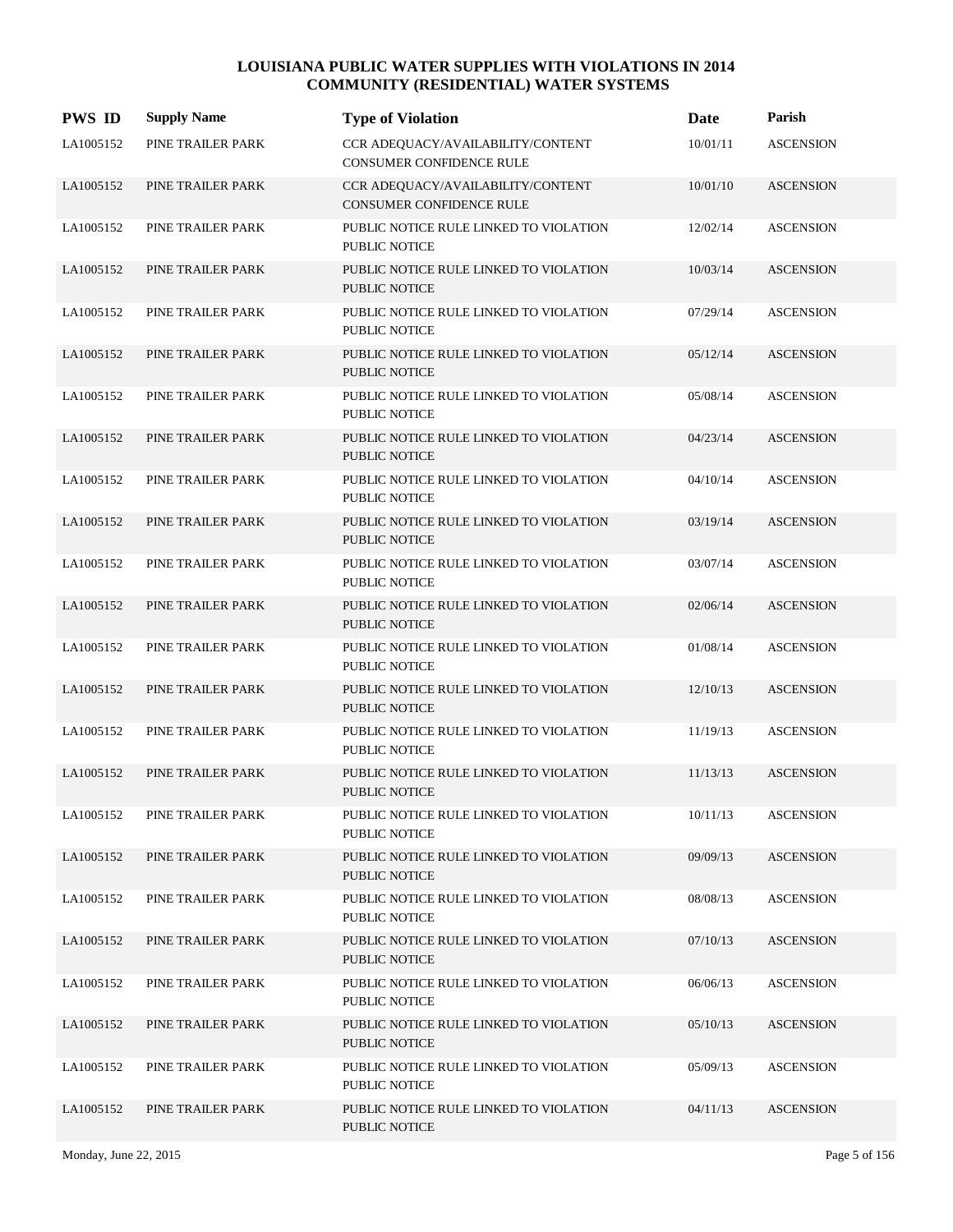# LOUISIANA PUBLIC WATER SUPPLIES WITH VIOLATIONS IN 2014
## COMMUNITY (RESIDENTIAL) WATER SYSTEMS

| PWS ID | Supply Name | Type of Violation | Date | Parish |
|---|---|---|---|---|
| LA1005152 | PINE TRAILER PARK | CCR ADEQUACY/AVAILABILITY/CONTENT CONSUMER CONFIDENCE RULE | 10/01/11 | ASCENSION |
| LA1005152 | PINE TRAILER PARK | CCR ADEQUACY/AVAILABILITY/CONTENT CONSUMER CONFIDENCE RULE | 10/01/10 | ASCENSION |
| LA1005152 | PINE TRAILER PARK | PUBLIC NOTICE RULE LINKED TO VIOLATION PUBLIC NOTICE | 12/02/14 | ASCENSION |
| LA1005152 | PINE TRAILER PARK | PUBLIC NOTICE RULE LINKED TO VIOLATION PUBLIC NOTICE | 10/03/14 | ASCENSION |
| LA1005152 | PINE TRAILER PARK | PUBLIC NOTICE RULE LINKED TO VIOLATION PUBLIC NOTICE | 07/29/14 | ASCENSION |
| LA1005152 | PINE TRAILER PARK | PUBLIC NOTICE RULE LINKED TO VIOLATION PUBLIC NOTICE | 05/12/14 | ASCENSION |
| LA1005152 | PINE TRAILER PARK | PUBLIC NOTICE RULE LINKED TO VIOLATION PUBLIC NOTICE | 05/08/14 | ASCENSION |
| LA1005152 | PINE TRAILER PARK | PUBLIC NOTICE RULE LINKED TO VIOLATION PUBLIC NOTICE | 04/23/14 | ASCENSION |
| LA1005152 | PINE TRAILER PARK | PUBLIC NOTICE RULE LINKED TO VIOLATION PUBLIC NOTICE | 04/10/14 | ASCENSION |
| LA1005152 | PINE TRAILER PARK | PUBLIC NOTICE RULE LINKED TO VIOLATION PUBLIC NOTICE | 03/19/14 | ASCENSION |
| LA1005152 | PINE TRAILER PARK | PUBLIC NOTICE RULE LINKED TO VIOLATION PUBLIC NOTICE | 03/07/14 | ASCENSION |
| LA1005152 | PINE TRAILER PARK | PUBLIC NOTICE RULE LINKED TO VIOLATION PUBLIC NOTICE | 02/06/14 | ASCENSION |
| LA1005152 | PINE TRAILER PARK | PUBLIC NOTICE RULE LINKED TO VIOLATION PUBLIC NOTICE | 01/08/14 | ASCENSION |
| LA1005152 | PINE TRAILER PARK | PUBLIC NOTICE RULE LINKED TO VIOLATION PUBLIC NOTICE | 12/10/13 | ASCENSION |
| LA1005152 | PINE TRAILER PARK | PUBLIC NOTICE RULE LINKED TO VIOLATION PUBLIC NOTICE | 11/19/13 | ASCENSION |
| LA1005152 | PINE TRAILER PARK | PUBLIC NOTICE RULE LINKED TO VIOLATION PUBLIC NOTICE | 11/13/13 | ASCENSION |
| LA1005152 | PINE TRAILER PARK | PUBLIC NOTICE RULE LINKED TO VIOLATION PUBLIC NOTICE | 10/11/13 | ASCENSION |
| LA1005152 | PINE TRAILER PARK | PUBLIC NOTICE RULE LINKED TO VIOLATION PUBLIC NOTICE | 09/09/13 | ASCENSION |
| LA1005152 | PINE TRAILER PARK | PUBLIC NOTICE RULE LINKED TO VIOLATION PUBLIC NOTICE | 08/08/13 | ASCENSION |
| LA1005152 | PINE TRAILER PARK | PUBLIC NOTICE RULE LINKED TO VIOLATION PUBLIC NOTICE | 07/10/13 | ASCENSION |
| LA1005152 | PINE TRAILER PARK | PUBLIC NOTICE RULE LINKED TO VIOLATION PUBLIC NOTICE | 06/06/13 | ASCENSION |
| LA1005152 | PINE TRAILER PARK | PUBLIC NOTICE RULE LINKED TO VIOLATION PUBLIC NOTICE | 05/10/13 | ASCENSION |
| LA1005152 | PINE TRAILER PARK | PUBLIC NOTICE RULE LINKED TO VIOLATION PUBLIC NOTICE | 05/09/13 | ASCENSION |
| LA1005152 | PINE TRAILER PARK | PUBLIC NOTICE RULE LINKED TO VIOLATION PUBLIC NOTICE | 04/11/13 | ASCENSION |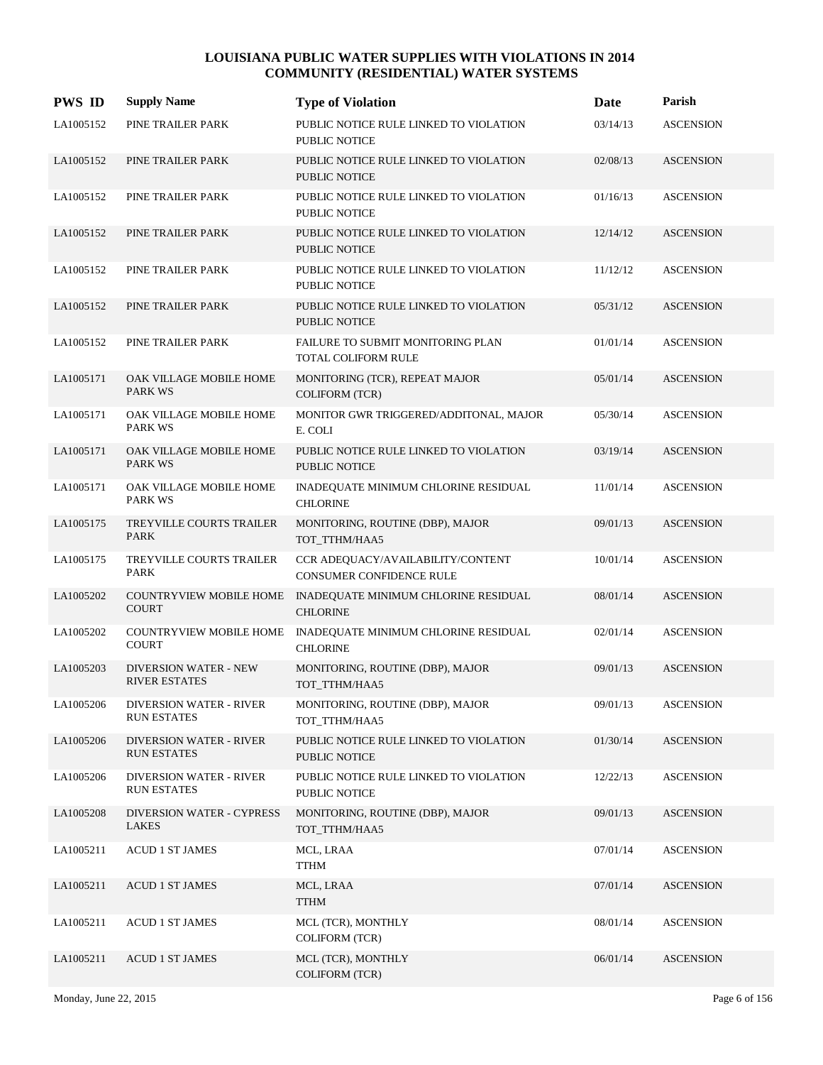# LOUISIANA PUBLIC WATER SUPPLIES WITH VIOLATIONS IN 2014
## COMMUNITY (RESIDENTIAL) WATER SYSTEMS

| PWS ID | Supply Name | Type of Violation | Date | Parish |
|---|---|---|---|---|
| LA1005152 | PINE TRAILER PARK | PUBLIC NOTICE RULE LINKED TO VIOLATION PUBLIC NOTICE | 03/14/13 | ASCENSION |
| LA1005152 | PINE TRAILER PARK | PUBLIC NOTICE RULE LINKED TO VIOLATION PUBLIC NOTICE | 02/08/13 | ASCENSION |
| LA1005152 | PINE TRAILER PARK | PUBLIC NOTICE RULE LINKED TO VIOLATION PUBLIC NOTICE | 01/16/13 | ASCENSION |
| LA1005152 | PINE TRAILER PARK | PUBLIC NOTICE RULE LINKED TO VIOLATION PUBLIC NOTICE | 12/14/12 | ASCENSION |
| LA1005152 | PINE TRAILER PARK | PUBLIC NOTICE RULE LINKED TO VIOLATION PUBLIC NOTICE | 11/12/12 | ASCENSION |
| LA1005152 | PINE TRAILER PARK | PUBLIC NOTICE RULE LINKED TO VIOLATION PUBLIC NOTICE | 05/31/12 | ASCENSION |
| LA1005152 | PINE TRAILER PARK | FAILURE TO SUBMIT MONITORING PLAN TOTAL COLIFORM RULE | 01/01/14 | ASCENSION |
| LA1005171 | OAK VILLAGE MOBILE HOME PARK WS | MONITORING (TCR), REPEAT MAJOR COLIFORM (TCR) | 05/01/14 | ASCENSION |
| LA1005171 | OAK VILLAGE MOBILE HOME PARK WS | MONITOR GWR TRIGGERED/ADDITONAL, MAJOR E. COLI | 05/30/14 | ASCENSION |
| LA1005171 | OAK VILLAGE MOBILE HOME PARK WS | PUBLIC NOTICE RULE LINKED TO VIOLATION PUBLIC NOTICE | 03/19/14 | ASCENSION |
| LA1005171 | OAK VILLAGE MOBILE HOME PARK WS | INADEQUATE MINIMUM CHLORINE RESIDUAL CHLORINE | 11/01/14 | ASCENSION |
| LA1005175 | TREYVILLE COURTS TRAILER PARK | MONITORING, ROUTINE (DBP), MAJOR TOT_TTHM/HAA5 | 09/01/13 | ASCENSION |
| LA1005175 | TREYVILLE COURTS TRAILER PARK | CCR ADEQUACY/AVAILABILITY/CONTENT CONSUMER CONFIDENCE RULE | 10/01/14 | ASCENSION |
| LA1005202 | COUNTRYVIEW MOBILE HOME COURT | INADEQUATE MINIMUM CHLORINE RESIDUAL CHLORINE | 08/01/14 | ASCENSION |
| LA1005202 | COUNTRYVIEW MOBILE HOME COURT | INADEQUATE MINIMUM CHLORINE RESIDUAL CHLORINE | 02/01/14 | ASCENSION |
| LA1005203 | DIVERSION WATER - NEW RIVER ESTATES | MONITORING, ROUTINE (DBP), MAJOR TOT_TTHM/HAA5 | 09/01/13 | ASCENSION |
| LA1005206 | DIVERSION WATER - RIVER RUN ESTATES | MONITORING, ROUTINE (DBP), MAJOR TOT_TTHM/HAA5 | 09/01/13 | ASCENSION |
| LA1005206 | DIVERSION WATER - RIVER RUN ESTATES | PUBLIC NOTICE RULE LINKED TO VIOLATION PUBLIC NOTICE | 01/30/14 | ASCENSION |
| LA1005206 | DIVERSION WATER - RIVER RUN ESTATES | PUBLIC NOTICE RULE LINKED TO VIOLATION PUBLIC NOTICE | 12/22/13 | ASCENSION |
| LA1005208 | DIVERSION WATER - CYPRESS LAKES | MONITORING, ROUTINE (DBP), MAJOR TOT_TTHM/HAA5 | 09/01/13 | ASCENSION |
| LA1005211 | ACUD 1 ST JAMES | MCL, LRAA TTHM | 07/01/14 | ASCENSION |
| LA1005211 | ACUD 1 ST JAMES | MCL, LRAA TTHM | 07/01/14 | ASCENSION |
| LA1005211 | ACUD 1 ST JAMES | MCL (TCR), MONTHLY COLIFORM (TCR) | 08/01/14 | ASCENSION |
| LA1005211 | ACUD 1 ST JAMES | MCL (TCR), MONTHLY COLIFORM (TCR) | 06/01/14 | ASCENSION |

Monday, June 22, 2015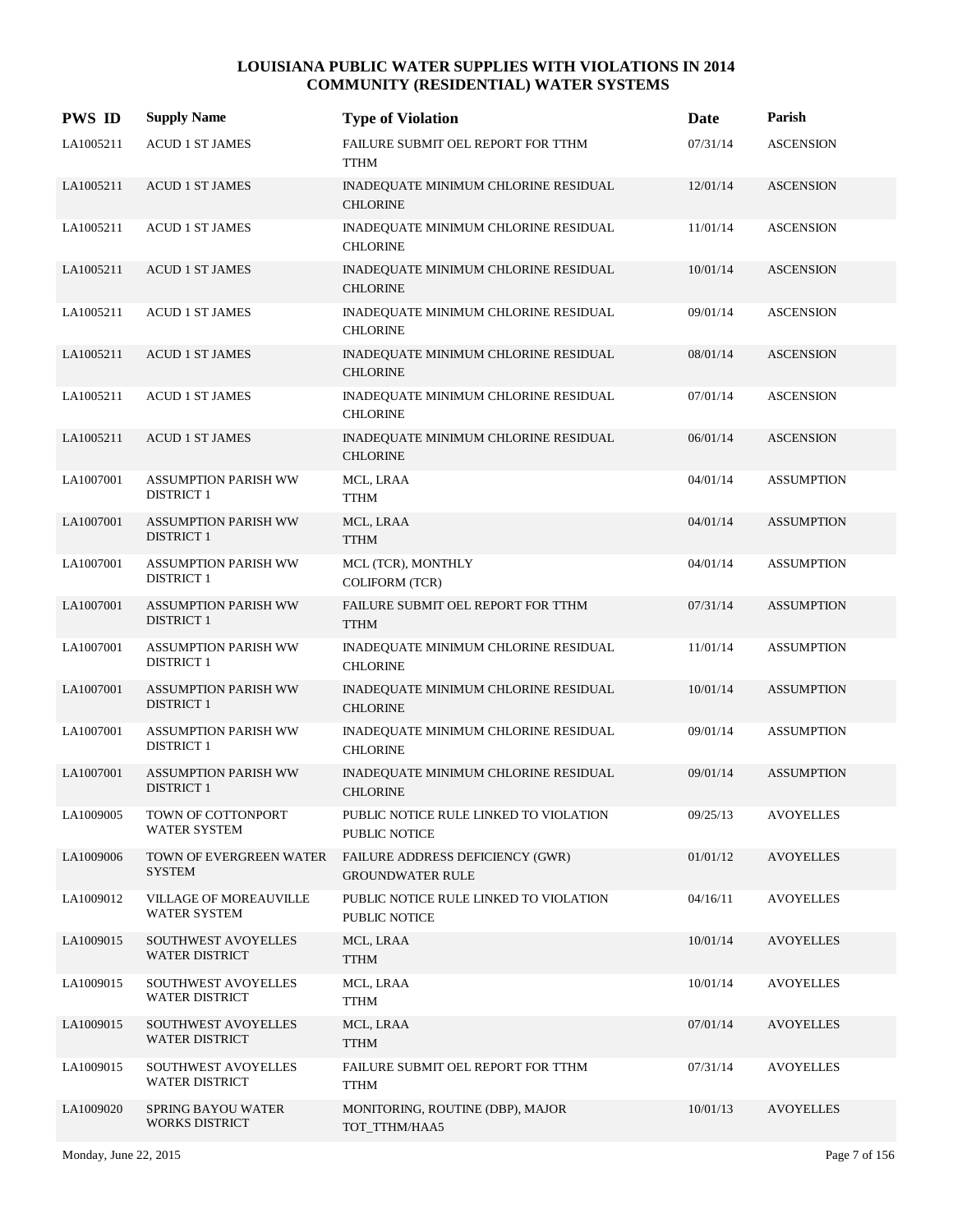# LOUISIANA PUBLIC WATER SUPPLIES WITH VIOLATIONS IN 2014
## COMMUNITY (RESIDENTIAL) WATER SYSTEMS

| PWS ID | Supply Name | Type of Violation | Date | Parish |
|---|---|---|---|---|
| LA1005211 | ACUD 1 ST JAMES | FAILURE SUBMIT OEL REPORT FOR TTHM<br>TTHM | 07/31/14 | ASCENSION |
| LA1005211 | ACUD 1 ST JAMES | INADEQUATE MINIMUM CHLORINE RESIDUAL<br>CHLORINE | 12/01/14 | ASCENSION |
| LA1005211 | ACUD 1 ST JAMES | INADEQUATE MINIMUM CHLORINE RESIDUAL<br>CHLORINE | 11/01/14 | ASCENSION |
| LA1005211 | ACUD 1 ST JAMES | INADEQUATE MINIMUM CHLORINE RESIDUAL<br>CHLORINE | 10/01/14 | ASCENSION |
| LA1005211 | ACUD 1 ST JAMES | INADEQUATE MINIMUM CHLORINE RESIDUAL<br>CHLORINE | 09/01/14 | ASCENSION |
| LA1005211 | ACUD 1 ST JAMES | INADEQUATE MINIMUM CHLORINE RESIDUAL<br>CHLORINE | 08/01/14 | ASCENSION |
| LA1005211 | ACUD 1 ST JAMES | INADEQUATE MINIMUM CHLORINE RESIDUAL<br>CHLORINE | 07/01/14 | ASCENSION |
| LA1005211 | ACUD 1 ST JAMES | INADEQUATE MINIMUM CHLORINE RESIDUAL<br>CHLORINE | 06/01/14 | ASCENSION |
| LA1007001 | ASSUMPTION PARISH WW DISTRICT 1 | MCL, LRAA<br>TTHM | 04/01/14 | ASSUMPTION |
| LA1007001 | ASSUMPTION PARISH WW DISTRICT 1 | MCL, LRAA<br>TTHM | 04/01/14 | ASSUMPTION |
| LA1007001 | ASSUMPTION PARISH WW DISTRICT 1 | MCL (TCR), MONTHLY<br>COLIFORM (TCR) | 04/01/14 | ASSUMPTION |
| LA1007001 | ASSUMPTION PARISH WW DISTRICT 1 | FAILURE SUBMIT OEL REPORT FOR TTHM<br>TTHM | 07/31/14 | ASSUMPTION |
| LA1007001 | ASSUMPTION PARISH WW DISTRICT 1 | INADEQUATE MINIMUM CHLORINE RESIDUAL<br>CHLORINE | 11/01/14 | ASSUMPTION |
| LA1007001 | ASSUMPTION PARISH WW DISTRICT 1 | INADEQUATE MINIMUM CHLORINE RESIDUAL<br>CHLORINE | 10/01/14 | ASSUMPTION |
| LA1007001 | ASSUMPTION PARISH WW DISTRICT 1 | INADEQUATE MINIMUM CHLORINE RESIDUAL<br>CHLORINE | 09/01/14 | ASSUMPTION |
| LA1007001 | ASSUMPTION PARISH WW DISTRICT 1 | INADEQUATE MINIMUM CHLORINE RESIDUAL<br>CHLORINE | 09/01/14 | ASSUMPTION |
| LA1009005 | TOWN OF COTTONPORT WATER SYSTEM | PUBLIC NOTICE RULE LINKED TO VIOLATION<br>PUBLIC NOTICE | 09/25/13 | AVOYELLES |
| LA1009006 | TOWN OF EVERGREEN WATER SYSTEM | FAILURE ADDRESS DEFICIENCY (GWR)<br>GROUNDWATER RULE | 01/01/12 | AVOYELLES |
| LA1009012 | VILLAGE OF MOREAUVILLE WATER SYSTEM | PUBLIC NOTICE RULE LINKED TO VIOLATION<br>PUBLIC NOTICE | 04/16/11 | AVOYELLES |
| LA1009015 | SOUTHWEST AVOYELLES WATER DISTRICT | MCL, LRAA<br>TTHM | 10/01/14 | AVOYELLES |
| LA1009015 | SOUTHWEST AVOYELLES WATER DISTRICT | MCL, LRAA<br>TTHM | 10/01/14 | AVOYELLES |
| LA1009015 | SOUTHWEST AVOYELLES WATER DISTRICT | MCL, LRAA<br>TTHM | 07/01/14 | AVOYELLES |
| LA1009015 | SOUTHWEST AVOYELLES WATER DISTRICT | FAILURE SUBMIT OEL REPORT FOR TTHM<br>TTHM | 07/31/14 | AVOYELLES |
| LA1009020 | SPRING BAYOU WATER WORKS DISTRICT | MONITORING, ROUTINE (DBP), MAJOR<br>TOT_TTHM/HAA5 | 10/01/13 | AVOYELLES |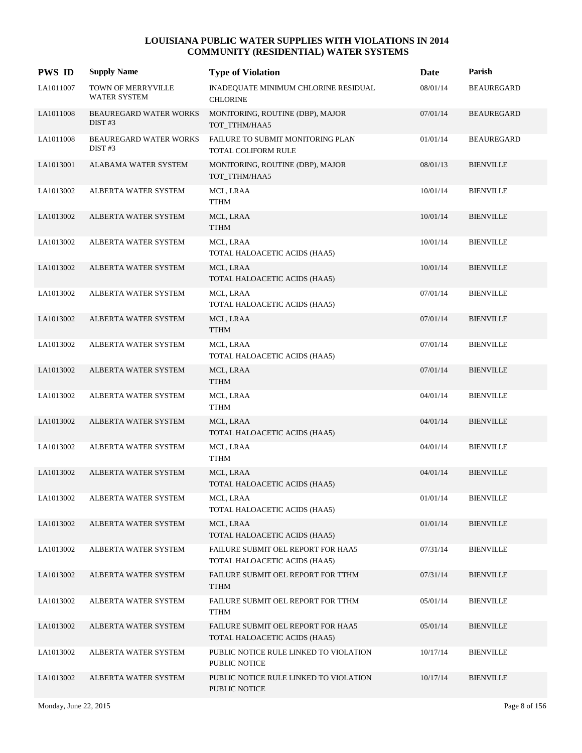# LOUISIANA PUBLIC WATER SUPPLIES WITH VIOLATIONS IN 2014
## COMMUNITY (RESIDENTIAL) WATER SYSTEMS

| PWS ID | Supply Name | Type of Violation | Date | Parish |
|---|---|---|---|---|
| LA1011007 | TOWN OF MERRYVILLE WATER SYSTEM | INADEQUATE MINIMUM CHLORINE RESIDUAL CHLORINE | 08/01/14 | BEAUREGARD |
| LA1011008 | BEAUREGARD WATER WORKS DIST #3 | MONITORING, ROUTINE (DBP), MAJOR TOT_TTHM/HAA5 | 07/01/14 | BEAUREGARD |
| LA1011008 | BEAUREGARD WATER WORKS DIST #3 | FAILURE TO SUBMIT MONITORING PLAN TOTAL COLIFORM RULE | 01/01/14 | BEAUREGARD |
| LA1013001 | ALABAMA WATER SYSTEM | MONITORING, ROUTINE (DBP), MAJOR TOT_TTHM/HAA5 | 08/01/13 | BIENVILLE |
| LA1013002 | ALBERTA WATER SYSTEM | MCL, LRAA TTHM | 10/01/14 | BIENVILLE |
| LA1013002 | ALBERTA WATER SYSTEM | MCL, LRAA TTHM | 10/01/14 | BIENVILLE |
| LA1013002 | ALBERTA WATER SYSTEM | MCL, LRAA TOTAL HALOACETIC ACIDS (HAA5) | 10/01/14 | BIENVILLE |
| LA1013002 | ALBERTA WATER SYSTEM | MCL, LRAA TOTAL HALOACETIC ACIDS (HAA5) | 10/01/14 | BIENVILLE |
| LA1013002 | ALBERTA WATER SYSTEM | MCL, LRAA TOTAL HALOACETIC ACIDS (HAA5) | 07/01/14 | BIENVILLE |
| LA1013002 | ALBERTA WATER SYSTEM | MCL, LRAA TTHM | 07/01/14 | BIENVILLE |
| LA1013002 | ALBERTA WATER SYSTEM | MCL, LRAA TOTAL HALOACETIC ACIDS (HAA5) | 07/01/14 | BIENVILLE |
| LA1013002 | ALBERTA WATER SYSTEM | MCL, LRAA TTHM | 07/01/14 | BIENVILLE |
| LA1013002 | ALBERTA WATER SYSTEM | MCL, LRAA TTHM | 04/01/14 | BIENVILLE |
| LA1013002 | ALBERTA WATER SYSTEM | MCL, LRAA TOTAL HALOACETIC ACIDS (HAA5) | 04/01/14 | BIENVILLE |
| LA1013002 | ALBERTA WATER SYSTEM | MCL, LRAA TTHM | 04/01/14 | BIENVILLE |
| LA1013002 | ALBERTA WATER SYSTEM | MCL, LRAA TOTAL HALOACETIC ACIDS (HAA5) | 04/01/14 | BIENVILLE |
| LA1013002 | ALBERTA WATER SYSTEM | MCL, LRAA TOTAL HALOACETIC ACIDS (HAA5) | 01/01/14 | BIENVILLE |
| LA1013002 | ALBERTA WATER SYSTEM | MCL, LRAA TOTAL HALOACETIC ACIDS (HAA5) | 01/01/14 | BIENVILLE |
| LA1013002 | ALBERTA WATER SYSTEM | FAILURE SUBMIT OEL REPORT FOR HAA5 TOTAL HALOACETIC ACIDS (HAA5) | 07/31/14 | BIENVILLE |
| LA1013002 | ALBERTA WATER SYSTEM | FAILURE SUBMIT OEL REPORT FOR TTHM TTHM | 07/31/14 | BIENVILLE |
| LA1013002 | ALBERTA WATER SYSTEM | FAILURE SUBMIT OEL REPORT FOR TTHM TTHM | 05/01/14 | BIENVILLE |
| LA1013002 | ALBERTA WATER SYSTEM | FAILURE SUBMIT OEL REPORT FOR HAA5 TOTAL HALOACETIC ACIDS (HAA5) | 05/01/14 | BIENVILLE |
| LA1013002 | ALBERTA WATER SYSTEM | PUBLIC NOTICE RULE LINKED TO VIOLATION PUBLIC NOTICE | 10/17/14 | BIENVILLE |
| LA1013002 | ALBERTA WATER SYSTEM | PUBLIC NOTICE RULE LINKED TO VIOLATION PUBLIC NOTICE | 10/17/14 | BIENVILLE |

Monday, June 22, 2015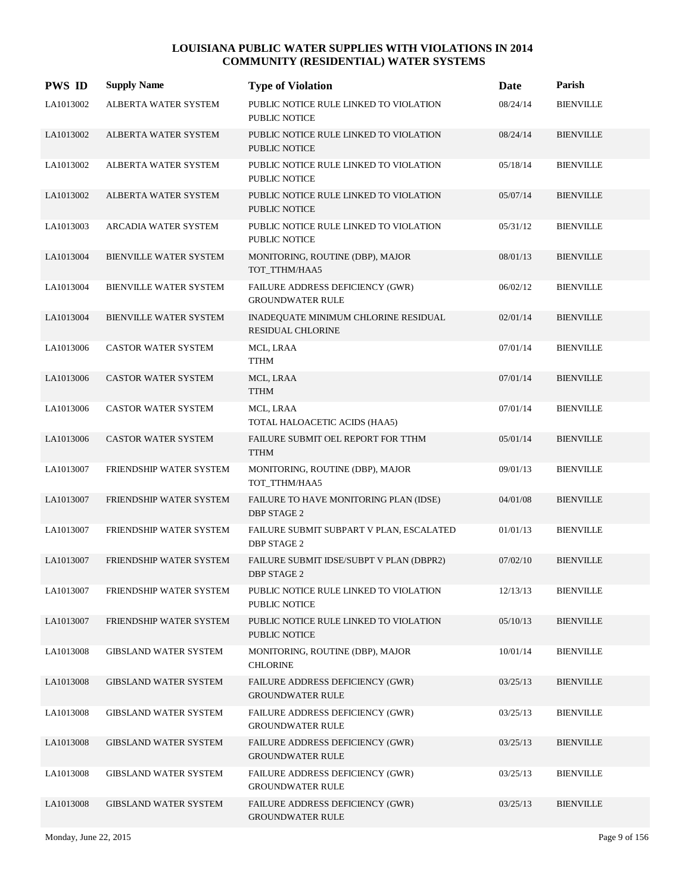# LOUISIANA PUBLIC WATER SUPPLIES WITH VIOLATIONS IN 2014
## COMMUNITY (RESIDENTIAL) WATER SYSTEMS

| PWS ID | Supply Name | Type of Violation | Date | Parish |
|---|---|---|---|---|
| LA1013002 | ALBERTA WATER SYSTEM | PUBLIC NOTICE RULE LINKED TO VIOLATION<br>PUBLIC NOTICE | 08/24/14 | BIENVILLE |
| LA1013002 | ALBERTA WATER SYSTEM | PUBLIC NOTICE RULE LINKED TO VIOLATION<br>PUBLIC NOTICE | 08/24/14 | BIENVILLE |
| LA1013002 | ALBERTA WATER SYSTEM | PUBLIC NOTICE RULE LINKED TO VIOLATION<br>PUBLIC NOTICE | 05/18/14 | BIENVILLE |
| LA1013002 | ALBERTA WATER SYSTEM | PUBLIC NOTICE RULE LINKED TO VIOLATION<br>PUBLIC NOTICE | 05/07/14 | BIENVILLE |
| LA1013003 | ARCADIA WATER SYSTEM | PUBLIC NOTICE RULE LINKED TO VIOLATION<br>PUBLIC NOTICE | 05/31/12 | BIENVILLE |
| LA1013004 | BIENVILLE WATER SYSTEM | MONITORING, ROUTINE (DBP), MAJOR<br>TOT_TTHM/HAA5 | 08/01/13 | BIENVILLE |
| LA1013004 | BIENVILLE WATER SYSTEM | FAILURE ADDRESS DEFICIENCY (GWR)<br>GROUNDWATER RULE | 06/02/12 | BIENVILLE |
| LA1013004 | BIENVILLE WATER SYSTEM | INADEQUATE MINIMUM CHLORINE RESIDUAL<br>RESIDUAL CHLORINE | 02/01/14 | BIENVILLE |
| LA1013006 | CASTOR WATER SYSTEM | MCL, LRAA<br>TTHM | 07/01/14 | BIENVILLE |
| LA1013006 | CASTOR WATER SYSTEM | MCL, LRAA<br>TTHM | 07/01/14 | BIENVILLE |
| LA1013006 | CASTOR WATER SYSTEM | MCL, LRAA<br>TOTAL HALOACETIC ACIDS (HAA5) | 07/01/14 | BIENVILLE |
| LA1013006 | CASTOR WATER SYSTEM | FAILURE SUBMIT OEL REPORT FOR TTHM<br>TTHM | 05/01/14 | BIENVILLE |
| LA1013007 | FRIENDSHIP WATER SYSTEM | MONITORING, ROUTINE (DBP), MAJOR<br>TOT_TTHM/HAA5 | 09/01/13 | BIENVILLE |
| LA1013007 | FRIENDSHIP WATER SYSTEM | FAILURE TO HAVE MONITORING PLAN (IDSE)<br>DBP STAGE 2 | 04/01/08 | BIENVILLE |
| LA1013007 | FRIENDSHIP WATER SYSTEM | FAILURE SUBMIT SUBPART V PLAN, ESCALATED<br>DBP STAGE 2 | 01/01/13 | BIENVILLE |
| LA1013007 | FRIENDSHIP WATER SYSTEM | FAILURE SUBMIT IDSE/SUBPT V PLAN (DBPR2)<br>DBP STAGE 2 | 07/02/10 | BIENVILLE |
| LA1013007 | FRIENDSHIP WATER SYSTEM | PUBLIC NOTICE RULE LINKED TO VIOLATION<br>PUBLIC NOTICE | 12/13/13 | BIENVILLE |
| LA1013007 | FRIENDSHIP WATER SYSTEM | PUBLIC NOTICE RULE LINKED TO VIOLATION<br>PUBLIC NOTICE | 05/10/13 | BIENVILLE |
| LA1013008 | GIBSLAND WATER SYSTEM | MONITORING, ROUTINE (DBP), MAJOR<br>CHLORINE | 10/01/14 | BIENVILLE |
| LA1013008 | GIBSLAND WATER SYSTEM | FAILURE ADDRESS DEFICIENCY (GWR)<br>GROUNDWATER RULE | 03/25/13 | BIENVILLE |
| LA1013008 | GIBSLAND WATER SYSTEM | FAILURE ADDRESS DEFICIENCY (GWR)<br>GROUNDWATER RULE | 03/25/13 | BIENVILLE |
| LA1013008 | GIBSLAND WATER SYSTEM | FAILURE ADDRESS DEFICIENCY (GWR)<br>GROUNDWATER RULE | 03/25/13 | BIENVILLE |
| LA1013008 | GIBSLAND WATER SYSTEM | FAILURE ADDRESS DEFICIENCY (GWR)<br>GROUNDWATER RULE | 03/25/13 | BIENVILLE |
| LA1013008 | GIBSLAND WATER SYSTEM | FAILURE ADDRESS DEFICIENCY (GWR)<br>GROUNDWATER RULE | 03/25/13 | BIENVILLE |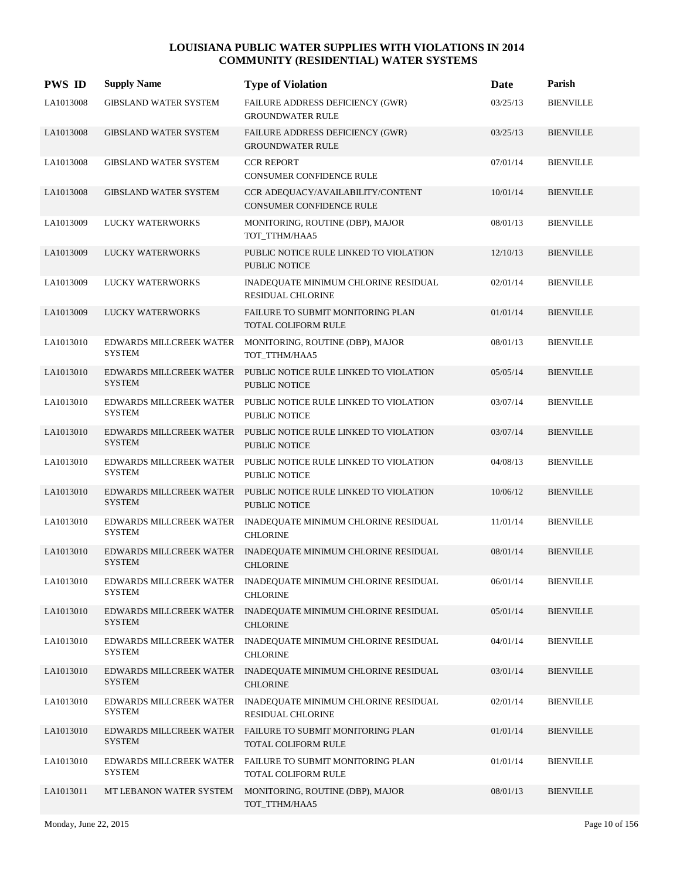# LOUISIANA PUBLIC WATER SUPPLIES WITH VIOLATIONS IN 2014
## COMMUNITY (RESIDENTIAL) WATER SYSTEMS

| PWS ID | Supply Name | Type of Violation | Date | Parish |
|---|---|---|---|---|
| LA1013008 | GIBSLAND WATER SYSTEM | FAILURE ADDRESS DEFICIENCY (GWR) GROUNDWATER RULE | 03/25/13 | BIENVILLE |
| LA1013008 | GIBSLAND WATER SYSTEM | FAILURE ADDRESS DEFICIENCY (GWR) GROUNDWATER RULE | 03/25/13 | BIENVILLE |
| LA1013008 | GIBSLAND WATER SYSTEM | CCR REPORT CONSUMER CONFIDENCE RULE | 07/01/14 | BIENVILLE |
| LA1013008 | GIBSLAND WATER SYSTEM | CCR ADEQUACY/AVAILABILITY/CONTENT CONSUMER CONFIDENCE RULE | 10/01/14 | BIENVILLE |
| LA1013009 | LUCKY WATERWORKS | MONITORING, ROUTINE (DBP), MAJOR TOT_TTHM/HAA5 | 08/01/13 | BIENVILLE |
| LA1013009 | LUCKY WATERWORKS | PUBLIC NOTICE RULE LINKED TO VIOLATION PUBLIC NOTICE | 12/10/13 | BIENVILLE |
| LA1013009 | LUCKY WATERWORKS | INADEQUATE MINIMUM CHLORINE RESIDUAL RESIDUAL CHLORINE | 02/01/14 | BIENVILLE |
| LA1013009 | LUCKY WATERWORKS | FAILURE TO SUBMIT MONITORING PLAN TOTAL COLIFORM RULE | 01/01/14 | BIENVILLE |
| LA1013010 | EDWARDS MILLCREEK WATER SYSTEM | MONITORING, ROUTINE (DBP), MAJOR TOT_TTHM/HAA5 | 08/01/13 | BIENVILLE |
| LA1013010 | EDWARDS MILLCREEK WATER SYSTEM | PUBLIC NOTICE RULE LINKED TO VIOLATION PUBLIC NOTICE | 05/05/14 | BIENVILLE |
| LA1013010 | EDWARDS MILLCREEK WATER SYSTEM | PUBLIC NOTICE RULE LINKED TO VIOLATION PUBLIC NOTICE | 03/07/14 | BIENVILLE |
| LA1013010 | EDWARDS MILLCREEK WATER SYSTEM | PUBLIC NOTICE RULE LINKED TO VIOLATION PUBLIC NOTICE | 03/07/14 | BIENVILLE |
| LA1013010 | EDWARDS MILLCREEK WATER SYSTEM | PUBLIC NOTICE RULE LINKED TO VIOLATION PUBLIC NOTICE | 04/08/13 | BIENVILLE |
| LA1013010 | EDWARDS MILLCREEK WATER SYSTEM | PUBLIC NOTICE RULE LINKED TO VIOLATION PUBLIC NOTICE | 10/06/12 | BIENVILLE |
| LA1013010 | EDWARDS MILLCREEK WATER SYSTEM | INADEQUATE MINIMUM CHLORINE RESIDUAL CHLORINE | 11/01/14 | BIENVILLE |
| LA1013010 | EDWARDS MILLCREEK WATER SYSTEM | INADEQUATE MINIMUM CHLORINE RESIDUAL CHLORINE | 08/01/14 | BIENVILLE |
| LA1013010 | EDWARDS MILLCREEK WATER SYSTEM | INADEQUATE MINIMUM CHLORINE RESIDUAL CHLORINE | 06/01/14 | BIENVILLE |
| LA1013010 | EDWARDS MILLCREEK WATER SYSTEM | INADEQUATE MINIMUM CHLORINE RESIDUAL CHLORINE | 05/01/14 | BIENVILLE |
| LA1013010 | EDWARDS MILLCREEK WATER SYSTEM | INADEQUATE MINIMUM CHLORINE RESIDUAL CHLORINE | 04/01/14 | BIENVILLE |
| LA1013010 | EDWARDS MILLCREEK WATER SYSTEM | INADEQUATE MINIMUM CHLORINE RESIDUAL CHLORINE | 03/01/14 | BIENVILLE |
| LA1013010 | EDWARDS MILLCREEK WATER SYSTEM | INADEQUATE MINIMUM CHLORINE RESIDUAL RESIDUAL CHLORINE | 02/01/14 | BIENVILLE |
| LA1013010 | EDWARDS MILLCREEK WATER SYSTEM | FAILURE TO SUBMIT MONITORING PLAN TOTAL COLIFORM RULE | 01/01/14 | BIENVILLE |
| LA1013010 | EDWARDS MILLCREEK WATER SYSTEM | FAILURE TO SUBMIT MONITORING PLAN TOTAL COLIFORM RULE | 01/01/14 | BIENVILLE |
| LA1013011 | MT LEBANON WATER SYSTEM | MONITORING, ROUTINE (DBP), MAJOR TOT_TTHM/HAA5 | 08/01/13 | BIENVILLE |

Monday, June 22, 2015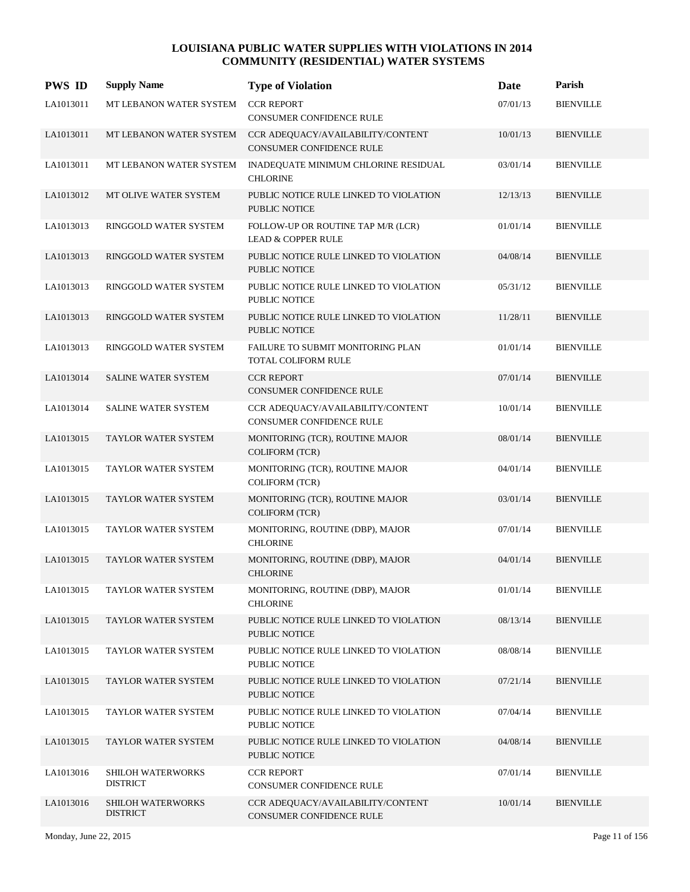# LOUISIANA PUBLIC WATER SUPPLIES WITH VIOLATIONS IN 2014
## COMMUNITY (RESIDENTIAL) WATER SYSTEMS

| PWS ID | Supply Name | Type of Violation | Date | Parish |
|---|---|---|---|---|
| LA1013011 | MT LEBANON WATER SYSTEM | CCR REPORT<br>CONSUMER CONFIDENCE RULE | 07/01/13 | BIENVILLE |
| LA1013011 | MT LEBANON WATER SYSTEM | CCR ADEQUACY/AVAILABILITY/CONTENT<br>CONSUMER CONFIDENCE RULE | 10/01/13 | BIENVILLE |
| LA1013011 | MT LEBANON WATER SYSTEM | INADEQUATE MINIMUM CHLORINE RESIDUAL<br>CHLORINE | 03/01/14 | BIENVILLE |
| LA1013012 | MT OLIVE WATER SYSTEM | PUBLIC NOTICE RULE LINKED TO VIOLATION<br>PUBLIC NOTICE | 12/13/13 | BIENVILLE |
| LA1013013 | RINGGOLD WATER SYSTEM | FOLLOW-UP OR ROUTINE TAP M/R (LCR)<br>LEAD & COPPER RULE | 01/01/14 | BIENVILLE |
| LA1013013 | RINGGOLD WATER SYSTEM | PUBLIC NOTICE RULE LINKED TO VIOLATION<br>PUBLIC NOTICE | 04/08/14 | BIENVILLE |
| LA1013013 | RINGGOLD WATER SYSTEM | PUBLIC NOTICE RULE LINKED TO VIOLATION<br>PUBLIC NOTICE | 05/31/12 | BIENVILLE |
| LA1013013 | RINGGOLD WATER SYSTEM | PUBLIC NOTICE RULE LINKED TO VIOLATION<br>PUBLIC NOTICE | 11/28/11 | BIENVILLE |
| LA1013013 | RINGGOLD WATER SYSTEM | FAILURE TO SUBMIT MONITORING PLAN<br>TOTAL COLIFORM RULE | 01/01/14 | BIENVILLE |
| LA1013014 | SALINE WATER SYSTEM | CCR REPORT<br>CONSUMER CONFIDENCE RULE | 07/01/14 | BIENVILLE |
| LA1013014 | SALINE WATER SYSTEM | CCR ADEQUACY/AVAILABILITY/CONTENT<br>CONSUMER CONFIDENCE RULE | 10/01/14 | BIENVILLE |
| LA1013015 | TAYLOR WATER SYSTEM | MONITORING (TCR), ROUTINE MAJOR<br>COLIFORM (TCR) | 08/01/14 | BIENVILLE |
| LA1013015 | TAYLOR WATER SYSTEM | MONITORING (TCR), ROUTINE MAJOR<br>COLIFORM (TCR) | 04/01/14 | BIENVILLE |
| LA1013015 | TAYLOR WATER SYSTEM | MONITORING (TCR), ROUTINE MAJOR<br>COLIFORM (TCR) | 03/01/14 | BIENVILLE |
| LA1013015 | TAYLOR WATER SYSTEM | MONITORING, ROUTINE (DBP), MAJOR<br>CHLORINE | 07/01/14 | BIENVILLE |
| LA1013015 | TAYLOR WATER SYSTEM | MONITORING, ROUTINE (DBP), MAJOR<br>CHLORINE | 04/01/14 | BIENVILLE |
| LA1013015 | TAYLOR WATER SYSTEM | MONITORING, ROUTINE (DBP), MAJOR<br>CHLORINE | 01/01/14 | BIENVILLE |
| LA1013015 | TAYLOR WATER SYSTEM | PUBLIC NOTICE RULE LINKED TO VIOLATION<br>PUBLIC NOTICE | 08/13/14 | BIENVILLE |
| LA1013015 | TAYLOR WATER SYSTEM | PUBLIC NOTICE RULE LINKED TO VIOLATION<br>PUBLIC NOTICE | 08/08/14 | BIENVILLE |
| LA1013015 | TAYLOR WATER SYSTEM | PUBLIC NOTICE RULE LINKED TO VIOLATION<br>PUBLIC NOTICE | 07/21/14 | BIENVILLE |
| LA1013015 | TAYLOR WATER SYSTEM | PUBLIC NOTICE RULE LINKED TO VIOLATION<br>PUBLIC NOTICE | 07/04/14 | BIENVILLE |
| LA1013015 | TAYLOR WATER SYSTEM | PUBLIC NOTICE RULE LINKED TO VIOLATION<br>PUBLIC NOTICE | 04/08/14 | BIENVILLE |
| LA1013016 | SHILOH WATERWORKS DISTRICT | CCR REPORT<br>CONSUMER CONFIDENCE RULE | 07/01/14 | BIENVILLE |
| LA1013016 | SHILOH WATERWORKS DISTRICT | CCR ADEQUACY/AVAILABILITY/CONTENT<br>CONSUMER CONFIDENCE RULE | 10/01/14 | BIENVILLE |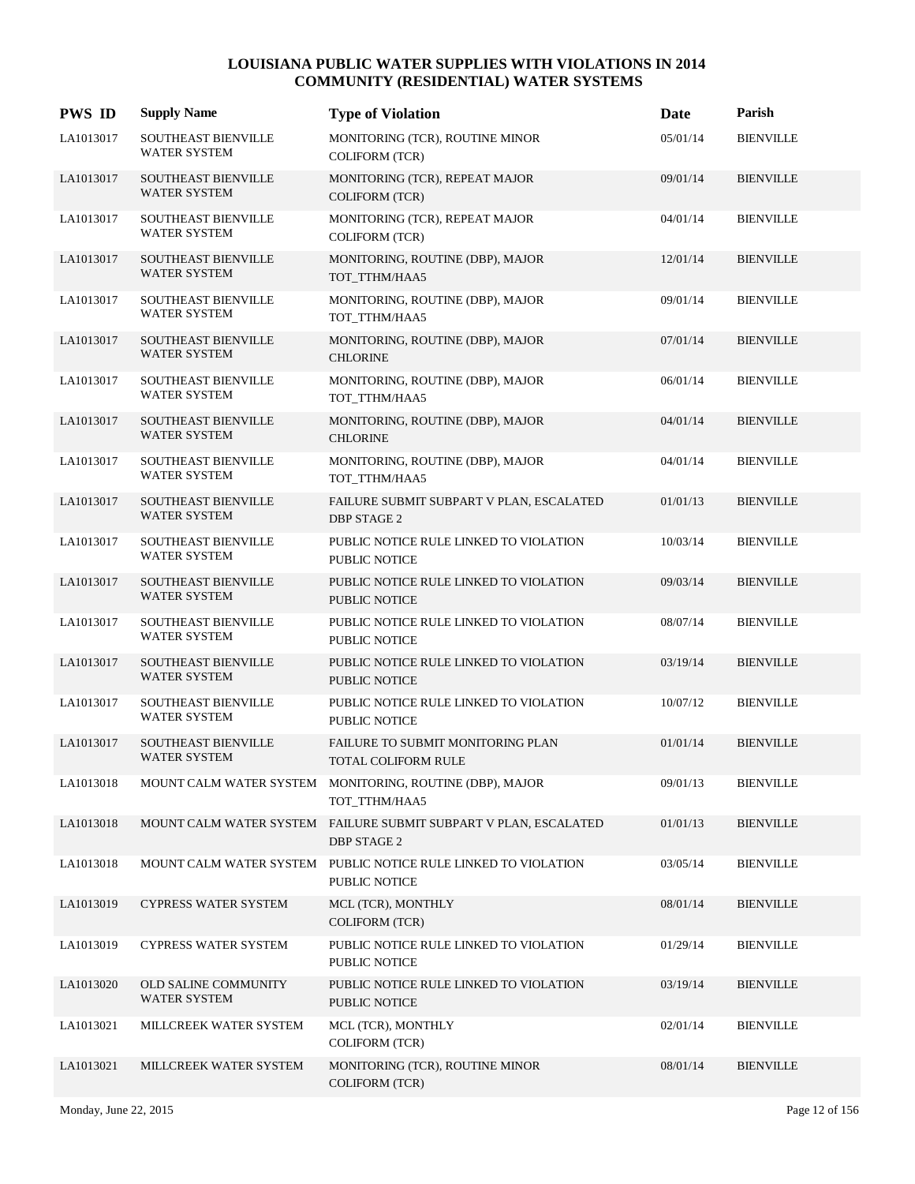# LOUISIANA PUBLIC WATER SUPPLIES WITH VIOLATIONS IN 2014
## COMMUNITY (RESIDENTIAL) WATER SYSTEMS

| PWS ID | Supply Name | Type of Violation | Date | Parish |
|---|---|---|---|---|
| LA1013017 | SOUTHEAST BIENVILLE WATER SYSTEM | MONITORING (TCR), ROUTINE MINOR COLIFORM (TCR) | 05/01/14 | BIENVILLE |
| LA1013017 | SOUTHEAST BIENVILLE WATER SYSTEM | MONITORING (TCR), REPEAT MAJOR COLIFORM (TCR) | 09/01/14 | BIENVILLE |
| LA1013017 | SOUTHEAST BIENVILLE WATER SYSTEM | MONITORING (TCR), REPEAT MAJOR COLIFORM (TCR) | 04/01/14 | BIENVILLE |
| LA1013017 | SOUTHEAST BIENVILLE WATER SYSTEM | MONITORING, ROUTINE (DBP), MAJOR TOT_TTHM/HAA5 | 12/01/14 | BIENVILLE |
| LA1013017 | SOUTHEAST BIENVILLE WATER SYSTEM | MONITORING, ROUTINE (DBP), MAJOR TOT_TTHM/HAA5 | 09/01/14 | BIENVILLE |
| LA1013017 | SOUTHEAST BIENVILLE WATER SYSTEM | MONITORING, ROUTINE (DBP), MAJOR CHLORINE | 07/01/14 | BIENVILLE |
| LA1013017 | SOUTHEAST BIENVILLE WATER SYSTEM | MONITORING, ROUTINE (DBP), MAJOR TOT_TTHM/HAA5 | 06/01/14 | BIENVILLE |
| LA1013017 | SOUTHEAST BIENVILLE WATER SYSTEM | MONITORING, ROUTINE (DBP), MAJOR CHLORINE | 04/01/14 | BIENVILLE |
| LA1013017 | SOUTHEAST BIENVILLE WATER SYSTEM | MONITORING, ROUTINE (DBP), MAJOR TOT_TTHM/HAA5 | 04/01/14 | BIENVILLE |
| LA1013017 | SOUTHEAST BIENVILLE WATER SYSTEM | FAILURE SUBMIT SUBPART V PLAN, ESCALATED DBP STAGE 2 | 01/01/13 | BIENVILLE |
| LA1013017 | SOUTHEAST BIENVILLE WATER SYSTEM | PUBLIC NOTICE RULE LINKED TO VIOLATION PUBLIC NOTICE | 10/03/14 | BIENVILLE |
| LA1013017 | SOUTHEAST BIENVILLE WATER SYSTEM | PUBLIC NOTICE RULE LINKED TO VIOLATION PUBLIC NOTICE | 09/03/14 | BIENVILLE |
| LA1013017 | SOUTHEAST BIENVILLE WATER SYSTEM | PUBLIC NOTICE RULE LINKED TO VIOLATION PUBLIC NOTICE | 08/07/14 | BIENVILLE |
| LA1013017 | SOUTHEAST BIENVILLE WATER SYSTEM | PUBLIC NOTICE RULE LINKED TO VIOLATION PUBLIC NOTICE | 03/19/14 | BIENVILLE |
| LA1013017 | SOUTHEAST BIENVILLE WATER SYSTEM | PUBLIC NOTICE RULE LINKED TO VIOLATION PUBLIC NOTICE | 10/07/12 | BIENVILLE |
| LA1013017 | SOUTHEAST BIENVILLE WATER SYSTEM | FAILURE TO SUBMIT MONITORING PLAN TOTAL COLIFORM RULE | 01/01/14 | BIENVILLE |
| LA1013018 | MOUNT CALM WATER SYSTEM | MONITORING, ROUTINE (DBP), MAJOR TOT_TTHM/HAA5 | 09/01/13 | BIENVILLE |
| LA1013018 | MOUNT CALM WATER SYSTEM | FAILURE SUBMIT SUBPART V PLAN, ESCALATED DBP STAGE 2 | 01/01/13 | BIENVILLE |
| LA1013018 | MOUNT CALM WATER SYSTEM | PUBLIC NOTICE RULE LINKED TO VIOLATION PUBLIC NOTICE | 03/05/14 | BIENVILLE |
| LA1013019 | CYPRESS WATER SYSTEM | MCL (TCR), MONTHLY COLIFORM (TCR) | 08/01/14 | BIENVILLE |
| LA1013019 | CYPRESS WATER SYSTEM | PUBLIC NOTICE RULE LINKED TO VIOLATION PUBLIC NOTICE | 01/29/14 | BIENVILLE |
| LA1013020 | OLD SALINE COMMUNITY WATER SYSTEM | PUBLIC NOTICE RULE LINKED TO VIOLATION PUBLIC NOTICE | 03/19/14 | BIENVILLE |
| LA1013021 | MILLCREEK WATER SYSTEM | MCL (TCR), MONTHLY COLIFORM (TCR) | 02/01/14 | BIENVILLE |
| LA1013021 | MILLCREEK WATER SYSTEM | MONITORING (TCR), ROUTINE MINOR COLIFORM (TCR) | 08/01/14 | BIENVILLE |

Monday, June 22, 2015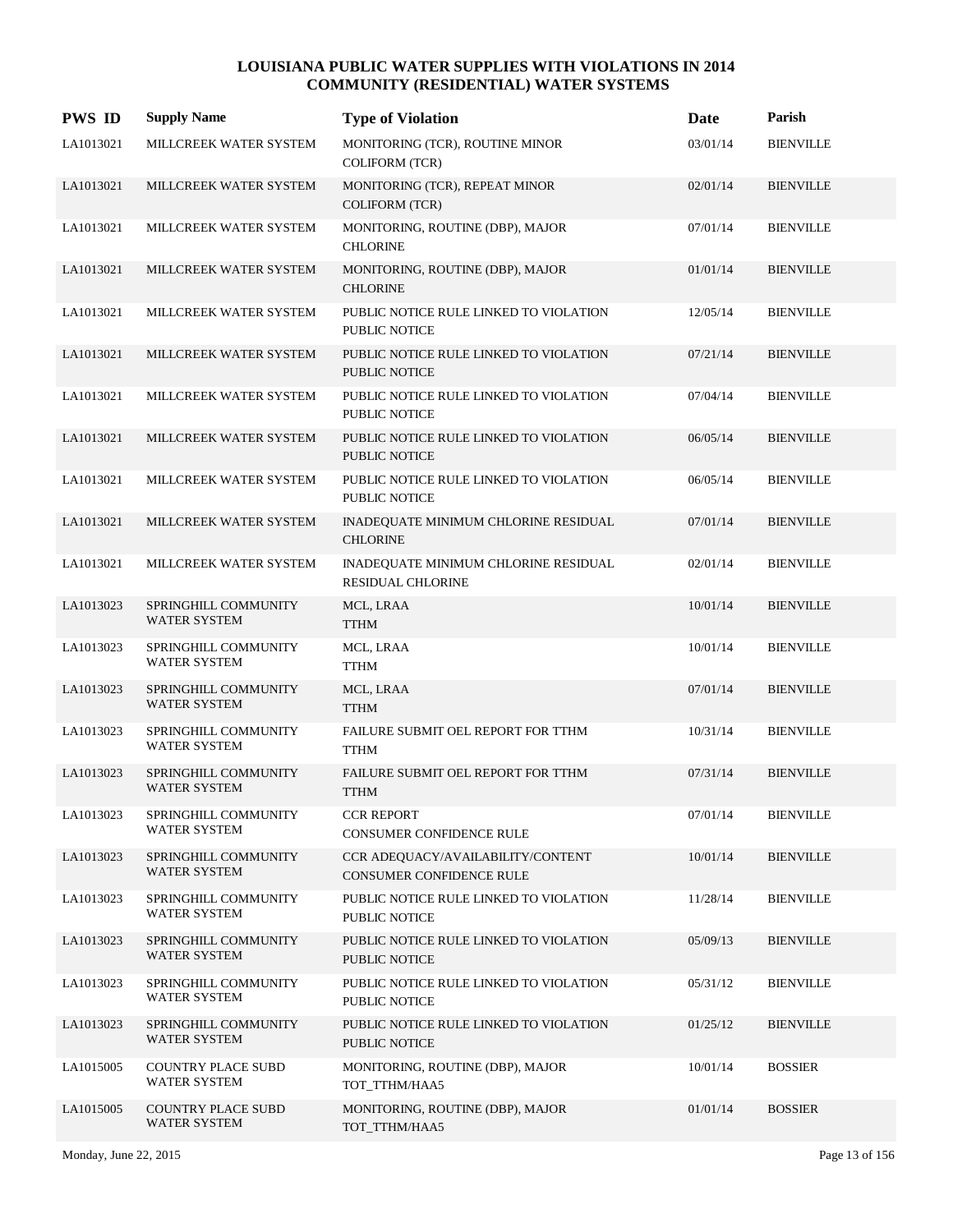# LOUISIANA PUBLIC WATER SUPPLIES WITH VIOLATIONS IN 2014
## COMMUNITY (RESIDENTIAL) WATER SYSTEMS

| PWS ID | Supply Name | Type of Violation | Date | Parish |
|---|---|---|---|---|
| LA1013021 | MILLCREEK WATER SYSTEM | MONITORING (TCR), ROUTINE MINOR COLIFORM (TCR) | 03/01/14 | BIENVILLE |
| LA1013021 | MILLCREEK WATER SYSTEM | MONITORING (TCR), REPEAT MINOR COLIFORM (TCR) | 02/01/14 | BIENVILLE |
| LA1013021 | MILLCREEK WATER SYSTEM | MONITORING, ROUTINE (DBP), MAJOR CHLORINE | 07/01/14 | BIENVILLE |
| LA1013021 | MILLCREEK WATER SYSTEM | MONITORING, ROUTINE (DBP), MAJOR CHLORINE | 01/01/14 | BIENVILLE |
| LA1013021 | MILLCREEK WATER SYSTEM | PUBLIC NOTICE RULE LINKED TO VIOLATION PUBLIC NOTICE | 12/05/14 | BIENVILLE |
| LA1013021 | MILLCREEK WATER SYSTEM | PUBLIC NOTICE RULE LINKED TO VIOLATION PUBLIC NOTICE | 07/21/14 | BIENVILLE |
| LA1013021 | MILLCREEK WATER SYSTEM | PUBLIC NOTICE RULE LINKED TO VIOLATION PUBLIC NOTICE | 07/04/14 | BIENVILLE |
| LA1013021 | MILLCREEK WATER SYSTEM | PUBLIC NOTICE RULE LINKED TO VIOLATION PUBLIC NOTICE | 06/05/14 | BIENVILLE |
| LA1013021 | MILLCREEK WATER SYSTEM | PUBLIC NOTICE RULE LINKED TO VIOLATION PUBLIC NOTICE | 06/05/14 | BIENVILLE |
| LA1013021 | MILLCREEK WATER SYSTEM | INADEQUATE MINIMUM CHLORINE RESIDUAL CHLORINE | 07/01/14 | BIENVILLE |
| LA1013021 | MILLCREEK WATER SYSTEM | INADEQUATE MINIMUM CHLORINE RESIDUAL RESIDUAL CHLORINE | 02/01/14 | BIENVILLE |
| LA1013023 | SPRINGHILL COMMUNITY WATER SYSTEM | MCL, LRAA TTHM | 10/01/14 | BIENVILLE |
| LA1013023 | SPRINGHILL COMMUNITY WATER SYSTEM | MCL, LRAA TTHM | 10/01/14 | BIENVILLE |
| LA1013023 | SPRINGHILL COMMUNITY WATER SYSTEM | MCL, LRAA TTHM | 07/01/14 | BIENVILLE |
| LA1013023 | SPRINGHILL COMMUNITY WATER SYSTEM | FAILURE SUBMIT OEL REPORT FOR TTHM TTHM | 10/31/14 | BIENVILLE |
| LA1013023 | SPRINGHILL COMMUNITY WATER SYSTEM | FAILURE SUBMIT OEL REPORT FOR TTHM TTHM | 07/31/14 | BIENVILLE |
| LA1013023 | SPRINGHILL COMMUNITY WATER SYSTEM | CCR REPORT CONSUMER CONFIDENCE RULE | 07/01/14 | BIENVILLE |
| LA1013023 | SPRINGHILL COMMUNITY WATER SYSTEM | CCR ADEQUACY/AVAILABILITY/CONTENT CONSUMER CONFIDENCE RULE | 10/01/14 | BIENVILLE |
| LA1013023 | SPRINGHILL COMMUNITY WATER SYSTEM | PUBLIC NOTICE RULE LINKED TO VIOLATION PUBLIC NOTICE | 11/28/14 | BIENVILLE |
| LA1013023 | SPRINGHILL COMMUNITY WATER SYSTEM | PUBLIC NOTICE RULE LINKED TO VIOLATION PUBLIC NOTICE | 05/09/13 | BIENVILLE |
| LA1013023 | SPRINGHILL COMMUNITY WATER SYSTEM | PUBLIC NOTICE RULE LINKED TO VIOLATION PUBLIC NOTICE | 05/31/12 | BIENVILLE |
| LA1013023 | SPRINGHILL COMMUNITY WATER SYSTEM | PUBLIC NOTICE RULE LINKED TO VIOLATION PUBLIC NOTICE | 01/25/12 | BIENVILLE |
| LA1015005 | COUNTRY PLACE SUBD WATER SYSTEM | MONITORING, ROUTINE (DBP), MAJOR TOT_TTHM/HAA5 | 10/01/14 | BOSSIER |
| LA1015005 | COUNTRY PLACE SUBD WATER SYSTEM | MONITORING, ROUTINE (DBP), MAJOR TOT_TTHM/HAA5 | 01/01/14 | BOSSIER |

Monday, June 22, 2015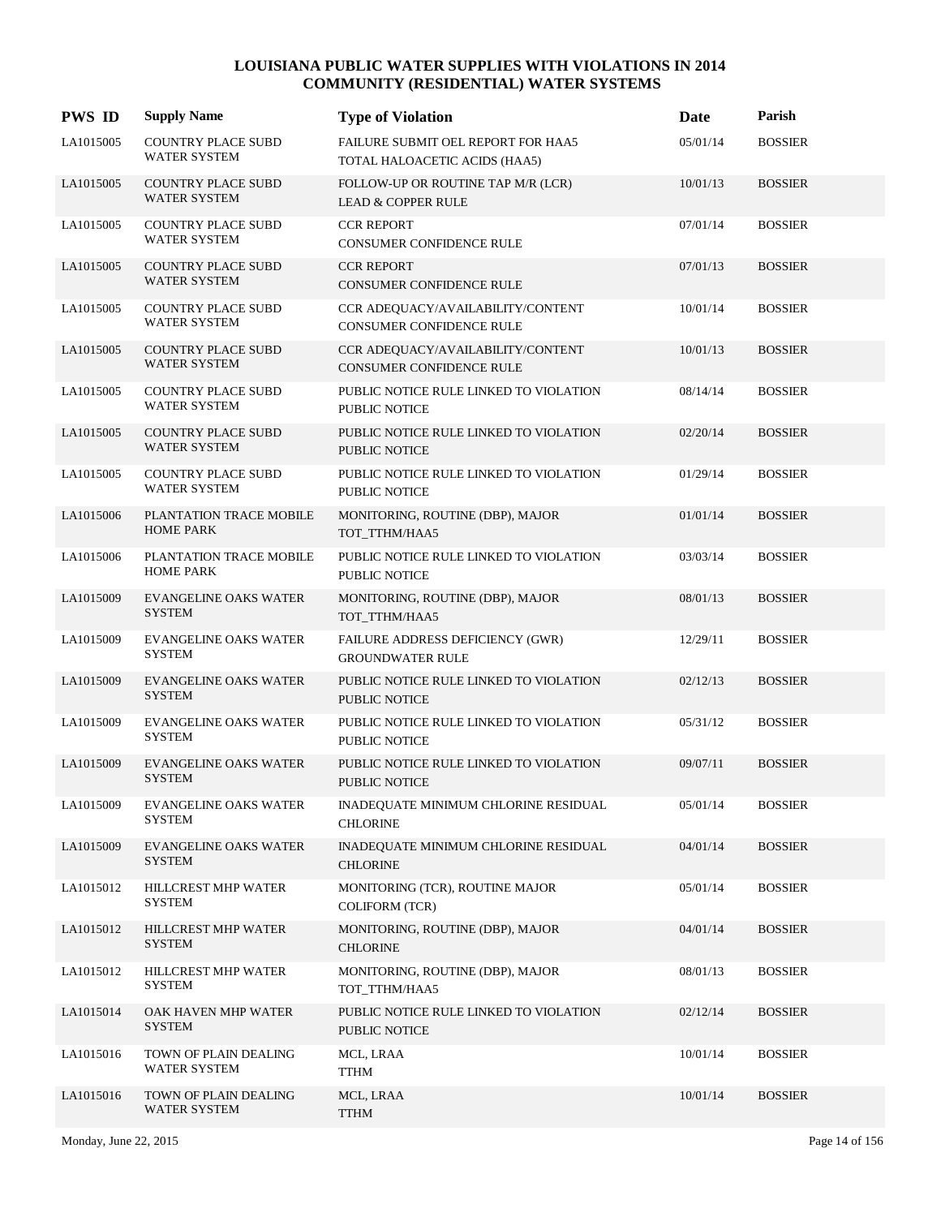# LOUISIANA PUBLIC WATER SUPPLIES WITH VIOLATIONS IN 2014
## COMMUNITY (RESIDENTIAL) WATER SYSTEMS

| PWS ID | Supply Name | Type of Violation | Date | Parish |
|---|---|---|---|---|
| LA1015005 | COUNTRY PLACE SUBD WATER SYSTEM | FAILURE SUBMIT OEL REPORT FOR HAA5<br>TOTAL HALOACETIC ACIDS (HAA5) | 05/01/14 | BOSSIER |
| LA1015005 | COUNTRY PLACE SUBD WATER SYSTEM | FOLLOW-UP OR ROUTINE TAP M/R (LCR)<br>LEAD & COPPER RULE | 10/01/13 | BOSSIER |
| LA1015005 | COUNTRY PLACE SUBD WATER SYSTEM | CCR REPORT<br>CONSUMER CONFIDENCE RULE | 07/01/14 | BOSSIER |
| LA1015005 | COUNTRY PLACE SUBD WATER SYSTEM | CCR REPORT<br>CONSUMER CONFIDENCE RULE | 07/01/13 | BOSSIER |
| LA1015005 | COUNTRY PLACE SUBD WATER SYSTEM | CCR ADEQUACY/AVAILABILITY/CONTENT<br>CONSUMER CONFIDENCE RULE | 10/01/14 | BOSSIER |
| LA1015005 | COUNTRY PLACE SUBD WATER SYSTEM | CCR ADEQUACY/AVAILABILITY/CONTENT<br>CONSUMER CONFIDENCE RULE | 10/01/13 | BOSSIER |
| LA1015005 | COUNTRY PLACE SUBD WATER SYSTEM | PUBLIC NOTICE RULE LINKED TO VIOLATION<br>PUBLIC NOTICE | 08/14/14 | BOSSIER |
| LA1015005 | COUNTRY PLACE SUBD WATER SYSTEM | PUBLIC NOTICE RULE LINKED TO VIOLATION<br>PUBLIC NOTICE | 02/20/14 | BOSSIER |
| LA1015005 | COUNTRY PLACE SUBD WATER SYSTEM | PUBLIC NOTICE RULE LINKED TO VIOLATION<br>PUBLIC NOTICE | 01/29/14 | BOSSIER |
| LA1015006 | PLANTATION TRACE MOBILE HOME PARK | MONITORING, ROUTINE (DBP), MAJOR<br>TOT_TTHM/HAA5 | 01/01/14 | BOSSIER |
| LA1015006 | PLANTATION TRACE MOBILE HOME PARK | PUBLIC NOTICE RULE LINKED TO VIOLATION<br>PUBLIC NOTICE | 03/03/14 | BOSSIER |
| LA1015009 | EVANGELINE OAKS WATER SYSTEM | MONITORING, ROUTINE (DBP), MAJOR<br>TOT_TTHM/HAA5 | 08/01/13 | BOSSIER |
| LA1015009 | EVANGELINE OAKS WATER SYSTEM | FAILURE ADDRESS DEFICIENCY (GWR)<br>GROUNDWATER RULE | 12/29/11 | BOSSIER |
| LA1015009 | EVANGELINE OAKS WATER SYSTEM | PUBLIC NOTICE RULE LINKED TO VIOLATION<br>PUBLIC NOTICE | 02/12/13 | BOSSIER |
| LA1015009 | EVANGELINE OAKS WATER SYSTEM | PUBLIC NOTICE RULE LINKED TO VIOLATION<br>PUBLIC NOTICE | 05/31/12 | BOSSIER |
| LA1015009 | EVANGELINE OAKS WATER SYSTEM | PUBLIC NOTICE RULE LINKED TO VIOLATION<br>PUBLIC NOTICE | 09/07/11 | BOSSIER |
| LA1015009 | EVANGELINE OAKS WATER SYSTEM | INADEQUATE MINIMUM CHLORINE RESIDUAL<br>CHLORINE | 05/01/14 | BOSSIER |
| LA1015009 | EVANGELINE OAKS WATER SYSTEM | INADEQUATE MINIMUM CHLORINE RESIDUAL<br>CHLORINE | 04/01/14 | BOSSIER |
| LA1015012 | HILLCREST MHP WATER SYSTEM | MONITORING (TCR), ROUTINE MAJOR<br>COLIFORM (TCR) | 05/01/14 | BOSSIER |
| LA1015012 | HILLCREST MHP WATER SYSTEM | MONITORING, ROUTINE (DBP), MAJOR<br>CHLORINE | 04/01/14 | BOSSIER |
| LA1015012 | HILLCREST MHP WATER SYSTEM | MONITORING, ROUTINE (DBP), MAJOR<br>TOT_TTHM/HAA5 | 08/01/13 | BOSSIER |
| LA1015014 | OAK HAVEN MHP WATER SYSTEM | PUBLIC NOTICE RULE LINKED TO VIOLATION<br>PUBLIC NOTICE | 02/12/14 | BOSSIER |
| LA1015016 | TOWN OF PLAIN DEALING WATER SYSTEM | MCL, LRAA<br>TTHM | 10/01/14 | BOSSIER |
| LA1015016 | TOWN OF PLAIN DEALING WATER SYSTEM | MCL, LRAA<br>TTHM | 10/01/14 | BOSSIER |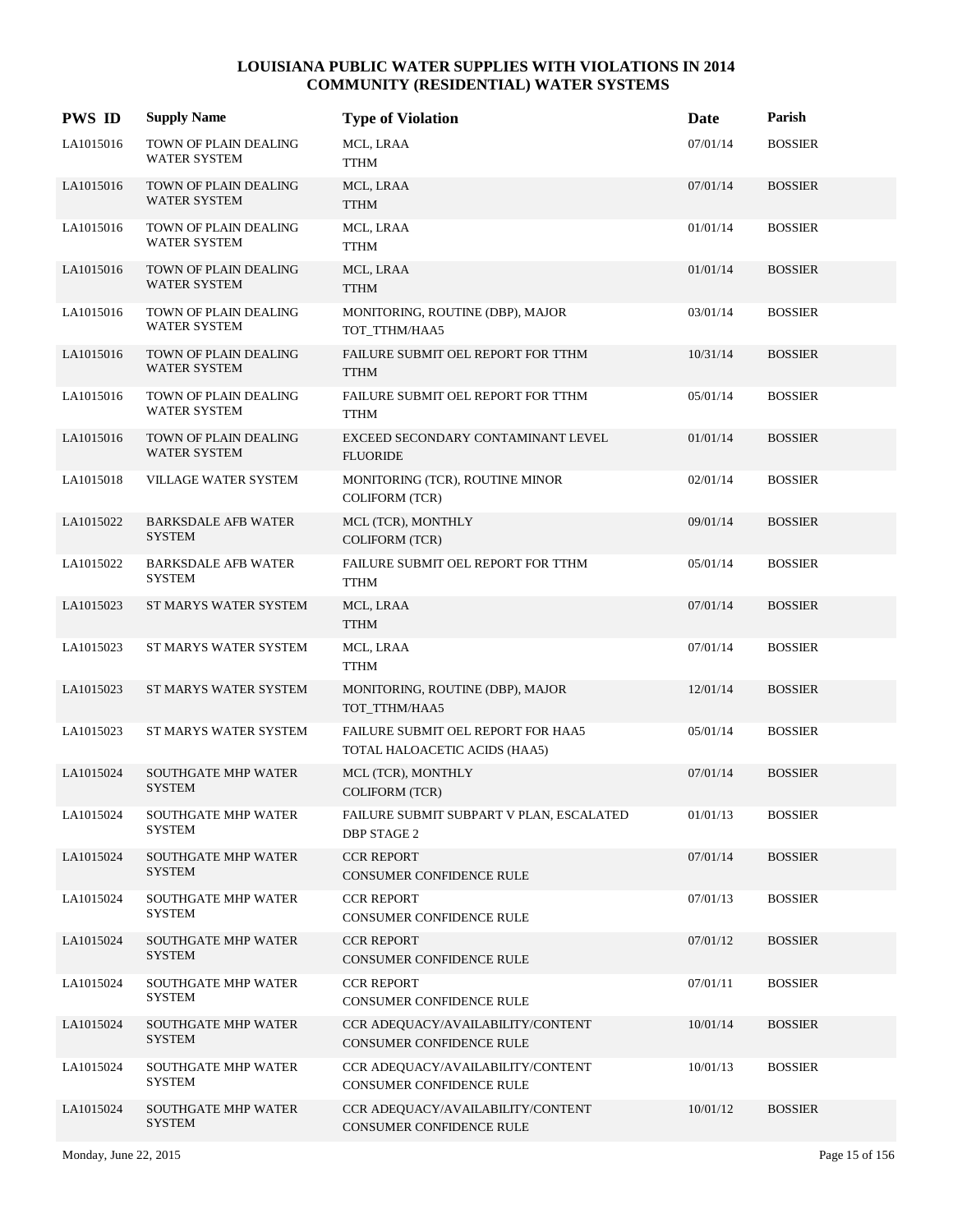# LOUISIANA PUBLIC WATER SUPPLIES WITH VIOLATIONS IN 2014
## COMMUNITY (RESIDENTIAL) WATER SYSTEMS

| PWS ID | Supply Name | Type of Violation | Date | Parish |
|---|---|---|---|---|
| LA1015016 | TOWN OF PLAIN DEALING WATER SYSTEM | MCL, LRAA<br>TTHM | 07/01/14 | BOSSIER |
| LA1015016 | TOWN OF PLAIN DEALING WATER SYSTEM | MCL, LRAA<br>TTHM | 07/01/14 | BOSSIER |
| LA1015016 | TOWN OF PLAIN DEALING WATER SYSTEM | MCL, LRAA<br>TTHM | 01/01/14 | BOSSIER |
| LA1015016 | TOWN OF PLAIN DEALING WATER SYSTEM | MCL, LRAA<br>TTHM | 01/01/14 | BOSSIER |
| LA1015016 | TOWN OF PLAIN DEALING WATER SYSTEM | MONITORING, ROUTINE (DBP), MAJOR<br>TOT_TTHM/HAA5 | 03/01/14 | BOSSIER |
| LA1015016 | TOWN OF PLAIN DEALING WATER SYSTEM | FAILURE SUBMIT OEL REPORT FOR TTHM<br>TTHM | 10/31/14 | BOSSIER |
| LA1015016 | TOWN OF PLAIN DEALING WATER SYSTEM | FAILURE SUBMIT OEL REPORT FOR TTHM<br>TTHM | 05/01/14 | BOSSIER |
| LA1015016 | TOWN OF PLAIN DEALING WATER SYSTEM | EXCEED SECONDARY CONTAMINANT LEVEL<br>FLUORIDE | 01/01/14 | BOSSIER |
| LA1015018 | VILLAGE WATER SYSTEM | MONITORING (TCR), ROUTINE MINOR<br>COLIFORM (TCR) | 02/01/14 | BOSSIER |
| LA1015022 | BARKSDALE AFB WATER SYSTEM | MCL (TCR), MONTHLY<br>COLIFORM (TCR) | 09/01/14 | BOSSIER |
| LA1015022 | BARKSDALE AFB WATER SYSTEM | FAILURE SUBMIT OEL REPORT FOR TTHM<br>TTHM | 05/01/14 | BOSSIER |
| LA1015023 | ST MARYS WATER SYSTEM | MCL, LRAA<br>TTHM | 07/01/14 | BOSSIER |
| LA1015023 | ST MARYS WATER SYSTEM | MCL, LRAA<br>TTHM | 07/01/14 | BOSSIER |
| LA1015023 | ST MARYS WATER SYSTEM | MONITORING, ROUTINE (DBP), MAJOR<br>TOT_TTHM/HAA5 | 12/01/14 | BOSSIER |
| LA1015023 | ST MARYS WATER SYSTEM | FAILURE SUBMIT OEL REPORT FOR HAA5<br>TOTAL HALOACETIC ACIDS (HAA5) | 05/01/14 | BOSSIER |
| LA1015024 | SOUTHGATE MHP WATER SYSTEM | MCL (TCR), MONTHLY<br>COLIFORM (TCR) | 07/01/14 | BOSSIER |
| LA1015024 | SOUTHGATE MHP WATER SYSTEM | FAILURE SUBMIT SUBPART V PLAN, ESCALATED<br>DBP STAGE 2 | 01/01/13 | BOSSIER |
| LA1015024 | SOUTHGATE MHP WATER SYSTEM | CCR REPORT<br>CONSUMER CONFIDENCE RULE | 07/01/14 | BOSSIER |
| LA1015024 | SOUTHGATE MHP WATER SYSTEM | CCR REPORT<br>CONSUMER CONFIDENCE RULE | 07/01/13 | BOSSIER |
| LA1015024 | SOUTHGATE MHP WATER SYSTEM | CCR REPORT<br>CONSUMER CONFIDENCE RULE | 07/01/12 | BOSSIER |
| LA1015024 | SOUTHGATE MHP WATER SYSTEM | CCR REPORT<br>CONSUMER CONFIDENCE RULE | 07/01/11 | BOSSIER |
| LA1015024 | SOUTHGATE MHP WATER SYSTEM | CCR ADEQUACY/AVAILABILITY/CONTENT<br>CONSUMER CONFIDENCE RULE | 10/01/14 | BOSSIER |
| LA1015024 | SOUTHGATE MHP WATER SYSTEM | CCR ADEQUACY/AVAILABILITY/CONTENT<br>CONSUMER CONFIDENCE RULE | 10/01/13 | BOSSIER |
| LA1015024 | SOUTHGATE MHP WATER SYSTEM | CCR ADEQUACY/AVAILABILITY/CONTENT<br>CONSUMER CONFIDENCE RULE | 10/01/12 | BOSSIER |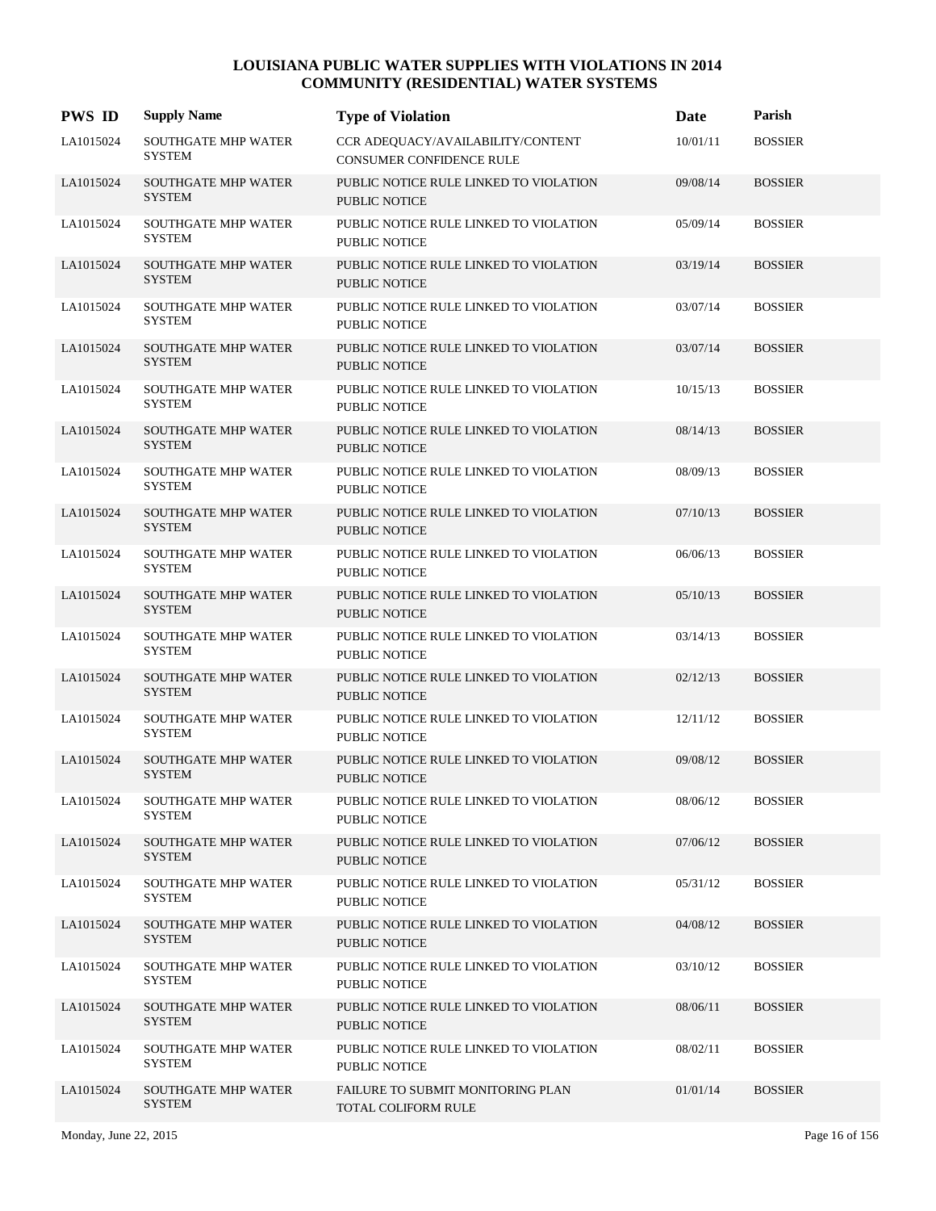# LOUISIANA PUBLIC WATER SUPPLIES WITH VIOLATIONS IN 2014
## COMMUNITY (RESIDENTIAL) WATER SYSTEMS

| PWS ID | Supply Name | Type of Violation | Date | Parish |
|---|---|---|---|---|
| LA1015024 | SOUTHGATE MHP WATER SYSTEM | CCR ADEQUACY/AVAILABILITY/CONTENT CONSUMER CONFIDENCE RULE | 10/01/11 | BOSSIER |
| LA1015024 | SOUTHGATE MHP WATER SYSTEM | PUBLIC NOTICE RULE LINKED TO VIOLATION PUBLIC NOTICE | 09/08/14 | BOSSIER |
| LA1015024 | SOUTHGATE MHP WATER SYSTEM | PUBLIC NOTICE RULE LINKED TO VIOLATION PUBLIC NOTICE | 05/09/14 | BOSSIER |
| LA1015024 | SOUTHGATE MHP WATER SYSTEM | PUBLIC NOTICE RULE LINKED TO VIOLATION PUBLIC NOTICE | 03/19/14 | BOSSIER |
| LA1015024 | SOUTHGATE MHP WATER SYSTEM | PUBLIC NOTICE RULE LINKED TO VIOLATION PUBLIC NOTICE | 03/07/14 | BOSSIER |
| LA1015024 | SOUTHGATE MHP WATER SYSTEM | PUBLIC NOTICE RULE LINKED TO VIOLATION PUBLIC NOTICE | 03/07/14 | BOSSIER |
| LA1015024 | SOUTHGATE MHP WATER SYSTEM | PUBLIC NOTICE RULE LINKED TO VIOLATION PUBLIC NOTICE | 10/15/13 | BOSSIER |
| LA1015024 | SOUTHGATE MHP WATER SYSTEM | PUBLIC NOTICE RULE LINKED TO VIOLATION PUBLIC NOTICE | 08/14/13 | BOSSIER |
| LA1015024 | SOUTHGATE MHP WATER SYSTEM | PUBLIC NOTICE RULE LINKED TO VIOLATION PUBLIC NOTICE | 08/09/13 | BOSSIER |
| LA1015024 | SOUTHGATE MHP WATER SYSTEM | PUBLIC NOTICE RULE LINKED TO VIOLATION PUBLIC NOTICE | 07/10/13 | BOSSIER |
| LA1015024 | SOUTHGATE MHP WATER SYSTEM | PUBLIC NOTICE RULE LINKED TO VIOLATION PUBLIC NOTICE | 06/06/13 | BOSSIER |
| LA1015024 | SOUTHGATE MHP WATER SYSTEM | PUBLIC NOTICE RULE LINKED TO VIOLATION PUBLIC NOTICE | 05/10/13 | BOSSIER |
| LA1015024 | SOUTHGATE MHP WATER SYSTEM | PUBLIC NOTICE RULE LINKED TO VIOLATION PUBLIC NOTICE | 03/14/13 | BOSSIER |
| LA1015024 | SOUTHGATE MHP WATER SYSTEM | PUBLIC NOTICE RULE LINKED TO VIOLATION PUBLIC NOTICE | 02/12/13 | BOSSIER |
| LA1015024 | SOUTHGATE MHP WATER SYSTEM | PUBLIC NOTICE RULE LINKED TO VIOLATION PUBLIC NOTICE | 12/11/12 | BOSSIER |
| LA1015024 | SOUTHGATE MHP WATER SYSTEM | PUBLIC NOTICE RULE LINKED TO VIOLATION PUBLIC NOTICE | 09/08/12 | BOSSIER |
| LA1015024 | SOUTHGATE MHP WATER SYSTEM | PUBLIC NOTICE RULE LINKED TO VIOLATION PUBLIC NOTICE | 08/06/12 | BOSSIER |
| LA1015024 | SOUTHGATE MHP WATER SYSTEM | PUBLIC NOTICE RULE LINKED TO VIOLATION PUBLIC NOTICE | 07/06/12 | BOSSIER |
| LA1015024 | SOUTHGATE MHP WATER SYSTEM | PUBLIC NOTICE RULE LINKED TO VIOLATION PUBLIC NOTICE | 05/31/12 | BOSSIER |
| LA1015024 | SOUTHGATE MHP WATER SYSTEM | PUBLIC NOTICE RULE LINKED TO VIOLATION PUBLIC NOTICE | 04/08/12 | BOSSIER |
| LA1015024 | SOUTHGATE MHP WATER SYSTEM | PUBLIC NOTICE RULE LINKED TO VIOLATION PUBLIC NOTICE | 03/10/12 | BOSSIER |
| LA1015024 | SOUTHGATE MHP WATER SYSTEM | PUBLIC NOTICE RULE LINKED TO VIOLATION PUBLIC NOTICE | 08/06/11 | BOSSIER |
| LA1015024 | SOUTHGATE MHP WATER SYSTEM | PUBLIC NOTICE RULE LINKED TO VIOLATION PUBLIC NOTICE | 08/02/11 | BOSSIER |
| LA1015024 | SOUTHGATE MHP WATER SYSTEM | FAILURE TO SUBMIT MONITORING PLAN TOTAL COLIFORM RULE | 01/01/14 | BOSSIER |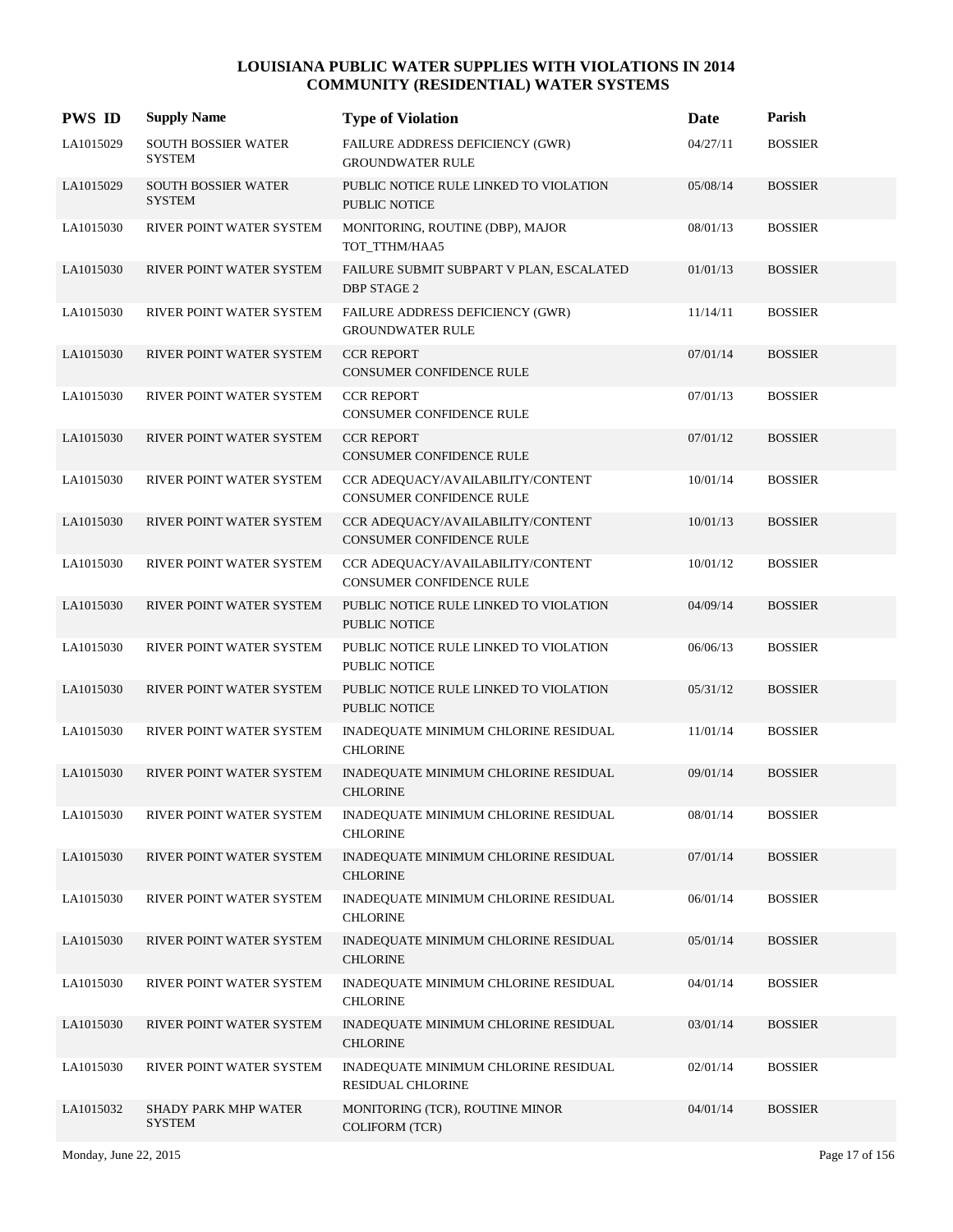# LOUISIANA PUBLIC WATER SUPPLIES WITH VIOLATIONS IN 2014
## COMMUNITY (RESIDENTIAL) WATER SYSTEMS

| PWS ID | Supply Name | Type of Violation | Date | Parish |
|---|---|---|---|---|
| LA1015029 | SOUTH BOSSIER WATER SYSTEM | FAILURE ADDRESS DEFICIENCY (GWR) GROUNDWATER RULE | 04/27/11 | BOSSIER |
| LA1015029 | SOUTH BOSSIER WATER SYSTEM | PUBLIC NOTICE RULE LINKED TO VIOLATION PUBLIC NOTICE | 05/08/14 | BOSSIER |
| LA1015030 | RIVER POINT WATER SYSTEM | MONITORING, ROUTINE (DBP), MAJOR TOT_TTHM/HAA5 | 08/01/13 | BOSSIER |
| LA1015030 | RIVER POINT WATER SYSTEM | FAILURE SUBMIT SUBPART V PLAN, ESCALATED DBP STAGE 2 | 01/01/13 | BOSSIER |
| LA1015030 | RIVER POINT WATER SYSTEM | FAILURE ADDRESS DEFICIENCY (GWR) GROUNDWATER RULE | 11/14/11 | BOSSIER |
| LA1015030 | RIVER POINT WATER SYSTEM | CCR REPORT CONSUMER CONFIDENCE RULE | 07/01/14 | BOSSIER |
| LA1015030 | RIVER POINT WATER SYSTEM | CCR REPORT CONSUMER CONFIDENCE RULE | 07/01/13 | BOSSIER |
| LA1015030 | RIVER POINT WATER SYSTEM | CCR REPORT CONSUMER CONFIDENCE RULE | 07/01/12 | BOSSIER |
| LA1015030 | RIVER POINT WATER SYSTEM | CCR ADEQUACY/AVAILABILITY/CONTENT CONSUMER CONFIDENCE RULE | 10/01/14 | BOSSIER |
| LA1015030 | RIVER POINT WATER SYSTEM | CCR ADEQUACY/AVAILABILITY/CONTENT CONSUMER CONFIDENCE RULE | 10/01/13 | BOSSIER |
| LA1015030 | RIVER POINT WATER SYSTEM | CCR ADEQUACY/AVAILABILITY/CONTENT CONSUMER CONFIDENCE RULE | 10/01/12 | BOSSIER |
| LA1015030 | RIVER POINT WATER SYSTEM | PUBLIC NOTICE RULE LINKED TO VIOLATION PUBLIC NOTICE | 04/09/14 | BOSSIER |
| LA1015030 | RIVER POINT WATER SYSTEM | PUBLIC NOTICE RULE LINKED TO VIOLATION PUBLIC NOTICE | 06/06/13 | BOSSIER |
| LA1015030 | RIVER POINT WATER SYSTEM | PUBLIC NOTICE RULE LINKED TO VIOLATION PUBLIC NOTICE | 05/31/12 | BOSSIER |
| LA1015030 | RIVER POINT WATER SYSTEM | INADEQUATE MINIMUM CHLORINE RESIDUAL CHLORINE | 11/01/14 | BOSSIER |
| LA1015030 | RIVER POINT WATER SYSTEM | INADEQUATE MINIMUM CHLORINE RESIDUAL CHLORINE | 09/01/14 | BOSSIER |
| LA1015030 | RIVER POINT WATER SYSTEM | INADEQUATE MINIMUM CHLORINE RESIDUAL CHLORINE | 08/01/14 | BOSSIER |
| LA1015030 | RIVER POINT WATER SYSTEM | INADEQUATE MINIMUM CHLORINE RESIDUAL CHLORINE | 07/01/14 | BOSSIER |
| LA1015030 | RIVER POINT WATER SYSTEM | INADEQUATE MINIMUM CHLORINE RESIDUAL CHLORINE | 06/01/14 | BOSSIER |
| LA1015030 | RIVER POINT WATER SYSTEM | INADEQUATE MINIMUM CHLORINE RESIDUAL CHLORINE | 05/01/14 | BOSSIER |
| LA1015030 | RIVER POINT WATER SYSTEM | INADEQUATE MINIMUM CHLORINE RESIDUAL CHLORINE | 04/01/14 | BOSSIER |
| LA1015030 | RIVER POINT WATER SYSTEM | INADEQUATE MINIMUM CHLORINE RESIDUAL CHLORINE | 03/01/14 | BOSSIER |
| LA1015030 | RIVER POINT WATER SYSTEM | INADEQUATE MINIMUM CHLORINE RESIDUAL RESIDUAL CHLORINE | 02/01/14 | BOSSIER |
| LA1015032 | SHADY PARK MHP WATER SYSTEM | MONITORING (TCR), ROUTINE MINOR COLIFORM (TCR) | 04/01/14 | BOSSIER |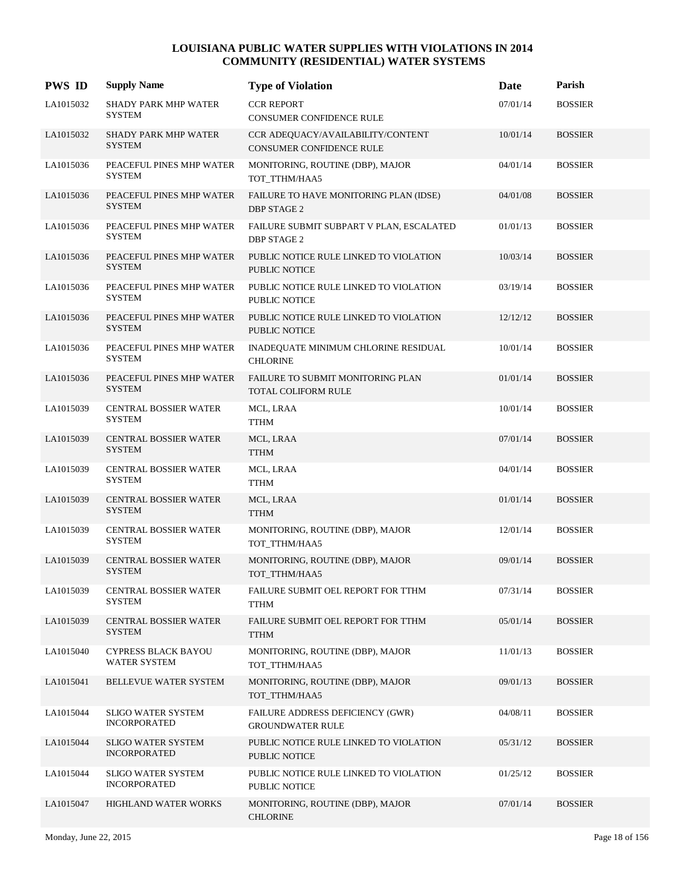# LOUISIANA PUBLIC WATER SUPPLIES WITH VIOLATIONS IN 2014
## COMMUNITY (RESIDENTIAL) WATER SYSTEMS

| PWS ID | Supply Name | Type of Violation | Date | Parish |
|---|---|---|---|---|
| LA1015032 | SHADY PARK MHP WATER SYSTEM | CCR REPORT<br>CONSUMER CONFIDENCE RULE | 07/01/14 | BOSSIER |
| LA1015032 | SHADY PARK MHP WATER SYSTEM | CCR ADEQUACY/AVAILABILITY/CONTENT<br>CONSUMER CONFIDENCE RULE | 10/01/14 | BOSSIER |
| LA1015036 | PEACEFUL PINES MHP WATER SYSTEM | MONITORING, ROUTINE (DBP), MAJOR<br>TOT_TTHM/HAA5 | 04/01/14 | BOSSIER |
| LA1015036 | PEACEFUL PINES MHP WATER SYSTEM | FAILURE TO HAVE MONITORING PLAN (IDSE)<br>DBP STAGE 2 | 04/01/08 | BOSSIER |
| LA1015036 | PEACEFUL PINES MHP WATER SYSTEM | FAILURE SUBMIT SUBPART V PLAN, ESCALATED<br>DBP STAGE 2 | 01/01/13 | BOSSIER |
| LA1015036 | PEACEFUL PINES MHP WATER SYSTEM | PUBLIC NOTICE RULE LINKED TO VIOLATION<br>PUBLIC NOTICE | 10/03/14 | BOSSIER |
| LA1015036 | PEACEFUL PINES MHP WATER SYSTEM | PUBLIC NOTICE RULE LINKED TO VIOLATION<br>PUBLIC NOTICE | 03/19/14 | BOSSIER |
| LA1015036 | PEACEFUL PINES MHP WATER SYSTEM | PUBLIC NOTICE RULE LINKED TO VIOLATION<br>PUBLIC NOTICE | 12/12/12 | BOSSIER |
| LA1015036 | PEACEFUL PINES MHP WATER SYSTEM | INADEQUATE MINIMUM CHLORINE RESIDUAL<br>CHLORINE | 10/01/14 | BOSSIER |
| LA1015036 | PEACEFUL PINES MHP WATER SYSTEM | FAILURE TO SUBMIT MONITORING PLAN<br>TOTAL COLIFORM RULE | 01/01/14 | BOSSIER |
| LA1015039 | CENTRAL BOSSIER WATER SYSTEM | MCL, LRAA<br>TTHM | 10/01/14 | BOSSIER |
| LA1015039 | CENTRAL BOSSIER WATER SYSTEM | MCL, LRAA<br>TTHM | 07/01/14 | BOSSIER |
| LA1015039 | CENTRAL BOSSIER WATER SYSTEM | MCL, LRAA<br>TTHM | 04/01/14 | BOSSIER |
| LA1015039 | CENTRAL BOSSIER WATER SYSTEM | MCL, LRAA<br>TTHM | 01/01/14 | BOSSIER |
| LA1015039 | CENTRAL BOSSIER WATER SYSTEM | MONITORING, ROUTINE (DBP), MAJOR<br>TOT_TTHM/HAA5 | 12/01/14 | BOSSIER |
| LA1015039 | CENTRAL BOSSIER WATER SYSTEM | MONITORING, ROUTINE (DBP), MAJOR<br>TOT_TTHM/HAA5 | 09/01/14 | BOSSIER |
| LA1015039 | CENTRAL BOSSIER WATER SYSTEM | FAILURE SUBMIT OEL REPORT FOR TTHM<br>TTHM | 07/31/14 | BOSSIER |
| LA1015039 | CENTRAL BOSSIER WATER SYSTEM | FAILURE SUBMIT OEL REPORT FOR TTHM<br>TTHM | 05/01/14 | BOSSIER |
| LA1015040 | CYPRESS BLACK BAYOU WATER SYSTEM | MONITORING, ROUTINE (DBP), MAJOR<br>TOT_TTHM/HAA5 | 11/01/13 | BOSSIER |
| LA1015041 | BELLEVUE WATER SYSTEM | MONITORING, ROUTINE (DBP), MAJOR<br>TOT_TTHM/HAA5 | 09/01/13 | BOSSIER |
| LA1015044 | SLIGO WATER SYSTEM INCORPORATED | FAILURE ADDRESS DEFICIENCY (GWR)<br>GROUNDWATER RULE | 04/08/11 | BOSSIER |
| LA1015044 | SLIGO WATER SYSTEM INCORPORATED | PUBLIC NOTICE RULE LINKED TO VIOLATION<br>PUBLIC NOTICE | 05/31/12 | BOSSIER |
| LA1015044 | SLIGO WATER SYSTEM INCORPORATED | PUBLIC NOTICE RULE LINKED TO VIOLATION<br>PUBLIC NOTICE | 01/25/12 | BOSSIER |
| LA1015047 | HIGHLAND WATER WORKS | MONITORING, ROUTINE (DBP), MAJOR<br>CHLORINE | 07/01/14 | BOSSIER |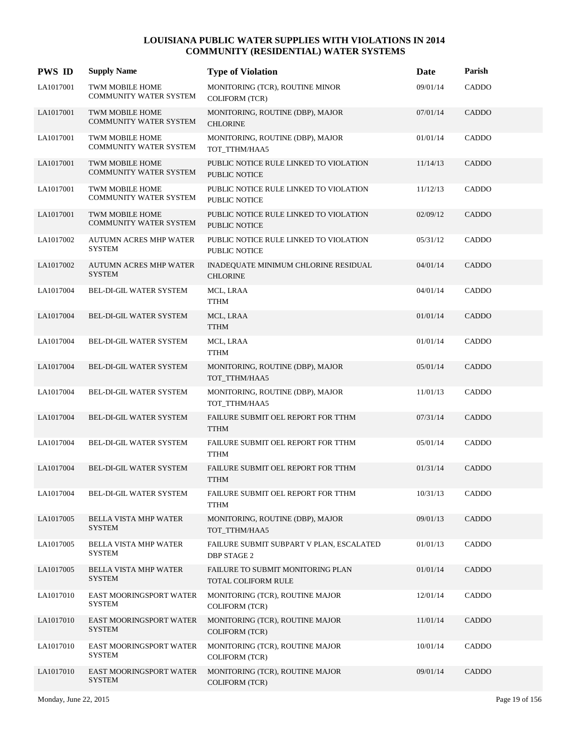# LOUISIANA PUBLIC WATER SUPPLIES WITH VIOLATIONS IN 2014
## COMMUNITY (RESIDENTIAL) WATER SYSTEMS

| PWS ID | Supply Name | Type of Violation | Date | Parish |
|---|---|---|---|---|
| LA1017001 | TWM MOBILE HOME COMMUNITY WATER SYSTEM | MONITORING (TCR), ROUTINE MINOR COLIFORM (TCR) | 09/01/14 | CADDO |
| LA1017001 | TWM MOBILE HOME COMMUNITY WATER SYSTEM | MONITORING, ROUTINE (DBP), MAJOR CHLORINE | 07/01/14 | CADDO |
| LA1017001 | TWM MOBILE HOME COMMUNITY WATER SYSTEM | MONITORING, ROUTINE (DBP), MAJOR TOT_TTHM/HAA5 | 01/01/14 | CADDO |
| LA1017001 | TWM MOBILE HOME COMMUNITY WATER SYSTEM | PUBLIC NOTICE RULE LINKED TO VIOLATION PUBLIC NOTICE | 11/14/13 | CADDO |
| LA1017001 | TWM MOBILE HOME COMMUNITY WATER SYSTEM | PUBLIC NOTICE RULE LINKED TO VIOLATION PUBLIC NOTICE | 11/12/13 | CADDO |
| LA1017001 | TWM MOBILE HOME COMMUNITY WATER SYSTEM | PUBLIC NOTICE RULE LINKED TO VIOLATION PUBLIC NOTICE | 02/09/12 | CADDO |
| LA1017002 | AUTUMN ACRES MHP WATER SYSTEM | PUBLIC NOTICE RULE LINKED TO VIOLATION PUBLIC NOTICE | 05/31/12 | CADDO |
| LA1017002 | AUTUMN ACRES MHP WATER SYSTEM | INADEQUATE MINIMUM CHLORINE RESIDUAL CHLORINE | 04/01/14 | CADDO |
| LA1017004 | BEL-DI-GIL WATER SYSTEM | MCL, LRAA TTHM | 04/01/14 | CADDO |
| LA1017004 | BEL-DI-GIL WATER SYSTEM | MCL, LRAA TTHM | 01/01/14 | CADDO |
| LA1017004 | BEL-DI-GIL WATER SYSTEM | MCL, LRAA TTHM | 01/01/14 | CADDO |
| LA1017004 | BEL-DI-GIL WATER SYSTEM | MONITORING, ROUTINE (DBP), MAJOR TOT_TTHM/HAA5 | 05/01/14 | CADDO |
| LA1017004 | BEL-DI-GIL WATER SYSTEM | MONITORING, ROUTINE (DBP), MAJOR TOT_TTHM/HAA5 | 11/01/13 | CADDO |
| LA1017004 | BEL-DI-GIL WATER SYSTEM | FAILURE SUBMIT OEL REPORT FOR TTHM TTHM | 07/31/14 | CADDO |
| LA1017004 | BEL-DI-GIL WATER SYSTEM | FAILURE SUBMIT OEL REPORT FOR TTHM TTHM | 05/01/14 | CADDO |
| LA1017004 | BEL-DI-GIL WATER SYSTEM | FAILURE SUBMIT OEL REPORT FOR TTHM TTHM | 01/31/14 | CADDO |
| LA1017004 | BEL-DI-GIL WATER SYSTEM | FAILURE SUBMIT OEL REPORT FOR TTHM TTHM | 10/31/13 | CADDO |
| LA1017005 | BELLA VISTA MHP WATER SYSTEM | MONITORING, ROUTINE (DBP), MAJOR TOT_TTHM/HAA5 | 09/01/13 | CADDO |
| LA1017005 | BELLA VISTA MHP WATER SYSTEM | FAILURE SUBMIT SUBPART V PLAN, ESCALATED DBP STAGE 2 | 01/01/13 | CADDO |
| LA1017005 | BELLA VISTA MHP WATER SYSTEM | FAILURE TO SUBMIT MONITORING PLAN TOTAL COLIFORM RULE | 01/01/14 | CADDO |
| LA1017010 | EAST MOORINGSPORT WATER SYSTEM | MONITORING (TCR), ROUTINE MAJOR COLIFORM (TCR) | 12/01/14 | CADDO |
| LA1017010 | EAST MOORINGSPORT WATER SYSTEM | MONITORING (TCR), ROUTINE MAJOR COLIFORM (TCR) | 11/01/14 | CADDO |
| LA1017010 | EAST MOORINGSPORT WATER SYSTEM | MONITORING (TCR), ROUTINE MAJOR COLIFORM (TCR) | 10/01/14 | CADDO |
| LA1017010 | EAST MOORINGSPORT WATER SYSTEM | MONITORING (TCR), ROUTINE MAJOR COLIFORM (TCR) | 09/01/14 | CADDO |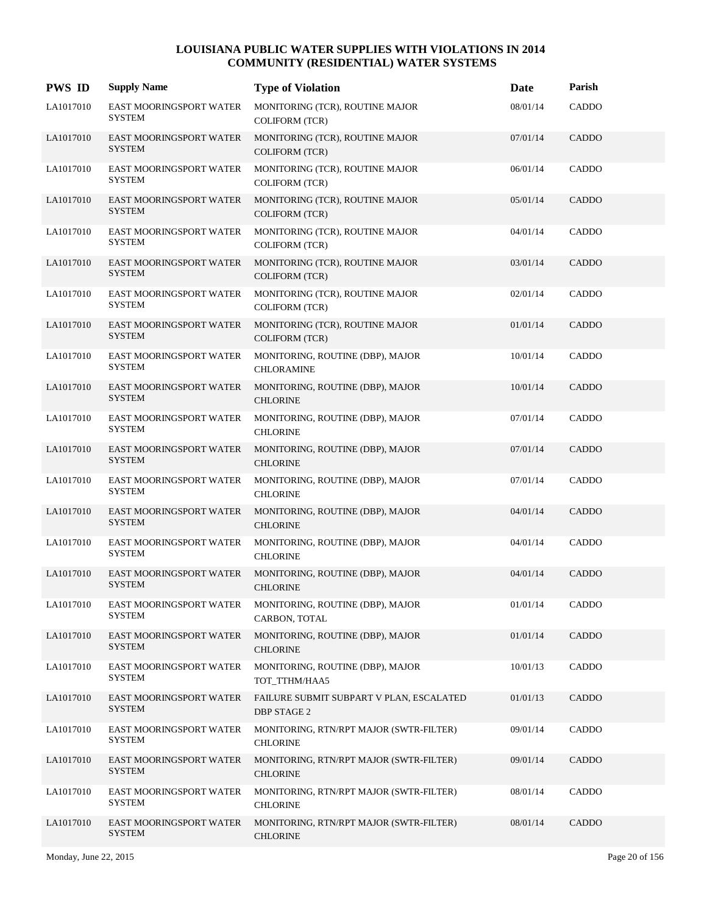# LOUISIANA PUBLIC WATER SUPPLIES WITH VIOLATIONS IN 2014
## COMMUNITY (RESIDENTIAL) WATER SYSTEMS

| PWS ID | Supply Name | Type of Violation | Date | Parish |
|---|---|---|---|---|
| LA1017010 | EAST MOORINGSPORT WATER SYSTEM | MONITORING (TCR), ROUTINE MAJOR COLIFORM (TCR) | 08/01/14 | CADDO |
| LA1017010 | EAST MOORINGSPORT WATER SYSTEM | MONITORING (TCR), ROUTINE MAJOR COLIFORM (TCR) | 07/01/14 | CADDO |
| LA1017010 | EAST MOORINGSPORT WATER SYSTEM | MONITORING (TCR), ROUTINE MAJOR COLIFORM (TCR) | 06/01/14 | CADDO |
| LA1017010 | EAST MOORINGSPORT WATER SYSTEM | MONITORING (TCR), ROUTINE MAJOR COLIFORM (TCR) | 05/01/14 | CADDO |
| LA1017010 | EAST MOORINGSPORT WATER SYSTEM | MONITORING (TCR), ROUTINE MAJOR COLIFORM (TCR) | 04/01/14 | CADDO |
| LA1017010 | EAST MOORINGSPORT WATER SYSTEM | MONITORING (TCR), ROUTINE MAJOR COLIFORM (TCR) | 03/01/14 | CADDO |
| LA1017010 | EAST MOORINGSPORT WATER SYSTEM | MONITORING (TCR), ROUTINE MAJOR COLIFORM (TCR) | 02/01/14 | CADDO |
| LA1017010 | EAST MOORINGSPORT WATER SYSTEM | MONITORING (TCR), ROUTINE MAJOR COLIFORM (TCR) | 01/01/14 | CADDO |
| LA1017010 | EAST MOORINGSPORT WATER SYSTEM | MONITORING, ROUTINE (DBP), MAJOR CHLORAMINE | 10/01/14 | CADDO |
| LA1017010 | EAST MOORINGSPORT WATER SYSTEM | MONITORING, ROUTINE (DBP), MAJOR CHLORINE | 10/01/14 | CADDO |
| LA1017010 | EAST MOORINGSPORT WATER SYSTEM | MONITORING, ROUTINE (DBP), MAJOR CHLORINE | 07/01/14 | CADDO |
| LA1017010 | EAST MOORINGSPORT WATER SYSTEM | MONITORING, ROUTINE (DBP), MAJOR CHLORINE | 07/01/14 | CADDO |
| LA1017010 | EAST MOORINGSPORT WATER SYSTEM | MONITORING, ROUTINE (DBP), MAJOR CHLORINE | 07/01/14 | CADDO |
| LA1017010 | EAST MOORINGSPORT WATER SYSTEM | MONITORING, ROUTINE (DBP), MAJOR CHLORINE | 04/01/14 | CADDO |
| LA1017010 | EAST MOORINGSPORT WATER SYSTEM | MONITORING, ROUTINE (DBP), MAJOR CHLORINE | 04/01/14 | CADDO |
| LA1017010 | EAST MOORINGSPORT WATER SYSTEM | MONITORING, ROUTINE (DBP), MAJOR CHLORINE | 04/01/14 | CADDO |
| LA1017010 | EAST MOORINGSPORT WATER SYSTEM | MONITORING, ROUTINE (DBP), MAJOR CARBON, TOTAL | 01/01/14 | CADDO |
| LA1017010 | EAST MOORINGSPORT WATER SYSTEM | MONITORING, ROUTINE (DBP), MAJOR CHLORINE | 01/01/14 | CADDO |
| LA1017010 | EAST MOORINGSPORT WATER SYSTEM | MONITORING, ROUTINE (DBP), MAJOR TOT_TTHM/HAA5 | 10/01/13 | CADDO |
| LA1017010 | EAST MOORINGSPORT WATER SYSTEM | FAILURE SUBMIT SUBPART V PLAN, ESCALATED DBP STAGE 2 | 01/01/13 | CADDO |
| LA1017010 | EAST MOORINGSPORT WATER SYSTEM | MONITORING, RTN/RPT MAJOR (SWTR-FILTER) CHLORINE | 09/01/14 | CADDO |
| LA1017010 | EAST MOORINGSPORT WATER SYSTEM | MONITORING, RTN/RPT MAJOR (SWTR-FILTER) CHLORINE | 09/01/14 | CADDO |
| LA1017010 | EAST MOORINGSPORT WATER SYSTEM | MONITORING, RTN/RPT MAJOR (SWTR-FILTER) CHLORINE | 08/01/14 | CADDO |
| LA1017010 | EAST MOORINGSPORT WATER SYSTEM | MONITORING, RTN/RPT MAJOR (SWTR-FILTER) CHLORINE | 08/01/14 | CADDO |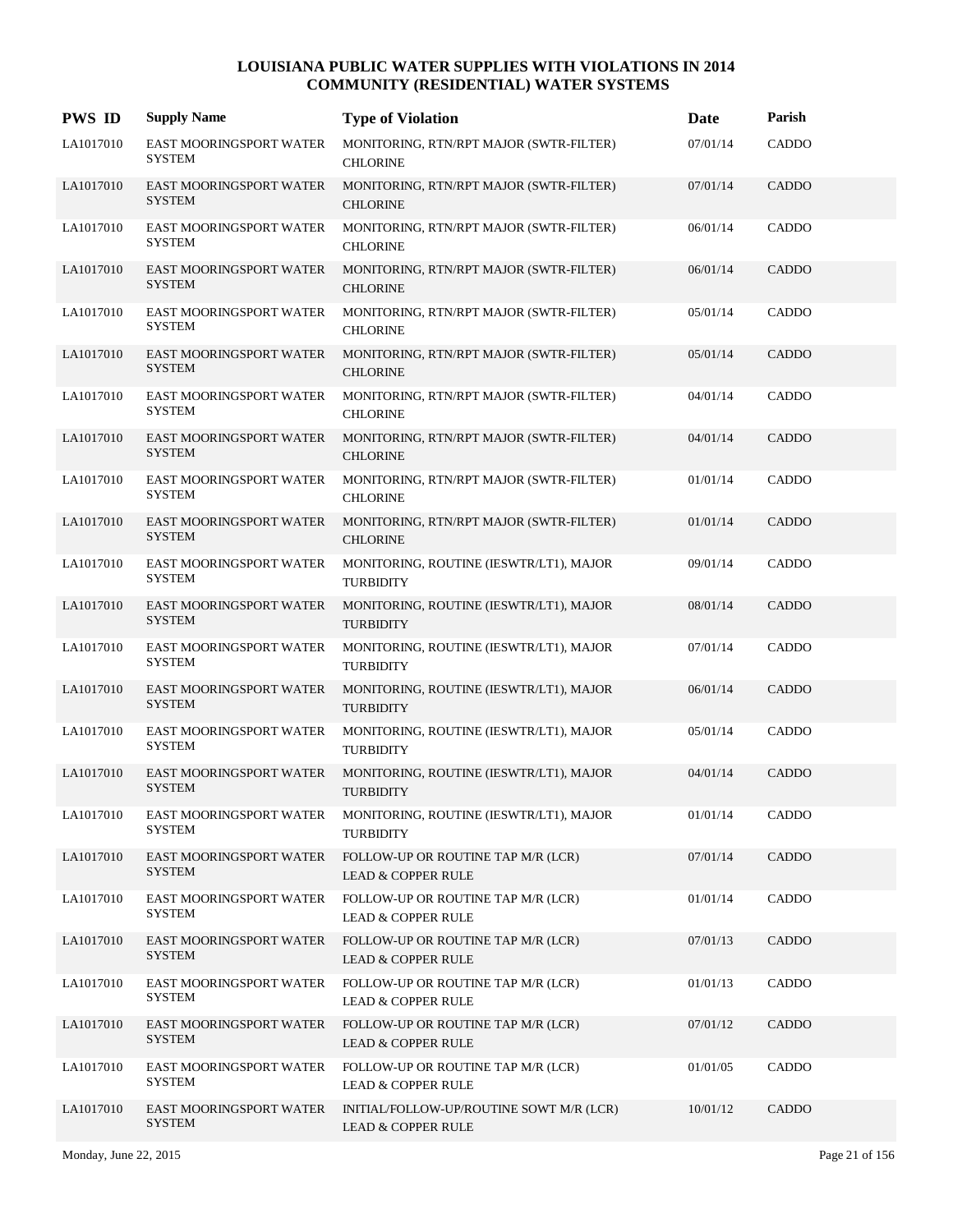# LOUISIANA PUBLIC WATER SUPPLIES WITH VIOLATIONS IN 2014
## COMMUNITY (RESIDENTIAL) WATER SYSTEMS

| PWS ID | Supply Name | Type of Violation | Date | Parish |
|---|---|---|---|---|
| LA1017010 | EAST MOORINGSPORT WATER SYSTEM | MONITORING, RTN/RPT MAJOR (SWTR-FILTER) CHLORINE | 07/01/14 | CADDO |
| LA1017010 | EAST MOORINGSPORT WATER SYSTEM | MONITORING, RTN/RPT MAJOR (SWTR-FILTER) CHLORINE | 07/01/14 | CADDO |
| LA1017010 | EAST MOORINGSPORT WATER SYSTEM | MONITORING, RTN/RPT MAJOR (SWTR-FILTER) CHLORINE | 06/01/14 | CADDO |
| LA1017010 | EAST MOORINGSPORT WATER SYSTEM | MONITORING, RTN/RPT MAJOR (SWTR-FILTER) CHLORINE | 06/01/14 | CADDO |
| LA1017010 | EAST MOORINGSPORT WATER SYSTEM | MONITORING, RTN/RPT MAJOR (SWTR-FILTER) CHLORINE | 05/01/14 | CADDO |
| LA1017010 | EAST MOORINGSPORT WATER SYSTEM | MONITORING, RTN/RPT MAJOR (SWTR-FILTER) CHLORINE | 05/01/14 | CADDO |
| LA1017010 | EAST MOORINGSPORT WATER SYSTEM | MONITORING, RTN/RPT MAJOR (SWTR-FILTER) CHLORINE | 04/01/14 | CADDO |
| LA1017010 | EAST MOORINGSPORT WATER SYSTEM | MONITORING, RTN/RPT MAJOR (SWTR-FILTER) CHLORINE | 04/01/14 | CADDO |
| LA1017010 | EAST MOORINGSPORT WATER SYSTEM | MONITORING, RTN/RPT MAJOR (SWTR-FILTER) CHLORINE | 01/01/14 | CADDO |
| LA1017010 | EAST MOORINGSPORT WATER SYSTEM | MONITORING, RTN/RPT MAJOR (SWTR-FILTER) CHLORINE | 01/01/14 | CADDO |
| LA1017010 | EAST MOORINGSPORT WATER SYSTEM | MONITORING, ROUTINE (IESWTR/LT1), MAJOR TURBIDITY | 09/01/14 | CADDO |
| LA1017010 | EAST MOORINGSPORT WATER SYSTEM | MONITORING, ROUTINE (IESWTR/LT1), MAJOR TURBIDITY | 08/01/14 | CADDO |
| LA1017010 | EAST MOORINGSPORT WATER SYSTEM | MONITORING, ROUTINE (IESWTR/LT1), MAJOR TURBIDITY | 07/01/14 | CADDO |
| LA1017010 | EAST MOORINGSPORT WATER SYSTEM | MONITORING, ROUTINE (IESWTR/LT1), MAJOR TURBIDITY | 06/01/14 | CADDO |
| LA1017010 | EAST MOORINGSPORT WATER SYSTEM | MONITORING, ROUTINE (IESWTR/LT1), MAJOR TURBIDITY | 05/01/14 | CADDO |
| LA1017010 | EAST MOORINGSPORT WATER SYSTEM | MONITORING, ROUTINE (IESWTR/LT1), MAJOR TURBIDITY | 04/01/14 | CADDO |
| LA1017010 | EAST MOORINGSPORT WATER SYSTEM | MONITORING, ROUTINE (IESWTR/LT1), MAJOR TURBIDITY | 01/01/14 | CADDO |
| LA1017010 | EAST MOORINGSPORT WATER SYSTEM | FOLLOW-UP OR ROUTINE TAP M/R (LCR) LEAD & COPPER RULE | 07/01/14 | CADDO |
| LA1017010 | EAST MOORINGSPORT WATER SYSTEM | FOLLOW-UP OR ROUTINE TAP M/R (LCR) LEAD & COPPER RULE | 01/01/14 | CADDO |
| LA1017010 | EAST MOORINGSPORT WATER SYSTEM | FOLLOW-UP OR ROUTINE TAP M/R (LCR) LEAD & COPPER RULE | 07/01/13 | CADDO |
| LA1017010 | EAST MOORINGSPORT WATER SYSTEM | FOLLOW-UP OR ROUTINE TAP M/R (LCR) LEAD & COPPER RULE | 01/01/13 | CADDO |
| LA1017010 | EAST MOORINGSPORT WATER SYSTEM | FOLLOW-UP OR ROUTINE TAP M/R (LCR) LEAD & COPPER RULE | 07/01/12 | CADDO |
| LA1017010 | EAST MOORINGSPORT WATER SYSTEM | FOLLOW-UP OR ROUTINE TAP M/R (LCR) LEAD & COPPER RULE | 01/01/05 | CADDO |
| LA1017010 | EAST MOORINGSPORT WATER SYSTEM | INITIAL/FOLLOW-UP/ROUTINE SOWT M/R (LCR) LEAD & COPPER RULE | 10/01/12 | CADDO |

Monday, June 22, 2015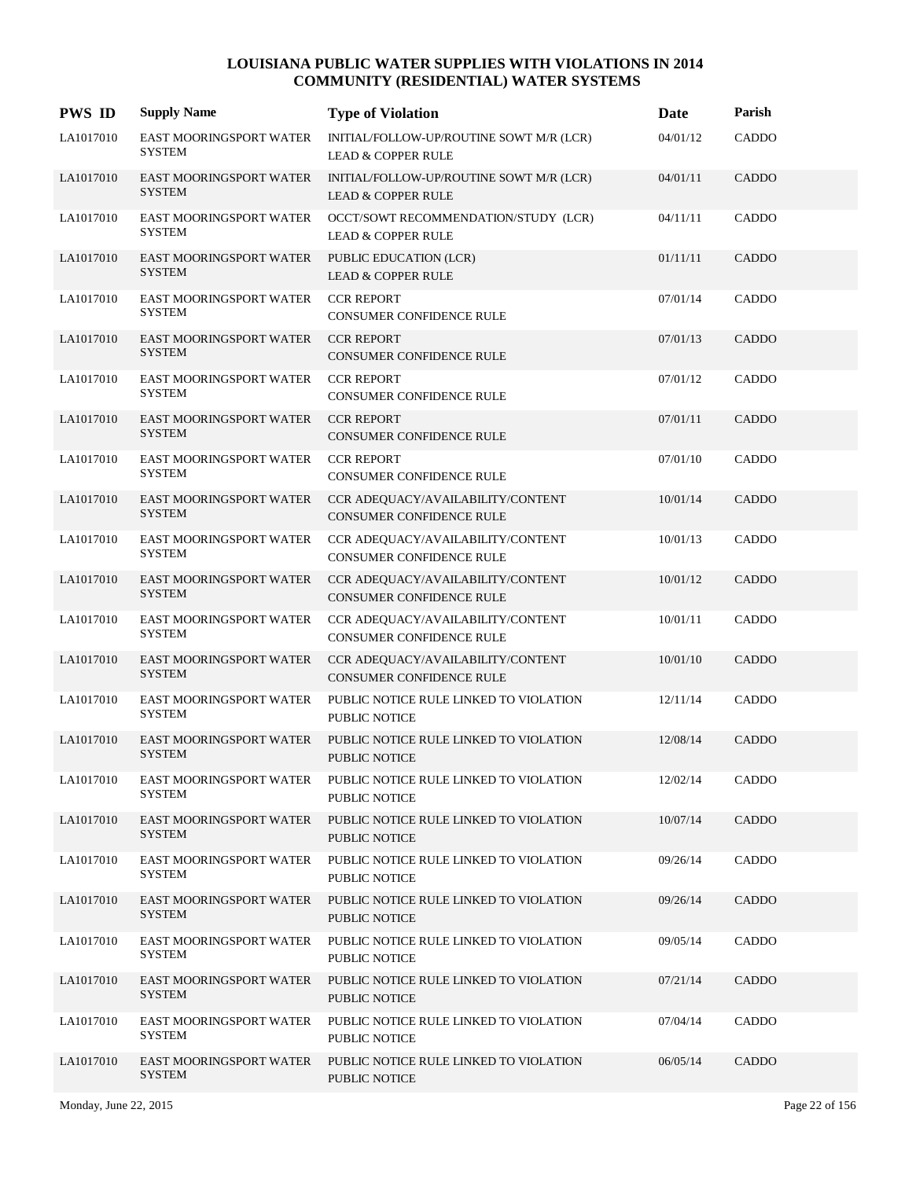# LOUISIANA PUBLIC WATER SUPPLIES WITH VIOLATIONS IN 2014
## COMMUNITY (RESIDENTIAL) WATER SYSTEMS

| PWS ID | Supply Name | Type of Violation | Date | Parish |
|---|---|---|---|---|
| LA1017010 | EAST MOORINGSPORT WATER SYSTEM | INITIAL/FOLLOW-UP/ROUTINE SOWT M/R (LCR) LEAD & COPPER RULE | 04/01/12 | CADDO |
| LA1017010 | EAST MOORINGSPORT WATER SYSTEM | INITIAL/FOLLOW-UP/ROUTINE SOWT M/R (LCR) LEAD & COPPER RULE | 04/01/11 | CADDO |
| LA1017010 | EAST MOORINGSPORT WATER SYSTEM | OCCT/SOWT RECOMMENDATION/STUDY (LCR) LEAD & COPPER RULE | 04/11/11 | CADDO |
| LA1017010 | EAST MOORINGSPORT WATER SYSTEM | PUBLIC EDUCATION (LCR) LEAD & COPPER RULE | 01/11/11 | CADDO |
| LA1017010 | EAST MOORINGSPORT WATER SYSTEM | CCR REPORT CONSUMER CONFIDENCE RULE | 07/01/14 | CADDO |
| LA1017010 | EAST MOORINGSPORT WATER SYSTEM | CCR REPORT CONSUMER CONFIDENCE RULE | 07/01/13 | CADDO |
| LA1017010 | EAST MOORINGSPORT WATER SYSTEM | CCR REPORT CONSUMER CONFIDENCE RULE | 07/01/12 | CADDO |
| LA1017010 | EAST MOORINGSPORT WATER SYSTEM | CCR REPORT CONSUMER CONFIDENCE RULE | 07/01/11 | CADDO |
| LA1017010 | EAST MOORINGSPORT WATER SYSTEM | CCR REPORT CONSUMER CONFIDENCE RULE | 07/01/10 | CADDO |
| LA1017010 | EAST MOORINGSPORT WATER SYSTEM | CCR ADEQUACY/AVAILABILITY/CONTENT CONSUMER CONFIDENCE RULE | 10/01/14 | CADDO |
| LA1017010 | EAST MOORINGSPORT WATER SYSTEM | CCR ADEQUACY/AVAILABILITY/CONTENT CONSUMER CONFIDENCE RULE | 10/01/13 | CADDO |
| LA1017010 | EAST MOORINGSPORT WATER SYSTEM | CCR ADEQUACY/AVAILABILITY/CONTENT CONSUMER CONFIDENCE RULE | 10/01/12 | CADDO |
| LA1017010 | EAST MOORINGSPORT WATER SYSTEM | CCR ADEQUACY/AVAILABILITY/CONTENT CONSUMER CONFIDENCE RULE | 10/01/11 | CADDO |
| LA1017010 | EAST MOORINGSPORT WATER SYSTEM | CCR ADEQUACY/AVAILABILITY/CONTENT CONSUMER CONFIDENCE RULE | 10/01/10 | CADDO |
| LA1017010 | EAST MOORINGSPORT WATER SYSTEM | PUBLIC NOTICE RULE LINKED TO VIOLATION PUBLIC NOTICE | 12/11/14 | CADDO |
| LA1017010 | EAST MOORINGSPORT WATER SYSTEM | PUBLIC NOTICE RULE LINKED TO VIOLATION PUBLIC NOTICE | 12/08/14 | CADDO |
| LA1017010 | EAST MOORINGSPORT WATER SYSTEM | PUBLIC NOTICE RULE LINKED TO VIOLATION PUBLIC NOTICE | 12/02/14 | CADDO |
| LA1017010 | EAST MOORINGSPORT WATER SYSTEM | PUBLIC NOTICE RULE LINKED TO VIOLATION PUBLIC NOTICE | 10/07/14 | CADDO |
| LA1017010 | EAST MOORINGSPORT WATER SYSTEM | PUBLIC NOTICE RULE LINKED TO VIOLATION PUBLIC NOTICE | 09/26/14 | CADDO |
| LA1017010 | EAST MOORINGSPORT WATER SYSTEM | PUBLIC NOTICE RULE LINKED TO VIOLATION PUBLIC NOTICE | 09/26/14 | CADDO |
| LA1017010 | EAST MOORINGSPORT WATER SYSTEM | PUBLIC NOTICE RULE LINKED TO VIOLATION PUBLIC NOTICE | 09/05/14 | CADDO |
| LA1017010 | EAST MOORINGSPORT WATER SYSTEM | PUBLIC NOTICE RULE LINKED TO VIOLATION PUBLIC NOTICE | 07/21/14 | CADDO |
| LA1017010 | EAST MOORINGSPORT WATER SYSTEM | PUBLIC NOTICE RULE LINKED TO VIOLATION PUBLIC NOTICE | 07/04/14 | CADDO |
| LA1017010 | EAST MOORINGSPORT WATER SYSTEM | PUBLIC NOTICE RULE LINKED TO VIOLATION PUBLIC NOTICE | 06/05/14 | CADDO |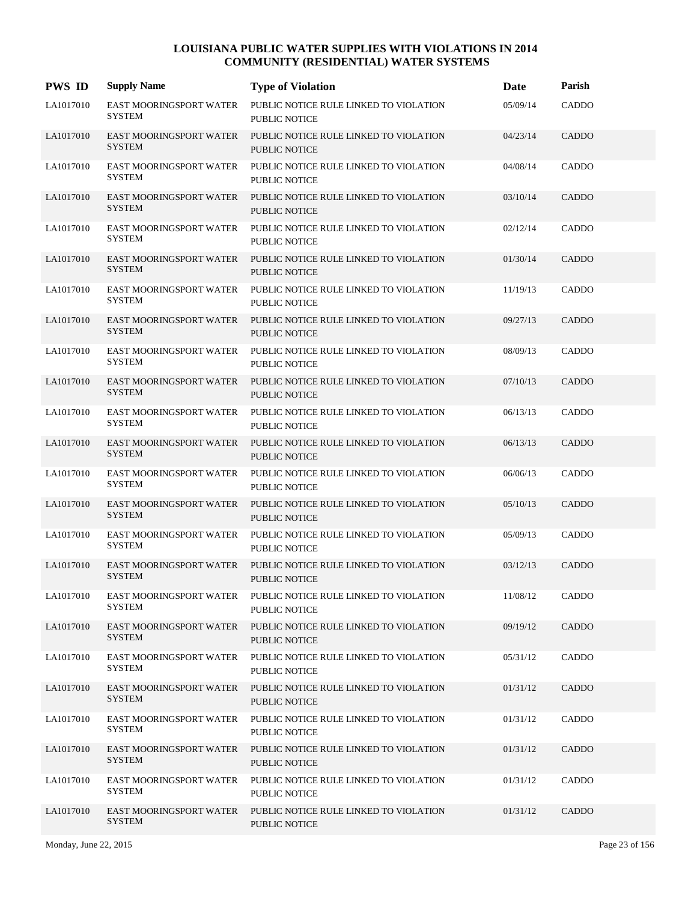# LOUISIANA PUBLIC WATER SUPPLIES WITH VIOLATIONS IN 2014
## COMMUNITY (RESIDENTIAL) WATER SYSTEMS

| PWS ID | Supply Name | Type of Violation | Date | Parish |
|---|---|---|---|---|
| LA1017010 | EAST MOORINGSPORT WATER SYSTEM | PUBLIC NOTICE RULE LINKED TO VIOLATION PUBLIC NOTICE | 05/09/14 | CADDO |
| LA1017010 | EAST MOORINGSPORT WATER SYSTEM | PUBLIC NOTICE RULE LINKED TO VIOLATION PUBLIC NOTICE | 04/23/14 | CADDO |
| LA1017010 | EAST MOORINGSPORT WATER SYSTEM | PUBLIC NOTICE RULE LINKED TO VIOLATION PUBLIC NOTICE | 04/08/14 | CADDO |
| LA1017010 | EAST MOORINGSPORT WATER SYSTEM | PUBLIC NOTICE RULE LINKED TO VIOLATION PUBLIC NOTICE | 03/10/14 | CADDO |
| LA1017010 | EAST MOORINGSPORT WATER SYSTEM | PUBLIC NOTICE RULE LINKED TO VIOLATION PUBLIC NOTICE | 02/12/14 | CADDO |
| LA1017010 | EAST MOORINGSPORT WATER SYSTEM | PUBLIC NOTICE RULE LINKED TO VIOLATION PUBLIC NOTICE | 01/30/14 | CADDO |
| LA1017010 | EAST MOORINGSPORT WATER SYSTEM | PUBLIC NOTICE RULE LINKED TO VIOLATION PUBLIC NOTICE | 11/19/13 | CADDO |
| LA1017010 | EAST MOORINGSPORT WATER SYSTEM | PUBLIC NOTICE RULE LINKED TO VIOLATION PUBLIC NOTICE | 09/27/13 | CADDO |
| LA1017010 | EAST MOORINGSPORT WATER SYSTEM | PUBLIC NOTICE RULE LINKED TO VIOLATION PUBLIC NOTICE | 08/09/13 | CADDO |
| LA1017010 | EAST MOORINGSPORT WATER SYSTEM | PUBLIC NOTICE RULE LINKED TO VIOLATION PUBLIC NOTICE | 07/10/13 | CADDO |
| LA1017010 | EAST MOORINGSPORT WATER SYSTEM | PUBLIC NOTICE RULE LINKED TO VIOLATION PUBLIC NOTICE | 06/13/13 | CADDO |
| LA1017010 | EAST MOORINGSPORT WATER SYSTEM | PUBLIC NOTICE RULE LINKED TO VIOLATION PUBLIC NOTICE | 06/13/13 | CADDO |
| LA1017010 | EAST MOORINGSPORT WATER SYSTEM | PUBLIC NOTICE RULE LINKED TO VIOLATION PUBLIC NOTICE | 06/06/13 | CADDO |
| LA1017010 | EAST MOORINGSPORT WATER SYSTEM | PUBLIC NOTICE RULE LINKED TO VIOLATION PUBLIC NOTICE | 05/10/13 | CADDO |
| LA1017010 | EAST MOORINGSPORT WATER SYSTEM | PUBLIC NOTICE RULE LINKED TO VIOLATION PUBLIC NOTICE | 05/09/13 | CADDO |
| LA1017010 | EAST MOORINGSPORT WATER SYSTEM | PUBLIC NOTICE RULE LINKED TO VIOLATION PUBLIC NOTICE | 03/12/13 | CADDO |
| LA1017010 | EAST MOORINGSPORT WATER SYSTEM | PUBLIC NOTICE RULE LINKED TO VIOLATION PUBLIC NOTICE | 11/08/12 | CADDO |
| LA1017010 | EAST MOORINGSPORT WATER SYSTEM | PUBLIC NOTICE RULE LINKED TO VIOLATION PUBLIC NOTICE | 09/19/12 | CADDO |
| LA1017010 | EAST MOORINGSPORT WATER SYSTEM | PUBLIC NOTICE RULE LINKED TO VIOLATION PUBLIC NOTICE | 05/31/12 | CADDO |
| LA1017010 | EAST MOORINGSPORT WATER SYSTEM | PUBLIC NOTICE RULE LINKED TO VIOLATION PUBLIC NOTICE | 01/31/12 | CADDO |
| LA1017010 | EAST MOORINGSPORT WATER SYSTEM | PUBLIC NOTICE RULE LINKED TO VIOLATION PUBLIC NOTICE | 01/31/12 | CADDO |
| LA1017010 | EAST MOORINGSPORT WATER SYSTEM | PUBLIC NOTICE RULE LINKED TO VIOLATION PUBLIC NOTICE | 01/31/12 | CADDO |
| LA1017010 | EAST MOORINGSPORT WATER SYSTEM | PUBLIC NOTICE RULE LINKED TO VIOLATION PUBLIC NOTICE | 01/31/12 | CADDO |
| LA1017010 | EAST MOORINGSPORT WATER SYSTEM | PUBLIC NOTICE RULE LINKED TO VIOLATION PUBLIC NOTICE | 01/31/12 | CADDO |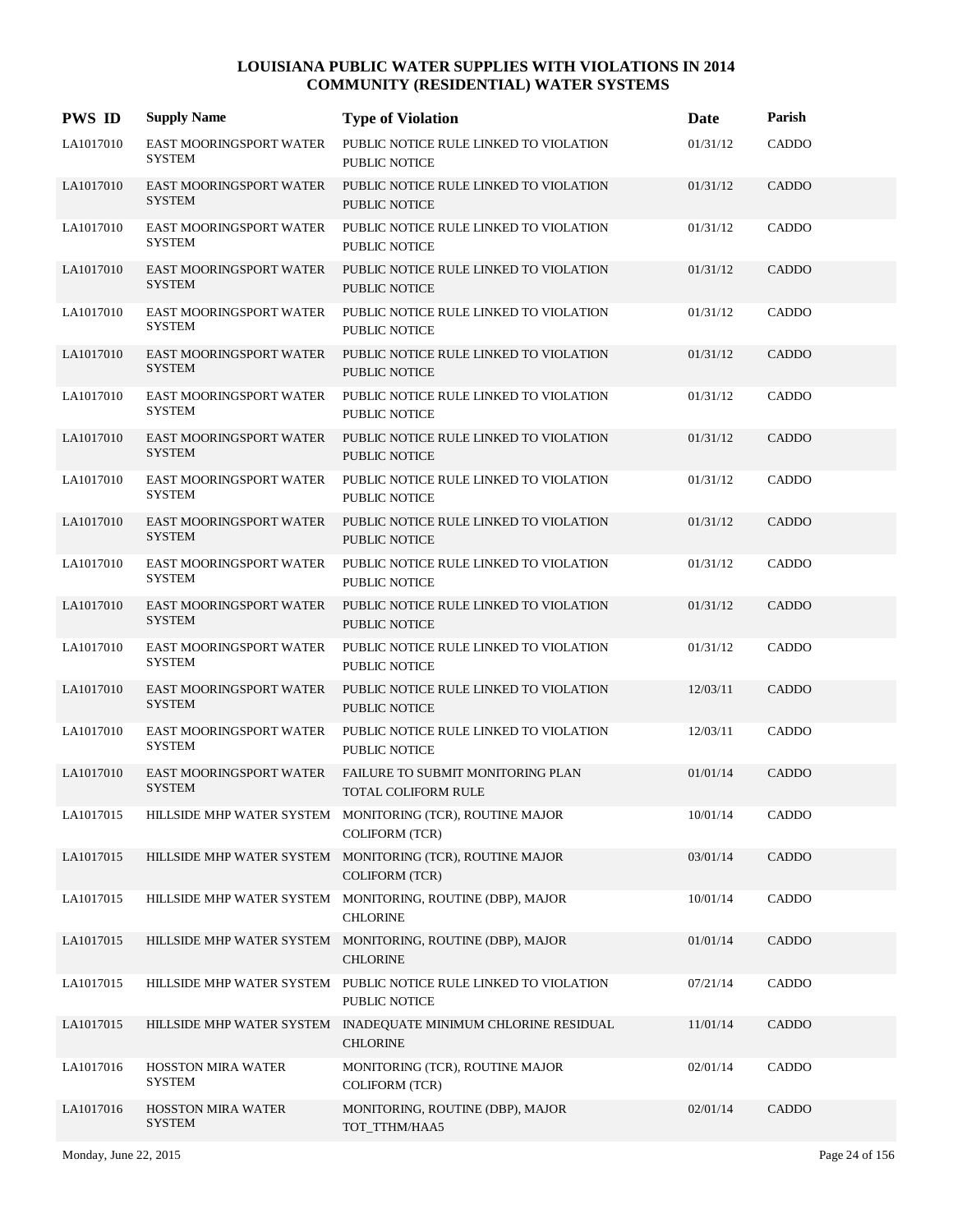# LOUISIANA PUBLIC WATER SUPPLIES WITH VIOLATIONS IN 2014
## COMMUNITY (RESIDENTIAL) WATER SYSTEMS

| PWS ID | Supply Name | Type of Violation | Date | Parish |
|---|---|---|---|---|
| LA1017010 | EAST MOORINGSPORT WATER SYSTEM | PUBLIC NOTICE RULE LINKED TO VIOLATION PUBLIC NOTICE | 01/31/12 | CADDO |
| LA1017010 | EAST MOORINGSPORT WATER SYSTEM | PUBLIC NOTICE RULE LINKED TO VIOLATION PUBLIC NOTICE | 01/31/12 | CADDO |
| LA1017010 | EAST MOORINGSPORT WATER SYSTEM | PUBLIC NOTICE RULE LINKED TO VIOLATION PUBLIC NOTICE | 01/31/12 | CADDO |
| LA1017010 | EAST MOORINGSPORT WATER SYSTEM | PUBLIC NOTICE RULE LINKED TO VIOLATION PUBLIC NOTICE | 01/31/12 | CADDO |
| LA1017010 | EAST MOORINGSPORT WATER SYSTEM | PUBLIC NOTICE RULE LINKED TO VIOLATION PUBLIC NOTICE | 01/31/12 | CADDO |
| LA1017010 | EAST MOORINGSPORT WATER SYSTEM | PUBLIC NOTICE RULE LINKED TO VIOLATION PUBLIC NOTICE | 01/31/12 | CADDO |
| LA1017010 | EAST MOORINGSPORT WATER SYSTEM | PUBLIC NOTICE RULE LINKED TO VIOLATION PUBLIC NOTICE | 01/31/12 | CADDO |
| LA1017010 | EAST MOORINGSPORT WATER SYSTEM | PUBLIC NOTICE RULE LINKED TO VIOLATION PUBLIC NOTICE | 01/31/12 | CADDO |
| LA1017010 | EAST MOORINGSPORT WATER SYSTEM | PUBLIC NOTICE RULE LINKED TO VIOLATION PUBLIC NOTICE | 01/31/12 | CADDO |
| LA1017010 | EAST MOORINGSPORT WATER SYSTEM | PUBLIC NOTICE RULE LINKED TO VIOLATION PUBLIC NOTICE | 01/31/12 | CADDO |
| LA1017010 | EAST MOORINGSPORT WATER SYSTEM | PUBLIC NOTICE RULE LINKED TO VIOLATION PUBLIC NOTICE | 01/31/12 | CADDO |
| LA1017010 | EAST MOORINGSPORT WATER SYSTEM | PUBLIC NOTICE RULE LINKED TO VIOLATION PUBLIC NOTICE | 01/31/12 | CADDO |
| LA1017010 | EAST MOORINGSPORT WATER SYSTEM | PUBLIC NOTICE RULE LINKED TO VIOLATION PUBLIC NOTICE | 01/31/12 | CADDO |
| LA1017010 | EAST MOORINGSPORT WATER SYSTEM | PUBLIC NOTICE RULE LINKED TO VIOLATION PUBLIC NOTICE | 12/03/11 | CADDO |
| LA1017010 | EAST MOORINGSPORT WATER SYSTEM | PUBLIC NOTICE RULE LINKED TO VIOLATION PUBLIC NOTICE | 12/03/11 | CADDO |
| LA1017010 | EAST MOORINGSPORT WATER SYSTEM | FAILURE TO SUBMIT MONITORING PLAN TOTAL COLIFORM RULE | 01/01/14 | CADDO |
| LA1017015 | HILLSIDE MHP WATER SYSTEM | MONITORING (TCR), ROUTINE MAJOR COLIFORM (TCR) | 10/01/14 | CADDO |
| LA1017015 | HILLSIDE MHP WATER SYSTEM | MONITORING (TCR), ROUTINE MAJOR COLIFORM (TCR) | 03/01/14 | CADDO |
| LA1017015 | HILLSIDE MHP WATER SYSTEM | MONITORING, ROUTINE (DBP), MAJOR CHLORINE | 10/01/14 | CADDO |
| LA1017015 | HILLSIDE MHP WATER SYSTEM | MONITORING, ROUTINE (DBP), MAJOR CHLORINE | 01/01/14 | CADDO |
| LA1017015 | HILLSIDE MHP WATER SYSTEM | PUBLIC NOTICE RULE LINKED TO VIOLATION PUBLIC NOTICE | 07/21/14 | CADDO |
| LA1017015 | HILLSIDE MHP WATER SYSTEM | INADEQUATE MINIMUM CHLORINE RESIDUAL CHLORINE | 11/01/14 | CADDO |
| LA1017016 | HOSSTON MIRA WATER SYSTEM | MONITORING (TCR), ROUTINE MAJOR COLIFORM (TCR) | 02/01/14 | CADDO |
| LA1017016 | HOSSTON MIRA WATER SYSTEM | MONITORING, ROUTINE (DBP), MAJOR TOT_TTHM/HAA5 | 02/01/14 | CADDO |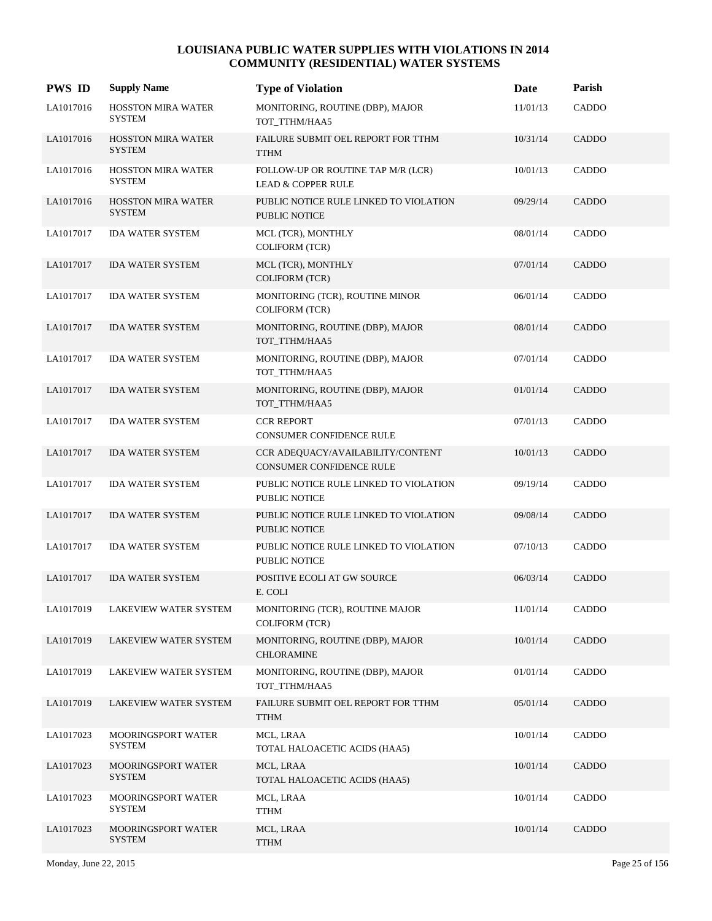# LOUISIANA PUBLIC WATER SUPPLIES WITH VIOLATIONS IN 2014
## COMMUNITY (RESIDENTIAL) WATER SYSTEMS

| PWS ID | Supply Name | Type of Violation | Date | Parish |
|---|---|---|---|---|
| LA1017016 | HOSSTON MIRA WATER SYSTEM | MONITORING, ROUTINE (DBP), MAJOR TOT_TTHM/HAA5 | 11/01/13 | CADDO |
| LA1017016 | HOSSTON MIRA WATER SYSTEM | FAILURE SUBMIT OEL REPORT FOR TTHM TTHM | 10/31/14 | CADDO |
| LA1017016 | HOSSTON MIRA WATER SYSTEM | FOLLOW-UP OR ROUTINE TAP M/R (LCR) LEAD & COPPER RULE | 10/01/13 | CADDO |
| LA1017016 | HOSSTON MIRA WATER SYSTEM | PUBLIC NOTICE RULE LINKED TO VIOLATION PUBLIC NOTICE | 09/29/14 | CADDO |
| LA1017017 | IDA WATER SYSTEM | MCL (TCR), MONTHLY COLIFORM (TCR) | 08/01/14 | CADDO |
| LA1017017 | IDA WATER SYSTEM | MCL (TCR), MONTHLY COLIFORM (TCR) | 07/01/14 | CADDO |
| LA1017017 | IDA WATER SYSTEM | MONITORING (TCR), ROUTINE MINOR COLIFORM (TCR) | 06/01/14 | CADDO |
| LA1017017 | IDA WATER SYSTEM | MONITORING, ROUTINE (DBP), MAJOR TOT_TTHM/HAA5 | 08/01/14 | CADDO |
| LA1017017 | IDA WATER SYSTEM | MONITORING, ROUTINE (DBP), MAJOR TOT_TTHM/HAA5 | 07/01/14 | CADDO |
| LA1017017 | IDA WATER SYSTEM | MONITORING, ROUTINE (DBP), MAJOR TOT_TTHM/HAA5 | 01/01/14 | CADDO |
| LA1017017 | IDA WATER SYSTEM | CCR REPORT CONSUMER CONFIDENCE RULE | 07/01/13 | CADDO |
| LA1017017 | IDA WATER SYSTEM | CCR ADEQUACY/AVAILABILITY/CONTENT CONSUMER CONFIDENCE RULE | 10/01/13 | CADDO |
| LA1017017 | IDA WATER SYSTEM | PUBLIC NOTICE RULE LINKED TO VIOLATION PUBLIC NOTICE | 09/19/14 | CADDO |
| LA1017017 | IDA WATER SYSTEM | PUBLIC NOTICE RULE LINKED TO VIOLATION PUBLIC NOTICE | 09/08/14 | CADDO |
| LA1017017 | IDA WATER SYSTEM | PUBLIC NOTICE RULE LINKED TO VIOLATION PUBLIC NOTICE | 07/10/13 | CADDO |
| LA1017017 | IDA WATER SYSTEM | POSITIVE ECOLI AT GW SOURCE E. COLI | 06/03/14 | CADDO |
| LA1017019 | LAKEVIEW WATER SYSTEM | MONITORING (TCR), ROUTINE MAJOR COLIFORM (TCR) | 11/01/14 | CADDO |
| LA1017019 | LAKEVIEW WATER SYSTEM | MONITORING, ROUTINE (DBP), MAJOR CHLORAMINE | 10/01/14 | CADDO |
| LA1017019 | LAKEVIEW WATER SYSTEM | MONITORING, ROUTINE (DBP), MAJOR TOT_TTHM/HAA5 | 01/01/14 | CADDO |
| LA1017019 | LAKEVIEW WATER SYSTEM | FAILURE SUBMIT OEL REPORT FOR TTHM TTHM | 05/01/14 | CADDO |
| LA1017023 | MOORINGSPORT WATER SYSTEM | MCL, LRAA TOTAL HALOACETIC ACIDS (HAA5) | 10/01/14 | CADDO |
| LA1017023 | MOORINGSPORT WATER SYSTEM | MCL, LRAA TOTAL HALOACETIC ACIDS (HAA5) | 10/01/14 | CADDO |
| LA1017023 | MOORINGSPORT WATER SYSTEM | MCL, LRAA TTHM | 10/01/14 | CADDO |
| LA1017023 | MOORINGSPORT WATER SYSTEM | MCL, LRAA TTHM | 10/01/14 | CADDO |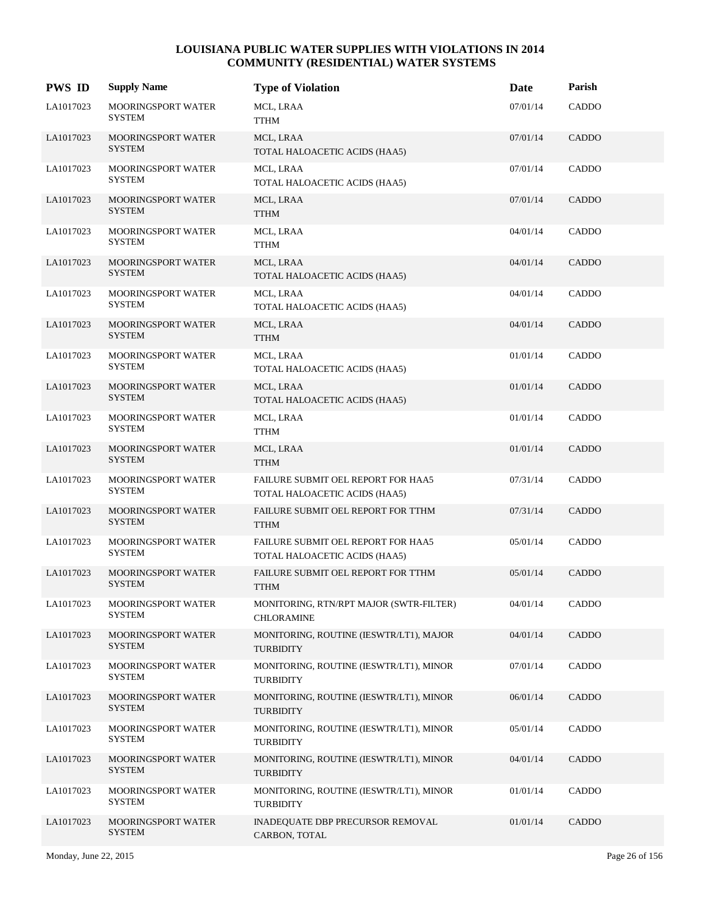# LOUISIANA PUBLIC WATER SUPPLIES WITH VIOLATIONS IN 2014
## COMMUNITY (RESIDENTIAL) WATER SYSTEMS

| PWS ID | Supply Name | Type of Violation | Date | Parish |
|---|---|---|---|---|
| LA1017023 | MOORINGSPORT WATER SYSTEM | MCL, LRAA<br>TTHM | 07/01/14 | CADDO |
| LA1017023 | MOORINGSPORT WATER SYSTEM | MCL, LRAA<br>TOTAL HALOACETIC ACIDS (HAA5) | 07/01/14 | CADDO |
| LA1017023 | MOORINGSPORT WATER SYSTEM | MCL, LRAA<br>TOTAL HALOACETIC ACIDS (HAA5) | 07/01/14 | CADDO |
| LA1017023 | MOORINGSPORT WATER SYSTEM | MCL, LRAA<br>TTHM | 07/01/14 | CADDO |
| LA1017023 | MOORINGSPORT WATER SYSTEM | MCL, LRAA<br>TTHM | 04/01/14 | CADDO |
| LA1017023 | MOORINGSPORT WATER SYSTEM | MCL, LRAA<br>TOTAL HALOACETIC ACIDS (HAA5) | 04/01/14 | CADDO |
| LA1017023 | MOORINGSPORT WATER SYSTEM | MCL, LRAA<br>TOTAL HALOACETIC ACIDS (HAA5) | 04/01/14 | CADDO |
| LA1017023 | MOORINGSPORT WATER SYSTEM | MCL, LRAA<br>TTHM | 04/01/14 | CADDO |
| LA1017023 | MOORINGSPORT WATER SYSTEM | MCL, LRAA<br>TOTAL HALOACETIC ACIDS (HAA5) | 01/01/14 | CADDO |
| LA1017023 | MOORINGSPORT WATER SYSTEM | MCL, LRAA<br>TOTAL HALOACETIC ACIDS (HAA5) | 01/01/14 | CADDO |
| LA1017023 | MOORINGSPORT WATER SYSTEM | MCL, LRAA<br>TTHM | 01/01/14 | CADDO |
| LA1017023 | MOORINGSPORT WATER SYSTEM | MCL, LRAA<br>TTHM | 01/01/14 | CADDO |
| LA1017023 | MOORINGSPORT WATER SYSTEM | FAILURE SUBMIT OEL REPORT FOR HAA5<br>TOTAL HALOACETIC ACIDS (HAA5) | 07/31/14 | CADDO |
| LA1017023 | MOORINGSPORT WATER SYSTEM | FAILURE SUBMIT OEL REPORT FOR TTHM<br>TTHM | 07/31/14 | CADDO |
| LA1017023 | MOORINGSPORT WATER SYSTEM | FAILURE SUBMIT OEL REPORT FOR HAA5<br>TOTAL HALOACETIC ACIDS (HAA5) | 05/01/14 | CADDO |
| LA1017023 | MOORINGSPORT WATER SYSTEM | FAILURE SUBMIT OEL REPORT FOR TTHM<br>TTHM | 05/01/14 | CADDO |
| LA1017023 | MOORINGSPORT WATER SYSTEM | MONITORING, RTN/RPT MAJOR (SWTR-FILTER)<br>CHLORAMINE | 04/01/14 | CADDO |
| LA1017023 | MOORINGSPORT WATER SYSTEM | MONITORING, ROUTINE (IESWTR/LT1), MAJOR<br>TURBIDITY | 04/01/14 | CADDO |
| LA1017023 | MOORINGSPORT WATER SYSTEM | MONITORING, ROUTINE (IESWTR/LT1), MINOR<br>TURBIDITY | 07/01/14 | CADDO |
| LA1017023 | MOORINGSPORT WATER SYSTEM | MONITORING, ROUTINE (IESWTR/LT1), MINOR<br>TURBIDITY | 06/01/14 | CADDO |
| LA1017023 | MOORINGSPORT WATER SYSTEM | MONITORING, ROUTINE (IESWTR/LT1), MINOR<br>TURBIDITY | 05/01/14 | CADDO |
| LA1017023 | MOORINGSPORT WATER SYSTEM | MONITORING, ROUTINE (IESWTR/LT1), MINOR<br>TURBIDITY | 04/01/14 | CADDO |
| LA1017023 | MOORINGSPORT WATER SYSTEM | MONITORING, ROUTINE (IESWTR/LT1), MINOR<br>TURBIDITY | 01/01/14 | CADDO |
| LA1017023 | MOORINGSPORT WATER SYSTEM | INADEQUATE DBP PRECURSOR REMOVAL<br>CARBON, TOTAL | 01/01/14 | CADDO |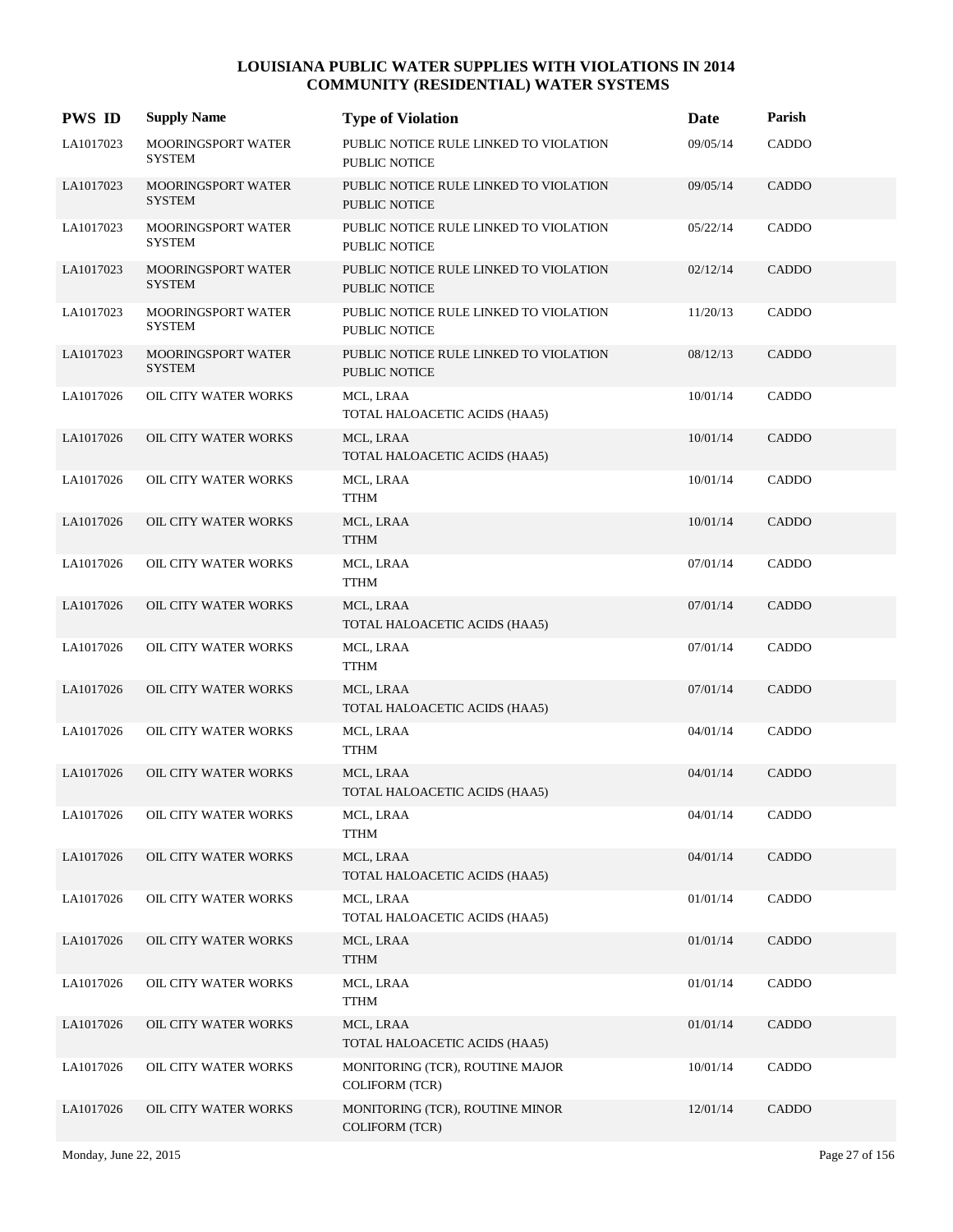# LOUISIANA PUBLIC WATER SUPPLIES WITH VIOLATIONS IN 2014
## COMMUNITY (RESIDENTIAL) WATER SYSTEMS

| PWS ID | Supply Name | Type of Violation | Date | Parish |
|---|---|---|---|---|
| LA1017023 | MOORINGSPORT WATER SYSTEM | PUBLIC NOTICE RULE LINKED TO VIOLATION PUBLIC NOTICE | 09/05/14 | CADDO |
| LA1017023 | MOORINGSPORT WATER SYSTEM | PUBLIC NOTICE RULE LINKED TO VIOLATION PUBLIC NOTICE | 09/05/14 | CADDO |
| LA1017023 | MOORINGSPORT WATER SYSTEM | PUBLIC NOTICE RULE LINKED TO VIOLATION PUBLIC NOTICE | 05/22/14 | CADDO |
| LA1017023 | MOORINGSPORT WATER SYSTEM | PUBLIC NOTICE RULE LINKED TO VIOLATION PUBLIC NOTICE | 02/12/14 | CADDO |
| LA1017023 | MOORINGSPORT WATER SYSTEM | PUBLIC NOTICE RULE LINKED TO VIOLATION PUBLIC NOTICE | 11/20/13 | CADDO |
| LA1017023 | MOORINGSPORT WATER SYSTEM | PUBLIC NOTICE RULE LINKED TO VIOLATION PUBLIC NOTICE | 08/12/13 | CADDO |
| LA1017026 | OIL CITY WATER WORKS | MCL, LRAA TOTAL HALOACETIC ACIDS (HAA5) | 10/01/14 | CADDO |
| LA1017026 | OIL CITY WATER WORKS | MCL, LRAA TOTAL HALOACETIC ACIDS (HAA5) | 10/01/14 | CADDO |
| LA1017026 | OIL CITY WATER WORKS | MCL, LRAA TTHM | 10/01/14 | CADDO |
| LA1017026 | OIL CITY WATER WORKS | MCL, LRAA TTHM | 10/01/14 | CADDO |
| LA1017026 | OIL CITY WATER WORKS | MCL, LRAA TTHM | 07/01/14 | CADDO |
| LA1017026 | OIL CITY WATER WORKS | MCL, LRAA TOTAL HALOACETIC ACIDS (HAA5) | 07/01/14 | CADDO |
| LA1017026 | OIL CITY WATER WORKS | MCL, LRAA TTHM | 07/01/14 | CADDO |
| LA1017026 | OIL CITY WATER WORKS | MCL, LRAA TOTAL HALOACETIC ACIDS (HAA5) | 07/01/14 | CADDO |
| LA1017026 | OIL CITY WATER WORKS | MCL, LRAA TTHM | 04/01/14 | CADDO |
| LA1017026 | OIL CITY WATER WORKS | MCL, LRAA TOTAL HALOACETIC ACIDS (HAA5) | 04/01/14 | CADDO |
| LA1017026 | OIL CITY WATER WORKS | MCL, LRAA TTHM | 04/01/14 | CADDO |
| LA1017026 | OIL CITY WATER WORKS | MCL, LRAA TOTAL HALOACETIC ACIDS (HAA5) | 04/01/14 | CADDO |
| LA1017026 | OIL CITY WATER WORKS | MCL, LRAA TOTAL HALOACETIC ACIDS (HAA5) | 01/01/14 | CADDO |
| LA1017026 | OIL CITY WATER WORKS | MCL, LRAA TTHM | 01/01/14 | CADDO |
| LA1017026 | OIL CITY WATER WORKS | MCL, LRAA TTHM | 01/01/14 | CADDO |
| LA1017026 | OIL CITY WATER WORKS | MCL, LRAA TOTAL HALOACETIC ACIDS (HAA5) | 01/01/14 | CADDO |
| LA1017026 | OIL CITY WATER WORKS | MONITORING (TCR), ROUTINE MAJOR COLIFORM (TCR) | 10/01/14 | CADDO |
| LA1017026 | OIL CITY WATER WORKS | MONITORING (TCR), ROUTINE MINOR COLIFORM (TCR) | 12/01/14 | CADDO |

Monday, June 22, 2015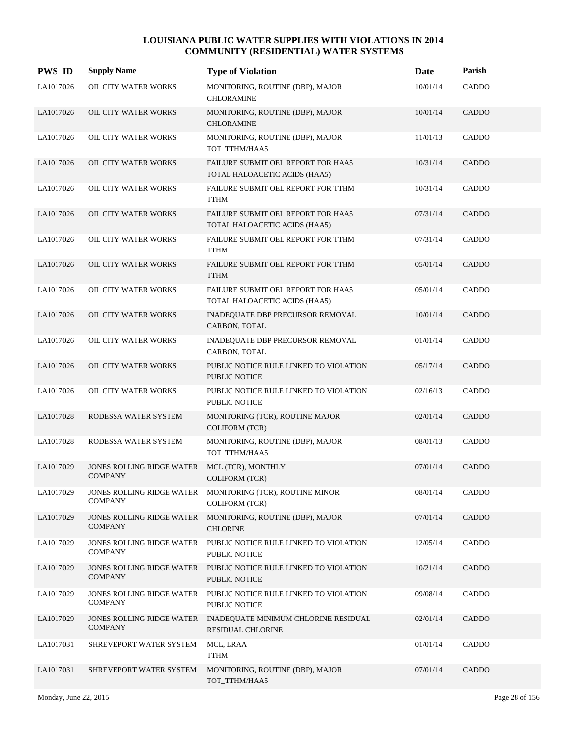# LOUISIANA PUBLIC WATER SUPPLIES WITH VIOLATIONS IN 2014
## COMMUNITY (RESIDENTIAL) WATER SYSTEMS

| PWS ID | Supply Name | Type of Violation | Date | Parish |
|---|---|---|---|---|
| LA1017026 | OIL CITY WATER WORKS | MONITORING, ROUTINE (DBP), MAJOR CHLORAMINE | 10/01/14 | CADDO |
| LA1017026 | OIL CITY WATER WORKS | MONITORING, ROUTINE (DBP), MAJOR CHLORAMINE | 10/01/14 | CADDO |
| LA1017026 | OIL CITY WATER WORKS | MONITORING, ROUTINE (DBP), MAJOR TOT_TTHM/HAA5 | 11/01/13 | CADDO |
| LA1017026 | OIL CITY WATER WORKS | FAILURE SUBMIT OEL REPORT FOR HAA5 TOTAL HALOACETIC ACIDS (HAA5) | 10/31/14 | CADDO |
| LA1017026 | OIL CITY WATER WORKS | FAILURE SUBMIT OEL REPORT FOR TTHM TTHM | 10/31/14 | CADDO |
| LA1017026 | OIL CITY WATER WORKS | FAILURE SUBMIT OEL REPORT FOR HAA5 TOTAL HALOACETIC ACIDS (HAA5) | 07/31/14 | CADDO |
| LA1017026 | OIL CITY WATER WORKS | FAILURE SUBMIT OEL REPORT FOR TTHM TTHM | 07/31/14 | CADDO |
| LA1017026 | OIL CITY WATER WORKS | FAILURE SUBMIT OEL REPORT FOR TTHM TTHM | 05/01/14 | CADDO |
| LA1017026 | OIL CITY WATER WORKS | FAILURE SUBMIT OEL REPORT FOR HAA5 TOTAL HALOACETIC ACIDS (HAA5) | 05/01/14 | CADDO |
| LA1017026 | OIL CITY WATER WORKS | INADEQUATE DBP PRECURSOR REMOVAL CARBON, TOTAL | 10/01/14 | CADDO |
| LA1017026 | OIL CITY WATER WORKS | INADEQUATE DBP PRECURSOR REMOVAL CARBON, TOTAL | 01/01/14 | CADDO |
| LA1017026 | OIL CITY WATER WORKS | PUBLIC NOTICE RULE LINKED TO VIOLATION PUBLIC NOTICE | 05/17/14 | CADDO |
| LA1017026 | OIL CITY WATER WORKS | PUBLIC NOTICE RULE LINKED TO VIOLATION PUBLIC NOTICE | 02/16/13 | CADDO |
| LA1017028 | RODESSA WATER SYSTEM | MONITORING (TCR), ROUTINE MAJOR COLIFORM (TCR) | 02/01/14 | CADDO |
| LA1017028 | RODESSA WATER SYSTEM | MONITORING, ROUTINE (DBP), MAJOR TOT_TTHM/HAA5 | 08/01/13 | CADDO |
| LA1017029 | JONES ROLLING RIDGE WATER COMPANY | MCL (TCR), MONTHLY COLIFORM (TCR) | 07/01/14 | CADDO |
| LA1017029 | JONES ROLLING RIDGE WATER COMPANY | MONITORING (TCR), ROUTINE MINOR COLIFORM (TCR) | 08/01/14 | CADDO |
| LA1017029 | JONES ROLLING RIDGE WATER COMPANY | MONITORING, ROUTINE (DBP), MAJOR CHLORINE | 07/01/14 | CADDO |
| LA1017029 | JONES ROLLING RIDGE WATER COMPANY | PUBLIC NOTICE RULE LINKED TO VIOLATION PUBLIC NOTICE | 12/05/14 | CADDO |
| LA1017029 | JONES ROLLING RIDGE WATER COMPANY | PUBLIC NOTICE RULE LINKED TO VIOLATION PUBLIC NOTICE | 10/21/14 | CADDO |
| LA1017029 | JONES ROLLING RIDGE WATER COMPANY | PUBLIC NOTICE RULE LINKED TO VIOLATION PUBLIC NOTICE | 09/08/14 | CADDO |
| LA1017029 | JONES ROLLING RIDGE WATER COMPANY | INADEQUATE MINIMUM CHLORINE RESIDUAL RESIDUAL CHLORINE | 02/01/14 | CADDO |
| LA1017031 | SHREVEPORT WATER SYSTEM | MCL, LRAA TTHM | 01/01/14 | CADDO |
| LA1017031 | SHREVEPORT WATER SYSTEM | MONITORING, ROUTINE (DBP), MAJOR TOT_TTHM/HAA5 | 07/01/14 | CADDO |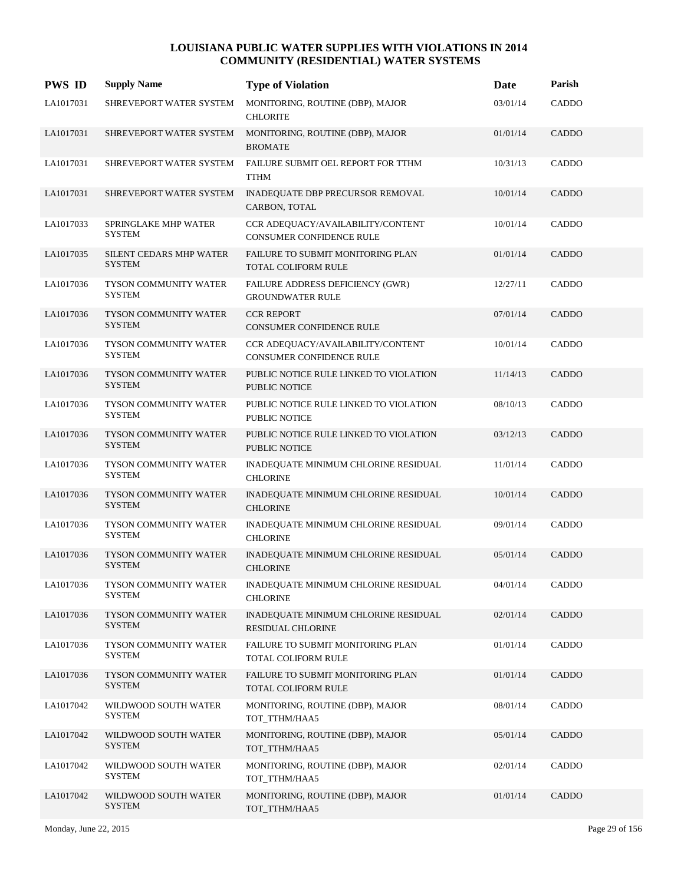# LOUISIANA PUBLIC WATER SUPPLIES WITH VIOLATIONS IN 2014
## COMMUNITY (RESIDENTIAL) WATER SYSTEMS

| PWS ID | Supply Name | Type of Violation | Date | Parish |
|---|---|---|---|---|
| LA1017031 | SHREVEPORT WATER SYSTEM | MONITORING, ROUTINE (DBP), MAJOR CHLORITE | 03/01/14 | CADDO |
| LA1017031 | SHREVEPORT WATER SYSTEM | MONITORING, ROUTINE (DBP), MAJOR BROMATE | 01/01/14 | CADDO |
| LA1017031 | SHREVEPORT WATER SYSTEM | FAILURE SUBMIT OEL REPORT FOR TTHM TTHM | 10/31/13 | CADDO |
| LA1017031 | SHREVEPORT WATER SYSTEM | INADEQUATE DBP PRECURSOR REMOVAL CARBON, TOTAL | 10/01/14 | CADDO |
| LA1017033 | SPRINGLAKE MHP WATER SYSTEM | CCR ADEQUACY/AVAILABILITY/CONTENT CONSUMER CONFIDENCE RULE | 10/01/14 | CADDO |
| LA1017035 | SILENT CEDARS MHP WATER SYSTEM | FAILURE TO SUBMIT MONITORING PLAN TOTAL COLIFORM RULE | 01/01/14 | CADDO |
| LA1017036 | TYSON COMMUNITY WATER SYSTEM | FAILURE ADDRESS DEFICIENCY (GWR) GROUNDWATER RULE | 12/27/11 | CADDO |
| LA1017036 | TYSON COMMUNITY WATER SYSTEM | CCR REPORT CONSUMER CONFIDENCE RULE | 07/01/14 | CADDO |
| LA1017036 | TYSON COMMUNITY WATER SYSTEM | CCR ADEQUACY/AVAILABILITY/CONTENT CONSUMER CONFIDENCE RULE | 10/01/14 | CADDO |
| LA1017036 | TYSON COMMUNITY WATER SYSTEM | PUBLIC NOTICE RULE LINKED TO VIOLATION PUBLIC NOTICE | 11/14/13 | CADDO |
| LA1017036 | TYSON COMMUNITY WATER SYSTEM | PUBLIC NOTICE RULE LINKED TO VIOLATION PUBLIC NOTICE | 08/10/13 | CADDO |
| LA1017036 | TYSON COMMUNITY WATER SYSTEM | PUBLIC NOTICE RULE LINKED TO VIOLATION PUBLIC NOTICE | 03/12/13 | CADDO |
| LA1017036 | TYSON COMMUNITY WATER SYSTEM | INADEQUATE MINIMUM CHLORINE RESIDUAL CHLORINE | 11/01/14 | CADDO |
| LA1017036 | TYSON COMMUNITY WATER SYSTEM | INADEQUATE MINIMUM CHLORINE RESIDUAL CHLORINE | 10/01/14 | CADDO |
| LA1017036 | TYSON COMMUNITY WATER SYSTEM | INADEQUATE MINIMUM CHLORINE RESIDUAL CHLORINE | 09/01/14 | CADDO |
| LA1017036 | TYSON COMMUNITY WATER SYSTEM | INADEQUATE MINIMUM CHLORINE RESIDUAL CHLORINE | 05/01/14 | CADDO |
| LA1017036 | TYSON COMMUNITY WATER SYSTEM | INADEQUATE MINIMUM CHLORINE RESIDUAL CHLORINE | 04/01/14 | CADDO |
| LA1017036 | TYSON COMMUNITY WATER SYSTEM | INADEQUATE MINIMUM CHLORINE RESIDUAL RESIDUAL CHLORINE | 02/01/14 | CADDO |
| LA1017036 | TYSON COMMUNITY WATER SYSTEM | FAILURE TO SUBMIT MONITORING PLAN TOTAL COLIFORM RULE | 01/01/14 | CADDO |
| LA1017036 | TYSON COMMUNITY WATER SYSTEM | FAILURE TO SUBMIT MONITORING PLAN TOTAL COLIFORM RULE | 01/01/14 | CADDO |
| LA1017042 | WILDWOOD SOUTH WATER SYSTEM | MONITORING, ROUTINE (DBP), MAJOR TOT_TTHM/HAA5 | 08/01/14 | CADDO |
| LA1017042 | WILDWOOD SOUTH WATER SYSTEM | MONITORING, ROUTINE (DBP), MAJOR TOT_TTHM/HAA5 | 05/01/14 | CADDO |
| LA1017042 | WILDWOOD SOUTH WATER SYSTEM | MONITORING, ROUTINE (DBP), MAJOR TOT_TTHM/HAA5 | 02/01/14 | CADDO |
| LA1017042 | WILDWOOD SOUTH WATER SYSTEM | MONITORING, ROUTINE (DBP), MAJOR TOT_TTHM/HAA5 | 01/01/14 | CADDO |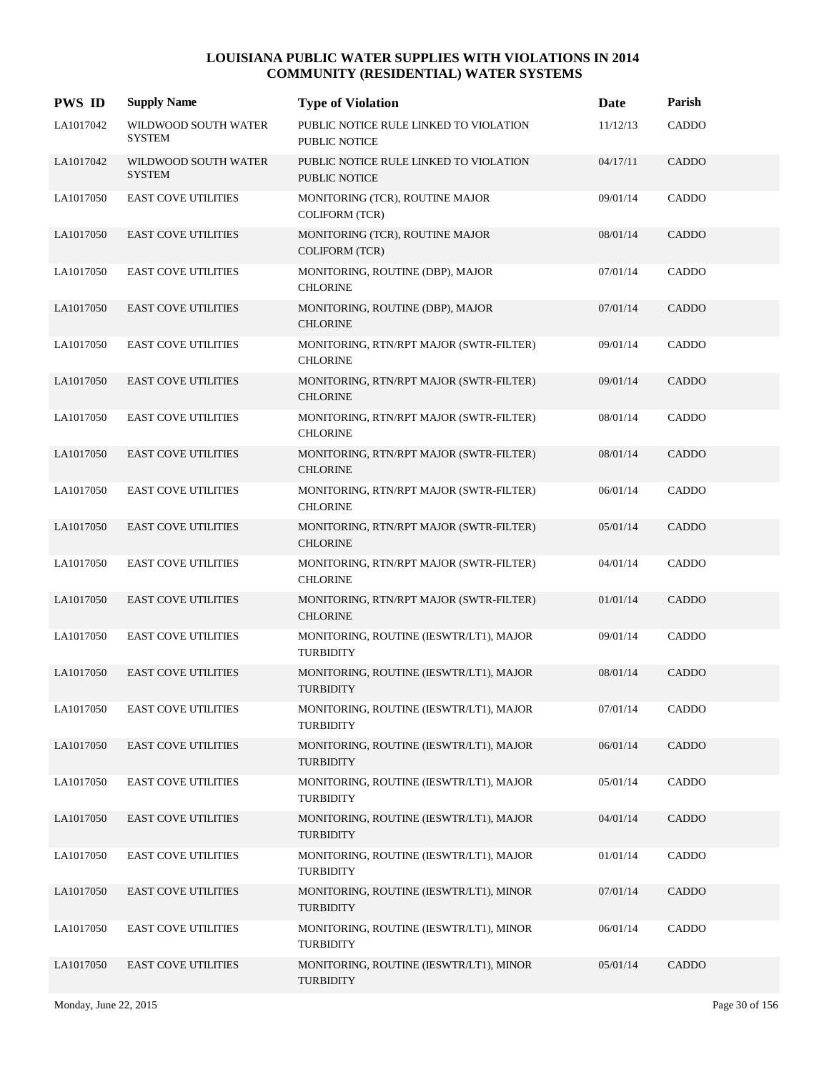# LOUISIANA PUBLIC WATER SUPPLIES WITH VIOLATIONS IN 2014
## COMMUNITY (RESIDENTIAL) WATER SYSTEMS

| PWS ID | Supply Name | Type of Violation | Date | Parish |
|---|---|---|---|---|
| LA1017042 | WILDWOOD SOUTH WATER SYSTEM | PUBLIC NOTICE RULE LINKED TO VIOLATION PUBLIC NOTICE | 11/12/13 | CADDO |
| LA1017042 | WILDWOOD SOUTH WATER SYSTEM | PUBLIC NOTICE RULE LINKED TO VIOLATION PUBLIC NOTICE | 04/17/11 | CADDO |
| LA1017050 | EAST COVE UTILITIES | MONITORING (TCR), ROUTINE MAJOR COLIFORM (TCR) | 09/01/14 | CADDO |
| LA1017050 | EAST COVE UTILITIES | MONITORING (TCR), ROUTINE MAJOR COLIFORM (TCR) | 08/01/14 | CADDO |
| LA1017050 | EAST COVE UTILITIES | MONITORING, ROUTINE (DBP), MAJOR CHLORINE | 07/01/14 | CADDO |
| LA1017050 | EAST COVE UTILITIES | MONITORING, ROUTINE (DBP), MAJOR CHLORINE | 07/01/14 | CADDO |
| LA1017050 | EAST COVE UTILITIES | MONITORING, RTN/RPT MAJOR (SWTR-FILTER) CHLORINE | 09/01/14 | CADDO |
| LA1017050 | EAST COVE UTILITIES | MONITORING, RTN/RPT MAJOR (SWTR-FILTER) CHLORINE | 09/01/14 | CADDO |
| LA1017050 | EAST COVE UTILITIES | MONITORING, RTN/RPT MAJOR (SWTR-FILTER) CHLORINE | 08/01/14 | CADDO |
| LA1017050 | EAST COVE UTILITIES | MONITORING, RTN/RPT MAJOR (SWTR-FILTER) CHLORINE | 08/01/14 | CADDO |
| LA1017050 | EAST COVE UTILITIES | MONITORING, RTN/RPT MAJOR (SWTR-FILTER) CHLORINE | 06/01/14 | CADDO |
| LA1017050 | EAST COVE UTILITIES | MONITORING, RTN/RPT MAJOR (SWTR-FILTER) CHLORINE | 05/01/14 | CADDO |
| LA1017050 | EAST COVE UTILITIES | MONITORING, RTN/RPT MAJOR (SWTR-FILTER) CHLORINE | 04/01/14 | CADDO |
| LA1017050 | EAST COVE UTILITIES | MONITORING, RTN/RPT MAJOR (SWTR-FILTER) CHLORINE | 01/01/14 | CADDO |
| LA1017050 | EAST COVE UTILITIES | MONITORING, ROUTINE (IESWTR/LT1), MAJOR TURBIDITY | 09/01/14 | CADDO |
| LA1017050 | EAST COVE UTILITIES | MONITORING, ROUTINE (IESWTR/LT1), MAJOR TURBIDITY | 08/01/14 | CADDO |
| LA1017050 | EAST COVE UTILITIES | MONITORING, ROUTINE (IESWTR/LT1), MAJOR TURBIDITY | 07/01/14 | CADDO |
| LA1017050 | EAST COVE UTILITIES | MONITORING, ROUTINE (IESWTR/LT1), MAJOR TURBIDITY | 06/01/14 | CADDO |
| LA1017050 | EAST COVE UTILITIES | MONITORING, ROUTINE (IESWTR/LT1), MAJOR TURBIDITY | 05/01/14 | CADDO |
| LA1017050 | EAST COVE UTILITIES | MONITORING, ROUTINE (IESWTR/LT1), MAJOR TURBIDITY | 04/01/14 | CADDO |
| LA1017050 | EAST COVE UTILITIES | MONITORING, ROUTINE (IESWTR/LT1), MAJOR TURBIDITY | 01/01/14 | CADDO |
| LA1017050 | EAST COVE UTILITIES | MONITORING, ROUTINE (IESWTR/LT1), MINOR TURBIDITY | 07/01/14 | CADDO |
| LA1017050 | EAST COVE UTILITIES | MONITORING, ROUTINE (IESWTR/LT1), MINOR TURBIDITY | 06/01/14 | CADDO |
| LA1017050 | EAST COVE UTILITIES | MONITORING, ROUTINE (IESWTR/LT1), MINOR TURBIDITY | 05/01/14 | CADDO |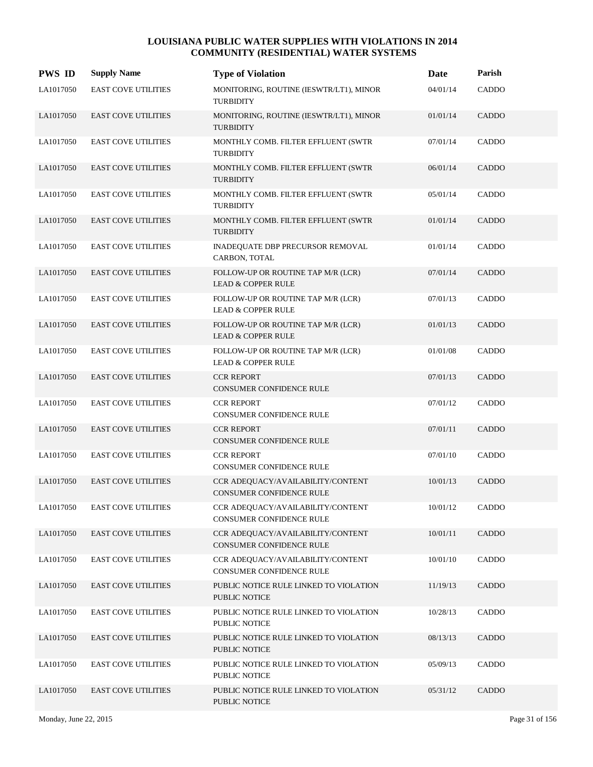# LOUISIANA PUBLIC WATER SUPPLIES WITH VIOLATIONS IN 2014
## COMMUNITY (RESIDENTIAL) WATER SYSTEMS

| PWS ID | Supply Name | Type of Violation | Date | Parish |
|---|---|---|---|---|
| LA1017050 | EAST COVE UTILITIES | MONITORING, ROUTINE (IESWTR/LT1), MINOR TURBIDITY | 04/01/14 | CADDO |
| LA1017050 | EAST COVE UTILITIES | MONITORING, ROUTINE (IESWTR/LT1), MINOR TURBIDITY | 01/01/14 | CADDO |
| LA1017050 | EAST COVE UTILITIES | MONTHLY COMB. FILTER EFFLUENT (SWTR TURBIDITY | 07/01/14 | CADDO |
| LA1017050 | EAST COVE UTILITIES | MONTHLY COMB. FILTER EFFLUENT (SWTR TURBIDITY | 06/01/14 | CADDO |
| LA1017050 | EAST COVE UTILITIES | MONTHLY COMB. FILTER EFFLUENT (SWTR TURBIDITY | 05/01/14 | CADDO |
| LA1017050 | EAST COVE UTILITIES | MONTHLY COMB. FILTER EFFLUENT (SWTR TURBIDITY | 01/01/14 | CADDO |
| LA1017050 | EAST COVE UTILITIES | INADEQUATE DBP PRECURSOR REMOVAL CARBON, TOTAL | 01/01/14 | CADDO |
| LA1017050 | EAST COVE UTILITIES | FOLLOW-UP OR ROUTINE TAP M/R (LCR) LEAD & COPPER RULE | 07/01/14 | CADDO |
| LA1017050 | EAST COVE UTILITIES | FOLLOW-UP OR ROUTINE TAP M/R (LCR) LEAD & COPPER RULE | 07/01/13 | CADDO |
| LA1017050 | EAST COVE UTILITIES | FOLLOW-UP OR ROUTINE TAP M/R (LCR) LEAD & COPPER RULE | 01/01/13 | CADDO |
| LA1017050 | EAST COVE UTILITIES | FOLLOW-UP OR ROUTINE TAP M/R (LCR) LEAD & COPPER RULE | 01/01/08 | CADDO |
| LA1017050 | EAST COVE UTILITIES | CCR REPORT CONSUMER CONFIDENCE RULE | 07/01/13 | CADDO |
| LA1017050 | EAST COVE UTILITIES | CCR REPORT CONSUMER CONFIDENCE RULE | 07/01/12 | CADDO |
| LA1017050 | EAST COVE UTILITIES | CCR REPORT CONSUMER CONFIDENCE RULE | 07/01/11 | CADDO |
| LA1017050 | EAST COVE UTILITIES | CCR REPORT CONSUMER CONFIDENCE RULE | 07/01/10 | CADDO |
| LA1017050 | EAST COVE UTILITIES | CCR ADEQUACY/AVAILABILITY/CONTENT CONSUMER CONFIDENCE RULE | 10/01/13 | CADDO |
| LA1017050 | EAST COVE UTILITIES | CCR ADEQUACY/AVAILABILITY/CONTENT CONSUMER CONFIDENCE RULE | 10/01/12 | CADDO |
| LA1017050 | EAST COVE UTILITIES | CCR ADEQUACY/AVAILABILITY/CONTENT CONSUMER CONFIDENCE RULE | 10/01/11 | CADDO |
| LA1017050 | EAST COVE UTILITIES | CCR ADEQUACY/AVAILABILITY/CONTENT CONSUMER CONFIDENCE RULE | 10/01/10 | CADDO |
| LA1017050 | EAST COVE UTILITIES | PUBLIC NOTICE RULE LINKED TO VIOLATION PUBLIC NOTICE | 11/19/13 | CADDO |
| LA1017050 | EAST COVE UTILITIES | PUBLIC NOTICE RULE LINKED TO VIOLATION PUBLIC NOTICE | 10/28/13 | CADDO |
| LA1017050 | EAST COVE UTILITIES | PUBLIC NOTICE RULE LINKED TO VIOLATION PUBLIC NOTICE | 08/13/13 | CADDO |
| LA1017050 | EAST COVE UTILITIES | PUBLIC NOTICE RULE LINKED TO VIOLATION PUBLIC NOTICE | 05/09/13 | CADDO |
| LA1017050 | EAST COVE UTILITIES | PUBLIC NOTICE RULE LINKED TO VIOLATION PUBLIC NOTICE | 05/31/12 | CADDO |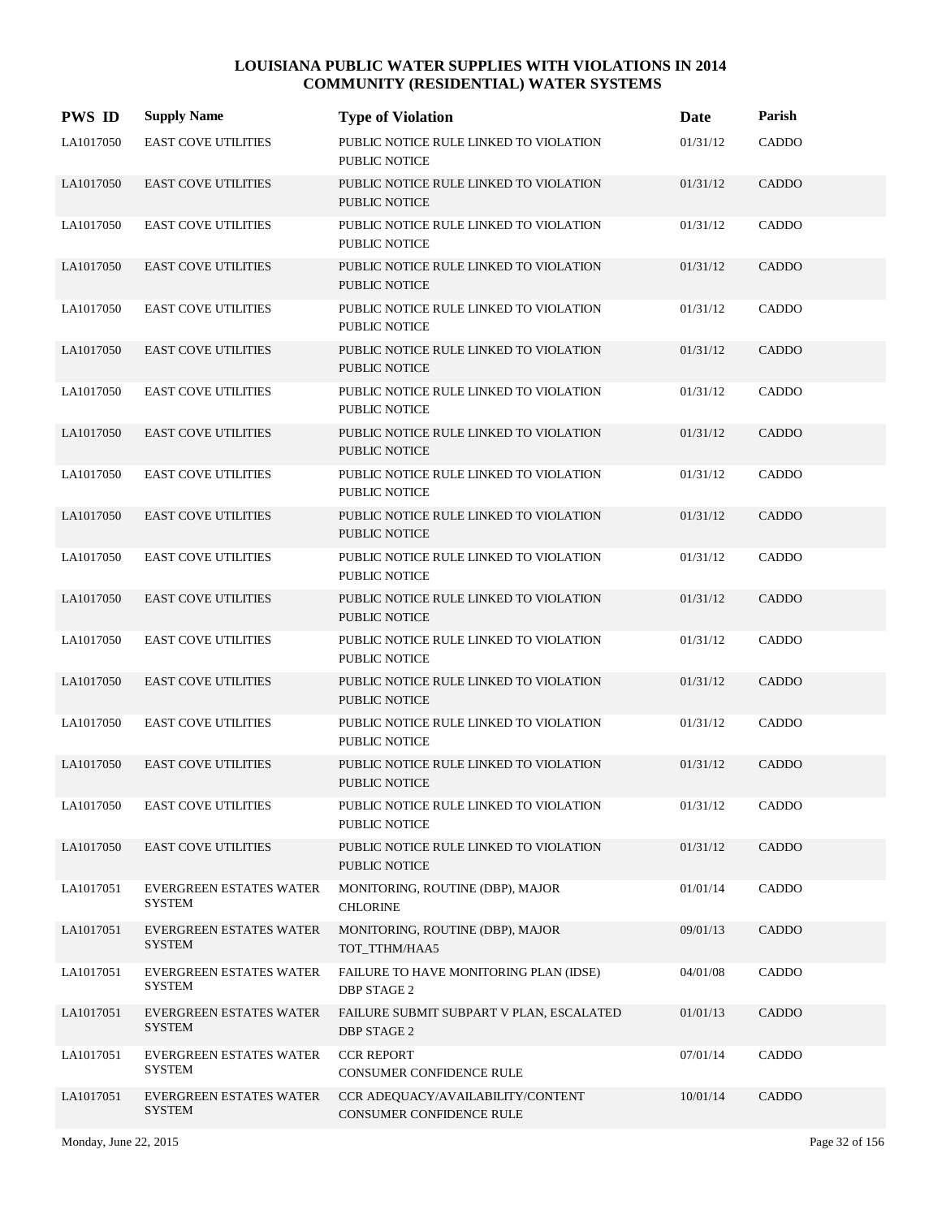# LOUISIANA PUBLIC WATER SUPPLIES WITH VIOLATIONS IN 2014
## COMMUNITY (RESIDENTIAL) WATER SYSTEMS

| PWS ID | Supply Name | Type of Violation | Date | Parish |
|---|---|---|---|---|
| LA1017050 | EAST COVE UTILITIES | PUBLIC NOTICE RULE LINKED TO VIOLATION PUBLIC NOTICE | 01/31/12 | CADDO |
| LA1017050 | EAST COVE UTILITIES | PUBLIC NOTICE RULE LINKED TO VIOLATION PUBLIC NOTICE | 01/31/12 | CADDO |
| LA1017050 | EAST COVE UTILITIES | PUBLIC NOTICE RULE LINKED TO VIOLATION PUBLIC NOTICE | 01/31/12 | CADDO |
| LA1017050 | EAST COVE UTILITIES | PUBLIC NOTICE RULE LINKED TO VIOLATION PUBLIC NOTICE | 01/31/12 | CADDO |
| LA1017050 | EAST COVE UTILITIES | PUBLIC NOTICE RULE LINKED TO VIOLATION PUBLIC NOTICE | 01/31/12 | CADDO |
| LA1017050 | EAST COVE UTILITIES | PUBLIC NOTICE RULE LINKED TO VIOLATION PUBLIC NOTICE | 01/31/12 | CADDO |
| LA1017050 | EAST COVE UTILITIES | PUBLIC NOTICE RULE LINKED TO VIOLATION PUBLIC NOTICE | 01/31/12 | CADDO |
| LA1017050 | EAST COVE UTILITIES | PUBLIC NOTICE RULE LINKED TO VIOLATION PUBLIC NOTICE | 01/31/12 | CADDO |
| LA1017050 | EAST COVE UTILITIES | PUBLIC NOTICE RULE LINKED TO VIOLATION PUBLIC NOTICE | 01/31/12 | CADDO |
| LA1017050 | EAST COVE UTILITIES | PUBLIC NOTICE RULE LINKED TO VIOLATION PUBLIC NOTICE | 01/31/12 | CADDO |
| LA1017050 | EAST COVE UTILITIES | PUBLIC NOTICE RULE LINKED TO VIOLATION PUBLIC NOTICE | 01/31/12 | CADDO |
| LA1017050 | EAST COVE UTILITIES | PUBLIC NOTICE RULE LINKED TO VIOLATION PUBLIC NOTICE | 01/31/12 | CADDO |
| LA1017050 | EAST COVE UTILITIES | PUBLIC NOTICE RULE LINKED TO VIOLATION PUBLIC NOTICE | 01/31/12 | CADDO |
| LA1017050 | EAST COVE UTILITIES | PUBLIC NOTICE RULE LINKED TO VIOLATION PUBLIC NOTICE | 01/31/12 | CADDO |
| LA1017050 | EAST COVE UTILITIES | PUBLIC NOTICE RULE LINKED TO VIOLATION PUBLIC NOTICE | 01/31/12 | CADDO |
| LA1017050 | EAST COVE UTILITIES | PUBLIC NOTICE RULE LINKED TO VIOLATION PUBLIC NOTICE | 01/31/12 | CADDO |
| LA1017050 | EAST COVE UTILITIES | PUBLIC NOTICE RULE LINKED TO VIOLATION PUBLIC NOTICE | 01/31/12 | CADDO |
| LA1017050 | EAST COVE UTILITIES | PUBLIC NOTICE RULE LINKED TO VIOLATION PUBLIC NOTICE | 01/31/12 | CADDO |
| LA1017051 | EVERGREEN ESTATES WATER SYSTEM | MONITORING, ROUTINE (DBP), MAJOR CHLORINE | 01/01/14 | CADDO |
| LA1017051 | EVERGREEN ESTATES WATER SYSTEM | MONITORING, ROUTINE (DBP), MAJOR TOT_TTHM/HAA5 | 09/01/13 | CADDO |
| LA1017051 | EVERGREEN ESTATES WATER SYSTEM | FAILURE TO HAVE MONITORING PLAN (IDSE) DBP STAGE 2 | 04/01/08 | CADDO |
| LA1017051 | EVERGREEN ESTATES WATER SYSTEM | FAILURE SUBMIT SUBPART V PLAN, ESCALATED DBP STAGE 2 | 01/01/13 | CADDO |
| LA1017051 | EVERGREEN ESTATES WATER SYSTEM | CCR REPORT CONSUMER CONFIDENCE RULE | 07/01/14 | CADDO |
| LA1017051 | EVERGREEN ESTATES WATER SYSTEM | CCR ADEQUACY/AVAILABILITY/CONTENT CONSUMER CONFIDENCE RULE | 10/01/14 | CADDO |

Monday, June 22, 2015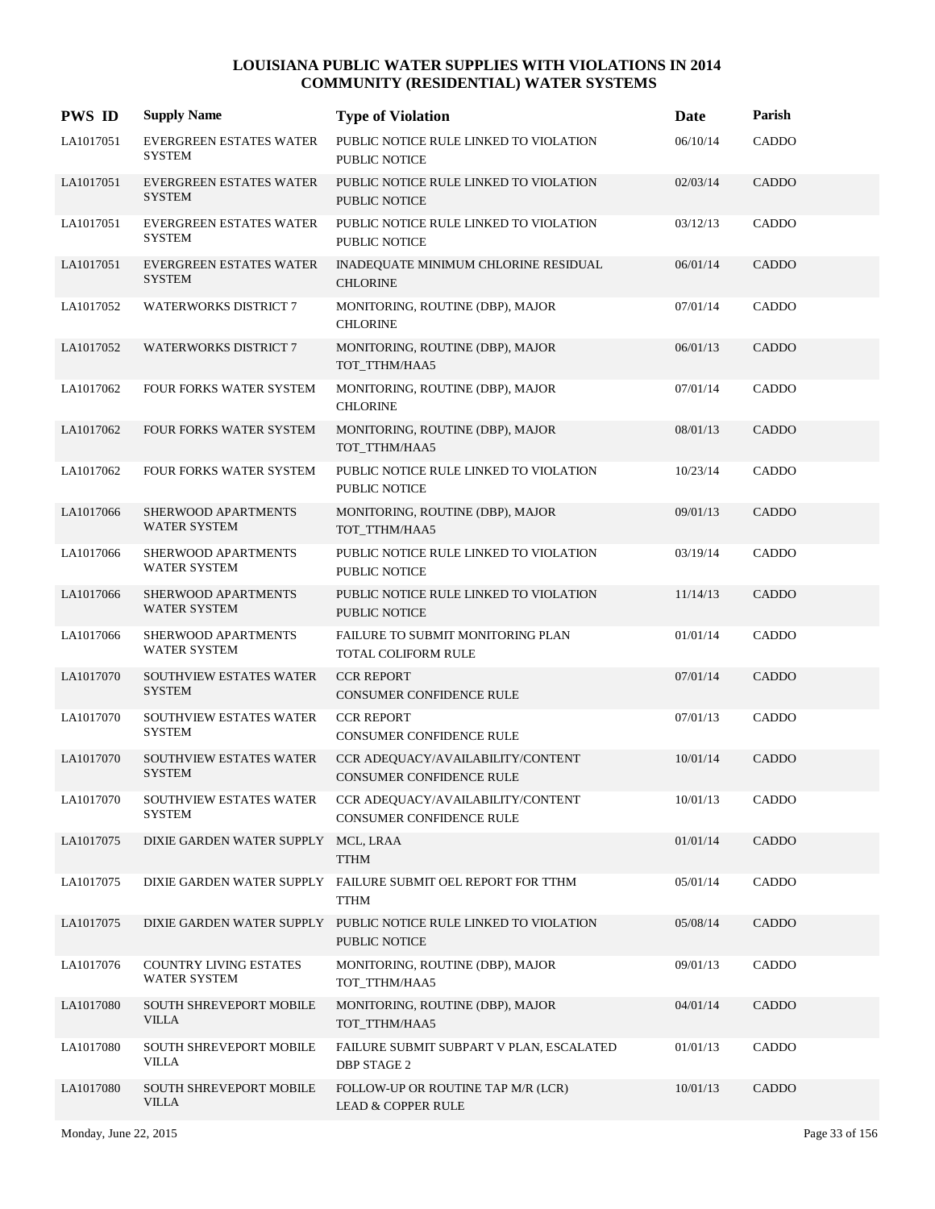# LOUISIANA PUBLIC WATER SUPPLIES WITH VIOLATIONS IN 2014
## COMMUNITY (RESIDENTIAL) WATER SYSTEMS

| PWS ID | Supply Name | Type of Violation | Date | Parish |
|---|---|---|---|---|
| LA1017051 | EVERGREEN ESTATES WATER SYSTEM | PUBLIC NOTICE RULE LINKED TO VIOLATION PUBLIC NOTICE | 06/10/14 | CADDO |
| LA1017051 | EVERGREEN ESTATES WATER SYSTEM | PUBLIC NOTICE RULE LINKED TO VIOLATION PUBLIC NOTICE | 02/03/14 | CADDO |
| LA1017051 | EVERGREEN ESTATES WATER SYSTEM | PUBLIC NOTICE RULE LINKED TO VIOLATION PUBLIC NOTICE | 03/12/13 | CADDO |
| LA1017051 | EVERGREEN ESTATES WATER SYSTEM | INADEQUATE MINIMUM CHLORINE RESIDUAL CHLORINE | 06/01/14 | CADDO |
| LA1017052 | WATERWORKS DISTRICT 7 | MONITORING, ROUTINE (DBP), MAJOR CHLORINE | 07/01/14 | CADDO |
| LA1017052 | WATERWORKS DISTRICT 7 | MONITORING, ROUTINE (DBP), MAJOR TOT_TTHM/HAA5 | 06/01/13 | CADDO |
| LA1017062 | FOUR FORKS WATER SYSTEM | MONITORING, ROUTINE (DBP), MAJOR CHLORINE | 07/01/14 | CADDO |
| LA1017062 | FOUR FORKS WATER SYSTEM | MONITORING, ROUTINE (DBP), MAJOR TOT_TTHM/HAA5 | 08/01/13 | CADDO |
| LA1017062 | FOUR FORKS WATER SYSTEM | PUBLIC NOTICE RULE LINKED TO VIOLATION PUBLIC NOTICE | 10/23/14 | CADDO |
| LA1017066 | SHERWOOD APARTMENTS WATER SYSTEM | MONITORING, ROUTINE (DBP), MAJOR TOT_TTHM/HAA5 | 09/01/13 | CADDO |
| LA1017066 | SHERWOOD APARTMENTS WATER SYSTEM | PUBLIC NOTICE RULE LINKED TO VIOLATION PUBLIC NOTICE | 03/19/14 | CADDO |
| LA1017066 | SHERWOOD APARTMENTS WATER SYSTEM | PUBLIC NOTICE RULE LINKED TO VIOLATION PUBLIC NOTICE | 11/14/13 | CADDO |
| LA1017066 | SHERWOOD APARTMENTS WATER SYSTEM | FAILURE TO SUBMIT MONITORING PLAN TOTAL COLIFORM RULE | 01/01/14 | CADDO |
| LA1017070 | SOUTHVIEW ESTATES WATER SYSTEM | CCR REPORT CONSUMER CONFIDENCE RULE | 07/01/14 | CADDO |
| LA1017070 | SOUTHVIEW ESTATES WATER SYSTEM | CCR REPORT CONSUMER CONFIDENCE RULE | 07/01/13 | CADDO |
| LA1017070 | SOUTHVIEW ESTATES WATER SYSTEM | CCR ADEQUACY/AVAILABILITY/CONTENT CONSUMER CONFIDENCE RULE | 10/01/14 | CADDO |
| LA1017070 | SOUTHVIEW ESTATES WATER SYSTEM | CCR ADEQUACY/AVAILABILITY/CONTENT CONSUMER CONFIDENCE RULE | 10/01/13 | CADDO |
| LA1017075 | DIXIE GARDEN WATER SUPPLY | MCL, LRAA TTHM | 01/01/14 | CADDO |
| LA1017075 | DIXIE GARDEN WATER SUPPLY | FAILURE SUBMIT OEL REPORT FOR TTHM TTHM | 05/01/14 | CADDO |
| LA1017075 | DIXIE GARDEN WATER SUPPLY | PUBLIC NOTICE RULE LINKED TO VIOLATION PUBLIC NOTICE | 05/08/14 | CADDO |
| LA1017076 | COUNTRY LIVING ESTATES WATER SYSTEM | MONITORING, ROUTINE (DBP), MAJOR TOT_TTHM/HAA5 | 09/01/13 | CADDO |
| LA1017080 | SOUTH SHREVEPORT MOBILE VILLA | MONITORING, ROUTINE (DBP), MAJOR TOT_TTHM/HAA5 | 04/01/14 | CADDO |
| LA1017080 | SOUTH SHREVEPORT MOBILE VILLA | FAILURE SUBMIT SUBPART V PLAN, ESCALATED DBP STAGE 2 | 01/01/13 | CADDO |
| LA1017080 | SOUTH SHREVEPORT MOBILE VILLA | FOLLOW-UP OR ROUTINE TAP M/R (LCR) LEAD & COPPER RULE | 10/01/13 | CADDO |

Monday, June 22, 2015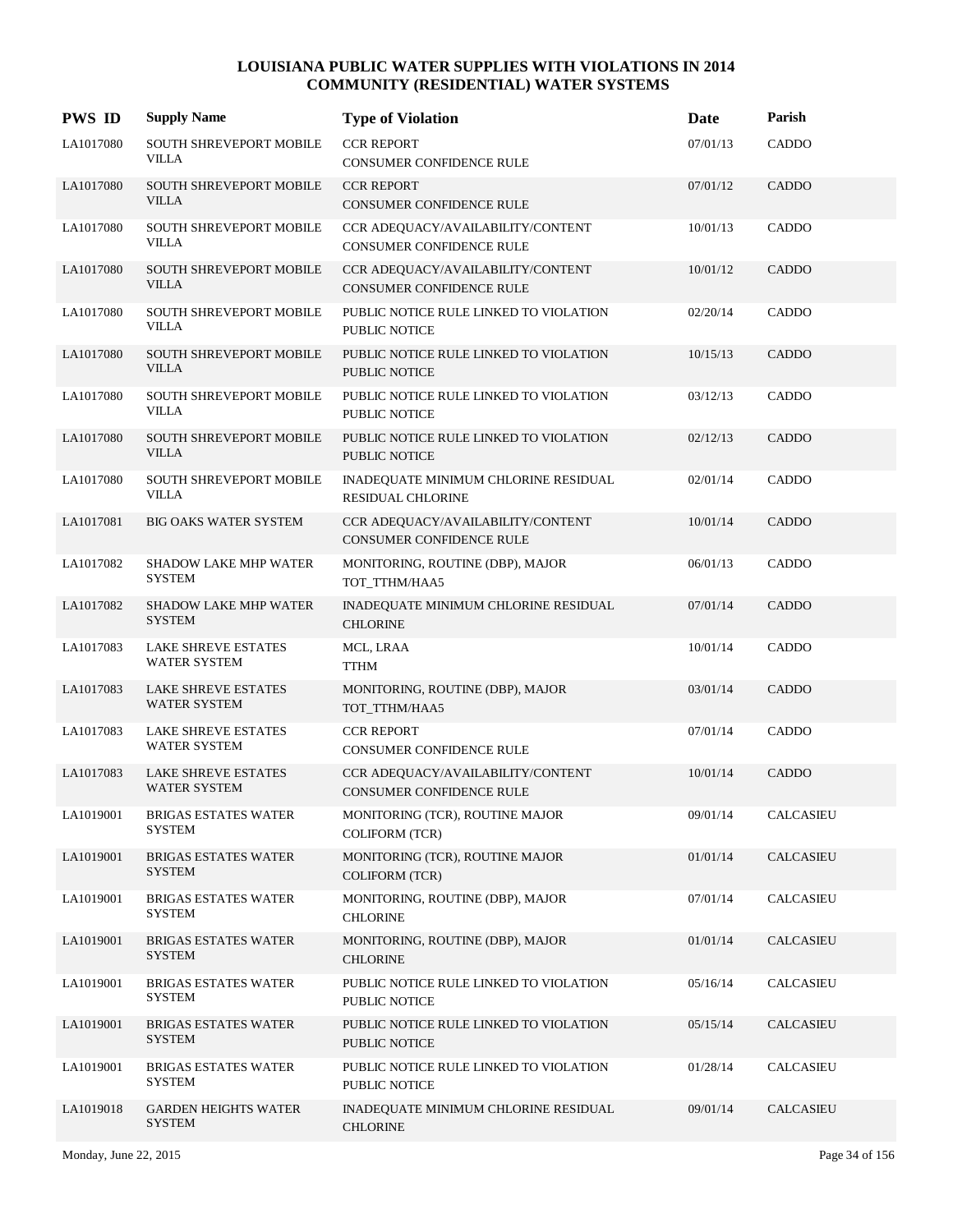# LOUISIANA PUBLIC WATER SUPPLIES WITH VIOLATIONS IN 2014
## COMMUNITY (RESIDENTIAL) WATER SYSTEMS

| PWS ID | Supply Name | Type of Violation | Date | Parish |
|---|---|---|---|---|
| LA1017080 | SOUTH SHREVEPORT MOBILE VILLA | CCR REPORT<br>CONSUMER CONFIDENCE RULE | 07/01/13 | CADDO |
| LA1017080 | SOUTH SHREVEPORT MOBILE VILLA | CCR REPORT<br>CONSUMER CONFIDENCE RULE | 07/01/12 | CADDO |
| LA1017080 | SOUTH SHREVEPORT MOBILE VILLA | CCR ADEQUACY/AVAILABILITY/CONTENT<br>CONSUMER CONFIDENCE RULE | 10/01/13 | CADDO |
| LA1017080 | SOUTH SHREVEPORT MOBILE VILLA | CCR ADEQUACY/AVAILABILITY/CONTENT<br>CONSUMER CONFIDENCE RULE | 10/01/12 | CADDO |
| LA1017080 | SOUTH SHREVEPORT MOBILE VILLA | PUBLIC NOTICE RULE LINKED TO VIOLATION<br>PUBLIC NOTICE | 02/20/14 | CADDO |
| LA1017080 | SOUTH SHREVEPORT MOBILE VILLA | PUBLIC NOTICE RULE LINKED TO VIOLATION<br>PUBLIC NOTICE | 10/15/13 | CADDO |
| LA1017080 | SOUTH SHREVEPORT MOBILE VILLA | PUBLIC NOTICE RULE LINKED TO VIOLATION<br>PUBLIC NOTICE | 03/12/13 | CADDO |
| LA1017080 | SOUTH SHREVEPORT MOBILE VILLA | PUBLIC NOTICE RULE LINKED TO VIOLATION<br>PUBLIC NOTICE | 02/12/13 | CADDO |
| LA1017080 | SOUTH SHREVEPORT MOBILE VILLA | INADEQUATE MINIMUM CHLORINE RESIDUAL<br>RESIDUAL CHLORINE | 02/01/14 | CADDO |
| LA1017081 | BIG OAKS WATER SYSTEM | CCR ADEQUACY/AVAILABILITY/CONTENT<br>CONSUMER CONFIDENCE RULE | 10/01/14 | CADDO |
| LA1017082 | SHADOW LAKE MHP WATER SYSTEM | MONITORING, ROUTINE (DBP), MAJOR<br>TOT_TTHM/HAA5 | 06/01/13 | CADDO |
| LA1017082 | SHADOW LAKE MHP WATER SYSTEM | INADEQUATE MINIMUM CHLORINE RESIDUAL<br>CHLORINE | 07/01/14 | CADDO |
| LA1017083 | LAKE SHREVE ESTATES WATER SYSTEM | MCL, LRAA<br>TTHM | 10/01/14 | CADDO |
| LA1017083 | LAKE SHREVE ESTATES WATER SYSTEM | MONITORING, ROUTINE (DBP), MAJOR<br>TOT_TTHM/HAA5 | 03/01/14 | CADDO |
| LA1017083 | LAKE SHREVE ESTATES WATER SYSTEM | CCR REPORT<br>CONSUMER CONFIDENCE RULE | 07/01/14 | CADDO |
| LA1017083 | LAKE SHREVE ESTATES WATER SYSTEM | CCR ADEQUACY/AVAILABILITY/CONTENT<br>CONSUMER CONFIDENCE RULE | 10/01/14 | CADDO |
| LA1019001 | BRIGAS ESTATES WATER SYSTEM | MONITORING (TCR), ROUTINE MAJOR<br>COLIFORM (TCR) | 09/01/14 | CALCASIEU |
| LA1019001 | BRIGAS ESTATES WATER SYSTEM | MONITORING (TCR), ROUTINE MAJOR<br>COLIFORM (TCR) | 01/01/14 | CALCASIEU |
| LA1019001 | BRIGAS ESTATES WATER SYSTEM | MONITORING, ROUTINE (DBP), MAJOR<br>CHLORINE | 07/01/14 | CALCASIEU |
| LA1019001 | BRIGAS ESTATES WATER SYSTEM | MONITORING, ROUTINE (DBP), MAJOR<br>CHLORINE | 01/01/14 | CALCASIEU |
| LA1019001 | BRIGAS ESTATES WATER SYSTEM | PUBLIC NOTICE RULE LINKED TO VIOLATION<br>PUBLIC NOTICE | 05/16/14 | CALCASIEU |
| LA1019001 | BRIGAS ESTATES WATER SYSTEM | PUBLIC NOTICE RULE LINKED TO VIOLATION<br>PUBLIC NOTICE | 05/15/14 | CALCASIEU |
| LA1019001 | BRIGAS ESTATES WATER SYSTEM | PUBLIC NOTICE RULE LINKED TO VIOLATION<br>PUBLIC NOTICE | 01/28/14 | CALCASIEU |
| LA1019018 | GARDEN HEIGHTS WATER SYSTEM | INADEQUATE MINIMUM CHLORINE RESIDUAL<br>CHLORINE | 09/01/14 | CALCASIEU |

Monday, June 22, 2015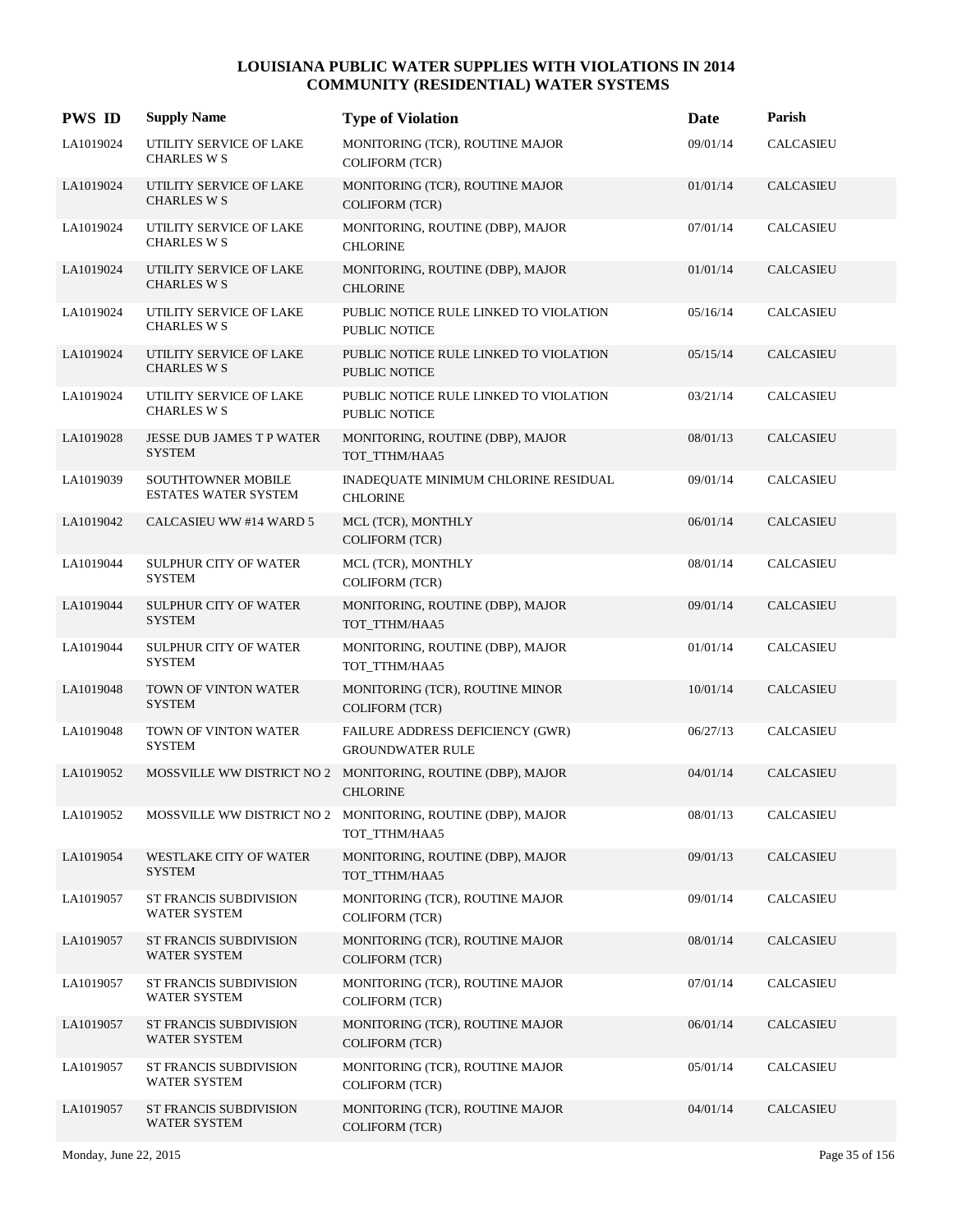# LOUISIANA PUBLIC WATER SUPPLIES WITH VIOLATIONS IN 2014
## COMMUNITY (RESIDENTIAL) WATER SYSTEMS

| PWS ID | Supply Name | Type of Violation | Date | Parish |
|---|---|---|---|---|
| LA1019024 | UTILITY SERVICE OF LAKE CHARLES W S | MONITORING (TCR), ROUTINE MAJOR COLIFORM (TCR) | 09/01/14 | CALCASIEU |
| LA1019024 | UTILITY SERVICE OF LAKE CHARLES W S | MONITORING (TCR), ROUTINE MAJOR COLIFORM (TCR) | 01/01/14 | CALCASIEU |
| LA1019024 | UTILITY SERVICE OF LAKE CHARLES W S | MONITORING, ROUTINE (DBP), MAJOR CHLORINE | 07/01/14 | CALCASIEU |
| LA1019024 | UTILITY SERVICE OF LAKE CHARLES W S | MONITORING, ROUTINE (DBP), MAJOR CHLORINE | 01/01/14 | CALCASIEU |
| LA1019024 | UTILITY SERVICE OF LAKE CHARLES W S | PUBLIC NOTICE RULE LINKED TO VIOLATION PUBLIC NOTICE | 05/16/14 | CALCASIEU |
| LA1019024 | UTILITY SERVICE OF LAKE CHARLES W S | PUBLIC NOTICE RULE LINKED TO VIOLATION PUBLIC NOTICE | 05/15/14 | CALCASIEU |
| LA1019024 | UTILITY SERVICE OF LAKE CHARLES W S | PUBLIC NOTICE RULE LINKED TO VIOLATION PUBLIC NOTICE | 03/21/14 | CALCASIEU |
| LA1019028 | JESSE DUB JAMES T P WATER SYSTEM | MONITORING, ROUTINE (DBP), MAJOR TOT_TTHM/HAA5 | 08/01/13 | CALCASIEU |
| LA1019039 | SOUTHTOWNER MOBILE ESTATES WATER SYSTEM | INADEQUATE MINIMUM CHLORINE RESIDUAL CHLORINE | 09/01/14 | CALCASIEU |
| LA1019042 | CALCASIEU WW #14 WARD 5 | MCL (TCR), MONTHLY COLIFORM (TCR) | 06/01/14 | CALCASIEU |
| LA1019044 | SULPHUR CITY OF WATER SYSTEM | MCL (TCR), MONTHLY COLIFORM (TCR) | 08/01/14 | CALCASIEU |
| LA1019044 | SULPHUR CITY OF WATER SYSTEM | MONITORING, ROUTINE (DBP), MAJOR TOT_TTHM/HAA5 | 09/01/14 | CALCASIEU |
| LA1019044 | SULPHUR CITY OF WATER SYSTEM | MONITORING, ROUTINE (DBP), MAJOR TOT_TTHM/HAA5 | 01/01/14 | CALCASIEU |
| LA1019048 | TOWN OF VINTON WATER SYSTEM | MONITORING (TCR), ROUTINE MINOR COLIFORM (TCR) | 10/01/14 | CALCASIEU |
| LA1019048 | TOWN OF VINTON WATER SYSTEM | FAILURE ADDRESS DEFICIENCY (GWR) GROUNDWATER RULE | 06/27/13 | CALCASIEU |
| LA1019052 | MOSSVILLE WW DISTRICT NO 2 | MONITORING, ROUTINE (DBP), MAJOR CHLORINE | 04/01/14 | CALCASIEU |
| LA1019052 | MOSSVILLE WW DISTRICT NO 2 | MONITORING, ROUTINE (DBP), MAJOR TOT_TTHM/HAA5 | 08/01/13 | CALCASIEU |
| LA1019054 | WESTLAKE CITY OF WATER SYSTEM | MONITORING, ROUTINE (DBP), MAJOR TOT_TTHM/HAA5 | 09/01/13 | CALCASIEU |
| LA1019057 | ST FRANCIS SUBDIVISION WATER SYSTEM | MONITORING (TCR), ROUTINE MAJOR COLIFORM (TCR) | 09/01/14 | CALCASIEU |
| LA1019057 | ST FRANCIS SUBDIVISION WATER SYSTEM | MONITORING (TCR), ROUTINE MAJOR COLIFORM (TCR) | 08/01/14 | CALCASIEU |
| LA1019057 | ST FRANCIS SUBDIVISION WATER SYSTEM | MONITORING (TCR), ROUTINE MAJOR COLIFORM (TCR) | 07/01/14 | CALCASIEU |
| LA1019057 | ST FRANCIS SUBDIVISION WATER SYSTEM | MONITORING (TCR), ROUTINE MAJOR COLIFORM (TCR) | 06/01/14 | CALCASIEU |
| LA1019057 | ST FRANCIS SUBDIVISION WATER SYSTEM | MONITORING (TCR), ROUTINE MAJOR COLIFORM (TCR) | 05/01/14 | CALCASIEU |
| LA1019057 | ST FRANCIS SUBDIVISION WATER SYSTEM | MONITORING (TCR), ROUTINE MAJOR COLIFORM (TCR) | 04/01/14 | CALCASIEU |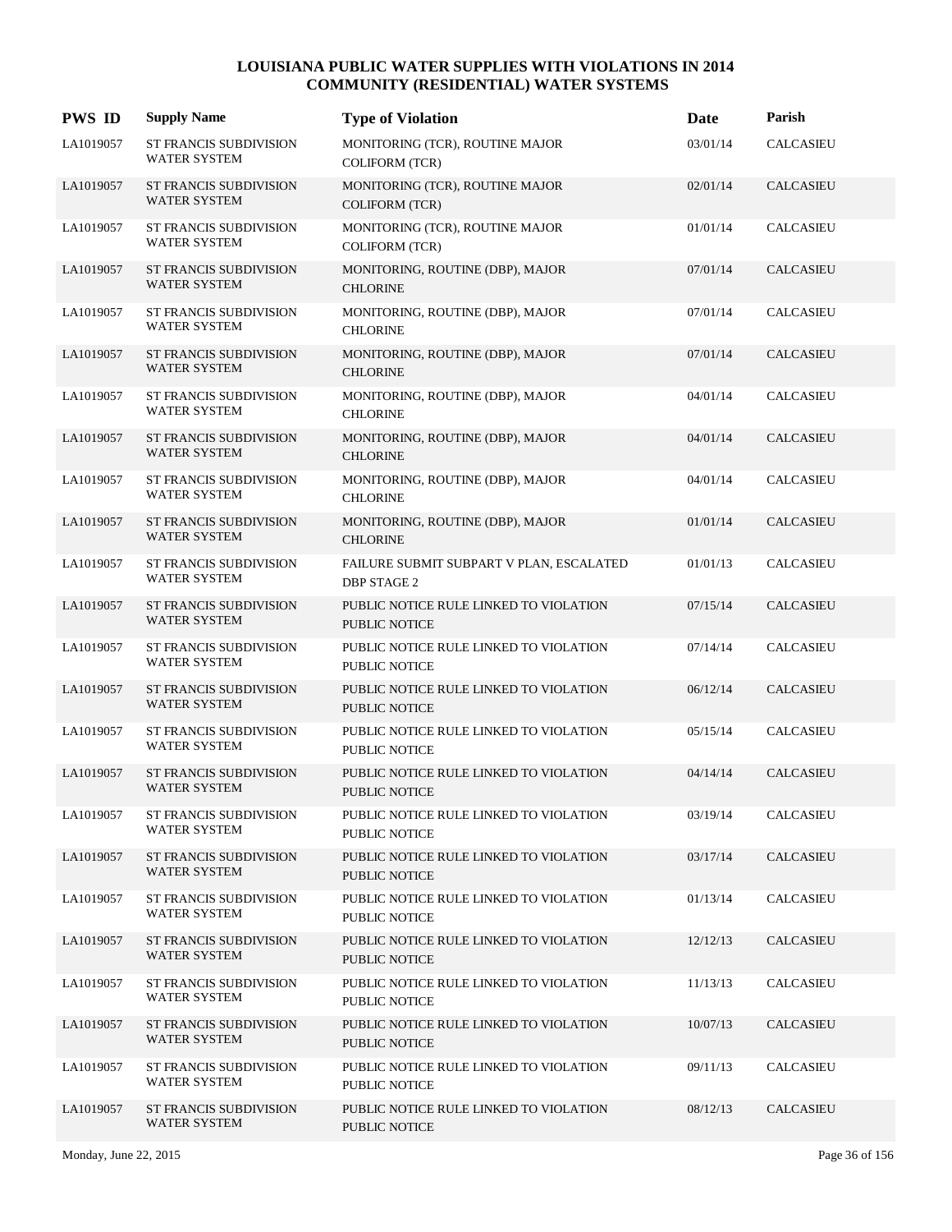# LOUISIANA PUBLIC WATER SUPPLIES WITH VIOLATIONS IN 2014
## COMMUNITY (RESIDENTIAL) WATER SYSTEMS

| PWS ID | Supply Name | Type of Violation | Date | Parish |
|---|---|---|---|---|
| LA1019057 | ST FRANCIS SUBDIVISION WATER SYSTEM | MONITORING (TCR), ROUTINE MAJOR COLIFORM (TCR) | 03/01/14 | CALCASIEU |
| LA1019057 | ST FRANCIS SUBDIVISION WATER SYSTEM | MONITORING (TCR), ROUTINE MAJOR COLIFORM (TCR) | 02/01/14 | CALCASIEU |
| LA1019057 | ST FRANCIS SUBDIVISION WATER SYSTEM | MONITORING (TCR), ROUTINE MAJOR COLIFORM (TCR) | 01/01/14 | CALCASIEU |
| LA1019057 | ST FRANCIS SUBDIVISION WATER SYSTEM | MONITORING, ROUTINE (DBP), MAJOR CHLORINE | 07/01/14 | CALCASIEU |
| LA1019057 | ST FRANCIS SUBDIVISION WATER SYSTEM | MONITORING, ROUTINE (DBP), MAJOR CHLORINE | 07/01/14 | CALCASIEU |
| LA1019057 | ST FRANCIS SUBDIVISION WATER SYSTEM | MONITORING, ROUTINE (DBP), MAJOR CHLORINE | 07/01/14 | CALCASIEU |
| LA1019057 | ST FRANCIS SUBDIVISION WATER SYSTEM | MONITORING, ROUTINE (DBP), MAJOR CHLORINE | 04/01/14 | CALCASIEU |
| LA1019057 | ST FRANCIS SUBDIVISION WATER SYSTEM | MONITORING, ROUTINE (DBP), MAJOR CHLORINE | 04/01/14 | CALCASIEU |
| LA1019057 | ST FRANCIS SUBDIVISION WATER SYSTEM | MONITORING, ROUTINE (DBP), MAJOR CHLORINE | 04/01/14 | CALCASIEU |
| LA1019057 | ST FRANCIS SUBDIVISION WATER SYSTEM | MONITORING, ROUTINE (DBP), MAJOR CHLORINE | 01/01/14 | CALCASIEU |
| LA1019057 | ST FRANCIS SUBDIVISION WATER SYSTEM | FAILURE SUBMIT SUBPART V PLAN, ESCALATED DBP STAGE 2 | 01/01/13 | CALCASIEU |
| LA1019057 | ST FRANCIS SUBDIVISION WATER SYSTEM | PUBLIC NOTICE RULE LINKED TO VIOLATION PUBLIC NOTICE | 07/15/14 | CALCASIEU |
| LA1019057 | ST FRANCIS SUBDIVISION WATER SYSTEM | PUBLIC NOTICE RULE LINKED TO VIOLATION PUBLIC NOTICE | 07/14/14 | CALCASIEU |
| LA1019057 | ST FRANCIS SUBDIVISION WATER SYSTEM | PUBLIC NOTICE RULE LINKED TO VIOLATION PUBLIC NOTICE | 06/12/14 | CALCASIEU |
| LA1019057 | ST FRANCIS SUBDIVISION WATER SYSTEM | PUBLIC NOTICE RULE LINKED TO VIOLATION PUBLIC NOTICE | 05/15/14 | CALCASIEU |
| LA1019057 | ST FRANCIS SUBDIVISION WATER SYSTEM | PUBLIC NOTICE RULE LINKED TO VIOLATION PUBLIC NOTICE | 04/14/14 | CALCASIEU |
| LA1019057 | ST FRANCIS SUBDIVISION WATER SYSTEM | PUBLIC NOTICE RULE LINKED TO VIOLATION PUBLIC NOTICE | 03/19/14 | CALCASIEU |
| LA1019057 | ST FRANCIS SUBDIVISION WATER SYSTEM | PUBLIC NOTICE RULE LINKED TO VIOLATION PUBLIC NOTICE | 03/17/14 | CALCASIEU |
| LA1019057 | ST FRANCIS SUBDIVISION WATER SYSTEM | PUBLIC NOTICE RULE LINKED TO VIOLATION PUBLIC NOTICE | 01/13/14 | CALCASIEU |
| LA1019057 | ST FRANCIS SUBDIVISION WATER SYSTEM | PUBLIC NOTICE RULE LINKED TO VIOLATION PUBLIC NOTICE | 12/12/13 | CALCASIEU |
| LA1019057 | ST FRANCIS SUBDIVISION WATER SYSTEM | PUBLIC NOTICE RULE LINKED TO VIOLATION PUBLIC NOTICE | 11/13/13 | CALCASIEU |
| LA1019057 | ST FRANCIS SUBDIVISION WATER SYSTEM | PUBLIC NOTICE RULE LINKED TO VIOLATION PUBLIC NOTICE | 10/07/13 | CALCASIEU |
| LA1019057 | ST FRANCIS SUBDIVISION WATER SYSTEM | PUBLIC NOTICE RULE LINKED TO VIOLATION PUBLIC NOTICE | 09/11/13 | CALCASIEU |
| LA1019057 | ST FRANCIS SUBDIVISION WATER SYSTEM | PUBLIC NOTICE RULE LINKED TO VIOLATION PUBLIC NOTICE | 08/12/13 | CALCASIEU |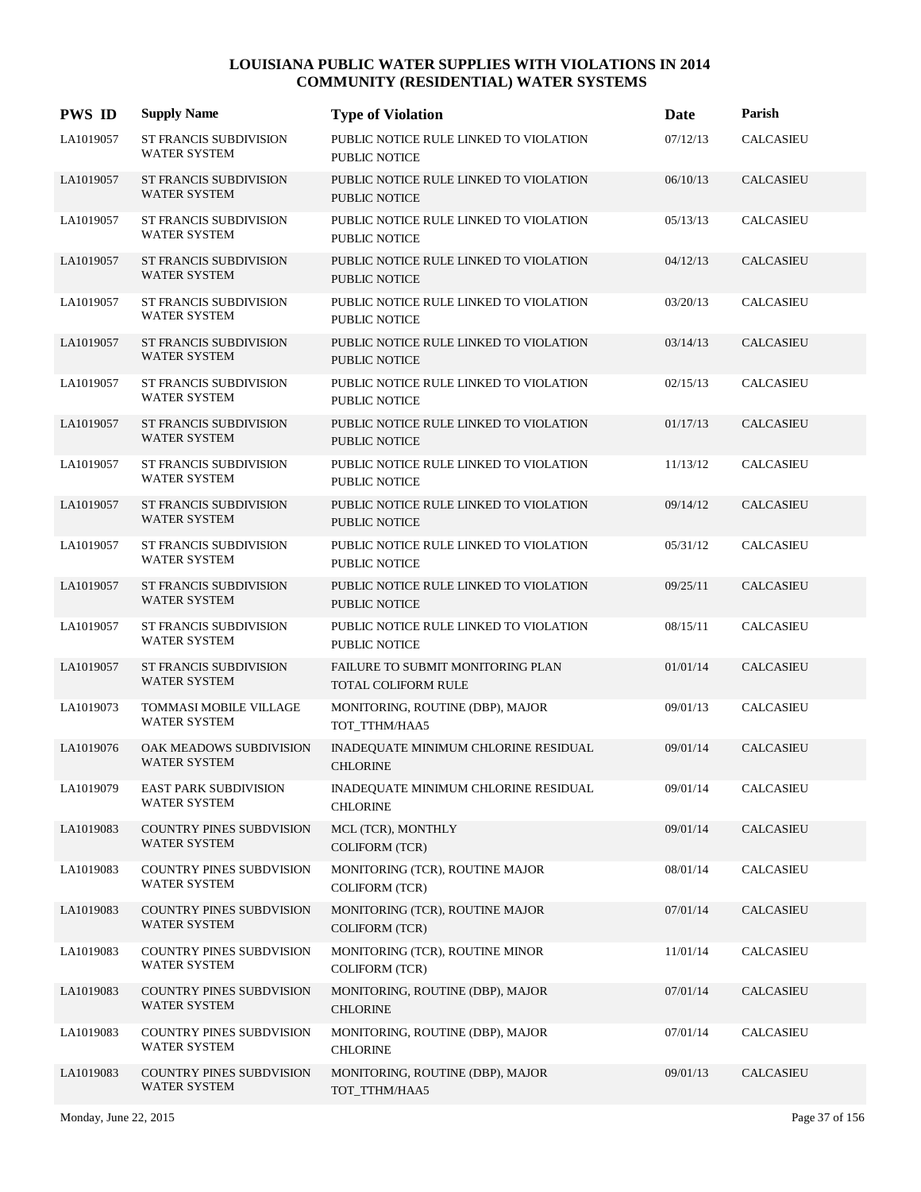# LOUISIANA PUBLIC WATER SUPPLIES WITH VIOLATIONS IN 2014
## COMMUNITY (RESIDENTIAL) WATER SYSTEMS

| PWS ID | Supply Name | Type of Violation | Date | Parish |
|---|---|---|---|---|
| LA1019057 | ST FRANCIS SUBDIVISION WATER SYSTEM | PUBLIC NOTICE RULE LINKED TO VIOLATION PUBLIC NOTICE | 07/12/13 | CALCASIEU |
| LA1019057 | ST FRANCIS SUBDIVISION WATER SYSTEM | PUBLIC NOTICE RULE LINKED TO VIOLATION PUBLIC NOTICE | 06/10/13 | CALCASIEU |
| LA1019057 | ST FRANCIS SUBDIVISION WATER SYSTEM | PUBLIC NOTICE RULE LINKED TO VIOLATION PUBLIC NOTICE | 05/13/13 | CALCASIEU |
| LA1019057 | ST FRANCIS SUBDIVISION WATER SYSTEM | PUBLIC NOTICE RULE LINKED TO VIOLATION PUBLIC NOTICE | 04/12/13 | CALCASIEU |
| LA1019057 | ST FRANCIS SUBDIVISION WATER SYSTEM | PUBLIC NOTICE RULE LINKED TO VIOLATION PUBLIC NOTICE | 03/20/13 | CALCASIEU |
| LA1019057 | ST FRANCIS SUBDIVISION WATER SYSTEM | PUBLIC NOTICE RULE LINKED TO VIOLATION PUBLIC NOTICE | 03/14/13 | CALCASIEU |
| LA1019057 | ST FRANCIS SUBDIVISION WATER SYSTEM | PUBLIC NOTICE RULE LINKED TO VIOLATION PUBLIC NOTICE | 02/15/13 | CALCASIEU |
| LA1019057 | ST FRANCIS SUBDIVISION WATER SYSTEM | PUBLIC NOTICE RULE LINKED TO VIOLATION PUBLIC NOTICE | 01/17/13 | CALCASIEU |
| LA1019057 | ST FRANCIS SUBDIVISION WATER SYSTEM | PUBLIC NOTICE RULE LINKED TO VIOLATION PUBLIC NOTICE | 11/13/12 | CALCASIEU |
| LA1019057 | ST FRANCIS SUBDIVISION WATER SYSTEM | PUBLIC NOTICE RULE LINKED TO VIOLATION PUBLIC NOTICE | 09/14/12 | CALCASIEU |
| LA1019057 | ST FRANCIS SUBDIVISION WATER SYSTEM | PUBLIC NOTICE RULE LINKED TO VIOLATION PUBLIC NOTICE | 05/31/12 | CALCASIEU |
| LA1019057 | ST FRANCIS SUBDIVISION WATER SYSTEM | PUBLIC NOTICE RULE LINKED TO VIOLATION PUBLIC NOTICE | 09/25/11 | CALCASIEU |
| LA1019057 | ST FRANCIS SUBDIVISION WATER SYSTEM | PUBLIC NOTICE RULE LINKED TO VIOLATION PUBLIC NOTICE | 08/15/11 | CALCASIEU |
| LA1019057 | ST FRANCIS SUBDIVISION WATER SYSTEM | FAILURE TO SUBMIT MONITORING PLAN TOTAL COLIFORM RULE | 01/01/14 | CALCASIEU |
| LA1019073 | TOMMASI MOBILE VILLAGE WATER SYSTEM | MONITORING, ROUTINE (DBP), MAJOR TOT_TTHM/HAA5 | 09/01/13 | CALCASIEU |
| LA1019076 | OAK MEADOWS SUBDIVISION WATER SYSTEM | INADEQUATE MINIMUM CHLORINE RESIDUAL CHLORINE | 09/01/14 | CALCASIEU |
| LA1019079 | EAST PARK SUBDIVISION WATER SYSTEM | INADEQUATE MINIMUM CHLORINE RESIDUAL CHLORINE | 09/01/14 | CALCASIEU |
| LA1019083 | COUNTRY PINES SUBDVISION WATER SYSTEM | MCL (TCR), MONTHLY COLIFORM (TCR) | 09/01/14 | CALCASIEU |
| LA1019083 | COUNTRY PINES SUBDVISION WATER SYSTEM | MONITORING (TCR), ROUTINE MAJOR COLIFORM (TCR) | 08/01/14 | CALCASIEU |
| LA1019083 | COUNTRY PINES SUBDVISION WATER SYSTEM | MONITORING (TCR), ROUTINE MAJOR COLIFORM (TCR) | 07/01/14 | CALCASIEU |
| LA1019083 | COUNTRY PINES SUBDVISION WATER SYSTEM | MONITORING (TCR), ROUTINE MINOR COLIFORM (TCR) | 11/01/14 | CALCASIEU |
| LA1019083 | COUNTRY PINES SUBDVISION WATER SYSTEM | MONITORING, ROUTINE (DBP), MAJOR CHLORINE | 07/01/14 | CALCASIEU |
| LA1019083 | COUNTRY PINES SUBDVISION WATER SYSTEM | MONITORING, ROUTINE (DBP), MAJOR CHLORINE | 07/01/14 | CALCASIEU |
| LA1019083 | COUNTRY PINES SUBDVISION WATER SYSTEM | MONITORING, ROUTINE (DBP), MAJOR TOT_TTHM/HAA5 | 09/01/13 | CALCASIEU |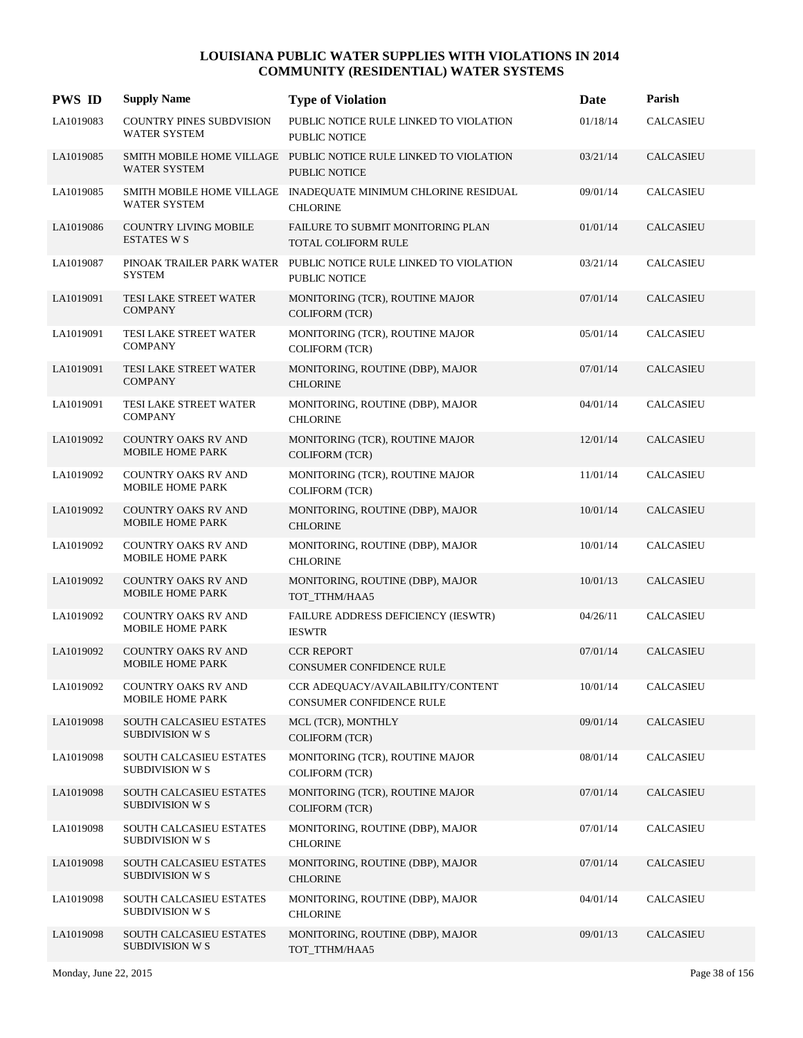# LOUISIANA PUBLIC WATER SUPPLIES WITH VIOLATIONS IN 2014
## COMMUNITY (RESIDENTIAL) WATER SYSTEMS

| PWS ID | Supply Name | Type of Violation | Date | Parish |
|---|---|---|---|---|
| LA1019083 | COUNTRY PINES SUBDVISION WATER SYSTEM | PUBLIC NOTICE RULE LINKED TO VIOLATION PUBLIC NOTICE | 01/18/14 | CALCASIEU |
| LA1019085 | SMITH MOBILE HOME VILLAGE WATER SYSTEM | PUBLIC NOTICE RULE LINKED TO VIOLATION PUBLIC NOTICE | 03/21/14 | CALCASIEU |
| LA1019085 | SMITH MOBILE HOME VILLAGE WATER SYSTEM | INADEQUATE MINIMUM CHLORINE RESIDUAL CHLORINE | 09/01/14 | CALCASIEU |
| LA1019086 | COUNTRY LIVING MOBILE ESTATES W S | FAILURE TO SUBMIT MONITORING PLAN TOTAL COLIFORM RULE | 01/01/14 | CALCASIEU |
| LA1019087 | PINOAK TRAILER PARK WATER SYSTEM | PUBLIC NOTICE RULE LINKED TO VIOLATION PUBLIC NOTICE | 03/21/14 | CALCASIEU |
| LA1019091 | TESI LAKE STREET WATER COMPANY | MONITORING (TCR), ROUTINE MAJOR COLIFORM (TCR) | 07/01/14 | CALCASIEU |
| LA1019091 | TESI LAKE STREET WATER COMPANY | MONITORING (TCR), ROUTINE MAJOR COLIFORM (TCR) | 05/01/14 | CALCASIEU |
| LA1019091 | TESI LAKE STREET WATER COMPANY | MONITORING, ROUTINE (DBP), MAJOR CHLORINE | 07/01/14 | CALCASIEU |
| LA1019091 | TESI LAKE STREET WATER COMPANY | MONITORING, ROUTINE (DBP), MAJOR CHLORINE | 04/01/14 | CALCASIEU |
| LA1019092 | COUNTRY OAKS RV AND MOBILE HOME PARK | MONITORING (TCR), ROUTINE MAJOR COLIFORM (TCR) | 12/01/14 | CALCASIEU |
| LA1019092 | COUNTRY OAKS RV AND MOBILE HOME PARK | MONITORING (TCR), ROUTINE MAJOR COLIFORM (TCR) | 11/01/14 | CALCASIEU |
| LA1019092 | COUNTRY OAKS RV AND MOBILE HOME PARK | MONITORING, ROUTINE (DBP), MAJOR CHLORINE | 10/01/14 | CALCASIEU |
| LA1019092 | COUNTRY OAKS RV AND MOBILE HOME PARK | MONITORING, ROUTINE (DBP), MAJOR CHLORINE | 10/01/14 | CALCASIEU |
| LA1019092 | COUNTRY OAKS RV AND MOBILE HOME PARK | MONITORING, ROUTINE (DBP), MAJOR TOT_TTHM/HAA5 | 10/01/13 | CALCASIEU |
| LA1019092 | COUNTRY OAKS RV AND MOBILE HOME PARK | FAILURE ADDRESS DEFICIENCY (IESWTR) IESWTR | 04/26/11 | CALCASIEU |
| LA1019092 | COUNTRY OAKS RV AND MOBILE HOME PARK | CCR REPORT CONSUMER CONFIDENCE RULE | 07/01/14 | CALCASIEU |
| LA1019092 | COUNTRY OAKS RV AND MOBILE HOME PARK | CCR ADEQUACY/AVAILABILITY/CONTENT CONSUMER CONFIDENCE RULE | 10/01/14 | CALCASIEU |
| LA1019098 | SOUTH CALCASIEU ESTATES SUBDIVISION W S | MCL (TCR), MONTHLY COLIFORM (TCR) | 09/01/14 | CALCASIEU |
| LA1019098 | SOUTH CALCASIEU ESTATES SUBDIVISION W S | MONITORING (TCR), ROUTINE MAJOR COLIFORM (TCR) | 08/01/14 | CALCASIEU |
| LA1019098 | SOUTH CALCASIEU ESTATES SUBDIVISION W S | MONITORING (TCR), ROUTINE MAJOR COLIFORM (TCR) | 07/01/14 | CALCASIEU |
| LA1019098 | SOUTH CALCASIEU ESTATES SUBDIVISION W S | MONITORING, ROUTINE (DBP), MAJOR CHLORINE | 07/01/14 | CALCASIEU |
| LA1019098 | SOUTH CALCASIEU ESTATES SUBDIVISION W S | MONITORING, ROUTINE (DBP), MAJOR CHLORINE | 07/01/14 | CALCASIEU |
| LA1019098 | SOUTH CALCASIEU ESTATES SUBDIVISION W S | MONITORING, ROUTINE (DBP), MAJOR CHLORINE | 04/01/14 | CALCASIEU |
| LA1019098 | SOUTH CALCASIEU ESTATES SUBDIVISION W S | MONITORING, ROUTINE (DBP), MAJOR TOT_TTHM/HAA5 | 09/01/13 | CALCASIEU |

Monday, June 22, 2015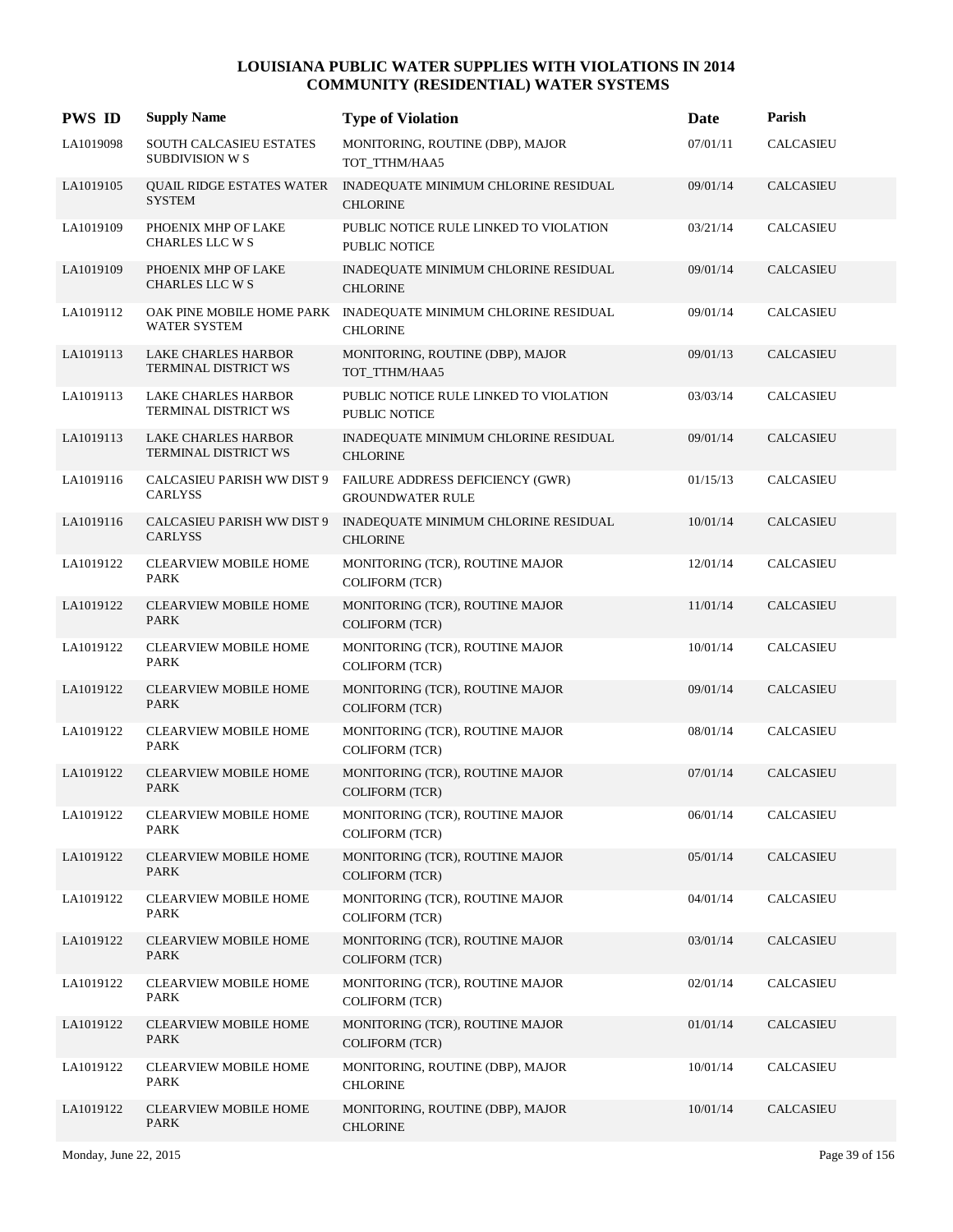# LOUISIANA PUBLIC WATER SUPPLIES WITH VIOLATIONS IN 2014
## COMMUNITY (RESIDENTIAL) WATER SYSTEMS

| PWS ID | Supply Name | Type of Violation | Date | Parish |
|---|---|---|---|---|
| LA1019098 | SOUTH CALCASIEU ESTATES SUBDIVISION W S | MONITORING, ROUTINE (DBP), MAJOR TOT_TTHM/HAA5 | 07/01/11 | CALCASIEU |
| LA1019105 | QUAIL RIDGE ESTATES WATER SYSTEM | INADEQUATE MINIMUM CHLORINE RESIDUAL CHLORINE | 09/01/14 | CALCASIEU |
| LA1019109 | PHOENIX MHP OF LAKE CHARLES LLC W S | PUBLIC NOTICE RULE LINKED TO VIOLATION PUBLIC NOTICE | 03/21/14 | CALCASIEU |
| LA1019109 | PHOENIX MHP OF LAKE CHARLES LLC W S | INADEQUATE MINIMUM CHLORINE RESIDUAL CHLORINE | 09/01/14 | CALCASIEU |
| LA1019112 | OAK PINE MOBILE HOME PARK WATER SYSTEM | INADEQUATE MINIMUM CHLORINE RESIDUAL CHLORINE | 09/01/14 | CALCASIEU |
| LA1019113 | LAKE CHARLES HARBOR TERMINAL DISTRICT WS | MONITORING, ROUTINE (DBP), MAJOR TOT_TTHM/HAA5 | 09/01/13 | CALCASIEU |
| LA1019113 | LAKE CHARLES HARBOR TERMINAL DISTRICT WS | PUBLIC NOTICE RULE LINKED TO VIOLATION PUBLIC NOTICE | 03/03/14 | CALCASIEU |
| LA1019113 | LAKE CHARLES HARBOR TERMINAL DISTRICT WS | INADEQUATE MINIMUM CHLORINE RESIDUAL CHLORINE | 09/01/14 | CALCASIEU |
| LA1019116 | CALCASIEU PARISH WW DIST 9 CARLYSS | FAILURE ADDRESS DEFICIENCY (GWR) GROUNDWATER RULE | 01/15/13 | CALCASIEU |
| LA1019116 | CALCASIEU PARISH WW DIST 9 CARLYSS | INADEQUATE MINIMUM CHLORINE RESIDUAL CHLORINE | 10/01/14 | CALCASIEU |
| LA1019122 | CLEARVIEW MOBILE HOME PARK | MONITORING (TCR), ROUTINE MAJOR COLIFORM (TCR) | 12/01/14 | CALCASIEU |
| LA1019122 | CLEARVIEW MOBILE HOME PARK | MONITORING (TCR), ROUTINE MAJOR COLIFORM (TCR) | 11/01/14 | CALCASIEU |
| LA1019122 | CLEARVIEW MOBILE HOME PARK | MONITORING (TCR), ROUTINE MAJOR COLIFORM (TCR) | 10/01/14 | CALCASIEU |
| LA1019122 | CLEARVIEW MOBILE HOME PARK | MONITORING (TCR), ROUTINE MAJOR COLIFORM (TCR) | 09/01/14 | CALCASIEU |
| LA1019122 | CLEARVIEW MOBILE HOME PARK | MONITORING (TCR), ROUTINE MAJOR COLIFORM (TCR) | 08/01/14 | CALCASIEU |
| LA1019122 | CLEARVIEW MOBILE HOME PARK | MONITORING (TCR), ROUTINE MAJOR COLIFORM (TCR) | 07/01/14 | CALCASIEU |
| LA1019122 | CLEARVIEW MOBILE HOME PARK | MONITORING (TCR), ROUTINE MAJOR COLIFORM (TCR) | 06/01/14 | CALCASIEU |
| LA1019122 | CLEARVIEW MOBILE HOME PARK | MONITORING (TCR), ROUTINE MAJOR COLIFORM (TCR) | 05/01/14 | CALCASIEU |
| LA1019122 | CLEARVIEW MOBILE HOME PARK | MONITORING (TCR), ROUTINE MAJOR COLIFORM (TCR) | 04/01/14 | CALCASIEU |
| LA1019122 | CLEARVIEW MOBILE HOME PARK | MONITORING (TCR), ROUTINE MAJOR COLIFORM (TCR) | 03/01/14 | CALCASIEU |
| LA1019122 | CLEARVIEW MOBILE HOME PARK | MONITORING (TCR), ROUTINE MAJOR COLIFORM (TCR) | 02/01/14 | CALCASIEU |
| LA1019122 | CLEARVIEW MOBILE HOME PARK | MONITORING (TCR), ROUTINE MAJOR COLIFORM (TCR) | 01/01/14 | CALCASIEU |
| LA1019122 | CLEARVIEW MOBILE HOME PARK | MONITORING, ROUTINE (DBP), MAJOR CHLORINE | 10/01/14 | CALCASIEU |
| LA1019122 | CLEARVIEW MOBILE HOME PARK | MONITORING, ROUTINE (DBP), MAJOR CHLORINE | 10/01/14 | CALCASIEU |

Monday, June 22, 2015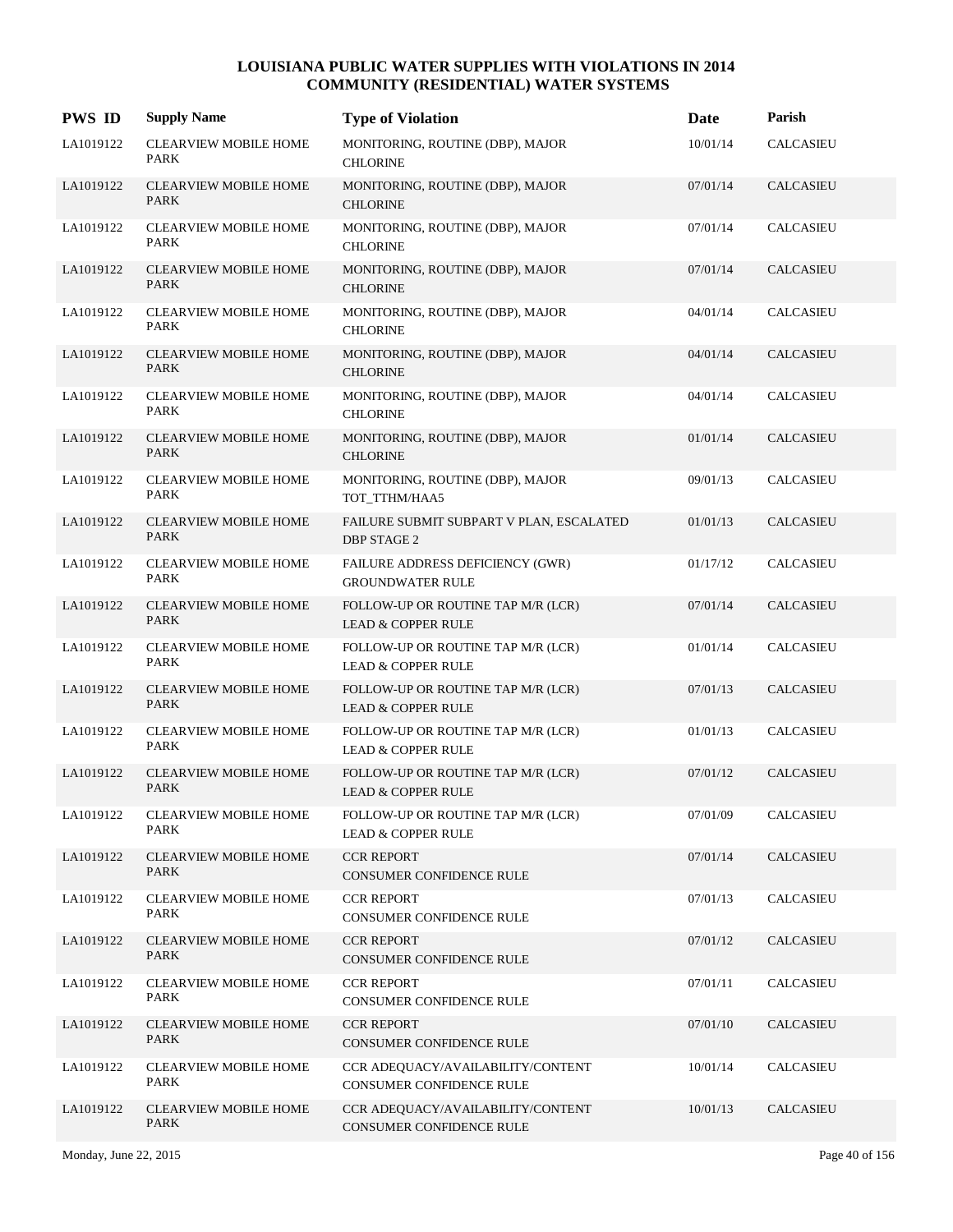# LOUISIANA PUBLIC WATER SUPPLIES WITH VIOLATIONS IN 2014
## COMMUNITY (RESIDENTIAL) WATER SYSTEMS

| PWS ID | Supply Name | Type of Violation | Date | Parish |
|---|---|---|---|---|
| LA1019122 | CLEARVIEW MOBILE HOME PARK | MONITORING, ROUTINE (DBP), MAJOR CHLORINE | 10/01/14 | CALCASIEU |
| LA1019122 | CLEARVIEW MOBILE HOME PARK | MONITORING, ROUTINE (DBP), MAJOR CHLORINE | 07/01/14 | CALCASIEU |
| LA1019122 | CLEARVIEW MOBILE HOME PARK | MONITORING, ROUTINE (DBP), MAJOR CHLORINE | 07/01/14 | CALCASIEU |
| LA1019122 | CLEARVIEW MOBILE HOME PARK | MONITORING, ROUTINE (DBP), MAJOR CHLORINE | 07/01/14 | CALCASIEU |
| LA1019122 | CLEARVIEW MOBILE HOME PARK | MONITORING, ROUTINE (DBP), MAJOR CHLORINE | 04/01/14 | CALCASIEU |
| LA1019122 | CLEARVIEW MOBILE HOME PARK | MONITORING, ROUTINE (DBP), MAJOR CHLORINE | 04/01/14 | CALCASIEU |
| LA1019122 | CLEARVIEW MOBILE HOME PARK | MONITORING, ROUTINE (DBP), MAJOR CHLORINE | 04/01/14 | CALCASIEU |
| LA1019122 | CLEARVIEW MOBILE HOME PARK | MONITORING, ROUTINE (DBP), MAJOR CHLORINE | 01/01/14 | CALCASIEU |
| LA1019122 | CLEARVIEW MOBILE HOME PARK | MONITORING, ROUTINE (DBP), MAJOR TOT_TTHM/HAA5 | 09/01/13 | CALCASIEU |
| LA1019122 | CLEARVIEW MOBILE HOME PARK | FAILURE SUBMIT SUBPART V PLAN, ESCALATED DBP STAGE 2 | 01/01/13 | CALCASIEU |
| LA1019122 | CLEARVIEW MOBILE HOME PARK | FAILURE ADDRESS DEFICIENCY (GWR) GROUNDWATER RULE | 01/17/12 | CALCASIEU |
| LA1019122 | CLEARVIEW MOBILE HOME PARK | FOLLOW-UP OR ROUTINE TAP M/R (LCR) LEAD & COPPER RULE | 07/01/14 | CALCASIEU |
| LA1019122 | CLEARVIEW MOBILE HOME PARK | FOLLOW-UP OR ROUTINE TAP M/R (LCR) LEAD & COPPER RULE | 01/01/14 | CALCASIEU |
| LA1019122 | CLEARVIEW MOBILE HOME PARK | FOLLOW-UP OR ROUTINE TAP M/R (LCR) LEAD & COPPER RULE | 07/01/13 | CALCASIEU |
| LA1019122 | CLEARVIEW MOBILE HOME PARK | FOLLOW-UP OR ROUTINE TAP M/R (LCR) LEAD & COPPER RULE | 01/01/13 | CALCASIEU |
| LA1019122 | CLEARVIEW MOBILE HOME PARK | FOLLOW-UP OR ROUTINE TAP M/R (LCR) LEAD & COPPER RULE | 07/01/12 | CALCASIEU |
| LA1019122 | CLEARVIEW MOBILE HOME PARK | FOLLOW-UP OR ROUTINE TAP M/R (LCR) LEAD & COPPER RULE | 07/01/09 | CALCASIEU |
| LA1019122 | CLEARVIEW MOBILE HOME PARK | CCR REPORT CONSUMER CONFIDENCE RULE | 07/01/14 | CALCASIEU |
| LA1019122 | CLEARVIEW MOBILE HOME PARK | CCR REPORT CONSUMER CONFIDENCE RULE | 07/01/13 | CALCASIEU |
| LA1019122 | CLEARVIEW MOBILE HOME PARK | CCR REPORT CONSUMER CONFIDENCE RULE | 07/01/12 | CALCASIEU |
| LA1019122 | CLEARVIEW MOBILE HOME PARK | CCR REPORT CONSUMER CONFIDENCE RULE | 07/01/11 | CALCASIEU |
| LA1019122 | CLEARVIEW MOBILE HOME PARK | CCR REPORT CONSUMER CONFIDENCE RULE | 07/01/10 | CALCASIEU |
| LA1019122 | CLEARVIEW MOBILE HOME PARK | CCR ADEQUACY/AVAILABILITY/CONTENT CONSUMER CONFIDENCE RULE | 10/01/14 | CALCASIEU |
| LA1019122 | CLEARVIEW MOBILE HOME PARK | CCR ADEQUACY/AVAILABILITY/CONTENT CONSUMER CONFIDENCE RULE | 10/01/13 | CALCASIEU |

Monday, June 22, 2015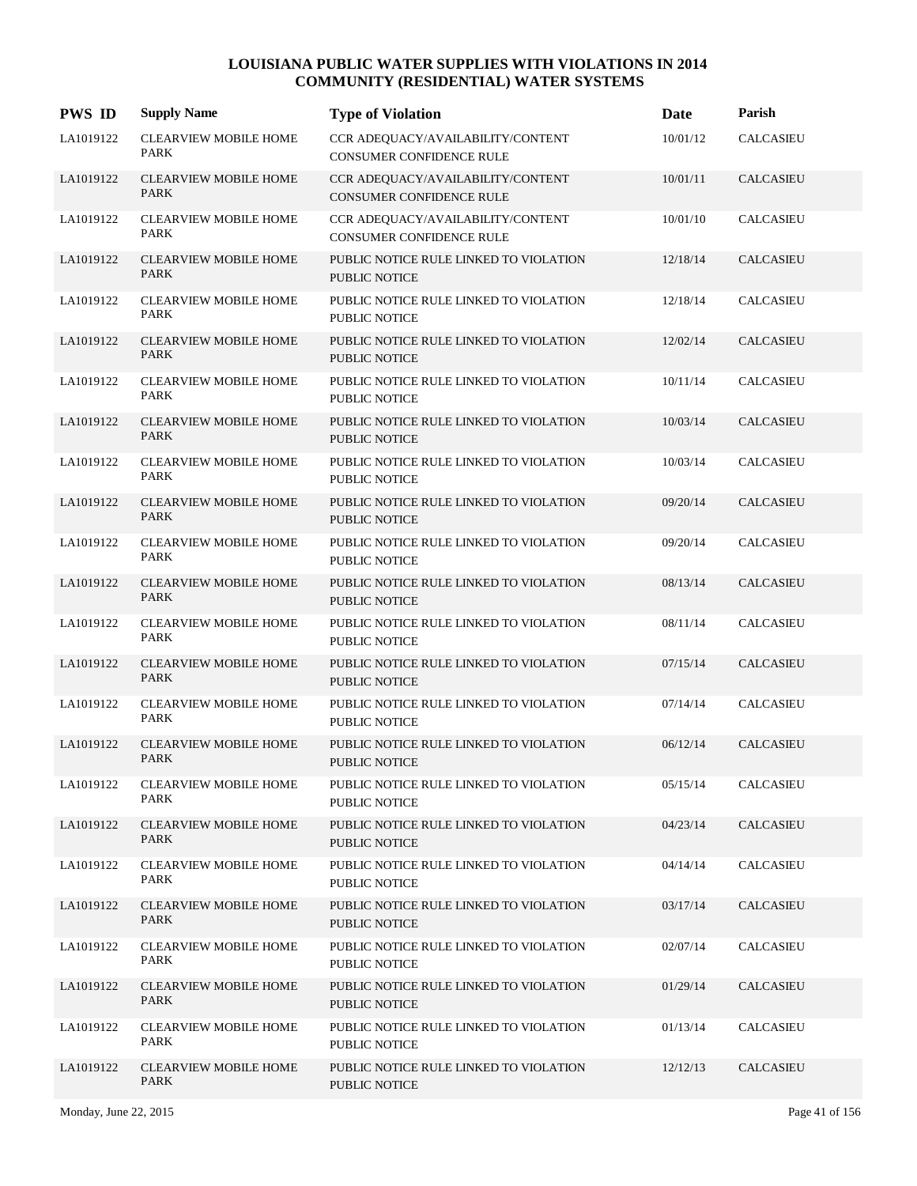# LOUISIANA PUBLIC WATER SUPPLIES WITH VIOLATIONS IN 2014
## COMMUNITY (RESIDENTIAL) WATER SYSTEMS

| PWS ID | Supply Name | Type of Violation | Date | Parish |
|---|---|---|---|---|
| LA1019122 | CLEARVIEW MOBILE HOME PARK | CCR ADEQUACY/AVAILABILITY/CONTENT CONSUMER CONFIDENCE RULE | 10/01/12 | CALCASIEU |
| LA1019122 | CLEARVIEW MOBILE HOME PARK | CCR ADEQUACY/AVAILABILITY/CONTENT CONSUMER CONFIDENCE RULE | 10/01/11 | CALCASIEU |
| LA1019122 | CLEARVIEW MOBILE HOME PARK | CCR ADEQUACY/AVAILABILITY/CONTENT CONSUMER CONFIDENCE RULE | 10/01/10 | CALCASIEU |
| LA1019122 | CLEARVIEW MOBILE HOME PARK | PUBLIC NOTICE RULE LINKED TO VIOLATION PUBLIC NOTICE | 12/18/14 | CALCASIEU |
| LA1019122 | CLEARVIEW MOBILE HOME PARK | PUBLIC NOTICE RULE LINKED TO VIOLATION PUBLIC NOTICE | 12/18/14 | CALCASIEU |
| LA1019122 | CLEARVIEW MOBILE HOME PARK | PUBLIC NOTICE RULE LINKED TO VIOLATION PUBLIC NOTICE | 12/02/14 | CALCASIEU |
| LA1019122 | CLEARVIEW MOBILE HOME PARK | PUBLIC NOTICE RULE LINKED TO VIOLATION PUBLIC NOTICE | 10/11/14 | CALCASIEU |
| LA1019122 | CLEARVIEW MOBILE HOME PARK | PUBLIC NOTICE RULE LINKED TO VIOLATION PUBLIC NOTICE | 10/03/14 | CALCASIEU |
| LA1019122 | CLEARVIEW MOBILE HOME PARK | PUBLIC NOTICE RULE LINKED TO VIOLATION PUBLIC NOTICE | 10/03/14 | CALCASIEU |
| LA1019122 | CLEARVIEW MOBILE HOME PARK | PUBLIC NOTICE RULE LINKED TO VIOLATION PUBLIC NOTICE | 09/20/14 | CALCASIEU |
| LA1019122 | CLEARVIEW MOBILE HOME PARK | PUBLIC NOTICE RULE LINKED TO VIOLATION PUBLIC NOTICE | 09/20/14 | CALCASIEU |
| LA1019122 | CLEARVIEW MOBILE HOME PARK | PUBLIC NOTICE RULE LINKED TO VIOLATION PUBLIC NOTICE | 08/13/14 | CALCASIEU |
| LA1019122 | CLEARVIEW MOBILE HOME PARK | PUBLIC NOTICE RULE LINKED TO VIOLATION PUBLIC NOTICE | 08/11/14 | CALCASIEU |
| LA1019122 | CLEARVIEW MOBILE HOME PARK | PUBLIC NOTICE RULE LINKED TO VIOLATION PUBLIC NOTICE | 07/15/14 | CALCASIEU |
| LA1019122 | CLEARVIEW MOBILE HOME PARK | PUBLIC NOTICE RULE LINKED TO VIOLATION PUBLIC NOTICE | 07/14/14 | CALCASIEU |
| LA1019122 | CLEARVIEW MOBILE HOME PARK | PUBLIC NOTICE RULE LINKED TO VIOLATION PUBLIC NOTICE | 06/12/14 | CALCASIEU |
| LA1019122 | CLEARVIEW MOBILE HOME PARK | PUBLIC NOTICE RULE LINKED TO VIOLATION PUBLIC NOTICE | 05/15/14 | CALCASIEU |
| LA1019122 | CLEARVIEW MOBILE HOME PARK | PUBLIC NOTICE RULE LINKED TO VIOLATION PUBLIC NOTICE | 04/23/14 | CALCASIEU |
| LA1019122 | CLEARVIEW MOBILE HOME PARK | PUBLIC NOTICE RULE LINKED TO VIOLATION PUBLIC NOTICE | 04/14/14 | CALCASIEU |
| LA1019122 | CLEARVIEW MOBILE HOME PARK | PUBLIC NOTICE RULE LINKED TO VIOLATION PUBLIC NOTICE | 03/17/14 | CALCASIEU |
| LA1019122 | CLEARVIEW MOBILE HOME PARK | PUBLIC NOTICE RULE LINKED TO VIOLATION PUBLIC NOTICE | 02/07/14 | CALCASIEU |
| LA1019122 | CLEARVIEW MOBILE HOME PARK | PUBLIC NOTICE RULE LINKED TO VIOLATION PUBLIC NOTICE | 01/29/14 | CALCASIEU |
| LA1019122 | CLEARVIEW MOBILE HOME PARK | PUBLIC NOTICE RULE LINKED TO VIOLATION PUBLIC NOTICE | 01/13/14 | CALCASIEU |
| LA1019122 | CLEARVIEW MOBILE HOME PARK | PUBLIC NOTICE RULE LINKED TO VIOLATION PUBLIC NOTICE | 12/12/13 | CALCASIEU |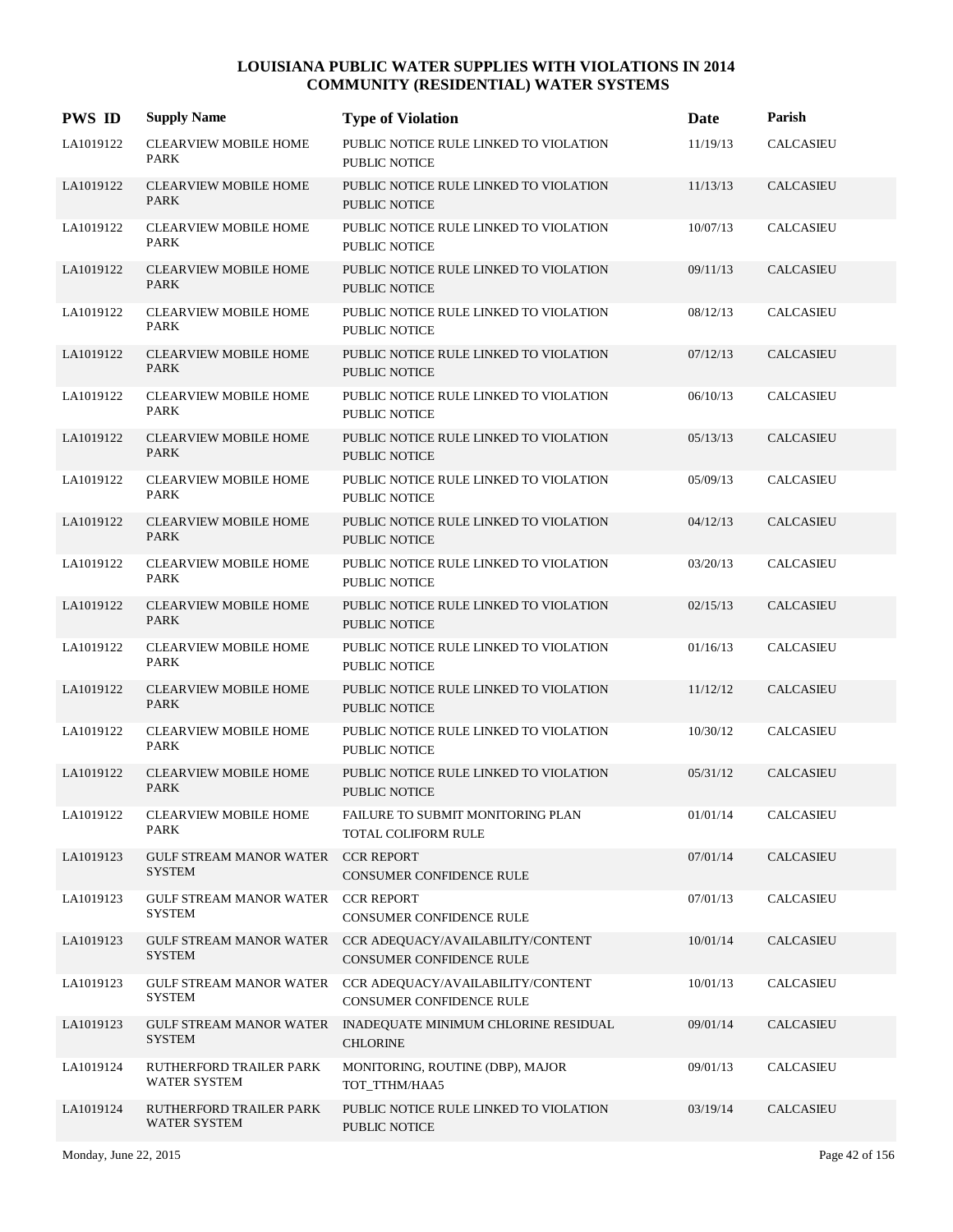# LOUISIANA PUBLIC WATER SUPPLIES WITH VIOLATIONS IN 2014
## COMMUNITY (RESIDENTIAL) WATER SYSTEMS

| PWS ID | Supply Name | Type of Violation | Date | Parish |
|---|---|---|---|---|
| LA1019122 | CLEARVIEW MOBILE HOME PARK | PUBLIC NOTICE RULE LINKED TO VIOLATION PUBLIC NOTICE | 11/19/13 | CALCASIEU |
| LA1019122 | CLEARVIEW MOBILE HOME PARK | PUBLIC NOTICE RULE LINKED TO VIOLATION PUBLIC NOTICE | 11/13/13 | CALCASIEU |
| LA1019122 | CLEARVIEW MOBILE HOME PARK | PUBLIC NOTICE RULE LINKED TO VIOLATION PUBLIC NOTICE | 10/07/13 | CALCASIEU |
| LA1019122 | CLEARVIEW MOBILE HOME PARK | PUBLIC NOTICE RULE LINKED TO VIOLATION PUBLIC NOTICE | 09/11/13 | CALCASIEU |
| LA1019122 | CLEARVIEW MOBILE HOME PARK | PUBLIC NOTICE RULE LINKED TO VIOLATION PUBLIC NOTICE | 08/12/13 | CALCASIEU |
| LA1019122 | CLEARVIEW MOBILE HOME PARK | PUBLIC NOTICE RULE LINKED TO VIOLATION PUBLIC NOTICE | 07/12/13 | CALCASIEU |
| LA1019122 | CLEARVIEW MOBILE HOME PARK | PUBLIC NOTICE RULE LINKED TO VIOLATION PUBLIC NOTICE | 06/10/13 | CALCASIEU |
| LA1019122 | CLEARVIEW MOBILE HOME PARK | PUBLIC NOTICE RULE LINKED TO VIOLATION PUBLIC NOTICE | 05/13/13 | CALCASIEU |
| LA1019122 | CLEARVIEW MOBILE HOME PARK | PUBLIC NOTICE RULE LINKED TO VIOLATION PUBLIC NOTICE | 05/09/13 | CALCASIEU |
| LA1019122 | CLEARVIEW MOBILE HOME PARK | PUBLIC NOTICE RULE LINKED TO VIOLATION PUBLIC NOTICE | 04/12/13 | CALCASIEU |
| LA1019122 | CLEARVIEW MOBILE HOME PARK | PUBLIC NOTICE RULE LINKED TO VIOLATION PUBLIC NOTICE | 03/20/13 | CALCASIEU |
| LA1019122 | CLEARVIEW MOBILE HOME PARK | PUBLIC NOTICE RULE LINKED TO VIOLATION PUBLIC NOTICE | 02/15/13 | CALCASIEU |
| LA1019122 | CLEARVIEW MOBILE HOME PARK | PUBLIC NOTICE RULE LINKED TO VIOLATION PUBLIC NOTICE | 01/16/13 | CALCASIEU |
| LA1019122 | CLEARVIEW MOBILE HOME PARK | PUBLIC NOTICE RULE LINKED TO VIOLATION PUBLIC NOTICE | 11/12/12 | CALCASIEU |
| LA1019122 | CLEARVIEW MOBILE HOME PARK | PUBLIC NOTICE RULE LINKED TO VIOLATION PUBLIC NOTICE | 10/30/12 | CALCASIEU |
| LA1019122 | CLEARVIEW MOBILE HOME PARK | PUBLIC NOTICE RULE LINKED TO VIOLATION PUBLIC NOTICE | 05/31/12 | CALCASIEU |
| LA1019122 | CLEARVIEW MOBILE HOME PARK | FAILURE TO SUBMIT MONITORING PLAN TOTAL COLIFORM RULE | 01/01/14 | CALCASIEU |
| LA1019123 | GULF STREAM MANOR WATER SYSTEM | CCR REPORT CONSUMER CONFIDENCE RULE | 07/01/14 | CALCASIEU |
| LA1019123 | GULF STREAM MANOR WATER SYSTEM | CCR REPORT CONSUMER CONFIDENCE RULE | 07/01/13 | CALCASIEU |
| LA1019123 | GULF STREAM MANOR WATER SYSTEM | CCR ADEQUACY/AVAILABILITY/CONTENT CONSUMER CONFIDENCE RULE | 10/01/14 | CALCASIEU |
| LA1019123 | GULF STREAM MANOR WATER SYSTEM | CCR ADEQUACY/AVAILABILITY/CONTENT CONSUMER CONFIDENCE RULE | 10/01/13 | CALCASIEU |
| LA1019123 | GULF STREAM MANOR WATER SYSTEM | INADEQUATE MINIMUM CHLORINE RESIDUAL CHLORINE | 09/01/14 | CALCASIEU |
| LA1019124 | RUTHERFORD TRAILER PARK WATER SYSTEM | MONITORING, ROUTINE (DBP), MAJOR TOT_TTHM/HAA5 | 09/01/13 | CALCASIEU |
| LA1019124 | RUTHERFORD TRAILER PARK WATER SYSTEM | PUBLIC NOTICE RULE LINKED TO VIOLATION PUBLIC NOTICE | 03/19/14 | CALCASIEU |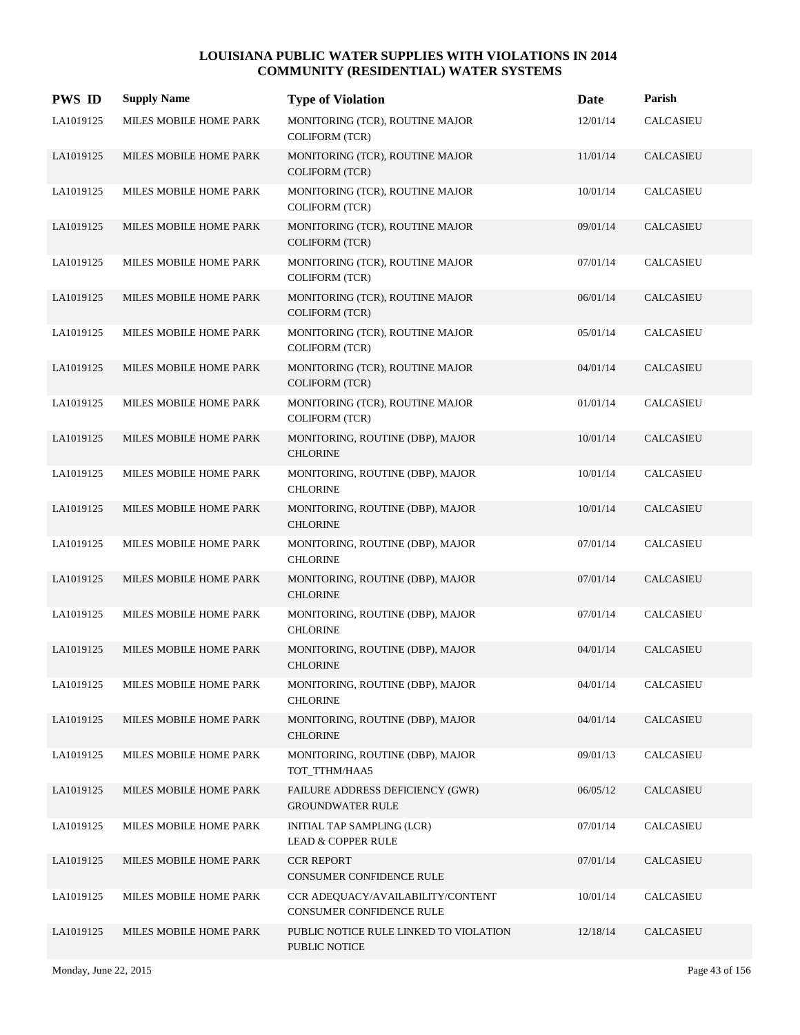# LOUISIANA PUBLIC WATER SUPPLIES WITH VIOLATIONS IN 2014
## COMMUNITY (RESIDENTIAL) WATER SYSTEMS

| PWS ID | Supply Name | Type of Violation | Date | Parish |
|---|---|---|---|---|
| LA1019125 | MILES MOBILE HOME PARK | MONITORING (TCR), ROUTINE MAJOR COLIFORM (TCR) | 12/01/14 | CALCASIEU |
| LA1019125 | MILES MOBILE HOME PARK | MONITORING (TCR), ROUTINE MAJOR COLIFORM (TCR) | 11/01/14 | CALCASIEU |
| LA1019125 | MILES MOBILE HOME PARK | MONITORING (TCR), ROUTINE MAJOR COLIFORM (TCR) | 10/01/14 | CALCASIEU |
| LA1019125 | MILES MOBILE HOME PARK | MONITORING (TCR), ROUTINE MAJOR COLIFORM (TCR) | 09/01/14 | CALCASIEU |
| LA1019125 | MILES MOBILE HOME PARK | MONITORING (TCR), ROUTINE MAJOR COLIFORM (TCR) | 07/01/14 | CALCASIEU |
| LA1019125 | MILES MOBILE HOME PARK | MONITORING (TCR), ROUTINE MAJOR COLIFORM (TCR) | 06/01/14 | CALCASIEU |
| LA1019125 | MILES MOBILE HOME PARK | MONITORING (TCR), ROUTINE MAJOR COLIFORM (TCR) | 05/01/14 | CALCASIEU |
| LA1019125 | MILES MOBILE HOME PARK | MONITORING (TCR), ROUTINE MAJOR COLIFORM (TCR) | 04/01/14 | CALCASIEU |
| LA1019125 | MILES MOBILE HOME PARK | MONITORING (TCR), ROUTINE MAJOR COLIFORM (TCR) | 01/01/14 | CALCASIEU |
| LA1019125 | MILES MOBILE HOME PARK | MONITORING, ROUTINE (DBP), MAJOR CHLORINE | 10/01/14 | CALCASIEU |
| LA1019125 | MILES MOBILE HOME PARK | MONITORING, ROUTINE (DBP), MAJOR CHLORINE | 10/01/14 | CALCASIEU |
| LA1019125 | MILES MOBILE HOME PARK | MONITORING, ROUTINE (DBP), MAJOR CHLORINE | 10/01/14 | CALCASIEU |
| LA1019125 | MILES MOBILE HOME PARK | MONITORING, ROUTINE (DBP), MAJOR CHLORINE | 07/01/14 | CALCASIEU |
| LA1019125 | MILES MOBILE HOME PARK | MONITORING, ROUTINE (DBP), MAJOR CHLORINE | 07/01/14 | CALCASIEU |
| LA1019125 | MILES MOBILE HOME PARK | MONITORING, ROUTINE (DBP), MAJOR CHLORINE | 07/01/14 | CALCASIEU |
| LA1019125 | MILES MOBILE HOME PARK | MONITORING, ROUTINE (DBP), MAJOR CHLORINE | 04/01/14 | CALCASIEU |
| LA1019125 | MILES MOBILE HOME PARK | MONITORING, ROUTINE (DBP), MAJOR CHLORINE | 04/01/14 | CALCASIEU |
| LA1019125 | MILES MOBILE HOME PARK | MONITORING, ROUTINE (DBP), MAJOR CHLORINE | 04/01/14 | CALCASIEU |
| LA1019125 | MILES MOBILE HOME PARK | MONITORING, ROUTINE (DBP), MAJOR TOT_TTHM/HAA5 | 09/01/13 | CALCASIEU |
| LA1019125 | MILES MOBILE HOME PARK | FAILURE ADDRESS DEFICIENCY (GWR) GROUNDWATER RULE | 06/05/12 | CALCASIEU |
| LA1019125 | MILES MOBILE HOME PARK | INITIAL TAP SAMPLING (LCR) LEAD & COPPER RULE | 07/01/14 | CALCASIEU |
| LA1019125 | MILES MOBILE HOME PARK | CCR REPORT CONSUMER CONFIDENCE RULE | 07/01/14 | CALCASIEU |
| LA1019125 | MILES MOBILE HOME PARK | CCR ADEQUACY/AVAILABILITY/CONTENT CONSUMER CONFIDENCE RULE | 10/01/14 | CALCASIEU |
| LA1019125 | MILES MOBILE HOME PARK | PUBLIC NOTICE RULE LINKED TO VIOLATION PUBLIC NOTICE | 12/18/14 | CALCASIEU |

Monday, June 22, 2015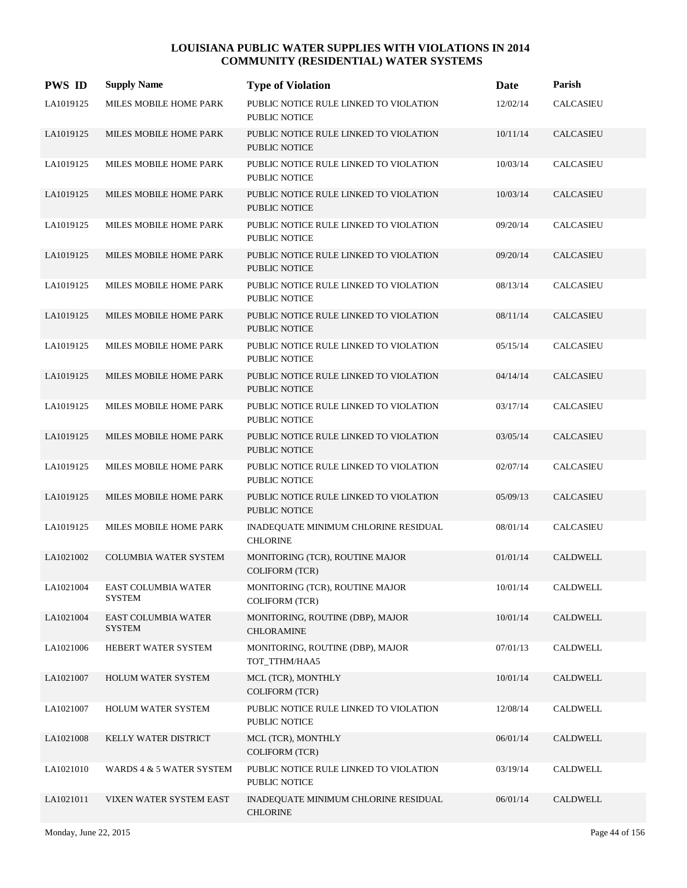# LOUISIANA PUBLIC WATER SUPPLIES WITH VIOLATIONS IN 2014
## COMMUNITY (RESIDENTIAL) WATER SYSTEMS

| PWS ID | Supply Name | Type of Violation | Date | Parish |
|---|---|---|---|---|
| LA1019125 | MILES MOBILE HOME PARK | PUBLIC NOTICE RULE LINKED TO VIOLATION PUBLIC NOTICE | 12/02/14 | CALCASIEU |
| LA1019125 | MILES MOBILE HOME PARK | PUBLIC NOTICE RULE LINKED TO VIOLATION PUBLIC NOTICE | 10/11/14 | CALCASIEU |
| LA1019125 | MILES MOBILE HOME PARK | PUBLIC NOTICE RULE LINKED TO VIOLATION PUBLIC NOTICE | 10/03/14 | CALCASIEU |
| LA1019125 | MILES MOBILE HOME PARK | PUBLIC NOTICE RULE LINKED TO VIOLATION PUBLIC NOTICE | 10/03/14 | CALCASIEU |
| LA1019125 | MILES MOBILE HOME PARK | PUBLIC NOTICE RULE LINKED TO VIOLATION PUBLIC NOTICE | 09/20/14 | CALCASIEU |
| LA1019125 | MILES MOBILE HOME PARK | PUBLIC NOTICE RULE LINKED TO VIOLATION PUBLIC NOTICE | 09/20/14 | CALCASIEU |
| LA1019125 | MILES MOBILE HOME PARK | PUBLIC NOTICE RULE LINKED TO VIOLATION PUBLIC NOTICE | 08/13/14 | CALCASIEU |
| LA1019125 | MILES MOBILE HOME PARK | PUBLIC NOTICE RULE LINKED TO VIOLATION PUBLIC NOTICE | 08/11/14 | CALCASIEU |
| LA1019125 | MILES MOBILE HOME PARK | PUBLIC NOTICE RULE LINKED TO VIOLATION PUBLIC NOTICE | 05/15/14 | CALCASIEU |
| LA1019125 | MILES MOBILE HOME PARK | PUBLIC NOTICE RULE LINKED TO VIOLATION PUBLIC NOTICE | 04/14/14 | CALCASIEU |
| LA1019125 | MILES MOBILE HOME PARK | PUBLIC NOTICE RULE LINKED TO VIOLATION PUBLIC NOTICE | 03/17/14 | CALCASIEU |
| LA1019125 | MILES MOBILE HOME PARK | PUBLIC NOTICE RULE LINKED TO VIOLATION PUBLIC NOTICE | 03/05/14 | CALCASIEU |
| LA1019125 | MILES MOBILE HOME PARK | PUBLIC NOTICE RULE LINKED TO VIOLATION PUBLIC NOTICE | 02/07/14 | CALCASIEU |
| LA1019125 | MILES MOBILE HOME PARK | PUBLIC NOTICE RULE LINKED TO VIOLATION PUBLIC NOTICE | 05/09/13 | CALCASIEU |
| LA1019125 | MILES MOBILE HOME PARK | INADEQUATE MINIMUM CHLORINE RESIDUAL CHLORINE | 08/01/14 | CALCASIEU |
| LA1021002 | COLUMBIA WATER SYSTEM | MONITORING (TCR), ROUTINE MAJOR COLIFORM (TCR) | 01/01/14 | CALDWELL |
| LA1021004 | EAST COLUMBIA WATER SYSTEM | MONITORING (TCR), ROUTINE MAJOR COLIFORM (TCR) | 10/01/14 | CALDWELL |
| LA1021004 | EAST COLUMBIA WATER SYSTEM | MONITORING, ROUTINE (DBP), MAJOR CHLORAMINE | 10/01/14 | CALDWELL |
| LA1021006 | HEBERT WATER SYSTEM | MONITORING, ROUTINE (DBP), MAJOR TOT_TTHM/HAA5 | 07/01/13 | CALDWELL |
| LA1021007 | HOLUM WATER SYSTEM | MCL (TCR), MONTHLY COLIFORM (TCR) | 10/01/14 | CALDWELL |
| LA1021007 | HOLUM WATER SYSTEM | PUBLIC NOTICE RULE LINKED TO VIOLATION PUBLIC NOTICE | 12/08/14 | CALDWELL |
| LA1021008 | KELLY WATER DISTRICT | MCL (TCR), MONTHLY COLIFORM (TCR) | 06/01/14 | CALDWELL |
| LA1021010 | WARDS 4 & 5 WATER SYSTEM | PUBLIC NOTICE RULE LINKED TO VIOLATION PUBLIC NOTICE | 03/19/14 | CALDWELL |
| LA1021011 | VIXEN WATER SYSTEM EAST | INADEQUATE MINIMUM CHLORINE RESIDUAL CHLORINE | 06/01/14 | CALDWELL |

Monday, June 22, 2015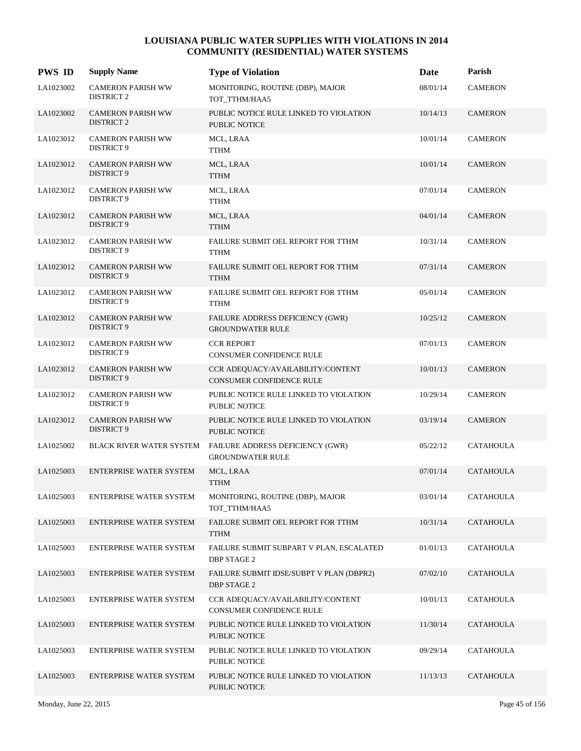# LOUISIANA PUBLIC WATER SUPPLIES WITH VIOLATIONS IN 2014
## COMMUNITY (RESIDENTIAL) WATER SYSTEMS

| PWS ID | Supply Name | Type of Violation | Date | Parish |
|---|---|---|---|---|
| LA1023002 | CAMERON PARISH WW DISTRICT 2 | MONITORING, ROUTINE (DBP), MAJOR TOT_TTHM/HAA5 | 08/01/14 | CAMERON |
| LA1023002 | CAMERON PARISH WW DISTRICT 2 | PUBLIC NOTICE RULE LINKED TO VIOLATION PUBLIC NOTICE | 10/14/13 | CAMERON |
| LA1023012 | CAMERON PARISH WW DISTRICT 9 | MCL, LRAA TTHM | 10/01/14 | CAMERON |
| LA1023012 | CAMERON PARISH WW DISTRICT 9 | MCL, LRAA TTHM | 10/01/14 | CAMERON |
| LA1023012 | CAMERON PARISH WW DISTRICT 9 | MCL, LRAA TTHM | 07/01/14 | CAMERON |
| LA1023012 | CAMERON PARISH WW DISTRICT 9 | MCL, LRAA TTHM | 04/01/14 | CAMERON |
| LA1023012 | CAMERON PARISH WW DISTRICT 9 | FAILURE SUBMIT OEL REPORT FOR TTHM TTHM | 10/31/14 | CAMERON |
| LA1023012 | CAMERON PARISH WW DISTRICT 9 | FAILURE SUBMIT OEL REPORT FOR TTHM TTHM | 07/31/14 | CAMERON |
| LA1023012 | CAMERON PARISH WW DISTRICT 9 | FAILURE SUBMIT OEL REPORT FOR TTHM TTHM | 05/01/14 | CAMERON |
| LA1023012 | CAMERON PARISH WW DISTRICT 9 | FAILURE ADDRESS DEFICIENCY (GWR) GROUNDWATER RULE | 10/25/12 | CAMERON |
| LA1023012 | CAMERON PARISH WW DISTRICT 9 | CCR REPORT CONSUMER CONFIDENCE RULE | 07/01/13 | CAMERON |
| LA1023012 | CAMERON PARISH WW DISTRICT 9 | CCR ADEQUACY/AVAILABILITY/CONTENT CONSUMER CONFIDENCE RULE | 10/01/13 | CAMERON |
| LA1023012 | CAMERON PARISH WW DISTRICT 9 | PUBLIC NOTICE RULE LINKED TO VIOLATION PUBLIC NOTICE | 10/29/14 | CAMERON |
| LA1023012 | CAMERON PARISH WW DISTRICT 9 | PUBLIC NOTICE RULE LINKED TO VIOLATION PUBLIC NOTICE | 03/19/14 | CAMERON |
| LA1025002 | BLACK RIVER WATER SYSTEM | FAILURE ADDRESS DEFICIENCY (GWR) GROUNDWATER RULE | 05/22/12 | CATAHOULA |
| LA1025003 | ENTERPRISE WATER SYSTEM | MCL, LRAA TTHM | 07/01/14 | CATAHOULA |
| LA1025003 | ENTERPRISE WATER SYSTEM | MONITORING, ROUTINE (DBP), MAJOR TOT_TTHM/HAA5 | 03/01/14 | CATAHOULA |
| LA1025003 | ENTERPRISE WATER SYSTEM | FAILURE SUBMIT OEL REPORT FOR TTHM TTHM | 10/31/14 | CATAHOULA |
| LA1025003 | ENTERPRISE WATER SYSTEM | FAILURE SUBMIT SUBPART V PLAN, ESCALATED DBP STAGE 2 | 01/01/13 | CATAHOULA |
| LA1025003 | ENTERPRISE WATER SYSTEM | FAILURE SUBMIT IDSE/SUBPT V PLAN (DBPR2) DBP STAGE 2 | 07/02/10 | CATAHOULA |
| LA1025003 | ENTERPRISE WATER SYSTEM | CCR ADEQUACY/AVAILABILITY/CONTENT CONSUMER CONFIDENCE RULE | 10/01/13 | CATAHOULA |
| LA1025003 | ENTERPRISE WATER SYSTEM | PUBLIC NOTICE RULE LINKED TO VIOLATION PUBLIC NOTICE | 11/30/14 | CATAHOULA |
| LA1025003 | ENTERPRISE WATER SYSTEM | PUBLIC NOTICE RULE LINKED TO VIOLATION PUBLIC NOTICE | 09/29/14 | CATAHOULA |
| LA1025003 | ENTERPRISE WATER SYSTEM | PUBLIC NOTICE RULE LINKED TO VIOLATION PUBLIC NOTICE | 11/13/13 | CATAHOULA |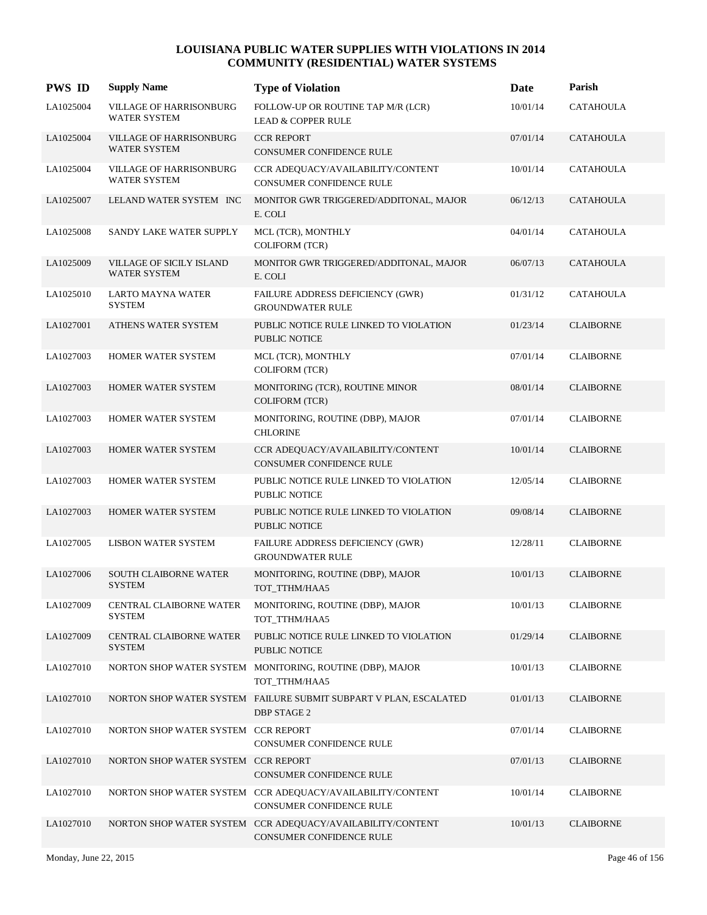# LOUISIANA PUBLIC WATER SUPPLIES WITH VIOLATIONS IN 2014
## COMMUNITY (RESIDENTIAL) WATER SYSTEMS

| PWS ID | Supply Name | Type of Violation | Date | Parish |
|---|---|---|---|---|
| LA1025004 | VILLAGE OF HARRISONBURG WATER SYSTEM | FOLLOW-UP OR ROUTINE TAP M/R (LCR)<br>LEAD & COPPER RULE | 10/01/14 | CATAHOULA |
| LA1025004 | VILLAGE OF HARRISONBURG WATER SYSTEM | CCR REPORT<br>CONSUMER CONFIDENCE RULE | 07/01/14 | CATAHOULA |
| LA1025004 | VILLAGE OF HARRISONBURG WATER SYSTEM | CCR ADEQUACY/AVAILABILITY/CONTENT<br>CONSUMER CONFIDENCE RULE | 10/01/14 | CATAHOULA |
| LA1025007 | LELAND WATER SYSTEM INC | MONITOR GWR TRIGGERED/ADDITONAL, MAJOR<br>E. COLI | 06/12/13 | CATAHOULA |
| LA1025008 | SANDY LAKE WATER SUPPLY | MCL (TCR), MONTHLY<br>COLIFORM (TCR) | 04/01/14 | CATAHOULA |
| LA1025009 | VILLAGE OF SICILY ISLAND WATER SYSTEM | MONITOR GWR TRIGGERED/ADDITONAL, MAJOR<br>E. COLI | 06/07/13 | CATAHOULA |
| LA1025010 | LARTO MAYNA WATER SYSTEM | FAILURE ADDRESS DEFICIENCY (GWR)<br>GROUNDWATER RULE | 01/31/12 | CATAHOULA |
| LA1027001 | ATHENS WATER SYSTEM | PUBLIC NOTICE RULE LINKED TO VIOLATION<br>PUBLIC NOTICE | 01/23/14 | CLAIBORNE |
| LA1027003 | HOMER WATER SYSTEM | MCL (TCR), MONTHLY<br>COLIFORM (TCR) | 07/01/14 | CLAIBORNE |
| LA1027003 | HOMER WATER SYSTEM | MONITORING (TCR), ROUTINE MINOR<br>COLIFORM (TCR) | 08/01/14 | CLAIBORNE |
| LA1027003 | HOMER WATER SYSTEM | MONITORING, ROUTINE (DBP), MAJOR<br>CHLORINE | 07/01/14 | CLAIBORNE |
| LA1027003 | HOMER WATER SYSTEM | CCR ADEQUACY/AVAILABILITY/CONTENT<br>CONSUMER CONFIDENCE RULE | 10/01/14 | CLAIBORNE |
| LA1027003 | HOMER WATER SYSTEM | PUBLIC NOTICE RULE LINKED TO VIOLATION<br>PUBLIC NOTICE | 12/05/14 | CLAIBORNE |
| LA1027003 | HOMER WATER SYSTEM | PUBLIC NOTICE RULE LINKED TO VIOLATION<br>PUBLIC NOTICE | 09/08/14 | CLAIBORNE |
| LA1027005 | LISBON WATER SYSTEM | FAILURE ADDRESS DEFICIENCY (GWR)<br>GROUNDWATER RULE | 12/28/11 | CLAIBORNE |
| LA1027006 | SOUTH CLAIBORNE WATER SYSTEM | MONITORING, ROUTINE (DBP), MAJOR<br>TOT_TTHM/HAA5 | 10/01/13 | CLAIBORNE |
| LA1027009 | CENTRAL CLAIBORNE WATER SYSTEM | MONITORING, ROUTINE (DBP), MAJOR<br>TOT_TTHM/HAA5 | 10/01/13 | CLAIBORNE |
| LA1027009 | CENTRAL CLAIBORNE WATER SYSTEM | PUBLIC NOTICE RULE LINKED TO VIOLATION<br>PUBLIC NOTICE | 01/29/14 | CLAIBORNE |
| LA1027010 | NORTON SHOP WATER SYSTEM | MONITORING, ROUTINE (DBP), MAJOR<br>TOT_TTHM/HAA5 | 10/01/13 | CLAIBORNE |
| LA1027010 | NORTON SHOP WATER SYSTEM | FAILURE SUBMIT SUBPART V PLAN, ESCALATED<br>DBP STAGE 2 | 01/01/13 | CLAIBORNE |
| LA1027010 | NORTON SHOP WATER SYSTEM | CCR REPORT<br>CONSUMER CONFIDENCE RULE | 07/01/14 | CLAIBORNE |
| LA1027010 | NORTON SHOP WATER SYSTEM | CCR REPORT<br>CONSUMER CONFIDENCE RULE | 07/01/13 | CLAIBORNE |
| LA1027010 | NORTON SHOP WATER SYSTEM | CCR ADEQUACY/AVAILABILITY/CONTENT<br>CONSUMER CONFIDENCE RULE | 10/01/14 | CLAIBORNE |
| LA1027010 | NORTON SHOP WATER SYSTEM | CCR ADEQUACY/AVAILABILITY/CONTENT<br>CONSUMER CONFIDENCE RULE | 10/01/13 | CLAIBORNE |

Monday, June 22, 2015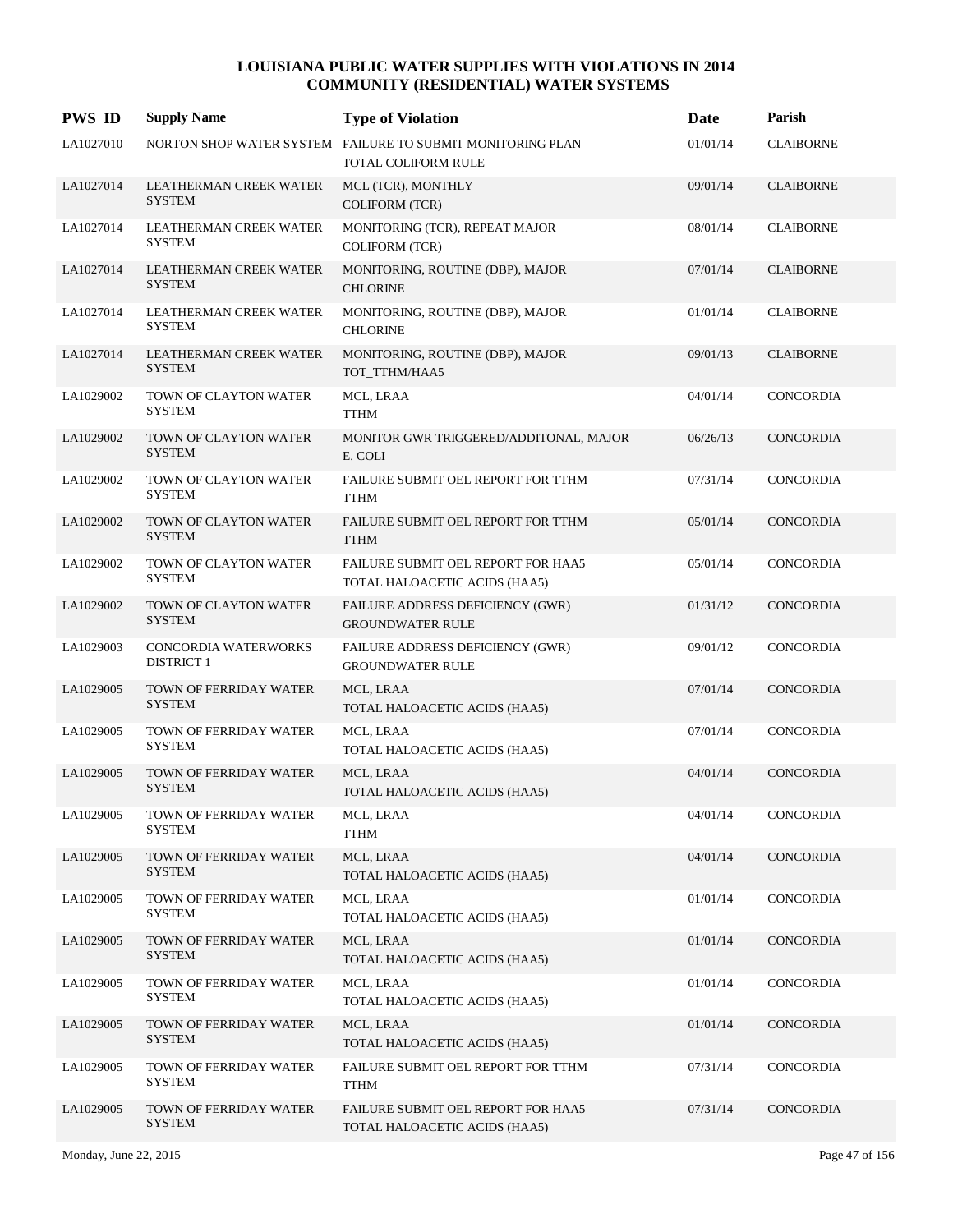# LOUISIANA PUBLIC WATER SUPPLIES WITH VIOLATIONS IN 2014
## COMMUNITY (RESIDENTIAL) WATER SYSTEMS

| PWS ID | Supply Name | Type of Violation | Date | Parish |
|---|---|---|---|---|
| LA1027010 | NORTON SHOP WATER SYSTEM | FAILURE TO SUBMIT MONITORING PLAN<br>TOTAL COLIFORM RULE | 01/01/14 | CLAIBORNE |
| LA1027014 | LEATHERMAN CREEK WATER SYSTEM | MCL (TCR), MONTHLY<br>COLIFORM (TCR) | 09/01/14 | CLAIBORNE |
| LA1027014 | LEATHERMAN CREEK WATER SYSTEM | MONITORING (TCR), REPEAT MAJOR<br>COLIFORM (TCR) | 08/01/14 | CLAIBORNE |
| LA1027014 | LEATHERMAN CREEK WATER SYSTEM | MONITORING, ROUTINE (DBP), MAJOR<br>CHLORINE | 07/01/14 | CLAIBORNE |
| LA1027014 | LEATHERMAN CREEK WATER SYSTEM | MONITORING, ROUTINE (DBP), MAJOR<br>CHLORINE | 01/01/14 | CLAIBORNE |
| LA1027014 | LEATHERMAN CREEK WATER SYSTEM | MONITORING, ROUTINE (DBP), MAJOR<br>TOT_TTHM/HAA5 | 09/01/13 | CLAIBORNE |
| LA1029002 | TOWN OF CLAYTON WATER SYSTEM | MCL, LRAA<br>TTHM | 04/01/14 | CONCORDIA |
| LA1029002 | TOWN OF CLAYTON WATER SYSTEM | MONITOR GWR TRIGGERED/ADDITONAL, MAJOR<br>E. COLI | 06/26/13 | CONCORDIA |
| LA1029002 | TOWN OF CLAYTON WATER SYSTEM | FAILURE SUBMIT OEL REPORT FOR TTHM<br>TTHM | 07/31/14 | CONCORDIA |
| LA1029002 | TOWN OF CLAYTON WATER SYSTEM | FAILURE SUBMIT OEL REPORT FOR TTHM<br>TTHM | 05/01/14 | CONCORDIA |
| LA1029002 | TOWN OF CLAYTON WATER SYSTEM | FAILURE SUBMIT OEL REPORT FOR HAA5<br>TOTAL HALOACETIC ACIDS (HAA5) | 05/01/14 | CONCORDIA |
| LA1029002 | TOWN OF CLAYTON WATER SYSTEM | FAILURE ADDRESS DEFICIENCY (GWR)<br>GROUNDWATER RULE | 01/31/12 | CONCORDIA |
| LA1029003 | CONCORDIA WATERWORKS DISTRICT 1 | FAILURE ADDRESS DEFICIENCY (GWR)<br>GROUNDWATER RULE | 09/01/12 | CONCORDIA |
| LA1029005 | TOWN OF FERRIDAY WATER SYSTEM | MCL, LRAA<br>TOTAL HALOACETIC ACIDS (HAA5) | 07/01/14 | CONCORDIA |
| LA1029005 | TOWN OF FERRIDAY WATER SYSTEM | MCL, LRAA<br>TOTAL HALOACETIC ACIDS (HAA5) | 07/01/14 | CONCORDIA |
| LA1029005 | TOWN OF FERRIDAY WATER SYSTEM | MCL, LRAA<br>TOTAL HALOACETIC ACIDS (HAA5) | 04/01/14 | CONCORDIA |
| LA1029005 | TOWN OF FERRIDAY WATER SYSTEM | MCL, LRAA<br>TTHM | 04/01/14 | CONCORDIA |
| LA1029005 | TOWN OF FERRIDAY WATER SYSTEM | MCL, LRAA<br>TOTAL HALOACETIC ACIDS (HAA5) | 04/01/14 | CONCORDIA |
| LA1029005 | TOWN OF FERRIDAY WATER SYSTEM | MCL, LRAA<br>TOTAL HALOACETIC ACIDS (HAA5) | 01/01/14 | CONCORDIA |
| LA1029005 | TOWN OF FERRIDAY WATER SYSTEM | MCL, LRAA<br>TOTAL HALOACETIC ACIDS (HAA5) | 01/01/14 | CONCORDIA |
| LA1029005 | TOWN OF FERRIDAY WATER SYSTEM | MCL, LRAA<br>TOTAL HALOACETIC ACIDS (HAA5) | 01/01/14 | CONCORDIA |
| LA1029005 | TOWN OF FERRIDAY WATER SYSTEM | MCL, LRAA<br>TOTAL HALOACETIC ACIDS (HAA5) | 01/01/14 | CONCORDIA |
| LA1029005 | TOWN OF FERRIDAY WATER SYSTEM | FAILURE SUBMIT OEL REPORT FOR TTHM<br>TTHM | 07/31/14 | CONCORDIA |
| LA1029005 | TOWN OF FERRIDAY WATER SYSTEM | FAILURE SUBMIT OEL REPORT FOR HAA5<br>TOTAL HALOACETIC ACIDS (HAA5) | 07/31/14 | CONCORDIA |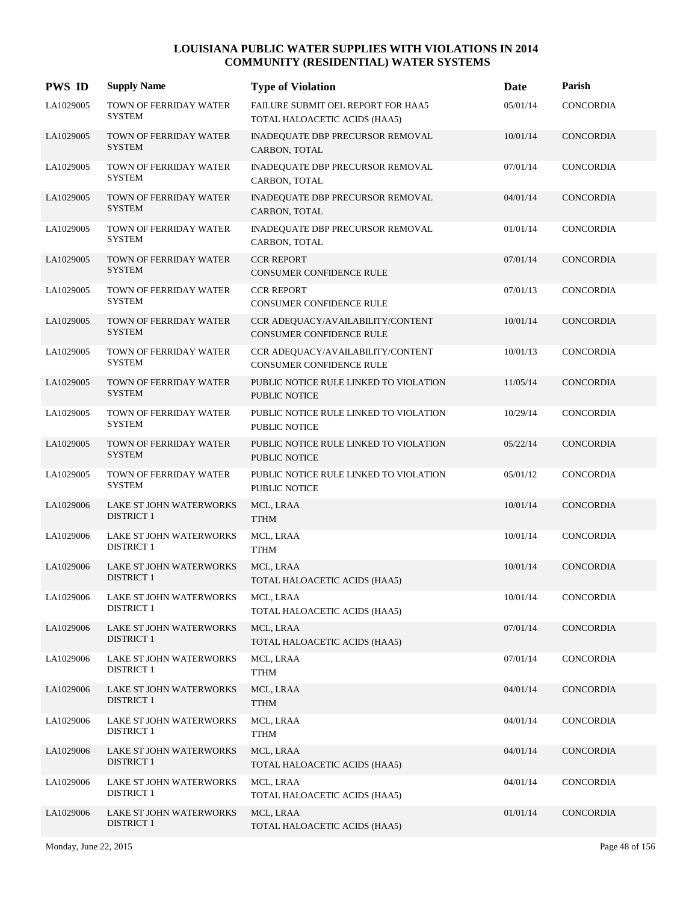# LOUISIANA PUBLIC WATER SUPPLIES WITH VIOLATIONS IN 2014
## COMMUNITY (RESIDENTIAL) WATER SYSTEMS

| PWS ID | Supply Name | Type of Violation | Date | Parish |
|---|---|---|---|---|
| LA1029005 | TOWN OF FERRIDAY WATER SYSTEM | FAILURE SUBMIT OEL REPORT FOR HAA5<br>TOTAL HALOACETIC ACIDS (HAA5) | 05/01/14 | CONCORDIA |
| LA1029005 | TOWN OF FERRIDAY WATER SYSTEM | INADEQUATE DBP PRECURSOR REMOVAL<br>CARBON, TOTAL | 10/01/14 | CONCORDIA |
| LA1029005 | TOWN OF FERRIDAY WATER SYSTEM | INADEQUATE DBP PRECURSOR REMOVAL<br>CARBON, TOTAL | 07/01/14 | CONCORDIA |
| LA1029005 | TOWN OF FERRIDAY WATER SYSTEM | INADEQUATE DBP PRECURSOR REMOVAL<br>CARBON, TOTAL | 04/01/14 | CONCORDIA |
| LA1029005 | TOWN OF FERRIDAY WATER SYSTEM | INADEQUATE DBP PRECURSOR REMOVAL<br>CARBON, TOTAL | 01/01/14 | CONCORDIA |
| LA1029005 | TOWN OF FERRIDAY WATER SYSTEM | CCR REPORT<br>CONSUMER CONFIDENCE RULE | 07/01/14 | CONCORDIA |
| LA1029005 | TOWN OF FERRIDAY WATER SYSTEM | CCR REPORT<br>CONSUMER CONFIDENCE RULE | 07/01/13 | CONCORDIA |
| LA1029005 | TOWN OF FERRIDAY WATER SYSTEM | CCR ADEQUACY/AVAILABILITY/CONTENT<br>CONSUMER CONFIDENCE RULE | 10/01/14 | CONCORDIA |
| LA1029005 | TOWN OF FERRIDAY WATER SYSTEM | CCR ADEQUACY/AVAILABILITY/CONTENT<br>CONSUMER CONFIDENCE RULE | 10/01/13 | CONCORDIA |
| LA1029005 | TOWN OF FERRIDAY WATER SYSTEM | PUBLIC NOTICE RULE LINKED TO VIOLATION<br>PUBLIC NOTICE | 11/05/14 | CONCORDIA |
| LA1029005 | TOWN OF FERRIDAY WATER SYSTEM | PUBLIC NOTICE RULE LINKED TO VIOLATION<br>PUBLIC NOTICE | 10/29/14 | CONCORDIA |
| LA1029005 | TOWN OF FERRIDAY WATER SYSTEM | PUBLIC NOTICE RULE LINKED TO VIOLATION<br>PUBLIC NOTICE | 05/22/14 | CONCORDIA |
| LA1029005 | TOWN OF FERRIDAY WATER SYSTEM | PUBLIC NOTICE RULE LINKED TO VIOLATION<br>PUBLIC NOTICE | 05/01/12 | CONCORDIA |
| LA1029006 | LAKE ST JOHN WATERWORKS DISTRICT 1 | MCL, LRAA<br>TTHM | 10/01/14 | CONCORDIA |
| LA1029006 | LAKE ST JOHN WATERWORKS DISTRICT 1 | MCL, LRAA<br>TTHM | 10/01/14 | CONCORDIA |
| LA1029006 | LAKE ST JOHN WATERWORKS DISTRICT 1 | MCL, LRAA<br>TOTAL HALOACETIC ACIDS (HAA5) | 10/01/14 | CONCORDIA |
| LA1029006 | LAKE ST JOHN WATERWORKS DISTRICT 1 | MCL, LRAA<br>TOTAL HALOACETIC ACIDS (HAA5) | 10/01/14 | CONCORDIA |
| LA1029006 | LAKE ST JOHN WATERWORKS DISTRICT 1 | MCL, LRAA<br>TOTAL HALOACETIC ACIDS (HAA5) | 07/01/14 | CONCORDIA |
| LA1029006 | LAKE ST JOHN WATERWORKS DISTRICT 1 | MCL, LRAA<br>TTHM | 07/01/14 | CONCORDIA |
| LA1029006 | LAKE ST JOHN WATERWORKS DISTRICT 1 | MCL, LRAA<br>TTHM | 04/01/14 | CONCORDIA |
| LA1029006 | LAKE ST JOHN WATERWORKS DISTRICT 1 | MCL, LRAA<br>TTHM | 04/01/14 | CONCORDIA |
| LA1029006 | LAKE ST JOHN WATERWORKS DISTRICT 1 | MCL, LRAA<br>TOTAL HALOACETIC ACIDS (HAA5) | 04/01/14 | CONCORDIA |
| LA1029006 | LAKE ST JOHN WATERWORKS DISTRICT 1 | MCL, LRAA<br>TOTAL HALOACETIC ACIDS (HAA5) | 04/01/14 | CONCORDIA |
| LA1029006 | LAKE ST JOHN WATERWORKS DISTRICT 1 | MCL, LRAA<br>TOTAL HALOACETIC ACIDS (HAA5) | 01/01/14 | CONCORDIA |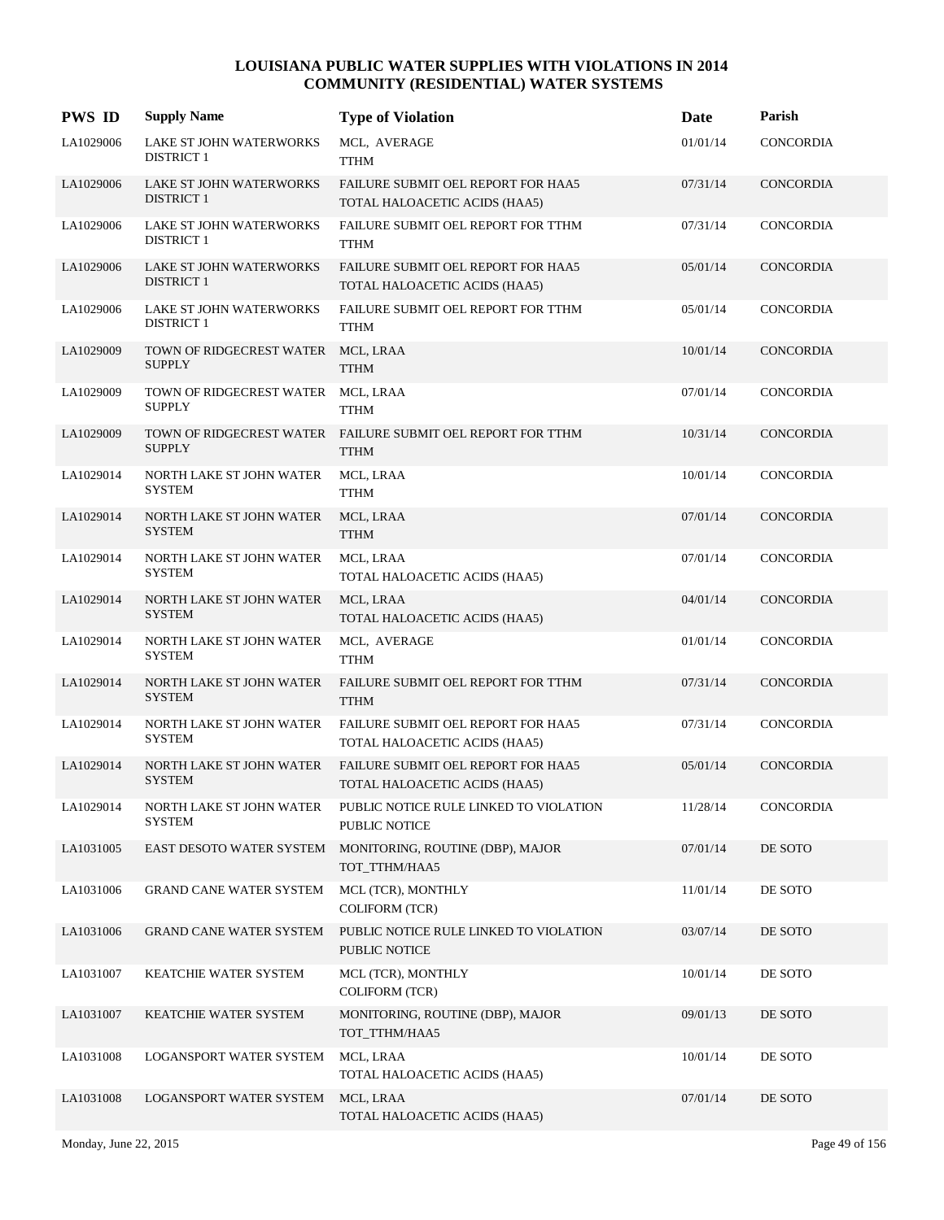# LOUISIANA PUBLIC WATER SUPPLIES WITH VIOLATIONS IN 2014
## COMMUNITY (RESIDENTIAL) WATER SYSTEMS

| PWS ID | Supply Name | Type of Violation | Date | Parish |
|---|---|---|---|---|
| LA1029006 | LAKE ST JOHN WATERWORKS DISTRICT 1 | MCL, AVERAGE<br>TTHM | 01/01/14 | CONCORDIA |
| LA1029006 | LAKE ST JOHN WATERWORKS DISTRICT 1 | FAILURE SUBMIT OEL REPORT FOR HAA5<br>TOTAL HALOACETIC ACIDS (HAA5) | 07/31/14 | CONCORDIA |
| LA1029006 | LAKE ST JOHN WATERWORKS DISTRICT 1 | FAILURE SUBMIT OEL REPORT FOR TTHM<br>TTHM | 07/31/14 | CONCORDIA |
| LA1029006 | LAKE ST JOHN WATERWORKS DISTRICT 1 | FAILURE SUBMIT OEL REPORT FOR HAA5<br>TOTAL HALOACETIC ACIDS (HAA5) | 05/01/14 | CONCORDIA |
| LA1029006 | LAKE ST JOHN WATERWORKS DISTRICT 1 | FAILURE SUBMIT OEL REPORT FOR TTHM<br>TTHM | 05/01/14 | CONCORDIA |
| LA1029009 | TOWN OF RIDGECREST WATER SUPPLY | MCL, LRAA<br>TTHM | 10/01/14 | CONCORDIA |
| LA1029009 | TOWN OF RIDGECREST WATER SUPPLY | MCL, LRAA<br>TTHM | 07/01/14 | CONCORDIA |
| LA1029009 | TOWN OF RIDGECREST WATER SUPPLY | FAILURE SUBMIT OEL REPORT FOR TTHM<br>TTHM | 10/31/14 | CONCORDIA |
| LA1029014 | NORTH LAKE ST JOHN WATER SYSTEM | MCL, LRAA<br>TTHM | 10/01/14 | CONCORDIA |
| LA1029014 | NORTH LAKE ST JOHN WATER SYSTEM | MCL, LRAA<br>TTHM | 07/01/14 | CONCORDIA |
| LA1029014 | NORTH LAKE ST JOHN WATER SYSTEM | MCL, LRAA<br>TOTAL HALOACETIC ACIDS (HAA5) | 07/01/14 | CONCORDIA |
| LA1029014 | NORTH LAKE ST JOHN WATER SYSTEM | MCL, LRAA<br>TOTAL HALOACETIC ACIDS (HAA5) | 04/01/14 | CONCORDIA |
| LA1029014 | NORTH LAKE ST JOHN WATER SYSTEM | MCL, AVERAGE<br>TTHM | 01/01/14 | CONCORDIA |
| LA1029014 | NORTH LAKE ST JOHN WATER SYSTEM | FAILURE SUBMIT OEL REPORT FOR TTHM<br>TTHM | 07/31/14 | CONCORDIA |
| LA1029014 | NORTH LAKE ST JOHN WATER SYSTEM | FAILURE SUBMIT OEL REPORT FOR HAA5<br>TOTAL HALOACETIC ACIDS (HAA5) | 07/31/14 | CONCORDIA |
| LA1029014 | NORTH LAKE ST JOHN WATER SYSTEM | FAILURE SUBMIT OEL REPORT FOR HAA5<br>TOTAL HALOACETIC ACIDS (HAA5) | 05/01/14 | CONCORDIA |
| LA1029014 | NORTH LAKE ST JOHN WATER SYSTEM | PUBLIC NOTICE RULE LINKED TO VIOLATION<br>PUBLIC NOTICE | 11/28/14 | CONCORDIA |
| LA1031005 | EAST DESOTO WATER SYSTEM | MONITORING, ROUTINE (DBP), MAJOR<br>TOT_TTHM/HAA5 | 07/01/14 | DE SOTO |
| LA1031006 | GRAND CANE WATER SYSTEM | MCL (TCR), MONTHLY<br>COLIFORM (TCR) | 11/01/14 | DE SOTO |
| LA1031006 | GRAND CANE WATER SYSTEM | PUBLIC NOTICE RULE LINKED TO VIOLATION<br>PUBLIC NOTICE | 03/07/14 | DE SOTO |
| LA1031007 | KEATCHIE WATER SYSTEM | MCL (TCR), MONTHLY<br>COLIFORM (TCR) | 10/01/14 | DE SOTO |
| LA1031007 | KEATCHIE WATER SYSTEM | MONITORING, ROUTINE (DBP), MAJOR<br>TOT_TTHM/HAA5 | 09/01/13 | DE SOTO |
| LA1031008 | LOGANSPORT WATER SYSTEM | MCL, LRAA<br>TOTAL HALOACETIC ACIDS (HAA5) | 10/01/14 | DE SOTO |
| LA1031008 | LOGANSPORT WATER SYSTEM | MCL, LRAA<br>TOTAL HALOACETIC ACIDS (HAA5) | 07/01/14 | DE SOTO |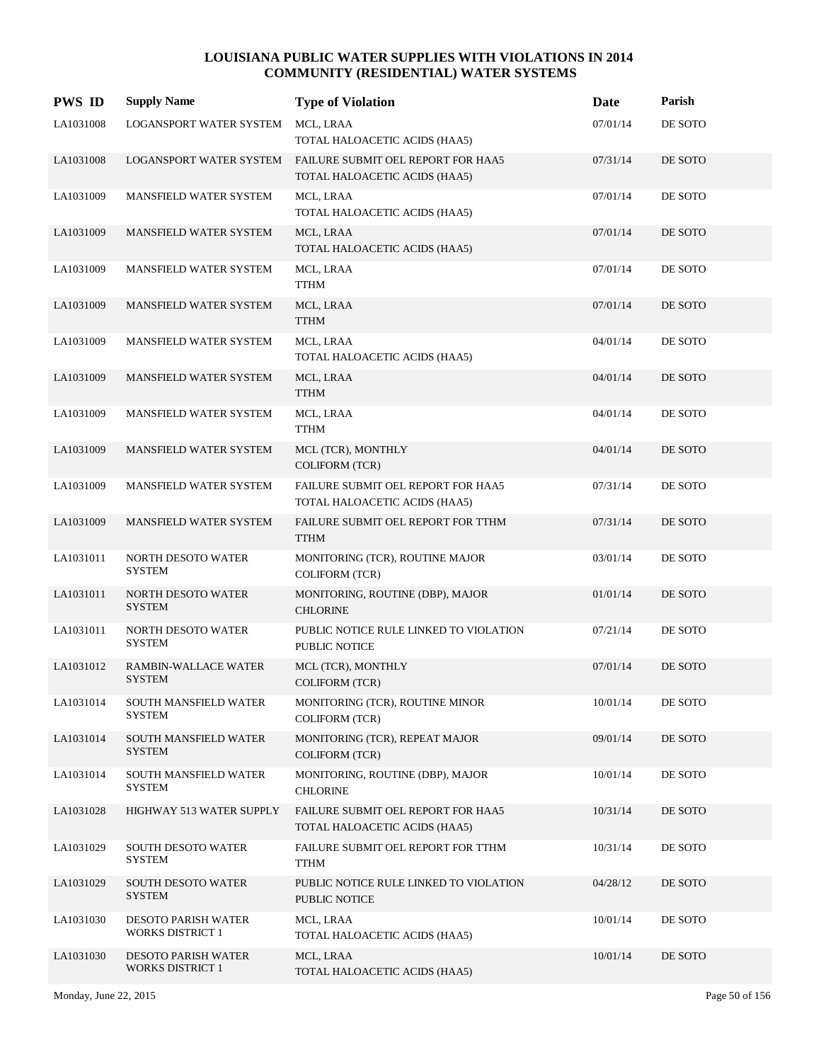# LOUISIANA PUBLIC WATER SUPPLIES WITH VIOLATIONS IN 2014
## COMMUNITY (RESIDENTIAL) WATER SYSTEMS

| PWS ID | Supply Name | Type of Violation | Date | Parish |
|---|---|---|---|---|
| LA1031008 | LOGANSPORT WATER SYSTEM | MCL, LRAA<br>TOTAL HALOACETIC ACIDS (HAA5) | 07/01/14 | DE SOTO |
| LA1031008 | LOGANSPORT WATER SYSTEM | FAILURE SUBMIT OEL REPORT FOR HAA5<br>TOTAL HALOACETIC ACIDS (HAA5) | 07/31/14 | DE SOTO |
| LA1031009 | MANSFIELD WATER SYSTEM | MCL, LRAA<br>TOTAL HALOACETIC ACIDS (HAA5) | 07/01/14 | DE SOTO |
| LA1031009 | MANSFIELD WATER SYSTEM | MCL, LRAA<br>TOTAL HALOACETIC ACIDS (HAA5) | 07/01/14 | DE SOTO |
| LA1031009 | MANSFIELD WATER SYSTEM | MCL, LRAA<br>TTHM | 07/01/14 | DE SOTO |
| LA1031009 | MANSFIELD WATER SYSTEM | MCL, LRAA<br>TTHM | 07/01/14 | DE SOTO |
| LA1031009 | MANSFIELD WATER SYSTEM | MCL, LRAA<br>TOTAL HALOACETIC ACIDS (HAA5) | 04/01/14 | DE SOTO |
| LA1031009 | MANSFIELD WATER SYSTEM | MCL, LRAA<br>TTHM | 04/01/14 | DE SOTO |
| LA1031009 | MANSFIELD WATER SYSTEM | MCL, LRAA<br>TTHM | 04/01/14 | DE SOTO |
| LA1031009 | MANSFIELD WATER SYSTEM | MCL (TCR), MONTHLY<br>COLIFORM (TCR) | 04/01/14 | DE SOTO |
| LA1031009 | MANSFIELD WATER SYSTEM | FAILURE SUBMIT OEL REPORT FOR HAA5<br>TOTAL HALOACETIC ACIDS (HAA5) | 07/31/14 | DE SOTO |
| LA1031009 | MANSFIELD WATER SYSTEM | FAILURE SUBMIT OEL REPORT FOR TTHM<br>TTHM | 07/31/14 | DE SOTO |
| LA1031011 | NORTH DESOTO WATER SYSTEM | MONITORING (TCR), ROUTINE MAJOR<br>COLIFORM (TCR) | 03/01/14 | DE SOTO |
| LA1031011 | NORTH DESOTO WATER SYSTEM | MONITORING, ROUTINE (DBP), MAJOR<br>CHLORINE | 01/01/14 | DE SOTO |
| LA1031011 | NORTH DESOTO WATER SYSTEM | PUBLIC NOTICE RULE LINKED TO VIOLATION<br>PUBLIC NOTICE | 07/21/14 | DE SOTO |
| LA1031012 | RAMBIN-WALLACE WATER SYSTEM | MCL (TCR), MONTHLY<br>COLIFORM (TCR) | 07/01/14 | DE SOTO |
| LA1031014 | SOUTH MANSFIELD WATER SYSTEM | MONITORING (TCR), ROUTINE MINOR<br>COLIFORM (TCR) | 10/01/14 | DE SOTO |
| LA1031014 | SOUTH MANSFIELD WATER SYSTEM | MONITORING (TCR), REPEAT MAJOR<br>COLIFORM (TCR) | 09/01/14 | DE SOTO |
| LA1031014 | SOUTH MANSFIELD WATER SYSTEM | MONITORING, ROUTINE (DBP), MAJOR<br>CHLORINE | 10/01/14 | DE SOTO |
| LA1031028 | HIGHWAY 513 WATER SUPPLY | FAILURE SUBMIT OEL REPORT FOR HAA5<br>TOTAL HALOACETIC ACIDS (HAA5) | 10/31/14 | DE SOTO |
| LA1031029 | SOUTH DESOTO WATER SYSTEM | FAILURE SUBMIT OEL REPORT FOR TTHM<br>TTHM | 10/31/14 | DE SOTO |
| LA1031029 | SOUTH DESOTO WATER SYSTEM | PUBLIC NOTICE RULE LINKED TO VIOLATION<br>PUBLIC NOTICE | 04/28/12 | DE SOTO |
| LA1031030 | DESOTO PARISH WATER WORKS DISTRICT 1 | MCL, LRAA<br>TOTAL HALOACETIC ACIDS (HAA5) | 10/01/14 | DE SOTO |
| LA1031030 | DESOTO PARISH WATER WORKS DISTRICT 1 | MCL, LRAA<br>TOTAL HALOACETIC ACIDS (HAA5) | 10/01/14 | DE SOTO |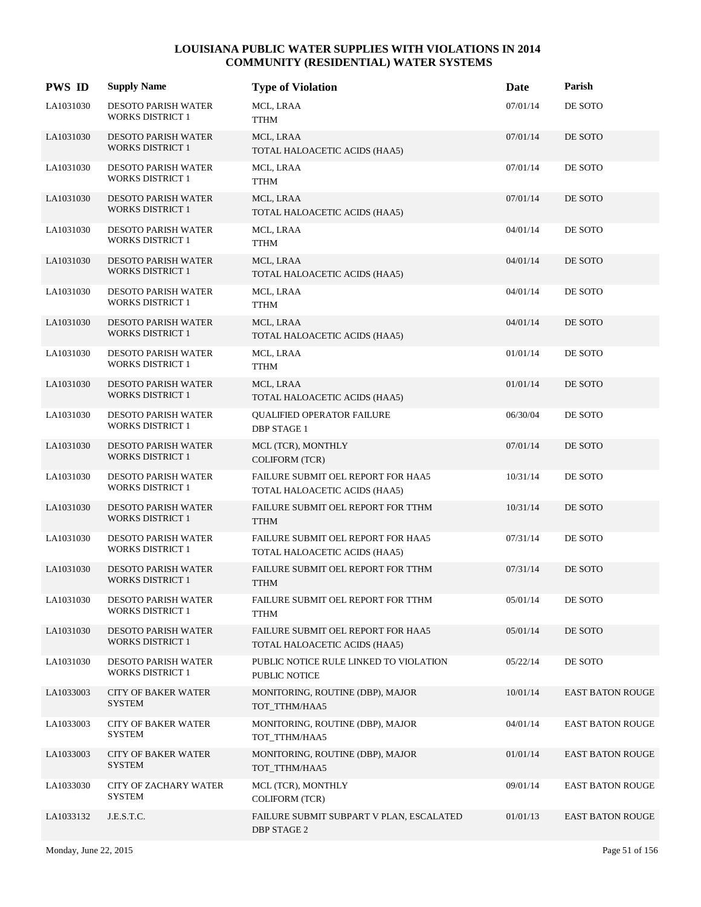# LOUISIANA PUBLIC WATER SUPPLIES WITH VIOLATIONS IN 2014
## COMMUNITY (RESIDENTIAL) WATER SYSTEMS

| PWS ID | Supply Name | Type of Violation | Date | Parish |
|---|---|---|---|---|
| LA1031030 | DESOTO PARISH WATER WORKS DISTRICT 1 | MCL, LRAA<br>TTHM | 07/01/14 | DE SOTO |
| LA1031030 | DESOTO PARISH WATER WORKS DISTRICT 1 | MCL, LRAA<br>TOTAL HALOACETIC ACIDS (HAA5) | 07/01/14 | DE SOTO |
| LA1031030 | DESOTO PARISH WATER WORKS DISTRICT 1 | MCL, LRAA<br>TTHM | 07/01/14 | DE SOTO |
| LA1031030 | DESOTO PARISH WATER WORKS DISTRICT 1 | MCL, LRAA<br>TOTAL HALOACETIC ACIDS (HAA5) | 07/01/14 | DE SOTO |
| LA1031030 | DESOTO PARISH WATER WORKS DISTRICT 1 | MCL, LRAA<br>TTHM | 04/01/14 | DE SOTO |
| LA1031030 | DESOTO PARISH WATER WORKS DISTRICT 1 | MCL, LRAA<br>TOTAL HALOACETIC ACIDS (HAA5) | 04/01/14 | DE SOTO |
| LA1031030 | DESOTO PARISH WATER WORKS DISTRICT 1 | MCL, LRAA<br>TTHM | 04/01/14 | DE SOTO |
| LA1031030 | DESOTO PARISH WATER WORKS DISTRICT 1 | MCL, LRAA<br>TOTAL HALOACETIC ACIDS (HAA5) | 04/01/14 | DE SOTO |
| LA1031030 | DESOTO PARISH WATER WORKS DISTRICT 1 | MCL, LRAA<br>TTHM | 01/01/14 | DE SOTO |
| LA1031030 | DESOTO PARISH WATER WORKS DISTRICT 1 | MCL, LRAA<br>TOTAL HALOACETIC ACIDS (HAA5) | 01/01/14 | DE SOTO |
| LA1031030 | DESOTO PARISH WATER WORKS DISTRICT 1 | QUALIFIED OPERATOR FAILURE<br>DBP STAGE 1 | 06/30/04 | DE SOTO |
| LA1031030 | DESOTO PARISH WATER WORKS DISTRICT 1 | MCL (TCR), MONTHLY<br>COLIFORM (TCR) | 07/01/14 | DE SOTO |
| LA1031030 | DESOTO PARISH WATER WORKS DISTRICT 1 | FAILURE SUBMIT OEL REPORT FOR HAA5<br>TOTAL HALOACETIC ACIDS (HAA5) | 10/31/14 | DE SOTO |
| LA1031030 | DESOTO PARISH WATER WORKS DISTRICT 1 | FAILURE SUBMIT OEL REPORT FOR TTHM<br>TTHM | 10/31/14 | DE SOTO |
| LA1031030 | DESOTO PARISH WATER WORKS DISTRICT 1 | FAILURE SUBMIT OEL REPORT FOR HAA5<br>TOTAL HALOACETIC ACIDS (HAA5) | 07/31/14 | DE SOTO |
| LA1031030 | DESOTO PARISH WATER WORKS DISTRICT 1 | FAILURE SUBMIT OEL REPORT FOR TTHM<br>TTHM | 07/31/14 | DE SOTO |
| LA1031030 | DESOTO PARISH WATER WORKS DISTRICT 1 | FAILURE SUBMIT OEL REPORT FOR TTHM<br>TTHM | 05/01/14 | DE SOTO |
| LA1031030 | DESOTO PARISH WATER WORKS DISTRICT 1 | FAILURE SUBMIT OEL REPORT FOR HAA5<br>TOTAL HALOACETIC ACIDS (HAA5) | 05/01/14 | DE SOTO |
| LA1031030 | DESOTO PARISH WATER WORKS DISTRICT 1 | PUBLIC NOTICE RULE LINKED TO VIOLATION<br>PUBLIC NOTICE | 05/22/14 | DE SOTO |
| LA1033003 | CITY OF BAKER WATER SYSTEM | MONITORING, ROUTINE (DBP), MAJOR<br>TOT_TTHM/HAA5 | 10/01/14 | EAST BATON ROUGE |
| LA1033003 | CITY OF BAKER WATER SYSTEM | MONITORING, ROUTINE (DBP), MAJOR<br>TOT_TTHM/HAA5 | 04/01/14 | EAST BATON ROUGE |
| LA1033003 | CITY OF BAKER WATER SYSTEM | MONITORING, ROUTINE (DBP), MAJOR<br>TOT_TTHM/HAA5 | 01/01/14 | EAST BATON ROUGE |
| LA1033030 | CITY OF ZACHARY WATER SYSTEM | MCL (TCR), MONTHLY<br>COLIFORM (TCR) | 09/01/14 | EAST BATON ROUGE |
| LA1033132 | J.E.S.T.C. | FAILURE SUBMIT SUBPART V PLAN, ESCALATED<br>DBP STAGE 2 | 01/01/13 | EAST BATON ROUGE |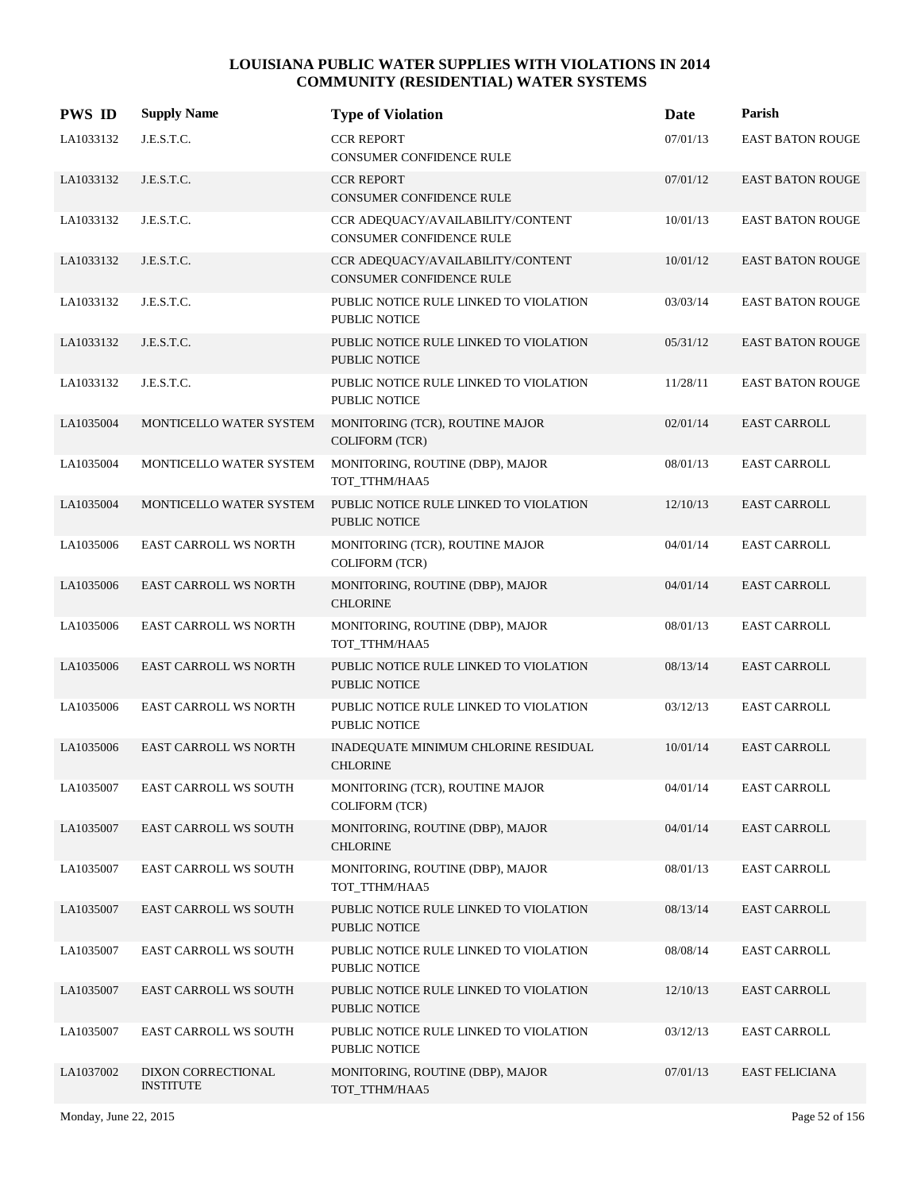# LOUISIANA PUBLIC WATER SUPPLIES WITH VIOLATIONS IN 2014
## COMMUNITY (RESIDENTIAL) WATER SYSTEMS

| PWS ID | Supply Name | Type of Violation | Date | Parish |
|---|---|---|---|---|
| LA1033132 | J.E.S.T.C. | CCR REPORT<br>CONSUMER CONFIDENCE RULE | 07/01/13 | EAST BATON ROUGE |
| LA1033132 | J.E.S.T.C. | CCR REPORT<br>CONSUMER CONFIDENCE RULE | 07/01/12 | EAST BATON ROUGE |
| LA1033132 | J.E.S.T.C. | CCR ADEQUACY/AVAILABILITY/CONTENT<br>CONSUMER CONFIDENCE RULE | 10/01/13 | EAST BATON ROUGE |
| LA1033132 | J.E.S.T.C. | CCR ADEQUACY/AVAILABILITY/CONTENT<br>CONSUMER CONFIDENCE RULE | 10/01/12 | EAST BATON ROUGE |
| LA1033132 | J.E.S.T.C. | PUBLIC NOTICE RULE LINKED TO VIOLATION<br>PUBLIC NOTICE | 03/03/14 | EAST BATON ROUGE |
| LA1033132 | J.E.S.T.C. | PUBLIC NOTICE RULE LINKED TO VIOLATION<br>PUBLIC NOTICE | 05/31/12 | EAST BATON ROUGE |
| LA1033132 | J.E.S.T.C. | PUBLIC NOTICE RULE LINKED TO VIOLATION<br>PUBLIC NOTICE | 11/28/11 | EAST BATON ROUGE |
| LA1035004 | MONTICELLO WATER SYSTEM | MONITORING (TCR), ROUTINE MAJOR<br>COLIFORM (TCR) | 02/01/14 | EAST CARROLL |
| LA1035004 | MONTICELLO WATER SYSTEM | MONITORING, ROUTINE (DBP), MAJOR<br>TOT_TTHM/HAA5 | 08/01/13 | EAST CARROLL |
| LA1035004 | MONTICELLO WATER SYSTEM | PUBLIC NOTICE RULE LINKED TO VIOLATION<br>PUBLIC NOTICE | 12/10/13 | EAST CARROLL |
| LA1035006 | EAST CARROLL WS NORTH | MONITORING (TCR), ROUTINE MAJOR<br>COLIFORM (TCR) | 04/01/14 | EAST CARROLL |
| LA1035006 | EAST CARROLL WS NORTH | MONITORING, ROUTINE (DBP), MAJOR<br>CHLORINE | 04/01/14 | EAST CARROLL |
| LA1035006 | EAST CARROLL WS NORTH | MONITORING, ROUTINE (DBP), MAJOR<br>TOT_TTHM/HAA5 | 08/01/13 | EAST CARROLL |
| LA1035006 | EAST CARROLL WS NORTH | PUBLIC NOTICE RULE LINKED TO VIOLATION<br>PUBLIC NOTICE | 08/13/14 | EAST CARROLL |
| LA1035006 | EAST CARROLL WS NORTH | PUBLIC NOTICE RULE LINKED TO VIOLATION<br>PUBLIC NOTICE | 03/12/13 | EAST CARROLL |
| LA1035006 | EAST CARROLL WS NORTH | INADEQUATE MINIMUM CHLORINE RESIDUAL<br>CHLORINE | 10/01/14 | EAST CARROLL |
| LA1035007 | EAST CARROLL WS SOUTH | MONITORING (TCR), ROUTINE MAJOR<br>COLIFORM (TCR) | 04/01/14 | EAST CARROLL |
| LA1035007 | EAST CARROLL WS SOUTH | MONITORING, ROUTINE (DBP), MAJOR<br>CHLORINE | 04/01/14 | EAST CARROLL |
| LA1035007 | EAST CARROLL WS SOUTH | MONITORING, ROUTINE (DBP), MAJOR<br>TOT_TTHM/HAA5 | 08/01/13 | EAST CARROLL |
| LA1035007 | EAST CARROLL WS SOUTH | PUBLIC NOTICE RULE LINKED TO VIOLATION<br>PUBLIC NOTICE | 08/13/14 | EAST CARROLL |
| LA1035007 | EAST CARROLL WS SOUTH | PUBLIC NOTICE RULE LINKED TO VIOLATION<br>PUBLIC NOTICE | 08/08/14 | EAST CARROLL |
| LA1035007 | EAST CARROLL WS SOUTH | PUBLIC NOTICE RULE LINKED TO VIOLATION<br>PUBLIC NOTICE | 12/10/13 | EAST CARROLL |
| LA1035007 | EAST CARROLL WS SOUTH | PUBLIC NOTICE RULE LINKED TO VIOLATION<br>PUBLIC NOTICE | 03/12/13 | EAST CARROLL |
| LA1037002 | DIXON CORRECTIONAL INSTITUTE | MONITORING, ROUTINE (DBP), MAJOR<br>TOT_TTHM/HAA5 | 07/01/13 | EAST FELICIANA |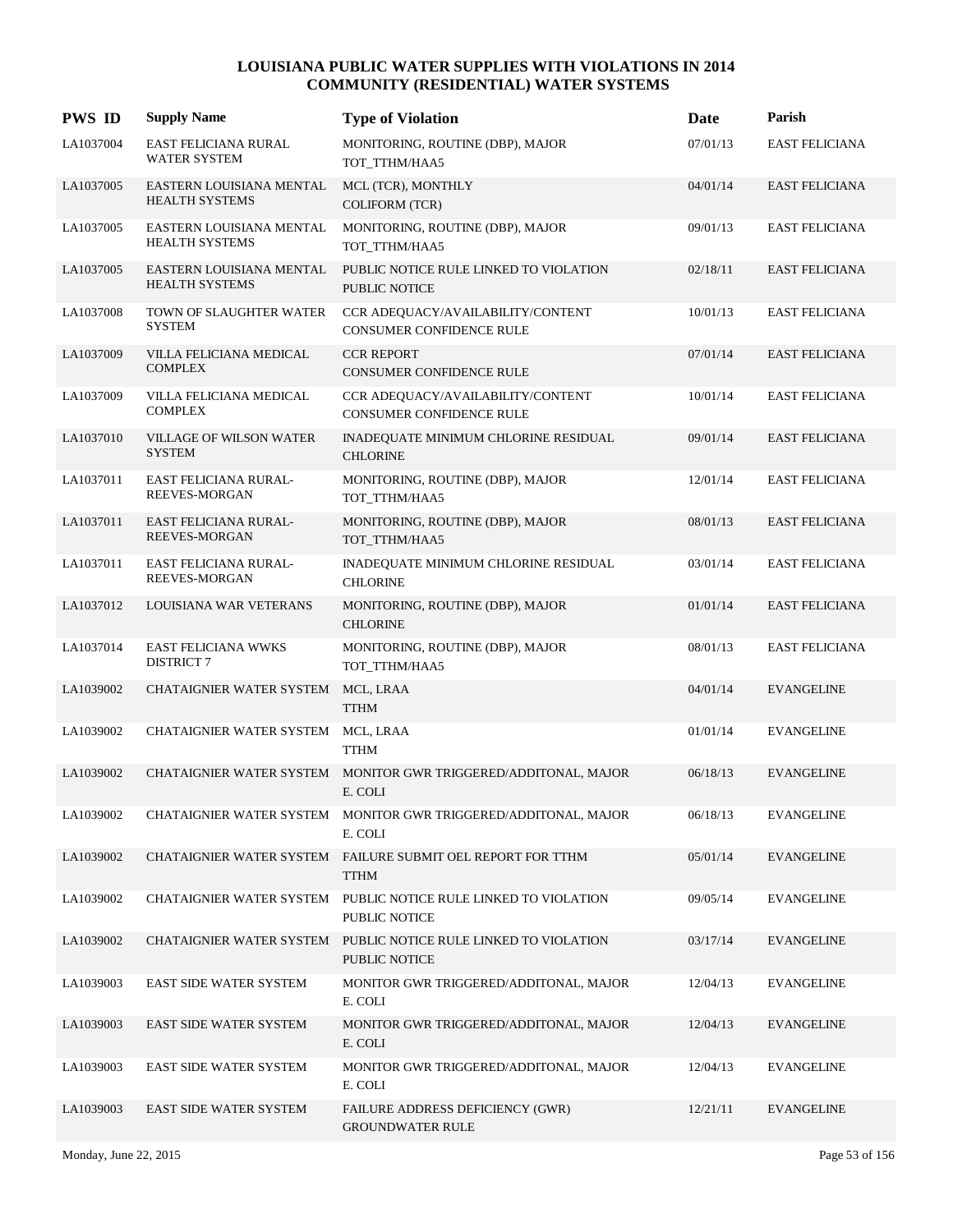# LOUISIANA PUBLIC WATER SUPPLIES WITH VIOLATIONS IN 2014
## COMMUNITY (RESIDENTIAL) WATER SYSTEMS

| PWS ID | Supply Name | Type of Violation | Date | Parish |
|---|---|---|---|---|
| LA1037004 | EAST FELICIANA RURAL WATER SYSTEM | MONITORING, ROUTINE (DBP), MAJOR TOT_TTHM/HAA5 | 07/01/13 | EAST FELICIANA |
| LA1037005 | EASTERN LOUISIANA MENTAL HEALTH SYSTEMS | MCL (TCR), MONTHLY COLIFORM (TCR) | 04/01/14 | EAST FELICIANA |
| LA1037005 | EASTERN LOUISIANA MENTAL HEALTH SYSTEMS | MONITORING, ROUTINE (DBP), MAJOR TOT_TTHM/HAA5 | 09/01/13 | EAST FELICIANA |
| LA1037005 | EASTERN LOUISIANA MENTAL HEALTH SYSTEMS | PUBLIC NOTICE RULE LINKED TO VIOLATION PUBLIC NOTICE | 02/18/11 | EAST FELICIANA |
| LA1037008 | TOWN OF SLAUGHTER WATER SYSTEM | CCR ADEQUACY/AVAILABILITY/CONTENT CONSUMER CONFIDENCE RULE | 10/01/13 | EAST FELICIANA |
| LA1037009 | VILLA FELICIANA MEDICAL COMPLEX | CCR REPORT CONSUMER CONFIDENCE RULE | 07/01/14 | EAST FELICIANA |
| LA1037009 | VILLA FELICIANA MEDICAL COMPLEX | CCR ADEQUACY/AVAILABILITY/CONTENT CONSUMER CONFIDENCE RULE | 10/01/14 | EAST FELICIANA |
| LA1037010 | VILLAGE OF WILSON WATER SYSTEM | INADEQUATE MINIMUM CHLORINE RESIDUAL CHLORINE | 09/01/14 | EAST FELICIANA |
| LA1037011 | EAST FELICIANA RURAL-REEVES-MORGAN | MONITORING, ROUTINE (DBP), MAJOR TOT_TTHM/HAA5 | 12/01/14 | EAST FELICIANA |
| LA1037011 | EAST FELICIANA RURAL-REEVES-MORGAN | MONITORING, ROUTINE (DBP), MAJOR TOT_TTHM/HAA5 | 08/01/13 | EAST FELICIANA |
| LA1037011 | EAST FELICIANA RURAL-REEVES-MORGAN | INADEQUATE MINIMUM CHLORINE RESIDUAL CHLORINE | 03/01/14 | EAST FELICIANA |
| LA1037012 | LOUISIANA WAR VETERANS | MONITORING, ROUTINE (DBP), MAJOR CHLORINE | 01/01/14 | EAST FELICIANA |
| LA1037014 | EAST FELICIANA WWKS DISTRICT 7 | MONITORING, ROUTINE (DBP), MAJOR TOT_TTHM/HAA5 | 08/01/13 | EAST FELICIANA |
| LA1039002 | CHATAIGNIER WATER SYSTEM | MCL, LRAA TTHM | 04/01/14 | EVANGELINE |
| LA1039002 | CHATAIGNIER WATER SYSTEM | MCL, LRAA TTHM | 01/01/14 | EVANGELINE |
| LA1039002 | CHATAIGNIER WATER SYSTEM | MONITOR GWR TRIGGERED/ADDITONAL, MAJOR E. COLI | 06/18/13 | EVANGELINE |
| LA1039002 | CHATAIGNIER WATER SYSTEM | MONITOR GWR TRIGGERED/ADDITONAL, MAJOR E. COLI | 06/18/13 | EVANGELINE |
| LA1039002 | CHATAIGNIER WATER SYSTEM | FAILURE SUBMIT OEL REPORT FOR TTHM TTHM | 05/01/14 | EVANGELINE |
| LA1039002 | CHATAIGNIER WATER SYSTEM | PUBLIC NOTICE RULE LINKED TO VIOLATION PUBLIC NOTICE | 09/05/14 | EVANGELINE |
| LA1039002 | CHATAIGNIER WATER SYSTEM | PUBLIC NOTICE RULE LINKED TO VIOLATION PUBLIC NOTICE | 03/17/14 | EVANGELINE |
| LA1039003 | EAST SIDE WATER SYSTEM | MONITOR GWR TRIGGERED/ADDITONAL, MAJOR E. COLI | 12/04/13 | EVANGELINE |
| LA1039003 | EAST SIDE WATER SYSTEM | MONITOR GWR TRIGGERED/ADDITONAL, MAJOR E. COLI | 12/04/13 | EVANGELINE |
| LA1039003 | EAST SIDE WATER SYSTEM | MONITOR GWR TRIGGERED/ADDITONAL, MAJOR E. COLI | 12/04/13 | EVANGELINE |
| LA1039003 | EAST SIDE WATER SYSTEM | FAILURE ADDRESS DEFICIENCY (GWR) GROUNDWATER RULE | 12/21/11 | EVANGELINE |

Monday, June 22, 2015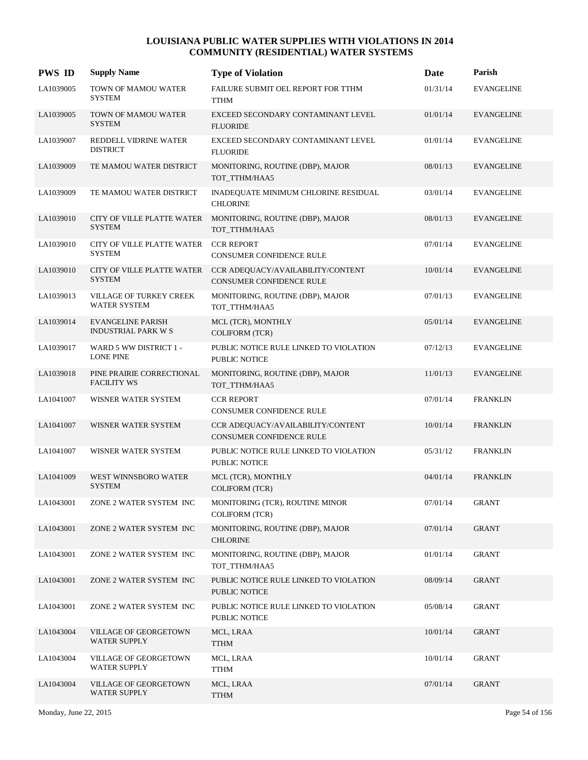# LOUISIANA PUBLIC WATER SUPPLIES WITH VIOLATIONS IN 2014
## COMMUNITY (RESIDENTIAL) WATER SYSTEMS

| PWS ID | Supply Name | Type of Violation | Date | Parish |
|---|---|---|---|---|
| LA1039005 | TOWN OF MAMOU WATER SYSTEM | FAILURE SUBMIT OEL REPORT FOR TTHM TTHM | 01/31/14 | EVANGELINE |
| LA1039005 | TOWN OF MAMOU WATER SYSTEM | EXCEED SECONDARY CONTAMINANT LEVEL FLUORIDE | 01/01/14 | EVANGELINE |
| LA1039007 | REDDELL VIDRINE WATER DISTRICT | EXCEED SECONDARY CONTAMINANT LEVEL FLUORIDE | 01/01/14 | EVANGELINE |
| LA1039009 | TE MAMOU WATER DISTRICT | MONITORING, ROUTINE (DBP), MAJOR TOT_TTHM/HAA5 | 08/01/13 | EVANGELINE |
| LA1039009 | TE MAMOU WATER DISTRICT | INADEQUATE MINIMUM CHLORINE RESIDUAL CHLORINE | 03/01/14 | EVANGELINE |
| LA1039010 | CITY OF VILLE PLATTE WATER SYSTEM | MONITORING, ROUTINE (DBP), MAJOR TOT_TTHM/HAA5 | 08/01/13 | EVANGELINE |
| LA1039010 | CITY OF VILLE PLATTE WATER SYSTEM | CCR REPORT CONSUMER CONFIDENCE RULE | 07/01/14 | EVANGELINE |
| LA1039010 | CITY OF VILLE PLATTE WATER SYSTEM | CCR ADEQUACY/AVAILABILITY/CONTENT CONSUMER CONFIDENCE RULE | 10/01/14 | EVANGELINE |
| LA1039013 | VILLAGE OF TURKEY CREEK WATER SYSTEM | MONITORING, ROUTINE (DBP), MAJOR TOT_TTHM/HAA5 | 07/01/13 | EVANGELINE |
| LA1039014 | EVANGELINE PARISH INDUSTRIAL PARK W S | MCL (TCR), MONTHLY COLIFORM (TCR) | 05/01/14 | EVANGELINE |
| LA1039017 | WARD 5 WW DISTRICT 1 - LONE PINE | PUBLIC NOTICE RULE LINKED TO VIOLATION PUBLIC NOTICE | 07/12/13 | EVANGELINE |
| LA1039018 | PINE PRAIRIE CORRECTIONAL FACILITY WS | MONITORING, ROUTINE (DBP), MAJOR TOT_TTHM/HAA5 | 11/01/13 | EVANGELINE |
| LA1041007 | WISNER WATER SYSTEM | CCR REPORT CONSUMER CONFIDENCE RULE | 07/01/14 | FRANKLIN |
| LA1041007 | WISNER WATER SYSTEM | CCR ADEQUACY/AVAILABILITY/CONTENT CONSUMER CONFIDENCE RULE | 10/01/14 | FRANKLIN |
| LA1041007 | WISNER WATER SYSTEM | PUBLIC NOTICE RULE LINKED TO VIOLATION PUBLIC NOTICE | 05/31/12 | FRANKLIN |
| LA1041009 | WEST WINNSBORO WATER SYSTEM | MCL (TCR), MONTHLY COLIFORM (TCR) | 04/01/14 | FRANKLIN |
| LA1043001 | ZONE 2 WATER SYSTEM INC | MONITORING (TCR), ROUTINE MINOR COLIFORM (TCR) | 07/01/14 | GRANT |
| LA1043001 | ZONE 2 WATER SYSTEM INC | MONITORING, ROUTINE (DBP), MAJOR CHLORINE | 07/01/14 | GRANT |
| LA1043001 | ZONE 2 WATER SYSTEM INC | MONITORING, ROUTINE (DBP), MAJOR TOT_TTHM/HAA5 | 01/01/14 | GRANT |
| LA1043001 | ZONE 2 WATER SYSTEM INC | PUBLIC NOTICE RULE LINKED TO VIOLATION PUBLIC NOTICE | 08/09/14 | GRANT |
| LA1043001 | ZONE 2 WATER SYSTEM INC | PUBLIC NOTICE RULE LINKED TO VIOLATION PUBLIC NOTICE | 05/08/14 | GRANT |
| LA1043004 | VILLAGE OF GEORGETOWN WATER SUPPLY | MCL, LRAA TTHM | 10/01/14 | GRANT |
| LA1043004 | VILLAGE OF GEORGETOWN WATER SUPPLY | MCL, LRAA TTHM | 10/01/14 | GRANT |
| LA1043004 | VILLAGE OF GEORGETOWN WATER SUPPLY | MCL, LRAA TTHM | 07/01/14 | GRANT |

Monday, June 22, 2015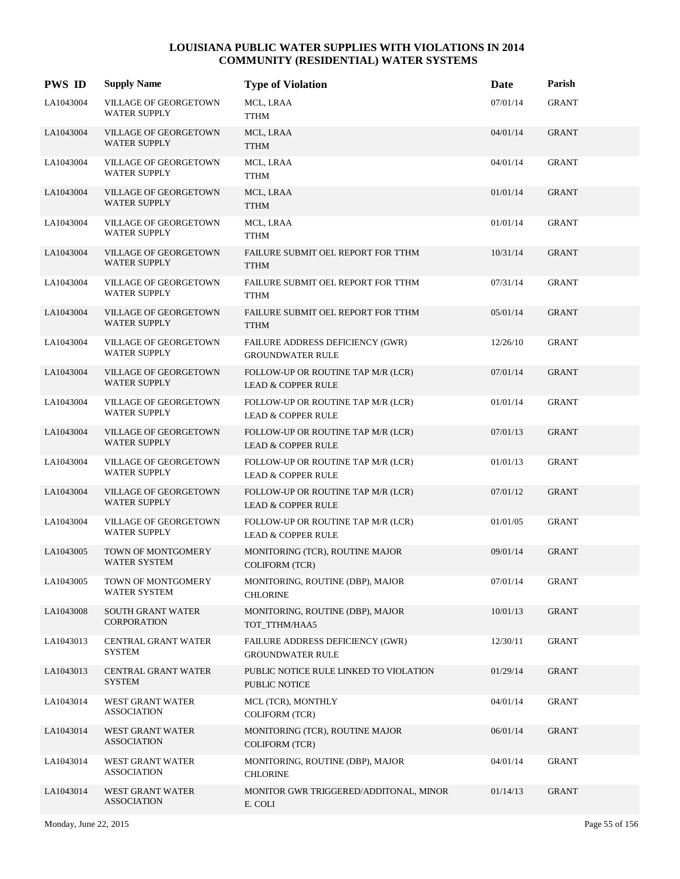# LOUISIANA PUBLIC WATER SUPPLIES WITH VIOLATIONS IN 2014
## COMMUNITY (RESIDENTIAL) WATER SYSTEMS

| PWS ID | Supply Name | Type of Violation | Date | Parish |
|---|---|---|---|---|
| LA1043004 | VILLAGE OF GEORGETOWN WATER SUPPLY | MCL, LRAA TTHM | 07/01/14 | GRANT |
| LA1043004 | VILLAGE OF GEORGETOWN WATER SUPPLY | MCL, LRAA TTHM | 04/01/14 | GRANT |
| LA1043004 | VILLAGE OF GEORGETOWN WATER SUPPLY | MCL, LRAA TTHM | 04/01/14 | GRANT |
| LA1043004 | VILLAGE OF GEORGETOWN WATER SUPPLY | MCL, LRAA TTHM | 01/01/14 | GRANT |
| LA1043004 | VILLAGE OF GEORGETOWN WATER SUPPLY | MCL, LRAA TTHM | 01/01/14 | GRANT |
| LA1043004 | VILLAGE OF GEORGETOWN WATER SUPPLY | FAILURE SUBMIT OEL REPORT FOR TTHM TTHM | 10/31/14 | GRANT |
| LA1043004 | VILLAGE OF GEORGETOWN WATER SUPPLY | FAILURE SUBMIT OEL REPORT FOR TTHM TTHM | 07/31/14 | GRANT |
| LA1043004 | VILLAGE OF GEORGETOWN WATER SUPPLY | FAILURE SUBMIT OEL REPORT FOR TTHM TTHM | 05/01/14 | GRANT |
| LA1043004 | VILLAGE OF GEORGETOWN WATER SUPPLY | FAILURE ADDRESS DEFICIENCY (GWR) GROUNDWATER RULE | 12/26/10 | GRANT |
| LA1043004 | VILLAGE OF GEORGETOWN WATER SUPPLY | FOLLOW-UP OR ROUTINE TAP M/R (LCR) LEAD & COPPER RULE | 07/01/14 | GRANT |
| LA1043004 | VILLAGE OF GEORGETOWN WATER SUPPLY | FOLLOW-UP OR ROUTINE TAP M/R (LCR) LEAD & COPPER RULE | 01/01/14 | GRANT |
| LA1043004 | VILLAGE OF GEORGETOWN WATER SUPPLY | FOLLOW-UP OR ROUTINE TAP M/R (LCR) LEAD & COPPER RULE | 07/01/13 | GRANT |
| LA1043004 | VILLAGE OF GEORGETOWN WATER SUPPLY | FOLLOW-UP OR ROUTINE TAP M/R (LCR) LEAD & COPPER RULE | 01/01/13 | GRANT |
| LA1043004 | VILLAGE OF GEORGETOWN WATER SUPPLY | FOLLOW-UP OR ROUTINE TAP M/R (LCR) LEAD & COPPER RULE | 07/01/12 | GRANT |
| LA1043004 | VILLAGE OF GEORGETOWN WATER SUPPLY | FOLLOW-UP OR ROUTINE TAP M/R (LCR) LEAD & COPPER RULE | 01/01/05 | GRANT |
| LA1043005 | TOWN OF MONTGOMERY WATER SYSTEM | MONITORING (TCR), ROUTINE MAJOR COLIFORM (TCR) | 09/01/14 | GRANT |
| LA1043005 | TOWN OF MONTGOMERY WATER SYSTEM | MONITORING, ROUTINE (DBP), MAJOR CHLORINE | 07/01/14 | GRANT |
| LA1043008 | SOUTH GRANT WATER CORPORATION | MONITORING, ROUTINE (DBP), MAJOR TOT_TTHM/HAA5 | 10/01/13 | GRANT |
| LA1043013 | CENTRAL GRANT WATER SYSTEM | FAILURE ADDRESS DEFICIENCY (GWR) GROUNDWATER RULE | 12/30/11 | GRANT |
| LA1043013 | CENTRAL GRANT WATER SYSTEM | PUBLIC NOTICE RULE LINKED TO VIOLATION PUBLIC NOTICE | 01/29/14 | GRANT |
| LA1043014 | WEST GRANT WATER ASSOCIATION | MCL (TCR), MONTHLY COLIFORM (TCR) | 04/01/14 | GRANT |
| LA1043014 | WEST GRANT WATER ASSOCIATION | MONITORING (TCR), ROUTINE MAJOR COLIFORM (TCR) | 06/01/14 | GRANT |
| LA1043014 | WEST GRANT WATER ASSOCIATION | MONITORING, ROUTINE (DBP), MAJOR CHLORINE | 04/01/14 | GRANT |
| LA1043014 | WEST GRANT WATER ASSOCIATION | MONITOR GWR TRIGGERED/ADDITONAL, MINOR E. COLI | 01/14/13 | GRANT |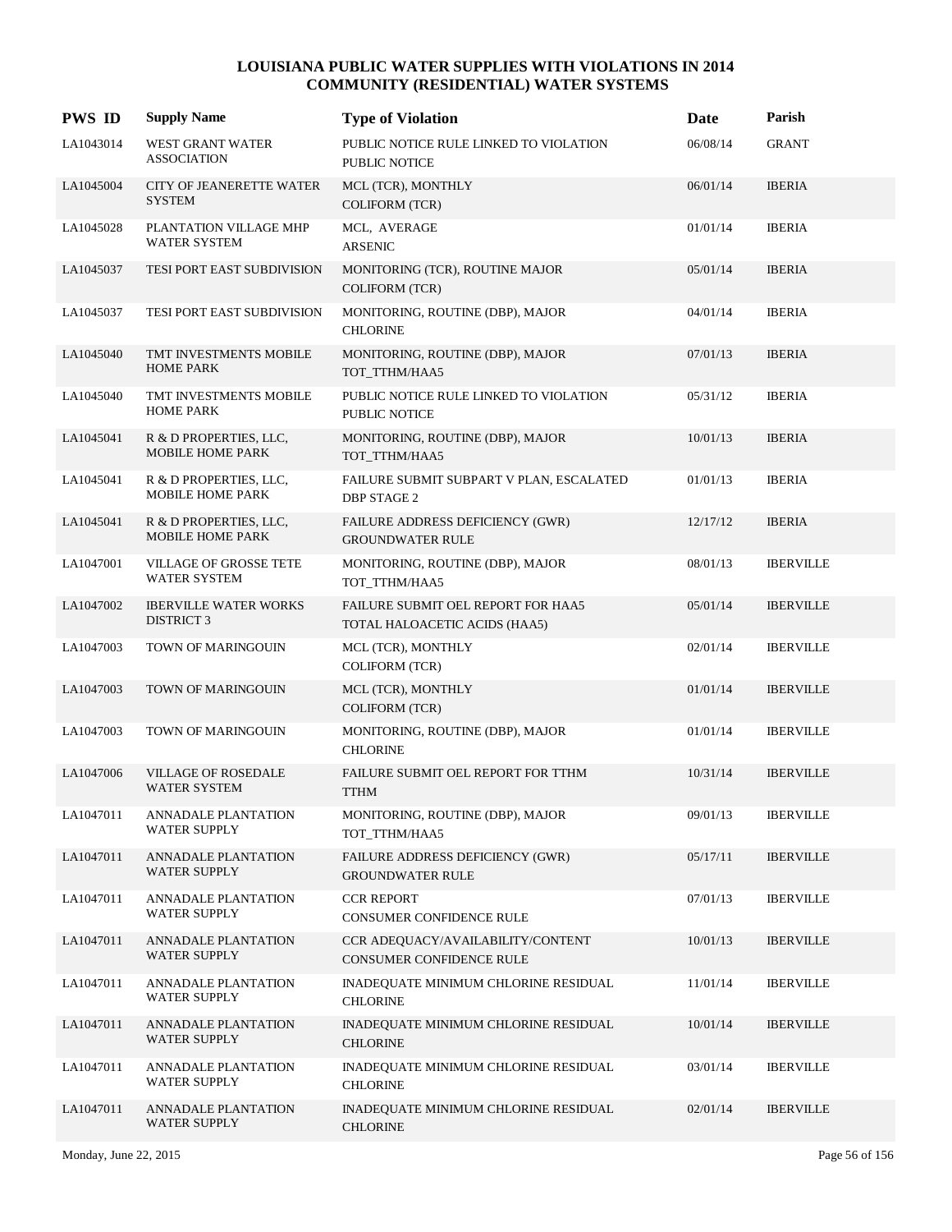# LOUISIANA PUBLIC WATER SUPPLIES WITH VIOLATIONS IN 2014
## COMMUNITY (RESIDENTIAL) WATER SYSTEMS

| PWS ID | Supply Name | Type of Violation | Date | Parish |
|---|---|---|---|---|
| LA1043014 | WEST GRANT WATER ASSOCIATION | PUBLIC NOTICE RULE LINKED TO VIOLATION<br>PUBLIC NOTICE | 06/08/14 | GRANT |
| LA1045004 | CITY OF JEANERETTE WATER SYSTEM | MCL (TCR), MONTHLY<br>COLIFORM (TCR) | 06/01/14 | IBERIA |
| LA1045028 | PLANTATION VILLAGE MHP WATER SYSTEM | MCL, AVERAGE<br>ARSENIC | 01/01/14 | IBERIA |
| LA1045037 | TESI PORT EAST SUBDIVISION | MONITORING (TCR), ROUTINE MAJOR<br>COLIFORM (TCR) | 05/01/14 | IBERIA |
| LA1045037 | TESI PORT EAST SUBDIVISION | MONITORING, ROUTINE (DBP), MAJOR<br>CHLORINE | 04/01/14 | IBERIA |
| LA1045040 | TMT INVESTMENTS MOBILE HOME PARK | MONITORING, ROUTINE (DBP), MAJOR<br>TOT_TTHM/HAA5 | 07/01/13 | IBERIA |
| LA1045040 | TMT INVESTMENTS MOBILE HOME PARK | PUBLIC NOTICE RULE LINKED TO VIOLATION<br>PUBLIC NOTICE | 05/31/12 | IBERIA |
| LA1045041 | R & D PROPERTIES, LLC, MOBILE HOME PARK | MONITORING, ROUTINE (DBP), MAJOR<br>TOT_TTHM/HAA5 | 10/01/13 | IBERIA |
| LA1045041 | R & D PROPERTIES, LLC, MOBILE HOME PARK | FAILURE SUBMIT SUBPART V PLAN, ESCALATED<br>DBP STAGE 2 | 01/01/13 | IBERIA |
| LA1045041 | R & D PROPERTIES, LLC, MOBILE HOME PARK | FAILURE ADDRESS DEFICIENCY (GWR)<br>GROUNDWATER RULE | 12/17/12 | IBERIA |
| LA1047001 | VILLAGE OF GROSSE TETE WATER SYSTEM | MONITORING, ROUTINE (DBP), MAJOR<br>TOT_TTHM/HAA5 | 08/01/13 | IBERVILLE |
| LA1047002 | IBERVILLE WATER WORKS DISTRICT 3 | FAILURE SUBMIT OEL REPORT FOR HAA5<br>TOTAL HALOACETIC ACIDS (HAA5) | 05/01/14 | IBERVILLE |
| LA1047003 | TOWN OF MARINGOUIN | MCL (TCR), MONTHLY<br>COLIFORM (TCR) | 02/01/14 | IBERVILLE |
| LA1047003 | TOWN OF MARINGOUIN | MCL (TCR), MONTHLY<br>COLIFORM (TCR) | 01/01/14 | IBERVILLE |
| LA1047003 | TOWN OF MARINGOUIN | MONITORING, ROUTINE (DBP), MAJOR<br>CHLORINE | 01/01/14 | IBERVILLE |
| LA1047006 | VILLAGE OF ROSEDALE WATER SYSTEM | FAILURE SUBMIT OEL REPORT FOR TTHM<br>TTHM | 10/31/14 | IBERVILLE |
| LA1047011 | ANNADALE PLANTATION WATER SUPPLY | MONITORING, ROUTINE (DBP), MAJOR<br>TOT_TTHM/HAA5 | 09/01/13 | IBERVILLE |
| LA1047011 | ANNADALE PLANTATION WATER SUPPLY | FAILURE ADDRESS DEFICIENCY (GWR)<br>GROUNDWATER RULE | 05/17/11 | IBERVILLE |
| LA1047011 | ANNADALE PLANTATION WATER SUPPLY | CCR REPORT<br>CONSUMER CONFIDENCE RULE | 07/01/13 | IBERVILLE |
| LA1047011 | ANNADALE PLANTATION WATER SUPPLY | CCR ADEQUACY/AVAILABILITY/CONTENT<br>CONSUMER CONFIDENCE RULE | 10/01/13 | IBERVILLE |
| LA1047011 | ANNADALE PLANTATION WATER SUPPLY | INADEQUATE MINIMUM CHLORINE RESIDUAL<br>CHLORINE | 11/01/14 | IBERVILLE |
| LA1047011 | ANNADALE PLANTATION WATER SUPPLY | INADEQUATE MINIMUM CHLORINE RESIDUAL<br>CHLORINE | 10/01/14 | IBERVILLE |
| LA1047011 | ANNADALE PLANTATION WATER SUPPLY | INADEQUATE MINIMUM CHLORINE RESIDUAL<br>CHLORINE | 03/01/14 | IBERVILLE |
| LA1047011 | ANNADALE PLANTATION WATER SUPPLY | INADEQUATE MINIMUM CHLORINE RESIDUAL<br>CHLORINE | 02/01/14 | IBERVILLE |

Monday, June 22, 2015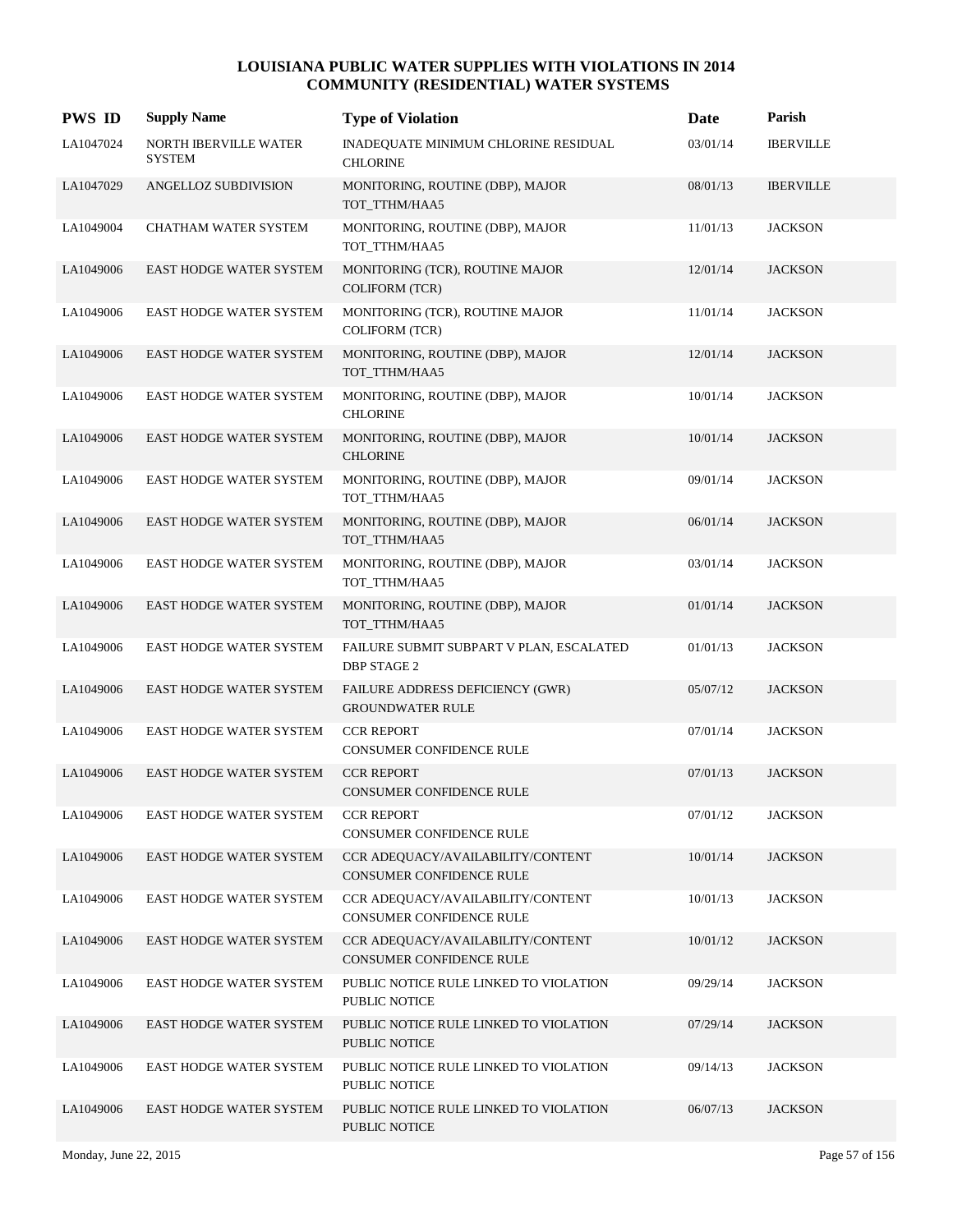# LOUISIANA PUBLIC WATER SUPPLIES WITH VIOLATIONS IN 2014
## COMMUNITY (RESIDENTIAL) WATER SYSTEMS

| PWS ID | Supply Name | Type of Violation | Date | Parish |
|---|---|---|---|---|
| LA1047024 | NORTH IBERVILLE WATER SYSTEM | INADEQUATE MINIMUM CHLORINE RESIDUAL CHLORINE | 03/01/14 | IBERVILLE |
| LA1047029 | ANGELLOZ SUBDIVISION | MONITORING, ROUTINE (DBP), MAJOR TOT_TTHM/HAA5 | 08/01/13 | IBERVILLE |
| LA1049004 | CHATHAM WATER SYSTEM | MONITORING, ROUTINE (DBP), MAJOR TOT_TTHM/HAA5 | 11/01/13 | JACKSON |
| LA1049006 | EAST HODGE WATER SYSTEM | MONITORING (TCR), ROUTINE MAJOR COLIFORM (TCR) | 12/01/14 | JACKSON |
| LA1049006 | EAST HODGE WATER SYSTEM | MONITORING (TCR), ROUTINE MAJOR COLIFORM (TCR) | 11/01/14 | JACKSON |
| LA1049006 | EAST HODGE WATER SYSTEM | MONITORING, ROUTINE (DBP), MAJOR TOT_TTHM/HAA5 | 12/01/14 | JACKSON |
| LA1049006 | EAST HODGE WATER SYSTEM | MONITORING, ROUTINE (DBP), MAJOR CHLORINE | 10/01/14 | JACKSON |
| LA1049006 | EAST HODGE WATER SYSTEM | MONITORING, ROUTINE (DBP), MAJOR CHLORINE | 10/01/14 | JACKSON |
| LA1049006 | EAST HODGE WATER SYSTEM | MONITORING, ROUTINE (DBP), MAJOR TOT_TTHM/HAA5 | 09/01/14 | JACKSON |
| LA1049006 | EAST HODGE WATER SYSTEM | MONITORING, ROUTINE (DBP), MAJOR TOT_TTHM/HAA5 | 06/01/14 | JACKSON |
| LA1049006 | EAST HODGE WATER SYSTEM | MONITORING, ROUTINE (DBP), MAJOR TOT_TTHM/HAA5 | 03/01/14 | JACKSON |
| LA1049006 | EAST HODGE WATER SYSTEM | MONITORING, ROUTINE (DBP), MAJOR TOT_TTHM/HAA5 | 01/01/14 | JACKSON |
| LA1049006 | EAST HODGE WATER SYSTEM | FAILURE SUBMIT SUBPART V PLAN, ESCALATED DBP STAGE 2 | 01/01/13 | JACKSON |
| LA1049006 | EAST HODGE WATER SYSTEM | FAILURE ADDRESS DEFICIENCY (GWR) GROUNDWATER RULE | 05/07/12 | JACKSON |
| LA1049006 | EAST HODGE WATER SYSTEM | CCR REPORT CONSUMER CONFIDENCE RULE | 07/01/14 | JACKSON |
| LA1049006 | EAST HODGE WATER SYSTEM | CCR REPORT CONSUMER CONFIDENCE RULE | 07/01/13 | JACKSON |
| LA1049006 | EAST HODGE WATER SYSTEM | CCR REPORT CONSUMER CONFIDENCE RULE | 07/01/12 | JACKSON |
| LA1049006 | EAST HODGE WATER SYSTEM | CCR ADEQUACY/AVAILABILITY/CONTENT CONSUMER CONFIDENCE RULE | 10/01/14 | JACKSON |
| LA1049006 | EAST HODGE WATER SYSTEM | CCR ADEQUACY/AVAILABILITY/CONTENT CONSUMER CONFIDENCE RULE | 10/01/13 | JACKSON |
| LA1049006 | EAST HODGE WATER SYSTEM | CCR ADEQUACY/AVAILABILITY/CONTENT CONSUMER CONFIDENCE RULE | 10/01/12 | JACKSON |
| LA1049006 | EAST HODGE WATER SYSTEM | PUBLIC NOTICE RULE LINKED TO VIOLATION PUBLIC NOTICE | 09/29/14 | JACKSON |
| LA1049006 | EAST HODGE WATER SYSTEM | PUBLIC NOTICE RULE LINKED TO VIOLATION PUBLIC NOTICE | 07/29/14 | JACKSON |
| LA1049006 | EAST HODGE WATER SYSTEM | PUBLIC NOTICE RULE LINKED TO VIOLATION PUBLIC NOTICE | 09/14/13 | JACKSON |
| LA1049006 | EAST HODGE WATER SYSTEM | PUBLIC NOTICE RULE LINKED TO VIOLATION PUBLIC NOTICE | 06/07/13 | JACKSON |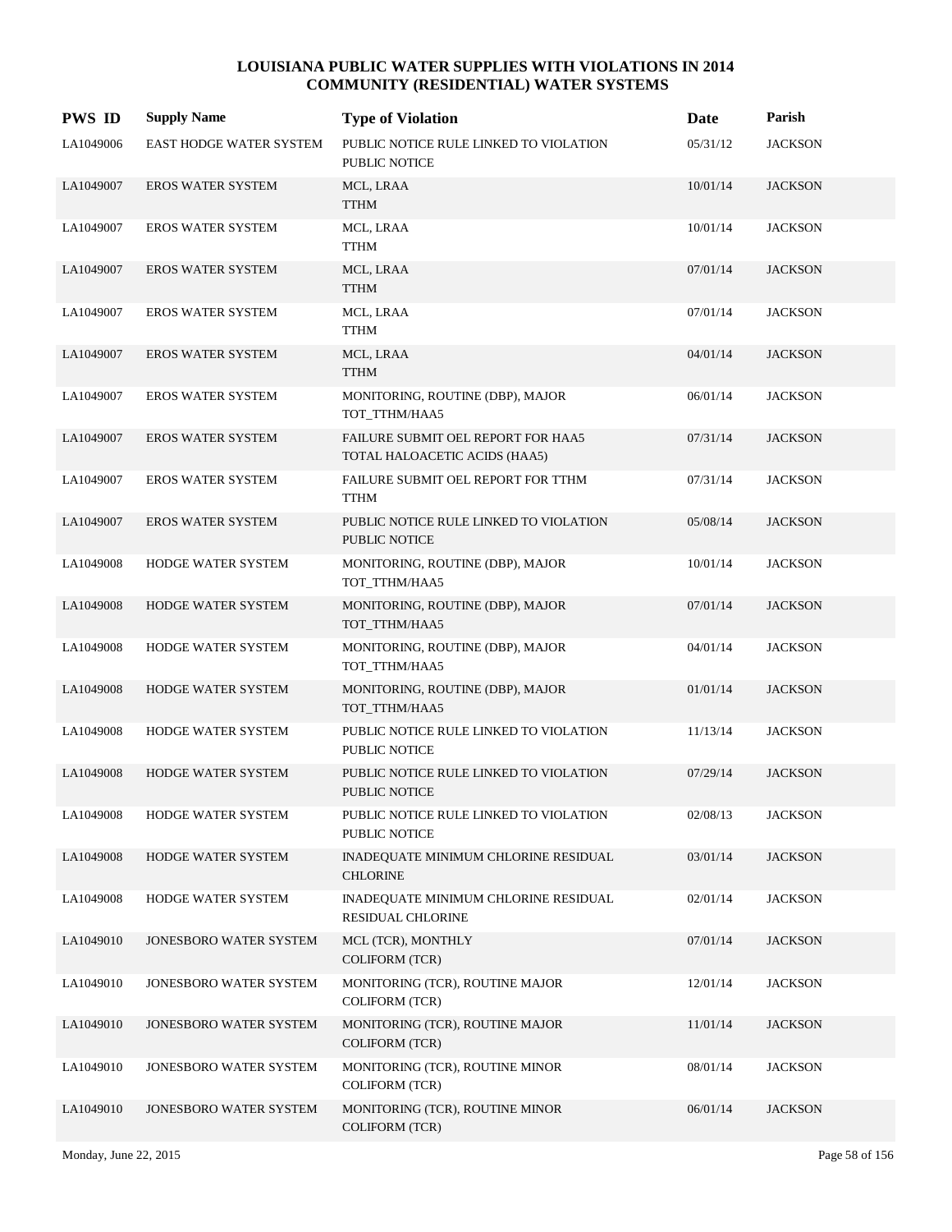# LOUISIANA PUBLIC WATER SUPPLIES WITH VIOLATIONS IN 2014
## COMMUNITY (RESIDENTIAL) WATER SYSTEMS

| PWS ID | Supply Name | Type of Violation | Date | Parish |
|---|---|---|---|---|
| LA1049006 | EAST HODGE WATER SYSTEM | PUBLIC NOTICE RULE LINKED TO VIOLATION PUBLIC NOTICE | 05/31/12 | JACKSON |
| LA1049007 | EROS WATER SYSTEM | MCL, LRAA TTHM | 10/01/14 | JACKSON |
| LA1049007 | EROS WATER SYSTEM | MCL, LRAA TTHM | 10/01/14 | JACKSON |
| LA1049007 | EROS WATER SYSTEM | MCL, LRAA TTHM | 07/01/14 | JACKSON |
| LA1049007 | EROS WATER SYSTEM | MCL, LRAA TTHM | 07/01/14 | JACKSON |
| LA1049007 | EROS WATER SYSTEM | MCL, LRAA TTHM | 04/01/14 | JACKSON |
| LA1049007 | EROS WATER SYSTEM | MONITORING, ROUTINE (DBP), MAJOR TOT_TTHM/HAA5 | 06/01/14 | JACKSON |
| LA1049007 | EROS WATER SYSTEM | FAILURE SUBMIT OEL REPORT FOR HAA5 TOTAL HALOACETIC ACIDS (HAA5) | 07/31/14 | JACKSON |
| LA1049007 | EROS WATER SYSTEM | FAILURE SUBMIT OEL REPORT FOR TTHM TTHM | 07/31/14 | JACKSON |
| LA1049007 | EROS WATER SYSTEM | PUBLIC NOTICE RULE LINKED TO VIOLATION PUBLIC NOTICE | 05/08/14 | JACKSON |
| LA1049008 | HODGE WATER SYSTEM | MONITORING, ROUTINE (DBP), MAJOR TOT_TTHM/HAA5 | 10/01/14 | JACKSON |
| LA1049008 | HODGE WATER SYSTEM | MONITORING, ROUTINE (DBP), MAJOR TOT_TTHM/HAA5 | 07/01/14 | JACKSON |
| LA1049008 | HODGE WATER SYSTEM | MONITORING, ROUTINE (DBP), MAJOR TOT_TTHM/HAA5 | 04/01/14 | JACKSON |
| LA1049008 | HODGE WATER SYSTEM | MONITORING, ROUTINE (DBP), MAJOR TOT_TTHM/HAA5 | 01/01/14 | JACKSON |
| LA1049008 | HODGE WATER SYSTEM | PUBLIC NOTICE RULE LINKED TO VIOLATION PUBLIC NOTICE | 11/13/14 | JACKSON |
| LA1049008 | HODGE WATER SYSTEM | PUBLIC NOTICE RULE LINKED TO VIOLATION PUBLIC NOTICE | 07/29/14 | JACKSON |
| LA1049008 | HODGE WATER SYSTEM | PUBLIC NOTICE RULE LINKED TO VIOLATION PUBLIC NOTICE | 02/08/13 | JACKSON |
| LA1049008 | HODGE WATER SYSTEM | INADEQUATE MINIMUM CHLORINE RESIDUAL CHLORINE | 03/01/14 | JACKSON |
| LA1049008 | HODGE WATER SYSTEM | INADEQUATE MINIMUM CHLORINE RESIDUAL RESIDUAL CHLORINE | 02/01/14 | JACKSON |
| LA1049010 | JONESBORO WATER SYSTEM | MCL (TCR), MONTHLY COLIFORM (TCR) | 07/01/14 | JACKSON |
| LA1049010 | JONESBORO WATER SYSTEM | MONITORING (TCR), ROUTINE MAJOR COLIFORM (TCR) | 12/01/14 | JACKSON |
| LA1049010 | JONESBORO WATER SYSTEM | MONITORING (TCR), ROUTINE MAJOR COLIFORM (TCR) | 11/01/14 | JACKSON |
| LA1049010 | JONESBORO WATER SYSTEM | MONITORING (TCR), ROUTINE MINOR COLIFORM (TCR) | 08/01/14 | JACKSON |
| LA1049010 | JONESBORO WATER SYSTEM | MONITORING (TCR), ROUTINE MINOR COLIFORM (TCR) | 06/01/14 | JACKSON |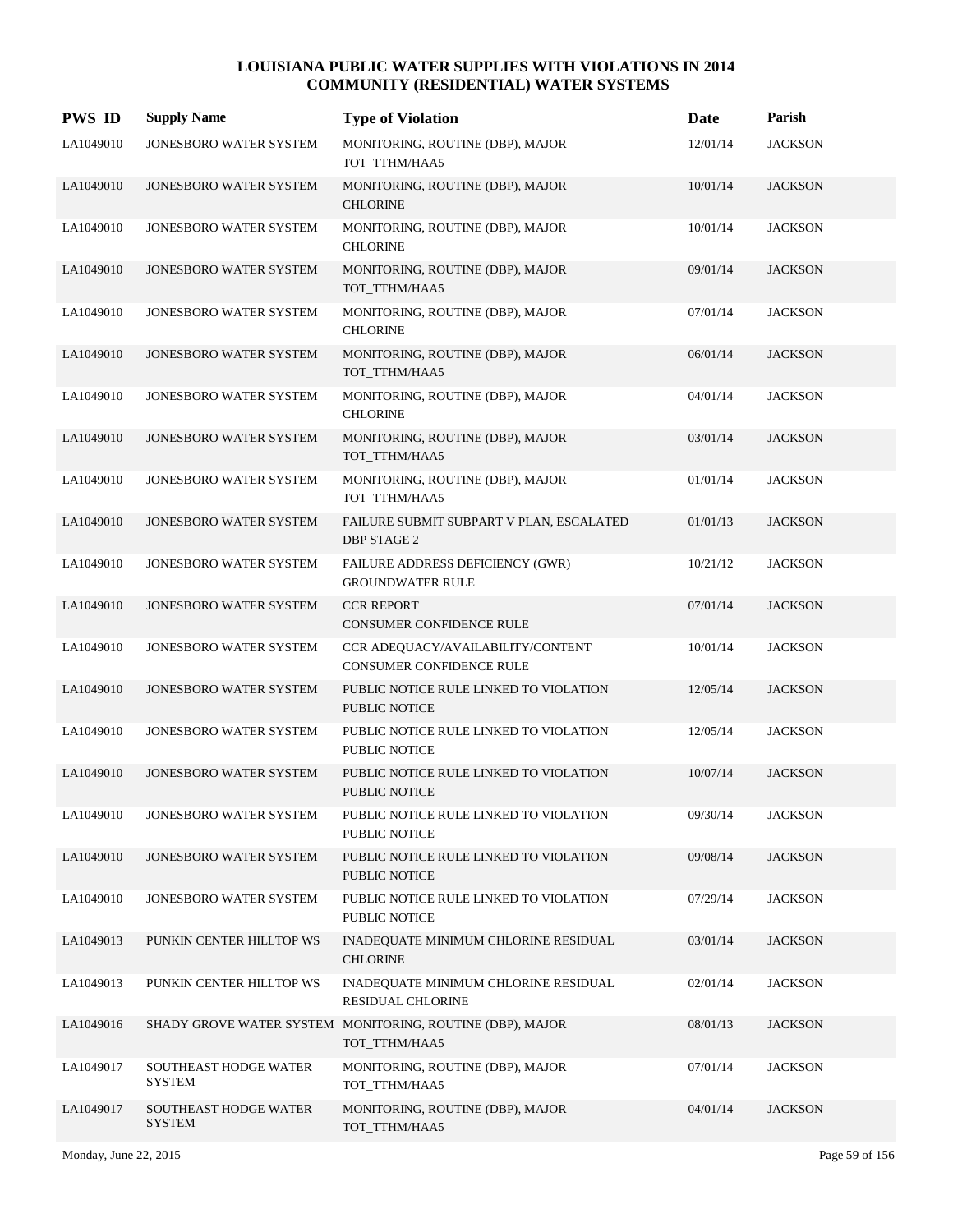# LOUISIANA PUBLIC WATER SUPPLIES WITH VIOLATIONS IN 2014
## COMMUNITY (RESIDENTIAL) WATER SYSTEMS

| PWS ID | Supply Name | Type of Violation | Date | Parish |
|---|---|---|---|---|
| LA1049010 | JONESBORO WATER SYSTEM | MONITORING, ROUTINE (DBP), MAJOR TOT_TTHM/HAA5 | 12/01/14 | JACKSON |
| LA1049010 | JONESBORO WATER SYSTEM | MONITORING, ROUTINE (DBP), MAJOR CHLORINE | 10/01/14 | JACKSON |
| LA1049010 | JONESBORO WATER SYSTEM | MONITORING, ROUTINE (DBP), MAJOR CHLORINE | 10/01/14 | JACKSON |
| LA1049010 | JONESBORO WATER SYSTEM | MONITORING, ROUTINE (DBP), MAJOR TOT_TTHM/HAA5 | 09/01/14 | JACKSON |
| LA1049010 | JONESBORO WATER SYSTEM | MONITORING, ROUTINE (DBP), MAJOR CHLORINE | 07/01/14 | JACKSON |
| LA1049010 | JONESBORO WATER SYSTEM | MONITORING, ROUTINE (DBP), MAJOR TOT_TTHM/HAA5 | 06/01/14 | JACKSON |
| LA1049010 | JONESBORO WATER SYSTEM | MONITORING, ROUTINE (DBP), MAJOR CHLORINE | 04/01/14 | JACKSON |
| LA1049010 | JONESBORO WATER SYSTEM | MONITORING, ROUTINE (DBP), MAJOR TOT_TTHM/HAA5 | 03/01/14 | JACKSON |
| LA1049010 | JONESBORO WATER SYSTEM | MONITORING, ROUTINE (DBP), MAJOR TOT_TTHM/HAA5 | 01/01/14 | JACKSON |
| LA1049010 | JONESBORO WATER SYSTEM | FAILURE SUBMIT SUBPART V PLAN, ESCALATED DBP STAGE 2 | 01/01/13 | JACKSON |
| LA1049010 | JONESBORO WATER SYSTEM | FAILURE ADDRESS DEFICIENCY (GWR) GROUNDWATER RULE | 10/21/12 | JACKSON |
| LA1049010 | JONESBORO WATER SYSTEM | CCR REPORT CONSUMER CONFIDENCE RULE | 07/01/14 | JACKSON |
| LA1049010 | JONESBORO WATER SYSTEM | CCR ADEQUACY/AVAILABILITY/CONTENT CONSUMER CONFIDENCE RULE | 10/01/14 | JACKSON |
| LA1049010 | JONESBORO WATER SYSTEM | PUBLIC NOTICE RULE LINKED TO VIOLATION PUBLIC NOTICE | 12/05/14 | JACKSON |
| LA1049010 | JONESBORO WATER SYSTEM | PUBLIC NOTICE RULE LINKED TO VIOLATION PUBLIC NOTICE | 12/05/14 | JACKSON |
| LA1049010 | JONESBORO WATER SYSTEM | PUBLIC NOTICE RULE LINKED TO VIOLATION PUBLIC NOTICE | 10/07/14 | JACKSON |
| LA1049010 | JONESBORO WATER SYSTEM | PUBLIC NOTICE RULE LINKED TO VIOLATION PUBLIC NOTICE | 09/30/14 | JACKSON |
| LA1049010 | JONESBORO WATER SYSTEM | PUBLIC NOTICE RULE LINKED TO VIOLATION PUBLIC NOTICE | 09/08/14 | JACKSON |
| LA1049010 | JONESBORO WATER SYSTEM | PUBLIC NOTICE RULE LINKED TO VIOLATION PUBLIC NOTICE | 07/29/14 | JACKSON |
| LA1049013 | PUNKIN CENTER HILLTOP WS | INADEQUATE MINIMUM CHLORINE RESIDUAL CHLORINE | 03/01/14 | JACKSON |
| LA1049013 | PUNKIN CENTER HILLTOP WS | INADEQUATE MINIMUM CHLORINE RESIDUAL RESIDUAL CHLORINE | 02/01/14 | JACKSON |
| LA1049016 | SHADY GROVE WATER SYSTEM | MONITORING, ROUTINE (DBP), MAJOR TOT_TTHM/HAA5 | 08/01/13 | JACKSON |
| LA1049017 | SOUTHEAST HODGE WATER SYSTEM | MONITORING, ROUTINE (DBP), MAJOR TOT_TTHM/HAA5 | 07/01/14 | JACKSON |
| LA1049017 | SOUTHEAST HODGE WATER SYSTEM | MONITORING, ROUTINE (DBP), MAJOR TOT_TTHM/HAA5 | 04/01/14 | JACKSON |

Monday, June 22, 2015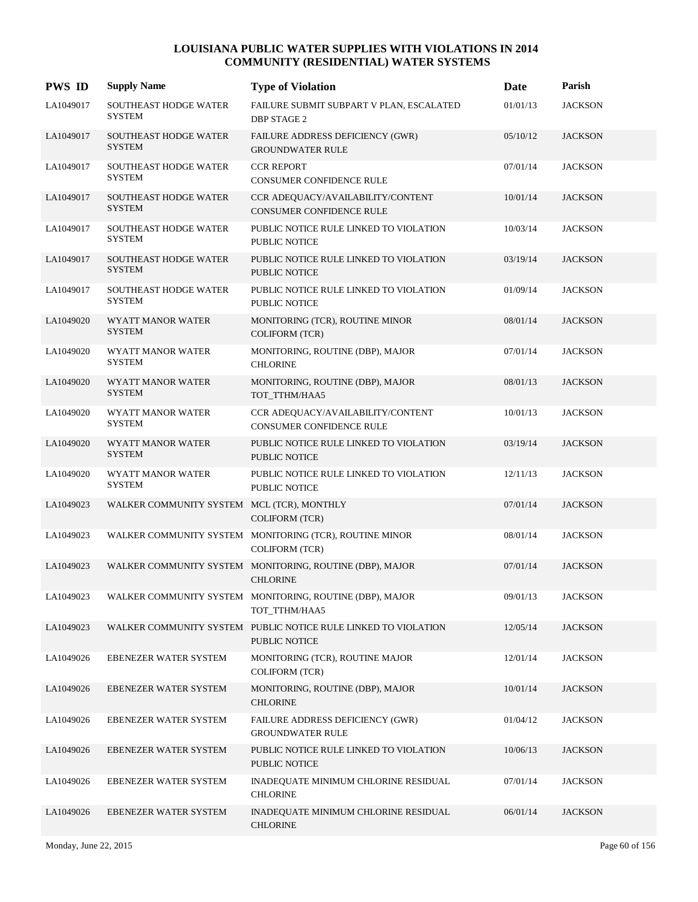# LOUISIANA PUBLIC WATER SUPPLIES WITH VIOLATIONS IN 2014
## COMMUNITY (RESIDENTIAL) WATER SYSTEMS

| PWS ID | Supply Name | Type of Violation | Date | Parish |
|---|---|---|---|---|
| LA1049017 | SOUTHEAST HODGE WATER SYSTEM | FAILURE SUBMIT SUBPART V PLAN, ESCALATED DBP STAGE 2 | 01/01/13 | JACKSON |
| LA1049017 | SOUTHEAST HODGE WATER SYSTEM | FAILURE ADDRESS DEFICIENCY (GWR) GROUNDWATER RULE | 05/10/12 | JACKSON |
| LA1049017 | SOUTHEAST HODGE WATER SYSTEM | CCR REPORT CONSUMER CONFIDENCE RULE | 07/01/14 | JACKSON |
| LA1049017 | SOUTHEAST HODGE WATER SYSTEM | CCR ADEQUACY/AVAILABILITY/CONTENT CONSUMER CONFIDENCE RULE | 10/01/14 | JACKSON |
| LA1049017 | SOUTHEAST HODGE WATER SYSTEM | PUBLIC NOTICE RULE LINKED TO VIOLATION PUBLIC NOTICE | 10/03/14 | JACKSON |
| LA1049017 | SOUTHEAST HODGE WATER SYSTEM | PUBLIC NOTICE RULE LINKED TO VIOLATION PUBLIC NOTICE | 03/19/14 | JACKSON |
| LA1049017 | SOUTHEAST HODGE WATER SYSTEM | PUBLIC NOTICE RULE LINKED TO VIOLATION PUBLIC NOTICE | 01/09/14 | JACKSON |
| LA1049020 | WYATT MANOR WATER SYSTEM | MONITORING (TCR), ROUTINE MINOR COLIFORM (TCR) | 08/01/14 | JACKSON |
| LA1049020 | WYATT MANOR WATER SYSTEM | MONITORING, ROUTINE (DBP), MAJOR CHLORINE | 07/01/14 | JACKSON |
| LA1049020 | WYATT MANOR WATER SYSTEM | MONITORING, ROUTINE (DBP), MAJOR TOT_TTHM/HAA5 | 08/01/13 | JACKSON |
| LA1049020 | WYATT MANOR WATER SYSTEM | CCR ADEQUACY/AVAILABILITY/CONTENT CONSUMER CONFIDENCE RULE | 10/01/13 | JACKSON |
| LA1049020 | WYATT MANOR WATER SYSTEM | PUBLIC NOTICE RULE LINKED TO VIOLATION PUBLIC NOTICE | 03/19/14 | JACKSON |
| LA1049020 | WYATT MANOR WATER SYSTEM | PUBLIC NOTICE RULE LINKED TO VIOLATION PUBLIC NOTICE | 12/11/13 | JACKSON |
| LA1049023 | WALKER COMMUNITY SYSTEM | MCL (TCR), MONTHLY COLIFORM (TCR) | 07/01/14 | JACKSON |
| LA1049023 | WALKER COMMUNITY SYSTEM | MONITORING (TCR), ROUTINE MINOR COLIFORM (TCR) | 08/01/14 | JACKSON |
| LA1049023 | WALKER COMMUNITY SYSTEM | MONITORING, ROUTINE (DBP), MAJOR CHLORINE | 07/01/14 | JACKSON |
| LA1049023 | WALKER COMMUNITY SYSTEM | MONITORING, ROUTINE (DBP), MAJOR TOT_TTHM/HAA5 | 09/01/13 | JACKSON |
| LA1049023 | WALKER COMMUNITY SYSTEM | PUBLIC NOTICE RULE LINKED TO VIOLATION PUBLIC NOTICE | 12/05/14 | JACKSON |
| LA1049026 | EBENEZER WATER SYSTEM | MONITORING (TCR), ROUTINE MAJOR COLIFORM (TCR) | 12/01/14 | JACKSON |
| LA1049026 | EBENEZER WATER SYSTEM | MONITORING, ROUTINE (DBP), MAJOR CHLORINE | 10/01/14 | JACKSON |
| LA1049026 | EBENEZER WATER SYSTEM | FAILURE ADDRESS DEFICIENCY (GWR) GROUNDWATER RULE | 01/04/12 | JACKSON |
| LA1049026 | EBENEZER WATER SYSTEM | PUBLIC NOTICE RULE LINKED TO VIOLATION PUBLIC NOTICE | 10/06/13 | JACKSON |
| LA1049026 | EBENEZER WATER SYSTEM | INADEQUATE MINIMUM CHLORINE RESIDUAL CHLORINE | 07/01/14 | JACKSON |
| LA1049026 | EBENEZER WATER SYSTEM | INADEQUATE MINIMUM CHLORINE RESIDUAL CHLORINE | 06/01/14 | JACKSON |

Monday, June 22, 2015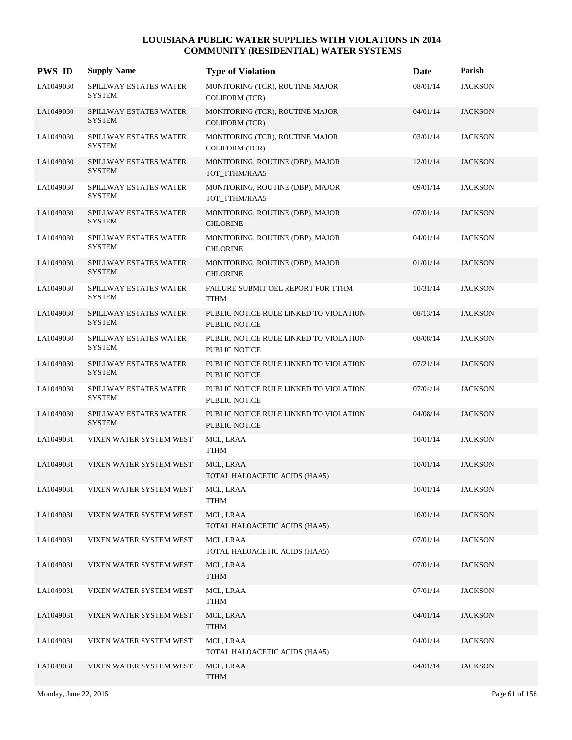# LOUISIANA PUBLIC WATER SUPPLIES WITH VIOLATIONS IN 2014
## COMMUNITY (RESIDENTIAL) WATER SYSTEMS

| PWS ID | Supply Name | Type of Violation | Date | Parish |
|---|---|---|---|---|
| LA1049030 | SPILLWAY ESTATES WATER SYSTEM | MONITORING (TCR), ROUTINE MAJOR COLIFORM (TCR) | 08/01/14 | JACKSON |
| LA1049030 | SPILLWAY ESTATES WATER SYSTEM | MONITORING (TCR), ROUTINE MAJOR COLIFORM (TCR) | 04/01/14 | JACKSON |
| LA1049030 | SPILLWAY ESTATES WATER SYSTEM | MONITORING (TCR), ROUTINE MAJOR COLIFORM (TCR) | 03/01/14 | JACKSON |
| LA1049030 | SPILLWAY ESTATES WATER SYSTEM | MONITORING, ROUTINE (DBP), MAJOR TOT_TTHM/HAA5 | 12/01/14 | JACKSON |
| LA1049030 | SPILLWAY ESTATES WATER SYSTEM | MONITORING, ROUTINE (DBP), MAJOR TOT_TTHM/HAA5 | 09/01/14 | JACKSON |
| LA1049030 | SPILLWAY ESTATES WATER SYSTEM | MONITORING, ROUTINE (DBP), MAJOR CHLORINE | 07/01/14 | JACKSON |
| LA1049030 | SPILLWAY ESTATES WATER SYSTEM | MONITORING, ROUTINE (DBP), MAJOR CHLORINE | 04/01/14 | JACKSON |
| LA1049030 | SPILLWAY ESTATES WATER SYSTEM | MONITORING, ROUTINE (DBP), MAJOR CHLORINE | 01/01/14 | JACKSON |
| LA1049030 | SPILLWAY ESTATES WATER SYSTEM | FAILURE SUBMIT OEL REPORT FOR TTHM TTHM | 10/31/14 | JACKSON |
| LA1049030 | SPILLWAY ESTATES WATER SYSTEM | PUBLIC NOTICE RULE LINKED TO VIOLATION PUBLIC NOTICE | 08/13/14 | JACKSON |
| LA1049030 | SPILLWAY ESTATES WATER SYSTEM | PUBLIC NOTICE RULE LINKED TO VIOLATION PUBLIC NOTICE | 08/08/14 | JACKSON |
| LA1049030 | SPILLWAY ESTATES WATER SYSTEM | PUBLIC NOTICE RULE LINKED TO VIOLATION PUBLIC NOTICE | 07/21/14 | JACKSON |
| LA1049030 | SPILLWAY ESTATES WATER SYSTEM | PUBLIC NOTICE RULE LINKED TO VIOLATION PUBLIC NOTICE | 07/04/14 | JACKSON |
| LA1049030 | SPILLWAY ESTATES WATER SYSTEM | PUBLIC NOTICE RULE LINKED TO VIOLATION PUBLIC NOTICE | 04/08/14 | JACKSON |
| LA1049031 | VIXEN WATER SYSTEM WEST | MCL, LRAA TTHM | 10/01/14 | JACKSON |
| LA1049031 | VIXEN WATER SYSTEM WEST | MCL, LRAA TOTAL HALOACETIC ACIDS (HAA5) | 10/01/14 | JACKSON |
| LA1049031 | VIXEN WATER SYSTEM WEST | MCL, LRAA TTHM | 10/01/14 | JACKSON |
| LA1049031 | VIXEN WATER SYSTEM WEST | MCL, LRAA TOTAL HALOACETIC ACIDS (HAA5) | 10/01/14 | JACKSON |
| LA1049031 | VIXEN WATER SYSTEM WEST | MCL, LRAA TOTAL HALOACETIC ACIDS (HAA5) | 07/01/14 | JACKSON |
| LA1049031 | VIXEN WATER SYSTEM WEST | MCL, LRAA TTHM | 07/01/14 | JACKSON |
| LA1049031 | VIXEN WATER SYSTEM WEST | MCL, LRAA TTHM | 07/01/14 | JACKSON |
| LA1049031 | VIXEN WATER SYSTEM WEST | MCL, LRAA TTHM | 04/01/14 | JACKSON |
| LA1049031 | VIXEN WATER SYSTEM WEST | MCL, LRAA TOTAL HALOACETIC ACIDS (HAA5) | 04/01/14 | JACKSON |
| LA1049031 | VIXEN WATER SYSTEM WEST | MCL, LRAA TTHM | 04/01/14 | JACKSON |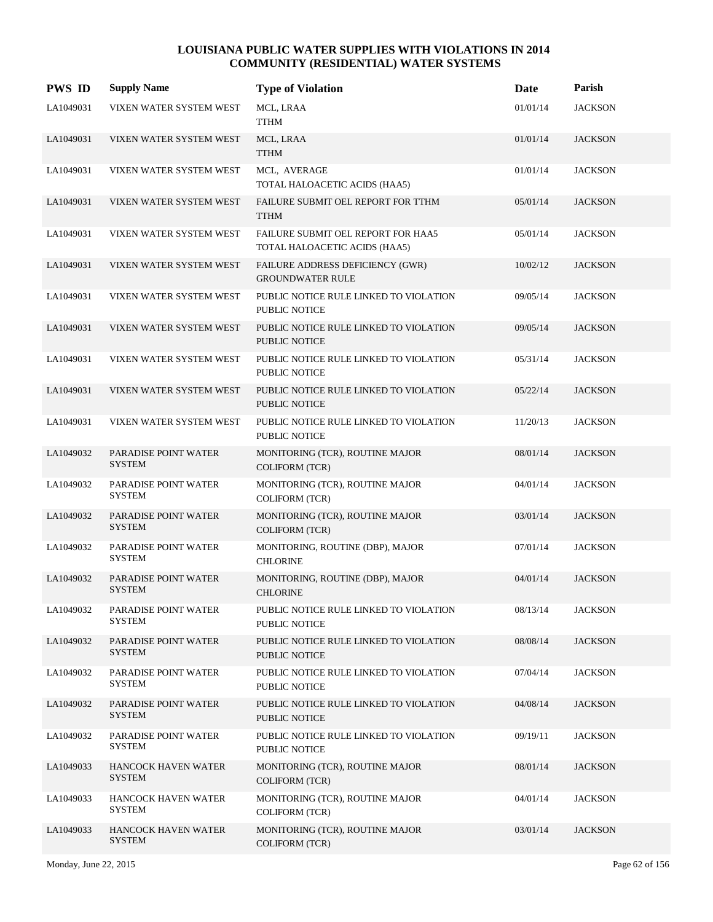# LOUISIANA PUBLIC WATER SUPPLIES WITH VIOLATIONS IN 2014
## COMMUNITY (RESIDENTIAL) WATER SYSTEMS

| PWS ID | Supply Name | Type of Violation | Date | Parish |
|---|---|---|---|---|
| LA1049031 | VIXEN WATER SYSTEM WEST | MCL, LRAA<br>TTHM | 01/01/14 | JACKSON |
| LA1049031 | VIXEN WATER SYSTEM WEST | MCL, LRAA<br>TTHM | 01/01/14 | JACKSON |
| LA1049031 | VIXEN WATER SYSTEM WEST | MCL, AVERAGE<br>TOTAL HALOACETIC ACIDS (HAA5) | 01/01/14 | JACKSON |
| LA1049031 | VIXEN WATER SYSTEM WEST | FAILURE SUBMIT OEL REPORT FOR TTHM<br>TTHM | 05/01/14 | JACKSON |
| LA1049031 | VIXEN WATER SYSTEM WEST | FAILURE SUBMIT OEL REPORT FOR HAA5<br>TOTAL HALOACETIC ACIDS (HAA5) | 05/01/14 | JACKSON |
| LA1049031 | VIXEN WATER SYSTEM WEST | FAILURE ADDRESS DEFICIENCY (GWR)<br>GROUNDWATER RULE | 10/02/12 | JACKSON |
| LA1049031 | VIXEN WATER SYSTEM WEST | PUBLIC NOTICE RULE LINKED TO VIOLATION<br>PUBLIC NOTICE | 09/05/14 | JACKSON |
| LA1049031 | VIXEN WATER SYSTEM WEST | PUBLIC NOTICE RULE LINKED TO VIOLATION<br>PUBLIC NOTICE | 09/05/14 | JACKSON |
| LA1049031 | VIXEN WATER SYSTEM WEST | PUBLIC NOTICE RULE LINKED TO VIOLATION<br>PUBLIC NOTICE | 05/31/14 | JACKSON |
| LA1049031 | VIXEN WATER SYSTEM WEST | PUBLIC NOTICE RULE LINKED TO VIOLATION<br>PUBLIC NOTICE | 05/22/14 | JACKSON |
| LA1049031 | VIXEN WATER SYSTEM WEST | PUBLIC NOTICE RULE LINKED TO VIOLATION<br>PUBLIC NOTICE | 11/20/13 | JACKSON |
| LA1049032 | PARADISE POINT WATER SYSTEM | MONITORING (TCR), ROUTINE MAJOR<br>COLIFORM (TCR) | 08/01/14 | JACKSON |
| LA1049032 | PARADISE POINT WATER SYSTEM | MONITORING (TCR), ROUTINE MAJOR<br>COLIFORM (TCR) | 04/01/14 | JACKSON |
| LA1049032 | PARADISE POINT WATER SYSTEM | MONITORING (TCR), ROUTINE MAJOR<br>COLIFORM (TCR) | 03/01/14 | JACKSON |
| LA1049032 | PARADISE POINT WATER SYSTEM | MONITORING, ROUTINE (DBP), MAJOR<br>CHLORINE | 07/01/14 | JACKSON |
| LA1049032 | PARADISE POINT WATER SYSTEM | MONITORING, ROUTINE (DBP), MAJOR<br>CHLORINE | 04/01/14 | JACKSON |
| LA1049032 | PARADISE POINT WATER SYSTEM | PUBLIC NOTICE RULE LINKED TO VIOLATION<br>PUBLIC NOTICE | 08/13/14 | JACKSON |
| LA1049032 | PARADISE POINT WATER SYSTEM | PUBLIC NOTICE RULE LINKED TO VIOLATION<br>PUBLIC NOTICE | 08/08/14 | JACKSON |
| LA1049032 | PARADISE POINT WATER SYSTEM | PUBLIC NOTICE RULE LINKED TO VIOLATION<br>PUBLIC NOTICE | 07/04/14 | JACKSON |
| LA1049032 | PARADISE POINT WATER SYSTEM | PUBLIC NOTICE RULE LINKED TO VIOLATION<br>PUBLIC NOTICE | 04/08/14 | JACKSON |
| LA1049032 | PARADISE POINT WATER SYSTEM | PUBLIC NOTICE RULE LINKED TO VIOLATION<br>PUBLIC NOTICE | 09/19/11 | JACKSON |
| LA1049033 | HANCOCK HAVEN WATER SYSTEM | MONITORING (TCR), ROUTINE MAJOR<br>COLIFORM (TCR) | 08/01/14 | JACKSON |
| LA1049033 | HANCOCK HAVEN WATER SYSTEM | MONITORING (TCR), ROUTINE MAJOR<br>COLIFORM (TCR) | 04/01/14 | JACKSON |
| LA1049033 | HANCOCK HAVEN WATER SYSTEM | MONITORING (TCR), ROUTINE MAJOR<br>COLIFORM (TCR) | 03/01/14 | JACKSON |

Monday, June 22, 2015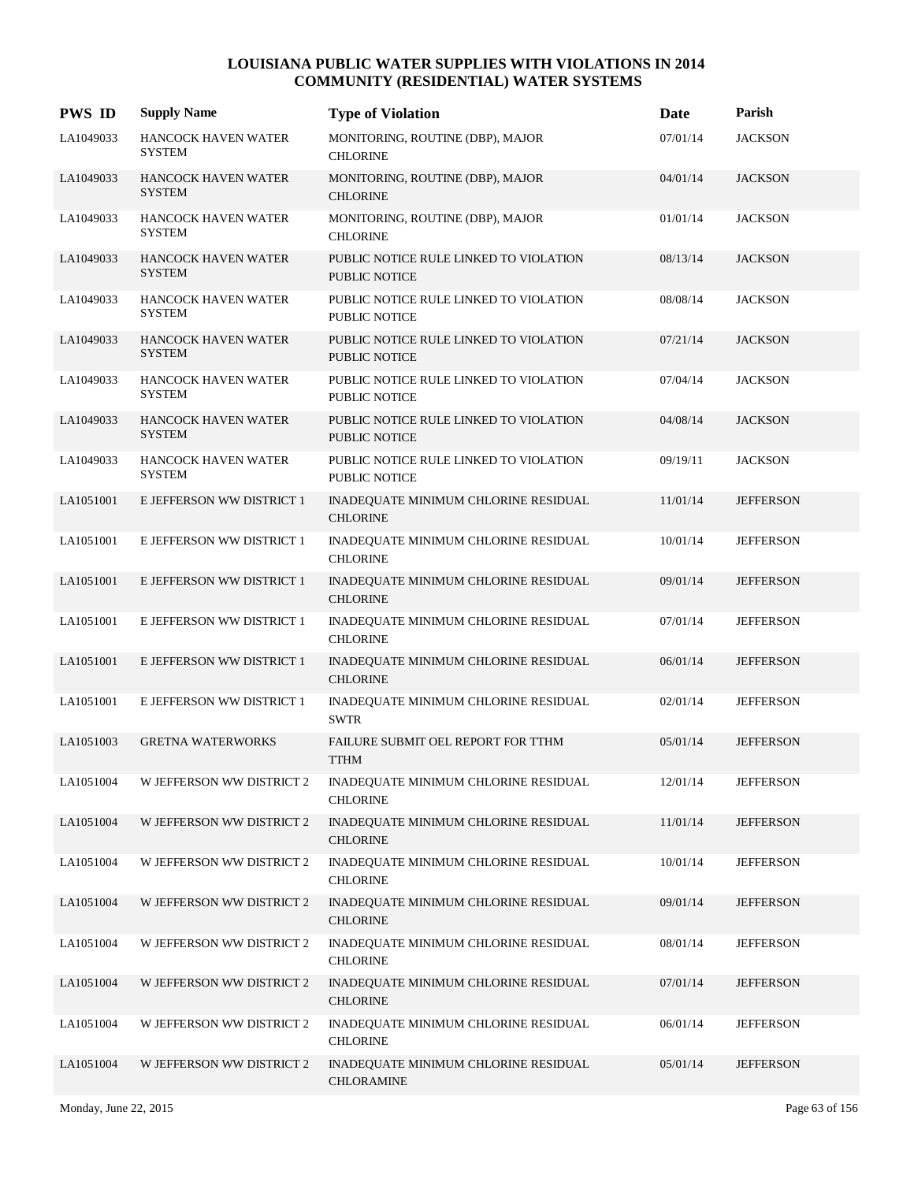# LOUISIANA PUBLIC WATER SUPPLIES WITH VIOLATIONS IN 2014
## COMMUNITY (RESIDENTIAL) WATER SYSTEMS

| PWS ID | Supply Name | Type of Violation | Date | Parish |
|---|---|---|---|---|
| LA1049033 | HANCOCK HAVEN WATER SYSTEM | MONITORING, ROUTINE (DBP), MAJOR CHLORINE | 07/01/14 | JACKSON |
| LA1049033 | HANCOCK HAVEN WATER SYSTEM | MONITORING, ROUTINE (DBP), MAJOR CHLORINE | 04/01/14 | JACKSON |
| LA1049033 | HANCOCK HAVEN WATER SYSTEM | MONITORING, ROUTINE (DBP), MAJOR CHLORINE | 01/01/14 | JACKSON |
| LA1049033 | HANCOCK HAVEN WATER SYSTEM | PUBLIC NOTICE RULE LINKED TO VIOLATION PUBLIC NOTICE | 08/13/14 | JACKSON |
| LA1049033 | HANCOCK HAVEN WATER SYSTEM | PUBLIC NOTICE RULE LINKED TO VIOLATION PUBLIC NOTICE | 08/08/14 | JACKSON |
| LA1049033 | HANCOCK HAVEN WATER SYSTEM | PUBLIC NOTICE RULE LINKED TO VIOLATION PUBLIC NOTICE | 07/21/14 | JACKSON |
| LA1049033 | HANCOCK HAVEN WATER SYSTEM | PUBLIC NOTICE RULE LINKED TO VIOLATION PUBLIC NOTICE | 07/04/14 | JACKSON |
| LA1049033 | HANCOCK HAVEN WATER SYSTEM | PUBLIC NOTICE RULE LINKED TO VIOLATION PUBLIC NOTICE | 04/08/14 | JACKSON |
| LA1049033 | HANCOCK HAVEN WATER SYSTEM | PUBLIC NOTICE RULE LINKED TO VIOLATION PUBLIC NOTICE | 09/19/11 | JACKSON |
| LA1051001 | E JEFFERSON WW DISTRICT 1 | INADEQUATE MINIMUM CHLORINE RESIDUAL CHLORINE | 11/01/14 | JEFFERSON |
| LA1051001 | E JEFFERSON WW DISTRICT 1 | INADEQUATE MINIMUM CHLORINE RESIDUAL CHLORINE | 10/01/14 | JEFFERSON |
| LA1051001 | E JEFFERSON WW DISTRICT 1 | INADEQUATE MINIMUM CHLORINE RESIDUAL CHLORINE | 09/01/14 | JEFFERSON |
| LA1051001 | E JEFFERSON WW DISTRICT 1 | INADEQUATE MINIMUM CHLORINE RESIDUAL CHLORINE | 07/01/14 | JEFFERSON |
| LA1051001 | E JEFFERSON WW DISTRICT 1 | INADEQUATE MINIMUM CHLORINE RESIDUAL CHLORINE | 06/01/14 | JEFFERSON |
| LA1051001 | E JEFFERSON WW DISTRICT 1 | INADEQUATE MINIMUM CHLORINE RESIDUAL SWTR | 02/01/14 | JEFFERSON |
| LA1051003 | GRETNA WATERWORKS | FAILURE SUBMIT OEL REPORT FOR TTHM TTHM | 05/01/14 | JEFFERSON |
| LA1051004 | W JEFFERSON WW DISTRICT 2 | INADEQUATE MINIMUM CHLORINE RESIDUAL CHLORINE | 12/01/14 | JEFFERSON |
| LA1051004 | W JEFFERSON WW DISTRICT 2 | INADEQUATE MINIMUM CHLORINE RESIDUAL CHLORINE | 11/01/14 | JEFFERSON |
| LA1051004 | W JEFFERSON WW DISTRICT 2 | INADEQUATE MINIMUM CHLORINE RESIDUAL CHLORINE | 10/01/14 | JEFFERSON |
| LA1051004 | W JEFFERSON WW DISTRICT 2 | INADEQUATE MINIMUM CHLORINE RESIDUAL CHLORINE | 09/01/14 | JEFFERSON |
| LA1051004 | W JEFFERSON WW DISTRICT 2 | INADEQUATE MINIMUM CHLORINE RESIDUAL CHLORINE | 08/01/14 | JEFFERSON |
| LA1051004 | W JEFFERSON WW DISTRICT 2 | INADEQUATE MINIMUM CHLORINE RESIDUAL CHLORINE | 07/01/14 | JEFFERSON |
| LA1051004 | W JEFFERSON WW DISTRICT 2 | INADEQUATE MINIMUM CHLORINE RESIDUAL CHLORINE | 06/01/14 | JEFFERSON |
| LA1051004 | W JEFFERSON WW DISTRICT 2 | INADEQUATE MINIMUM CHLORINE RESIDUAL CHLORAMINE | 05/01/14 | JEFFERSON |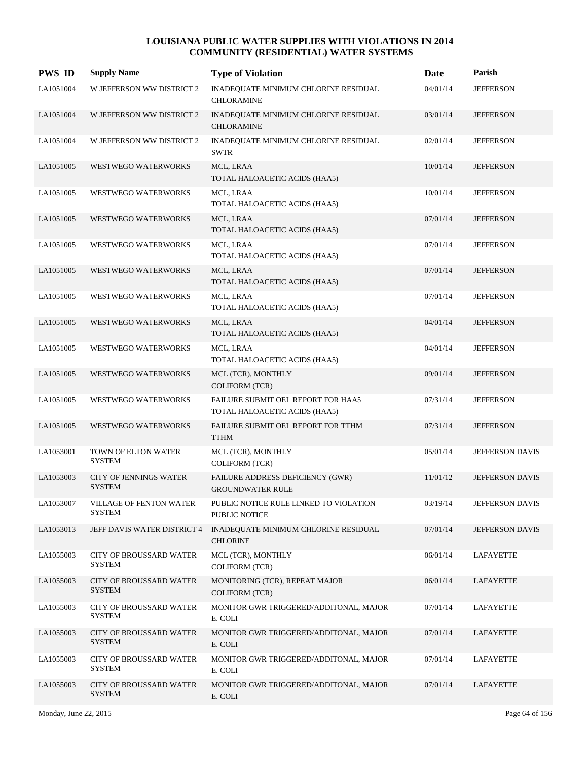# LOUISIANA PUBLIC WATER SUPPLIES WITH VIOLATIONS IN 2014
## COMMUNITY (RESIDENTIAL) WATER SYSTEMS

| PWS ID | Supply Name | Type of Violation | Date | Parish |
|---|---|---|---|---|
| LA1051004 | W JEFFERSON WW DISTRICT 2 | INADEQUATE MINIMUM CHLORINE RESIDUAL CHLORAMINE | 04/01/14 | JEFFERSON |
| LA1051004 | W JEFFERSON WW DISTRICT 2 | INADEQUATE MINIMUM CHLORINE RESIDUAL CHLORAMINE | 03/01/14 | JEFFERSON |
| LA1051004 | W JEFFERSON WW DISTRICT 2 | INADEQUATE MINIMUM CHLORINE RESIDUAL SWTR | 02/01/14 | JEFFERSON |
| LA1051005 | WESTWEGO WATERWORKS | MCL, LRAA TOTAL HALOACETIC ACIDS (HAA5) | 10/01/14 | JEFFERSON |
| LA1051005 | WESTWEGO WATERWORKS | MCL, LRAA TOTAL HALOACETIC ACIDS (HAA5) | 10/01/14 | JEFFERSON |
| LA1051005 | WESTWEGO WATERWORKS | MCL, LRAA TOTAL HALOACETIC ACIDS (HAA5) | 07/01/14 | JEFFERSON |
| LA1051005 | WESTWEGO WATERWORKS | MCL, LRAA TOTAL HALOACETIC ACIDS (HAA5) | 07/01/14 | JEFFERSON |
| LA1051005 | WESTWEGO WATERWORKS | MCL, LRAA TOTAL HALOACETIC ACIDS (HAA5) | 07/01/14 | JEFFERSON |
| LA1051005 | WESTWEGO WATERWORKS | MCL, LRAA TOTAL HALOACETIC ACIDS (HAA5) | 07/01/14 | JEFFERSON |
| LA1051005 | WESTWEGO WATERWORKS | MCL, LRAA TOTAL HALOACETIC ACIDS (HAA5) | 04/01/14 | JEFFERSON |
| LA1051005 | WESTWEGO WATERWORKS | MCL, LRAA TOTAL HALOACETIC ACIDS (HAA5) | 04/01/14 | JEFFERSON |
| LA1051005 | WESTWEGO WATERWORKS | MCL (TCR), MONTHLY COLIFORM (TCR) | 09/01/14 | JEFFERSON |
| LA1051005 | WESTWEGO WATERWORKS | FAILURE SUBMIT OEL REPORT FOR HAA5 TOTAL HALOACETIC ACIDS (HAA5) | 07/31/14 | JEFFERSON |
| LA1051005 | WESTWEGO WATERWORKS | FAILURE SUBMIT OEL REPORT FOR TTHM TTHM | 07/31/14 | JEFFERSON |
| LA1053001 | TOWN OF ELTON WATER SYSTEM | MCL (TCR), MONTHLY COLIFORM (TCR) | 05/01/14 | JEFFERSON DAVIS |
| LA1053003 | CITY OF JENNINGS WATER SYSTEM | FAILURE ADDRESS DEFICIENCY (GWR) GROUNDWATER RULE | 11/01/12 | JEFFERSON DAVIS |
| LA1053007 | VILLAGE OF FENTON WATER SYSTEM | PUBLIC NOTICE RULE LINKED TO VIOLATION PUBLIC NOTICE | 03/19/14 | JEFFERSON DAVIS |
| LA1053013 | JEFF DAVIS WATER DISTRICT 4 | INADEQUATE MINIMUM CHLORINE RESIDUAL CHLORINE | 07/01/14 | JEFFERSON DAVIS |
| LA1055003 | CITY OF BROUSSARD WATER SYSTEM | MCL (TCR), MONTHLY COLIFORM (TCR) | 06/01/14 | LAFAYETTE |
| LA1055003 | CITY OF BROUSSARD WATER SYSTEM | MONITORING (TCR), REPEAT MAJOR COLIFORM (TCR) | 06/01/14 | LAFAYETTE |
| LA1055003 | CITY OF BROUSSARD WATER SYSTEM | MONITOR GWR TRIGGERED/ADDITONAL, MAJOR E. COLI | 07/01/14 | LAFAYETTE |
| LA1055003 | CITY OF BROUSSARD WATER SYSTEM | MONITOR GWR TRIGGERED/ADDITONAL, MAJOR E. COLI | 07/01/14 | LAFAYETTE |
| LA1055003 | CITY OF BROUSSARD WATER SYSTEM | MONITOR GWR TRIGGERED/ADDITONAL, MAJOR E. COLI | 07/01/14 | LAFAYETTE |
| LA1055003 | CITY OF BROUSSARD WATER SYSTEM | MONITOR GWR TRIGGERED/ADDITONAL, MAJOR E. COLI | 07/01/14 | LAFAYETTE |

Monday, June 22, 2015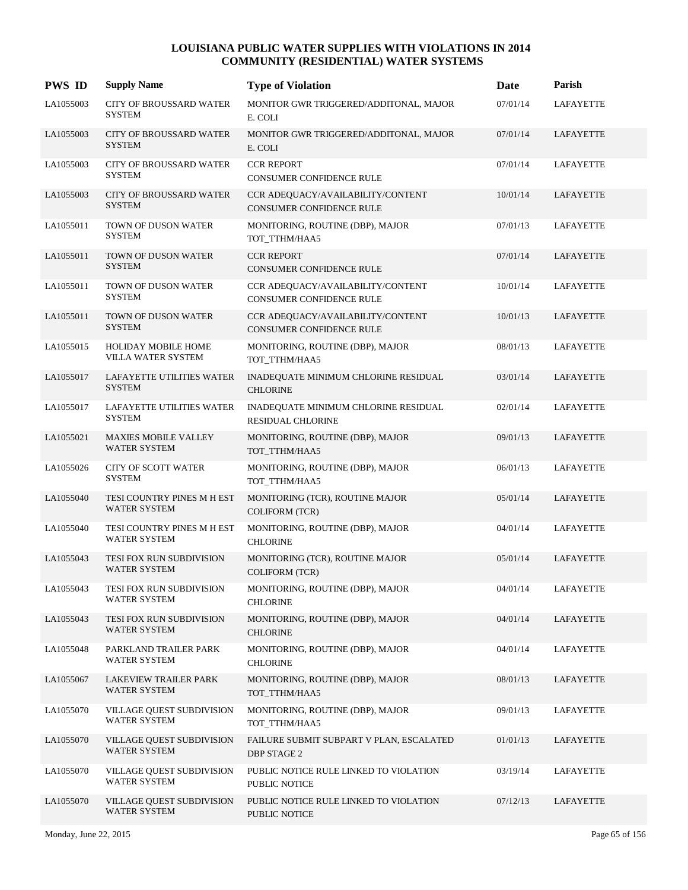# LOUISIANA PUBLIC WATER SUPPLIES WITH VIOLATIONS IN 2014
## COMMUNITY (RESIDENTIAL) WATER SYSTEMS

| PWS ID | Supply Name | Type of Violation | Date | Parish |
|---|---|---|---|---|
| LA1055003 | CITY OF BROUSSARD WATER SYSTEM | MONITOR GWR TRIGGERED/ADDITONAL, MAJOR E. COLI | 07/01/14 | LAFAYETTE |
| LA1055003 | CITY OF BROUSSARD WATER SYSTEM | MONITOR GWR TRIGGERED/ADDITONAL, MAJOR E. COLI | 07/01/14 | LAFAYETTE |
| LA1055003 | CITY OF BROUSSARD WATER SYSTEM | CCR REPORT CONSUMER CONFIDENCE RULE | 07/01/14 | LAFAYETTE |
| LA1055003 | CITY OF BROUSSARD WATER SYSTEM | CCR ADEQUACY/AVAILABILITY/CONTENT CONSUMER CONFIDENCE RULE | 10/01/14 | LAFAYETTE |
| LA1055011 | TOWN OF DUSON WATER SYSTEM | MONITORING, ROUTINE (DBP), MAJOR TOT_TTHM/HAA5 | 07/01/13 | LAFAYETTE |
| LA1055011 | TOWN OF DUSON WATER SYSTEM | CCR REPORT CONSUMER CONFIDENCE RULE | 07/01/14 | LAFAYETTE |
| LA1055011 | TOWN OF DUSON WATER SYSTEM | CCR ADEQUACY/AVAILABILITY/CONTENT CONSUMER CONFIDENCE RULE | 10/01/14 | LAFAYETTE |
| LA1055011 | TOWN OF DUSON WATER SYSTEM | CCR ADEQUACY/AVAILABILITY/CONTENT CONSUMER CONFIDENCE RULE | 10/01/13 | LAFAYETTE |
| LA1055015 | HOLIDAY MOBILE HOME VILLA WATER SYSTEM | MONITORING, ROUTINE (DBP), MAJOR TOT_TTHM/HAA5 | 08/01/13 | LAFAYETTE |
| LA1055017 | LAFAYETTE UTILITIES WATER SYSTEM | INADEQUATE MINIMUM CHLORINE RESIDUAL CHLORINE | 03/01/14 | LAFAYETTE |
| LA1055017 | LAFAYETTE UTILITIES WATER SYSTEM | INADEQUATE MINIMUM CHLORINE RESIDUAL RESIDUAL CHLORINE | 02/01/14 | LAFAYETTE |
| LA1055021 | MAXIES MOBILE VALLEY WATER SYSTEM | MONITORING, ROUTINE (DBP), MAJOR TOT_TTHM/HAA5 | 09/01/13 | LAFAYETTE |
| LA1055026 | CITY OF SCOTT WATER SYSTEM | MONITORING, ROUTINE (DBP), MAJOR TOT_TTHM/HAA5 | 06/01/13 | LAFAYETTE |
| LA1055040 | TESI COUNTRY PINES M H EST WATER SYSTEM | MONITORING (TCR), ROUTINE MAJOR COLIFORM (TCR) | 05/01/14 | LAFAYETTE |
| LA1055040 | TESI COUNTRY PINES M H EST WATER SYSTEM | MONITORING, ROUTINE (DBP), MAJOR CHLORINE | 04/01/14 | LAFAYETTE |
| LA1055043 | TESI FOX RUN SUBDIVISION WATER SYSTEM | MONITORING (TCR), ROUTINE MAJOR COLIFORM (TCR) | 05/01/14 | LAFAYETTE |
| LA1055043 | TESI FOX RUN SUBDIVISION WATER SYSTEM | MONITORING, ROUTINE (DBP), MAJOR CHLORINE | 04/01/14 | LAFAYETTE |
| LA1055043 | TESI FOX RUN SUBDIVISION WATER SYSTEM | MONITORING, ROUTINE (DBP), MAJOR CHLORINE | 04/01/14 | LAFAYETTE |
| LA1055048 | PARKLAND TRAILER PARK WATER SYSTEM | MONITORING, ROUTINE (DBP), MAJOR CHLORINE | 04/01/14 | LAFAYETTE |
| LA1055067 | LAKEVIEW TRAILER PARK WATER SYSTEM | MONITORING, ROUTINE (DBP), MAJOR TOT_TTHM/HAA5 | 08/01/13 | LAFAYETTE |
| LA1055070 | VILLAGE QUEST SUBDIVISION WATER SYSTEM | MONITORING, ROUTINE (DBP), MAJOR TOT_TTHM/HAA5 | 09/01/13 | LAFAYETTE |
| LA1055070 | VILLAGE QUEST SUBDIVISION WATER SYSTEM | FAILURE SUBMIT SUBPART V PLAN, ESCALATED DBP STAGE 2 | 01/01/13 | LAFAYETTE |
| LA1055070 | VILLAGE QUEST SUBDIVISION WATER SYSTEM | PUBLIC NOTICE RULE LINKED TO VIOLATION PUBLIC NOTICE | 03/19/14 | LAFAYETTE |
| LA1055070 | VILLAGE QUEST SUBDIVISION WATER SYSTEM | PUBLIC NOTICE RULE LINKED TO VIOLATION PUBLIC NOTICE | 07/12/13 | LAFAYETTE |

Monday, June 22, 2015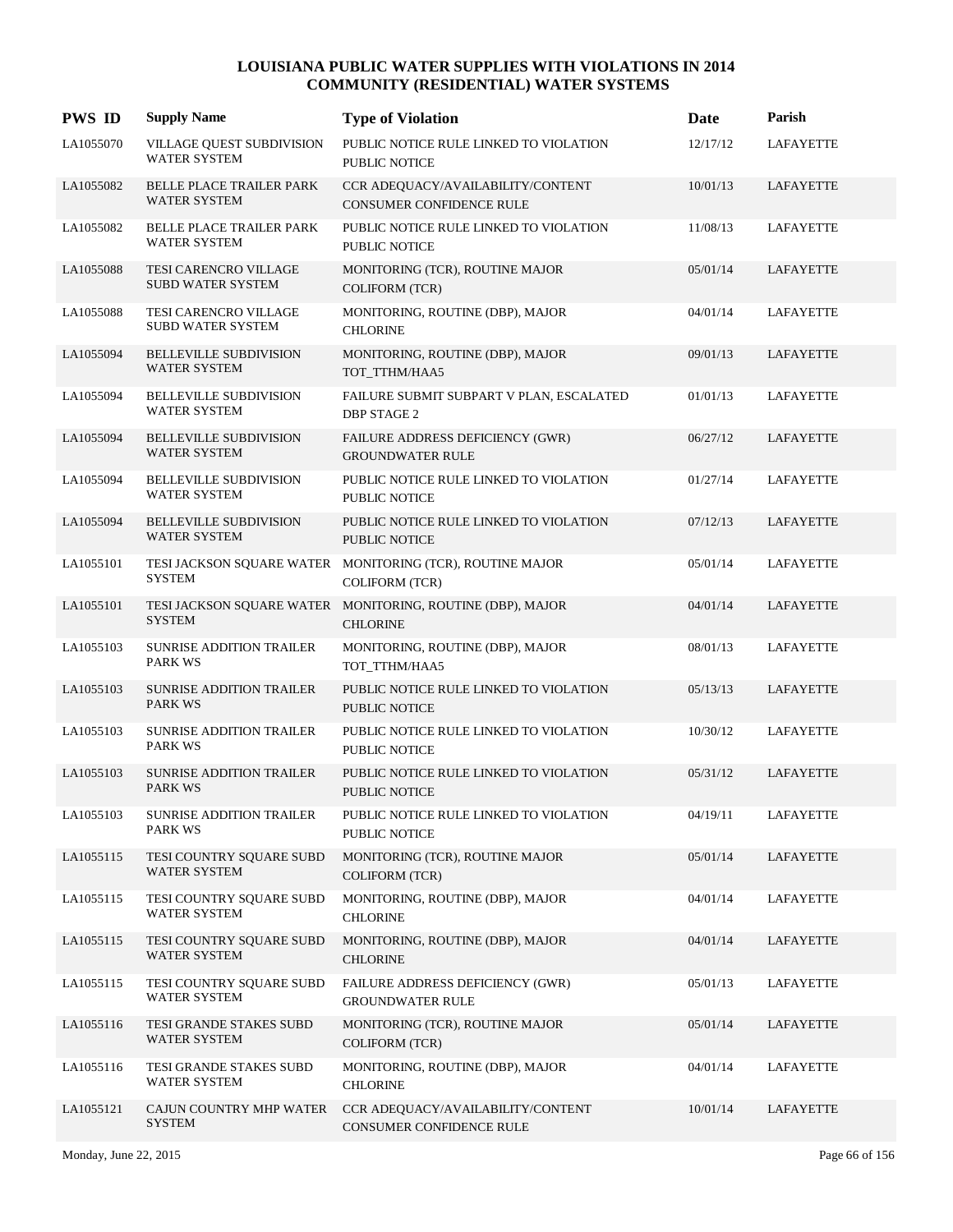# LOUISIANA PUBLIC WATER SUPPLIES WITH VIOLATIONS IN 2014
## COMMUNITY (RESIDENTIAL) WATER SYSTEMS

| PWS ID | Supply Name | Type of Violation | Date | Parish |
|---|---|---|---|---|
| LA1055070 | VILLAGE QUEST SUBDIVISION WATER SYSTEM | PUBLIC NOTICE RULE LINKED TO VIOLATION PUBLIC NOTICE | 12/17/12 | LAFAYETTE |
| LA1055082 | BELLE PLACE TRAILER PARK WATER SYSTEM | CCR ADEQUACY/AVAILABILITY/CONTENT CONSUMER CONFIDENCE RULE | 10/01/13 | LAFAYETTE |
| LA1055082 | BELLE PLACE TRAILER PARK WATER SYSTEM | PUBLIC NOTICE RULE LINKED TO VIOLATION PUBLIC NOTICE | 11/08/13 | LAFAYETTE |
| LA1055088 | TESI CARENCRO VILLAGE SUBD WATER SYSTEM | MONITORING (TCR), ROUTINE MAJOR COLIFORM (TCR) | 05/01/14 | LAFAYETTE |
| LA1055088 | TESI CARENCRO VILLAGE SUBD WATER SYSTEM | MONITORING, ROUTINE (DBP), MAJOR CHLORINE | 04/01/14 | LAFAYETTE |
| LA1055094 | BELLEVILLE SUBDIVISION WATER SYSTEM | MONITORING, ROUTINE (DBP), MAJOR TOT_TTHM/HAA5 | 09/01/13 | LAFAYETTE |
| LA1055094 | BELLEVILLE SUBDIVISION WATER SYSTEM | FAILURE SUBMIT SUBPART V PLAN, ESCALATED DBP STAGE 2 | 01/01/13 | LAFAYETTE |
| LA1055094 | BELLEVILLE SUBDIVISION WATER SYSTEM | FAILURE ADDRESS DEFICIENCY (GWR) GROUNDWATER RULE | 06/27/12 | LAFAYETTE |
| LA1055094 | BELLEVILLE SUBDIVISION WATER SYSTEM | PUBLIC NOTICE RULE LINKED TO VIOLATION PUBLIC NOTICE | 01/27/14 | LAFAYETTE |
| LA1055094 | BELLEVILLE SUBDIVISION WATER SYSTEM | PUBLIC NOTICE RULE LINKED TO VIOLATION PUBLIC NOTICE | 07/12/13 | LAFAYETTE |
| LA1055101 | TESI JACKSON SQUARE WATER SYSTEM | MONITORING (TCR), ROUTINE MAJOR COLIFORM (TCR) | 05/01/14 | LAFAYETTE |
| LA1055101 | TESI JACKSON SQUARE WATER SYSTEM | MONITORING, ROUTINE (DBP), MAJOR CHLORINE | 04/01/14 | LAFAYETTE |
| LA1055103 | SUNRISE ADDITION TRAILER PARK WS | MONITORING, ROUTINE (DBP), MAJOR TOT_TTHM/HAA5 | 08/01/13 | LAFAYETTE |
| LA1055103 | SUNRISE ADDITION TRAILER PARK WS | PUBLIC NOTICE RULE LINKED TO VIOLATION PUBLIC NOTICE | 05/13/13 | LAFAYETTE |
| LA1055103 | SUNRISE ADDITION TRAILER PARK WS | PUBLIC NOTICE RULE LINKED TO VIOLATION PUBLIC NOTICE | 10/30/12 | LAFAYETTE |
| LA1055103 | SUNRISE ADDITION TRAILER PARK WS | PUBLIC NOTICE RULE LINKED TO VIOLATION PUBLIC NOTICE | 05/31/12 | LAFAYETTE |
| LA1055103 | SUNRISE ADDITION TRAILER PARK WS | PUBLIC NOTICE RULE LINKED TO VIOLATION PUBLIC NOTICE | 04/19/11 | LAFAYETTE |
| LA1055115 | TESI COUNTRY SQUARE SUBD WATER SYSTEM | MONITORING (TCR), ROUTINE MAJOR COLIFORM (TCR) | 05/01/14 | LAFAYETTE |
| LA1055115 | TESI COUNTRY SQUARE SUBD WATER SYSTEM | MONITORING, ROUTINE (DBP), MAJOR CHLORINE | 04/01/14 | LAFAYETTE |
| LA1055115 | TESI COUNTRY SQUARE SUBD WATER SYSTEM | MONITORING, ROUTINE (DBP), MAJOR CHLORINE | 04/01/14 | LAFAYETTE |
| LA1055115 | TESI COUNTRY SQUARE SUBD WATER SYSTEM | FAILURE ADDRESS DEFICIENCY (GWR) GROUNDWATER RULE | 05/01/13 | LAFAYETTE |
| LA1055116 | TESI GRANDE STAKES SUBD WATER SYSTEM | MONITORING (TCR), ROUTINE MAJOR COLIFORM (TCR) | 05/01/14 | LAFAYETTE |
| LA1055116 | TESI GRANDE STAKES SUBD WATER SYSTEM | MONITORING, ROUTINE (DBP), MAJOR CHLORINE | 04/01/14 | LAFAYETTE |
| LA1055121 | CAJUN COUNTRY MHP WATER SYSTEM | CCR ADEQUACY/AVAILABILITY/CONTENT CONSUMER CONFIDENCE RULE | 10/01/14 | LAFAYETTE |

Monday, June 22, 2015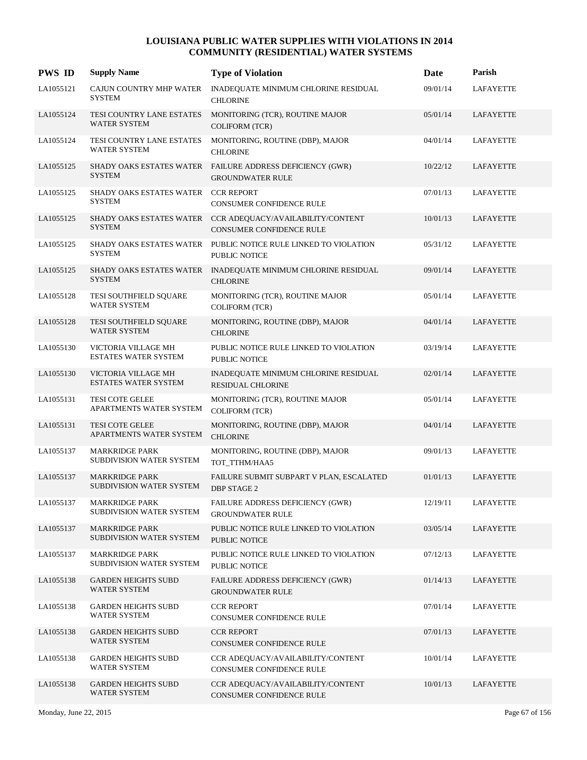# LOUISIANA PUBLIC WATER SUPPLIES WITH VIOLATIONS IN 2014
## COMMUNITY (RESIDENTIAL) WATER SYSTEMS

| PWS ID | Supply Name | Type of Violation | Date | Parish |
|---|---|---|---|---|
| LA1055121 | CAJUN COUNTRY MHP WATER SYSTEM | INADEQUATE MINIMUM CHLORINE RESIDUAL CHLORINE | 09/01/14 | LAFAYETTE |
| LA1055124 | TESI COUNTRY LANE ESTATES WATER SYSTEM | MONITORING (TCR), ROUTINE MAJOR COLIFORM (TCR) | 05/01/14 | LAFAYETTE |
| LA1055124 | TESI COUNTRY LANE ESTATES WATER SYSTEM | MONITORING, ROUTINE (DBP), MAJOR CHLORINE | 04/01/14 | LAFAYETTE |
| LA1055125 | SHADY OAKS ESTATES WATER SYSTEM | FAILURE ADDRESS DEFICIENCY (GWR) GROUNDWATER RULE | 10/22/12 | LAFAYETTE |
| LA1055125 | SHADY OAKS ESTATES WATER SYSTEM | CCR REPORT CONSUMER CONFIDENCE RULE | 07/01/13 | LAFAYETTE |
| LA1055125 | SHADY OAKS ESTATES WATER SYSTEM | CCR ADEQUACY/AVAILABILITY/CONTENT CONSUMER CONFIDENCE RULE | 10/01/13 | LAFAYETTE |
| LA1055125 | SHADY OAKS ESTATES WATER SYSTEM | PUBLIC NOTICE RULE LINKED TO VIOLATION PUBLIC NOTICE | 05/31/12 | LAFAYETTE |
| LA1055125 | SHADY OAKS ESTATES WATER SYSTEM | INADEQUATE MINIMUM CHLORINE RESIDUAL CHLORINE | 09/01/14 | LAFAYETTE |
| LA1055128 | TESI SOUTHFIELD SQUARE WATER SYSTEM | MONITORING (TCR), ROUTINE MAJOR COLIFORM (TCR) | 05/01/14 | LAFAYETTE |
| LA1055128 | TESI SOUTHFIELD SQUARE WATER SYSTEM | MONITORING, ROUTINE (DBP), MAJOR CHLORINE | 04/01/14 | LAFAYETTE |
| LA1055130 | VICTORIA VILLAGE MH ESTATES WATER SYSTEM | PUBLIC NOTICE RULE LINKED TO VIOLATION PUBLIC NOTICE | 03/19/14 | LAFAYETTE |
| LA1055130 | VICTORIA VILLAGE MH ESTATES WATER SYSTEM | INADEQUATE MINIMUM CHLORINE RESIDUAL RESIDUAL CHLORINE | 02/01/14 | LAFAYETTE |
| LA1055131 | TESI COTE GELEE APARTMENTS WATER SYSTEM | MONITORING (TCR), ROUTINE MAJOR COLIFORM (TCR) | 05/01/14 | LAFAYETTE |
| LA1055131 | TESI COTE GELEE APARTMENTS WATER SYSTEM | MONITORING, ROUTINE (DBP), MAJOR CHLORINE | 04/01/14 | LAFAYETTE |
| LA1055137 | MARKRIDGE PARK SUBDIVISION WATER SYSTEM | MONITORING, ROUTINE (DBP), MAJOR TOT_TTHM/HAA5 | 09/01/13 | LAFAYETTE |
| LA1055137 | MARKRIDGE PARK SUBDIVISION WATER SYSTEM | FAILURE SUBMIT SUBPART V PLAN, ESCALATED DBP STAGE 2 | 01/01/13 | LAFAYETTE |
| LA1055137 | MARKRIDGE PARK SUBDIVISION WATER SYSTEM | FAILURE ADDRESS DEFICIENCY (GWR) GROUNDWATER RULE | 12/19/11 | LAFAYETTE |
| LA1055137 | MARKRIDGE PARK SUBDIVISION WATER SYSTEM | PUBLIC NOTICE RULE LINKED TO VIOLATION PUBLIC NOTICE | 03/05/14 | LAFAYETTE |
| LA1055137 | MARKRIDGE PARK SUBDIVISION WATER SYSTEM | PUBLIC NOTICE RULE LINKED TO VIOLATION PUBLIC NOTICE | 07/12/13 | LAFAYETTE |
| LA1055138 | GARDEN HEIGHTS SUBD WATER SYSTEM | FAILURE ADDRESS DEFICIENCY (GWR) GROUNDWATER RULE | 01/14/13 | LAFAYETTE |
| LA1055138 | GARDEN HEIGHTS SUBD WATER SYSTEM | CCR REPORT CONSUMER CONFIDENCE RULE | 07/01/14 | LAFAYETTE |
| LA1055138 | GARDEN HEIGHTS SUBD WATER SYSTEM | CCR REPORT CONSUMER CONFIDENCE RULE | 07/01/13 | LAFAYETTE |
| LA1055138 | GARDEN HEIGHTS SUBD WATER SYSTEM | CCR ADEQUACY/AVAILABILITY/CONTENT CONSUMER CONFIDENCE RULE | 10/01/14 | LAFAYETTE |
| LA1055138 | GARDEN HEIGHTS SUBD WATER SYSTEM | CCR ADEQUACY/AVAILABILITY/CONTENT CONSUMER CONFIDENCE RULE | 10/01/13 | LAFAYETTE |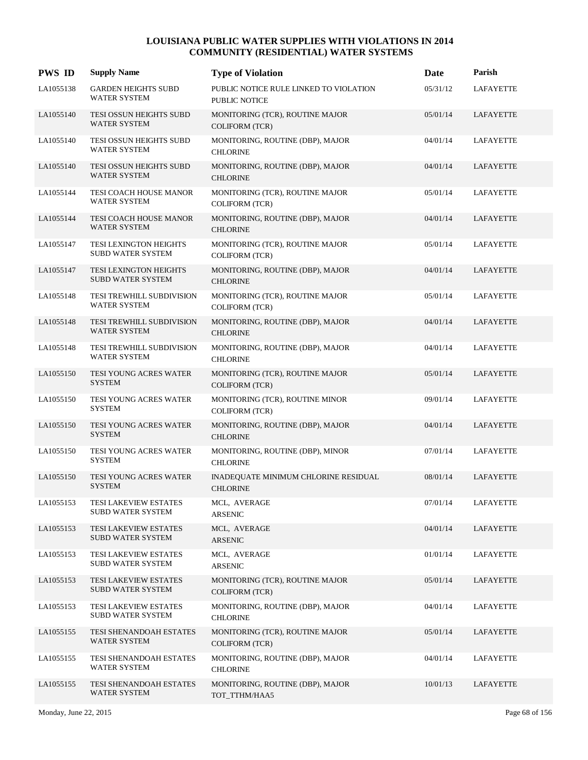# LOUISIANA PUBLIC WATER SUPPLIES WITH VIOLATIONS IN 2014
## COMMUNITY (RESIDENTIAL) WATER SYSTEMS

| PWS ID | Supply Name | Type of Violation | Date | Parish |
|---|---|---|---|---|
| LA1055138 | GARDEN HEIGHTS SUBD WATER SYSTEM | PUBLIC NOTICE RULE LINKED TO VIOLATION PUBLIC NOTICE | 05/31/12 | LAFAYETTE |
| LA1055140 | TESI OSSUN HEIGHTS SUBD WATER SYSTEM | MONITORING (TCR), ROUTINE MAJOR COLIFORM (TCR) | 05/01/14 | LAFAYETTE |
| LA1055140 | TESI OSSUN HEIGHTS SUBD WATER SYSTEM | MONITORING, ROUTINE (DBP), MAJOR CHLORINE | 04/01/14 | LAFAYETTE |
| LA1055140 | TESI OSSUN HEIGHTS SUBD WATER SYSTEM | MONITORING, ROUTINE (DBP), MAJOR CHLORINE | 04/01/14 | LAFAYETTE |
| LA1055144 | TESI COACH HOUSE MANOR WATER SYSTEM | MONITORING (TCR), ROUTINE MAJOR COLIFORM (TCR) | 05/01/14 | LAFAYETTE |
| LA1055144 | TESI COACH HOUSE MANOR WATER SYSTEM | MONITORING, ROUTINE (DBP), MAJOR CHLORINE | 04/01/14 | LAFAYETTE |
| LA1055147 | TESI LEXINGTON HEIGHTS SUBD WATER SYSTEM | MONITORING (TCR), ROUTINE MAJOR COLIFORM (TCR) | 05/01/14 | LAFAYETTE |
| LA1055147 | TESI LEXINGTON HEIGHTS SUBD WATER SYSTEM | MONITORING, ROUTINE (DBP), MAJOR CHLORINE | 04/01/14 | LAFAYETTE |
| LA1055148 | TESI TREWHILL SUBDIVISION WATER SYSTEM | MONITORING (TCR), ROUTINE MAJOR COLIFORM (TCR) | 05/01/14 | LAFAYETTE |
| LA1055148 | TESI TREWHILL SUBDIVISION WATER SYSTEM | MONITORING, ROUTINE (DBP), MAJOR CHLORINE | 04/01/14 | LAFAYETTE |
| LA1055148 | TESI TREWHILL SUBDIVISION WATER SYSTEM | MONITORING, ROUTINE (DBP), MAJOR CHLORINE | 04/01/14 | LAFAYETTE |
| LA1055150 | TESI YOUNG ACRES WATER SYSTEM | MONITORING (TCR), ROUTINE MAJOR COLIFORM (TCR) | 05/01/14 | LAFAYETTE |
| LA1055150 | TESI YOUNG ACRES WATER SYSTEM | MONITORING (TCR), ROUTINE MINOR COLIFORM (TCR) | 09/01/14 | LAFAYETTE |
| LA1055150 | TESI YOUNG ACRES WATER SYSTEM | MONITORING, ROUTINE (DBP), MAJOR CHLORINE | 04/01/14 | LAFAYETTE |
| LA1055150 | TESI YOUNG ACRES WATER SYSTEM | MONITORING, ROUTINE (DBP), MINOR CHLORINE | 07/01/14 | LAFAYETTE |
| LA1055150 | TESI YOUNG ACRES WATER SYSTEM | INADEQUATE MINIMUM CHLORINE RESIDUAL CHLORINE | 08/01/14 | LAFAYETTE |
| LA1055153 | TESI LAKEVIEW ESTATES SUBD WATER SYSTEM | MCL, AVERAGE ARSENIC | 07/01/14 | LAFAYETTE |
| LA1055153 | TESI LAKEVIEW ESTATES SUBD WATER SYSTEM | MCL, AVERAGE ARSENIC | 04/01/14 | LAFAYETTE |
| LA1055153 | TESI LAKEVIEW ESTATES SUBD WATER SYSTEM | MCL, AVERAGE ARSENIC | 01/01/14 | LAFAYETTE |
| LA1055153 | TESI LAKEVIEW ESTATES SUBD WATER SYSTEM | MONITORING (TCR), ROUTINE MAJOR COLIFORM (TCR) | 05/01/14 | LAFAYETTE |
| LA1055153 | TESI LAKEVIEW ESTATES SUBD WATER SYSTEM | MONITORING, ROUTINE (DBP), MAJOR CHLORINE | 04/01/14 | LAFAYETTE |
| LA1055155 | TESI SHENANDOAH ESTATES WATER SYSTEM | MONITORING (TCR), ROUTINE MAJOR COLIFORM (TCR) | 05/01/14 | LAFAYETTE |
| LA1055155 | TESI SHENANDOAH ESTATES WATER SYSTEM | MONITORING, ROUTINE (DBP), MAJOR CHLORINE | 04/01/14 | LAFAYETTE |
| LA1055155 | TESI SHENANDOAH ESTATES WATER SYSTEM | MONITORING, ROUTINE (DBP), MAJOR TOT_TTHM/HAA5 | 10/01/13 | LAFAYETTE |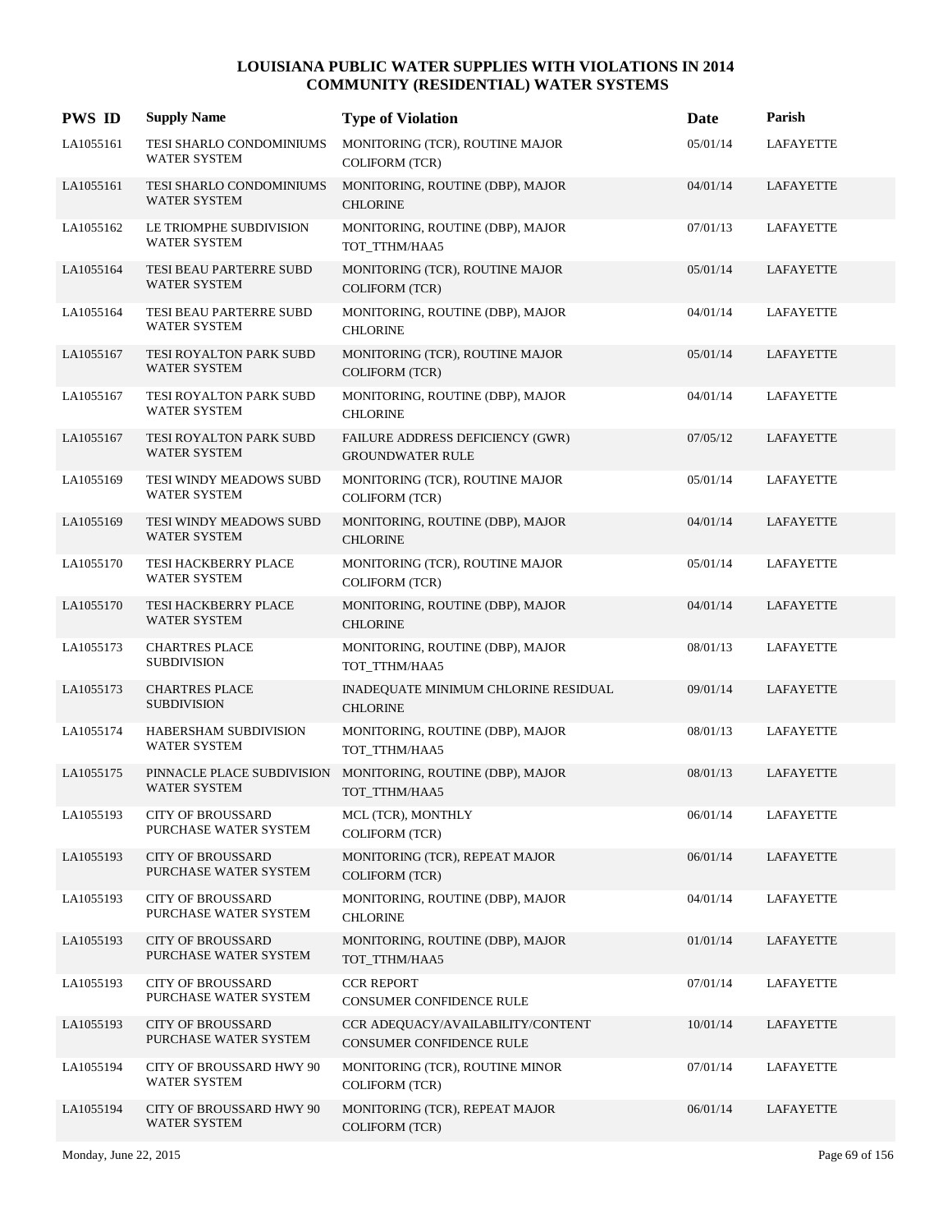# LOUISIANA PUBLIC WATER SUPPLIES WITH VIOLATIONS IN 2014
## COMMUNITY (RESIDENTIAL) WATER SYSTEMS

| PWS ID | Supply Name | Type of Violation | Date | Parish |
|---|---|---|---|---|
| LA1055161 | TESI SHARLO CONDOMINIUMS WATER SYSTEM | MONITORING (TCR), ROUTINE MAJOR COLIFORM (TCR) | 05/01/14 | LAFAYETTE |
| LA1055161 | TESI SHARLO CONDOMINIUMS WATER SYSTEM | MONITORING, ROUTINE (DBP), MAJOR CHLORINE | 04/01/14 | LAFAYETTE |
| LA1055162 | LE TRIOMPHE SUBDIVISION WATER SYSTEM | MONITORING, ROUTINE (DBP), MAJOR TOT_TTHM/HAA5 | 07/01/13 | LAFAYETTE |
| LA1055164 | TESI BEAU PARTERRE SUBD WATER SYSTEM | MONITORING (TCR), ROUTINE MAJOR COLIFORM (TCR) | 05/01/14 | LAFAYETTE |
| LA1055164 | TESI BEAU PARTERRE SUBD WATER SYSTEM | MONITORING, ROUTINE (DBP), MAJOR CHLORINE | 04/01/14 | LAFAYETTE |
| LA1055167 | TESI ROYALTON PARK SUBD WATER SYSTEM | MONITORING (TCR), ROUTINE MAJOR COLIFORM (TCR) | 05/01/14 | LAFAYETTE |
| LA1055167 | TESI ROYALTON PARK SUBD WATER SYSTEM | MONITORING, ROUTINE (DBP), MAJOR CHLORINE | 04/01/14 | LAFAYETTE |
| LA1055167 | TESI ROYALTON PARK SUBD WATER SYSTEM | FAILURE ADDRESS DEFICIENCY (GWR) GROUNDWATER RULE | 07/05/12 | LAFAYETTE |
| LA1055169 | TESI WINDY MEADOWS SUBD WATER SYSTEM | MONITORING (TCR), ROUTINE MAJOR COLIFORM (TCR) | 05/01/14 | LAFAYETTE |
| LA1055169 | TESI WINDY MEADOWS SUBD WATER SYSTEM | MONITORING, ROUTINE (DBP), MAJOR CHLORINE | 04/01/14 | LAFAYETTE |
| LA1055170 | TESI HACKBERRY PLACE WATER SYSTEM | MONITORING (TCR), ROUTINE MAJOR COLIFORM (TCR) | 05/01/14 | LAFAYETTE |
| LA1055170 | TESI HACKBERRY PLACE WATER SYSTEM | MONITORING, ROUTINE (DBP), MAJOR CHLORINE | 04/01/14 | LAFAYETTE |
| LA1055173 | CHARTRES PLACE SUBDIVISION | MONITORING, ROUTINE (DBP), MAJOR TOT_TTHM/HAA5 | 08/01/13 | LAFAYETTE |
| LA1055173 | CHARTRES PLACE SUBDIVISION | INADEQUATE MINIMUM CHLORINE RESIDUAL CHLORINE | 09/01/14 | LAFAYETTE |
| LA1055174 | HABERSHAM SUBDIVISION WATER SYSTEM | MONITORING, ROUTINE (DBP), MAJOR TOT_TTHM/HAA5 | 08/01/13 | LAFAYETTE |
| LA1055175 | PINNACLE PLACE SUBDIVISION WATER SYSTEM | MONITORING, ROUTINE (DBP), MAJOR TOT_TTHM/HAA5 | 08/01/13 | LAFAYETTE |
| LA1055193 | CITY OF BROUSSARD PURCHASE WATER SYSTEM | MCL (TCR), MONTHLY COLIFORM (TCR) | 06/01/14 | LAFAYETTE |
| LA1055193 | CITY OF BROUSSARD PURCHASE WATER SYSTEM | MONITORING (TCR), REPEAT MAJOR COLIFORM (TCR) | 06/01/14 | LAFAYETTE |
| LA1055193 | CITY OF BROUSSARD PURCHASE WATER SYSTEM | MONITORING, ROUTINE (DBP), MAJOR CHLORINE | 04/01/14 | LAFAYETTE |
| LA1055193 | CITY OF BROUSSARD PURCHASE WATER SYSTEM | MONITORING, ROUTINE (DBP), MAJOR TOT_TTHM/HAA5 | 01/01/14 | LAFAYETTE |
| LA1055193 | CITY OF BROUSSARD PURCHASE WATER SYSTEM | CCR REPORT CONSUMER CONFIDENCE RULE | 07/01/14 | LAFAYETTE |
| LA1055193 | CITY OF BROUSSARD PURCHASE WATER SYSTEM | CCR ADEQUACY/AVAILABILITY/CONTENT CONSUMER CONFIDENCE RULE | 10/01/14 | LAFAYETTE |
| LA1055194 | CITY OF BROUSSARD HWY 90 WATER SYSTEM | MONITORING (TCR), ROUTINE MINOR COLIFORM (TCR) | 07/01/14 | LAFAYETTE |
| LA1055194 | CITY OF BROUSSARD HWY 90 WATER SYSTEM | MONITORING (TCR), REPEAT MAJOR COLIFORM (TCR) | 06/01/14 | LAFAYETTE |

Monday, June 22, 2015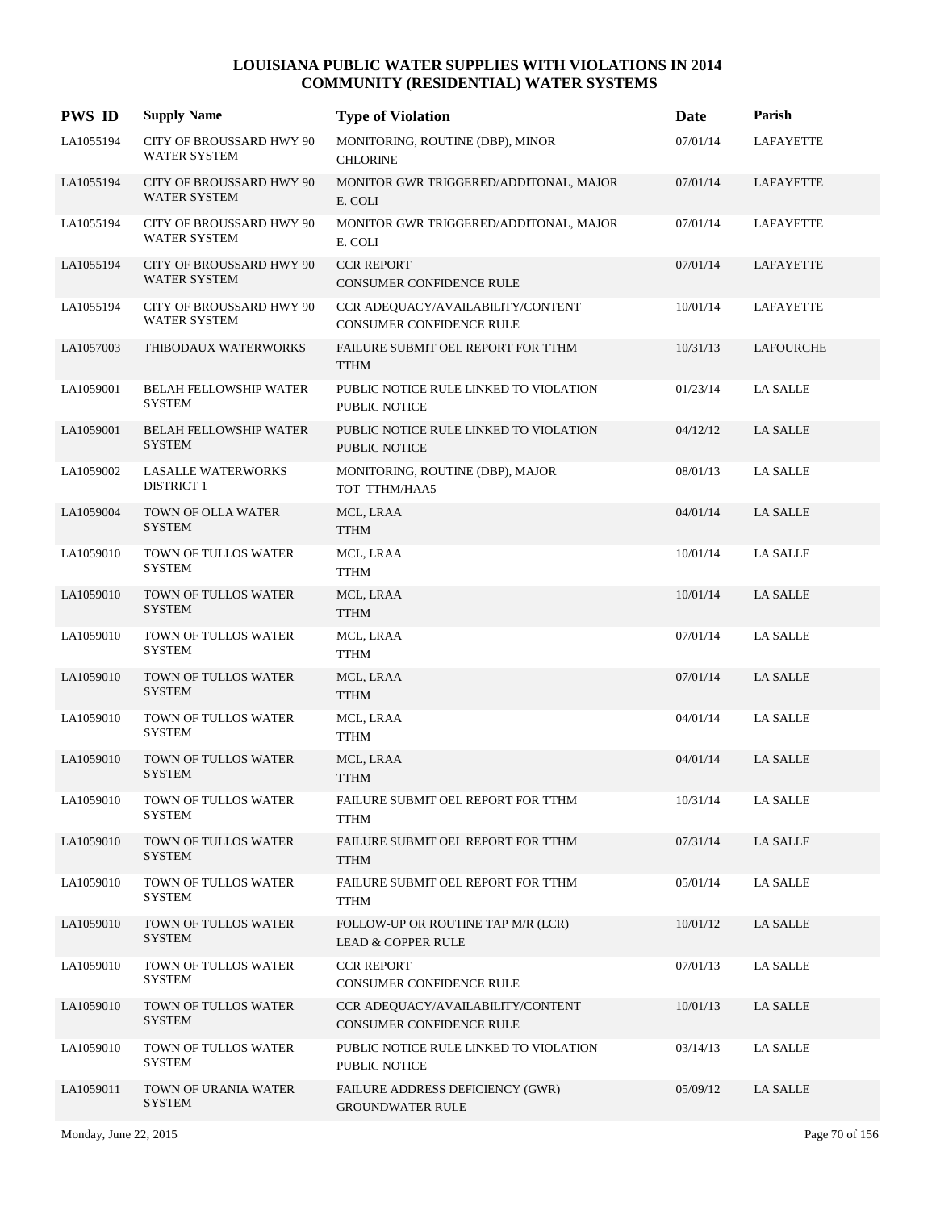# LOUISIANA PUBLIC WATER SUPPLIES WITH VIOLATIONS IN 2014
## COMMUNITY (RESIDENTIAL) WATER SYSTEMS

| PWS ID | Supply Name | Type of Violation | Date | Parish |
|---|---|---|---|---|
| LA1055194 | CITY OF BROUSSARD HWY 90 WATER SYSTEM | MONITORING, ROUTINE (DBP), MINOR CHLORINE | 07/01/14 | LAFAYETTE |
| LA1055194 | CITY OF BROUSSARD HWY 90 WATER SYSTEM | MONITOR GWR TRIGGERED/ADDITONAL, MAJOR E. COLI | 07/01/14 | LAFAYETTE |
| LA1055194 | CITY OF BROUSSARD HWY 90 WATER SYSTEM | MONITOR GWR TRIGGERED/ADDITONAL, MAJOR E. COLI | 07/01/14 | LAFAYETTE |
| LA1055194 | CITY OF BROUSSARD HWY 90 WATER SYSTEM | CCR REPORT CONSUMER CONFIDENCE RULE | 07/01/14 | LAFAYETTE |
| LA1055194 | CITY OF BROUSSARD HWY 90 WATER SYSTEM | CCR ADEQUACY/AVAILABILITY/CONTENT CONSUMER CONFIDENCE RULE | 10/01/14 | LAFAYETTE |
| LA1057003 | THIBODAUX WATERWORKS | FAILURE SUBMIT OEL REPORT FOR TTHM TTHM | 10/31/13 | LAFOURCHE |
| LA1059001 | BELAH FELLOWSHIP WATER SYSTEM | PUBLIC NOTICE RULE LINKED TO VIOLATION PUBLIC NOTICE | 01/23/14 | LA SALLE |
| LA1059001 | BELAH FELLOWSHIP WATER SYSTEM | PUBLIC NOTICE RULE LINKED TO VIOLATION PUBLIC NOTICE | 04/12/12 | LA SALLE |
| LA1059002 | LASALLE WATERWORKS DISTRICT 1 | MONITORING, ROUTINE (DBP), MAJOR TOT_TTHM/HAA5 | 08/01/13 | LA SALLE |
| LA1059004 | TOWN OF OLLA WATER SYSTEM | MCL, LRAA TTHM | 04/01/14 | LA SALLE |
| LA1059010 | TOWN OF TULLOS WATER SYSTEM | MCL, LRAA TTHM | 10/01/14 | LA SALLE |
| LA1059010 | TOWN OF TULLOS WATER SYSTEM | MCL, LRAA TTHM | 10/01/14 | LA SALLE |
| LA1059010 | TOWN OF TULLOS WATER SYSTEM | MCL, LRAA TTHM | 07/01/14 | LA SALLE |
| LA1059010 | TOWN OF TULLOS WATER SYSTEM | MCL, LRAA TTHM | 07/01/14 | LA SALLE |
| LA1059010 | TOWN OF TULLOS WATER SYSTEM | MCL, LRAA TTHM | 04/01/14 | LA SALLE |
| LA1059010 | TOWN OF TULLOS WATER SYSTEM | MCL, LRAA TTHM | 04/01/14 | LA SALLE |
| LA1059010 | TOWN OF TULLOS WATER SYSTEM | FAILURE SUBMIT OEL REPORT FOR TTHM TTHM | 10/31/14 | LA SALLE |
| LA1059010 | TOWN OF TULLOS WATER SYSTEM | FAILURE SUBMIT OEL REPORT FOR TTHM TTHM | 07/31/14 | LA SALLE |
| LA1059010 | TOWN OF TULLOS WATER SYSTEM | FAILURE SUBMIT OEL REPORT FOR TTHM TTHM | 05/01/14 | LA SALLE |
| LA1059010 | TOWN OF TULLOS WATER SYSTEM | FOLLOW-UP OR ROUTINE TAP M/R (LCR) LEAD & COPPER RULE | 10/01/12 | LA SALLE |
| LA1059010 | TOWN OF TULLOS WATER SYSTEM | CCR REPORT CONSUMER CONFIDENCE RULE | 07/01/13 | LA SALLE |
| LA1059010 | TOWN OF TULLOS WATER SYSTEM | CCR ADEQUACY/AVAILABILITY/CONTENT CONSUMER CONFIDENCE RULE | 10/01/13 | LA SALLE |
| LA1059010 | TOWN OF TULLOS WATER SYSTEM | PUBLIC NOTICE RULE LINKED TO VIOLATION PUBLIC NOTICE | 03/14/13 | LA SALLE |
| LA1059011 | TOWN OF URANIA WATER SYSTEM | FAILURE ADDRESS DEFICIENCY (GWR) GROUNDWATER RULE | 05/09/12 | LA SALLE |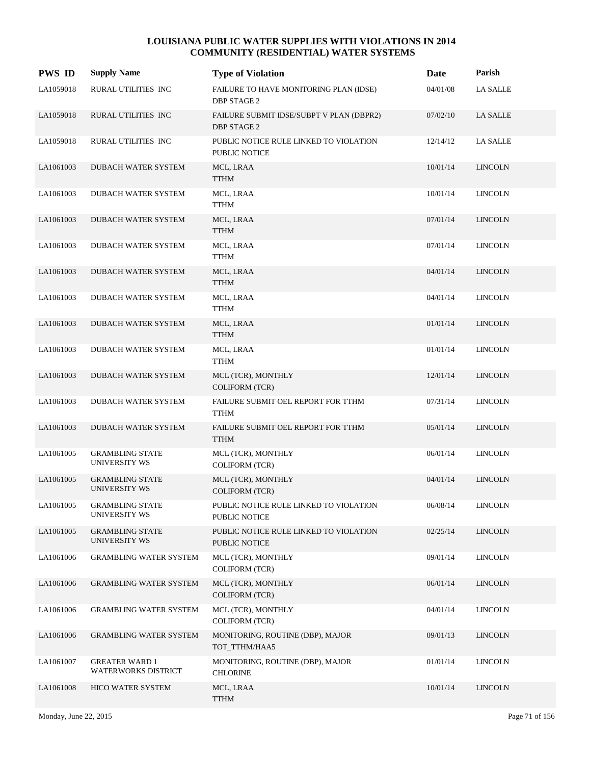# LOUISIANA PUBLIC WATER SUPPLIES WITH VIOLATIONS IN 2014
## COMMUNITY (RESIDENTIAL) WATER SYSTEMS

| PWS ID | Supply Name | Type of Violation | Date | Parish |
|---|---|---|---|---|
| LA1059018 | RURAL UTILITIES INC | FAILURE TO HAVE MONITORING PLAN (IDSE) DBP STAGE 2 | 04/01/08 | LA SALLE |
| LA1059018 | RURAL UTILITIES INC | FAILURE SUBMIT IDSE/SUBPT V PLAN (DBPR2) DBP STAGE 2 | 07/02/10 | LA SALLE |
| LA1059018 | RURAL UTILITIES INC | PUBLIC NOTICE RULE LINKED TO VIOLATION PUBLIC NOTICE | 12/14/12 | LA SALLE |
| LA1061003 | DUBACH WATER SYSTEM | MCL, LRAA TTHM | 10/01/14 | LINCOLN |
| LA1061003 | DUBACH WATER SYSTEM | MCL, LRAA TTHM | 10/01/14 | LINCOLN |
| LA1061003 | DUBACH WATER SYSTEM | MCL, LRAA TTHM | 07/01/14 | LINCOLN |
| LA1061003 | DUBACH WATER SYSTEM | MCL, LRAA TTHM | 07/01/14 | LINCOLN |
| LA1061003 | DUBACH WATER SYSTEM | MCL, LRAA TTHM | 04/01/14 | LINCOLN |
| LA1061003 | DUBACH WATER SYSTEM | MCL, LRAA TTHM | 04/01/14 | LINCOLN |
| LA1061003 | DUBACH WATER SYSTEM | MCL, LRAA TTHM | 01/01/14 | LINCOLN |
| LA1061003 | DUBACH WATER SYSTEM | MCL, LRAA TTHM | 01/01/14 | LINCOLN |
| LA1061003 | DUBACH WATER SYSTEM | MCL (TCR), MONTHLY COLIFORM (TCR) | 12/01/14 | LINCOLN |
| LA1061003 | DUBACH WATER SYSTEM | FAILURE SUBMIT OEL REPORT FOR TTHM TTHM | 07/31/14 | LINCOLN |
| LA1061003 | DUBACH WATER SYSTEM | FAILURE SUBMIT OEL REPORT FOR TTHM TTHM | 05/01/14 | LINCOLN |
| LA1061005 | GRAMBLING STATE UNIVERSITY WS | MCL (TCR), MONTHLY COLIFORM (TCR) | 06/01/14 | LINCOLN |
| LA1061005 | GRAMBLING STATE UNIVERSITY WS | MCL (TCR), MONTHLY COLIFORM (TCR) | 04/01/14 | LINCOLN |
| LA1061005 | GRAMBLING STATE UNIVERSITY WS | PUBLIC NOTICE RULE LINKED TO VIOLATION PUBLIC NOTICE | 06/08/14 | LINCOLN |
| LA1061005 | GRAMBLING STATE UNIVERSITY WS | PUBLIC NOTICE RULE LINKED TO VIOLATION PUBLIC NOTICE | 02/25/14 | LINCOLN |
| LA1061006 | GRAMBLING WATER SYSTEM | MCL (TCR), MONTHLY COLIFORM (TCR) | 09/01/14 | LINCOLN |
| LA1061006 | GRAMBLING WATER SYSTEM | MCL (TCR), MONTHLY COLIFORM (TCR) | 06/01/14 | LINCOLN |
| LA1061006 | GRAMBLING WATER SYSTEM | MCL (TCR), MONTHLY COLIFORM (TCR) | 04/01/14 | LINCOLN |
| LA1061006 | GRAMBLING WATER SYSTEM | MONITORING, ROUTINE (DBP), MAJOR TOT_TTHM/HAA5 | 09/01/13 | LINCOLN |
| LA1061007 | GREATER WARD 1 WATERWORKS DISTRICT | MONITORING, ROUTINE (DBP), MAJOR CHLORINE | 01/01/14 | LINCOLN |
| LA1061008 | HICO WATER SYSTEM | MCL, LRAA TTHM | 10/01/14 | LINCOLN |

Monday, June 22, 2015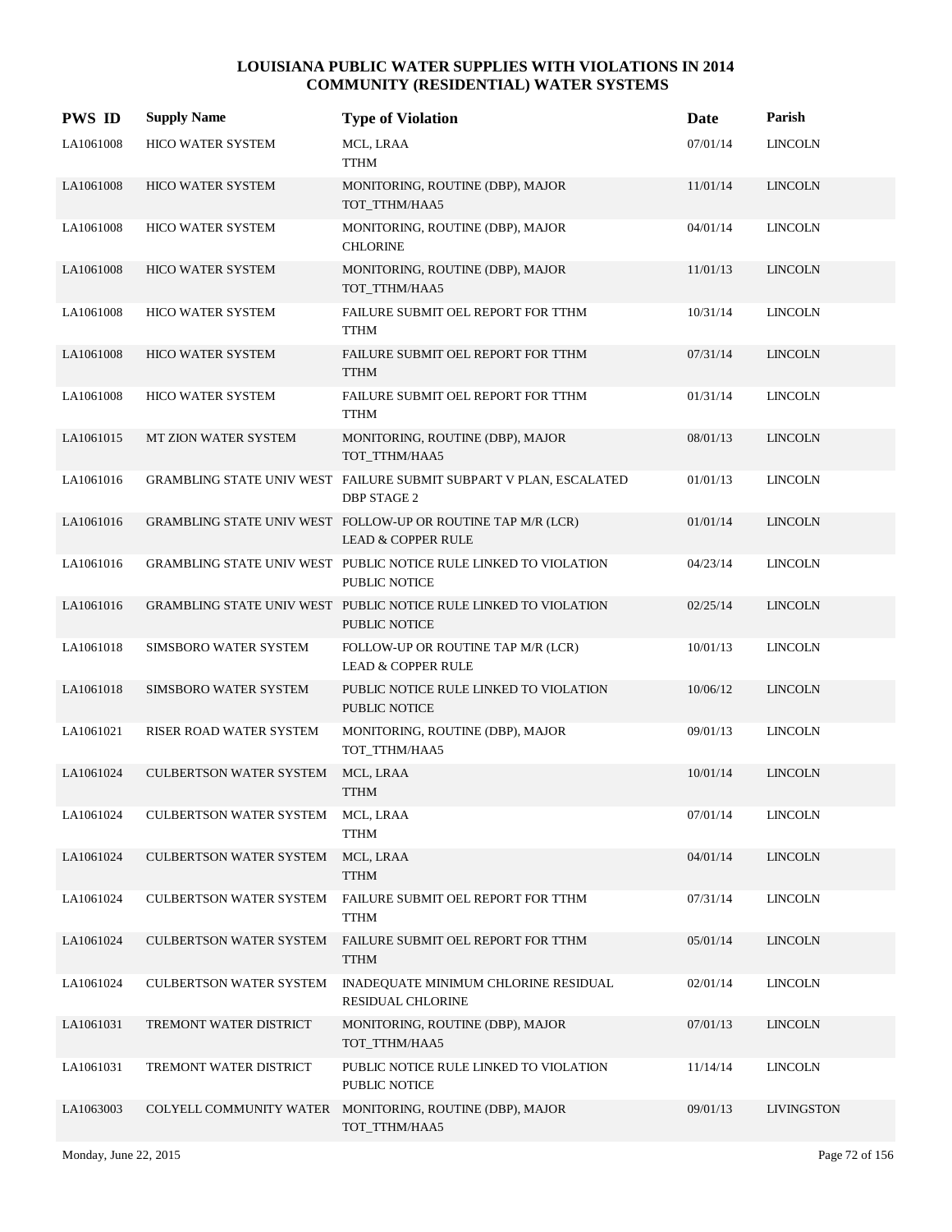# LOUISIANA PUBLIC WATER SUPPLIES WITH VIOLATIONS IN 2014
## COMMUNITY (RESIDENTIAL) WATER SYSTEMS

| PWS ID | Supply Name | Type of Violation | Date | Parish |
|---|---|---|---|---|
| LA1061008 | HICO WATER SYSTEM | MCL, LRAA<br>TTHM | 07/01/14 | LINCOLN |
| LA1061008 | HICO WATER SYSTEM | MONITORING, ROUTINE (DBP), MAJOR<br>TOT_TTHM/HAA5 | 11/01/14 | LINCOLN |
| LA1061008 | HICO WATER SYSTEM | MONITORING, ROUTINE (DBP), MAJOR<br>CHLORINE | 04/01/14 | LINCOLN |
| LA1061008 | HICO WATER SYSTEM | MONITORING, ROUTINE (DBP), MAJOR<br>TOT_TTHM/HAA5 | 11/01/13 | LINCOLN |
| LA1061008 | HICO WATER SYSTEM | FAILURE SUBMIT OEL REPORT FOR TTHM<br>TTHM | 10/31/14 | LINCOLN |
| LA1061008 | HICO WATER SYSTEM | FAILURE SUBMIT OEL REPORT FOR TTHM<br>TTHM | 07/31/14 | LINCOLN |
| LA1061008 | HICO WATER SYSTEM | FAILURE SUBMIT OEL REPORT FOR TTHM<br>TTHM | 01/31/14 | LINCOLN |
| LA1061015 | MT ZION WATER SYSTEM | MONITORING, ROUTINE (DBP), MAJOR<br>TOT_TTHM/HAA5 | 08/01/13 | LINCOLN |
| LA1061016 | GRAMBLING STATE UNIV WEST | FAILURE SUBMIT SUBPART V PLAN, ESCALATED<br>DBP STAGE 2 | 01/01/13 | LINCOLN |
| LA1061016 | GRAMBLING STATE UNIV WEST | FOLLOW-UP OR ROUTINE TAP M/R (LCR)<br>LEAD & COPPER RULE | 01/01/14 | LINCOLN |
| LA1061016 | GRAMBLING STATE UNIV WEST | PUBLIC NOTICE RULE LINKED TO VIOLATION<br>PUBLIC NOTICE | 04/23/14 | LINCOLN |
| LA1061016 | GRAMBLING STATE UNIV WEST | PUBLIC NOTICE RULE LINKED TO VIOLATION<br>PUBLIC NOTICE | 02/25/14 | LINCOLN |
| LA1061018 | SIMSBORO WATER SYSTEM | FOLLOW-UP OR ROUTINE TAP M/R (LCR)<br>LEAD & COPPER RULE | 10/01/13 | LINCOLN |
| LA1061018 | SIMSBORO WATER SYSTEM | PUBLIC NOTICE RULE LINKED TO VIOLATION<br>PUBLIC NOTICE | 10/06/12 | LINCOLN |
| LA1061021 | RISER ROAD WATER SYSTEM | MONITORING, ROUTINE (DBP), MAJOR<br>TOT_TTHM/HAA5 | 09/01/13 | LINCOLN |
| LA1061024 | CULBERTSON WATER SYSTEM | MCL, LRAA<br>TTHM | 10/01/14 | LINCOLN |
| LA1061024 | CULBERTSON WATER SYSTEM | MCL, LRAA<br>TTHM | 07/01/14 | LINCOLN |
| LA1061024 | CULBERTSON WATER SYSTEM | MCL, LRAA<br>TTHM | 04/01/14 | LINCOLN |
| LA1061024 | CULBERTSON WATER SYSTEM | FAILURE SUBMIT OEL REPORT FOR TTHM<br>TTHM | 07/31/14 | LINCOLN |
| LA1061024 | CULBERTSON WATER SYSTEM | FAILURE SUBMIT OEL REPORT FOR TTHM<br>TTHM | 05/01/14 | LINCOLN |
| LA1061024 | CULBERTSON WATER SYSTEM | INADEQUATE MINIMUM CHLORINE RESIDUAL<br>RESIDUAL CHLORINE | 02/01/14 | LINCOLN |
| LA1061031 | TREMONT WATER DISTRICT | MONITORING, ROUTINE (DBP), MAJOR<br>TOT_TTHM/HAA5 | 07/01/13 | LINCOLN |
| LA1061031 | TREMONT WATER DISTRICT | PUBLIC NOTICE RULE LINKED TO VIOLATION<br>PUBLIC NOTICE | 11/14/14 | LINCOLN |
| LA1063003 | COLYELL COMMUNITY WATER | MONITORING, ROUTINE (DBP), MAJOR<br>TOT_TTHM/HAA5 | 09/01/13 | LIVINGSTON |

Monday, June 22, 2015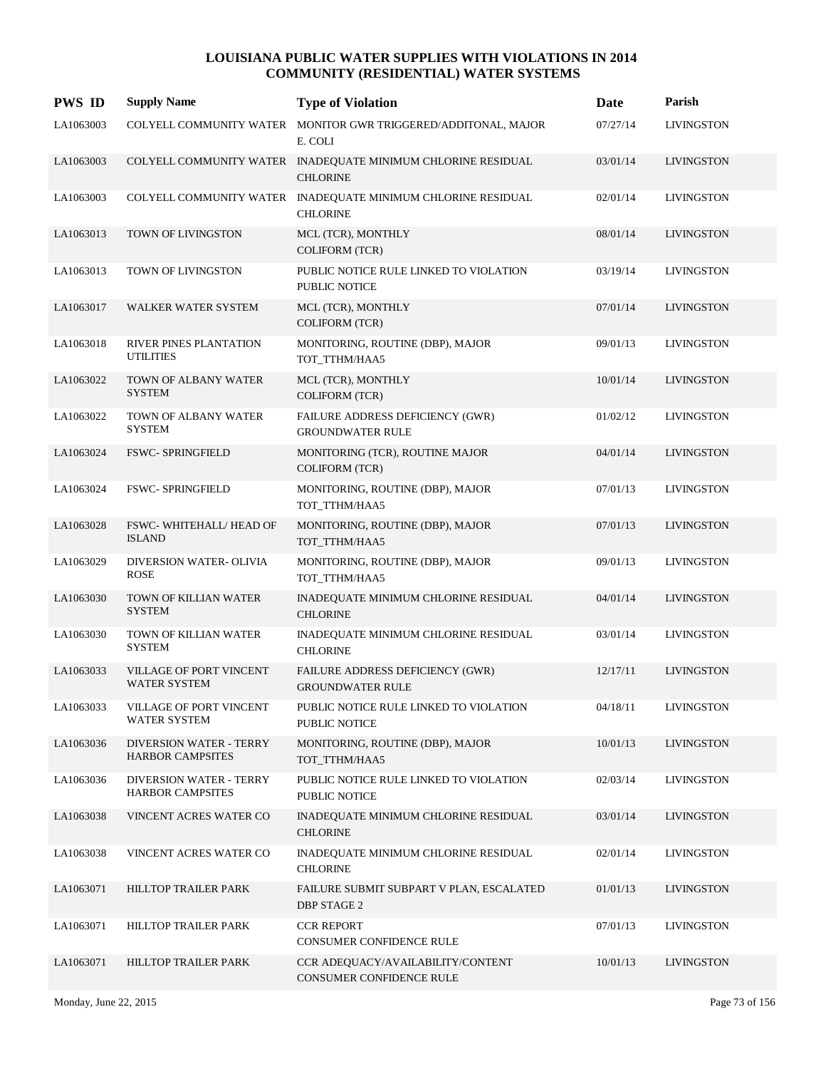# LOUISIANA PUBLIC WATER SUPPLIES WITH VIOLATIONS IN 2014
## COMMUNITY (RESIDENTIAL) WATER SYSTEMS

| PWS ID | Supply Name | Type of Violation | Date | Parish |
|---|---|---|---|---|
| LA1063003 | COLYELL COMMUNITY WATER | MONITOR GWR TRIGGERED/ADDITONAL, MAJOR E. COLI | 07/27/14 | LIVINGSTON |
| LA1063003 | COLYELL COMMUNITY WATER | INADEQUATE MINIMUM CHLORINE RESIDUAL CHLORINE | 03/01/14 | LIVINGSTON |
| LA1063003 | COLYELL COMMUNITY WATER | INADEQUATE MINIMUM CHLORINE RESIDUAL CHLORINE | 02/01/14 | LIVINGSTON |
| LA1063013 | TOWN OF LIVINGSTON | MCL (TCR), MONTHLY COLIFORM (TCR) | 08/01/14 | LIVINGSTON |
| LA1063013 | TOWN OF LIVINGSTON | PUBLIC NOTICE RULE LINKED TO VIOLATION PUBLIC NOTICE | 03/19/14 | LIVINGSTON |
| LA1063017 | WALKER WATER SYSTEM | MCL (TCR), MONTHLY COLIFORM (TCR) | 07/01/14 | LIVINGSTON |
| LA1063018 | RIVER PINES PLANTATION UTILITIES | MONITORING, ROUTINE (DBP), MAJOR TOT_TTHM/HAA5 | 09/01/13 | LIVINGSTON |
| LA1063022 | TOWN OF ALBANY WATER SYSTEM | MCL (TCR), MONTHLY COLIFORM (TCR) | 10/01/14 | LIVINGSTON |
| LA1063022 | TOWN OF ALBANY WATER SYSTEM | FAILURE ADDRESS DEFICIENCY (GWR) GROUNDWATER RULE | 01/02/12 | LIVINGSTON |
| LA1063024 | FSWC- SPRINGFIELD | MONITORING (TCR), ROUTINE MAJOR COLIFORM (TCR) | 04/01/14 | LIVINGSTON |
| LA1063024 | FSWC- SPRINGFIELD | MONITORING, ROUTINE (DBP), MAJOR TOT_TTHM/HAA5 | 07/01/13 | LIVINGSTON |
| LA1063028 | FSWC- WHITEHALL/ HEAD OF ISLAND | MONITORING, ROUTINE (DBP), MAJOR TOT_TTHM/HAA5 | 07/01/13 | LIVINGSTON |
| LA1063029 | DIVERSION WATER- OLIVIA ROSE | MONITORING, ROUTINE (DBP), MAJOR TOT_TTHM/HAA5 | 09/01/13 | LIVINGSTON |
| LA1063030 | TOWN OF KILLIAN WATER SYSTEM | INADEQUATE MINIMUM CHLORINE RESIDUAL CHLORINE | 04/01/14 | LIVINGSTON |
| LA1063030 | TOWN OF KILLIAN WATER SYSTEM | INADEQUATE MINIMUM CHLORINE RESIDUAL CHLORINE | 03/01/14 | LIVINGSTON |
| LA1063033 | VILLAGE OF PORT VINCENT WATER SYSTEM | FAILURE ADDRESS DEFICIENCY (GWR) GROUNDWATER RULE | 12/17/11 | LIVINGSTON |
| LA1063033 | VILLAGE OF PORT VINCENT WATER SYSTEM | PUBLIC NOTICE RULE LINKED TO VIOLATION PUBLIC NOTICE | 04/18/11 | LIVINGSTON |
| LA1063036 | DIVERSION WATER - TERRY HARBOR CAMPSITES | MONITORING, ROUTINE (DBP), MAJOR TOT_TTHM/HAA5 | 10/01/13 | LIVINGSTON |
| LA1063036 | DIVERSION WATER - TERRY HARBOR CAMPSITES | PUBLIC NOTICE RULE LINKED TO VIOLATION PUBLIC NOTICE | 02/03/14 | LIVINGSTON |
| LA1063038 | VINCENT ACRES WATER CO | INADEQUATE MINIMUM CHLORINE RESIDUAL CHLORINE | 03/01/14 | LIVINGSTON |
| LA1063038 | VINCENT ACRES WATER CO | INADEQUATE MINIMUM CHLORINE RESIDUAL CHLORINE | 02/01/14 | LIVINGSTON |
| LA1063071 | HILLTOP TRAILER PARK | FAILURE SUBMIT SUBPART V PLAN, ESCALATED DBP STAGE 2 | 01/01/13 | LIVINGSTON |
| LA1063071 | HILLTOP TRAILER PARK | CCR REPORT CONSUMER CONFIDENCE RULE | 07/01/13 | LIVINGSTON |
| LA1063071 | HILLTOP TRAILER PARK | CCR ADEQUACY/AVAILABILITY/CONTENT CONSUMER CONFIDENCE RULE | 10/01/13 | LIVINGSTON |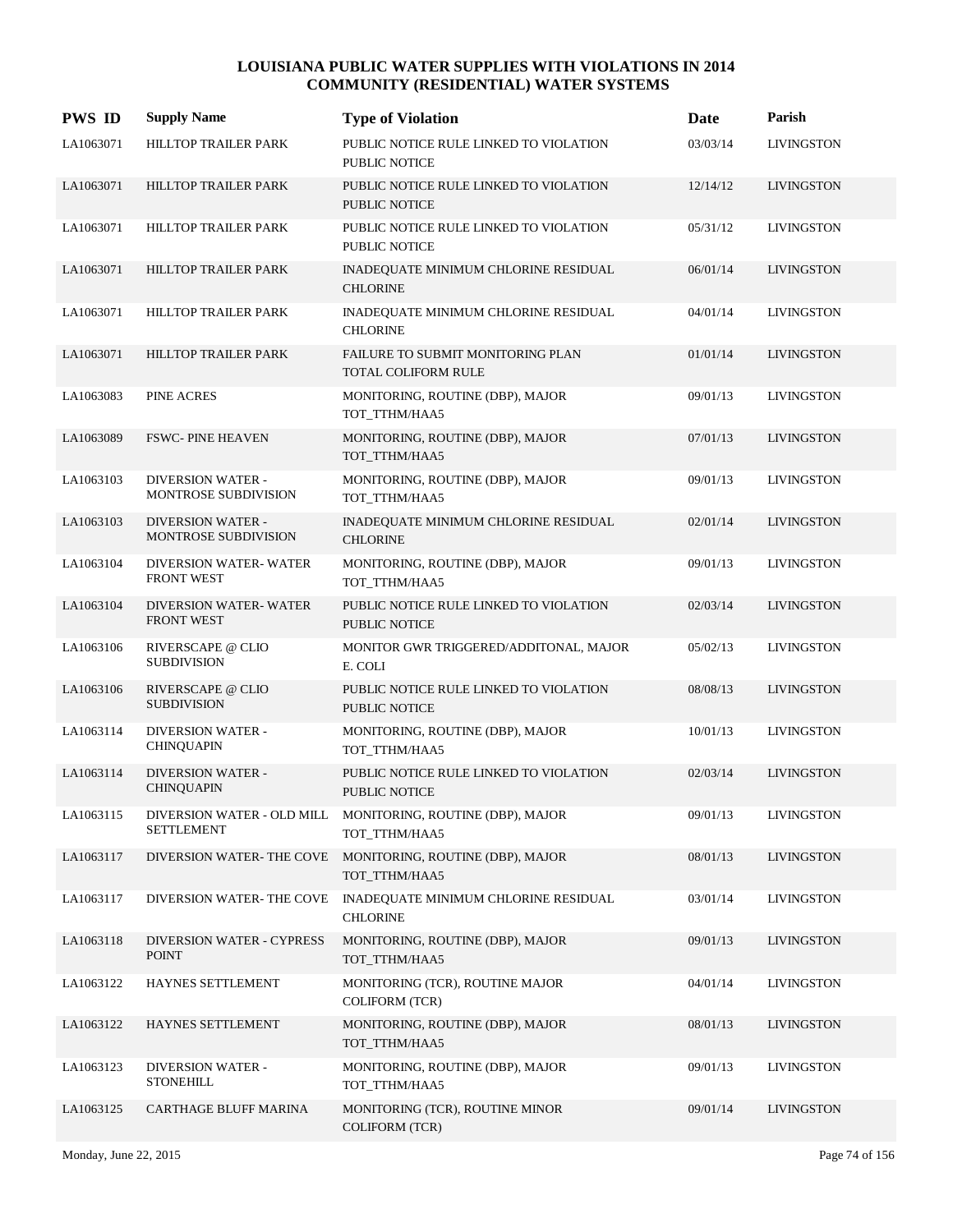# LOUISIANA PUBLIC WATER SUPPLIES WITH VIOLATIONS IN 2014
## COMMUNITY (RESIDENTIAL) WATER SYSTEMS

| PWS ID | Supply Name | Type of Violation | Date | Parish |
|---|---|---|---|---|
| LA1063071 | HILLTOP TRAILER PARK | PUBLIC NOTICE RULE LINKED TO VIOLATION PUBLIC NOTICE | 03/03/14 | LIVINGSTON |
| LA1063071 | HILLTOP TRAILER PARK | PUBLIC NOTICE RULE LINKED TO VIOLATION PUBLIC NOTICE | 12/14/12 | LIVINGSTON |
| LA1063071 | HILLTOP TRAILER PARK | PUBLIC NOTICE RULE LINKED TO VIOLATION PUBLIC NOTICE | 05/31/12 | LIVINGSTON |
| LA1063071 | HILLTOP TRAILER PARK | INADEQUATE MINIMUM CHLORINE RESIDUAL CHLORINE | 06/01/14 | LIVINGSTON |
| LA1063071 | HILLTOP TRAILER PARK | INADEQUATE MINIMUM CHLORINE RESIDUAL CHLORINE | 04/01/14 | LIVINGSTON |
| LA1063071 | HILLTOP TRAILER PARK | FAILURE TO SUBMIT MONITORING PLAN TOTAL COLIFORM RULE | 01/01/14 | LIVINGSTON |
| LA1063083 | PINE ACRES | MONITORING, ROUTINE (DBP), MAJOR TOT_TTHM/HAA5 | 09/01/13 | LIVINGSTON |
| LA1063089 | FSWC- PINE HEAVEN | MONITORING, ROUTINE (DBP), MAJOR TOT_TTHM/HAA5 | 07/01/13 | LIVINGSTON |
| LA1063103 | DIVERSION WATER - MONTROSE SUBDIVISION | MONITORING, ROUTINE (DBP), MAJOR TOT_TTHM/HAA5 | 09/01/13 | LIVINGSTON |
| LA1063103 | DIVERSION WATER - MONTROSE SUBDIVISION | INADEQUATE MINIMUM CHLORINE RESIDUAL CHLORINE | 02/01/14 | LIVINGSTON |
| LA1063104 | DIVERSION WATER- WATER FRONT WEST | MONITORING, ROUTINE (DBP), MAJOR TOT_TTHM/HAA5 | 09/01/13 | LIVINGSTON |
| LA1063104 | DIVERSION WATER- WATER FRONT WEST | PUBLIC NOTICE RULE LINKED TO VIOLATION PUBLIC NOTICE | 02/03/14 | LIVINGSTON |
| LA1063106 | RIVERSCAPE @ CLIO SUBDIVISION | MONITOR GWR TRIGGERED/ADDITONAL, MAJOR E. COLI | 05/02/13 | LIVINGSTON |
| LA1063106 | RIVERSCAPE @ CLIO SUBDIVISION | PUBLIC NOTICE RULE LINKED TO VIOLATION PUBLIC NOTICE | 08/08/13 | LIVINGSTON |
| LA1063114 | DIVERSION WATER - CHINQUAPIN | MONITORING, ROUTINE (DBP), MAJOR TOT_TTHM/HAA5 | 10/01/13 | LIVINGSTON |
| LA1063114 | DIVERSION WATER - CHINQUAPIN | PUBLIC NOTICE RULE LINKED TO VIOLATION PUBLIC NOTICE | 02/03/14 | LIVINGSTON |
| LA1063115 | DIVERSION WATER - OLD MILL SETTLEMENT | MONITORING, ROUTINE (DBP), MAJOR TOT_TTHM/HAA5 | 09/01/13 | LIVINGSTON |
| LA1063117 | DIVERSION WATER- THE COVE | MONITORING, ROUTINE (DBP), MAJOR TOT_TTHM/HAA5 | 08/01/13 | LIVINGSTON |
| LA1063117 | DIVERSION WATER- THE COVE | INADEQUATE MINIMUM CHLORINE RESIDUAL CHLORINE | 03/01/14 | LIVINGSTON |
| LA1063118 | DIVERSION WATER - CYPRESS POINT | MONITORING, ROUTINE (DBP), MAJOR TOT_TTHM/HAA5 | 09/01/13 | LIVINGSTON |
| LA1063122 | HAYNES SETTLEMENT | MONITORING (TCR), ROUTINE MAJOR COLIFORM (TCR) | 04/01/14 | LIVINGSTON |
| LA1063122 | HAYNES SETTLEMENT | MONITORING, ROUTINE (DBP), MAJOR TOT_TTHM/HAA5 | 08/01/13 | LIVINGSTON |
| LA1063123 | DIVERSION WATER - STONEHILL | MONITORING, ROUTINE (DBP), MAJOR TOT_TTHM/HAA5 | 09/01/13 | LIVINGSTON |
| LA1063125 | CARTHAGE BLUFF MARINA | MONITORING (TCR), ROUTINE MINOR COLIFORM (TCR) | 09/01/14 | LIVINGSTON |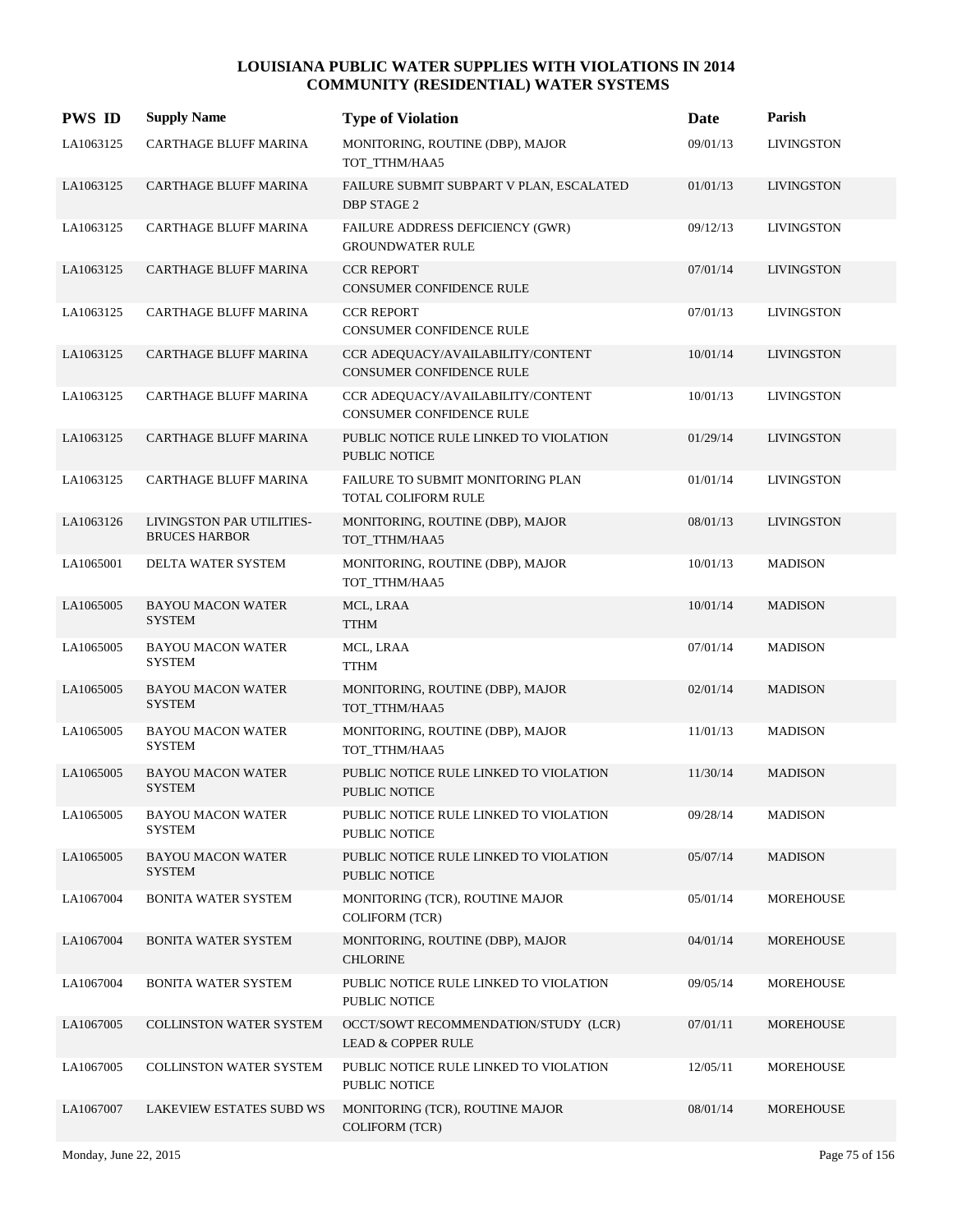# LOUISIANA PUBLIC WATER SUPPLIES WITH VIOLATIONS IN 2014
## COMMUNITY (RESIDENTIAL) WATER SYSTEMS

| PWS ID | Supply Name | Type of Violation | Date | Parish |
|---|---|---|---|---|
| LA1063125 | CARTHAGE BLUFF MARINA | MONITORING, ROUTINE (DBP), MAJOR TOT_TTHM/HAA5 | 09/01/13 | LIVINGSTON |
| LA1063125 | CARTHAGE BLUFF MARINA | FAILURE SUBMIT SUBPART V PLAN, ESCALATED DBP STAGE 2 | 01/01/13 | LIVINGSTON |
| LA1063125 | CARTHAGE BLUFF MARINA | FAILURE ADDRESS DEFICIENCY (GWR) GROUNDWATER RULE | 09/12/13 | LIVINGSTON |
| LA1063125 | CARTHAGE BLUFF MARINA | CCR REPORT CONSUMER CONFIDENCE RULE | 07/01/14 | LIVINGSTON |
| LA1063125 | CARTHAGE BLUFF MARINA | CCR REPORT CONSUMER CONFIDENCE RULE | 07/01/13 | LIVINGSTON |
| LA1063125 | CARTHAGE BLUFF MARINA | CCR ADEQUACY/AVAILABILITY/CONTENT CONSUMER CONFIDENCE RULE | 10/01/14 | LIVINGSTON |
| LA1063125 | CARTHAGE BLUFF MARINA | CCR ADEQUACY/AVAILABILITY/CONTENT CONSUMER CONFIDENCE RULE | 10/01/13 | LIVINGSTON |
| LA1063125 | CARTHAGE BLUFF MARINA | PUBLIC NOTICE RULE LINKED TO VIOLATION PUBLIC NOTICE | 01/29/14 | LIVINGSTON |
| LA1063125 | CARTHAGE BLUFF MARINA | FAILURE TO SUBMIT MONITORING PLAN TOTAL COLIFORM RULE | 01/01/14 | LIVINGSTON |
| LA1063126 | LIVINGSTON PAR UTILITIES-BRUCES HARBOR | MONITORING, ROUTINE (DBP), MAJOR TOT_TTHM/HAA5 | 08/01/13 | LIVINGSTON |
| LA1065001 | DELTA WATER SYSTEM | MONITORING, ROUTINE (DBP), MAJOR TOT_TTHM/HAA5 | 10/01/13 | MADISON |
| LA1065005 | BAYOU MACON WATER SYSTEM | MCL, LRAA TTHM | 10/01/14 | MADISON |
| LA1065005 | BAYOU MACON WATER SYSTEM | MCL, LRAA TTHM | 07/01/14 | MADISON |
| LA1065005 | BAYOU MACON WATER SYSTEM | MONITORING, ROUTINE (DBP), MAJOR TOT_TTHM/HAA5 | 02/01/14 | MADISON |
| LA1065005 | BAYOU MACON WATER SYSTEM | MONITORING, ROUTINE (DBP), MAJOR TOT_TTHM/HAA5 | 11/01/13 | MADISON |
| LA1065005 | BAYOU MACON WATER SYSTEM | PUBLIC NOTICE RULE LINKED TO VIOLATION PUBLIC NOTICE | 11/30/14 | MADISON |
| LA1065005 | BAYOU MACON WATER SYSTEM | PUBLIC NOTICE RULE LINKED TO VIOLATION PUBLIC NOTICE | 09/28/14 | MADISON |
| LA1065005 | BAYOU MACON WATER SYSTEM | PUBLIC NOTICE RULE LINKED TO VIOLATION PUBLIC NOTICE | 05/07/14 | MADISON |
| LA1067004 | BONITA WATER SYSTEM | MONITORING (TCR), ROUTINE MAJOR COLIFORM (TCR) | 05/01/14 | MOREHOUSE |
| LA1067004 | BONITA WATER SYSTEM | MONITORING, ROUTINE (DBP), MAJOR CHLORINE | 04/01/14 | MOREHOUSE |
| LA1067004 | BONITA WATER SYSTEM | PUBLIC NOTICE RULE LINKED TO VIOLATION PUBLIC NOTICE | 09/05/14 | MOREHOUSE |
| LA1067005 | COLLINSTON WATER SYSTEM | OCCT/SOWT RECOMMENDATION/STUDY (LCR) LEAD & COPPER RULE | 07/01/11 | MOREHOUSE |
| LA1067005 | COLLINSTON WATER SYSTEM | PUBLIC NOTICE RULE LINKED TO VIOLATION PUBLIC NOTICE | 12/05/11 | MOREHOUSE |
| LA1067007 | LAKEVIEW ESTATES SUBD WS | MONITORING (TCR), ROUTINE MAJOR COLIFORM (TCR) | 08/01/14 | MOREHOUSE |

Monday, June 22, 2015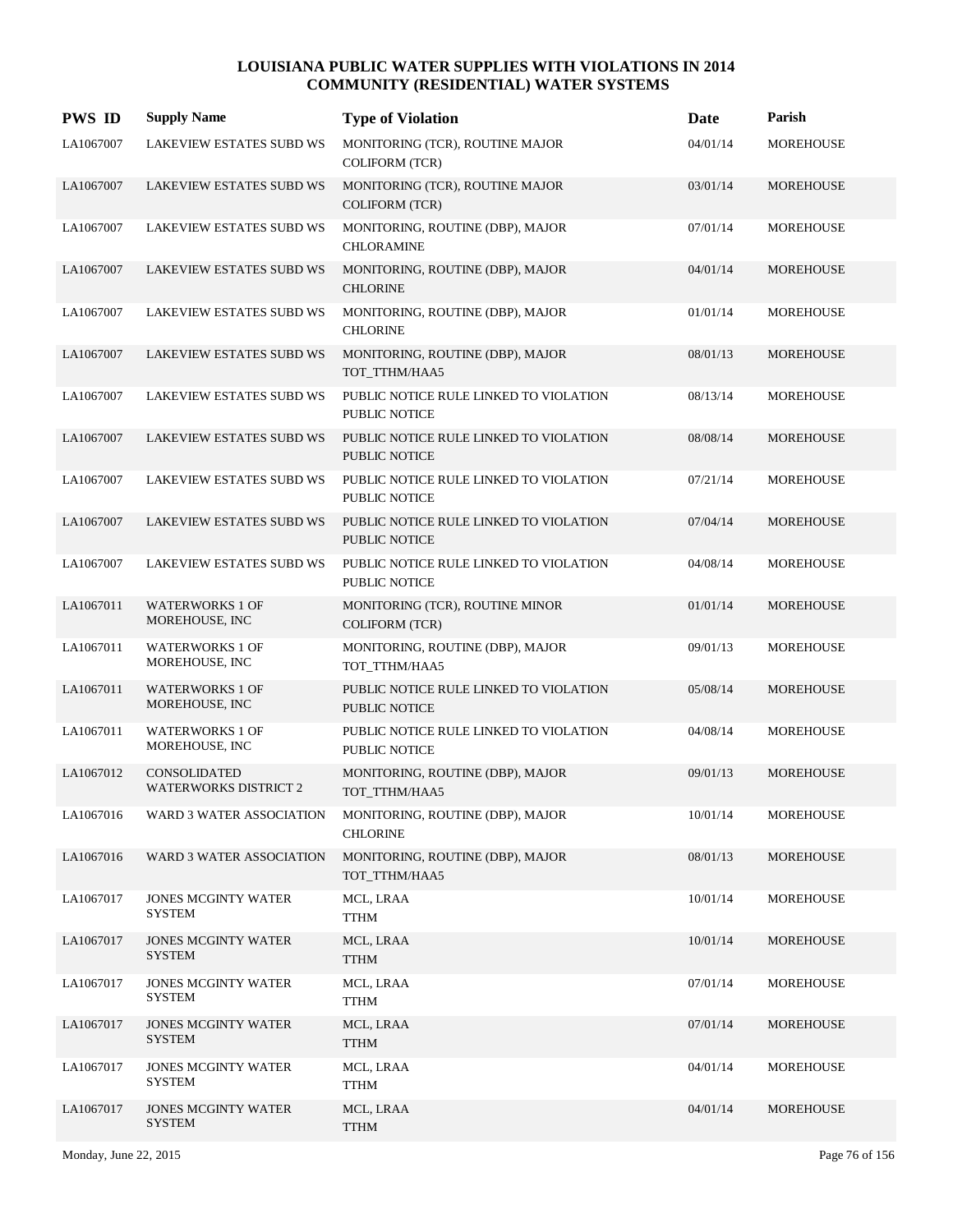# LOUISIANA PUBLIC WATER SUPPLIES WITH VIOLATIONS IN 2014
## COMMUNITY (RESIDENTIAL) WATER SYSTEMS

| PWS ID | Supply Name | Type of Violation | Date | Parish |
|---|---|---|---|---|
| LA1067007 | LAKEVIEW ESTATES SUBD WS | MONITORING (TCR), ROUTINE MAJOR COLIFORM (TCR) | 04/01/14 | MOREHOUSE |
| LA1067007 | LAKEVIEW ESTATES SUBD WS | MONITORING (TCR), ROUTINE MAJOR COLIFORM (TCR) | 03/01/14 | MOREHOUSE |
| LA1067007 | LAKEVIEW ESTATES SUBD WS | MONITORING, ROUTINE (DBP), MAJOR CHLORAMINE | 07/01/14 | MOREHOUSE |
| LA1067007 | LAKEVIEW ESTATES SUBD WS | MONITORING, ROUTINE (DBP), MAJOR CHLORINE | 04/01/14 | MOREHOUSE |
| LA1067007 | LAKEVIEW ESTATES SUBD WS | MONITORING, ROUTINE (DBP), MAJOR CHLORINE | 01/01/14 | MOREHOUSE |
| LA1067007 | LAKEVIEW ESTATES SUBD WS | MONITORING, ROUTINE (DBP), MAJOR TOT_TTHM/HAA5 | 08/01/13 | MOREHOUSE |
| LA1067007 | LAKEVIEW ESTATES SUBD WS | PUBLIC NOTICE RULE LINKED TO VIOLATION PUBLIC NOTICE | 08/13/14 | MOREHOUSE |
| LA1067007 | LAKEVIEW ESTATES SUBD WS | PUBLIC NOTICE RULE LINKED TO VIOLATION PUBLIC NOTICE | 08/08/14 | MOREHOUSE |
| LA1067007 | LAKEVIEW ESTATES SUBD WS | PUBLIC NOTICE RULE LINKED TO VIOLATION PUBLIC NOTICE | 07/21/14 | MOREHOUSE |
| LA1067007 | LAKEVIEW ESTATES SUBD WS | PUBLIC NOTICE RULE LINKED TO VIOLATION PUBLIC NOTICE | 07/04/14 | MOREHOUSE |
| LA1067007 | LAKEVIEW ESTATES SUBD WS | PUBLIC NOTICE RULE LINKED TO VIOLATION PUBLIC NOTICE | 04/08/14 | MOREHOUSE |
| LA1067011 | WATERWORKS 1 OF MOREHOUSE, INC | MONITORING (TCR), ROUTINE MINOR COLIFORM (TCR) | 01/01/14 | MOREHOUSE |
| LA1067011 | WATERWORKS 1 OF MOREHOUSE, INC | MONITORING, ROUTINE (DBP), MAJOR TOT_TTHM/HAA5 | 09/01/13 | MOREHOUSE |
| LA1067011 | WATERWORKS 1 OF MOREHOUSE, INC | PUBLIC NOTICE RULE LINKED TO VIOLATION PUBLIC NOTICE | 05/08/14 | MOREHOUSE |
| LA1067011 | WATERWORKS 1 OF MOREHOUSE, INC | PUBLIC NOTICE RULE LINKED TO VIOLATION PUBLIC NOTICE | 04/08/14 | MOREHOUSE |
| LA1067012 | CONSOLIDATED WATERWORKS DISTRICT 2 | MONITORING, ROUTINE (DBP), MAJOR TOT_TTHM/HAA5 | 09/01/13 | MOREHOUSE |
| LA1067016 | WARD 3 WATER ASSOCIATION | MONITORING, ROUTINE (DBP), MAJOR CHLORINE | 10/01/14 | MOREHOUSE |
| LA1067016 | WARD 3 WATER ASSOCIATION | MONITORING, ROUTINE (DBP), MAJOR TOT_TTHM/HAA5 | 08/01/13 | MOREHOUSE |
| LA1067017 | JONES MCGINTY WATER SYSTEM | MCL, LRAA TTHM | 10/01/14 | MOREHOUSE |
| LA1067017 | JONES MCGINTY WATER SYSTEM | MCL, LRAA TTHM | 10/01/14 | MOREHOUSE |
| LA1067017 | JONES MCGINTY WATER SYSTEM | MCL, LRAA TTHM | 07/01/14 | MOREHOUSE |
| LA1067017 | JONES MCGINTY WATER SYSTEM | MCL, LRAA TTHM | 07/01/14 | MOREHOUSE |
| LA1067017 | JONES MCGINTY WATER SYSTEM | MCL, LRAA TTHM | 04/01/14 | MOREHOUSE |
| LA1067017 | JONES MCGINTY WATER SYSTEM | MCL, LRAA TTHM | 04/01/14 | MOREHOUSE |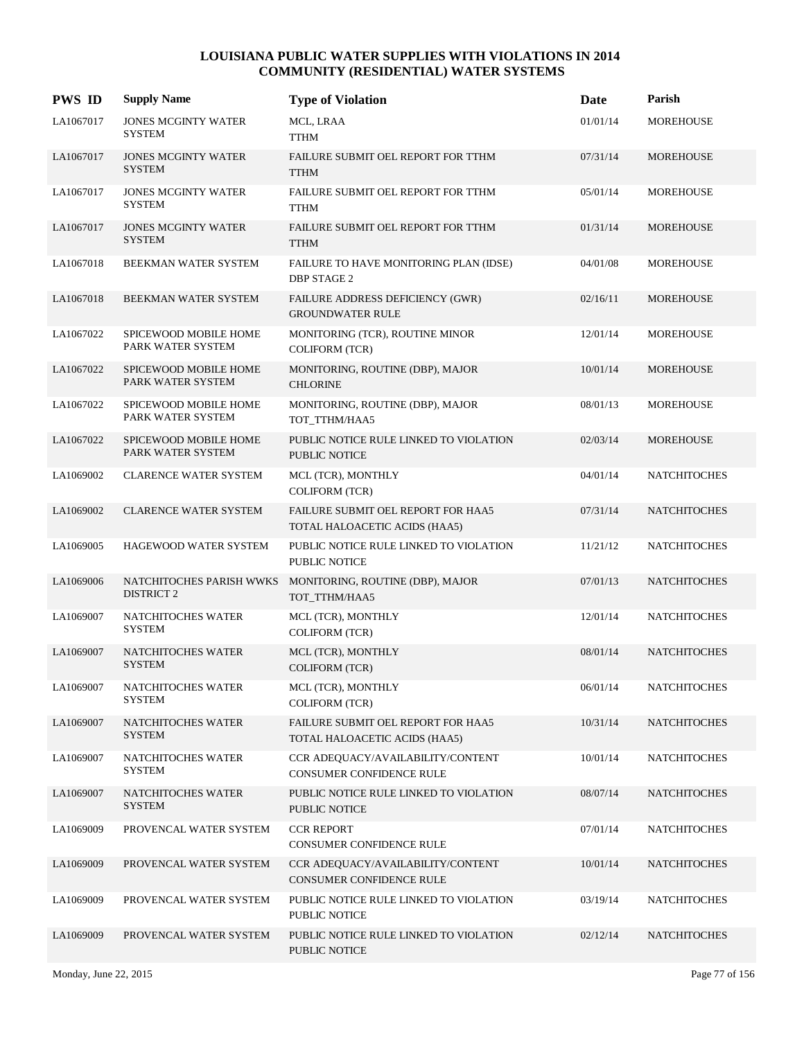# LOUISIANA PUBLIC WATER SUPPLIES WITH VIOLATIONS IN 2014
## COMMUNITY (RESIDENTIAL) WATER SYSTEMS

| PWS ID | Supply Name | Type of Violation | Date | Parish |
|---|---|---|---|---|
| LA1067017 | JONES MCGINTY WATER SYSTEM | MCL, LRAA<br>TTHM | 01/01/14 | MOREHOUSE |
| LA1067017 | JONES MCGINTY WATER SYSTEM | FAILURE SUBMIT OEL REPORT FOR TTHM<br>TTHM | 07/31/14 | MOREHOUSE |
| LA1067017 | JONES MCGINTY WATER SYSTEM | FAILURE SUBMIT OEL REPORT FOR TTHM<br>TTHM | 05/01/14 | MOREHOUSE |
| LA1067017 | JONES MCGINTY WATER SYSTEM | FAILURE SUBMIT OEL REPORT FOR TTHM<br>TTHM | 01/31/14 | MOREHOUSE |
| LA1067018 | BEEKMAN WATER SYSTEM | FAILURE TO HAVE MONITORING PLAN (IDSE)<br>DBP STAGE 2 | 04/01/08 | MOREHOUSE |
| LA1067018 | BEEKMAN WATER SYSTEM | FAILURE ADDRESS DEFICIENCY (GWR)<br>GROUNDWATER RULE | 02/16/11 | MOREHOUSE |
| LA1067022 | SPICEWOOD MOBILE HOME PARK WATER SYSTEM | MONITORING (TCR), ROUTINE MINOR<br>COLIFORM (TCR) | 12/01/14 | MOREHOUSE |
| LA1067022 | SPICEWOOD MOBILE HOME PARK WATER SYSTEM | MONITORING, ROUTINE (DBP), MAJOR<br>CHLORINE | 10/01/14 | MOREHOUSE |
| LA1067022 | SPICEWOOD MOBILE HOME PARK WATER SYSTEM | MONITORING, ROUTINE (DBP), MAJOR<br>TOT_TTHM/HAA5 | 08/01/13 | MOREHOUSE |
| LA1067022 | SPICEWOOD MOBILE HOME PARK WATER SYSTEM | PUBLIC NOTICE RULE LINKED TO VIOLATION<br>PUBLIC NOTICE | 02/03/14 | MOREHOUSE |
| LA1069002 | CLARENCE WATER SYSTEM | MCL (TCR), MONTHLY<br>COLIFORM (TCR) | 04/01/14 | NATCHITOCHES |
| LA1069002 | CLARENCE WATER SYSTEM | FAILURE SUBMIT OEL REPORT FOR HAA5<br>TOTAL HALOACETIC ACIDS (HAA5) | 07/31/14 | NATCHITOCHES |
| LA1069005 | HAGEWOOD WATER SYSTEM | PUBLIC NOTICE RULE LINKED TO VIOLATION<br>PUBLIC NOTICE | 11/21/12 | NATCHITOCHES |
| LA1069006 | NATCHITOCHES PARISH WWKS DISTRICT 2 | MONITORING, ROUTINE (DBP), MAJOR<br>TOT_TTHM/HAA5 | 07/01/13 | NATCHITOCHES |
| LA1069007 | NATCHITOCHES WATER SYSTEM | MCL (TCR), MONTHLY<br>COLIFORM (TCR) | 12/01/14 | NATCHITOCHES |
| LA1069007 | NATCHITOCHES WATER SYSTEM | MCL (TCR), MONTHLY<br>COLIFORM (TCR) | 08/01/14 | NATCHITOCHES |
| LA1069007 | NATCHITOCHES WATER SYSTEM | MCL (TCR), MONTHLY<br>COLIFORM (TCR) | 06/01/14 | NATCHITOCHES |
| LA1069007 | NATCHITOCHES WATER SYSTEM | FAILURE SUBMIT OEL REPORT FOR HAA5<br>TOTAL HALOACETIC ACIDS (HAA5) | 10/31/14 | NATCHITOCHES |
| LA1069007 | NATCHITOCHES WATER SYSTEM | CCR ADEQUACY/AVAILABILITY/CONTENT<br>CONSUMER CONFIDENCE RULE | 10/01/14 | NATCHITOCHES |
| LA1069007 | NATCHITOCHES WATER SYSTEM | PUBLIC NOTICE RULE LINKED TO VIOLATION<br>PUBLIC NOTICE | 08/07/14 | NATCHITOCHES |
| LA1069009 | PROVENCAL WATER SYSTEM | CCR REPORT<br>CONSUMER CONFIDENCE RULE | 07/01/14 | NATCHITOCHES |
| LA1069009 | PROVENCAL WATER SYSTEM | CCR ADEQUACY/AVAILABILITY/CONTENT<br>CONSUMER CONFIDENCE RULE | 10/01/14 | NATCHITOCHES |
| LA1069009 | PROVENCAL WATER SYSTEM | PUBLIC NOTICE RULE LINKED TO VIOLATION<br>PUBLIC NOTICE | 03/19/14 | NATCHITOCHES |
| LA1069009 | PROVENCAL WATER SYSTEM | PUBLIC NOTICE RULE LINKED TO VIOLATION<br>PUBLIC NOTICE | 02/12/14 | NATCHITOCHES |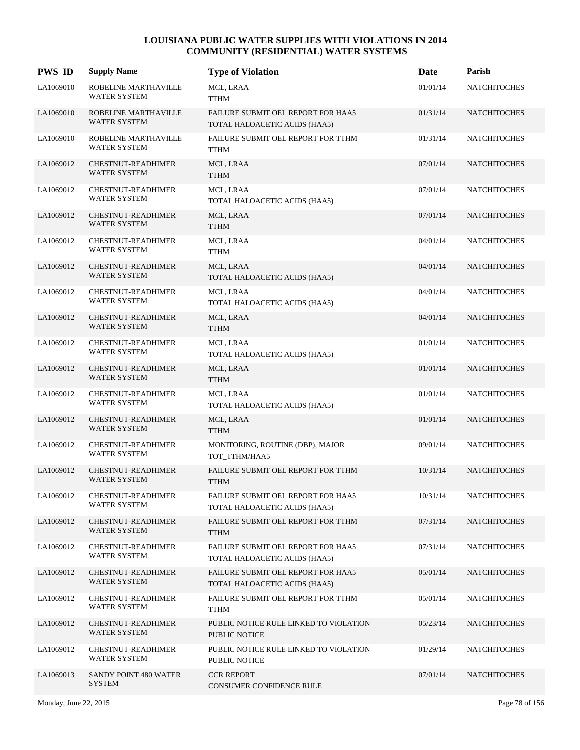# LOUISIANA PUBLIC WATER SUPPLIES WITH VIOLATIONS IN 2014
## COMMUNITY (RESIDENTIAL) WATER SYSTEMS

| PWS ID | Supply Name | Type of Violation | Date | Parish |
|---|---|---|---|---|
| LA1069010 | ROBELINE MARTHAVILLE WATER SYSTEM | MCL, LRAA<br>TTHM | 01/01/14 | NATCHITOCHES |
| LA1069010 | ROBELINE MARTHAVILLE WATER SYSTEM | FAILURE SUBMIT OEL REPORT FOR HAA5<br>TOTAL HALOACETIC ACIDS (HAA5) | 01/31/14 | NATCHITOCHES |
| LA1069010 | ROBELINE MARTHAVILLE WATER SYSTEM | FAILURE SUBMIT OEL REPORT FOR TTHM<br>TTHM | 01/31/14 | NATCHITOCHES |
| LA1069012 | CHESTNUT-READHIMER WATER SYSTEM | MCL, LRAA<br>TTHM | 07/01/14 | NATCHITOCHES |
| LA1069012 | CHESTNUT-READHIMER WATER SYSTEM | MCL, LRAA<br>TOTAL HALOACETIC ACIDS (HAA5) | 07/01/14 | NATCHITOCHES |
| LA1069012 | CHESTNUT-READHIMER WATER SYSTEM | MCL, LRAA<br>TTHM | 07/01/14 | NATCHITOCHES |
| LA1069012 | CHESTNUT-READHIMER WATER SYSTEM | MCL, LRAA<br>TTHM | 04/01/14 | NATCHITOCHES |
| LA1069012 | CHESTNUT-READHIMER WATER SYSTEM | MCL, LRAA<br>TOTAL HALOACETIC ACIDS (HAA5) | 04/01/14 | NATCHITOCHES |
| LA1069012 | CHESTNUT-READHIMER WATER SYSTEM | MCL, LRAA<br>TOTAL HALOACETIC ACIDS (HAA5) | 04/01/14 | NATCHITOCHES |
| LA1069012 | CHESTNUT-READHIMER WATER SYSTEM | MCL, LRAA<br>TTHM | 04/01/14 | NATCHITOCHES |
| LA1069012 | CHESTNUT-READHIMER WATER SYSTEM | MCL, LRAA<br>TOTAL HALOACETIC ACIDS (HAA5) | 01/01/14 | NATCHITOCHES |
| LA1069012 | CHESTNUT-READHIMER WATER SYSTEM | MCL, LRAA<br>TTHM | 01/01/14 | NATCHITOCHES |
| LA1069012 | CHESTNUT-READHIMER WATER SYSTEM | MCL, LRAA<br>TOTAL HALOACETIC ACIDS (HAA5) | 01/01/14 | NATCHITOCHES |
| LA1069012 | CHESTNUT-READHIMER WATER SYSTEM | MCL, LRAA<br>TTHM | 01/01/14 | NATCHITOCHES |
| LA1069012 | CHESTNUT-READHIMER WATER SYSTEM | MONITORING, ROUTINE (DBP), MAJOR<br>TOT_TTHM/HAA5 | 09/01/14 | NATCHITOCHES |
| LA1069012 | CHESTNUT-READHIMER WATER SYSTEM | FAILURE SUBMIT OEL REPORT FOR TTHM<br>TTHM | 10/31/14 | NATCHITOCHES |
| LA1069012 | CHESTNUT-READHIMER WATER SYSTEM | FAILURE SUBMIT OEL REPORT FOR HAA5<br>TOTAL HALOACETIC ACIDS (HAA5) | 10/31/14 | NATCHITOCHES |
| LA1069012 | CHESTNUT-READHIMER WATER SYSTEM | FAILURE SUBMIT OEL REPORT FOR TTHM<br>TTHM | 07/31/14 | NATCHITOCHES |
| LA1069012 | CHESTNUT-READHIMER WATER SYSTEM | FAILURE SUBMIT OEL REPORT FOR HAA5<br>TOTAL HALOACETIC ACIDS (HAA5) | 07/31/14 | NATCHITOCHES |
| LA1069012 | CHESTNUT-READHIMER WATER SYSTEM | FAILURE SUBMIT OEL REPORT FOR HAA5<br>TOTAL HALOACETIC ACIDS (HAA5) | 05/01/14 | NATCHITOCHES |
| LA1069012 | CHESTNUT-READHIMER WATER SYSTEM | FAILURE SUBMIT OEL REPORT FOR TTHM<br>TTHM | 05/01/14 | NATCHITOCHES |
| LA1069012 | CHESTNUT-READHIMER WATER SYSTEM | PUBLIC NOTICE RULE LINKED TO VIOLATION<br>PUBLIC NOTICE | 05/23/14 | NATCHITOCHES |
| LA1069012 | CHESTNUT-READHIMER WATER SYSTEM | PUBLIC NOTICE RULE LINKED TO VIOLATION<br>PUBLIC NOTICE | 01/29/14 | NATCHITOCHES |
| LA1069013 | SANDY POINT 480 WATER SYSTEM | CCR REPORT<br>CONSUMER CONFIDENCE RULE | 07/01/14 | NATCHITOCHES |

Monday, June 22, 2015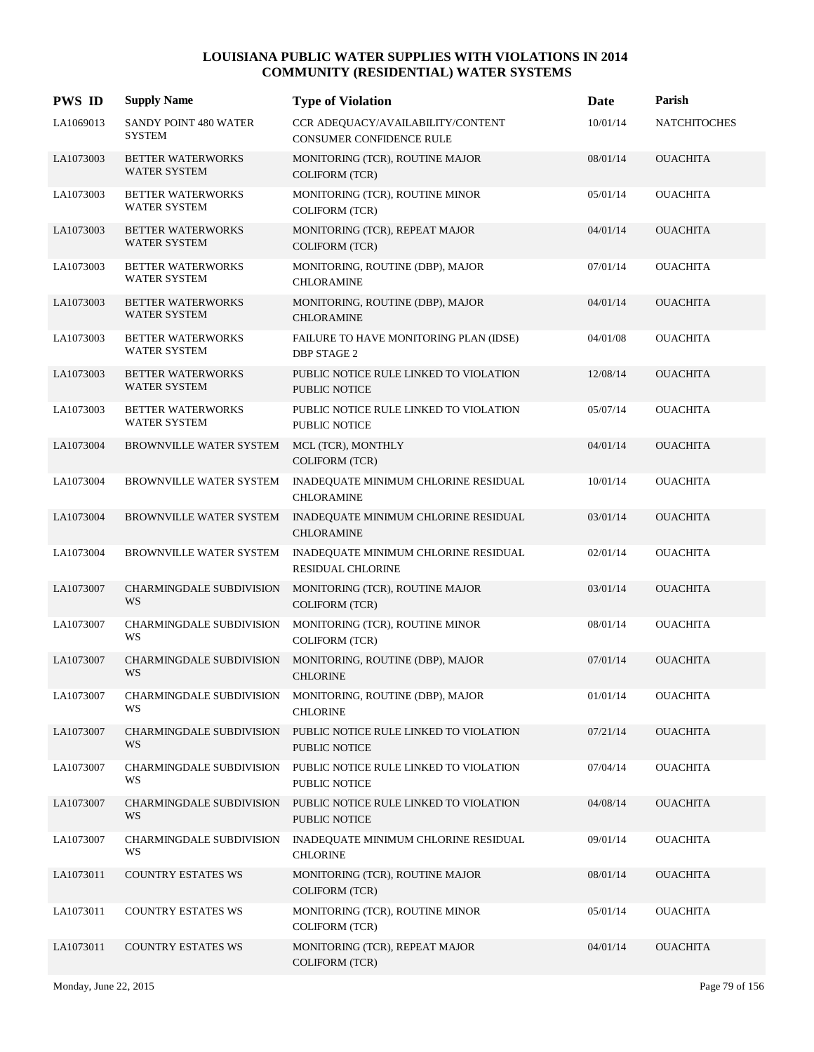# LOUISIANA PUBLIC WATER SUPPLIES WITH VIOLATIONS IN 2014
## COMMUNITY (RESIDENTIAL) WATER SYSTEMS

| PWS ID | Supply Name | Type of Violation | Date | Parish |
|---|---|---|---|---|
| LA1069013 | SANDY POINT 480 WATER SYSTEM | CCR ADEQUACY/AVAILABILITY/CONTENT CONSUMER CONFIDENCE RULE | 10/01/14 | NATCHITOCHES |
| LA1073003 | BETTER WATERWORKS WATER SYSTEM | MONITORING (TCR), ROUTINE MAJOR COLIFORM (TCR) | 08/01/14 | OUACHITA |
| LA1073003 | BETTER WATERWORKS WATER SYSTEM | MONITORING (TCR), ROUTINE MINOR COLIFORM (TCR) | 05/01/14 | OUACHITA |
| LA1073003 | BETTER WATERWORKS WATER SYSTEM | MONITORING (TCR), REPEAT MAJOR COLIFORM (TCR) | 04/01/14 | OUACHITA |
| LA1073003 | BETTER WATERWORKS WATER SYSTEM | MONITORING, ROUTINE (DBP), MAJOR CHLORAMINE | 07/01/14 | OUACHITA |
| LA1073003 | BETTER WATERWORKS WATER SYSTEM | MONITORING, ROUTINE (DBP), MAJOR CHLORAMINE | 04/01/14 | OUACHITA |
| LA1073003 | BETTER WATERWORKS WATER SYSTEM | FAILURE TO HAVE MONITORING PLAN (IDSE) DBP STAGE 2 | 04/01/08 | OUACHITA |
| LA1073003 | BETTER WATERWORKS WATER SYSTEM | PUBLIC NOTICE RULE LINKED TO VIOLATION PUBLIC NOTICE | 12/08/14 | OUACHITA |
| LA1073003 | BETTER WATERWORKS WATER SYSTEM | PUBLIC NOTICE RULE LINKED TO VIOLATION PUBLIC NOTICE | 05/07/14 | OUACHITA |
| LA1073004 | BROWNVILLE WATER SYSTEM | MCL (TCR), MONTHLY COLIFORM (TCR) | 04/01/14 | OUACHITA |
| LA1073004 | BROWNVILLE WATER SYSTEM | INADEQUATE MINIMUM CHLORINE RESIDUAL CHLORAMINE | 10/01/14 | OUACHITA |
| LA1073004 | BROWNVILLE WATER SYSTEM | INADEQUATE MINIMUM CHLORINE RESIDUAL CHLORAMINE | 03/01/14 | OUACHITA |
| LA1073004 | BROWNVILLE WATER SYSTEM | INADEQUATE MINIMUM CHLORINE RESIDUAL RESIDUAL CHLORINE | 02/01/14 | OUACHITA |
| LA1073007 | CHARMINGDALE SUBDIVISION WS | MONITORING (TCR), ROUTINE MAJOR COLIFORM (TCR) | 03/01/14 | OUACHITA |
| LA1073007 | CHARMINGDALE SUBDIVISION WS | MONITORING (TCR), ROUTINE MINOR COLIFORM (TCR) | 08/01/14 | OUACHITA |
| LA1073007 | CHARMINGDALE SUBDIVISION WS | MONITORING, ROUTINE (DBP), MAJOR CHLORINE | 07/01/14 | OUACHITA |
| LA1073007 | CHARMINGDALE SUBDIVISION WS | MONITORING, ROUTINE (DBP), MAJOR CHLORINE | 01/01/14 | OUACHITA |
| LA1073007 | CHARMINGDALE SUBDIVISION WS | PUBLIC NOTICE RULE LINKED TO VIOLATION PUBLIC NOTICE | 07/21/14 | OUACHITA |
| LA1073007 | CHARMINGDALE SUBDIVISION WS | PUBLIC NOTICE RULE LINKED TO VIOLATION PUBLIC NOTICE | 07/04/14 | OUACHITA |
| LA1073007 | CHARMINGDALE SUBDIVISION WS | PUBLIC NOTICE RULE LINKED TO VIOLATION PUBLIC NOTICE | 04/08/14 | OUACHITA |
| LA1073007 | CHARMINGDALE SUBDIVISION WS | INADEQUATE MINIMUM CHLORINE RESIDUAL CHLORINE | 09/01/14 | OUACHITA |
| LA1073011 | COUNTRY ESTATES WS | MONITORING (TCR), ROUTINE MAJOR COLIFORM (TCR) | 08/01/14 | OUACHITA |
| LA1073011 | COUNTRY ESTATES WS | MONITORING (TCR), ROUTINE MINOR COLIFORM (TCR) | 05/01/14 | OUACHITA |
| LA1073011 | COUNTRY ESTATES WS | MONITORING (TCR), REPEAT MAJOR COLIFORM (TCR) | 04/01/14 | OUACHITA |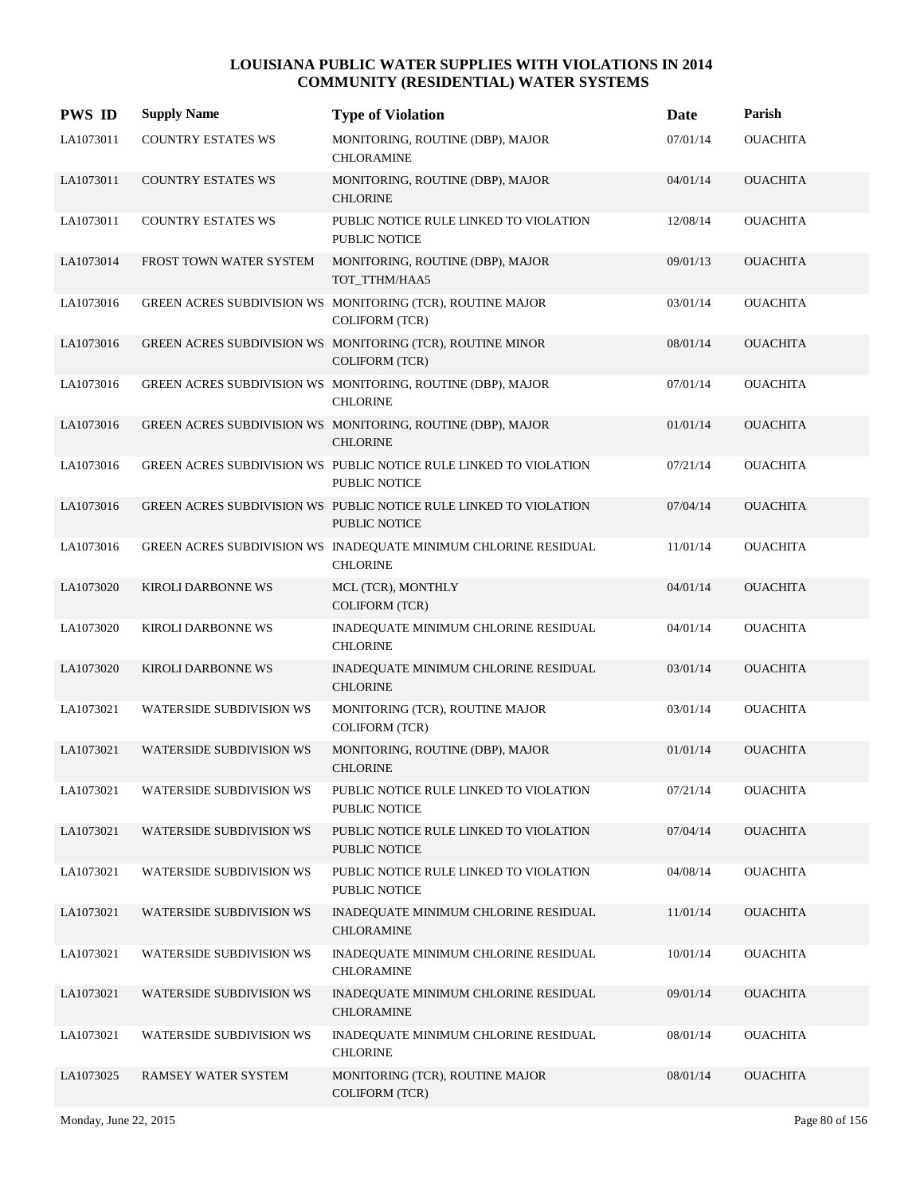# LOUISIANA PUBLIC WATER SUPPLIES WITH VIOLATIONS IN 2014
## COMMUNITY (RESIDENTIAL) WATER SYSTEMS

| PWS ID | Supply Name | Type of Violation | Date | Parish |
|---|---|---|---|---|
| LA1073011 | COUNTRY ESTATES WS | MONITORING, ROUTINE (DBP), MAJOR CHLORAMINE | 07/01/14 | OUACHITA |
| LA1073011 | COUNTRY ESTATES WS | MONITORING, ROUTINE (DBP), MAJOR CHLORINE | 04/01/14 | OUACHITA |
| LA1073011 | COUNTRY ESTATES WS | PUBLIC NOTICE RULE LINKED TO VIOLATION PUBLIC NOTICE | 12/08/14 | OUACHITA |
| LA1073014 | FROST TOWN WATER SYSTEM | MONITORING, ROUTINE (DBP), MAJOR TOT_TTHM/HAA5 | 09/01/13 | OUACHITA |
| LA1073016 | GREEN ACRES SUBDIVISION WS | MONITORING (TCR), ROUTINE MAJOR COLIFORM (TCR) | 03/01/14 | OUACHITA |
| LA1073016 | GREEN ACRES SUBDIVISION WS | MONITORING (TCR), ROUTINE MINOR COLIFORM (TCR) | 08/01/14 | OUACHITA |
| LA1073016 | GREEN ACRES SUBDIVISION WS | MONITORING, ROUTINE (DBP), MAJOR CHLORINE | 07/01/14 | OUACHITA |
| LA1073016 | GREEN ACRES SUBDIVISION WS | MONITORING, ROUTINE (DBP), MAJOR CHLORINE | 01/01/14 | OUACHITA |
| LA1073016 | GREEN ACRES SUBDIVISION WS | PUBLIC NOTICE RULE LINKED TO VIOLATION PUBLIC NOTICE | 07/21/14 | OUACHITA |
| LA1073016 | GREEN ACRES SUBDIVISION WS | PUBLIC NOTICE RULE LINKED TO VIOLATION PUBLIC NOTICE | 07/04/14 | OUACHITA |
| LA1073016 | GREEN ACRES SUBDIVISION WS | INADEQUATE MINIMUM CHLORINE RESIDUAL CHLORINE | 11/01/14 | OUACHITA |
| LA1073020 | KIROLI DARBONNE WS | MCL (TCR), MONTHLY COLIFORM (TCR) | 04/01/14 | OUACHITA |
| LA1073020 | KIROLI DARBONNE WS | INADEQUATE MINIMUM CHLORINE RESIDUAL CHLORINE | 04/01/14 | OUACHITA |
| LA1073020 | KIROLI DARBONNE WS | INADEQUATE MINIMUM CHLORINE RESIDUAL CHLORINE | 03/01/14 | OUACHITA |
| LA1073021 | WATERSIDE SUBDIVISION WS | MONITORING (TCR), ROUTINE MAJOR COLIFORM (TCR) | 03/01/14 | OUACHITA |
| LA1073021 | WATERSIDE SUBDIVISION WS | MONITORING, ROUTINE (DBP), MAJOR CHLORINE | 01/01/14 | OUACHITA |
| LA1073021 | WATERSIDE SUBDIVISION WS | PUBLIC NOTICE RULE LINKED TO VIOLATION PUBLIC NOTICE | 07/21/14 | OUACHITA |
| LA1073021 | WATERSIDE SUBDIVISION WS | PUBLIC NOTICE RULE LINKED TO VIOLATION PUBLIC NOTICE | 07/04/14 | OUACHITA |
| LA1073021 | WATERSIDE SUBDIVISION WS | PUBLIC NOTICE RULE LINKED TO VIOLATION PUBLIC NOTICE | 04/08/14 | OUACHITA |
| LA1073021 | WATERSIDE SUBDIVISION WS | INADEQUATE MINIMUM CHLORINE RESIDUAL CHLORAMINE | 11/01/14 | OUACHITA |
| LA1073021 | WATERSIDE SUBDIVISION WS | INADEQUATE MINIMUM CHLORINE RESIDUAL CHLORAMINE | 10/01/14 | OUACHITA |
| LA1073021 | WATERSIDE SUBDIVISION WS | INADEQUATE MINIMUM CHLORINE RESIDUAL CHLORAMINE | 09/01/14 | OUACHITA |
| LA1073021 | WATERSIDE SUBDIVISION WS | INADEQUATE MINIMUM CHLORINE RESIDUAL CHLORINE | 08/01/14 | OUACHITA |
| LA1073025 | RAMSEY WATER SYSTEM | MONITORING (TCR), ROUTINE MAJOR COLIFORM (TCR) | 08/01/14 | OUACHITA |

Monday, June 22, 2015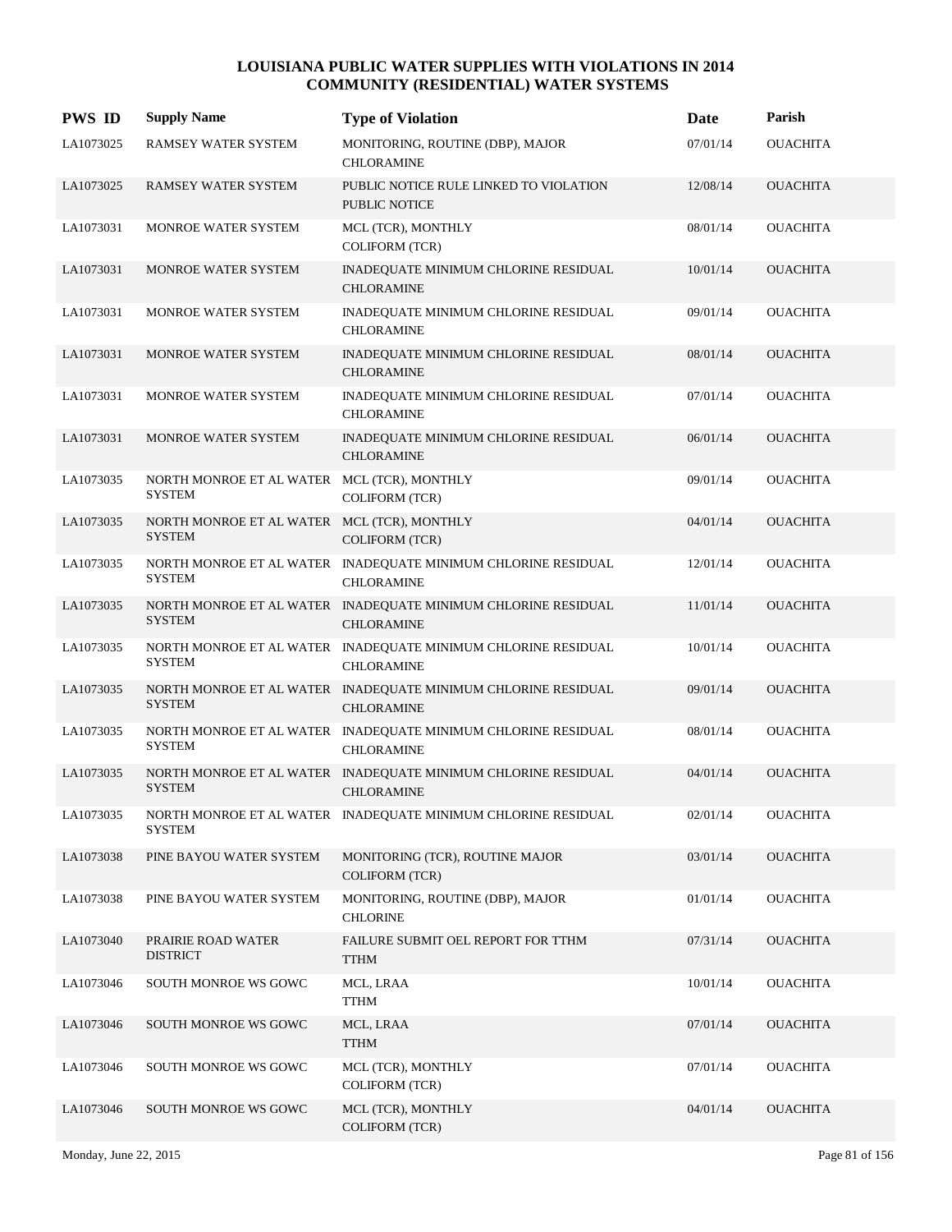# LOUISIANA PUBLIC WATER SUPPLIES WITH VIOLATIONS IN 2014
## COMMUNITY (RESIDENTIAL) WATER SYSTEMS

| PWS ID | Supply Name | Type of Violation | Date | Parish |
|---|---|---|---|---|
| LA1073025 | RAMSEY WATER SYSTEM | MONITORING, ROUTINE (DBP), MAJOR CHLORAMINE | 07/01/14 | OUACHITA |
| LA1073025 | RAMSEY WATER SYSTEM | PUBLIC NOTICE RULE LINKED TO VIOLATION PUBLIC NOTICE | 12/08/14 | OUACHITA |
| LA1073031 | MONROE WATER SYSTEM | MCL (TCR), MONTHLY COLIFORM (TCR) | 08/01/14 | OUACHITA |
| LA1073031 | MONROE WATER SYSTEM | INADEQUATE MINIMUM CHLORINE RESIDUAL CHLORAMINE | 10/01/14 | OUACHITA |
| LA1073031 | MONROE WATER SYSTEM | INADEQUATE MINIMUM CHLORINE RESIDUAL CHLORAMINE | 09/01/14 | OUACHITA |
| LA1073031 | MONROE WATER SYSTEM | INADEQUATE MINIMUM CHLORINE RESIDUAL CHLORAMINE | 08/01/14 | OUACHITA |
| LA1073031 | MONROE WATER SYSTEM | INADEQUATE MINIMUM CHLORINE RESIDUAL CHLORAMINE | 07/01/14 | OUACHITA |
| LA1073031 | MONROE WATER SYSTEM | INADEQUATE MINIMUM CHLORINE RESIDUAL CHLORAMINE | 06/01/14 | OUACHITA |
| LA1073035 | NORTH MONROE ET AL WATER SYSTEM | MCL (TCR), MONTHLY COLIFORM (TCR) | 09/01/14 | OUACHITA |
| LA1073035 | NORTH MONROE ET AL WATER SYSTEM | MCL (TCR), MONTHLY COLIFORM (TCR) | 04/01/14 | OUACHITA |
| LA1073035 | NORTH MONROE ET AL WATER SYSTEM | INADEQUATE MINIMUM CHLORINE RESIDUAL CHLORAMINE | 12/01/14 | OUACHITA |
| LA1073035 | NORTH MONROE ET AL WATER SYSTEM | INADEQUATE MINIMUM CHLORINE RESIDUAL CHLORAMINE | 11/01/14 | OUACHITA |
| LA1073035 | NORTH MONROE ET AL WATER SYSTEM | INADEQUATE MINIMUM CHLORINE RESIDUAL CHLORAMINE | 10/01/14 | OUACHITA |
| LA1073035 | NORTH MONROE ET AL WATER SYSTEM | INADEQUATE MINIMUM CHLORINE RESIDUAL CHLORAMINE | 09/01/14 | OUACHITA |
| LA1073035 | NORTH MONROE ET AL WATER SYSTEM | INADEQUATE MINIMUM CHLORINE RESIDUAL CHLORAMINE | 08/01/14 | OUACHITA |
| LA1073035 | NORTH MONROE ET AL WATER SYSTEM | INADEQUATE MINIMUM CHLORINE RESIDUAL CHLORAMINE | 04/01/14 | OUACHITA |
| LA1073035 | NORTH MONROE ET AL WATER SYSTEM | INADEQUATE MINIMUM CHLORINE RESIDUAL | 02/01/14 | OUACHITA |
| LA1073038 | PINE BAYOU WATER SYSTEM | MONITORING (TCR), ROUTINE MAJOR COLIFORM (TCR) | 03/01/14 | OUACHITA |
| LA1073038 | PINE BAYOU WATER SYSTEM | MONITORING, ROUTINE (DBP), MAJOR CHLORINE | 01/01/14 | OUACHITA |
| LA1073040 | PRAIRIE ROAD WATER DISTRICT | FAILURE SUBMIT OEL REPORT FOR TTHM TTHM | 07/31/14 | OUACHITA |
| LA1073046 | SOUTH MONROE WS GOWC | MCL, LRAA TTHM | 10/01/14 | OUACHITA |
| LA1073046 | SOUTH MONROE WS GOWC | MCL, LRAA TTHM | 07/01/14 | OUACHITA |
| LA1073046 | SOUTH MONROE WS GOWC | MCL (TCR), MONTHLY COLIFORM (TCR) | 07/01/14 | OUACHITA |
| LA1073046 | SOUTH MONROE WS GOWC | MCL (TCR), MONTHLY COLIFORM (TCR) | 04/01/14 | OUACHITA |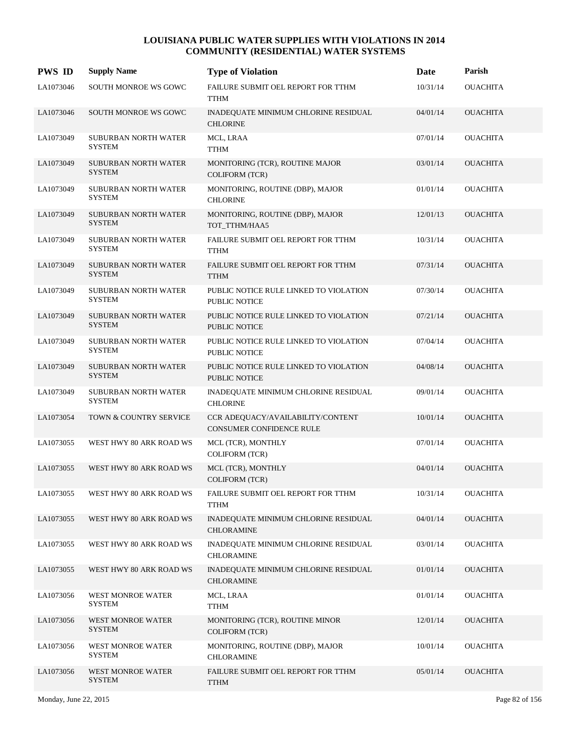# LOUISIANA PUBLIC WATER SUPPLIES WITH VIOLATIONS IN 2014
## COMMUNITY (RESIDENTIAL) WATER SYSTEMS

| PWS ID | Supply Name | Type of Violation | Date | Parish |
|---|---|---|---|---|
| LA1073046 | SOUTH MONROE WS GOWC | FAILURE SUBMIT OEL REPORT FOR TTHM<br>TTHM | 10/31/14 | OUACHITA |
| LA1073046 | SOUTH MONROE WS GOWC | INADEQUATE MINIMUM CHLORINE RESIDUAL<br>CHLORINE | 04/01/14 | OUACHITA |
| LA1073049 | SUBURBAN NORTH WATER SYSTEM | MCL, LRAA<br>TTHM | 07/01/14 | OUACHITA |
| LA1073049 | SUBURBAN NORTH WATER SYSTEM | MONITORING (TCR), ROUTINE MAJOR<br>COLIFORM (TCR) | 03/01/14 | OUACHITA |
| LA1073049 | SUBURBAN NORTH WATER SYSTEM | MONITORING, ROUTINE (DBP), MAJOR<br>CHLORINE | 01/01/14 | OUACHITA |
| LA1073049 | SUBURBAN NORTH WATER SYSTEM | MONITORING, ROUTINE (DBP), MAJOR<br>TOT_TTHM/HAA5 | 12/01/13 | OUACHITA |
| LA1073049 | SUBURBAN NORTH WATER SYSTEM | FAILURE SUBMIT OEL REPORT FOR TTHM<br>TTHM | 10/31/14 | OUACHITA |
| LA1073049 | SUBURBAN NORTH WATER SYSTEM | FAILURE SUBMIT OEL REPORT FOR TTHM<br>TTHM | 07/31/14 | OUACHITA |
| LA1073049 | SUBURBAN NORTH WATER SYSTEM | PUBLIC NOTICE RULE LINKED TO VIOLATION<br>PUBLIC NOTICE | 07/30/14 | OUACHITA |
| LA1073049 | SUBURBAN NORTH WATER SYSTEM | PUBLIC NOTICE RULE LINKED TO VIOLATION<br>PUBLIC NOTICE | 07/21/14 | OUACHITA |
| LA1073049 | SUBURBAN NORTH WATER SYSTEM | PUBLIC NOTICE RULE LINKED TO VIOLATION<br>PUBLIC NOTICE | 07/04/14 | OUACHITA |
| LA1073049 | SUBURBAN NORTH WATER SYSTEM | PUBLIC NOTICE RULE LINKED TO VIOLATION<br>PUBLIC NOTICE | 04/08/14 | OUACHITA |
| LA1073049 | SUBURBAN NORTH WATER SYSTEM | INADEQUATE MINIMUM CHLORINE RESIDUAL<br>CHLORINE | 09/01/14 | OUACHITA |
| LA1073054 | TOWN & COUNTRY SERVICE | CCR ADEQUACY/AVAILABILITY/CONTENT<br>CONSUMER CONFIDENCE RULE | 10/01/14 | OUACHITA |
| LA1073055 | WEST HWY 80 ARK ROAD WS | MCL (TCR), MONTHLY<br>COLIFORM (TCR) | 07/01/14 | OUACHITA |
| LA1073055 | WEST HWY 80 ARK ROAD WS | MCL (TCR), MONTHLY<br>COLIFORM (TCR) | 04/01/14 | OUACHITA |
| LA1073055 | WEST HWY 80 ARK ROAD WS | FAILURE SUBMIT OEL REPORT FOR TTHM<br>TTHM | 10/31/14 | OUACHITA |
| LA1073055 | WEST HWY 80 ARK ROAD WS | INADEQUATE MINIMUM CHLORINE RESIDUAL<br>CHLORAMINE | 04/01/14 | OUACHITA |
| LA1073055 | WEST HWY 80 ARK ROAD WS | INADEQUATE MINIMUM CHLORINE RESIDUAL<br>CHLORAMINE | 03/01/14 | OUACHITA |
| LA1073055 | WEST HWY 80 ARK ROAD WS | INADEQUATE MINIMUM CHLORINE RESIDUAL<br>CHLORAMINE | 01/01/14 | OUACHITA |
| LA1073056 | WEST MONROE WATER SYSTEM | MCL, LRAA<br>TTHM | 01/01/14 | OUACHITA |
| LA1073056 | WEST MONROE WATER SYSTEM | MONITORING (TCR), ROUTINE MINOR<br>COLIFORM (TCR) | 12/01/14 | OUACHITA |
| LA1073056 | WEST MONROE WATER SYSTEM | MONITORING, ROUTINE (DBP), MAJOR<br>CHLORAMINE | 10/01/14 | OUACHITA |
| LA1073056 | WEST MONROE WATER SYSTEM | FAILURE SUBMIT OEL REPORT FOR TTHM<br>TTHM | 05/01/14 | OUACHITA |

Monday, June 22, 2015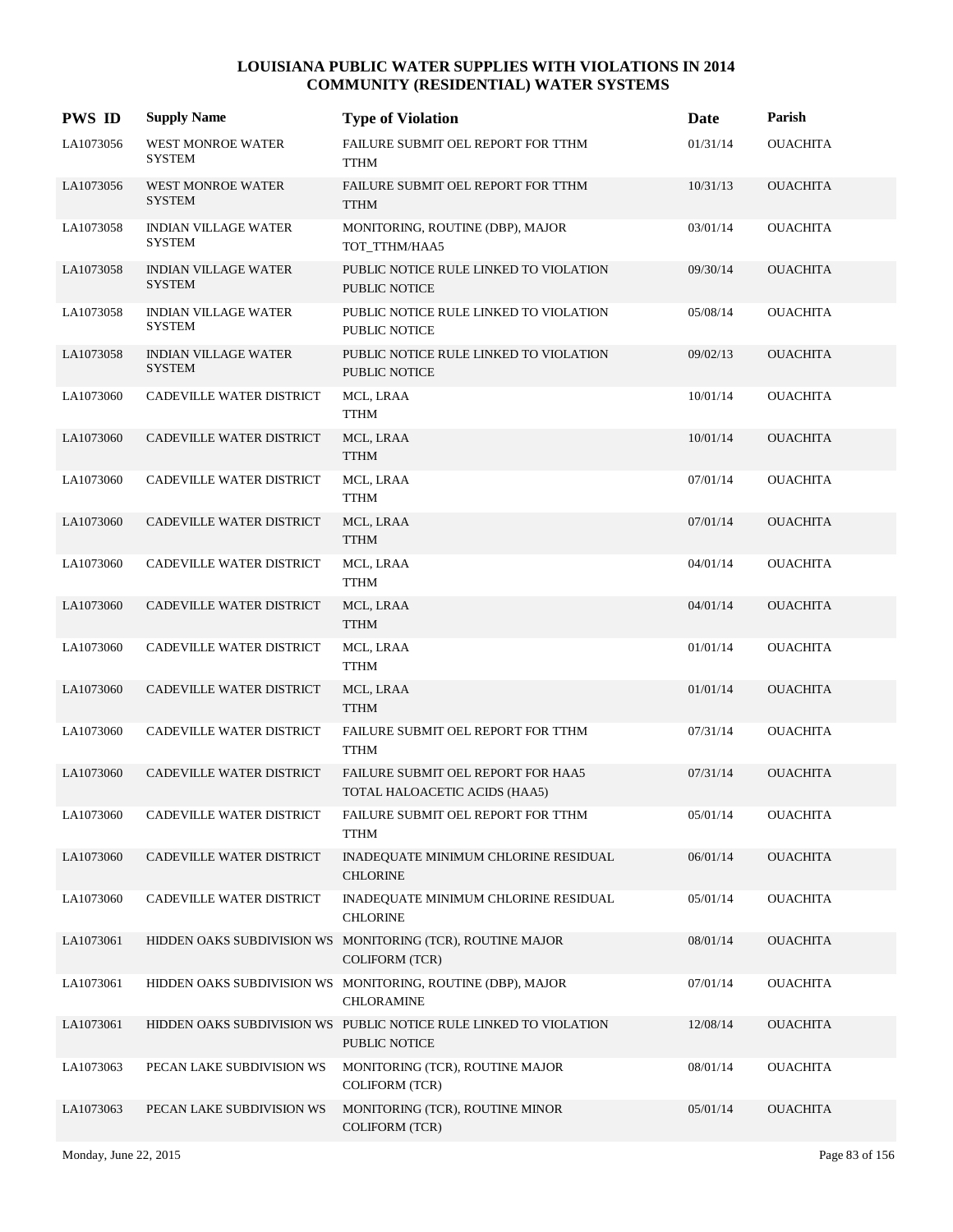# LOUISIANA PUBLIC WATER SUPPLIES WITH VIOLATIONS IN 2014
## COMMUNITY (RESIDENTIAL) WATER SYSTEMS

| PWS ID | Supply Name | Type of Violation | Date | Parish |
|---|---|---|---|---|
| LA1073056 | WEST MONROE WATER SYSTEM | FAILURE SUBMIT OEL REPORT FOR TTHM TTHM | 01/31/14 | OUACHITA |
| LA1073056 | WEST MONROE WATER SYSTEM | FAILURE SUBMIT OEL REPORT FOR TTHM TTHM | 10/31/13 | OUACHITA |
| LA1073058 | INDIAN VILLAGE WATER SYSTEM | MONITORING, ROUTINE (DBP), MAJOR TOT_TTHM/HAA5 | 03/01/14 | OUACHITA |
| LA1073058 | INDIAN VILLAGE WATER SYSTEM | PUBLIC NOTICE RULE LINKED TO VIOLATION PUBLIC NOTICE | 09/30/14 | OUACHITA |
| LA1073058 | INDIAN VILLAGE WATER SYSTEM | PUBLIC NOTICE RULE LINKED TO VIOLATION PUBLIC NOTICE | 05/08/14 | OUACHITA |
| LA1073058 | INDIAN VILLAGE WATER SYSTEM | PUBLIC NOTICE RULE LINKED TO VIOLATION PUBLIC NOTICE | 09/02/13 | OUACHITA |
| LA1073060 | CADEVILLE WATER DISTRICT | MCL, LRAA TTHM | 10/01/14 | OUACHITA |
| LA1073060 | CADEVILLE WATER DISTRICT | MCL, LRAA TTHM | 10/01/14 | OUACHITA |
| LA1073060 | CADEVILLE WATER DISTRICT | MCL, LRAA TTHM | 07/01/14 | OUACHITA |
| LA1073060 | CADEVILLE WATER DISTRICT | MCL, LRAA TTHM | 07/01/14 | OUACHITA |
| LA1073060 | CADEVILLE WATER DISTRICT | MCL, LRAA TTHM | 04/01/14 | OUACHITA |
| LA1073060 | CADEVILLE WATER DISTRICT | MCL, LRAA TTHM | 04/01/14 | OUACHITA |
| LA1073060 | CADEVILLE WATER DISTRICT | MCL, LRAA TTHM | 01/01/14 | OUACHITA |
| LA1073060 | CADEVILLE WATER DISTRICT | MCL, LRAA TTHM | 01/01/14 | OUACHITA |
| LA1073060 | CADEVILLE WATER DISTRICT | FAILURE SUBMIT OEL REPORT FOR TTHM TTHM | 07/31/14 | OUACHITA |
| LA1073060 | CADEVILLE WATER DISTRICT | FAILURE SUBMIT OEL REPORT FOR HAA5 TOTAL HALOACETIC ACIDS (HAA5) | 07/31/14 | OUACHITA |
| LA1073060 | CADEVILLE WATER DISTRICT | FAILURE SUBMIT OEL REPORT FOR TTHM TTHM | 05/01/14 | OUACHITA |
| LA1073060 | CADEVILLE WATER DISTRICT | INADEQUATE MINIMUM CHLORINE RESIDUAL CHLORINE | 06/01/14 | OUACHITA |
| LA1073060 | CADEVILLE WATER DISTRICT | INADEQUATE MINIMUM CHLORINE RESIDUAL CHLORINE | 05/01/14 | OUACHITA |
| LA1073061 | HIDDEN OAKS SUBDIVISION WS | MONITORING (TCR), ROUTINE MAJOR COLIFORM (TCR) | 08/01/14 | OUACHITA |
| LA1073061 | HIDDEN OAKS SUBDIVISION WS | MONITORING, ROUTINE (DBP), MAJOR CHLORAMINE | 07/01/14 | OUACHITA |
| LA1073061 | HIDDEN OAKS SUBDIVISION WS | PUBLIC NOTICE RULE LINKED TO VIOLATION PUBLIC NOTICE | 12/08/14 | OUACHITA |
| LA1073063 | PECAN LAKE SUBDIVISION WS | MONITORING (TCR), ROUTINE MAJOR COLIFORM (TCR) | 08/01/14 | OUACHITA |
| LA1073063 | PECAN LAKE SUBDIVISION WS | MONITORING (TCR), ROUTINE MINOR COLIFORM (TCR) | 05/01/14 | OUACHITA |

Monday, June 22, 2015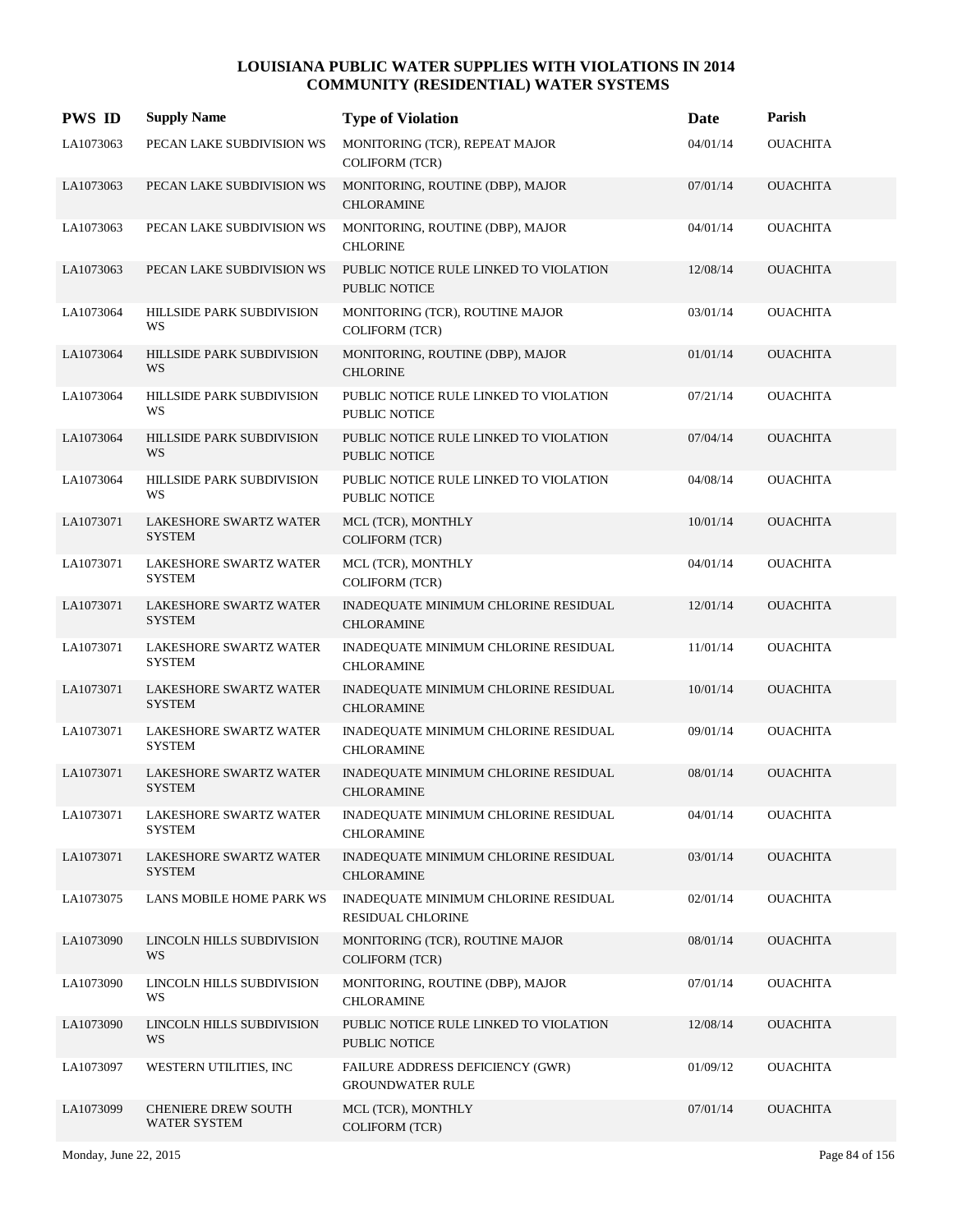# LOUISIANA PUBLIC WATER SUPPLIES WITH VIOLATIONS IN 2014
## COMMUNITY (RESIDENTIAL) WATER SYSTEMS

| PWS ID | Supply Name | Type of Violation | Date | Parish |
|---|---|---|---|---|
| LA1073063 | PECAN LAKE SUBDIVISION WS | MONITORING (TCR), REPEAT MAJOR COLIFORM (TCR) | 04/01/14 | OUACHITA |
| LA1073063 | PECAN LAKE SUBDIVISION WS | MONITORING, ROUTINE (DBP), MAJOR CHLORAMINE | 07/01/14 | OUACHITA |
| LA1073063 | PECAN LAKE SUBDIVISION WS | MONITORING, ROUTINE (DBP), MAJOR CHLORINE | 04/01/14 | OUACHITA |
| LA1073063 | PECAN LAKE SUBDIVISION WS | PUBLIC NOTICE RULE LINKED TO VIOLATION PUBLIC NOTICE | 12/08/14 | OUACHITA |
| LA1073064 | HILLSIDE PARK SUBDIVISION WS | MONITORING (TCR), ROUTINE MAJOR COLIFORM (TCR) | 03/01/14 | OUACHITA |
| LA1073064 | HILLSIDE PARK SUBDIVISION WS | MONITORING, ROUTINE (DBP), MAJOR CHLORINE | 01/01/14 | OUACHITA |
| LA1073064 | HILLSIDE PARK SUBDIVISION WS | PUBLIC NOTICE RULE LINKED TO VIOLATION PUBLIC NOTICE | 07/21/14 | OUACHITA |
| LA1073064 | HILLSIDE PARK SUBDIVISION WS | PUBLIC NOTICE RULE LINKED TO VIOLATION PUBLIC NOTICE | 07/04/14 | OUACHITA |
| LA1073064 | HILLSIDE PARK SUBDIVISION WS | PUBLIC NOTICE RULE LINKED TO VIOLATION PUBLIC NOTICE | 04/08/14 | OUACHITA |
| LA1073071 | LAKESHORE SWARTZ WATER SYSTEM | MCL (TCR), MONTHLY COLIFORM (TCR) | 10/01/14 | OUACHITA |
| LA1073071 | LAKESHORE SWARTZ WATER SYSTEM | MCL (TCR), MONTHLY COLIFORM (TCR) | 04/01/14 | OUACHITA |
| LA1073071 | LAKESHORE SWARTZ WATER SYSTEM | INADEQUATE MINIMUM CHLORINE RESIDUAL CHLORAMINE | 12/01/14 | OUACHITA |
| LA1073071 | LAKESHORE SWARTZ WATER SYSTEM | INADEQUATE MINIMUM CHLORINE RESIDUAL CHLORAMINE | 11/01/14 | OUACHITA |
| LA1073071 | LAKESHORE SWARTZ WATER SYSTEM | INADEQUATE MINIMUM CHLORINE RESIDUAL CHLORAMINE | 10/01/14 | OUACHITA |
| LA1073071 | LAKESHORE SWARTZ WATER SYSTEM | INADEQUATE MINIMUM CHLORINE RESIDUAL CHLORAMINE | 09/01/14 | OUACHITA |
| LA1073071 | LAKESHORE SWARTZ WATER SYSTEM | INADEQUATE MINIMUM CHLORINE RESIDUAL CHLORAMINE | 08/01/14 | OUACHITA |
| LA1073071 | LAKESHORE SWARTZ WATER SYSTEM | INADEQUATE MINIMUM CHLORINE RESIDUAL CHLORAMINE | 04/01/14 | OUACHITA |
| LA1073071 | LAKESHORE SWARTZ WATER SYSTEM | INADEQUATE MINIMUM CHLORINE RESIDUAL CHLORAMINE | 03/01/14 | OUACHITA |
| LA1073075 | LANS MOBILE HOME PARK WS | INADEQUATE MINIMUM CHLORINE RESIDUAL RESIDUAL CHLORINE | 02/01/14 | OUACHITA |
| LA1073090 | LINCOLN HILLS SUBDIVISION WS | MONITORING (TCR), ROUTINE MAJOR COLIFORM (TCR) | 08/01/14 | OUACHITA |
| LA1073090 | LINCOLN HILLS SUBDIVISION WS | MONITORING, ROUTINE (DBP), MAJOR CHLORAMINE | 07/01/14 | OUACHITA |
| LA1073090 | LINCOLN HILLS SUBDIVISION WS | PUBLIC NOTICE RULE LINKED TO VIOLATION PUBLIC NOTICE | 12/08/14 | OUACHITA |
| LA1073097 | WESTERN UTILITIES, INC | FAILURE ADDRESS DEFICIENCY (GWR) GROUNDWATER RULE | 01/09/12 | OUACHITA |
| LA1073099 | CHENIERE DREW SOUTH WATER SYSTEM | MCL (TCR), MONTHLY COLIFORM (TCR) | 07/01/14 | OUACHITA |

Monday, June 22, 2015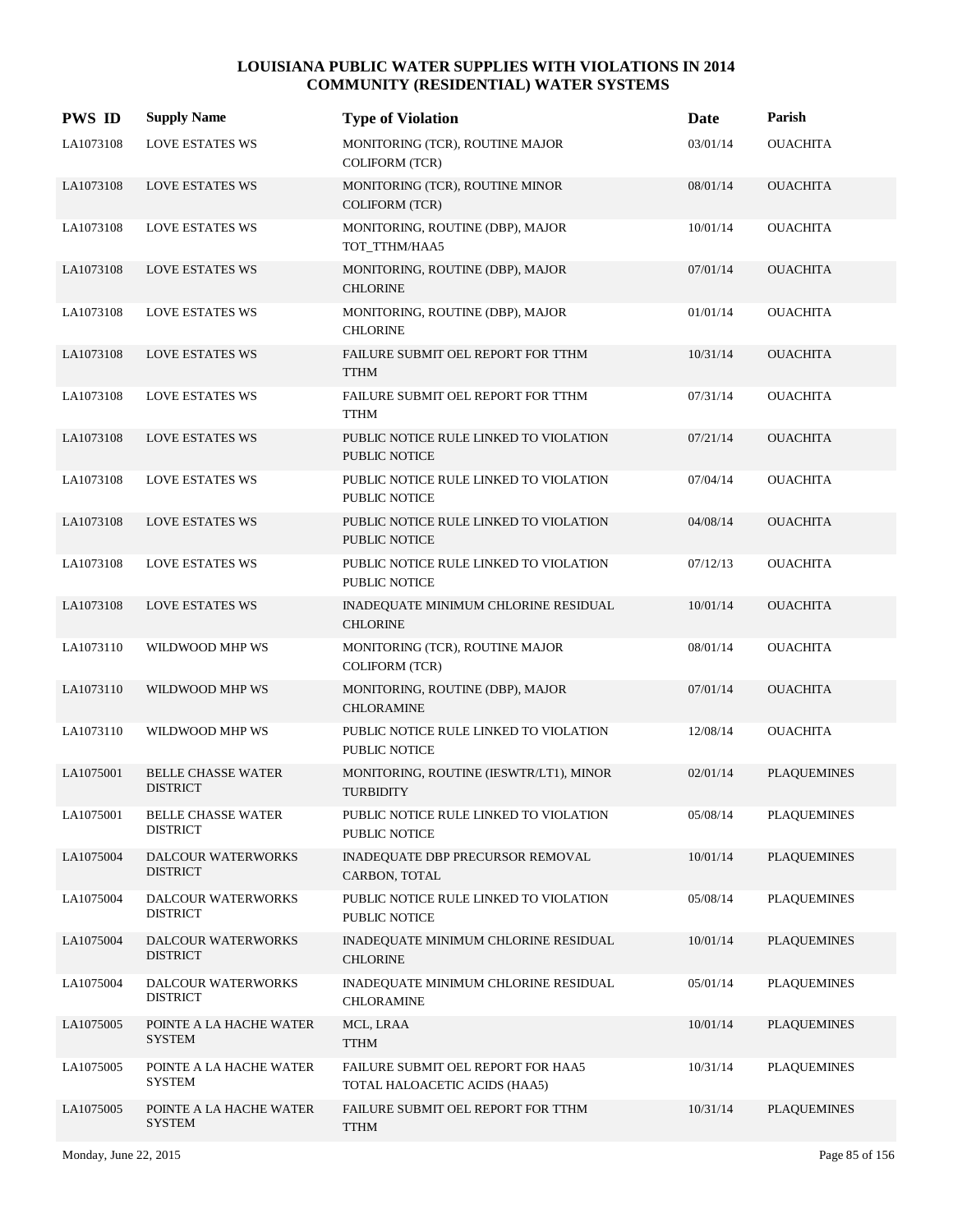# LOUISIANA PUBLIC WATER SUPPLIES WITH VIOLATIONS IN 2014
## COMMUNITY (RESIDENTIAL) WATER SYSTEMS

| PWS ID | Supply Name | Type of Violation | Date | Parish |
|---|---|---|---|---|
| LA1073108 | LOVE ESTATES WS | MONITORING (TCR), ROUTINE MAJOR COLIFORM (TCR) | 03/01/14 | OUACHITA |
| LA1073108 | LOVE ESTATES WS | MONITORING (TCR), ROUTINE MINOR COLIFORM (TCR) | 08/01/14 | OUACHITA |
| LA1073108 | LOVE ESTATES WS | MONITORING, ROUTINE (DBP), MAJOR TOT_TTHM/HAA5 | 10/01/14 | OUACHITA |
| LA1073108 | LOVE ESTATES WS | MONITORING, ROUTINE (DBP), MAJOR CHLORINE | 07/01/14 | OUACHITA |
| LA1073108 | LOVE ESTATES WS | MONITORING, ROUTINE (DBP), MAJOR CHLORINE | 01/01/14 | OUACHITA |
| LA1073108 | LOVE ESTATES WS | FAILURE SUBMIT OEL REPORT FOR TTHM TTHM | 10/31/14 | OUACHITA |
| LA1073108 | LOVE ESTATES WS | FAILURE SUBMIT OEL REPORT FOR TTHM TTHM | 07/31/14 | OUACHITA |
| LA1073108 | LOVE ESTATES WS | PUBLIC NOTICE RULE LINKED TO VIOLATION PUBLIC NOTICE | 07/21/14 | OUACHITA |
| LA1073108 | LOVE ESTATES WS | PUBLIC NOTICE RULE LINKED TO VIOLATION PUBLIC NOTICE | 07/04/14 | OUACHITA |
| LA1073108 | LOVE ESTATES WS | PUBLIC NOTICE RULE LINKED TO VIOLATION PUBLIC NOTICE | 04/08/14 | OUACHITA |
| LA1073108 | LOVE ESTATES WS | PUBLIC NOTICE RULE LINKED TO VIOLATION PUBLIC NOTICE | 07/12/13 | OUACHITA |
| LA1073108 | LOVE ESTATES WS | INADEQUATE MINIMUM CHLORINE RESIDUAL CHLORINE | 10/01/14 | OUACHITA |
| LA1073110 | WILDWOOD MHP WS | MONITORING (TCR), ROUTINE MAJOR COLIFORM (TCR) | 08/01/14 | OUACHITA |
| LA1073110 | WILDWOOD MHP WS | MONITORING, ROUTINE (DBP), MAJOR CHLORAMINE | 07/01/14 | OUACHITA |
| LA1073110 | WILDWOOD MHP WS | PUBLIC NOTICE RULE LINKED TO VIOLATION PUBLIC NOTICE | 12/08/14 | OUACHITA |
| LA1075001 | BELLE CHASSE WATER DISTRICT | MONITORING, ROUTINE (IESWTR/LT1), MINOR TURBIDITY | 02/01/14 | PLAQUEMINES |
| LA1075001 | BELLE CHASSE WATER DISTRICT | PUBLIC NOTICE RULE LINKED TO VIOLATION PUBLIC NOTICE | 05/08/14 | PLAQUEMINES |
| LA1075004 | DALCOUR WATERWORKS DISTRICT | INADEQUATE DBP PRECURSOR REMOVAL CARBON, TOTAL | 10/01/14 | PLAQUEMINES |
| LA1075004 | DALCOUR WATERWORKS DISTRICT | PUBLIC NOTICE RULE LINKED TO VIOLATION PUBLIC NOTICE | 05/08/14 | PLAQUEMINES |
| LA1075004 | DALCOUR WATERWORKS DISTRICT | INADEQUATE MINIMUM CHLORINE RESIDUAL CHLORINE | 10/01/14 | PLAQUEMINES |
| LA1075004 | DALCOUR WATERWORKS DISTRICT | INADEQUATE MINIMUM CHLORINE RESIDUAL CHLORAMINE | 05/01/14 | PLAQUEMINES |
| LA1075005 | POINTE A LA HACHE WATER SYSTEM | MCL, LRAA TTHM | 10/01/14 | PLAQUEMINES |
| LA1075005 | POINTE A LA HACHE WATER SYSTEM | FAILURE SUBMIT OEL REPORT FOR HAA5 TOTAL HALOACETIC ACIDS (HAA5) | 10/31/14 | PLAQUEMINES |
| LA1075005 | POINTE A LA HACHE WATER SYSTEM | FAILURE SUBMIT OEL REPORT FOR TTHM TTHM | 10/31/14 | PLAQUEMINES |

Monday, June 22, 2015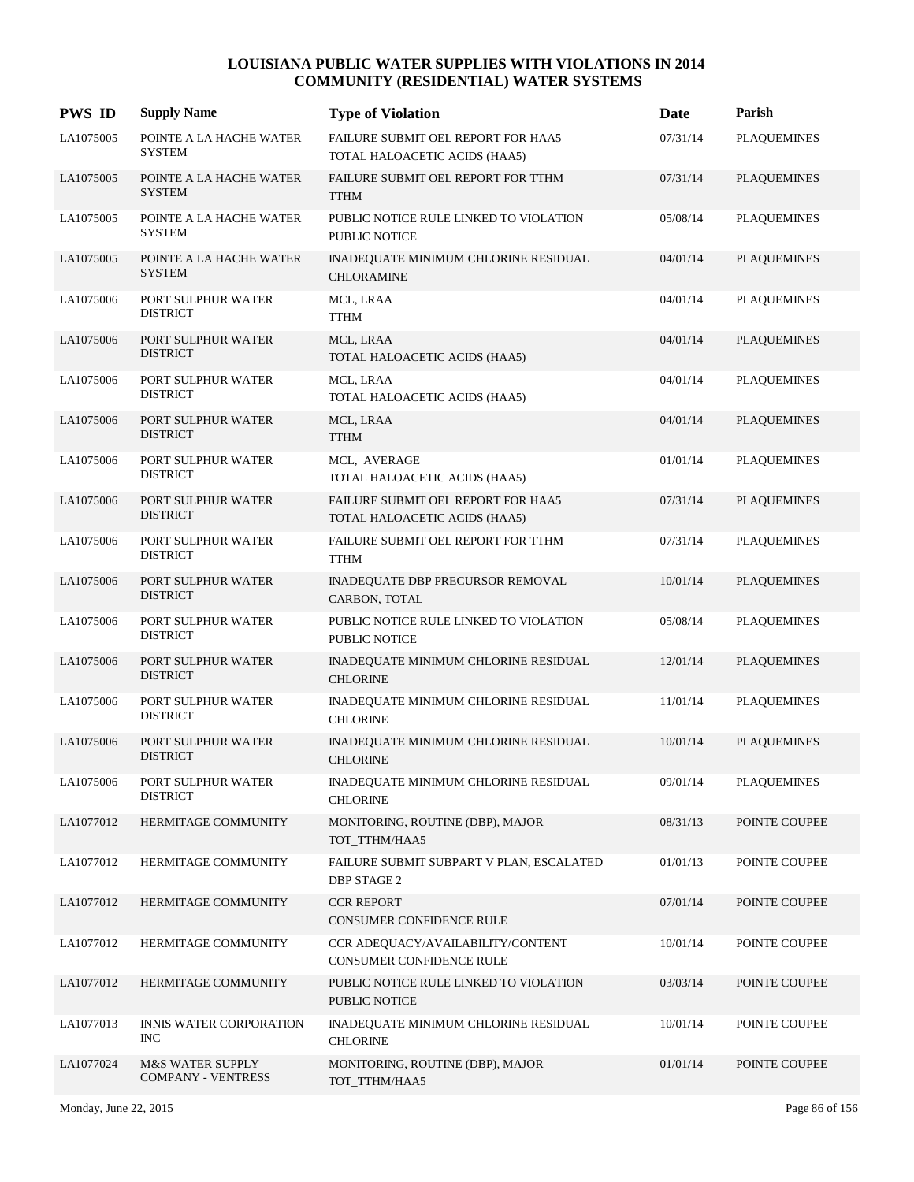# LOUISIANA PUBLIC WATER SUPPLIES WITH VIOLATIONS IN 2014
## COMMUNITY (RESIDENTIAL) WATER SYSTEMS

| PWS ID | Supply Name | Type of Violation | Date | Parish |
|---|---|---|---|---|
| LA1075005 | POINTE A LA HACHE WATER SYSTEM | FAILURE SUBMIT OEL REPORT FOR HAA5 TOTAL HALOACETIC ACIDS (HAA5) | 07/31/14 | PLAQUEMINES |
| LA1075005 | POINTE A LA HACHE WATER SYSTEM | FAILURE SUBMIT OEL REPORT FOR TTHM TTHM | 07/31/14 | PLAQUEMINES |
| LA1075005 | POINTE A LA HACHE WATER SYSTEM | PUBLIC NOTICE RULE LINKED TO VIOLATION PUBLIC NOTICE | 05/08/14 | PLAQUEMINES |
| LA1075005 | POINTE A LA HACHE WATER SYSTEM | INADEQUATE MINIMUM CHLORINE RESIDUAL CHLORAMINE | 04/01/14 | PLAQUEMINES |
| LA1075006 | PORT SULPHUR WATER DISTRICT | MCL, LRAA TTHM | 04/01/14 | PLAQUEMINES |
| LA1075006 | PORT SULPHUR WATER DISTRICT | MCL, LRAA TOTAL HALOACETIC ACIDS (HAA5) | 04/01/14 | PLAQUEMINES |
| LA1075006 | PORT SULPHUR WATER DISTRICT | MCL, LRAA TOTAL HALOACETIC ACIDS (HAA5) | 04/01/14 | PLAQUEMINES |
| LA1075006 | PORT SULPHUR WATER DISTRICT | MCL, LRAA TTHM | 04/01/14 | PLAQUEMINES |
| LA1075006 | PORT SULPHUR WATER DISTRICT | MCL, AVERAGE TOTAL HALOACETIC ACIDS (HAA5) | 01/01/14 | PLAQUEMINES |
| LA1075006 | PORT SULPHUR WATER DISTRICT | FAILURE SUBMIT OEL REPORT FOR HAA5 TOTAL HALOACETIC ACIDS (HAA5) | 07/31/14 | PLAQUEMINES |
| LA1075006 | PORT SULPHUR WATER DISTRICT | FAILURE SUBMIT OEL REPORT FOR TTHM TTHM | 07/31/14 | PLAQUEMINES |
| LA1075006 | PORT SULPHUR WATER DISTRICT | INADEQUATE DBP PRECURSOR REMOVAL CARBON, TOTAL | 10/01/14 | PLAQUEMINES |
| LA1075006 | PORT SULPHUR WATER DISTRICT | PUBLIC NOTICE RULE LINKED TO VIOLATION PUBLIC NOTICE | 05/08/14 | PLAQUEMINES |
| LA1075006 | PORT SULPHUR WATER DISTRICT | INADEQUATE MINIMUM CHLORINE RESIDUAL CHLORINE | 12/01/14 | PLAQUEMINES |
| LA1075006 | PORT SULPHUR WATER DISTRICT | INADEQUATE MINIMUM CHLORINE RESIDUAL CHLORINE | 11/01/14 | PLAQUEMINES |
| LA1075006 | PORT SULPHUR WATER DISTRICT | INADEQUATE MINIMUM CHLORINE RESIDUAL CHLORINE | 10/01/14 | PLAQUEMINES |
| LA1075006 | PORT SULPHUR WATER DISTRICT | INADEQUATE MINIMUM CHLORINE RESIDUAL CHLORINE | 09/01/14 | PLAQUEMINES |
| LA1077012 | HERMITAGE COMMUNITY | MONITORING, ROUTINE (DBP), MAJOR TOT_TTHM/HAA5 | 08/31/13 | POINTE COUPEE |
| LA1077012 | HERMITAGE COMMUNITY | FAILURE SUBMIT SUBPART V PLAN, ESCALATED DBP STAGE 2 | 01/01/13 | POINTE COUPEE |
| LA1077012 | HERMITAGE COMMUNITY | CCR REPORT CONSUMER CONFIDENCE RULE | 07/01/14 | POINTE COUPEE |
| LA1077012 | HERMITAGE COMMUNITY | CCR ADEQUACY/AVAILABILITY/CONTENT CONSUMER CONFIDENCE RULE | 10/01/14 | POINTE COUPEE |
| LA1077012 | HERMITAGE COMMUNITY | PUBLIC NOTICE RULE LINKED TO VIOLATION PUBLIC NOTICE | 03/03/14 | POINTE COUPEE |
| LA1077013 | INNIS WATER CORPORATION INC | INADEQUATE MINIMUM CHLORINE RESIDUAL CHLORINE | 10/01/14 | POINTE COUPEE |
| LA1077024 | M&S WATER SUPPLY COMPANY - VENTRESS | MONITORING, ROUTINE (DBP), MAJOR TOT_TTHM/HAA5 | 01/01/14 | POINTE COUPEE |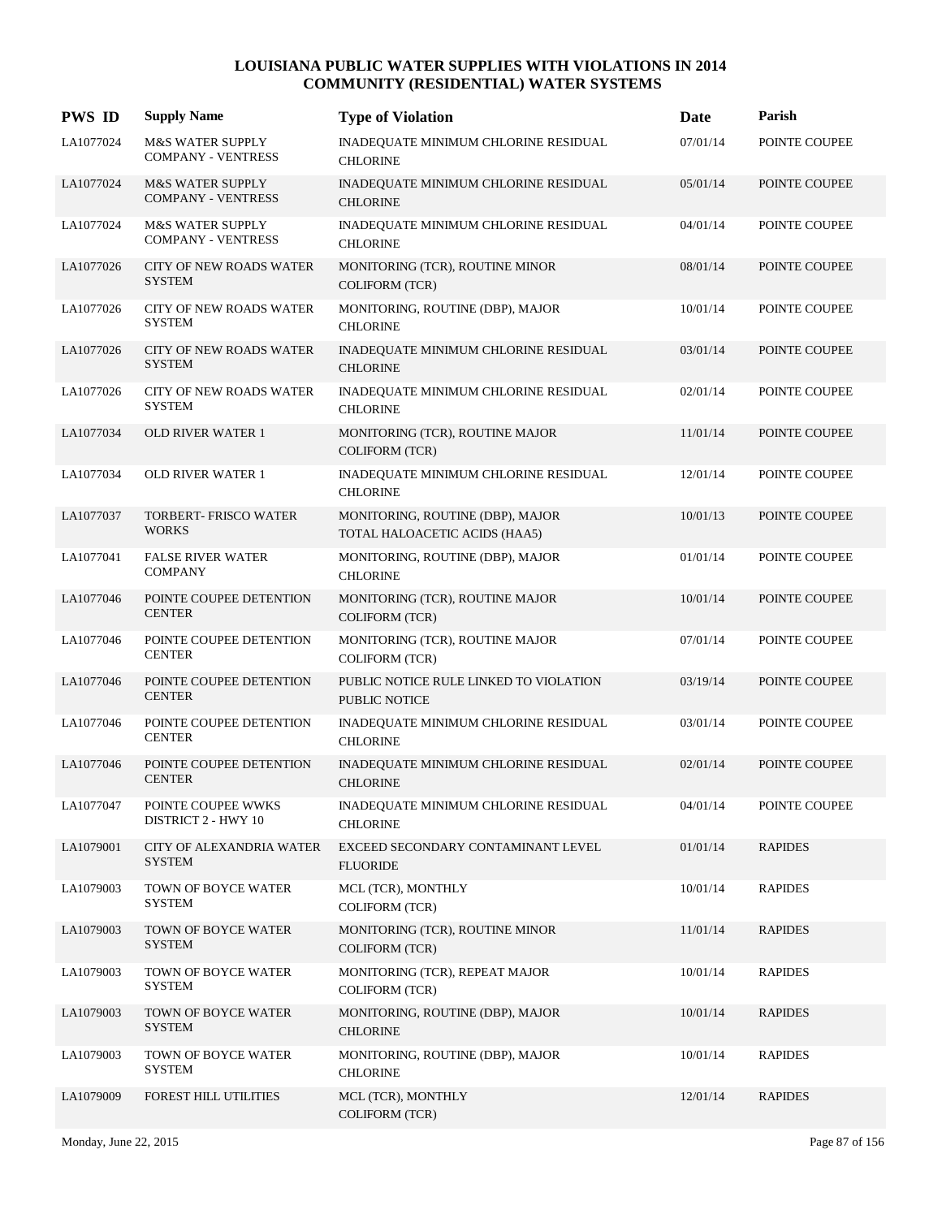# LOUISIANA PUBLIC WATER SUPPLIES WITH VIOLATIONS IN 2014
## COMMUNITY (RESIDENTIAL) WATER SYSTEMS

| PWS ID | Supply Name | Type of Violation | Date | Parish |
|---|---|---|---|---|
| LA1077024 | M&S WATER SUPPLY COMPANY - VENTRESS | INADEQUATE MINIMUM CHLORINE RESIDUAL CHLORINE | 07/01/14 | POINTE COUPEE |
| LA1077024 | M&S WATER SUPPLY COMPANY - VENTRESS | INADEQUATE MINIMUM CHLORINE RESIDUAL CHLORINE | 05/01/14 | POINTE COUPEE |
| LA1077024 | M&S WATER SUPPLY COMPANY - VENTRESS | INADEQUATE MINIMUM CHLORINE RESIDUAL CHLORINE | 04/01/14 | POINTE COUPEE |
| LA1077026 | CITY OF NEW ROADS WATER SYSTEM | MONITORING (TCR), ROUTINE MINOR COLIFORM (TCR) | 08/01/14 | POINTE COUPEE |
| LA1077026 | CITY OF NEW ROADS WATER SYSTEM | MONITORING, ROUTINE (DBP), MAJOR CHLORINE | 10/01/14 | POINTE COUPEE |
| LA1077026 | CITY OF NEW ROADS WATER SYSTEM | INADEQUATE MINIMUM CHLORINE RESIDUAL CHLORINE | 03/01/14 | POINTE COUPEE |
| LA1077026 | CITY OF NEW ROADS WATER SYSTEM | INADEQUATE MINIMUM CHLORINE RESIDUAL CHLORINE | 02/01/14 | POINTE COUPEE |
| LA1077034 | OLD RIVER WATER 1 | MONITORING (TCR), ROUTINE MAJOR COLIFORM (TCR) | 11/01/14 | POINTE COUPEE |
| LA1077034 | OLD RIVER WATER 1 | INADEQUATE MINIMUM CHLORINE RESIDUAL CHLORINE | 12/01/14 | POINTE COUPEE |
| LA1077037 | TORBERT- FRISCO WATER WORKS | MONITORING, ROUTINE (DBP), MAJOR TOTAL HALOACETIC ACIDS (HAA5) | 10/01/13 | POINTE COUPEE |
| LA1077041 | FALSE RIVER WATER COMPANY | MONITORING, ROUTINE (DBP), MAJOR CHLORINE | 01/01/14 | POINTE COUPEE |
| LA1077046 | POINTE COUPEE DETENTION CENTER | MONITORING (TCR), ROUTINE MAJOR COLIFORM (TCR) | 10/01/14 | POINTE COUPEE |
| LA1077046 | POINTE COUPEE DETENTION CENTER | MONITORING (TCR), ROUTINE MAJOR COLIFORM (TCR) | 07/01/14 | POINTE COUPEE |
| LA1077046 | POINTE COUPEE DETENTION CENTER | PUBLIC NOTICE RULE LINKED TO VIOLATION PUBLIC NOTICE | 03/19/14 | POINTE COUPEE |
| LA1077046 | POINTE COUPEE DETENTION CENTER | INADEQUATE MINIMUM CHLORINE RESIDUAL CHLORINE | 03/01/14 | POINTE COUPEE |
| LA1077046 | POINTE COUPEE DETENTION CENTER | INADEQUATE MINIMUM CHLORINE RESIDUAL CHLORINE | 02/01/14 | POINTE COUPEE |
| LA1077047 | POINTE COUPEE WWKS DISTRICT 2 - HWY 10 | INADEQUATE MINIMUM CHLORINE RESIDUAL CHLORINE | 04/01/14 | POINTE COUPEE |
| LA1079001 | CITY OF ALEXANDRIA WATER SYSTEM | EXCEED SECONDARY CONTAMINANT LEVEL FLUORIDE | 01/01/14 | RAPIDES |
| LA1079003 | TOWN OF BOYCE WATER SYSTEM | MCL (TCR), MONTHLY COLIFORM (TCR) | 10/01/14 | RAPIDES |
| LA1079003 | TOWN OF BOYCE WATER SYSTEM | MONITORING (TCR), ROUTINE MINOR COLIFORM (TCR) | 11/01/14 | RAPIDES |
| LA1079003 | TOWN OF BOYCE WATER SYSTEM | MONITORING (TCR), REPEAT MAJOR COLIFORM (TCR) | 10/01/14 | RAPIDES |
| LA1079003 | TOWN OF BOYCE WATER SYSTEM | MONITORING, ROUTINE (DBP), MAJOR CHLORINE | 10/01/14 | RAPIDES |
| LA1079003 | TOWN OF BOYCE WATER SYSTEM | MONITORING, ROUTINE (DBP), MAJOR CHLORINE | 10/01/14 | RAPIDES |
| LA1079009 | FOREST HILL UTILITIES | MCL (TCR), MONTHLY COLIFORM (TCR) | 12/01/14 | RAPIDES |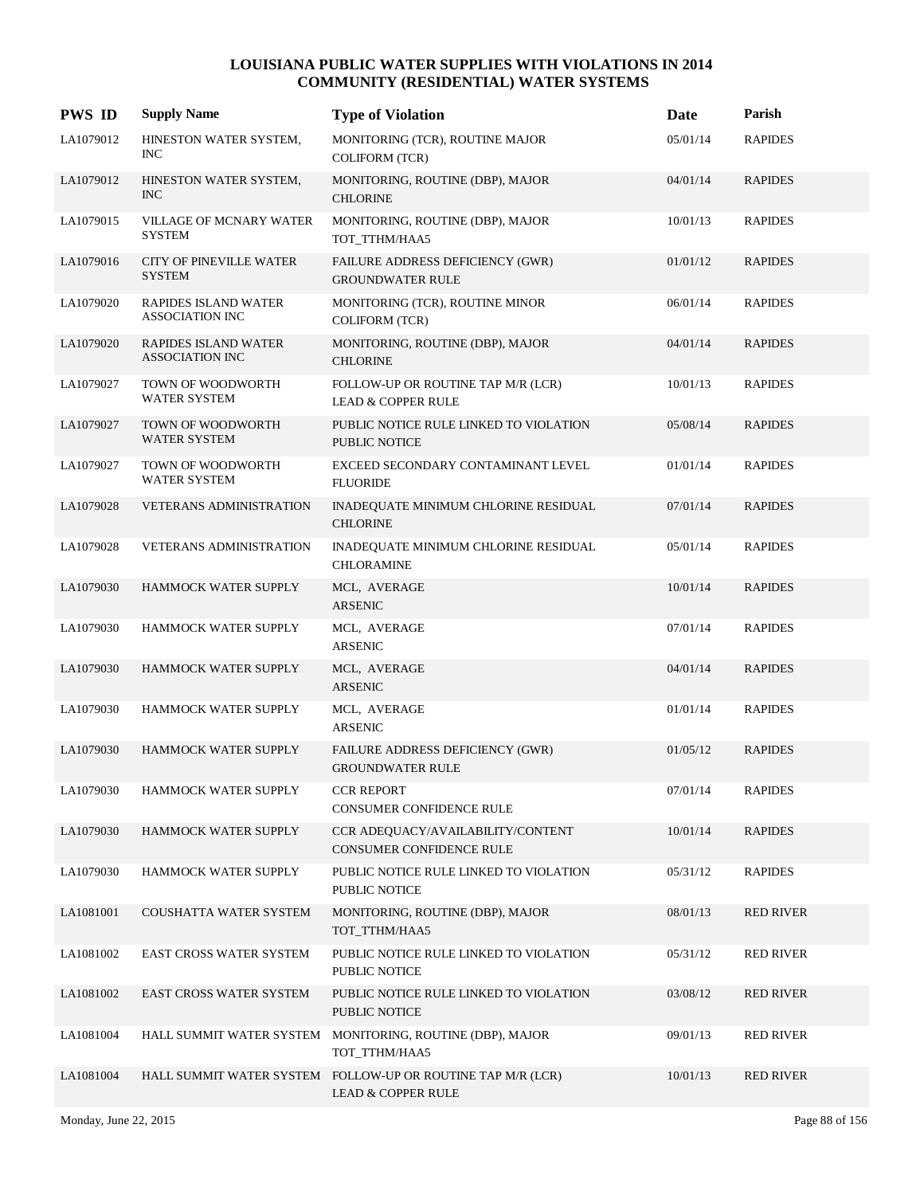# LOUISIANA PUBLIC WATER SUPPLIES WITH VIOLATIONS IN 2014
## COMMUNITY (RESIDENTIAL) WATER SYSTEMS

| PWS ID | Supply Name | Type of Violation | Date | Parish |
|---|---|---|---|---|
| LA1079012 | HINESTON WATER SYSTEM, INC | MONITORING (TCR), ROUTINE MAJOR COLIFORM (TCR) | 05/01/14 | RAPIDES |
| LA1079012 | HINESTON WATER SYSTEM, INC | MONITORING, ROUTINE (DBP), MAJOR CHLORINE | 04/01/14 | RAPIDES |
| LA1079015 | VILLAGE OF MCNARY WATER SYSTEM | MONITORING, ROUTINE (DBP), MAJOR TOT_TTHM/HAA5 | 10/01/13 | RAPIDES |
| LA1079016 | CITY OF PINEVILLE WATER SYSTEM | FAILURE ADDRESS DEFICIENCY (GWR) GROUNDWATER RULE | 01/01/12 | RAPIDES |
| LA1079020 | RAPIDES ISLAND WATER ASSOCIATION INC | MONITORING (TCR), ROUTINE MINOR COLIFORM (TCR) | 06/01/14 | RAPIDES |
| LA1079020 | RAPIDES ISLAND WATER ASSOCIATION INC | MONITORING, ROUTINE (DBP), MAJOR CHLORINE | 04/01/14 | RAPIDES |
| LA1079027 | TOWN OF WOODWORTH WATER SYSTEM | FOLLOW-UP OR ROUTINE TAP M/R (LCR) LEAD & COPPER RULE | 10/01/13 | RAPIDES |
| LA1079027 | TOWN OF WOODWORTH WATER SYSTEM | PUBLIC NOTICE RULE LINKED TO VIOLATION PUBLIC NOTICE | 05/08/14 | RAPIDES |
| LA1079027 | TOWN OF WOODWORTH WATER SYSTEM | EXCEED SECONDARY CONTAMINANT LEVEL FLUORIDE | 01/01/14 | RAPIDES |
| LA1079028 | VETERANS ADMINISTRATION | INADEQUATE MINIMUM CHLORINE RESIDUAL CHLORINE | 07/01/14 | RAPIDES |
| LA1079028 | VETERANS ADMINISTRATION | INADEQUATE MINIMUM CHLORINE RESIDUAL CHLORAMINE | 05/01/14 | RAPIDES |
| LA1079030 | HAMMOCK WATER SUPPLY | MCL, AVERAGE ARSENIC | 10/01/14 | RAPIDES |
| LA1079030 | HAMMOCK WATER SUPPLY | MCL, AVERAGE ARSENIC | 07/01/14 | RAPIDES |
| LA1079030 | HAMMOCK WATER SUPPLY | MCL, AVERAGE ARSENIC | 04/01/14 | RAPIDES |
| LA1079030 | HAMMOCK WATER SUPPLY | MCL, AVERAGE ARSENIC | 01/01/14 | RAPIDES |
| LA1079030 | HAMMOCK WATER SUPPLY | FAILURE ADDRESS DEFICIENCY (GWR) GROUNDWATER RULE | 01/05/12 | RAPIDES |
| LA1079030 | HAMMOCK WATER SUPPLY | CCR REPORT CONSUMER CONFIDENCE RULE | 07/01/14 | RAPIDES |
| LA1079030 | HAMMOCK WATER SUPPLY | CCR ADEQUACY/AVAILABILITY/CONTENT CONSUMER CONFIDENCE RULE | 10/01/14 | RAPIDES |
| LA1079030 | HAMMOCK WATER SUPPLY | PUBLIC NOTICE RULE LINKED TO VIOLATION PUBLIC NOTICE | 05/31/12 | RAPIDES |
| LA1081001 | COUSHATTA WATER SYSTEM | MONITORING, ROUTINE (DBP), MAJOR TOT_TTHM/HAA5 | 08/01/13 | RED RIVER |
| LA1081002 | EAST CROSS WATER SYSTEM | PUBLIC NOTICE RULE LINKED TO VIOLATION PUBLIC NOTICE | 05/31/12 | RED RIVER |
| LA1081002 | EAST CROSS WATER SYSTEM | PUBLIC NOTICE RULE LINKED TO VIOLATION PUBLIC NOTICE | 03/08/12 | RED RIVER |
| LA1081004 | HALL SUMMIT WATER SYSTEM | MONITORING, ROUTINE (DBP), MAJOR TOT_TTHM/HAA5 | 09/01/13 | RED RIVER |
| LA1081004 | HALL SUMMIT WATER SYSTEM | FOLLOW-UP OR ROUTINE TAP M/R (LCR) LEAD & COPPER RULE | 10/01/13 | RED RIVER |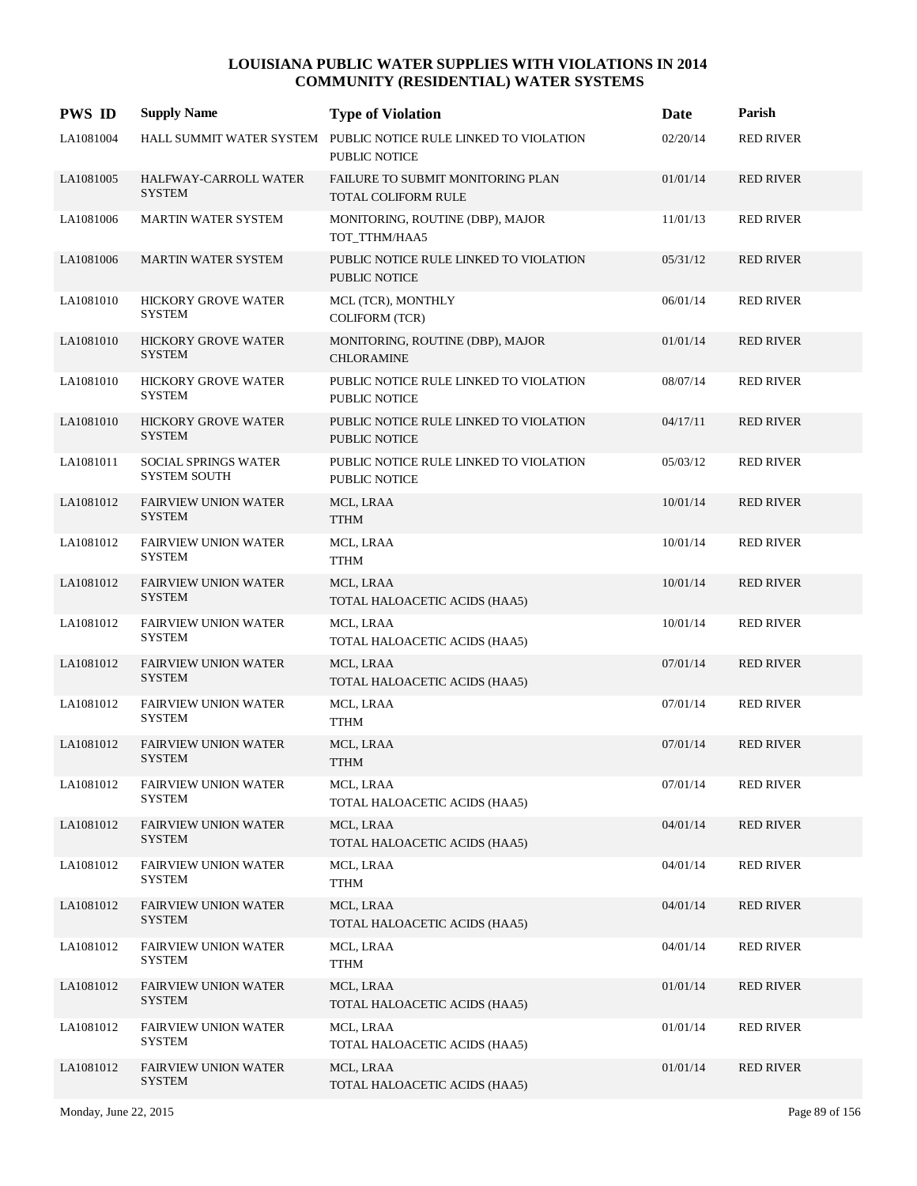# LOUISIANA PUBLIC WATER SUPPLIES WITH VIOLATIONS IN 2014
## COMMUNITY (RESIDENTIAL) WATER SYSTEMS

| PWS ID | Supply Name | Type of Violation | Date | Parish |
|---|---|---|---|---|
| LA1081004 | HALL SUMMIT WATER SYSTEM | PUBLIC NOTICE RULE LINKED TO VIOLATION PUBLIC NOTICE | 02/20/14 | RED RIVER |
| LA1081005 | HALFWAY-CARROLL WATER SYSTEM | FAILURE TO SUBMIT MONITORING PLAN TOTAL COLIFORM RULE | 01/01/14 | RED RIVER |
| LA1081006 | MARTIN WATER SYSTEM | MONITORING, ROUTINE (DBP), MAJOR TOT_TTHM/HAA5 | 11/01/13 | RED RIVER |
| LA1081006 | MARTIN WATER SYSTEM | PUBLIC NOTICE RULE LINKED TO VIOLATION PUBLIC NOTICE | 05/31/12 | RED RIVER |
| LA1081010 | HICKORY GROVE WATER SYSTEM | MCL (TCR), MONTHLY COLIFORM (TCR) | 06/01/14 | RED RIVER |
| LA1081010 | HICKORY GROVE WATER SYSTEM | MONITORING, ROUTINE (DBP), MAJOR CHLORAMINE | 01/01/14 | RED RIVER |
| LA1081010 | HICKORY GROVE WATER SYSTEM | PUBLIC NOTICE RULE LINKED TO VIOLATION PUBLIC NOTICE | 08/07/14 | RED RIVER |
| LA1081010 | HICKORY GROVE WATER SYSTEM | PUBLIC NOTICE RULE LINKED TO VIOLATION PUBLIC NOTICE | 04/17/11 | RED RIVER |
| LA1081011 | SOCIAL SPRINGS WATER SYSTEM SOUTH | PUBLIC NOTICE RULE LINKED TO VIOLATION PUBLIC NOTICE | 05/03/12 | RED RIVER |
| LA1081012 | FAIRVIEW UNION WATER SYSTEM | MCL, LRAA TTHM | 10/01/14 | RED RIVER |
| LA1081012 | FAIRVIEW UNION WATER SYSTEM | MCL, LRAA TTHM | 10/01/14 | RED RIVER |
| LA1081012 | FAIRVIEW UNION WATER SYSTEM | MCL, LRAA TOTAL HALOACETIC ACIDS (HAA5) | 10/01/14 | RED RIVER |
| LA1081012 | FAIRVIEW UNION WATER SYSTEM | MCL, LRAA TOTAL HALOACETIC ACIDS (HAA5) | 10/01/14 | RED RIVER |
| LA1081012 | FAIRVIEW UNION WATER SYSTEM | MCL, LRAA TOTAL HALOACETIC ACIDS (HAA5) | 07/01/14 | RED RIVER |
| LA1081012 | FAIRVIEW UNION WATER SYSTEM | MCL, LRAA TTHM | 07/01/14 | RED RIVER |
| LA1081012 | FAIRVIEW UNION WATER SYSTEM | MCL, LRAA TTHM | 07/01/14 | RED RIVER |
| LA1081012 | FAIRVIEW UNION WATER SYSTEM | MCL, LRAA TOTAL HALOACETIC ACIDS (HAA5) | 07/01/14 | RED RIVER |
| LA1081012 | FAIRVIEW UNION WATER SYSTEM | MCL, LRAA TOTAL HALOACETIC ACIDS (HAA5) | 04/01/14 | RED RIVER |
| LA1081012 | FAIRVIEW UNION WATER SYSTEM | MCL, LRAA TTHM | 04/01/14 | RED RIVER |
| LA1081012 | FAIRVIEW UNION WATER SYSTEM | MCL, LRAA TOTAL HALOACETIC ACIDS (HAA5) | 04/01/14 | RED RIVER |
| LA1081012 | FAIRVIEW UNION WATER SYSTEM | MCL, LRAA TTHM | 04/01/14 | RED RIVER |
| LA1081012 | FAIRVIEW UNION WATER SYSTEM | MCL, LRAA TOTAL HALOACETIC ACIDS (HAA5) | 01/01/14 | RED RIVER |
| LA1081012 | FAIRVIEW UNION WATER SYSTEM | MCL, LRAA TOTAL HALOACETIC ACIDS (HAA5) | 01/01/14 | RED RIVER |
| LA1081012 | FAIRVIEW UNION WATER SYSTEM | MCL, LRAA TOTAL HALOACETIC ACIDS (HAA5) | 01/01/14 | RED RIVER |

Monday, June 22, 2015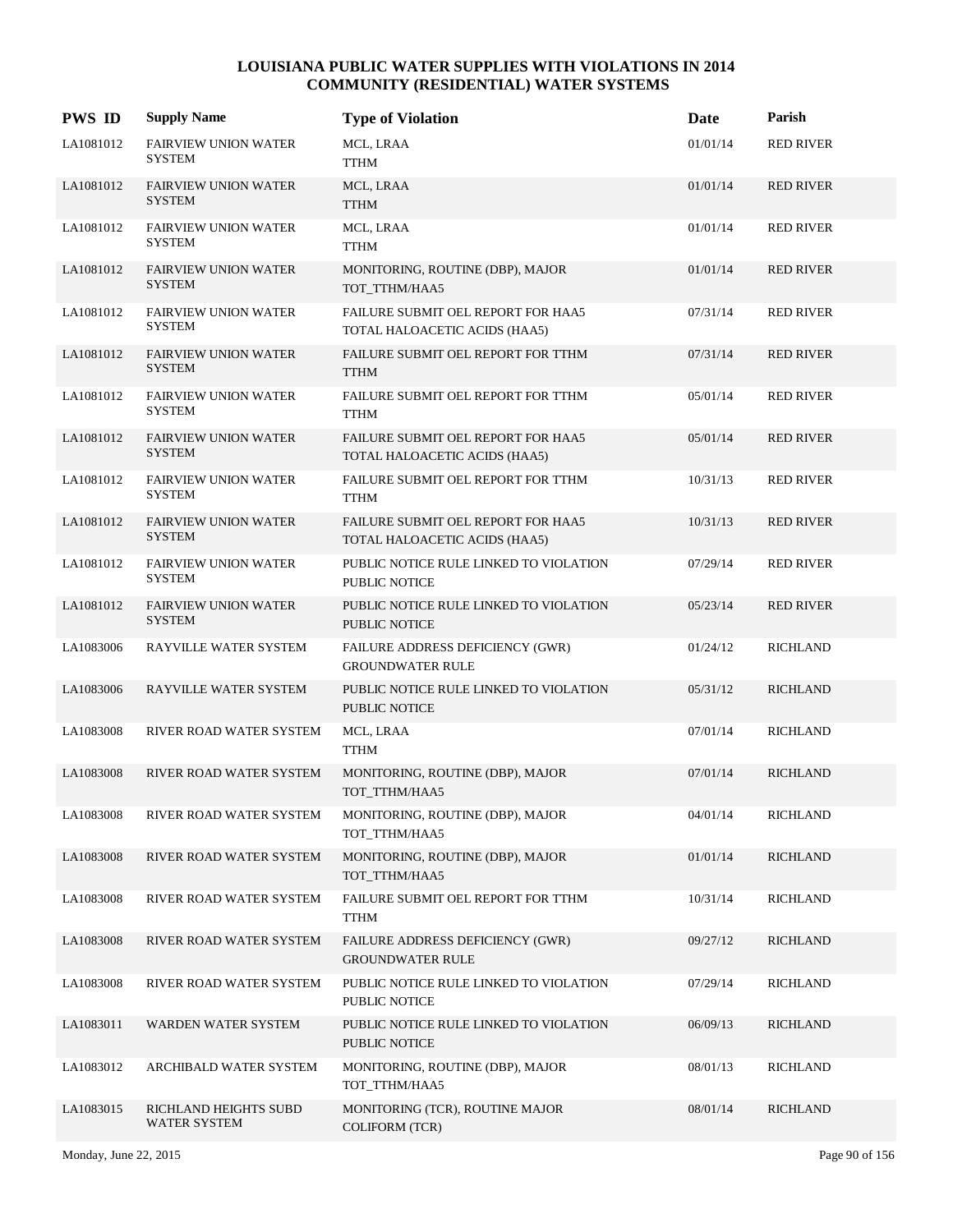# LOUISIANA PUBLIC WATER SUPPLIES WITH VIOLATIONS IN 2014
## COMMUNITY (RESIDENTIAL) WATER SYSTEMS

| PWS ID | Supply Name | Type of Violation | Date | Parish |
|---|---|---|---|---|
| LA1081012 | FAIRVIEW UNION WATER SYSTEM | MCL, LRAA<br>TTHM | 01/01/14 | RED RIVER |
| LA1081012 | FAIRVIEW UNION WATER SYSTEM | MCL, LRAA<br>TTHM | 01/01/14 | RED RIVER |
| LA1081012 | FAIRVIEW UNION WATER SYSTEM | MCL, LRAA<br>TTHM | 01/01/14 | RED RIVER |
| LA1081012 | FAIRVIEW UNION WATER SYSTEM | MONITORING, ROUTINE (DBP), MAJOR<br>TOT_TTHM/HAA5 | 01/01/14 | RED RIVER |
| LA1081012 | FAIRVIEW UNION WATER SYSTEM | FAILURE SUBMIT OEL REPORT FOR HAA5<br>TOTAL HALOACETIC ACIDS (HAA5) | 07/31/14 | RED RIVER |
| LA1081012 | FAIRVIEW UNION WATER SYSTEM | FAILURE SUBMIT OEL REPORT FOR TTHM<br>TTHM | 07/31/14 | RED RIVER |
| LA1081012 | FAIRVIEW UNION WATER SYSTEM | FAILURE SUBMIT OEL REPORT FOR TTHM<br>TTHM | 05/01/14 | RED RIVER |
| LA1081012 | FAIRVIEW UNION WATER SYSTEM | FAILURE SUBMIT OEL REPORT FOR HAA5<br>TOTAL HALOACETIC ACIDS (HAA5) | 05/01/14 | RED RIVER |
| LA1081012 | FAIRVIEW UNION WATER SYSTEM | FAILURE SUBMIT OEL REPORT FOR TTHM<br>TTHM | 10/31/13 | RED RIVER |
| LA1081012 | FAIRVIEW UNION WATER SYSTEM | FAILURE SUBMIT OEL REPORT FOR HAA5<br>TOTAL HALOACETIC ACIDS (HAA5) | 10/31/13 | RED RIVER |
| LA1081012 | FAIRVIEW UNION WATER SYSTEM | PUBLIC NOTICE RULE LINKED TO VIOLATION<br>PUBLIC NOTICE | 07/29/14 | RED RIVER |
| LA1081012 | FAIRVIEW UNION WATER SYSTEM | PUBLIC NOTICE RULE LINKED TO VIOLATION<br>PUBLIC NOTICE | 05/23/14 | RED RIVER |
| LA1083006 | RAYVILLE WATER SYSTEM | FAILURE ADDRESS DEFICIENCY (GWR)<br>GROUNDWATER RULE | 01/24/12 | RICHLAND |
| LA1083006 | RAYVILLE WATER SYSTEM | PUBLIC NOTICE RULE LINKED TO VIOLATION<br>PUBLIC NOTICE | 05/31/12 | RICHLAND |
| LA1083008 | RIVER ROAD WATER SYSTEM | MCL, LRAA<br>TTHM | 07/01/14 | RICHLAND |
| LA1083008 | RIVER ROAD WATER SYSTEM | MONITORING, ROUTINE (DBP), MAJOR<br>TOT_TTHM/HAA5 | 07/01/14 | RICHLAND |
| LA1083008 | RIVER ROAD WATER SYSTEM | MONITORING, ROUTINE (DBP), MAJOR<br>TOT_TTHM/HAA5 | 04/01/14 | RICHLAND |
| LA1083008 | RIVER ROAD WATER SYSTEM | MONITORING, ROUTINE (DBP), MAJOR<br>TOT_TTHM/HAA5 | 01/01/14 | RICHLAND |
| LA1083008 | RIVER ROAD WATER SYSTEM | FAILURE SUBMIT OEL REPORT FOR TTHM<br>TTHM | 10/31/14 | RICHLAND |
| LA1083008 | RIVER ROAD WATER SYSTEM | FAILURE ADDRESS DEFICIENCY (GWR)<br>GROUNDWATER RULE | 09/27/12 | RICHLAND |
| LA1083008 | RIVER ROAD WATER SYSTEM | PUBLIC NOTICE RULE LINKED TO VIOLATION<br>PUBLIC NOTICE | 07/29/14 | RICHLAND |
| LA1083011 | WARDEN WATER SYSTEM | PUBLIC NOTICE RULE LINKED TO VIOLATION<br>PUBLIC NOTICE | 06/09/13 | RICHLAND |
| LA1083012 | ARCHIBALD WATER SYSTEM | MONITORING, ROUTINE (DBP), MAJOR<br>TOT_TTHM/HAA5 | 08/01/13 | RICHLAND |
| LA1083015 | RICHLAND HEIGHTS SUBD WATER SYSTEM | MONITORING (TCR), ROUTINE MAJOR<br>COLIFORM (TCR) | 08/01/14 | RICHLAND |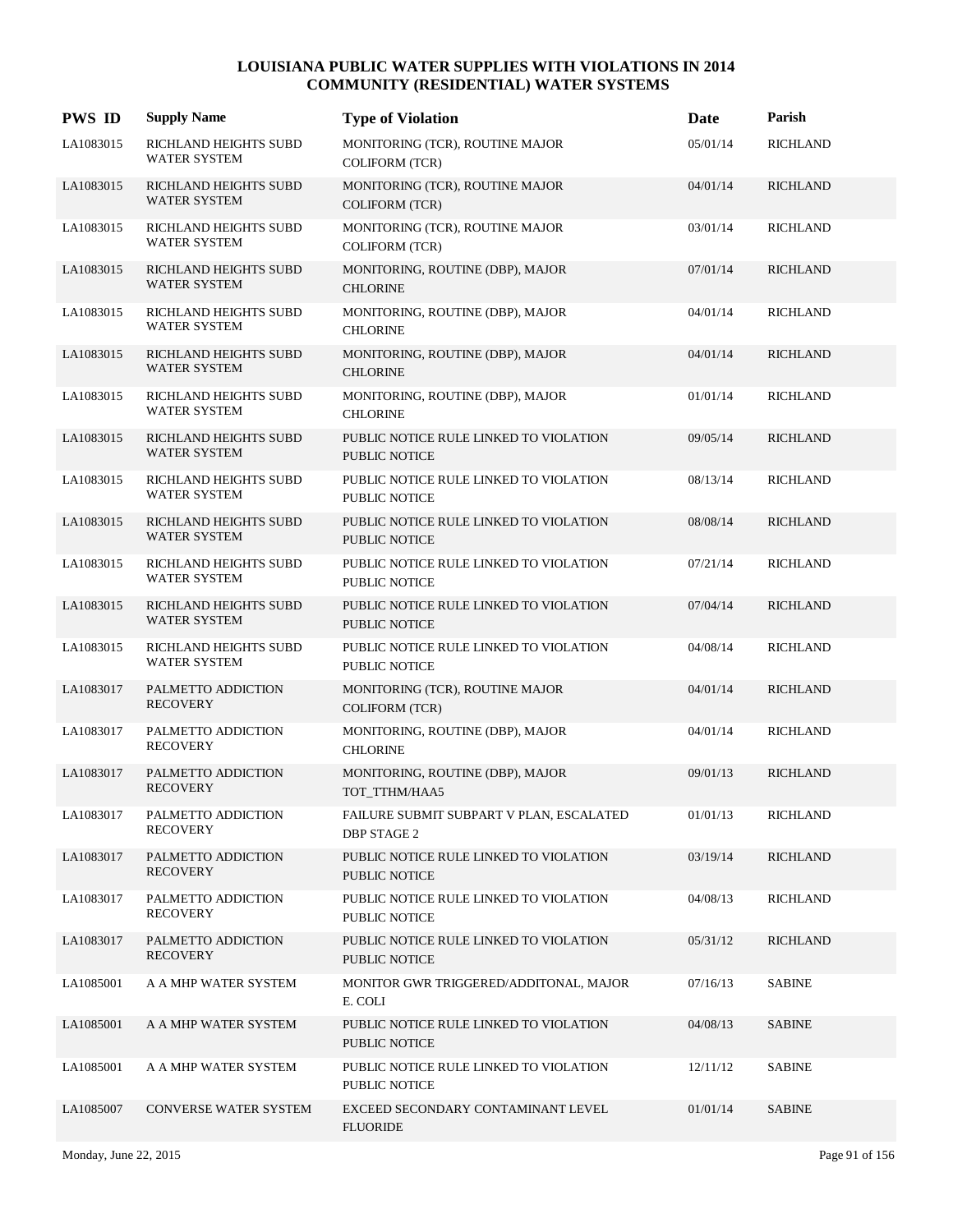# LOUISIANA PUBLIC WATER SUPPLIES WITH VIOLATIONS IN 2014
## COMMUNITY (RESIDENTIAL) WATER SYSTEMS

| PWS ID | Supply Name | Type of Violation | Date | Parish |
|---|---|---|---|---|
| LA1083015 | RICHLAND HEIGHTS SUBD WATER SYSTEM | MONITORING (TCR), ROUTINE MAJOR COLIFORM (TCR) | 05/01/14 | RICHLAND |
| LA1083015 | RICHLAND HEIGHTS SUBD WATER SYSTEM | MONITORING (TCR), ROUTINE MAJOR COLIFORM (TCR) | 04/01/14 | RICHLAND |
| LA1083015 | RICHLAND HEIGHTS SUBD WATER SYSTEM | MONITORING (TCR), ROUTINE MAJOR COLIFORM (TCR) | 03/01/14 | RICHLAND |
| LA1083015 | RICHLAND HEIGHTS SUBD WATER SYSTEM | MONITORING, ROUTINE (DBP), MAJOR CHLORINE | 07/01/14 | RICHLAND |
| LA1083015 | RICHLAND HEIGHTS SUBD WATER SYSTEM | MONITORING, ROUTINE (DBP), MAJOR CHLORINE | 04/01/14 | RICHLAND |
| LA1083015 | RICHLAND HEIGHTS SUBD WATER SYSTEM | MONITORING, ROUTINE (DBP), MAJOR CHLORINE | 04/01/14 | RICHLAND |
| LA1083015 | RICHLAND HEIGHTS SUBD WATER SYSTEM | MONITORING, ROUTINE (DBP), MAJOR CHLORINE | 01/01/14 | RICHLAND |
| LA1083015 | RICHLAND HEIGHTS SUBD WATER SYSTEM | PUBLIC NOTICE RULE LINKED TO VIOLATION PUBLIC NOTICE | 09/05/14 | RICHLAND |
| LA1083015 | RICHLAND HEIGHTS SUBD WATER SYSTEM | PUBLIC NOTICE RULE LINKED TO VIOLATION PUBLIC NOTICE | 08/13/14 | RICHLAND |
| LA1083015 | RICHLAND HEIGHTS SUBD WATER SYSTEM | PUBLIC NOTICE RULE LINKED TO VIOLATION PUBLIC NOTICE | 08/08/14 | RICHLAND |
| LA1083015 | RICHLAND HEIGHTS SUBD WATER SYSTEM | PUBLIC NOTICE RULE LINKED TO VIOLATION PUBLIC NOTICE | 07/21/14 | RICHLAND |
| LA1083015 | RICHLAND HEIGHTS SUBD WATER SYSTEM | PUBLIC NOTICE RULE LINKED TO VIOLATION PUBLIC NOTICE | 07/04/14 | RICHLAND |
| LA1083015 | RICHLAND HEIGHTS SUBD WATER SYSTEM | PUBLIC NOTICE RULE LINKED TO VIOLATION PUBLIC NOTICE | 04/08/14 | RICHLAND |
| LA1083017 | PALMETTO ADDICTION RECOVERY | MONITORING (TCR), ROUTINE MAJOR COLIFORM (TCR) | 04/01/14 | RICHLAND |
| LA1083017 | PALMETTO ADDICTION RECOVERY | MONITORING, ROUTINE (DBP), MAJOR CHLORINE | 04/01/14 | RICHLAND |
| LA1083017 | PALMETTO ADDICTION RECOVERY | MONITORING, ROUTINE (DBP), MAJOR TOT_TTHM/HAA5 | 09/01/13 | RICHLAND |
| LA1083017 | PALMETTO ADDICTION RECOVERY | FAILURE SUBMIT SUBPART V PLAN, ESCALATED DBP STAGE 2 | 01/01/13 | RICHLAND |
| LA1083017 | PALMETTO ADDICTION RECOVERY | PUBLIC NOTICE RULE LINKED TO VIOLATION PUBLIC NOTICE | 03/19/14 | RICHLAND |
| LA1083017 | PALMETTO ADDICTION RECOVERY | PUBLIC NOTICE RULE LINKED TO VIOLATION PUBLIC NOTICE | 04/08/13 | RICHLAND |
| LA1083017 | PALMETTO ADDICTION RECOVERY | PUBLIC NOTICE RULE LINKED TO VIOLATION PUBLIC NOTICE | 05/31/12 | RICHLAND |
| LA1085001 | A A MHP WATER SYSTEM | MONITOR GWR TRIGGERED/ADDITONAL, MAJOR E. COLI | 07/16/13 | SABINE |
| LA1085001 | A A MHP WATER SYSTEM | PUBLIC NOTICE RULE LINKED TO VIOLATION PUBLIC NOTICE | 04/08/13 | SABINE |
| LA1085001 | A A MHP WATER SYSTEM | PUBLIC NOTICE RULE LINKED TO VIOLATION PUBLIC NOTICE | 12/11/12 | SABINE |
| LA1085007 | CONVERSE WATER SYSTEM | EXCEED SECONDARY CONTAMINANT LEVEL FLUORIDE | 01/01/14 | SABINE |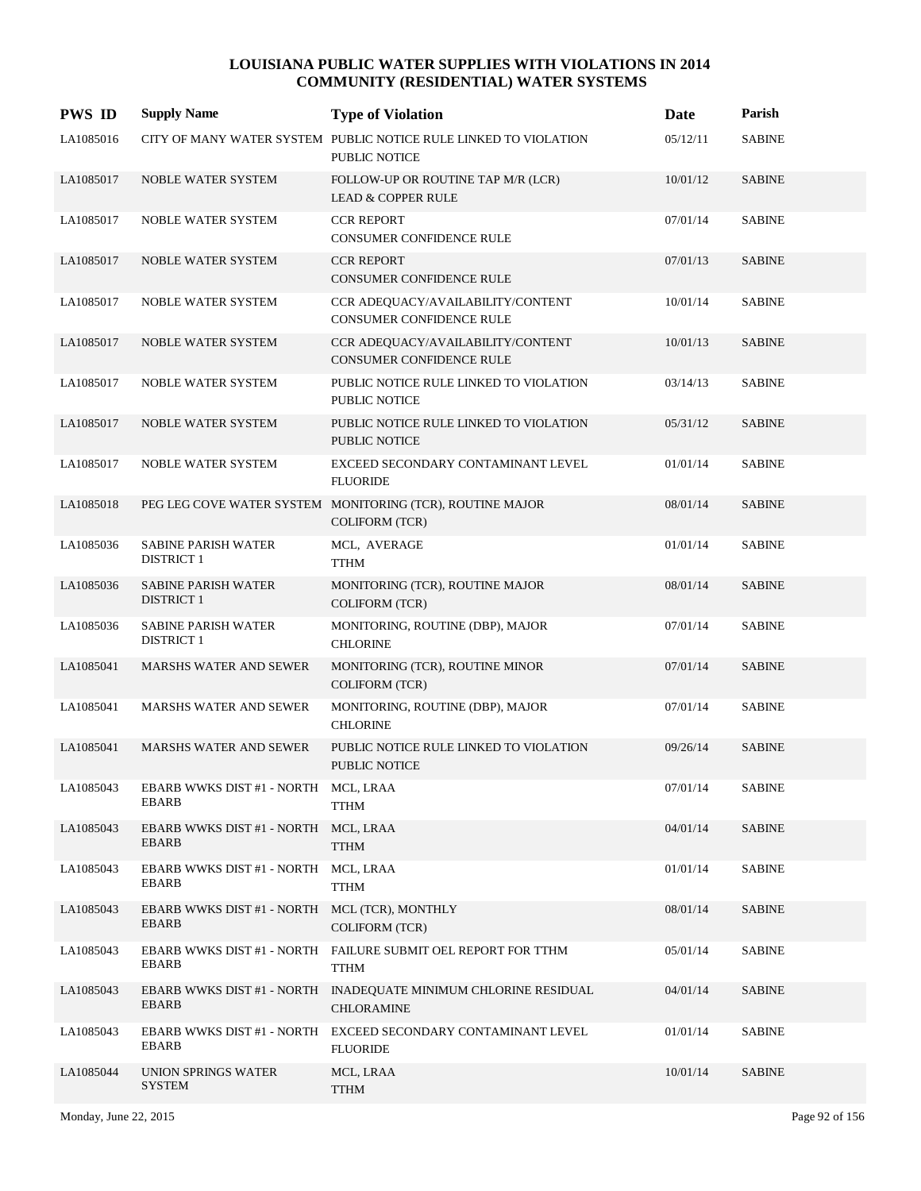# LOUISIANA PUBLIC WATER SUPPLIES WITH VIOLATIONS IN 2014
## COMMUNITY (RESIDENTIAL) WATER SYSTEMS

| PWS ID | Supply Name | Type of Violation | Date | Parish |
|---|---|---|---|---|
| LA1085016 | CITY OF MANY WATER SYSTEM | PUBLIC NOTICE RULE LINKED TO VIOLATION PUBLIC NOTICE | 05/12/11 | SABINE |
| LA1085017 | NOBLE WATER SYSTEM | FOLLOW-UP OR ROUTINE TAP M/R (LCR) LEAD & COPPER RULE | 10/01/12 | SABINE |
| LA1085017 | NOBLE WATER SYSTEM | CCR REPORT CONSUMER CONFIDENCE RULE | 07/01/14 | SABINE |
| LA1085017 | NOBLE WATER SYSTEM | CCR REPORT CONSUMER CONFIDENCE RULE | 07/01/13 | SABINE |
| LA1085017 | NOBLE WATER SYSTEM | CCR ADEQUACY/AVAILABILITY/CONTENT CONSUMER CONFIDENCE RULE | 10/01/14 | SABINE |
| LA1085017 | NOBLE WATER SYSTEM | CCR ADEQUACY/AVAILABILITY/CONTENT CONSUMER CONFIDENCE RULE | 10/01/13 | SABINE |
| LA1085017 | NOBLE WATER SYSTEM | PUBLIC NOTICE RULE LINKED TO VIOLATION PUBLIC NOTICE | 03/14/13 | SABINE |
| LA1085017 | NOBLE WATER SYSTEM | PUBLIC NOTICE RULE LINKED TO VIOLATION PUBLIC NOTICE | 05/31/12 | SABINE |
| LA1085017 | NOBLE WATER SYSTEM | EXCEED SECONDARY CONTAMINANT LEVEL FLUORIDE | 01/01/14 | SABINE |
| LA1085018 | PEG LEG COVE WATER SYSTEM | MONITORING (TCR), ROUTINE MAJOR COLIFORM (TCR) | 08/01/14 | SABINE |
| LA1085036 | SABINE PARISH WATER DISTRICT 1 | MCL, AVERAGE TTHM | 01/01/14 | SABINE |
| LA1085036 | SABINE PARISH WATER DISTRICT 1 | MONITORING (TCR), ROUTINE MAJOR COLIFORM (TCR) | 08/01/14 | SABINE |
| LA1085036 | SABINE PARISH WATER DISTRICT 1 | MONITORING, ROUTINE (DBP), MAJOR CHLORINE | 07/01/14 | SABINE |
| LA1085041 | MARSHS WATER AND SEWER | MONITORING (TCR), ROUTINE MINOR COLIFORM (TCR) | 07/01/14 | SABINE |
| LA1085041 | MARSHS WATER AND SEWER | MONITORING, ROUTINE (DBP), MAJOR CHLORINE | 07/01/14 | SABINE |
| LA1085041 | MARSHS WATER AND SEWER | PUBLIC NOTICE RULE LINKED TO VIOLATION PUBLIC NOTICE | 09/26/14 | SABINE |
| LA1085043 | EBARB WWKS DIST #1 - NORTH EBARB | MCL, LRAA TTHM | 07/01/14 | SABINE |
| LA1085043 | EBARB WWKS DIST #1 - NORTH EBARB | MCL, LRAA TTHM | 04/01/14 | SABINE |
| LA1085043 | EBARB WWKS DIST #1 - NORTH EBARB | MCL, LRAA TTHM | 01/01/14 | SABINE |
| LA1085043 | EBARB WWKS DIST #1 - NORTH EBARB | MCL (TCR), MONTHLY COLIFORM (TCR) | 08/01/14 | SABINE |
| LA1085043 | EBARB WWKS DIST #1 - NORTH EBARB | FAILURE SUBMIT OEL REPORT FOR TTHM TTHM | 05/01/14 | SABINE |
| LA1085043 | EBARB WWKS DIST #1 - NORTH EBARB | INADEQUATE MINIMUM CHLORINE RESIDUAL CHLORAMINE | 04/01/14 | SABINE |
| LA1085043 | EBARB WWKS DIST #1 - NORTH EBARB | EXCEED SECONDARY CONTAMINANT LEVEL FLUORIDE | 01/01/14 | SABINE |
| LA1085044 | UNION SPRINGS WATER SYSTEM | MCL, LRAA TTHM | 10/01/14 | SABINE |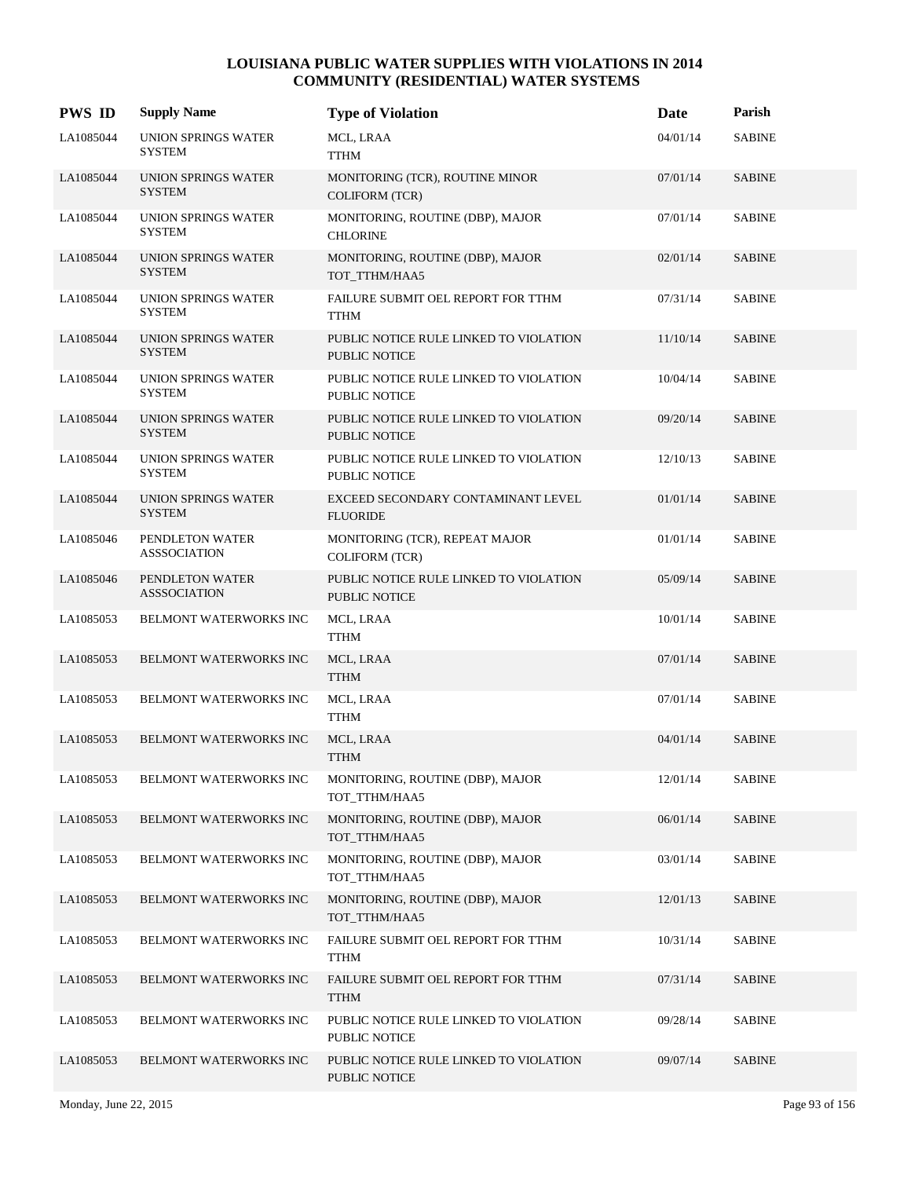# LOUISIANA PUBLIC WATER SUPPLIES WITH VIOLATIONS IN 2014
## COMMUNITY (RESIDENTIAL) WATER SYSTEMS

| PWS ID | Supply Name | Type of Violation | Date | Parish |
|---|---|---|---|---|
| LA1085044 | UNION SPRINGS WATER SYSTEM | MCL, LRAA TTHM | 04/01/14 | SABINE |
| LA1085044 | UNION SPRINGS WATER SYSTEM | MONITORING (TCR), ROUTINE MINOR COLIFORM (TCR) | 07/01/14 | SABINE |
| LA1085044 | UNION SPRINGS WATER SYSTEM | MONITORING, ROUTINE (DBP), MAJOR CHLORINE | 07/01/14 | SABINE |
| LA1085044 | UNION SPRINGS WATER SYSTEM | MONITORING, ROUTINE (DBP), MAJOR TOT_TTHM/HAA5 | 02/01/14 | SABINE |
| LA1085044 | UNION SPRINGS WATER SYSTEM | FAILURE SUBMIT OEL REPORT FOR TTHM TTHM | 07/31/14 | SABINE |
| LA1085044 | UNION SPRINGS WATER SYSTEM | PUBLIC NOTICE RULE LINKED TO VIOLATION PUBLIC NOTICE | 11/10/14 | SABINE |
| LA1085044 | UNION SPRINGS WATER SYSTEM | PUBLIC NOTICE RULE LINKED TO VIOLATION PUBLIC NOTICE | 10/04/14 | SABINE |
| LA1085044 | UNION SPRINGS WATER SYSTEM | PUBLIC NOTICE RULE LINKED TO VIOLATION PUBLIC NOTICE | 09/20/14 | SABINE |
| LA1085044 | UNION SPRINGS WATER SYSTEM | PUBLIC NOTICE RULE LINKED TO VIOLATION PUBLIC NOTICE | 12/10/13 | SABINE |
| LA1085044 | UNION SPRINGS WATER SYSTEM | EXCEED SECONDARY CONTAMINANT LEVEL FLUORIDE | 01/01/14 | SABINE |
| LA1085046 | PENDLETON WATER ASSSOCIATION | MONITORING (TCR), REPEAT MAJOR COLIFORM (TCR) | 01/01/14 | SABINE |
| LA1085046 | PENDLETON WATER ASSSOCIATION | PUBLIC NOTICE RULE LINKED TO VIOLATION PUBLIC NOTICE | 05/09/14 | SABINE |
| LA1085053 | BELMONT WATERWORKS INC | MCL, LRAA TTHM | 10/01/14 | SABINE |
| LA1085053 | BELMONT WATERWORKS INC | MCL, LRAA TTHM | 07/01/14 | SABINE |
| LA1085053 | BELMONT WATERWORKS INC | MCL, LRAA TTHM | 07/01/14 | SABINE |
| LA1085053 | BELMONT WATERWORKS INC | MCL, LRAA TTHM | 04/01/14 | SABINE |
| LA1085053 | BELMONT WATERWORKS INC | MONITORING, ROUTINE (DBP), MAJOR TOT_TTHM/HAA5 | 12/01/14 | SABINE |
| LA1085053 | BELMONT WATERWORKS INC | MONITORING, ROUTINE (DBP), MAJOR TOT_TTHM/HAA5 | 06/01/14 | SABINE |
| LA1085053 | BELMONT WATERWORKS INC | MONITORING, ROUTINE (DBP), MAJOR TOT_TTHM/HAA5 | 03/01/14 | SABINE |
| LA1085053 | BELMONT WATERWORKS INC | MONITORING, ROUTINE (DBP), MAJOR TOT_TTHM/HAA5 | 12/01/13 | SABINE |
| LA1085053 | BELMONT WATERWORKS INC | FAILURE SUBMIT OEL REPORT FOR TTHM TTHM | 10/31/14 | SABINE |
| LA1085053 | BELMONT WATERWORKS INC | FAILURE SUBMIT OEL REPORT FOR TTHM TTHM | 07/31/14 | SABINE |
| LA1085053 | BELMONT WATERWORKS INC | PUBLIC NOTICE RULE LINKED TO VIOLATION PUBLIC NOTICE | 09/28/14 | SABINE |
| LA1085053 | BELMONT WATERWORKS INC | PUBLIC NOTICE RULE LINKED TO VIOLATION PUBLIC NOTICE | 09/07/14 | SABINE |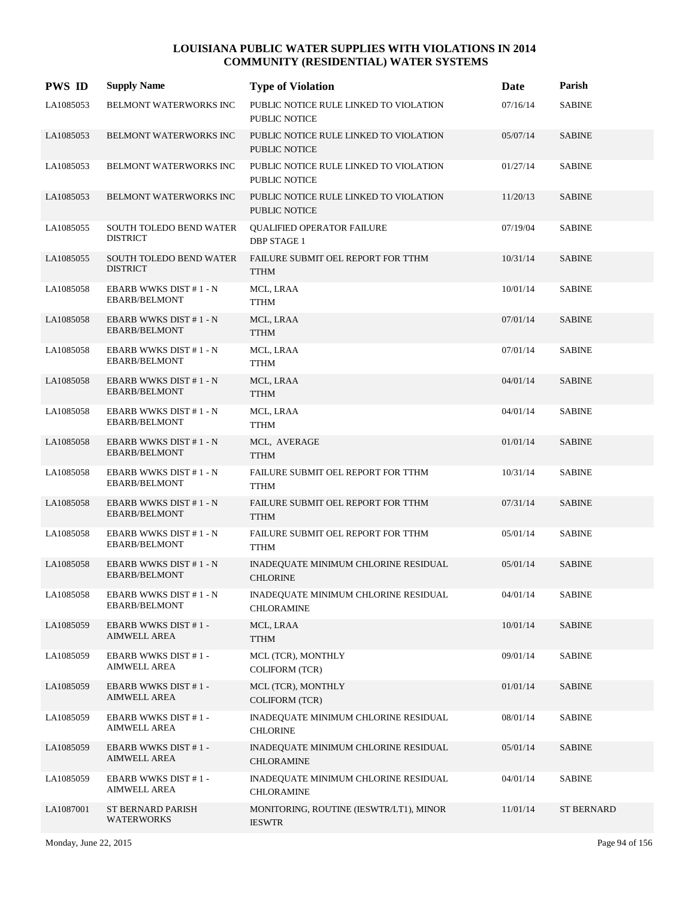# LOUISIANA PUBLIC WATER SUPPLIES WITH VIOLATIONS IN 2014
## COMMUNITY (RESIDENTIAL) WATER SYSTEMS

| PWS ID | Supply Name | Type of Violation | Date | Parish |
|---|---|---|---|---|
| LA1085053 | BELMONT WATERWORKS INC | PUBLIC NOTICE RULE LINKED TO VIOLATION PUBLIC NOTICE | 07/16/14 | SABINE |
| LA1085053 | BELMONT WATERWORKS INC | PUBLIC NOTICE RULE LINKED TO VIOLATION PUBLIC NOTICE | 05/07/14 | SABINE |
| LA1085053 | BELMONT WATERWORKS INC | PUBLIC NOTICE RULE LINKED TO VIOLATION PUBLIC NOTICE | 01/27/14 | SABINE |
| LA1085053 | BELMONT WATERWORKS INC | PUBLIC NOTICE RULE LINKED TO VIOLATION PUBLIC NOTICE | 11/20/13 | SABINE |
| LA1085055 | SOUTH TOLEDO BEND WATER DISTRICT | QUALIFIED OPERATOR FAILURE DBP STAGE 1 | 07/19/04 | SABINE |
| LA1085055 | SOUTH TOLEDO BEND WATER DISTRICT | FAILURE SUBMIT OEL REPORT FOR TTHM TTHM | 10/31/14 | SABINE |
| LA1085058 | EBARB WWKS DIST # 1 - N EBARB/BELMONT | MCL, LRAA TTHM | 10/01/14 | SABINE |
| LA1085058 | EBARB WWKS DIST # 1 - N EBARB/BELMONT | MCL, LRAA TTHM | 07/01/14 | SABINE |
| LA1085058 | EBARB WWKS DIST # 1 - N EBARB/BELMONT | MCL, LRAA TTHM | 07/01/14 | SABINE |
| LA1085058 | EBARB WWKS DIST # 1 - N EBARB/BELMONT | MCL, LRAA TTHM | 04/01/14 | SABINE |
| LA1085058 | EBARB WWKS DIST # 1 - N EBARB/BELMONT | MCL, LRAA TTHM | 04/01/14 | SABINE |
| LA1085058 | EBARB WWKS DIST # 1 - N EBARB/BELMONT | MCL, AVERAGE TTHM | 01/01/14 | SABINE |
| LA1085058 | EBARB WWKS DIST # 1 - N EBARB/BELMONT | FAILURE SUBMIT OEL REPORT FOR TTHM TTHM | 10/31/14 | SABINE |
| LA1085058 | EBARB WWKS DIST # 1 - N EBARB/BELMONT | FAILURE SUBMIT OEL REPORT FOR TTHM TTHM | 07/31/14 | SABINE |
| LA1085058 | EBARB WWKS DIST # 1 - N EBARB/BELMONT | FAILURE SUBMIT OEL REPORT FOR TTHM TTHM | 05/01/14 | SABINE |
| LA1085058 | EBARB WWKS DIST # 1 - N EBARB/BELMONT | INADEQUATE MINIMUM CHLORINE RESIDUAL CHLORINE | 05/01/14 | SABINE |
| LA1085058 | EBARB WWKS DIST # 1 - N EBARB/BELMONT | INADEQUATE MINIMUM CHLORINE RESIDUAL CHLORAMINE | 04/01/14 | SABINE |
| LA1085059 | EBARB WWKS DIST # 1 - AIMWELL AREA | MCL, LRAA TTHM | 10/01/14 | SABINE |
| LA1085059 | EBARB WWKS DIST # 1 - AIMWELL AREA | MCL (TCR), MONTHLY COLIFORM (TCR) | 09/01/14 | SABINE |
| LA1085059 | EBARB WWKS DIST # 1 - AIMWELL AREA | MCL (TCR), MONTHLY COLIFORM (TCR) | 01/01/14 | SABINE |
| LA1085059 | EBARB WWKS DIST # 1 - AIMWELL AREA | INADEQUATE MINIMUM CHLORINE RESIDUAL CHLORINE | 08/01/14 | SABINE |
| LA1085059 | EBARB WWKS DIST # 1 - AIMWELL AREA | INADEQUATE MINIMUM CHLORINE RESIDUAL CHLORAMINE | 05/01/14 | SABINE |
| LA1085059 | EBARB WWKS DIST # 1 - AIMWELL AREA | INADEQUATE MINIMUM CHLORINE RESIDUAL CHLORAMINE | 04/01/14 | SABINE |
| LA1087001 | ST BERNARD PARISH WATERWORKS | MONITORING, ROUTINE (IESWTR/LT1), MINOR IESWTR | 11/01/14 | ST BERNARD |

Monday, June 22, 2015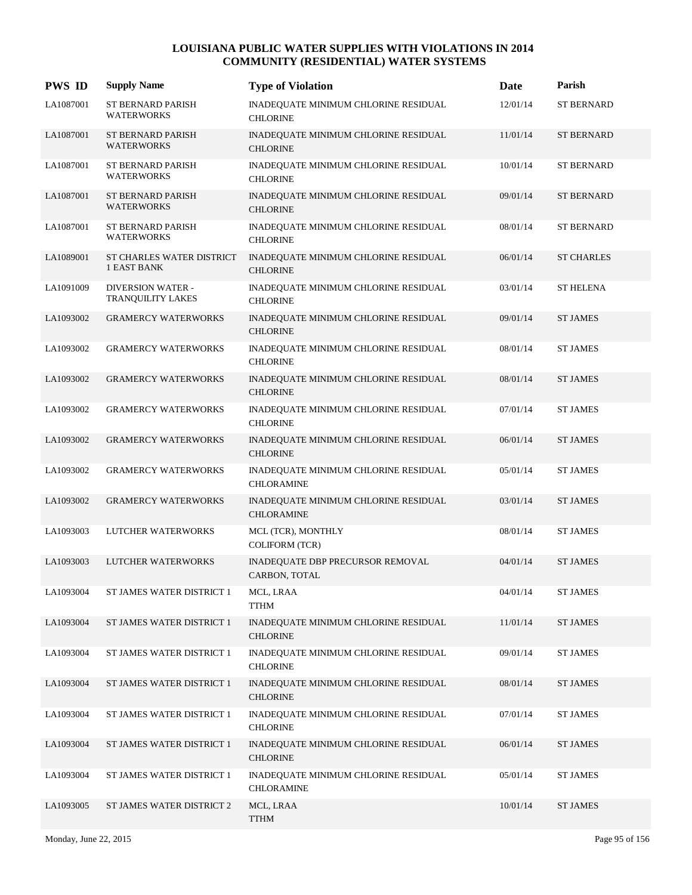# LOUISIANA PUBLIC WATER SUPPLIES WITH VIOLATIONS IN 2014
## COMMUNITY (RESIDENTIAL) WATER SYSTEMS

| PWS ID | Supply Name | Type of Violation | Date | Parish |
|---|---|---|---|---|
| LA1087001 | ST BERNARD PARISH WATERWORKS | INADEQUATE MINIMUM CHLORINE RESIDUAL CHLORINE | 12/01/14 | ST BERNARD |
| LA1087001 | ST BERNARD PARISH WATERWORKS | INADEQUATE MINIMUM CHLORINE RESIDUAL CHLORINE | 11/01/14 | ST BERNARD |
| LA1087001 | ST BERNARD PARISH WATERWORKS | INADEQUATE MINIMUM CHLORINE RESIDUAL CHLORINE | 10/01/14 | ST BERNARD |
| LA1087001 | ST BERNARD PARISH WATERWORKS | INADEQUATE MINIMUM CHLORINE RESIDUAL CHLORINE | 09/01/14 | ST BERNARD |
| LA1087001 | ST BERNARD PARISH WATERWORKS | INADEQUATE MINIMUM CHLORINE RESIDUAL CHLORINE | 08/01/14 | ST BERNARD |
| LA1089001 | ST CHARLES WATER DISTRICT 1 EAST BANK | INADEQUATE MINIMUM CHLORINE RESIDUAL CHLORINE | 06/01/14 | ST CHARLES |
| LA1091009 | DIVERSION WATER - TRANQUILITY LAKES | INADEQUATE MINIMUM CHLORINE RESIDUAL CHLORINE | 03/01/14 | ST HELENA |
| LA1093002 | GRAMERCY WATERWORKS | INADEQUATE MINIMUM CHLORINE RESIDUAL CHLORINE | 09/01/14 | ST JAMES |
| LA1093002 | GRAMERCY WATERWORKS | INADEQUATE MINIMUM CHLORINE RESIDUAL CHLORINE | 08/01/14 | ST JAMES |
| LA1093002 | GRAMERCY WATERWORKS | INADEQUATE MINIMUM CHLORINE RESIDUAL CHLORINE | 08/01/14 | ST JAMES |
| LA1093002 | GRAMERCY WATERWORKS | INADEQUATE MINIMUM CHLORINE RESIDUAL CHLORINE | 07/01/14 | ST JAMES |
| LA1093002 | GRAMERCY WATERWORKS | INADEQUATE MINIMUM CHLORINE RESIDUAL CHLORINE | 06/01/14 | ST JAMES |
| LA1093002 | GRAMERCY WATERWORKS | INADEQUATE MINIMUM CHLORINE RESIDUAL CHLORAMINE | 05/01/14 | ST JAMES |
| LA1093002 | GRAMERCY WATERWORKS | INADEQUATE MINIMUM CHLORINE RESIDUAL CHLORAMINE | 03/01/14 | ST JAMES |
| LA1093003 | LUTCHER WATERWORKS | MCL (TCR), MONTHLY COLIFORM (TCR) | 08/01/14 | ST JAMES |
| LA1093003 | LUTCHER WATERWORKS | INADEQUATE DBP PRECURSOR REMOVAL CARBON, TOTAL | 04/01/14 | ST JAMES |
| LA1093004 | ST JAMES WATER DISTRICT 1 | MCL, LRAA TTHM | 04/01/14 | ST JAMES |
| LA1093004 | ST JAMES WATER DISTRICT 1 | INADEQUATE MINIMUM CHLORINE RESIDUAL CHLORINE | 11/01/14 | ST JAMES |
| LA1093004 | ST JAMES WATER DISTRICT 1 | INADEQUATE MINIMUM CHLORINE RESIDUAL CHLORINE | 09/01/14 | ST JAMES |
| LA1093004 | ST JAMES WATER DISTRICT 1 | INADEQUATE MINIMUM CHLORINE RESIDUAL CHLORINE | 08/01/14 | ST JAMES |
| LA1093004 | ST JAMES WATER DISTRICT 1 | INADEQUATE MINIMUM CHLORINE RESIDUAL CHLORINE | 07/01/14 | ST JAMES |
| LA1093004 | ST JAMES WATER DISTRICT 1 | INADEQUATE MINIMUM CHLORINE RESIDUAL CHLORINE | 06/01/14 | ST JAMES |
| LA1093004 | ST JAMES WATER DISTRICT 1 | INADEQUATE MINIMUM CHLORINE RESIDUAL CHLORAMINE | 05/01/14 | ST JAMES |
| LA1093005 | ST JAMES WATER DISTRICT 2 | MCL, LRAA TTHM | 10/01/14 | ST JAMES |

Monday, June 22, 2015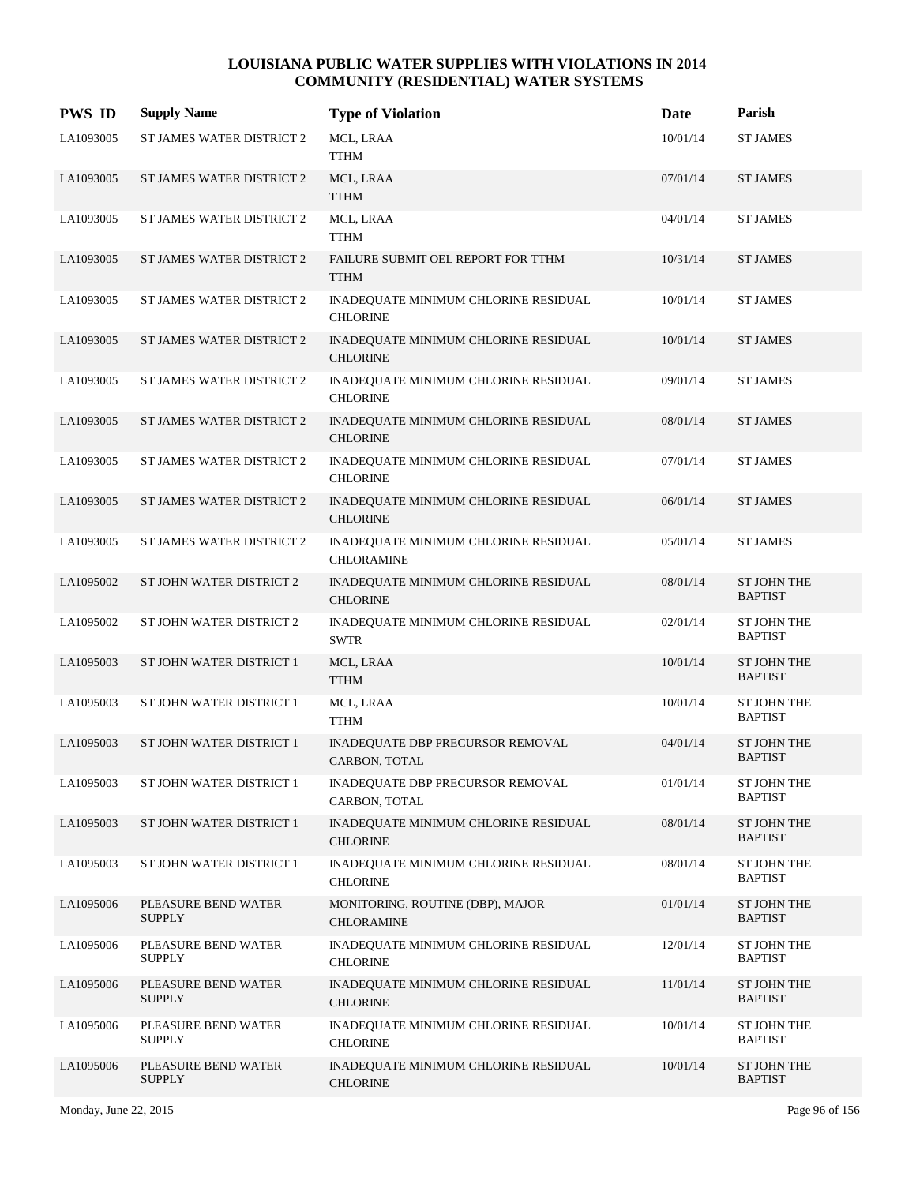# LOUISIANA PUBLIC WATER SUPPLIES WITH VIOLATIONS IN 2014
## COMMUNITY (RESIDENTIAL) WATER SYSTEMS

| PWS ID | Supply Name | Type of Violation | Date | Parish |
|---|---|---|---|---|
| LA1093005 | ST JAMES WATER DISTRICT 2 | MCL, LRAA<br>TTHM | 10/01/14 | ST JAMES |
| LA1093005 | ST JAMES WATER DISTRICT 2 | MCL, LRAA<br>TTHM | 07/01/14 | ST JAMES |
| LA1093005 | ST JAMES WATER DISTRICT 2 | MCL, LRAA<br>TTHM | 04/01/14 | ST JAMES |
| LA1093005 | ST JAMES WATER DISTRICT 2 | FAILURE SUBMIT OEL REPORT FOR TTHM<br>TTHM | 10/31/14 | ST JAMES |
| LA1093005 | ST JAMES WATER DISTRICT 2 | INADEQUATE MINIMUM CHLORINE RESIDUAL<br>CHLORINE | 10/01/14 | ST JAMES |
| LA1093005 | ST JAMES WATER DISTRICT 2 | INADEQUATE MINIMUM CHLORINE RESIDUAL<br>CHLORINE | 10/01/14 | ST JAMES |
| LA1093005 | ST JAMES WATER DISTRICT 2 | INADEQUATE MINIMUM CHLORINE RESIDUAL<br>CHLORINE | 09/01/14 | ST JAMES |
| LA1093005 | ST JAMES WATER DISTRICT 2 | INADEQUATE MINIMUM CHLORINE RESIDUAL<br>CHLORINE | 08/01/14 | ST JAMES |
| LA1093005 | ST JAMES WATER DISTRICT 2 | INADEQUATE MINIMUM CHLORINE RESIDUAL<br>CHLORINE | 07/01/14 | ST JAMES |
| LA1093005 | ST JAMES WATER DISTRICT 2 | INADEQUATE MINIMUM CHLORINE RESIDUAL<br>CHLORINE | 06/01/14 | ST JAMES |
| LA1093005 | ST JAMES WATER DISTRICT 2 | INADEQUATE MINIMUM CHLORINE RESIDUAL<br>CHLORAMINE | 05/01/14 | ST JAMES |
| LA1095002 | ST JOHN WATER DISTRICT 2 | INADEQUATE MINIMUM CHLORINE RESIDUAL<br>CHLORINE | 08/01/14 | ST JOHN THE BAPTIST |
| LA1095002 | ST JOHN WATER DISTRICT 2 | INADEQUATE MINIMUM CHLORINE RESIDUAL<br>SWTR | 02/01/14 | ST JOHN THE BAPTIST |
| LA1095003 | ST JOHN WATER DISTRICT 1 | MCL, LRAA<br>TTHM | 10/01/14 | ST JOHN THE BAPTIST |
| LA1095003 | ST JOHN WATER DISTRICT 1 | MCL, LRAA<br>TTHM | 10/01/14 | ST JOHN THE BAPTIST |
| LA1095003 | ST JOHN WATER DISTRICT 1 | INADEQUATE DBP PRECURSOR REMOVAL<br>CARBON, TOTAL | 04/01/14 | ST JOHN THE BAPTIST |
| LA1095003 | ST JOHN WATER DISTRICT 1 | INADEQUATE DBP PRECURSOR REMOVAL<br>CARBON, TOTAL | 01/01/14 | ST JOHN THE BAPTIST |
| LA1095003 | ST JOHN WATER DISTRICT 1 | INADEQUATE MINIMUM CHLORINE RESIDUAL<br>CHLORINE | 08/01/14 | ST JOHN THE BAPTIST |
| LA1095003 | ST JOHN WATER DISTRICT 1 | INADEQUATE MINIMUM CHLORINE RESIDUAL<br>CHLORINE | 08/01/14 | ST JOHN THE BAPTIST |
| LA1095006 | PLEASURE BEND WATER SUPPLY | MONITORING, ROUTINE (DBP), MAJOR<br>CHLORAMINE | 01/01/14 | ST JOHN THE BAPTIST |
| LA1095006 | PLEASURE BEND WATER SUPPLY | INADEQUATE MINIMUM CHLORINE RESIDUAL<br>CHLORINE | 12/01/14 | ST JOHN THE BAPTIST |
| LA1095006 | PLEASURE BEND WATER SUPPLY | INADEQUATE MINIMUM CHLORINE RESIDUAL<br>CHLORINE | 11/01/14 | ST JOHN THE BAPTIST |
| LA1095006 | PLEASURE BEND WATER SUPPLY | INADEQUATE MINIMUM CHLORINE RESIDUAL<br>CHLORINE | 10/01/14 | ST JOHN THE BAPTIST |
| LA1095006 | PLEASURE BEND WATER SUPPLY | INADEQUATE MINIMUM CHLORINE RESIDUAL<br>CHLORINE | 10/01/14 | ST JOHN THE BAPTIST |

Monday, June 22, 2015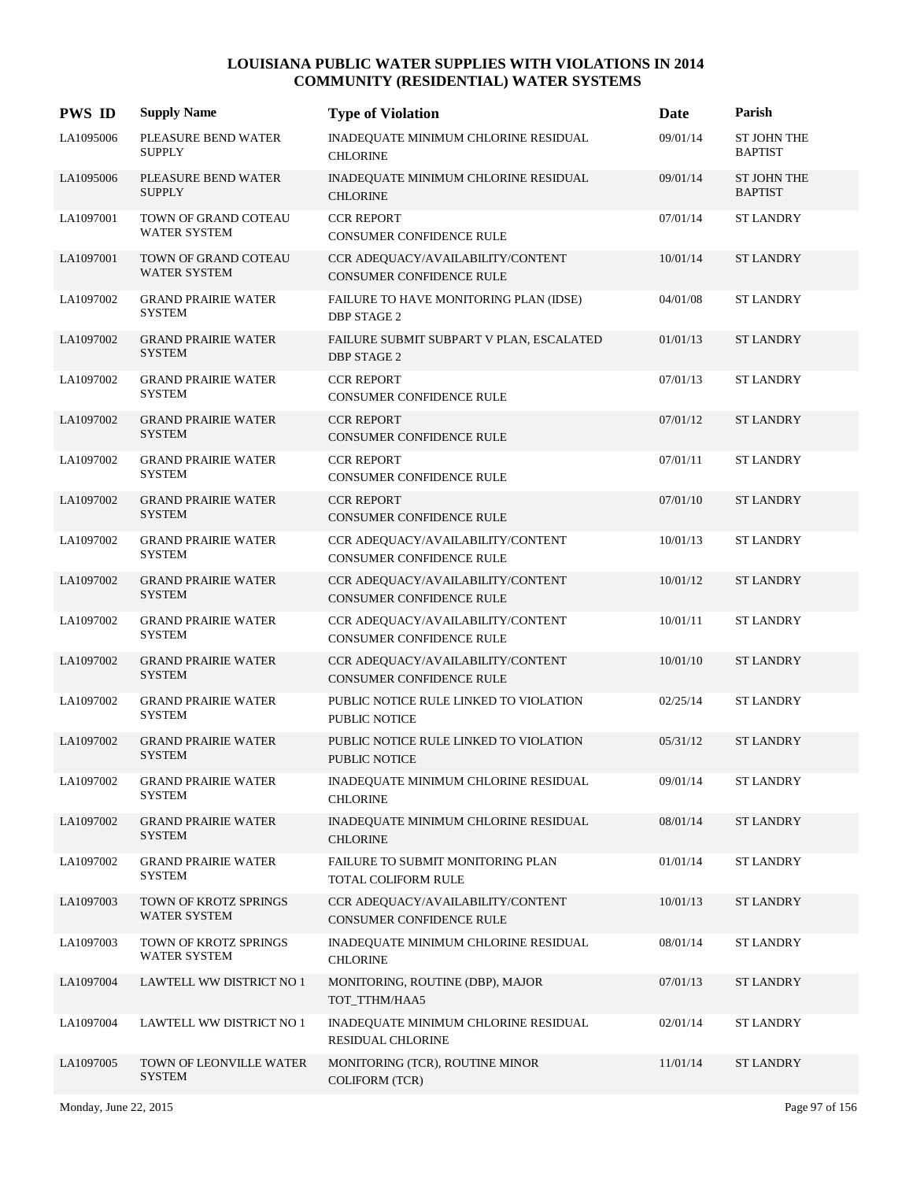# LOUISIANA PUBLIC WATER SUPPLIES WITH VIOLATIONS IN 2014
## COMMUNITY (RESIDENTIAL) WATER SYSTEMS

| PWS ID | Supply Name | Type of Violation | Date | Parish |
|---|---|---|---|---|
| LA1095006 | PLEASURE BEND WATER SUPPLY | INADEQUATE MINIMUM CHLORINE RESIDUAL CHLORINE | 09/01/14 | ST JOHN THE BAPTIST |
| LA1095006 | PLEASURE BEND WATER SUPPLY | INADEQUATE MINIMUM CHLORINE RESIDUAL CHLORINE | 09/01/14 | ST JOHN THE BAPTIST |
| LA1097001 | TOWN OF GRAND COTEAU WATER SYSTEM | CCR REPORT CONSUMER CONFIDENCE RULE | 07/01/14 | ST LANDRY |
| LA1097001 | TOWN OF GRAND COTEAU WATER SYSTEM | CCR ADEQUACY/AVAILABILITY/CONTENT CONSUMER CONFIDENCE RULE | 10/01/14 | ST LANDRY |
| LA1097002 | GRAND PRAIRIE WATER SYSTEM | FAILURE TO HAVE MONITORING PLAN (IDSE) DBP STAGE 2 | 04/01/08 | ST LANDRY |
| LA1097002 | GRAND PRAIRIE WATER SYSTEM | FAILURE SUBMIT SUBPART V PLAN, ESCALATED DBP STAGE 2 | 01/01/13 | ST LANDRY |
| LA1097002 | GRAND PRAIRIE WATER SYSTEM | CCR REPORT CONSUMER CONFIDENCE RULE | 07/01/13 | ST LANDRY |
| LA1097002 | GRAND PRAIRIE WATER SYSTEM | CCR REPORT CONSUMER CONFIDENCE RULE | 07/01/12 | ST LANDRY |
| LA1097002 | GRAND PRAIRIE WATER SYSTEM | CCR REPORT CONSUMER CONFIDENCE RULE | 07/01/11 | ST LANDRY |
| LA1097002 | GRAND PRAIRIE WATER SYSTEM | CCR REPORT CONSUMER CONFIDENCE RULE | 07/01/10 | ST LANDRY |
| LA1097002 | GRAND PRAIRIE WATER SYSTEM | CCR ADEQUACY/AVAILABILITY/CONTENT CONSUMER CONFIDENCE RULE | 10/01/13 | ST LANDRY |
| LA1097002 | GRAND PRAIRIE WATER SYSTEM | CCR ADEQUACY/AVAILABILITY/CONTENT CONSUMER CONFIDENCE RULE | 10/01/12 | ST LANDRY |
| LA1097002 | GRAND PRAIRIE WATER SYSTEM | CCR ADEQUACY/AVAILABILITY/CONTENT CONSUMER CONFIDENCE RULE | 10/01/11 | ST LANDRY |
| LA1097002 | GRAND PRAIRIE WATER SYSTEM | CCR ADEQUACY/AVAILABILITY/CONTENT CONSUMER CONFIDENCE RULE | 10/01/10 | ST LANDRY |
| LA1097002 | GRAND PRAIRIE WATER SYSTEM | PUBLIC NOTICE RULE LINKED TO VIOLATION PUBLIC NOTICE | 02/25/14 | ST LANDRY |
| LA1097002 | GRAND PRAIRIE WATER SYSTEM | PUBLIC NOTICE RULE LINKED TO VIOLATION PUBLIC NOTICE | 05/31/12 | ST LANDRY |
| LA1097002 | GRAND PRAIRIE WATER SYSTEM | INADEQUATE MINIMUM CHLORINE RESIDUAL CHLORINE | 09/01/14 | ST LANDRY |
| LA1097002 | GRAND PRAIRIE WATER SYSTEM | INADEQUATE MINIMUM CHLORINE RESIDUAL CHLORINE | 08/01/14 | ST LANDRY |
| LA1097002 | GRAND PRAIRIE WATER SYSTEM | FAILURE TO SUBMIT MONITORING PLAN TOTAL COLIFORM RULE | 01/01/14 | ST LANDRY |
| LA1097003 | TOWN OF KROTZ SPRINGS WATER SYSTEM | CCR ADEQUACY/AVAILABILITY/CONTENT CONSUMER CONFIDENCE RULE | 10/01/13 | ST LANDRY |
| LA1097003 | TOWN OF KROTZ SPRINGS WATER SYSTEM | INADEQUATE MINIMUM CHLORINE RESIDUAL CHLORINE | 08/01/14 | ST LANDRY |
| LA1097004 | LAWTELL WW DISTRICT NO 1 | MONITORING, ROUTINE (DBP), MAJOR TOT_TTHM/HAA5 | 07/01/13 | ST LANDRY |
| LA1097004 | LAWTELL WW DISTRICT NO 1 | INADEQUATE MINIMUM CHLORINE RESIDUAL RESIDUAL CHLORINE | 02/01/14 | ST LANDRY |
| LA1097005 | TOWN OF LEONVILLE WATER SYSTEM | MONITORING (TCR), ROUTINE MINOR COLIFORM (TCR) | 11/01/14 | ST LANDRY |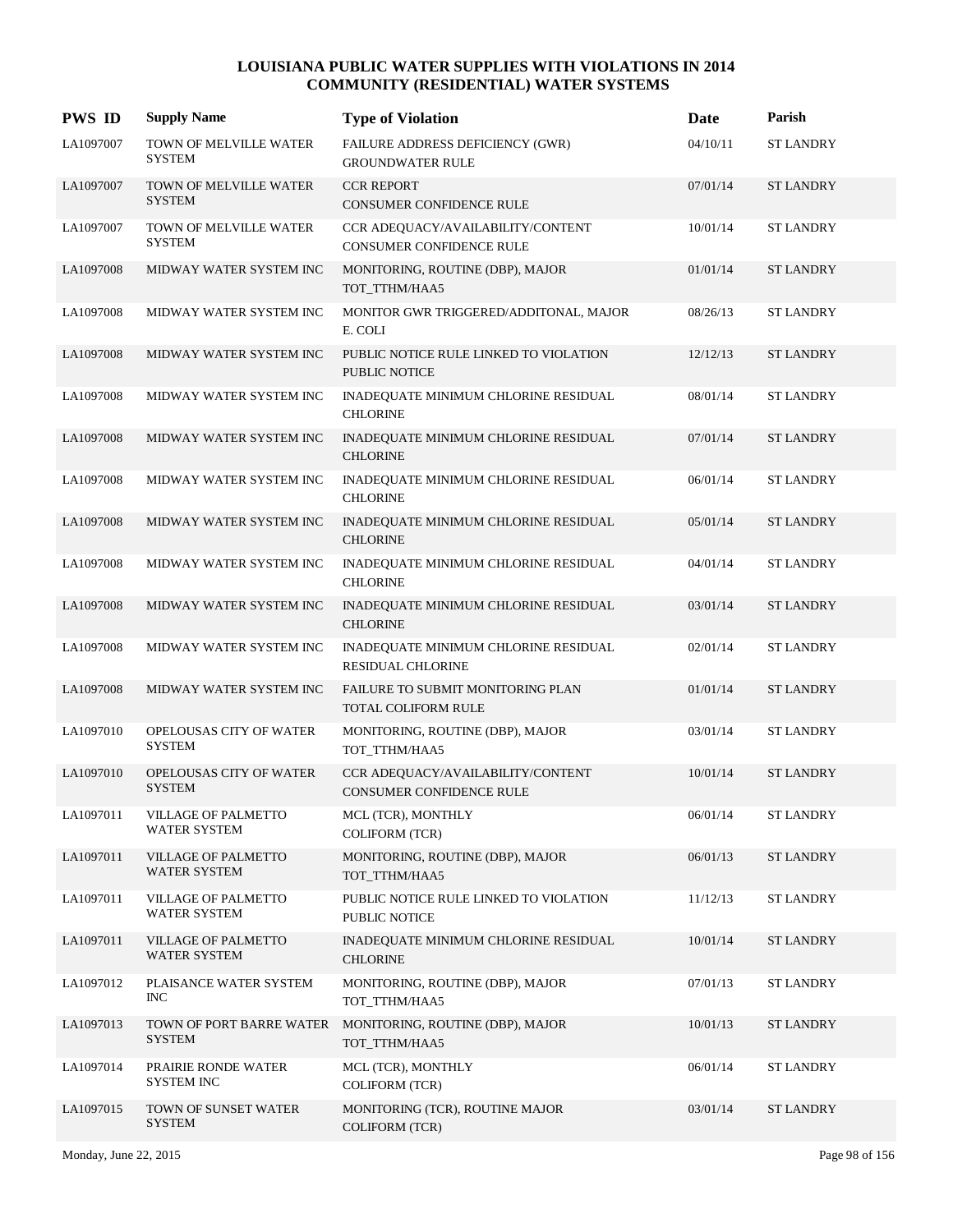# LOUISIANA PUBLIC WATER SUPPLIES WITH VIOLATIONS IN 2014
## COMMUNITY (RESIDENTIAL) WATER SYSTEMS

| PWS ID | Supply Name | Type of Violation | Date | Parish |
|---|---|---|---|---|
| LA1097007 | TOWN OF MELVILLE WATER SYSTEM | FAILURE ADDRESS DEFICIENCY (GWR) GROUNDWATER RULE | 04/10/11 | ST LANDRY |
| LA1097007 | TOWN OF MELVILLE WATER SYSTEM | CCR REPORT CONSUMER CONFIDENCE RULE | 07/01/14 | ST LANDRY |
| LA1097007 | TOWN OF MELVILLE WATER SYSTEM | CCR ADEQUACY/AVAILABILITY/CONTENT CONSUMER CONFIDENCE RULE | 10/01/14 | ST LANDRY |
| LA1097008 | MIDWAY WATER SYSTEM INC | MONITORING, ROUTINE (DBP), MAJOR TOT_TTHM/HAA5 | 01/01/14 | ST LANDRY |
| LA1097008 | MIDWAY WATER SYSTEM INC | MONITOR GWR TRIGGERED/ADDITONAL, MAJOR E. COLI | 08/26/13 | ST LANDRY |
| LA1097008 | MIDWAY WATER SYSTEM INC | PUBLIC NOTICE RULE LINKED TO VIOLATION PUBLIC NOTICE | 12/12/13 | ST LANDRY |
| LA1097008 | MIDWAY WATER SYSTEM INC | INADEQUATE MINIMUM CHLORINE RESIDUAL CHLORINE | 08/01/14 | ST LANDRY |
| LA1097008 | MIDWAY WATER SYSTEM INC | INADEQUATE MINIMUM CHLORINE RESIDUAL CHLORINE | 07/01/14 | ST LANDRY |
| LA1097008 | MIDWAY WATER SYSTEM INC | INADEQUATE MINIMUM CHLORINE RESIDUAL CHLORINE | 06/01/14 | ST LANDRY |
| LA1097008 | MIDWAY WATER SYSTEM INC | INADEQUATE MINIMUM CHLORINE RESIDUAL CHLORINE | 05/01/14 | ST LANDRY |
| LA1097008 | MIDWAY WATER SYSTEM INC | INADEQUATE MINIMUM CHLORINE RESIDUAL CHLORINE | 04/01/14 | ST LANDRY |
| LA1097008 | MIDWAY WATER SYSTEM INC | INADEQUATE MINIMUM CHLORINE RESIDUAL CHLORINE | 03/01/14 | ST LANDRY |
| LA1097008 | MIDWAY WATER SYSTEM INC | INADEQUATE MINIMUM CHLORINE RESIDUAL RESIDUAL CHLORINE | 02/01/14 | ST LANDRY |
| LA1097008 | MIDWAY WATER SYSTEM INC | FAILURE TO SUBMIT MONITORING PLAN TOTAL COLIFORM RULE | 01/01/14 | ST LANDRY |
| LA1097010 | OPELOUSAS CITY OF WATER SYSTEM | MONITORING, ROUTINE (DBP), MAJOR TOT_TTHM/HAA5 | 03/01/14 | ST LANDRY |
| LA1097010 | OPELOUSAS CITY OF WATER SYSTEM | CCR ADEQUACY/AVAILABILITY/CONTENT CONSUMER CONFIDENCE RULE | 10/01/14 | ST LANDRY |
| LA1097011 | VILLAGE OF PALMETTO WATER SYSTEM | MCL (TCR), MONTHLY COLIFORM (TCR) | 06/01/14 | ST LANDRY |
| LA1097011 | VILLAGE OF PALMETTO WATER SYSTEM | MONITORING, ROUTINE (DBP), MAJOR TOT_TTHM/HAA5 | 06/01/13 | ST LANDRY |
| LA1097011 | VILLAGE OF PALMETTO WATER SYSTEM | PUBLIC NOTICE RULE LINKED TO VIOLATION PUBLIC NOTICE | 11/12/13 | ST LANDRY |
| LA1097011 | VILLAGE OF PALMETTO WATER SYSTEM | INADEQUATE MINIMUM CHLORINE RESIDUAL CHLORINE | 10/01/14 | ST LANDRY |
| LA1097012 | PLAISANCE WATER SYSTEM INC | MONITORING, ROUTINE (DBP), MAJOR TOT_TTHM/HAA5 | 07/01/13 | ST LANDRY |
| LA1097013 | TOWN OF PORT BARRE WATER SYSTEM | MONITORING, ROUTINE (DBP), MAJOR TOT_TTHM/HAA5 | 10/01/13 | ST LANDRY |
| LA1097014 | PRAIRIE RONDE WATER SYSTEM INC | MCL (TCR), MONTHLY COLIFORM (TCR) | 06/01/14 | ST LANDRY |
| LA1097015 | TOWN OF SUNSET WATER SYSTEM | MONITORING (TCR), ROUTINE MAJOR COLIFORM (TCR) | 03/01/14 | ST LANDRY |

Monday, June 22, 2015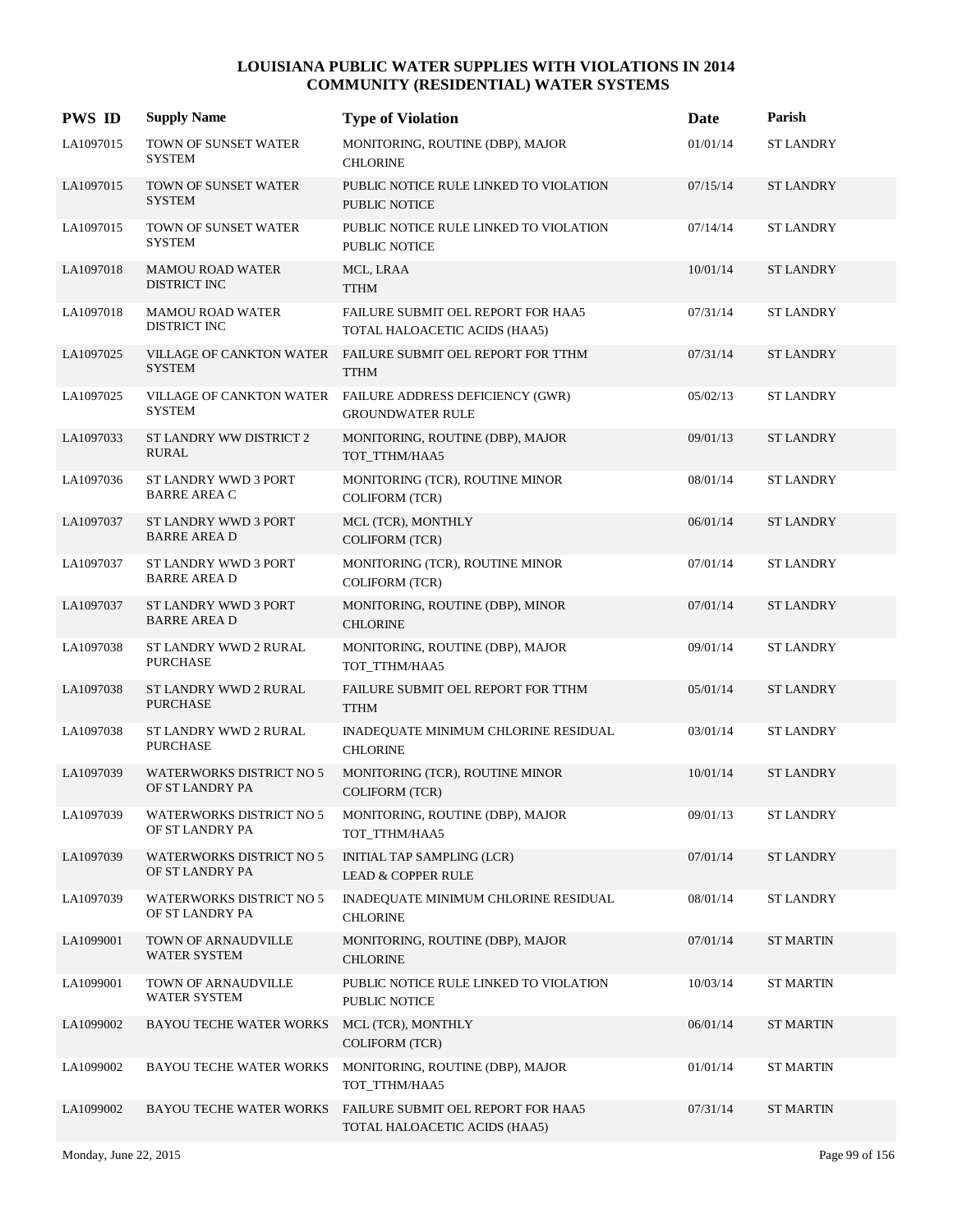# LOUISIANA PUBLIC WATER SUPPLIES WITH VIOLATIONS IN 2014
## COMMUNITY (RESIDENTIAL) WATER SYSTEMS

| PWS ID | Supply Name | Type of Violation | Date | Parish |
|---|---|---|---|---|
| LA1097015 | TOWN OF SUNSET WATER SYSTEM | MONITORING, ROUTINE (DBP), MAJOR CHLORINE | 01/01/14 | ST LANDRY |
| LA1097015 | TOWN OF SUNSET WATER SYSTEM | PUBLIC NOTICE RULE LINKED TO VIOLATION PUBLIC NOTICE | 07/15/14 | ST LANDRY |
| LA1097015 | TOWN OF SUNSET WATER SYSTEM | PUBLIC NOTICE RULE LINKED TO VIOLATION PUBLIC NOTICE | 07/14/14 | ST LANDRY |
| LA1097018 | MAMOU ROAD WATER DISTRICT INC | MCL, LRAA TTHM | 10/01/14 | ST LANDRY |
| LA1097018 | MAMOU ROAD WATER DISTRICT INC | FAILURE SUBMIT OEL REPORT FOR HAA5 TOTAL HALOACETIC ACIDS (HAA5) | 07/31/14 | ST LANDRY |
| LA1097025 | VILLAGE OF CANKTON WATER SYSTEM | FAILURE SUBMIT OEL REPORT FOR TTHM TTHM | 07/31/14 | ST LANDRY |
| LA1097025 | VILLAGE OF CANKTON WATER SYSTEM | FAILURE ADDRESS DEFICIENCY (GWR) GROUNDWATER RULE | 05/02/13 | ST LANDRY |
| LA1097033 | ST LANDRY WW DISTRICT 2 RURAL | MONITORING, ROUTINE (DBP), MAJOR TOT_TTHM/HAA5 | 09/01/13 | ST LANDRY |
| LA1097036 | ST LANDRY WWD 3 PORT BARRE AREA C | MONITORING (TCR), ROUTINE MINOR COLIFORM (TCR) | 08/01/14 | ST LANDRY |
| LA1097037 | ST LANDRY WWD 3 PORT BARRE AREA D | MCL (TCR), MONTHLY COLIFORM (TCR) | 06/01/14 | ST LANDRY |
| LA1097037 | ST LANDRY WWD 3 PORT BARRE AREA D | MONITORING (TCR), ROUTINE MINOR COLIFORM (TCR) | 07/01/14 | ST LANDRY |
| LA1097037 | ST LANDRY WWD 3 PORT BARRE AREA D | MONITORING, ROUTINE (DBP), MINOR CHLORINE | 07/01/14 | ST LANDRY |
| LA1097038 | ST LANDRY WWD 2 RURAL PURCHASE | MONITORING, ROUTINE (DBP), MAJOR TOT_TTHM/HAA5 | 09/01/14 | ST LANDRY |
| LA1097038 | ST LANDRY WWD 2 RURAL PURCHASE | FAILURE SUBMIT OEL REPORT FOR TTHM TTHM | 05/01/14 | ST LANDRY |
| LA1097038 | ST LANDRY WWD 2 RURAL PURCHASE | INADEQUATE MINIMUM CHLORINE RESIDUAL CHLORINE | 03/01/14 | ST LANDRY |
| LA1097039 | WATERWORKS DISTRICT NO 5 OF ST LANDRY PA | MONITORING (TCR), ROUTINE MINOR COLIFORM (TCR) | 10/01/14 | ST LANDRY |
| LA1097039 | WATERWORKS DISTRICT NO 5 OF ST LANDRY PA | MONITORING, ROUTINE (DBP), MAJOR TOT_TTHM/HAA5 | 09/01/13 | ST LANDRY |
| LA1097039 | WATERWORKS DISTRICT NO 5 OF ST LANDRY PA | INITIAL TAP SAMPLING (LCR) LEAD & COPPER RULE | 07/01/14 | ST LANDRY |
| LA1097039 | WATERWORKS DISTRICT NO 5 OF ST LANDRY PA | INADEQUATE MINIMUM CHLORINE RESIDUAL CHLORINE | 08/01/14 | ST LANDRY |
| LA1099001 | TOWN OF ARNAUDVILLE WATER SYSTEM | MONITORING, ROUTINE (DBP), MAJOR CHLORINE | 07/01/14 | ST MARTIN |
| LA1099001 | TOWN OF ARNAUDVILLE WATER SYSTEM | PUBLIC NOTICE RULE LINKED TO VIOLATION PUBLIC NOTICE | 10/03/14 | ST MARTIN |
| LA1099002 | BAYOU TECHE WATER WORKS | MCL (TCR), MONTHLY COLIFORM (TCR) | 06/01/14 | ST MARTIN |
| LA1099002 | BAYOU TECHE WATER WORKS | MONITORING, ROUTINE (DBP), MAJOR TOT_TTHM/HAA5 | 01/01/14 | ST MARTIN |
| LA1099002 | BAYOU TECHE WATER WORKS | FAILURE SUBMIT OEL REPORT FOR HAA5 TOTAL HALOACETIC ACIDS (HAA5) | 07/31/14 | ST MARTIN |

Monday, June 22, 2015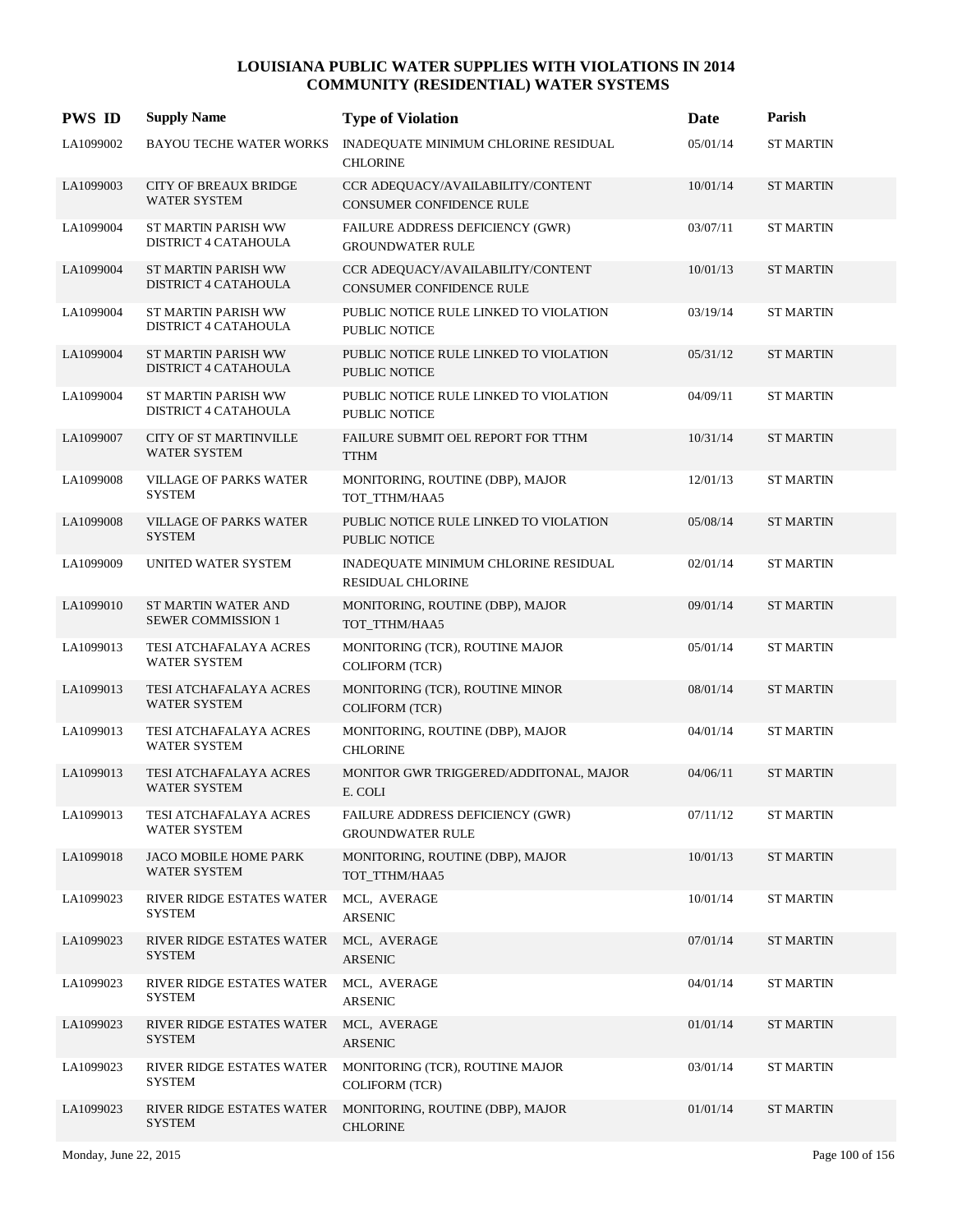# LOUISIANA PUBLIC WATER SUPPLIES WITH VIOLATIONS IN 2014
## COMMUNITY (RESIDENTIAL) WATER SYSTEMS

| PWS ID | Supply Name | Type of Violation | Date | Parish |
|---|---|---|---|---|
| LA1099002 | BAYOU TECHE WATER WORKS | INADEQUATE MINIMUM CHLORINE RESIDUAL CHLORINE | 05/01/14 | ST MARTIN |
| LA1099003 | CITY OF BREAUX BRIDGE WATER SYSTEM | CCR ADEQUACY/AVAILABILITY/CONTENT CONSUMER CONFIDENCE RULE | 10/01/14 | ST MARTIN |
| LA1099004 | ST MARTIN PARISH WW DISTRICT 4 CATAHOULA | FAILURE ADDRESS DEFICIENCY (GWR) GROUNDWATER RULE | 03/07/11 | ST MARTIN |
| LA1099004 | ST MARTIN PARISH WW DISTRICT 4 CATAHOULA | CCR ADEQUACY/AVAILABILITY/CONTENT CONSUMER CONFIDENCE RULE | 10/01/13 | ST MARTIN |
| LA1099004 | ST MARTIN PARISH WW DISTRICT 4 CATAHOULA | PUBLIC NOTICE RULE LINKED TO VIOLATION PUBLIC NOTICE | 03/19/14 | ST MARTIN |
| LA1099004 | ST MARTIN PARISH WW DISTRICT 4 CATAHOULA | PUBLIC NOTICE RULE LINKED TO VIOLATION PUBLIC NOTICE | 05/31/12 | ST MARTIN |
| LA1099004 | ST MARTIN PARISH WW DISTRICT 4 CATAHOULA | PUBLIC NOTICE RULE LINKED TO VIOLATION PUBLIC NOTICE | 04/09/11 | ST MARTIN |
| LA1099007 | CITY OF ST MARTINVILLE WATER SYSTEM | FAILURE SUBMIT OEL REPORT FOR TTHM TTHM | 10/31/14 | ST MARTIN |
| LA1099008 | VILLAGE OF PARKS WATER SYSTEM | MONITORING, ROUTINE (DBP), MAJOR TOT_TTHM/HAA5 | 12/01/13 | ST MARTIN |
| LA1099008 | VILLAGE OF PARKS WATER SYSTEM | PUBLIC NOTICE RULE LINKED TO VIOLATION PUBLIC NOTICE | 05/08/14 | ST MARTIN |
| LA1099009 | UNITED WATER SYSTEM | INADEQUATE MINIMUM CHLORINE RESIDUAL RESIDUAL CHLORINE | 02/01/14 | ST MARTIN |
| LA1099010 | ST MARTIN WATER AND SEWER COMMISSION 1 | MONITORING, ROUTINE (DBP), MAJOR TOT_TTHM/HAA5 | 09/01/14 | ST MARTIN |
| LA1099013 | TESI ATCHAFALAYA ACRES WATER SYSTEM | MONITORING (TCR), ROUTINE MAJOR COLIFORM (TCR) | 05/01/14 | ST MARTIN |
| LA1099013 | TESI ATCHAFALAYA ACRES WATER SYSTEM | MONITORING (TCR), ROUTINE MINOR COLIFORM (TCR) | 08/01/14 | ST MARTIN |
| LA1099013 | TESI ATCHAFALAYA ACRES WATER SYSTEM | MONITORING, ROUTINE (DBP), MAJOR CHLORINE | 04/01/14 | ST MARTIN |
| LA1099013 | TESI ATCHAFALAYA ACRES WATER SYSTEM | MONITOR GWR TRIGGERED/ADDITONAL, MAJOR E. COLI | 04/06/11 | ST MARTIN |
| LA1099013 | TESI ATCHAFALAYA ACRES WATER SYSTEM | FAILURE ADDRESS DEFICIENCY (GWR) GROUNDWATER RULE | 07/11/12 | ST MARTIN |
| LA1099018 | JACO MOBILE HOME PARK WATER SYSTEM | MONITORING, ROUTINE (DBP), MAJOR TOT_TTHM/HAA5 | 10/01/13 | ST MARTIN |
| LA1099023 | RIVER RIDGE ESTATES WATER SYSTEM | MCL, AVERAGE ARSENIC | 10/01/14 | ST MARTIN |
| LA1099023 | RIVER RIDGE ESTATES WATER SYSTEM | MCL, AVERAGE ARSENIC | 07/01/14 | ST MARTIN |
| LA1099023 | RIVER RIDGE ESTATES WATER SYSTEM | MCL, AVERAGE ARSENIC | 04/01/14 | ST MARTIN |
| LA1099023 | RIVER RIDGE ESTATES WATER SYSTEM | MCL, AVERAGE ARSENIC | 01/01/14 | ST MARTIN |
| LA1099023 | RIVER RIDGE ESTATES WATER SYSTEM | MONITORING (TCR), ROUTINE MAJOR COLIFORM (TCR) | 03/01/14 | ST MARTIN |
| LA1099023 | RIVER RIDGE ESTATES WATER SYSTEM | MONITORING, ROUTINE (DBP), MAJOR CHLORINE | 01/01/14 | ST MARTIN |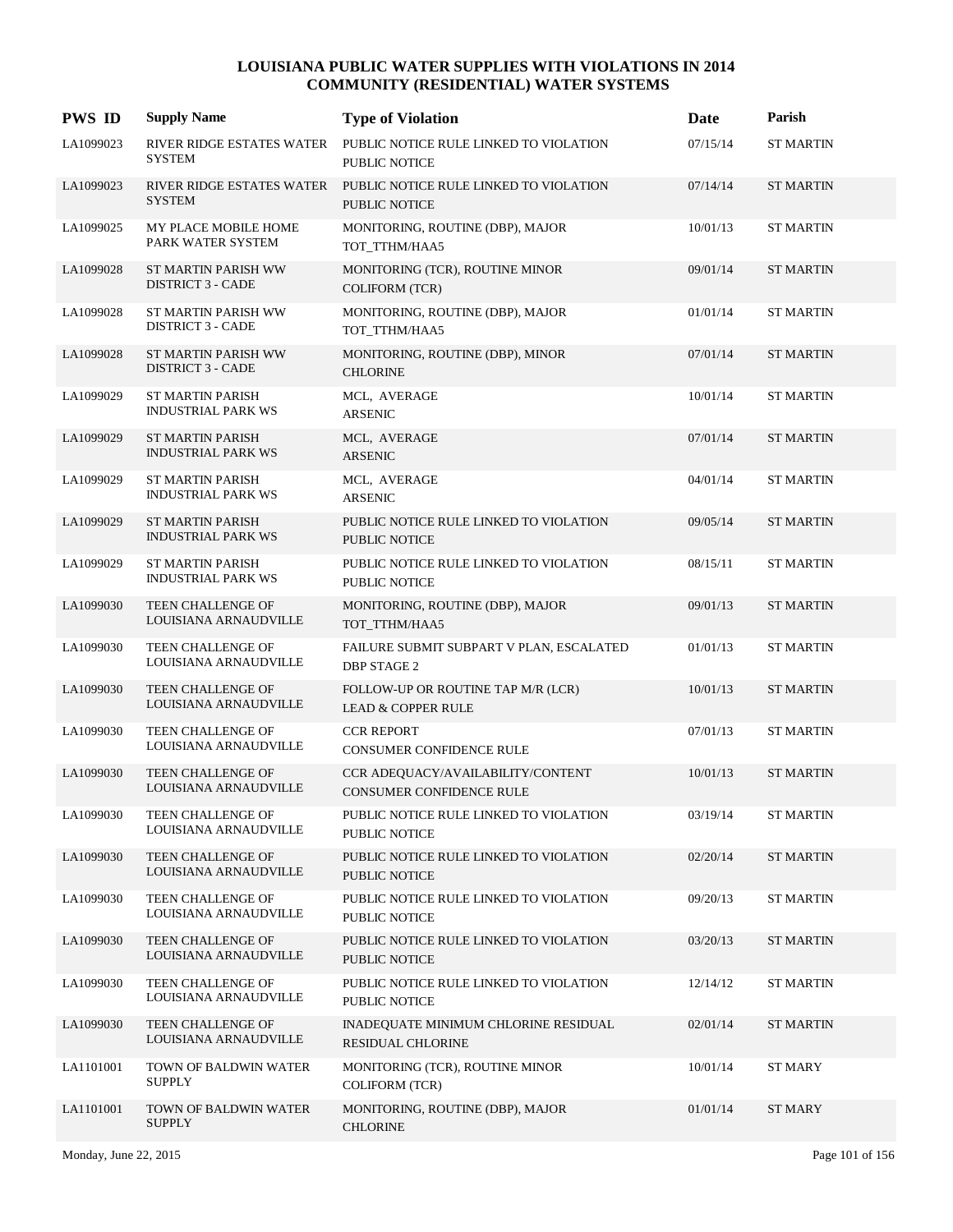# LOUISIANA PUBLIC WATER SUPPLIES WITH VIOLATIONS IN 2014
## COMMUNITY (RESIDENTIAL) WATER SYSTEMS

| PWS ID | Supply Name | Type of Violation | Date | Parish |
|---|---|---|---|---|
| LA1099023 | RIVER RIDGE ESTATES WATER SYSTEM | PUBLIC NOTICE RULE LINKED TO VIOLATION<br>PUBLIC NOTICE | 07/15/14 | ST MARTIN |
| LA1099023 | RIVER RIDGE ESTATES WATER SYSTEM | PUBLIC NOTICE RULE LINKED TO VIOLATION<br>PUBLIC NOTICE | 07/14/14 | ST MARTIN |
| LA1099025 | MY PLACE MOBILE HOME PARK WATER SYSTEM | MONITORING, ROUTINE (DBP), MAJOR<br>TOT_TTHM/HAA5 | 10/01/13 | ST MARTIN |
| LA1099028 | ST MARTIN PARISH WW DISTRICT 3 - CADE | MONITORING (TCR), ROUTINE MINOR<br>COLIFORM (TCR) | 09/01/14 | ST MARTIN |
| LA1099028 | ST MARTIN PARISH WW DISTRICT 3 - CADE | MONITORING, ROUTINE (DBP), MAJOR<br>TOT_TTHM/HAA5 | 01/01/14 | ST MARTIN |
| LA1099028 | ST MARTIN PARISH WW DISTRICT 3 - CADE | MONITORING, ROUTINE (DBP), MINOR<br>CHLORINE | 07/01/14 | ST MARTIN |
| LA1099029 | ST MARTIN PARISH INDUSTRIAL PARK WS | MCL, AVERAGE<br>ARSENIC | 10/01/14 | ST MARTIN |
| LA1099029 | ST MARTIN PARISH INDUSTRIAL PARK WS | MCL, AVERAGE<br>ARSENIC | 07/01/14 | ST MARTIN |
| LA1099029 | ST MARTIN PARISH INDUSTRIAL PARK WS | MCL, AVERAGE<br>ARSENIC | 04/01/14 | ST MARTIN |
| LA1099029 | ST MARTIN PARISH INDUSTRIAL PARK WS | PUBLIC NOTICE RULE LINKED TO VIOLATION<br>PUBLIC NOTICE | 09/05/14 | ST MARTIN |
| LA1099029 | ST MARTIN PARISH INDUSTRIAL PARK WS | PUBLIC NOTICE RULE LINKED TO VIOLATION<br>PUBLIC NOTICE | 08/15/11 | ST MARTIN |
| LA1099030 | TEEN CHALLENGE OF LOUISIANA ARNAUDVILLE | MONITORING, ROUTINE (DBP), MAJOR<br>TOT_TTHM/HAA5 | 09/01/13 | ST MARTIN |
| LA1099030 | TEEN CHALLENGE OF LOUISIANA ARNAUDVILLE | FAILURE SUBMIT SUBPART V PLAN, ESCALATED<br>DBP STAGE 2 | 01/01/13 | ST MARTIN |
| LA1099030 | TEEN CHALLENGE OF LOUISIANA ARNAUDVILLE | FOLLOW-UP OR ROUTINE TAP M/R (LCR)<br>LEAD & COPPER RULE | 10/01/13 | ST MARTIN |
| LA1099030 | TEEN CHALLENGE OF LOUISIANA ARNAUDVILLE | CCR REPORT<br>CONSUMER CONFIDENCE RULE | 07/01/13 | ST MARTIN |
| LA1099030 | TEEN CHALLENGE OF LOUISIANA ARNAUDVILLE | CCR ADEQUACY/AVAILABILITY/CONTENT<br>CONSUMER CONFIDENCE RULE | 10/01/13 | ST MARTIN |
| LA1099030 | TEEN CHALLENGE OF LOUISIANA ARNAUDVILLE | PUBLIC NOTICE RULE LINKED TO VIOLATION<br>PUBLIC NOTICE | 03/19/14 | ST MARTIN |
| LA1099030 | TEEN CHALLENGE OF LOUISIANA ARNAUDVILLE | PUBLIC NOTICE RULE LINKED TO VIOLATION<br>PUBLIC NOTICE | 02/20/14 | ST MARTIN |
| LA1099030 | TEEN CHALLENGE OF LOUISIANA ARNAUDVILLE | PUBLIC NOTICE RULE LINKED TO VIOLATION<br>PUBLIC NOTICE | 09/20/13 | ST MARTIN |
| LA1099030 | TEEN CHALLENGE OF LOUISIANA ARNAUDVILLE | PUBLIC NOTICE RULE LINKED TO VIOLATION<br>PUBLIC NOTICE | 03/20/13 | ST MARTIN |
| LA1099030 | TEEN CHALLENGE OF LOUISIANA ARNAUDVILLE | PUBLIC NOTICE RULE LINKED TO VIOLATION<br>PUBLIC NOTICE | 12/14/12 | ST MARTIN |
| LA1099030 | TEEN CHALLENGE OF LOUISIANA ARNAUDVILLE | INADEQUATE MINIMUM CHLORINE RESIDUAL<br>RESIDUAL CHLORINE | 02/01/14 | ST MARTIN |
| LA1101001 | TOWN OF BALDWIN WATER SUPPLY | MONITORING (TCR), ROUTINE MINOR<br>COLIFORM (TCR) | 10/01/14 | ST MARY |
| LA1101001 | TOWN OF BALDWIN WATER SUPPLY | MONITORING, ROUTINE (DBP), MAJOR<br>CHLORINE | 01/01/14 | ST MARY |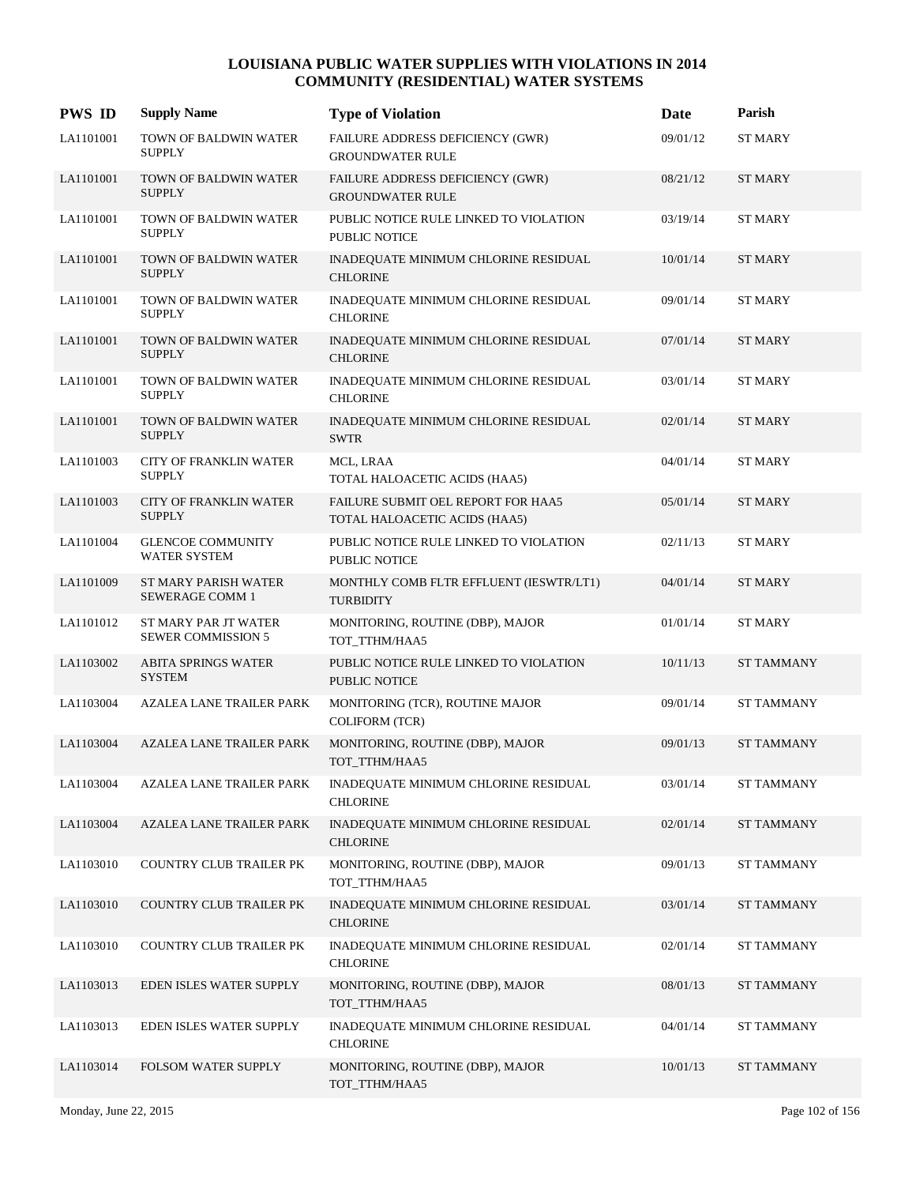# LOUISIANA PUBLIC WATER SUPPLIES WITH VIOLATIONS IN 2014
## COMMUNITY (RESIDENTIAL) WATER SYSTEMS

| PWS ID | Supply Name | Type of Violation | Date | Parish |
|---|---|---|---|---|
| LA1101001 | TOWN OF BALDWIN WATER SUPPLY | FAILURE ADDRESS DEFICIENCY (GWR) GROUNDWATER RULE | 09/01/12 | ST MARY |
| LA1101001 | TOWN OF BALDWIN WATER SUPPLY | FAILURE ADDRESS DEFICIENCY (GWR) GROUNDWATER RULE | 08/21/12 | ST MARY |
| LA1101001 | TOWN OF BALDWIN WATER SUPPLY | PUBLIC NOTICE RULE LINKED TO VIOLATION PUBLIC NOTICE | 03/19/14 | ST MARY |
| LA1101001 | TOWN OF BALDWIN WATER SUPPLY | INADEQUATE MINIMUM CHLORINE RESIDUAL CHLORINE | 10/01/14 | ST MARY |
| LA1101001 | TOWN OF BALDWIN WATER SUPPLY | INADEQUATE MINIMUM CHLORINE RESIDUAL CHLORINE | 09/01/14 | ST MARY |
| LA1101001 | TOWN OF BALDWIN WATER SUPPLY | INADEQUATE MINIMUM CHLORINE RESIDUAL CHLORINE | 07/01/14 | ST MARY |
| LA1101001 | TOWN OF BALDWIN WATER SUPPLY | INADEQUATE MINIMUM CHLORINE RESIDUAL CHLORINE | 03/01/14 | ST MARY |
| LA1101001 | TOWN OF BALDWIN WATER SUPPLY | INADEQUATE MINIMUM CHLORINE RESIDUAL SWTR | 02/01/14 | ST MARY |
| LA1101003 | CITY OF FRANKLIN WATER SUPPLY | MCL, LRAA TOTAL HALOACETIC ACIDS (HAA5) | 04/01/14 | ST MARY |
| LA1101003 | CITY OF FRANKLIN WATER SUPPLY | FAILURE SUBMIT OEL REPORT FOR HAA5 TOTAL HALOACETIC ACIDS (HAA5) | 05/01/14 | ST MARY |
| LA1101004 | GLENCOE COMMUNITY WATER SYSTEM | PUBLIC NOTICE RULE LINKED TO VIOLATION PUBLIC NOTICE | 02/11/13 | ST MARY |
| LA1101009 | ST MARY PARISH WATER SEWERAGE COMM 1 | MONTHLY COMB FLTR EFFLUENT (IESWTR/LT1) TURBIDITY | 04/01/14 | ST MARY |
| LA1101012 | ST MARY PAR JT WATER SEWER COMMISSION 5 | MONITORING, ROUTINE (DBP), MAJOR TOT_TTHM/HAA5 | 01/01/14 | ST MARY |
| LA1103002 | ABITA SPRINGS WATER SYSTEM | PUBLIC NOTICE RULE LINKED TO VIOLATION PUBLIC NOTICE | 10/11/13 | ST TAMMANY |
| LA1103004 | AZALEA LANE TRAILER PARK | MONITORING (TCR), ROUTINE MAJOR COLIFORM (TCR) | 09/01/14 | ST TAMMANY |
| LA1103004 | AZALEA LANE TRAILER PARK | MONITORING, ROUTINE (DBP), MAJOR TOT_TTHM/HAA5 | 09/01/13 | ST TAMMANY |
| LA1103004 | AZALEA LANE TRAILER PARK | INADEQUATE MINIMUM CHLORINE RESIDUAL CHLORINE | 03/01/14 | ST TAMMANY |
| LA1103004 | AZALEA LANE TRAILER PARK | INADEQUATE MINIMUM CHLORINE RESIDUAL CHLORINE | 02/01/14 | ST TAMMANY |
| LA1103010 | COUNTRY CLUB TRAILER PK | MONITORING, ROUTINE (DBP), MAJOR TOT_TTHM/HAA5 | 09/01/13 | ST TAMMANY |
| LA1103010 | COUNTRY CLUB TRAILER PK | INADEQUATE MINIMUM CHLORINE RESIDUAL CHLORINE | 03/01/14 | ST TAMMANY |
| LA1103010 | COUNTRY CLUB TRAILER PK | INADEQUATE MINIMUM CHLORINE RESIDUAL CHLORINE | 02/01/14 | ST TAMMANY |
| LA1103013 | EDEN ISLES WATER SUPPLY | MONITORING, ROUTINE (DBP), MAJOR TOT_TTHM/HAA5 | 08/01/13 | ST TAMMANY |
| LA1103013 | EDEN ISLES WATER SUPPLY | INADEQUATE MINIMUM CHLORINE RESIDUAL CHLORINE | 04/01/14 | ST TAMMANY |
| LA1103014 | FOLSOM WATER SUPPLY | MONITORING, ROUTINE (DBP), MAJOR TOT_TTHM/HAA5 | 10/01/13 | ST TAMMANY |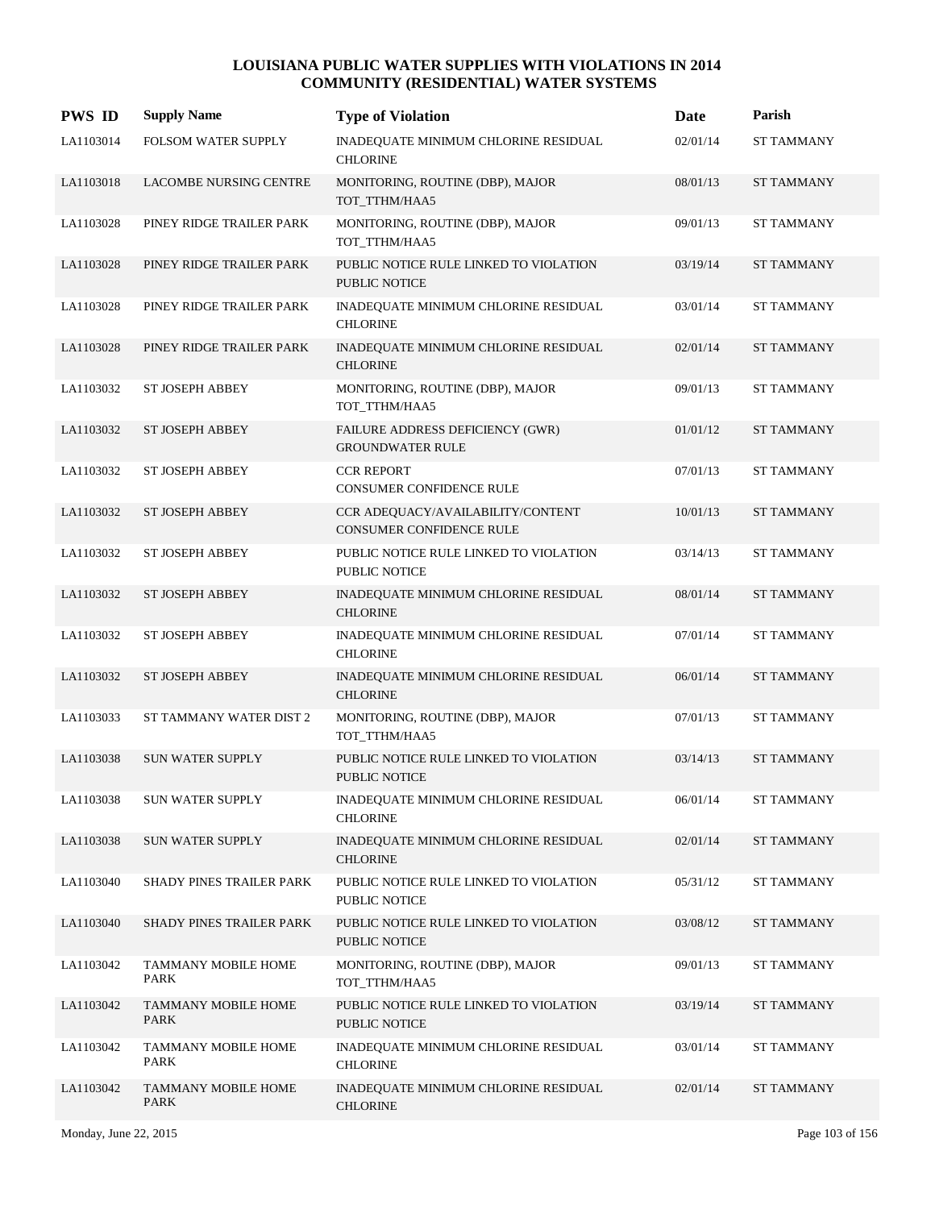# LOUISIANA PUBLIC WATER SUPPLIES WITH VIOLATIONS IN 2014
## COMMUNITY (RESIDENTIAL) WATER SYSTEMS

| PWS ID | Supply Name | Type of Violation | Date | Parish |
|---|---|---|---|---|
| LA1103014 | FOLSOM WATER SUPPLY | INADEQUATE MINIMUM CHLORINE RESIDUAL CHLORINE | 02/01/14 | ST TAMMANY |
| LA1103018 | LACOMBE NURSING CENTRE | MONITORING, ROUTINE (DBP), MAJOR TOT_TTHM/HAA5 | 08/01/13 | ST TAMMANY |
| LA1103028 | PINEY RIDGE TRAILER PARK | MONITORING, ROUTINE (DBP), MAJOR TOT_TTHM/HAA5 | 09/01/13 | ST TAMMANY |
| LA1103028 | PINEY RIDGE TRAILER PARK | PUBLIC NOTICE RULE LINKED TO VIOLATION PUBLIC NOTICE | 03/19/14 | ST TAMMANY |
| LA1103028 | PINEY RIDGE TRAILER PARK | INADEQUATE MINIMUM CHLORINE RESIDUAL CHLORINE | 03/01/14 | ST TAMMANY |
| LA1103028 | PINEY RIDGE TRAILER PARK | INADEQUATE MINIMUM CHLORINE RESIDUAL CHLORINE | 02/01/14 | ST TAMMANY |
| LA1103032 | ST JOSEPH ABBEY | MONITORING, ROUTINE (DBP), MAJOR TOT_TTHM/HAA5 | 09/01/13 | ST TAMMANY |
| LA1103032 | ST JOSEPH ABBEY | FAILURE ADDRESS DEFICIENCY (GWR) GROUNDWATER RULE | 01/01/12 | ST TAMMANY |
| LA1103032 | ST JOSEPH ABBEY | CCR REPORT CONSUMER CONFIDENCE RULE | 07/01/13 | ST TAMMANY |
| LA1103032 | ST JOSEPH ABBEY | CCR ADEQUACY/AVAILABILITY/CONTENT CONSUMER CONFIDENCE RULE | 10/01/13 | ST TAMMANY |
| LA1103032 | ST JOSEPH ABBEY | PUBLIC NOTICE RULE LINKED TO VIOLATION PUBLIC NOTICE | 03/14/13 | ST TAMMANY |
| LA1103032 | ST JOSEPH ABBEY | INADEQUATE MINIMUM CHLORINE RESIDUAL CHLORINE | 08/01/14 | ST TAMMANY |
| LA1103032 | ST JOSEPH ABBEY | INADEQUATE MINIMUM CHLORINE RESIDUAL CHLORINE | 07/01/14 | ST TAMMANY |
| LA1103032 | ST JOSEPH ABBEY | INADEQUATE MINIMUM CHLORINE RESIDUAL CHLORINE | 06/01/14 | ST TAMMANY |
| LA1103033 | ST TAMMANY WATER DIST 2 | MONITORING, ROUTINE (DBP), MAJOR TOT_TTHM/HAA5 | 07/01/13 | ST TAMMANY |
| LA1103038 | SUN WATER SUPPLY | PUBLIC NOTICE RULE LINKED TO VIOLATION PUBLIC NOTICE | 03/14/13 | ST TAMMANY |
| LA1103038 | SUN WATER SUPPLY | INADEQUATE MINIMUM CHLORINE RESIDUAL CHLORINE | 06/01/14 | ST TAMMANY |
| LA1103038 | SUN WATER SUPPLY | INADEQUATE MINIMUM CHLORINE RESIDUAL CHLORINE | 02/01/14 | ST TAMMANY |
| LA1103040 | SHADY PINES TRAILER PARK | PUBLIC NOTICE RULE LINKED TO VIOLATION PUBLIC NOTICE | 05/31/12 | ST TAMMANY |
| LA1103040 | SHADY PINES TRAILER PARK | PUBLIC NOTICE RULE LINKED TO VIOLATION PUBLIC NOTICE | 03/08/12 | ST TAMMANY |
| LA1103042 | TAMMANY MOBILE HOME PARK | MONITORING, ROUTINE (DBP), MAJOR TOT_TTHM/HAA5 | 09/01/13 | ST TAMMANY |
| LA1103042 | TAMMANY MOBILE HOME PARK | PUBLIC NOTICE RULE LINKED TO VIOLATION PUBLIC NOTICE | 03/19/14 | ST TAMMANY |
| LA1103042 | TAMMANY MOBILE HOME PARK | INADEQUATE MINIMUM CHLORINE RESIDUAL CHLORINE | 03/01/14 | ST TAMMANY |
| LA1103042 | TAMMANY MOBILE HOME PARK | INADEQUATE MINIMUM CHLORINE RESIDUAL CHLORINE | 02/01/14 | ST TAMMANY |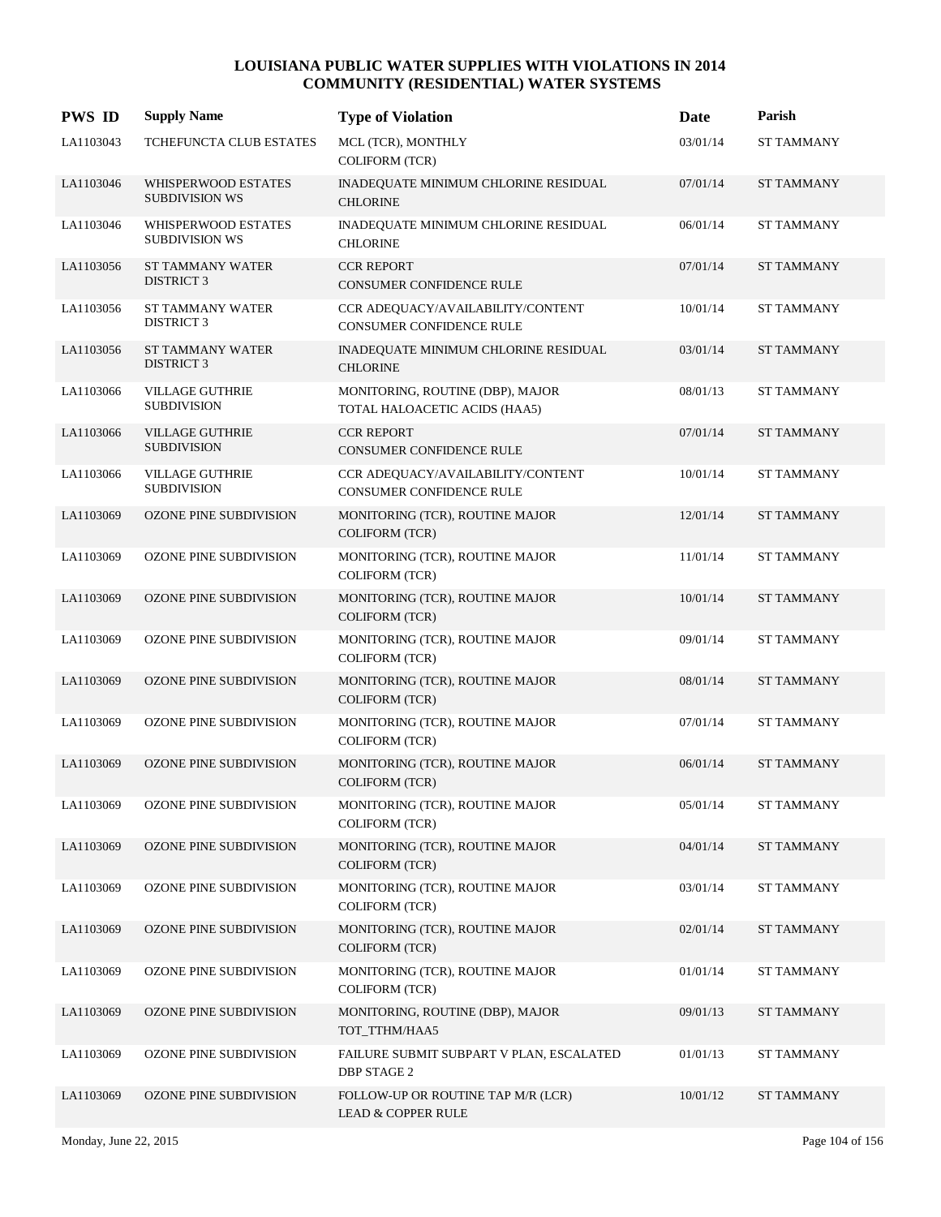# LOUISIANA PUBLIC WATER SUPPLIES WITH VIOLATIONS IN 2014
## COMMUNITY (RESIDENTIAL) WATER SYSTEMS

| PWS ID | Supply Name | Type of Violation | Date | Parish |
|---|---|---|---|---|
| LA1103043 | TCHEFUNCTA CLUB ESTATES | MCL (TCR), MONTHLY<br>COLIFORM (TCR) | 03/01/14 | ST TAMMANY |
| LA1103046 | WHISPERWOOD ESTATES SUBDIVISION WS | INADEQUATE MINIMUM CHLORINE RESIDUAL<br>CHLORINE | 07/01/14 | ST TAMMANY |
| LA1103046 | WHISPERWOOD ESTATES SUBDIVISION WS | INADEQUATE MINIMUM CHLORINE RESIDUAL<br>CHLORINE | 06/01/14 | ST TAMMANY |
| LA1103056 | ST TAMMANY WATER DISTRICT 3 | CCR REPORT<br>CONSUMER CONFIDENCE RULE | 07/01/14 | ST TAMMANY |
| LA1103056 | ST TAMMANY WATER DISTRICT 3 | CCR ADEQUACY/AVAILABILITY/CONTENT<br>CONSUMER CONFIDENCE RULE | 10/01/14 | ST TAMMANY |
| LA1103056 | ST TAMMANY WATER DISTRICT 3 | INADEQUATE MINIMUM CHLORINE RESIDUAL<br>CHLORINE | 03/01/14 | ST TAMMANY |
| LA1103066 | VILLAGE GUTHRIE SUBDIVISION | MONITORING, ROUTINE (DBP), MAJOR<br>TOTAL HALOACETIC ACIDS (HAA5) | 08/01/13 | ST TAMMANY |
| LA1103066 | VILLAGE GUTHRIE SUBDIVISION | CCR REPORT<br>CONSUMER CONFIDENCE RULE | 07/01/14 | ST TAMMANY |
| LA1103066 | VILLAGE GUTHRIE SUBDIVISION | CCR ADEQUACY/AVAILABILITY/CONTENT<br>CONSUMER CONFIDENCE RULE | 10/01/14 | ST TAMMANY |
| LA1103069 | OZONE PINE SUBDIVISION | MONITORING (TCR), ROUTINE MAJOR<br>COLIFORM (TCR) | 12/01/14 | ST TAMMANY |
| LA1103069 | OZONE PINE SUBDIVISION | MONITORING (TCR), ROUTINE MAJOR<br>COLIFORM (TCR) | 11/01/14 | ST TAMMANY |
| LA1103069 | OZONE PINE SUBDIVISION | MONITORING (TCR), ROUTINE MAJOR<br>COLIFORM (TCR) | 10/01/14 | ST TAMMANY |
| LA1103069 | OZONE PINE SUBDIVISION | MONITORING (TCR), ROUTINE MAJOR<br>COLIFORM (TCR) | 09/01/14 | ST TAMMANY |
| LA1103069 | OZONE PINE SUBDIVISION | MONITORING (TCR), ROUTINE MAJOR<br>COLIFORM (TCR) | 08/01/14 | ST TAMMANY |
| LA1103069 | OZONE PINE SUBDIVISION | MONITORING (TCR), ROUTINE MAJOR<br>COLIFORM (TCR) | 07/01/14 | ST TAMMANY |
| LA1103069 | OZONE PINE SUBDIVISION | MONITORING (TCR), ROUTINE MAJOR<br>COLIFORM (TCR) | 06/01/14 | ST TAMMANY |
| LA1103069 | OZONE PINE SUBDIVISION | MONITORING (TCR), ROUTINE MAJOR<br>COLIFORM (TCR) | 05/01/14 | ST TAMMANY |
| LA1103069 | OZONE PINE SUBDIVISION | MONITORING (TCR), ROUTINE MAJOR<br>COLIFORM (TCR) | 04/01/14 | ST TAMMANY |
| LA1103069 | OZONE PINE SUBDIVISION | MONITORING (TCR), ROUTINE MAJOR<br>COLIFORM (TCR) | 03/01/14 | ST TAMMANY |
| LA1103069 | OZONE PINE SUBDIVISION | MONITORING (TCR), ROUTINE MAJOR<br>COLIFORM (TCR) | 02/01/14 | ST TAMMANY |
| LA1103069 | OZONE PINE SUBDIVISION | MONITORING (TCR), ROUTINE MAJOR<br>COLIFORM (TCR) | 01/01/14 | ST TAMMANY |
| LA1103069 | OZONE PINE SUBDIVISION | MONITORING, ROUTINE (DBP), MAJOR<br>TOT_TTHM/HAA5 | 09/01/13 | ST TAMMANY |
| LA1103069 | OZONE PINE SUBDIVISION | FAILURE SUBMIT SUBPART V PLAN, ESCALATED<br>DBP STAGE 2 | 01/01/13 | ST TAMMANY |
| LA1103069 | OZONE PINE SUBDIVISION | FOLLOW-UP OR ROUTINE TAP M/R (LCR)<br>LEAD & COPPER RULE | 10/01/12 | ST TAMMANY |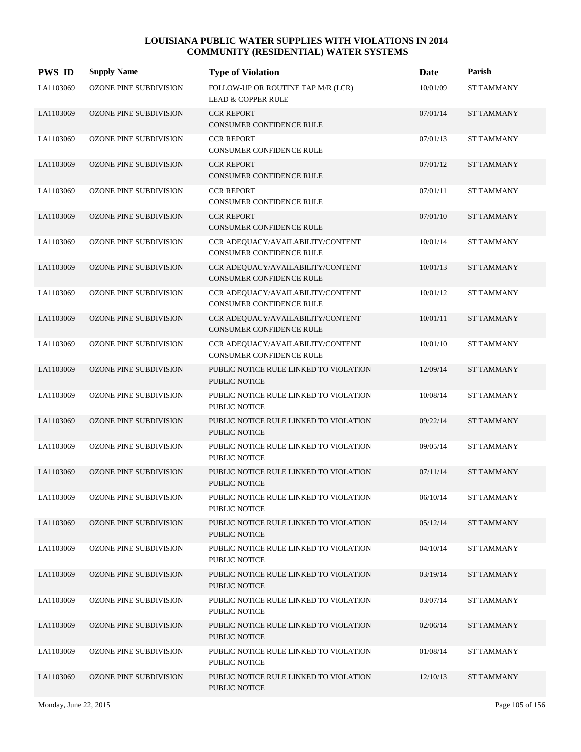# LOUISIANA PUBLIC WATER SUPPLIES WITH VIOLATIONS IN 2014
## COMMUNITY (RESIDENTIAL) WATER SYSTEMS

| PWS ID | Supply Name | Type of Violation | Date | Parish |
|---|---|---|---|---|
| LA1103069 | OZONE PINE SUBDIVISION | FOLLOW-UP OR ROUTINE TAP M/R (LCR) LEAD & COPPER RULE | 10/01/09 | ST TAMMANY |
| LA1103069 | OZONE PINE SUBDIVISION | CCR REPORT CONSUMER CONFIDENCE RULE | 07/01/14 | ST TAMMANY |
| LA1103069 | OZONE PINE SUBDIVISION | CCR REPORT CONSUMER CONFIDENCE RULE | 07/01/13 | ST TAMMANY |
| LA1103069 | OZONE PINE SUBDIVISION | CCR REPORT CONSUMER CONFIDENCE RULE | 07/01/12 | ST TAMMANY |
| LA1103069 | OZONE PINE SUBDIVISION | CCR REPORT CONSUMER CONFIDENCE RULE | 07/01/11 | ST TAMMANY |
| LA1103069 | OZONE PINE SUBDIVISION | CCR REPORT CONSUMER CONFIDENCE RULE | 07/01/10 | ST TAMMANY |
| LA1103069 | OZONE PINE SUBDIVISION | CCR ADEQUACY/AVAILABILITY/CONTENT CONSUMER CONFIDENCE RULE | 10/01/14 | ST TAMMANY |
| LA1103069 | OZONE PINE SUBDIVISION | CCR ADEQUACY/AVAILABILITY/CONTENT CONSUMER CONFIDENCE RULE | 10/01/13 | ST TAMMANY |
| LA1103069 | OZONE PINE SUBDIVISION | CCR ADEQUACY/AVAILABILITY/CONTENT CONSUMER CONFIDENCE RULE | 10/01/12 | ST TAMMANY |
| LA1103069 | OZONE PINE SUBDIVISION | CCR ADEQUACY/AVAILABILITY/CONTENT CONSUMER CONFIDENCE RULE | 10/01/11 | ST TAMMANY |
| LA1103069 | OZONE PINE SUBDIVISION | CCR ADEQUACY/AVAILABILITY/CONTENT CONSUMER CONFIDENCE RULE | 10/01/10 | ST TAMMANY |
| LA1103069 | OZONE PINE SUBDIVISION | PUBLIC NOTICE RULE LINKED TO VIOLATION PUBLIC NOTICE | 12/09/14 | ST TAMMANY |
| LA1103069 | OZONE PINE SUBDIVISION | PUBLIC NOTICE RULE LINKED TO VIOLATION PUBLIC NOTICE | 10/08/14 | ST TAMMANY |
| LA1103069 | OZONE PINE SUBDIVISION | PUBLIC NOTICE RULE LINKED TO VIOLATION PUBLIC NOTICE | 09/22/14 | ST TAMMANY |
| LA1103069 | OZONE PINE SUBDIVISION | PUBLIC NOTICE RULE LINKED TO VIOLATION PUBLIC NOTICE | 09/05/14 | ST TAMMANY |
| LA1103069 | OZONE PINE SUBDIVISION | PUBLIC NOTICE RULE LINKED TO VIOLATION PUBLIC NOTICE | 07/11/14 | ST TAMMANY |
| LA1103069 | OZONE PINE SUBDIVISION | PUBLIC NOTICE RULE LINKED TO VIOLATION PUBLIC NOTICE | 06/10/14 | ST TAMMANY |
| LA1103069 | OZONE PINE SUBDIVISION | PUBLIC NOTICE RULE LINKED TO VIOLATION PUBLIC NOTICE | 05/12/14 | ST TAMMANY |
| LA1103069 | OZONE PINE SUBDIVISION | PUBLIC NOTICE RULE LINKED TO VIOLATION PUBLIC NOTICE | 04/10/14 | ST TAMMANY |
| LA1103069 | OZONE PINE SUBDIVISION | PUBLIC NOTICE RULE LINKED TO VIOLATION PUBLIC NOTICE | 03/19/14 | ST TAMMANY |
| LA1103069 | OZONE PINE SUBDIVISION | PUBLIC NOTICE RULE LINKED TO VIOLATION PUBLIC NOTICE | 03/07/14 | ST TAMMANY |
| LA1103069 | OZONE PINE SUBDIVISION | PUBLIC NOTICE RULE LINKED TO VIOLATION PUBLIC NOTICE | 02/06/14 | ST TAMMANY |
| LA1103069 | OZONE PINE SUBDIVISION | PUBLIC NOTICE RULE LINKED TO VIOLATION PUBLIC NOTICE | 01/08/14 | ST TAMMANY |
| LA1103069 | OZONE PINE SUBDIVISION | PUBLIC NOTICE RULE LINKED TO VIOLATION PUBLIC NOTICE | 12/10/13 | ST TAMMANY |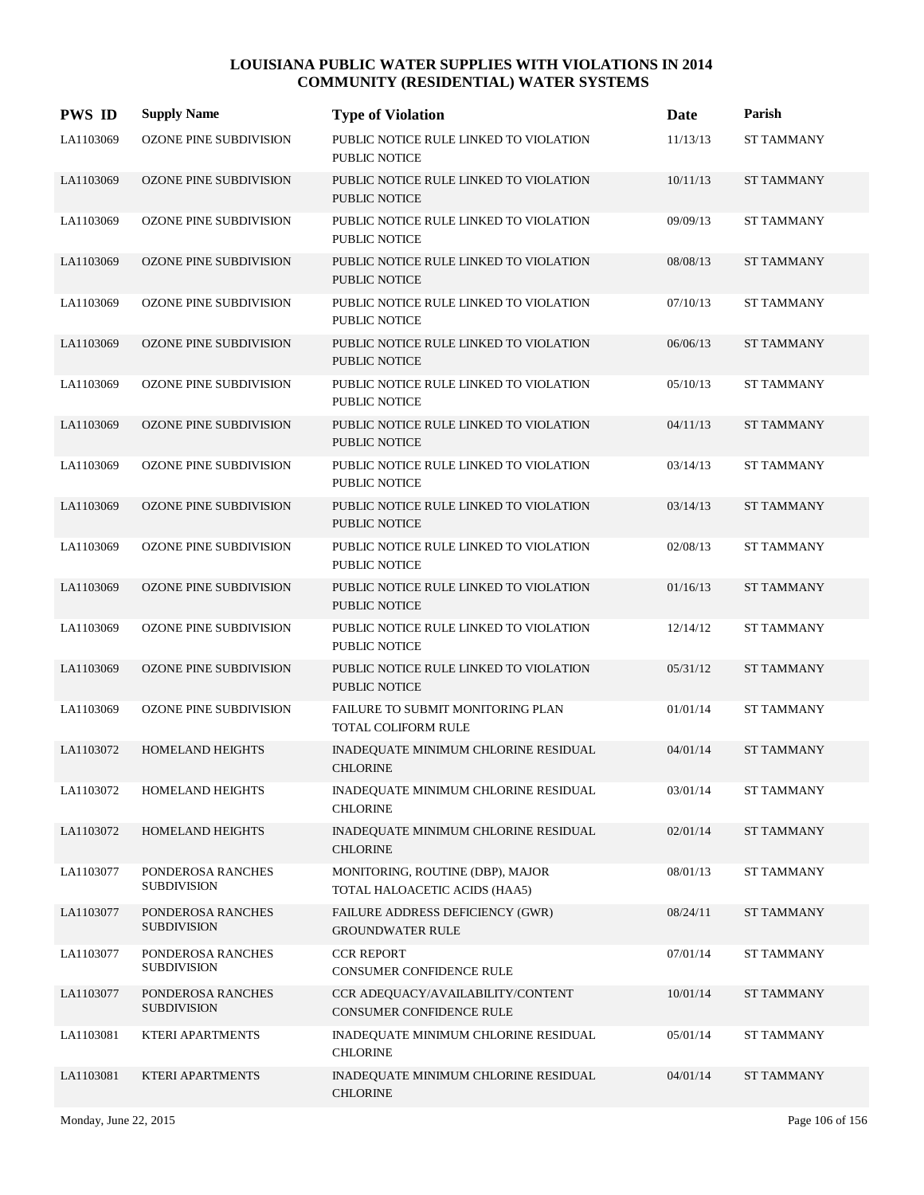# LOUISIANA PUBLIC WATER SUPPLIES WITH VIOLATIONS IN 2014
## COMMUNITY (RESIDENTIAL) WATER SYSTEMS

| PWS ID | Supply Name | Type of Violation | Date | Parish |
|---|---|---|---|---|
| LA1103069 | OZONE PINE SUBDIVISION | PUBLIC NOTICE RULE LINKED TO VIOLATION PUBLIC NOTICE | 11/13/13 | ST TAMMANY |
| LA1103069 | OZONE PINE SUBDIVISION | PUBLIC NOTICE RULE LINKED TO VIOLATION PUBLIC NOTICE | 10/11/13 | ST TAMMANY |
| LA1103069 | OZONE PINE SUBDIVISION | PUBLIC NOTICE RULE LINKED TO VIOLATION PUBLIC NOTICE | 09/09/13 | ST TAMMANY |
| LA1103069 | OZONE PINE SUBDIVISION | PUBLIC NOTICE RULE LINKED TO VIOLATION PUBLIC NOTICE | 08/08/13 | ST TAMMANY |
| LA1103069 | OZONE PINE SUBDIVISION | PUBLIC NOTICE RULE LINKED TO VIOLATION PUBLIC NOTICE | 07/10/13 | ST TAMMANY |
| LA1103069 | OZONE PINE SUBDIVISION | PUBLIC NOTICE RULE LINKED TO VIOLATION PUBLIC NOTICE | 06/06/13 | ST TAMMANY |
| LA1103069 | OZONE PINE SUBDIVISION | PUBLIC NOTICE RULE LINKED TO VIOLATION PUBLIC NOTICE | 05/10/13 | ST TAMMANY |
| LA1103069 | OZONE PINE SUBDIVISION | PUBLIC NOTICE RULE LINKED TO VIOLATION PUBLIC NOTICE | 04/11/13 | ST TAMMANY |
| LA1103069 | OZONE PINE SUBDIVISION | PUBLIC NOTICE RULE LINKED TO VIOLATION PUBLIC NOTICE | 03/14/13 | ST TAMMANY |
| LA1103069 | OZONE PINE SUBDIVISION | PUBLIC NOTICE RULE LINKED TO VIOLATION PUBLIC NOTICE | 03/14/13 | ST TAMMANY |
| LA1103069 | OZONE PINE SUBDIVISION | PUBLIC NOTICE RULE LINKED TO VIOLATION PUBLIC NOTICE | 02/08/13 | ST TAMMANY |
| LA1103069 | OZONE PINE SUBDIVISION | PUBLIC NOTICE RULE LINKED TO VIOLATION PUBLIC NOTICE | 01/16/13 | ST TAMMANY |
| LA1103069 | OZONE PINE SUBDIVISION | PUBLIC NOTICE RULE LINKED TO VIOLATION PUBLIC NOTICE | 12/14/12 | ST TAMMANY |
| LA1103069 | OZONE PINE SUBDIVISION | PUBLIC NOTICE RULE LINKED TO VIOLATION PUBLIC NOTICE | 05/31/12 | ST TAMMANY |
| LA1103069 | OZONE PINE SUBDIVISION | FAILURE TO SUBMIT MONITORING PLAN TOTAL COLIFORM RULE | 01/01/14 | ST TAMMANY |
| LA1103072 | HOMELAND HEIGHTS | INADEQUATE MINIMUM CHLORINE RESIDUAL CHLORINE | 04/01/14 | ST TAMMANY |
| LA1103072 | HOMELAND HEIGHTS | INADEQUATE MINIMUM CHLORINE RESIDUAL CHLORINE | 03/01/14 | ST TAMMANY |
| LA1103072 | HOMELAND HEIGHTS | INADEQUATE MINIMUM CHLORINE RESIDUAL CHLORINE | 02/01/14 | ST TAMMANY |
| LA1103077 | PONDEROSA RANCHES SUBDIVISION | MONITORING, ROUTINE (DBP), MAJOR TOTAL HALOACETIC ACIDS (HAA5) | 08/01/13 | ST TAMMANY |
| LA1103077 | PONDEROSA RANCHES SUBDIVISION | FAILURE ADDRESS DEFICIENCY (GWR) GROUNDWATER RULE | 08/24/11 | ST TAMMANY |
| LA1103077 | PONDEROSA RANCHES SUBDIVISION | CCR REPORT CONSUMER CONFIDENCE RULE | 07/01/14 | ST TAMMANY |
| LA1103077 | PONDEROSA RANCHES SUBDIVISION | CCR ADEQUACY/AVAILABILITY/CONTENT CONSUMER CONFIDENCE RULE | 10/01/14 | ST TAMMANY |
| LA1103081 | KTERI APARTMENTS | INADEQUATE MINIMUM CHLORINE RESIDUAL CHLORINE | 05/01/14 | ST TAMMANY |
| LA1103081 | KTERI APARTMENTS | INADEQUATE MINIMUM CHLORINE RESIDUAL CHLORINE | 04/01/14 | ST TAMMANY |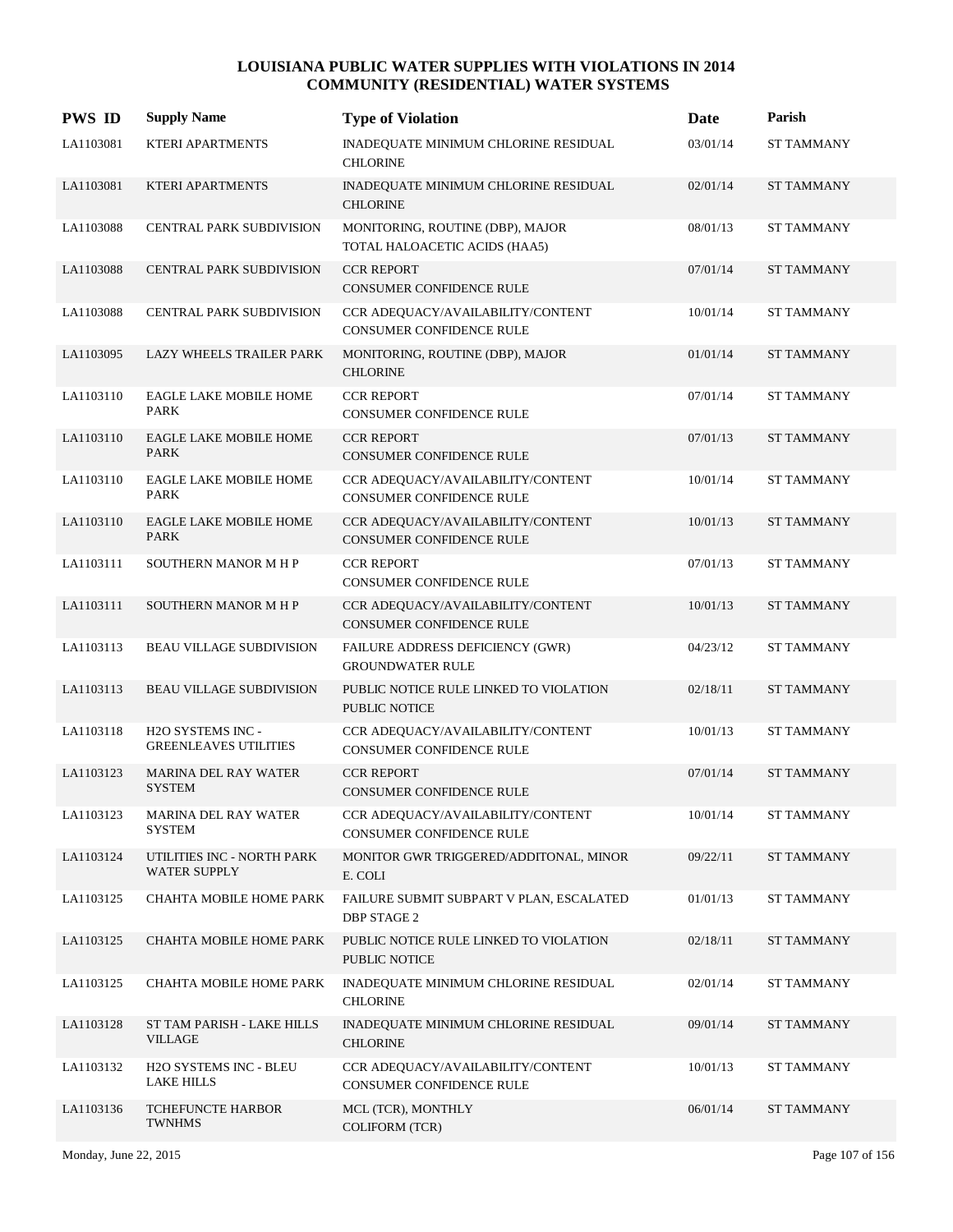# LOUISIANA PUBLIC WATER SUPPLIES WITH VIOLATIONS IN 2014
## COMMUNITY (RESIDENTIAL) WATER SYSTEMS

| PWS ID | Supply Name | Type of Violation | Date | Parish |
|---|---|---|---|---|
| LA1103081 | KTERI APARTMENTS | INADEQUATE MINIMUM CHLORINE RESIDUAL CHLORINE | 03/01/14 | ST TAMMANY |
| LA1103081 | KTERI APARTMENTS | INADEQUATE MINIMUM CHLORINE RESIDUAL CHLORINE | 02/01/14 | ST TAMMANY |
| LA1103088 | CENTRAL PARK SUBDIVISION | MONITORING, ROUTINE (DBP), MAJOR TOTAL HALOACETIC ACIDS (HAA5) | 08/01/13 | ST TAMMANY |
| LA1103088 | CENTRAL PARK SUBDIVISION | CCR REPORT CONSUMER CONFIDENCE RULE | 07/01/14 | ST TAMMANY |
| LA1103088 | CENTRAL PARK SUBDIVISION | CCR ADEQUACY/AVAILABILITY/CONTENT CONSUMER CONFIDENCE RULE | 10/01/14 | ST TAMMANY |
| LA1103095 | LAZY WHEELS TRAILER PARK | MONITORING, ROUTINE (DBP), MAJOR CHLORINE | 01/01/14 | ST TAMMANY |
| LA1103110 | EAGLE LAKE MOBILE HOME PARK | CCR REPORT CONSUMER CONFIDENCE RULE | 07/01/14 | ST TAMMANY |
| LA1103110 | EAGLE LAKE MOBILE HOME PARK | CCR REPORT CONSUMER CONFIDENCE RULE | 07/01/13 | ST TAMMANY |
| LA1103110 | EAGLE LAKE MOBILE HOME PARK | CCR ADEQUACY/AVAILABILITY/CONTENT CONSUMER CONFIDENCE RULE | 10/01/14 | ST TAMMANY |
| LA1103110 | EAGLE LAKE MOBILE HOME PARK | CCR ADEQUACY/AVAILABILITY/CONTENT CONSUMER CONFIDENCE RULE | 10/01/13 | ST TAMMANY |
| LA1103111 | SOUTHERN MANOR M H P | CCR REPORT CONSUMER CONFIDENCE RULE | 07/01/13 | ST TAMMANY |
| LA1103111 | SOUTHERN MANOR M H P | CCR ADEQUACY/AVAILABILITY/CONTENT CONSUMER CONFIDENCE RULE | 10/01/13 | ST TAMMANY |
| LA1103113 | BEAU VILLAGE SUBDIVISION | FAILURE ADDRESS DEFICIENCY (GWR) GROUNDWATER RULE | 04/23/12 | ST TAMMANY |
| LA1103113 | BEAU VILLAGE SUBDIVISION | PUBLIC NOTICE RULE LINKED TO VIOLATION PUBLIC NOTICE | 02/18/11 | ST TAMMANY |
| LA1103118 | H2O SYSTEMS INC - GREENLEAVES UTILITIES | CCR ADEQUACY/AVAILABILITY/CONTENT CONSUMER CONFIDENCE RULE | 10/01/13 | ST TAMMANY |
| LA1103123 | MARINA DEL RAY WATER SYSTEM | CCR REPORT CONSUMER CONFIDENCE RULE | 07/01/14 | ST TAMMANY |
| LA1103123 | MARINA DEL RAY WATER SYSTEM | CCR ADEQUACY/AVAILABILITY/CONTENT CONSUMER CONFIDENCE RULE | 10/01/14 | ST TAMMANY |
| LA1103124 | UTILITIES INC - NORTH PARK WATER SUPPLY | MONITOR GWR TRIGGERED/ADDITONAL, MINOR E. COLI | 09/22/11 | ST TAMMANY |
| LA1103125 | CHAHTA MOBILE HOME PARK | FAILURE SUBMIT SUBPART V PLAN, ESCALATED DBP STAGE 2 | 01/01/13 | ST TAMMANY |
| LA1103125 | CHAHTA MOBILE HOME PARK | PUBLIC NOTICE RULE LINKED TO VIOLATION PUBLIC NOTICE | 02/18/11 | ST TAMMANY |
| LA1103125 | CHAHTA MOBILE HOME PARK | INADEQUATE MINIMUM CHLORINE RESIDUAL CHLORINE | 02/01/14 | ST TAMMANY |
| LA1103128 | ST TAM PARISH - LAKE HILLS VILLAGE | INADEQUATE MINIMUM CHLORINE RESIDUAL CHLORINE | 09/01/14 | ST TAMMANY |
| LA1103132 | H2O SYSTEMS INC - BLEU LAKE HILLS | CCR ADEQUACY/AVAILABILITY/CONTENT CONSUMER CONFIDENCE RULE | 10/01/13 | ST TAMMANY |
| LA1103136 | TCHEFUNCTE HARBOR TWNHMS | MCL (TCR), MONTHLY COLIFORM (TCR) | 06/01/14 | ST TAMMANY |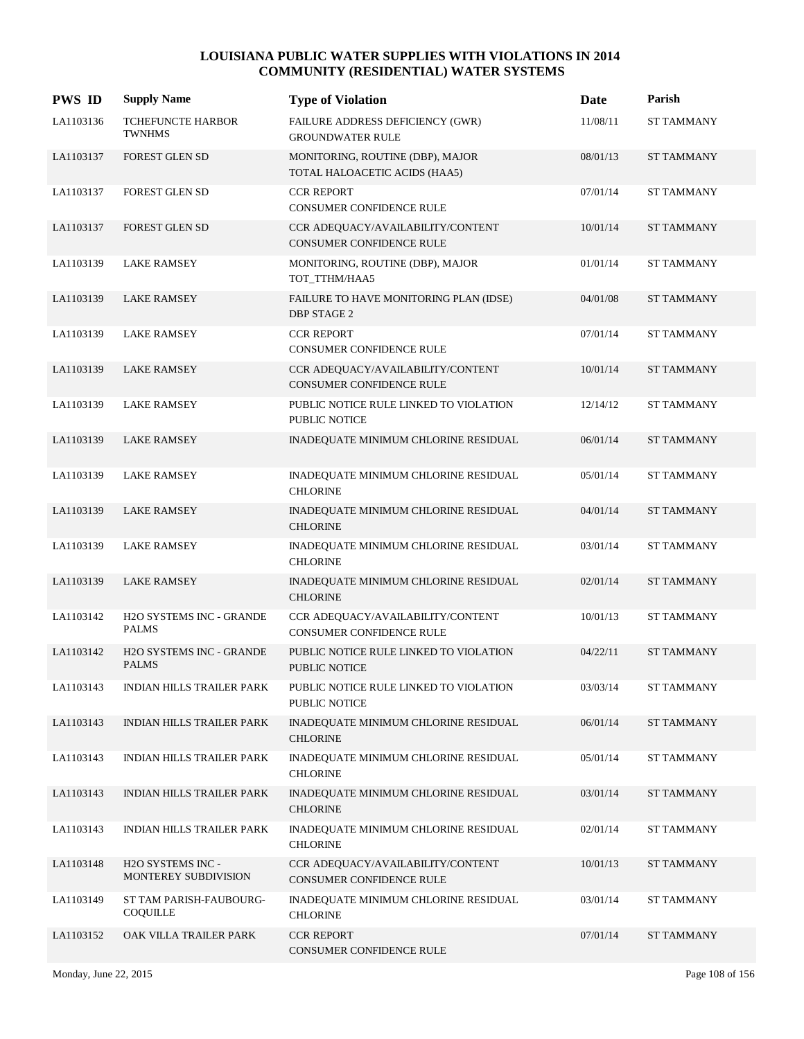# LOUISIANA PUBLIC WATER SUPPLIES WITH VIOLATIONS IN 2014
## COMMUNITY (RESIDENTIAL) WATER SYSTEMS

| PWS ID | Supply Name | Type of Violation | Date | Parish |
|---|---|---|---|---|
| LA1103136 | TCHEFUNCTE HARBOR TWNHMS | FAILURE ADDRESS DEFICIENCY (GWR) GROUNDWATER RULE | 11/08/11 | ST TAMMANY |
| LA1103137 | FOREST GLEN SD | MONITORING, ROUTINE (DBP), MAJOR TOTAL HALOACETIC ACIDS (HAA5) | 08/01/13 | ST TAMMANY |
| LA1103137 | FOREST GLEN SD | CCR REPORT CONSUMER CONFIDENCE RULE | 07/01/14 | ST TAMMANY |
| LA1103137 | FOREST GLEN SD | CCR ADEQUACY/AVAILABILITY/CONTENT CONSUMER CONFIDENCE RULE | 10/01/14 | ST TAMMANY |
| LA1103139 | LAKE RAMSEY | MONITORING, ROUTINE (DBP), MAJOR TOT_TTHM/HAA5 | 01/01/14 | ST TAMMANY |
| LA1103139 | LAKE RAMSEY | FAILURE TO HAVE MONITORING PLAN (IDSE) DBP STAGE 2 | 04/01/08 | ST TAMMANY |
| LA1103139 | LAKE RAMSEY | CCR REPORT CONSUMER CONFIDENCE RULE | 07/01/14 | ST TAMMANY |
| LA1103139 | LAKE RAMSEY | CCR ADEQUACY/AVAILABILITY/CONTENT CONSUMER CONFIDENCE RULE | 10/01/14 | ST TAMMANY |
| LA1103139 | LAKE RAMSEY | PUBLIC NOTICE RULE LINKED TO VIOLATION PUBLIC NOTICE | 12/14/12 | ST TAMMANY |
| LA1103139 | LAKE RAMSEY | INADEQUATE MINIMUM CHLORINE RESIDUAL | 06/01/14 | ST TAMMANY |
| LA1103139 | LAKE RAMSEY | INADEQUATE MINIMUM CHLORINE RESIDUAL CHLORINE | 05/01/14 | ST TAMMANY |
| LA1103139 | LAKE RAMSEY | INADEQUATE MINIMUM CHLORINE RESIDUAL CHLORINE | 04/01/14 | ST TAMMANY |
| LA1103139 | LAKE RAMSEY | INADEQUATE MINIMUM CHLORINE RESIDUAL CHLORINE | 03/01/14 | ST TAMMANY |
| LA1103139 | LAKE RAMSEY | INADEQUATE MINIMUM CHLORINE RESIDUAL CHLORINE | 02/01/14 | ST TAMMANY |
| LA1103142 | H2O SYSTEMS INC - GRANDE PALMS | CCR ADEQUACY/AVAILABILITY/CONTENT CONSUMER CONFIDENCE RULE | 10/01/13 | ST TAMMANY |
| LA1103142 | H2O SYSTEMS INC - GRANDE PALMS | PUBLIC NOTICE RULE LINKED TO VIOLATION PUBLIC NOTICE | 04/22/11 | ST TAMMANY |
| LA1103143 | INDIAN HILLS TRAILER PARK | PUBLIC NOTICE RULE LINKED TO VIOLATION PUBLIC NOTICE | 03/03/14 | ST TAMMANY |
| LA1103143 | INDIAN HILLS TRAILER PARK | INADEQUATE MINIMUM CHLORINE RESIDUAL CHLORINE | 06/01/14 | ST TAMMANY |
| LA1103143 | INDIAN HILLS TRAILER PARK | INADEQUATE MINIMUM CHLORINE RESIDUAL CHLORINE | 05/01/14 | ST TAMMANY |
| LA1103143 | INDIAN HILLS TRAILER PARK | INADEQUATE MINIMUM CHLORINE RESIDUAL CHLORINE | 03/01/14 | ST TAMMANY |
| LA1103143 | INDIAN HILLS TRAILER PARK | INADEQUATE MINIMUM CHLORINE RESIDUAL CHLORINE | 02/01/14 | ST TAMMANY |
| LA1103148 | H2O SYSTEMS INC - MONTEREY SUBDIVISION | CCR ADEQUACY/AVAILABILITY/CONTENT CONSUMER CONFIDENCE RULE | 10/01/13 | ST TAMMANY |
| LA1103149 | ST TAM PARISH-FAUBOURG-COQUILLE | INADEQUATE MINIMUM CHLORINE RESIDUAL CHLORINE | 03/01/14 | ST TAMMANY |
| LA1103152 | OAK VILLA TRAILER PARK | CCR REPORT CONSUMER CONFIDENCE RULE | 07/01/14 | ST TAMMANY |

Monday, June 22, 2015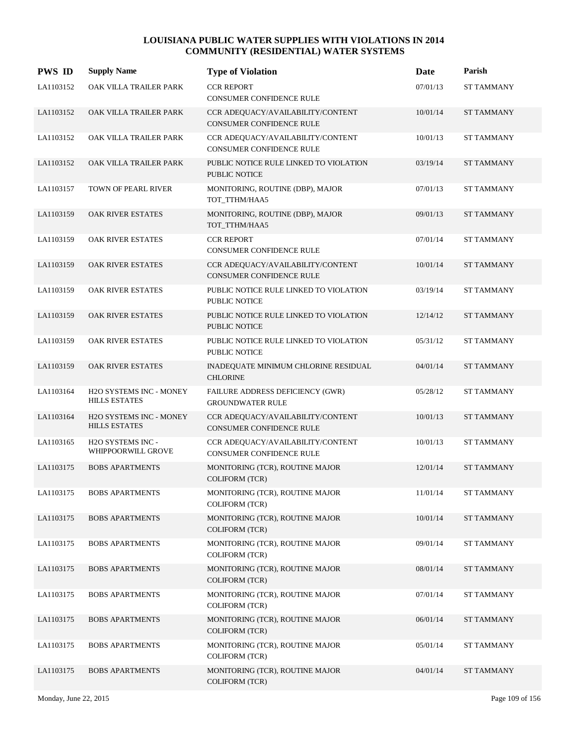# LOUISIANA PUBLIC WATER SUPPLIES WITH VIOLATIONS IN 2014
## COMMUNITY (RESIDENTIAL) WATER SYSTEMS

| PWS ID | Supply Name | Type of Violation | Date | Parish |
|---|---|---|---|---|
| LA1103152 | OAK VILLA TRAILER PARK | CCR REPORT<br>CONSUMER CONFIDENCE RULE | 07/01/13 | ST TAMMANY |
| LA1103152 | OAK VILLA TRAILER PARK | CCR ADEQUACY/AVAILABILITY/CONTENT<br>CONSUMER CONFIDENCE RULE | 10/01/14 | ST TAMMANY |
| LA1103152 | OAK VILLA TRAILER PARK | CCR ADEQUACY/AVAILABILITY/CONTENT<br>CONSUMER CONFIDENCE RULE | 10/01/13 | ST TAMMANY |
| LA1103152 | OAK VILLA TRAILER PARK | PUBLIC NOTICE RULE LINKED TO VIOLATION<br>PUBLIC NOTICE | 03/19/14 | ST TAMMANY |
| LA1103157 | TOWN OF PEARL RIVER | MONITORING, ROUTINE (DBP), MAJOR<br>TOT_TTHM/HAA5 | 07/01/13 | ST TAMMANY |
| LA1103159 | OAK RIVER ESTATES | MONITORING, ROUTINE (DBP), MAJOR<br>TOT_TTHM/HAA5 | 09/01/13 | ST TAMMANY |
| LA1103159 | OAK RIVER ESTATES | CCR REPORT<br>CONSUMER CONFIDENCE RULE | 07/01/14 | ST TAMMANY |
| LA1103159 | OAK RIVER ESTATES | CCR ADEQUACY/AVAILABILITY/CONTENT<br>CONSUMER CONFIDENCE RULE | 10/01/14 | ST TAMMANY |
| LA1103159 | OAK RIVER ESTATES | PUBLIC NOTICE RULE LINKED TO VIOLATION<br>PUBLIC NOTICE | 03/19/14 | ST TAMMANY |
| LA1103159 | OAK RIVER ESTATES | PUBLIC NOTICE RULE LINKED TO VIOLATION<br>PUBLIC NOTICE | 12/14/12 | ST TAMMANY |
| LA1103159 | OAK RIVER ESTATES | PUBLIC NOTICE RULE LINKED TO VIOLATION<br>PUBLIC NOTICE | 05/31/12 | ST TAMMANY |
| LA1103159 | OAK RIVER ESTATES | INADEQUATE MINIMUM CHLORINE RESIDUAL<br>CHLORINE | 04/01/14 | ST TAMMANY |
| LA1103164 | H2O SYSTEMS INC - MONEY HILLS ESTATES | FAILURE ADDRESS DEFICIENCY (GWR)<br>GROUNDWATER RULE | 05/28/12 | ST TAMMANY |
| LA1103164 | H2O SYSTEMS INC - MONEY HILLS ESTATES | CCR ADEQUACY/AVAILABILITY/CONTENT<br>CONSUMER CONFIDENCE RULE | 10/01/13 | ST TAMMANY |
| LA1103165 | H2O SYSTEMS INC - WHIPPOORWILL GROVE | CCR ADEQUACY/AVAILABILITY/CONTENT<br>CONSUMER CONFIDENCE RULE | 10/01/13 | ST TAMMANY |
| LA1103175 | BOBS APARTMENTS | MONITORING (TCR), ROUTINE MAJOR<br>COLIFORM (TCR) | 12/01/14 | ST TAMMANY |
| LA1103175 | BOBS APARTMENTS | MONITORING (TCR), ROUTINE MAJOR<br>COLIFORM (TCR) | 11/01/14 | ST TAMMANY |
| LA1103175 | BOBS APARTMENTS | MONITORING (TCR), ROUTINE MAJOR<br>COLIFORM (TCR) | 10/01/14 | ST TAMMANY |
| LA1103175 | BOBS APARTMENTS | MONITORING (TCR), ROUTINE MAJOR<br>COLIFORM (TCR) | 09/01/14 | ST TAMMANY |
| LA1103175 | BOBS APARTMENTS | MONITORING (TCR), ROUTINE MAJOR<br>COLIFORM (TCR) | 08/01/14 | ST TAMMANY |
| LA1103175 | BOBS APARTMENTS | MONITORING (TCR), ROUTINE MAJOR<br>COLIFORM (TCR) | 07/01/14 | ST TAMMANY |
| LA1103175 | BOBS APARTMENTS | MONITORING (TCR), ROUTINE MAJOR<br>COLIFORM (TCR) | 06/01/14 | ST TAMMANY |
| LA1103175 | BOBS APARTMENTS | MONITORING (TCR), ROUTINE MAJOR<br>COLIFORM (TCR) | 05/01/14 | ST TAMMANY |
| LA1103175 | BOBS APARTMENTS | MONITORING (TCR), ROUTINE MAJOR<br>COLIFORM (TCR) | 04/01/14 | ST TAMMANY |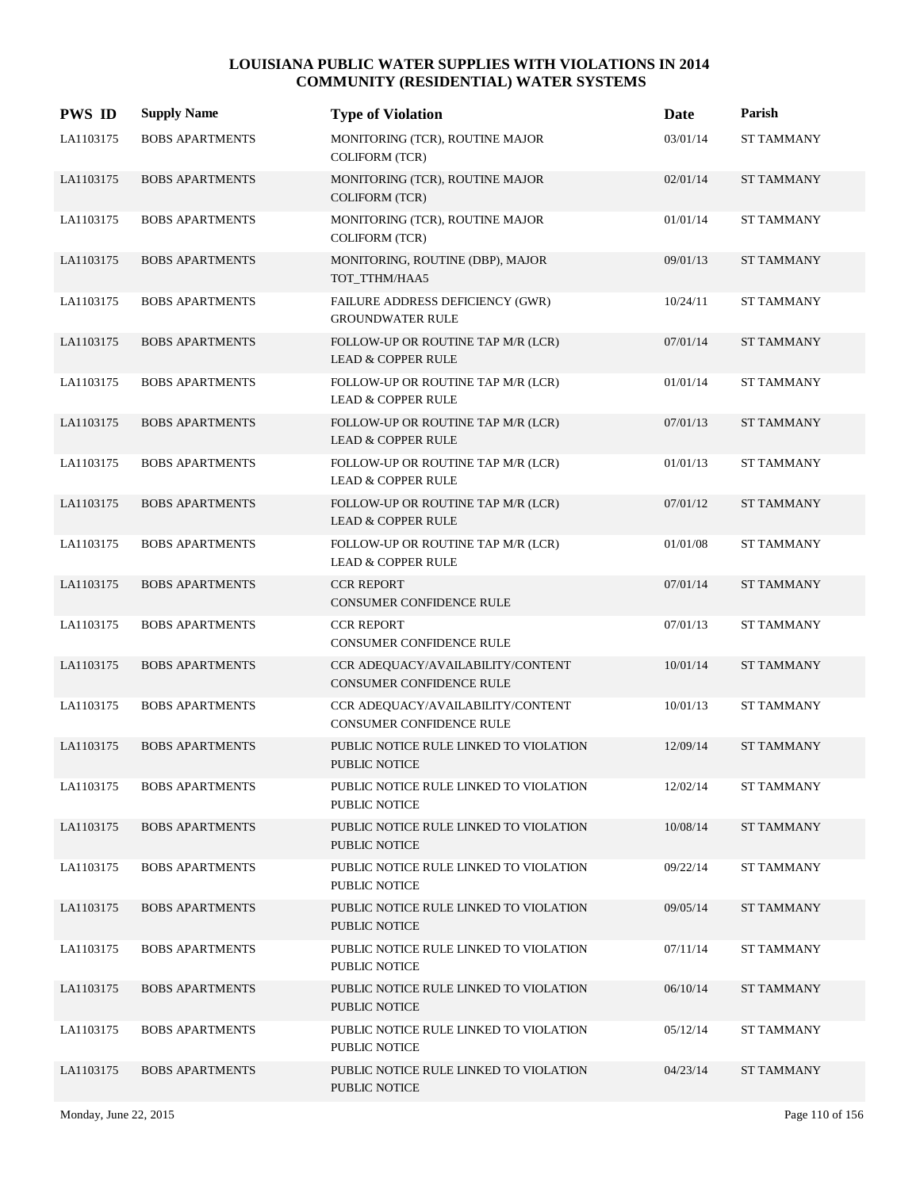# LOUISIANA PUBLIC WATER SUPPLIES WITH VIOLATIONS IN 2014
## COMMUNITY (RESIDENTIAL) WATER SYSTEMS

| PWS ID | Supply Name | Type of Violation | Date | Parish |
|---|---|---|---|---|
| LA1103175 | BOBS APARTMENTS | MONITORING (TCR), ROUTINE MAJOR COLIFORM (TCR) | 03/01/14 | ST TAMMANY |
| LA1103175 | BOBS APARTMENTS | MONITORING (TCR), ROUTINE MAJOR COLIFORM (TCR) | 02/01/14 | ST TAMMANY |
| LA1103175 | BOBS APARTMENTS | MONITORING (TCR), ROUTINE MAJOR COLIFORM (TCR) | 01/01/14 | ST TAMMANY |
| LA1103175 | BOBS APARTMENTS | MONITORING, ROUTINE (DBP), MAJOR TOT_TTHM/HAA5 | 09/01/13 | ST TAMMANY |
| LA1103175 | BOBS APARTMENTS | FAILURE ADDRESS DEFICIENCY (GWR) GROUNDWATER RULE | 10/24/11 | ST TAMMANY |
| LA1103175 | BOBS APARTMENTS | FOLLOW-UP OR ROUTINE TAP M/R (LCR) LEAD & COPPER RULE | 07/01/14 | ST TAMMANY |
| LA1103175 | BOBS APARTMENTS | FOLLOW-UP OR ROUTINE TAP M/R (LCR) LEAD & COPPER RULE | 01/01/14 | ST TAMMANY |
| LA1103175 | BOBS APARTMENTS | FOLLOW-UP OR ROUTINE TAP M/R (LCR) LEAD & COPPER RULE | 07/01/13 | ST TAMMANY |
| LA1103175 | BOBS APARTMENTS | FOLLOW-UP OR ROUTINE TAP M/R (LCR) LEAD & COPPER RULE | 01/01/13 | ST TAMMANY |
| LA1103175 | BOBS APARTMENTS | FOLLOW-UP OR ROUTINE TAP M/R (LCR) LEAD & COPPER RULE | 07/01/12 | ST TAMMANY |
| LA1103175 | BOBS APARTMENTS | FOLLOW-UP OR ROUTINE TAP M/R (LCR) LEAD & COPPER RULE | 01/01/08 | ST TAMMANY |
| LA1103175 | BOBS APARTMENTS | CCR REPORT CONSUMER CONFIDENCE RULE | 07/01/14 | ST TAMMANY |
| LA1103175 | BOBS APARTMENTS | CCR REPORT CONSUMER CONFIDENCE RULE | 07/01/13 | ST TAMMANY |
| LA1103175 | BOBS APARTMENTS | CCR ADEQUACY/AVAILABILITY/CONTENT CONSUMER CONFIDENCE RULE | 10/01/14 | ST TAMMANY |
| LA1103175 | BOBS APARTMENTS | CCR ADEQUACY/AVAILABILITY/CONTENT CONSUMER CONFIDENCE RULE | 10/01/13 | ST TAMMANY |
| LA1103175 | BOBS APARTMENTS | PUBLIC NOTICE RULE LINKED TO VIOLATION PUBLIC NOTICE | 12/09/14 | ST TAMMANY |
| LA1103175 | BOBS APARTMENTS | PUBLIC NOTICE RULE LINKED TO VIOLATION PUBLIC NOTICE | 12/02/14 | ST TAMMANY |
| LA1103175 | BOBS APARTMENTS | PUBLIC NOTICE RULE LINKED TO VIOLATION PUBLIC NOTICE | 10/08/14 | ST TAMMANY |
| LA1103175 | BOBS APARTMENTS | PUBLIC NOTICE RULE LINKED TO VIOLATION PUBLIC NOTICE | 09/22/14 | ST TAMMANY |
| LA1103175 | BOBS APARTMENTS | PUBLIC NOTICE RULE LINKED TO VIOLATION PUBLIC NOTICE | 09/05/14 | ST TAMMANY |
| LA1103175 | BOBS APARTMENTS | PUBLIC NOTICE RULE LINKED TO VIOLATION PUBLIC NOTICE | 07/11/14 | ST TAMMANY |
| LA1103175 | BOBS APARTMENTS | PUBLIC NOTICE RULE LINKED TO VIOLATION PUBLIC NOTICE | 06/10/14 | ST TAMMANY |
| LA1103175 | BOBS APARTMENTS | PUBLIC NOTICE RULE LINKED TO VIOLATION PUBLIC NOTICE | 05/12/14 | ST TAMMANY |
| LA1103175 | BOBS APARTMENTS | PUBLIC NOTICE RULE LINKED TO VIOLATION PUBLIC NOTICE | 04/23/14 | ST TAMMANY |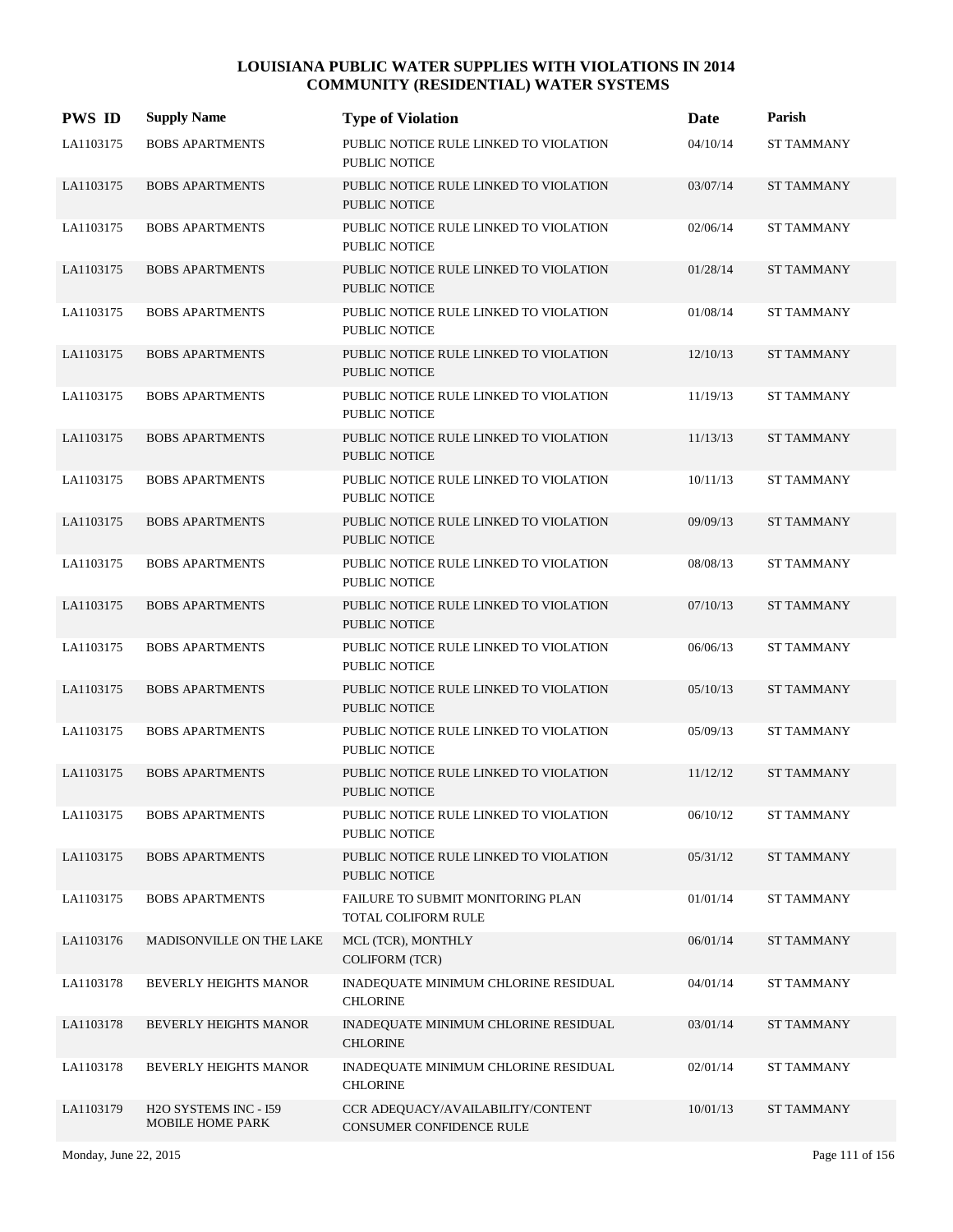# LOUISIANA PUBLIC WATER SUPPLIES WITH VIOLATIONS IN 2014
## COMMUNITY (RESIDENTIAL) WATER SYSTEMS

| PWS ID | Supply Name | Type of Violation | Date | Parish |
|---|---|---|---|---|
| LA1103175 | BOBS APARTMENTS | PUBLIC NOTICE RULE LINKED TO VIOLATION PUBLIC NOTICE | 04/10/14 | ST TAMMANY |
| LA1103175 | BOBS APARTMENTS | PUBLIC NOTICE RULE LINKED TO VIOLATION PUBLIC NOTICE | 03/07/14 | ST TAMMANY |
| LA1103175 | BOBS APARTMENTS | PUBLIC NOTICE RULE LINKED TO VIOLATION PUBLIC NOTICE | 02/06/14 | ST TAMMANY |
| LA1103175 | BOBS APARTMENTS | PUBLIC NOTICE RULE LINKED TO VIOLATION PUBLIC NOTICE | 01/28/14 | ST TAMMANY |
| LA1103175 | BOBS APARTMENTS | PUBLIC NOTICE RULE LINKED TO VIOLATION PUBLIC NOTICE | 01/08/14 | ST TAMMANY |
| LA1103175 | BOBS APARTMENTS | PUBLIC NOTICE RULE LINKED TO VIOLATION PUBLIC NOTICE | 12/10/13 | ST TAMMANY |
| LA1103175 | BOBS APARTMENTS | PUBLIC NOTICE RULE LINKED TO VIOLATION PUBLIC NOTICE | 11/19/13 | ST TAMMANY |
| LA1103175 | BOBS APARTMENTS | PUBLIC NOTICE RULE LINKED TO VIOLATION PUBLIC NOTICE | 11/13/13 | ST TAMMANY |
| LA1103175 | BOBS APARTMENTS | PUBLIC NOTICE RULE LINKED TO VIOLATION PUBLIC NOTICE | 10/11/13 | ST TAMMANY |
| LA1103175 | BOBS APARTMENTS | PUBLIC NOTICE RULE LINKED TO VIOLATION PUBLIC NOTICE | 09/09/13 | ST TAMMANY |
| LA1103175 | BOBS APARTMENTS | PUBLIC NOTICE RULE LINKED TO VIOLATION PUBLIC NOTICE | 08/08/13 | ST TAMMANY |
| LA1103175 | BOBS APARTMENTS | PUBLIC NOTICE RULE LINKED TO VIOLATION PUBLIC NOTICE | 07/10/13 | ST TAMMANY |
| LA1103175 | BOBS APARTMENTS | PUBLIC NOTICE RULE LINKED TO VIOLATION PUBLIC NOTICE | 06/06/13 | ST TAMMANY |
| LA1103175 | BOBS APARTMENTS | PUBLIC NOTICE RULE LINKED TO VIOLATION PUBLIC NOTICE | 05/10/13 | ST TAMMANY |
| LA1103175 | BOBS APARTMENTS | PUBLIC NOTICE RULE LINKED TO VIOLATION PUBLIC NOTICE | 05/09/13 | ST TAMMANY |
| LA1103175 | BOBS APARTMENTS | PUBLIC NOTICE RULE LINKED TO VIOLATION PUBLIC NOTICE | 11/12/12 | ST TAMMANY |
| LA1103175 | BOBS APARTMENTS | PUBLIC NOTICE RULE LINKED TO VIOLATION PUBLIC NOTICE | 06/10/12 | ST TAMMANY |
| LA1103175 | BOBS APARTMENTS | PUBLIC NOTICE RULE LINKED TO VIOLATION PUBLIC NOTICE | 05/31/12 | ST TAMMANY |
| LA1103175 | BOBS APARTMENTS | FAILURE TO SUBMIT MONITORING PLAN TOTAL COLIFORM RULE | 01/01/14 | ST TAMMANY |
| LA1103176 | MADISONVILLE ON THE LAKE | MCL (TCR), MONTHLY COLIFORM (TCR) | 06/01/14 | ST TAMMANY |
| LA1103178 | BEVERLY HEIGHTS MANOR | INADEQUATE MINIMUM CHLORINE RESIDUAL CHLORINE | 04/01/14 | ST TAMMANY |
| LA1103178 | BEVERLY HEIGHTS MANOR | INADEQUATE MINIMUM CHLORINE RESIDUAL CHLORINE | 03/01/14 | ST TAMMANY |
| LA1103178 | BEVERLY HEIGHTS MANOR | INADEQUATE MINIMUM CHLORINE RESIDUAL CHLORINE | 02/01/14 | ST TAMMANY |
| LA1103179 | H2O SYSTEMS INC - I59 MOBILE HOME PARK | CCR ADEQUACY/AVAILABILITY/CONTENT CONSUMER CONFIDENCE RULE | 10/01/13 | ST TAMMANY |

Monday, June 22, 2015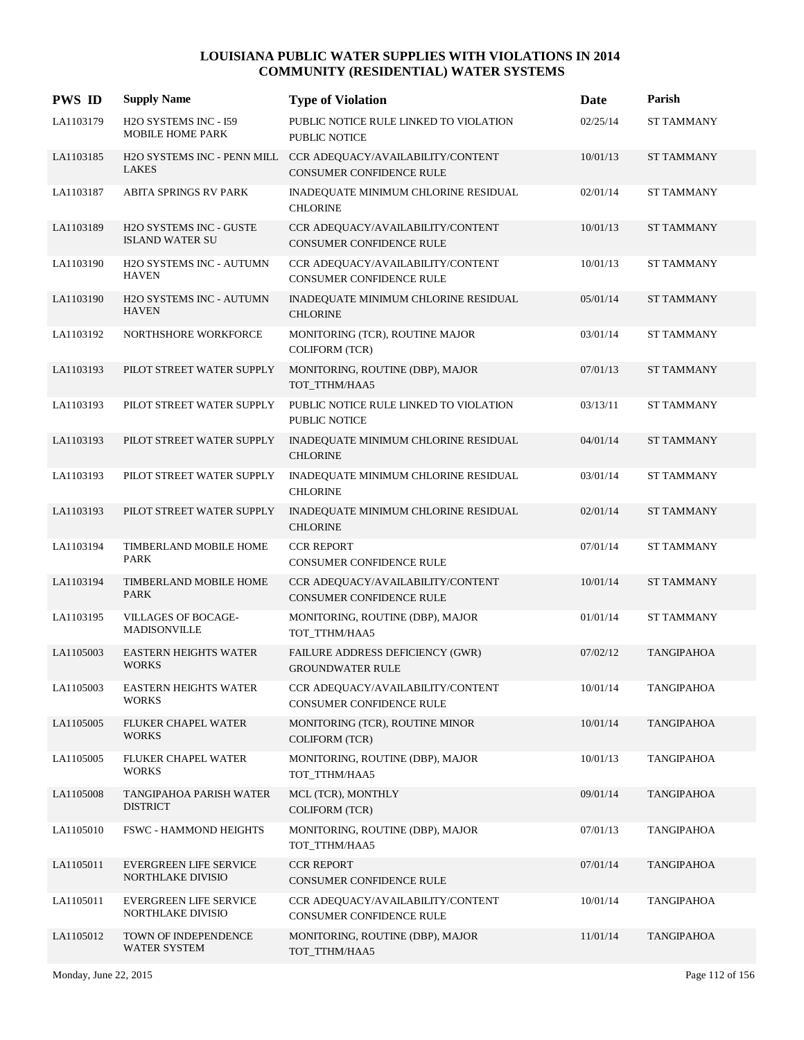# LOUISIANA PUBLIC WATER SUPPLIES WITH VIOLATIONS IN 2014
## COMMUNITY (RESIDENTIAL) WATER SYSTEMS

| PWS ID | Supply Name | Type of Violation | Date | Parish |
|---|---|---|---|---|
| LA1103179 | H2O SYSTEMS INC - I59 MOBILE HOME PARK | PUBLIC NOTICE RULE LINKED TO VIOLATION<br>PUBLIC NOTICE | 02/25/14 | ST TAMMANY |
| LA1103185 | H2O SYSTEMS INC - PENN MILL LAKES | CCR ADEQUACY/AVAILABILITY/CONTENT<br>CONSUMER CONFIDENCE RULE | 10/01/13 | ST TAMMANY |
| LA1103187 | ABITA SPRINGS RV PARK | INADEQUATE MINIMUM CHLORINE RESIDUAL<br>CHLORINE | 02/01/14 | ST TAMMANY |
| LA1103189 | H2O SYSTEMS INC - GUSTE ISLAND WATER SU | CCR ADEQUACY/AVAILABILITY/CONTENT<br>CONSUMER CONFIDENCE RULE | 10/01/13 | ST TAMMANY |
| LA1103190 | H2O SYSTEMS INC - AUTUMN HAVEN | CCR ADEQUACY/AVAILABILITY/CONTENT<br>CONSUMER CONFIDENCE RULE | 10/01/13 | ST TAMMANY |
| LA1103190 | H2O SYSTEMS INC - AUTUMN HAVEN | INADEQUATE MINIMUM CHLORINE RESIDUAL<br>CHLORINE | 05/01/14 | ST TAMMANY |
| LA1103192 | NORTHSHORE WORKFORCE | MONITORING (TCR), ROUTINE MAJOR<br>COLIFORM (TCR) | 03/01/14 | ST TAMMANY |
| LA1103193 | PILOT STREET WATER SUPPLY | MONITORING, ROUTINE (DBP), MAJOR<br>TOT_TTHM/HAA5 | 07/01/13 | ST TAMMANY |
| LA1103193 | PILOT STREET WATER SUPPLY | PUBLIC NOTICE RULE LINKED TO VIOLATION<br>PUBLIC NOTICE | 03/13/11 | ST TAMMANY |
| LA1103193 | PILOT STREET WATER SUPPLY | INADEQUATE MINIMUM CHLORINE RESIDUAL<br>CHLORINE | 04/01/14 | ST TAMMANY |
| LA1103193 | PILOT STREET WATER SUPPLY | INADEQUATE MINIMUM CHLORINE RESIDUAL<br>CHLORINE | 03/01/14 | ST TAMMANY |
| LA1103193 | PILOT STREET WATER SUPPLY | INADEQUATE MINIMUM CHLORINE RESIDUAL<br>CHLORINE | 02/01/14 | ST TAMMANY |
| LA1103194 | TIMBERLAND MOBILE HOME PARK | CCR REPORT<br>CONSUMER CONFIDENCE RULE | 07/01/14 | ST TAMMANY |
| LA1103194 | TIMBERLAND MOBILE HOME PARK | CCR ADEQUACY/AVAILABILITY/CONTENT<br>CONSUMER CONFIDENCE RULE | 10/01/14 | ST TAMMANY |
| LA1103195 | VILLAGES OF BOCAGE-MADISONVILLE | MONITORING, ROUTINE (DBP), MAJOR<br>TOT_TTHM/HAA5 | 01/01/14 | ST TAMMANY |
| LA1105003 | EASTERN HEIGHTS WATER WORKS | FAILURE ADDRESS DEFICIENCY (GWR)<br>GROUNDWATER RULE | 07/02/12 | TANGIPAHOA |
| LA1105003 | EASTERN HEIGHTS WATER WORKS | CCR ADEQUACY/AVAILABILITY/CONTENT<br>CONSUMER CONFIDENCE RULE | 10/01/14 | TANGIPAHOA |
| LA1105005 | FLUKER CHAPEL WATER WORKS | MONITORING (TCR), ROUTINE MINOR<br>COLIFORM (TCR) | 10/01/14 | TANGIPAHOA |
| LA1105005 | FLUKER CHAPEL WATER WORKS | MONITORING, ROUTINE (DBP), MAJOR<br>TOT_TTHM/HAA5 | 10/01/13 | TANGIPAHOA |
| LA1105008 | TANGIPAHOA PARISH WATER DISTRICT | MCL (TCR), MONTHLY<br>COLIFORM (TCR) | 09/01/14 | TANGIPAHOA |
| LA1105010 | FSWC - HAMMOND HEIGHTS | MONITORING, ROUTINE (DBP), MAJOR<br>TOT_TTHM/HAA5 | 07/01/13 | TANGIPAHOA |
| LA1105011 | EVERGREEN LIFE SERVICE NORTHLAKE DIVISIO | CCR REPORT<br>CONSUMER CONFIDENCE RULE | 07/01/14 | TANGIPAHOA |
| LA1105011 | EVERGREEN LIFE SERVICE NORTHLAKE DIVISIO | CCR ADEQUACY/AVAILABILITY/CONTENT<br>CONSUMER CONFIDENCE RULE | 10/01/14 | TANGIPAHOA |
| LA1105012 | TOWN OF INDEPENDENCE WATER SYSTEM | MONITORING, ROUTINE (DBP), MAJOR<br>TOT_TTHM/HAA5 | 11/01/14 | TANGIPAHOA |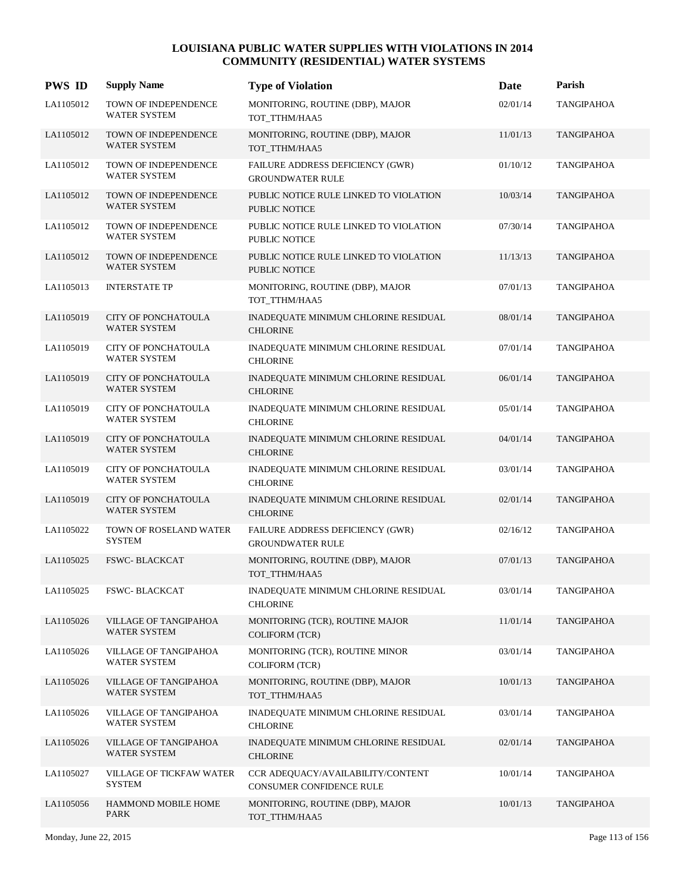# LOUISIANA PUBLIC WATER SUPPLIES WITH VIOLATIONS IN 2014
## COMMUNITY (RESIDENTIAL) WATER SYSTEMS

| PWS ID | Supply Name | Type of Violation | Date | Parish |
|---|---|---|---|---|
| LA1105012 | TOWN OF INDEPENDENCE WATER SYSTEM | MONITORING, ROUTINE (DBP), MAJOR TOT_TTHM/HAA5 | 02/01/14 | TANGIPAHOA |
| LA1105012 | TOWN OF INDEPENDENCE WATER SYSTEM | MONITORING, ROUTINE (DBP), MAJOR TOT_TTHM/HAA5 | 11/01/13 | TANGIPAHOA |
| LA1105012 | TOWN OF INDEPENDENCE WATER SYSTEM | FAILURE ADDRESS DEFICIENCY (GWR) GROUNDWATER RULE | 01/10/12 | TANGIPAHOA |
| LA1105012 | TOWN OF INDEPENDENCE WATER SYSTEM | PUBLIC NOTICE RULE LINKED TO VIOLATION PUBLIC NOTICE | 10/03/14 | TANGIPAHOA |
| LA1105012 | TOWN OF INDEPENDENCE WATER SYSTEM | PUBLIC NOTICE RULE LINKED TO VIOLATION PUBLIC NOTICE | 07/30/14 | TANGIPAHOA |
| LA1105012 | TOWN OF INDEPENDENCE WATER SYSTEM | PUBLIC NOTICE RULE LINKED TO VIOLATION PUBLIC NOTICE | 11/13/13 | TANGIPAHOA |
| LA1105013 | INTERSTATE TP | MONITORING, ROUTINE (DBP), MAJOR TOT_TTHM/HAA5 | 07/01/13 | TANGIPAHOA |
| LA1105019 | CITY OF PONCHATOULA WATER SYSTEM | INADEQUATE MINIMUM CHLORINE RESIDUAL CHLORINE | 08/01/14 | TANGIPAHOA |
| LA1105019 | CITY OF PONCHATOULA WATER SYSTEM | INADEQUATE MINIMUM CHLORINE RESIDUAL CHLORINE | 07/01/14 | TANGIPAHOA |
| LA1105019 | CITY OF PONCHATOULA WATER SYSTEM | INADEQUATE MINIMUM CHLORINE RESIDUAL CHLORINE | 06/01/14 | TANGIPAHOA |
| LA1105019 | CITY OF PONCHATOULA WATER SYSTEM | INADEQUATE MINIMUM CHLORINE RESIDUAL CHLORINE | 05/01/14 | TANGIPAHOA |
| LA1105019 | CITY OF PONCHATOULA WATER SYSTEM | INADEQUATE MINIMUM CHLORINE RESIDUAL CHLORINE | 04/01/14 | TANGIPAHOA |
| LA1105019 | CITY OF PONCHATOULA WATER SYSTEM | INADEQUATE MINIMUM CHLORINE RESIDUAL CHLORINE | 03/01/14 | TANGIPAHOA |
| LA1105019 | CITY OF PONCHATOULA WATER SYSTEM | INADEQUATE MINIMUM CHLORINE RESIDUAL CHLORINE | 02/01/14 | TANGIPAHOA |
| LA1105022 | TOWN OF ROSELAND WATER SYSTEM | FAILURE ADDRESS DEFICIENCY (GWR) GROUNDWATER RULE | 02/16/12 | TANGIPAHOA |
| LA1105025 | FSWC- BLACKCAT | MONITORING, ROUTINE (DBP), MAJOR TOT_TTHM/HAA5 | 07/01/13 | TANGIPAHOA |
| LA1105025 | FSWC- BLACKCAT | INADEQUATE MINIMUM CHLORINE RESIDUAL CHLORINE | 03/01/14 | TANGIPAHOA |
| LA1105026 | VILLAGE OF TANGIPAHOA WATER SYSTEM | MONITORING (TCR), ROUTINE MAJOR COLIFORM (TCR) | 11/01/14 | TANGIPAHOA |
| LA1105026 | VILLAGE OF TANGIPAHOA WATER SYSTEM | MONITORING (TCR), ROUTINE MINOR COLIFORM (TCR) | 03/01/14 | TANGIPAHOA |
| LA1105026 | VILLAGE OF TANGIPAHOA WATER SYSTEM | MONITORING, ROUTINE (DBP), MAJOR TOT_TTHM/HAA5 | 10/01/13 | TANGIPAHOA |
| LA1105026 | VILLAGE OF TANGIPAHOA WATER SYSTEM | INADEQUATE MINIMUM CHLORINE RESIDUAL CHLORINE | 03/01/14 | TANGIPAHOA |
| LA1105026 | VILLAGE OF TANGIPAHOA WATER SYSTEM | INADEQUATE MINIMUM CHLORINE RESIDUAL CHLORINE | 02/01/14 | TANGIPAHOA |
| LA1105027 | VILLAGE OF TICKFAW WATER SYSTEM | CCR ADEQUACY/AVAILABILITY/CONTENT CONSUMER CONFIDENCE RULE | 10/01/14 | TANGIPAHOA |
| LA1105056 | HAMMOND MOBILE HOME PARK | MONITORING, ROUTINE (DBP), MAJOR TOT_TTHM/HAA5 | 10/01/13 | TANGIPAHOA |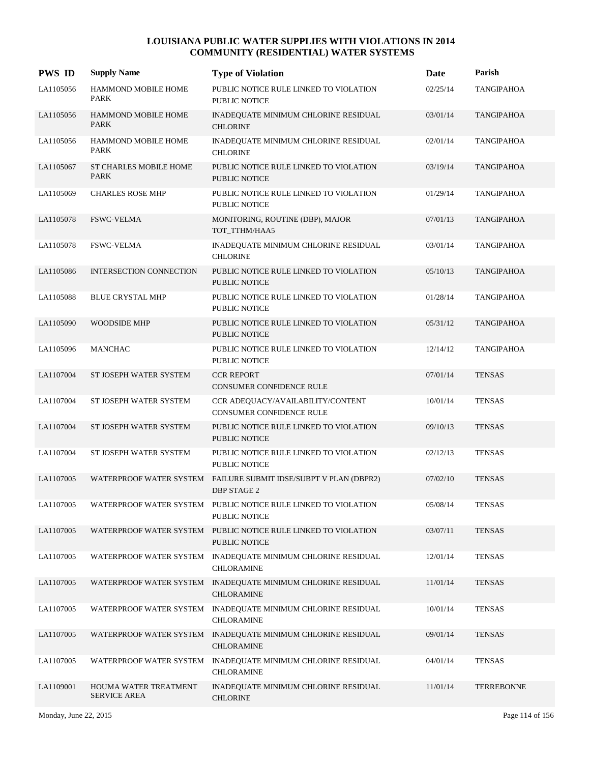# LOUISIANA PUBLIC WATER SUPPLIES WITH VIOLATIONS IN 2014
## COMMUNITY (RESIDENTIAL) WATER SYSTEMS

| PWS ID | Supply Name | Type of Violation | Date | Parish |
|---|---|---|---|---|
| LA1105056 | HAMMOND MOBILE HOME PARK | PUBLIC NOTICE RULE LINKED TO VIOLATION PUBLIC NOTICE | 02/25/14 | TANGIPAHOA |
| LA1105056 | HAMMOND MOBILE HOME PARK | INADEQUATE MINIMUM CHLORINE RESIDUAL CHLORINE | 03/01/14 | TANGIPAHOA |
| LA1105056 | HAMMOND MOBILE HOME PARK | INADEQUATE MINIMUM CHLORINE RESIDUAL CHLORINE | 02/01/14 | TANGIPAHOA |
| LA1105067 | ST CHARLES MOBILE HOME PARK | PUBLIC NOTICE RULE LINKED TO VIOLATION PUBLIC NOTICE | 03/19/14 | TANGIPAHOA |
| LA1105069 | CHARLES ROSE MHP | PUBLIC NOTICE RULE LINKED TO VIOLATION PUBLIC NOTICE | 01/29/14 | TANGIPAHOA |
| LA1105078 | FSWC-VELMA | MONITORING, ROUTINE (DBP), MAJOR TOT_TTHM/HAA5 | 07/01/13 | TANGIPAHOA |
| LA1105078 | FSWC-VELMA | INADEQUATE MINIMUM CHLORINE RESIDUAL CHLORINE | 03/01/14 | TANGIPAHOA |
| LA1105086 | INTERSECTION CONNECTION | PUBLIC NOTICE RULE LINKED TO VIOLATION PUBLIC NOTICE | 05/10/13 | TANGIPAHOA |
| LA1105088 | BLUE CRYSTAL MHP | PUBLIC NOTICE RULE LINKED TO VIOLATION PUBLIC NOTICE | 01/28/14 | TANGIPAHOA |
| LA1105090 | WOODSIDE MHP | PUBLIC NOTICE RULE LINKED TO VIOLATION PUBLIC NOTICE | 05/31/12 | TANGIPAHOA |
| LA1105096 | MANCHAC | PUBLIC NOTICE RULE LINKED TO VIOLATION PUBLIC NOTICE | 12/14/12 | TANGIPAHOA |
| LA1107004 | ST JOSEPH WATER SYSTEM | CCR REPORT CONSUMER CONFIDENCE RULE | 07/01/14 | TENSAS |
| LA1107004 | ST JOSEPH WATER SYSTEM | CCR ADEQUACY/AVAILABILITY/CONTENT CONSUMER CONFIDENCE RULE | 10/01/14 | TENSAS |
| LA1107004 | ST JOSEPH WATER SYSTEM | PUBLIC NOTICE RULE LINKED TO VIOLATION PUBLIC NOTICE | 09/10/13 | TENSAS |
| LA1107004 | ST JOSEPH WATER SYSTEM | PUBLIC NOTICE RULE LINKED TO VIOLATION PUBLIC NOTICE | 02/12/13 | TENSAS |
| LA1107005 | WATERPROOF WATER SYSTEM | FAILURE SUBMIT IDSE/SUBPT V PLAN (DBPR2) DBP STAGE 2 | 07/02/10 | TENSAS |
| LA1107005 | WATERPROOF WATER SYSTEM | PUBLIC NOTICE RULE LINKED TO VIOLATION PUBLIC NOTICE | 05/08/14 | TENSAS |
| LA1107005 | WATERPROOF WATER SYSTEM | PUBLIC NOTICE RULE LINKED TO VIOLATION PUBLIC NOTICE | 03/07/11 | TENSAS |
| LA1107005 | WATERPROOF WATER SYSTEM | INADEQUATE MINIMUM CHLORINE RESIDUAL CHLORAMINE | 12/01/14 | TENSAS |
| LA1107005 | WATERPROOF WATER SYSTEM | INADEQUATE MINIMUM CHLORINE RESIDUAL CHLORAMINE | 11/01/14 | TENSAS |
| LA1107005 | WATERPROOF WATER SYSTEM | INADEQUATE MINIMUM CHLORINE RESIDUAL CHLORAMINE | 10/01/14 | TENSAS |
| LA1107005 | WATERPROOF WATER SYSTEM | INADEQUATE MINIMUM CHLORINE RESIDUAL CHLORAMINE | 09/01/14 | TENSAS |
| LA1107005 | WATERPROOF WATER SYSTEM | INADEQUATE MINIMUM CHLORINE RESIDUAL CHLORAMINE | 04/01/14 | TENSAS |
| LA1109001 | HOUMA WATER TREATMENT SERVICE AREA | INADEQUATE MINIMUM CHLORINE RESIDUAL CHLORINE | 11/01/14 | TERREBONNE |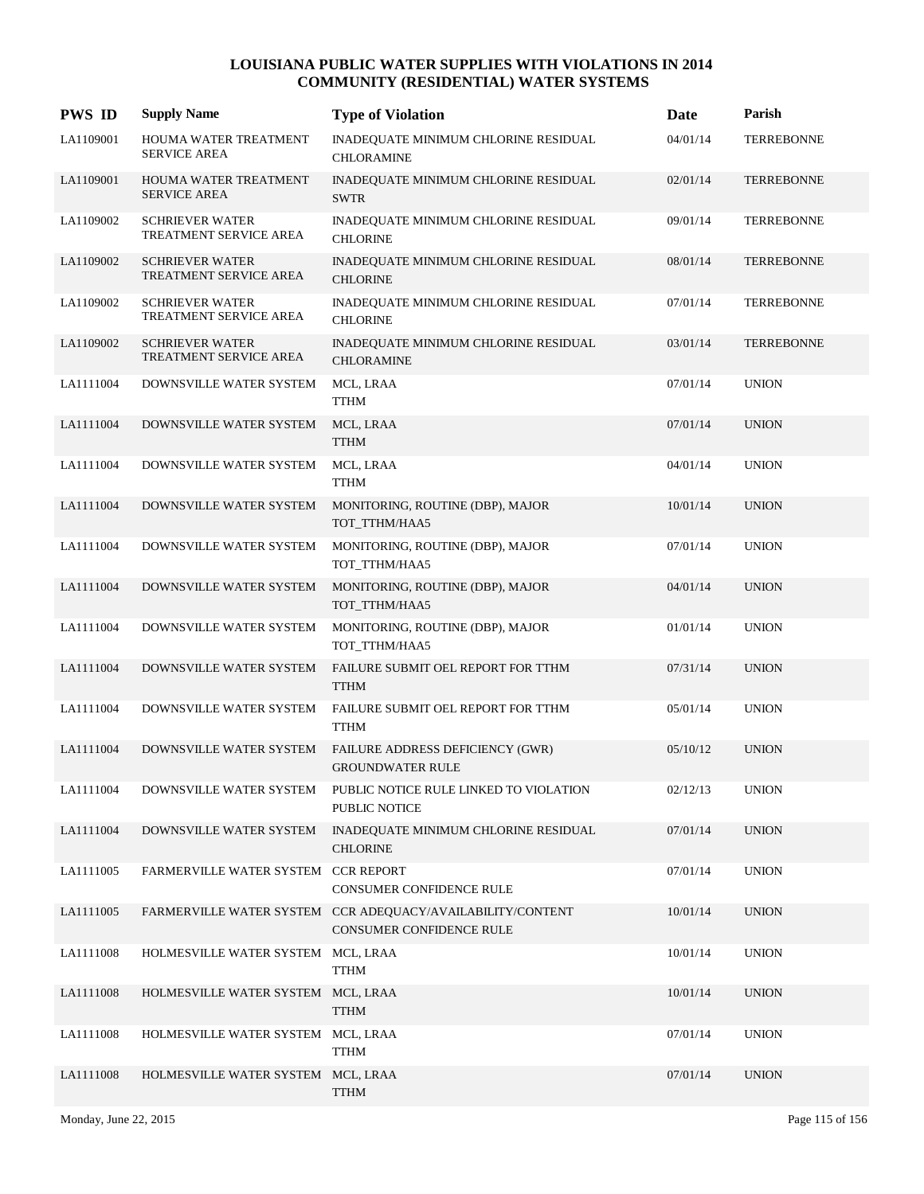# LOUISIANA PUBLIC WATER SUPPLIES WITH VIOLATIONS IN 2014
## COMMUNITY (RESIDENTIAL) WATER SYSTEMS

| PWS ID | Supply Name | Type of Violation | Date | Parish |
|---|---|---|---|---|
| LA1109001 | HOUMA WATER TREATMENT SERVICE AREA | INADEQUATE MINIMUM CHLORINE RESIDUAL CHLORAMINE | 04/01/14 | TERREBONNE |
| LA1109001 | HOUMA WATER TREATMENT SERVICE AREA | INADEQUATE MINIMUM CHLORINE RESIDUAL SWTR | 02/01/14 | TERREBONNE |
| LA1109002 | SCHRIEVER WATER TREATMENT SERVICE AREA | INADEQUATE MINIMUM CHLORINE RESIDUAL CHLORINE | 09/01/14 | TERREBONNE |
| LA1109002 | SCHRIEVER WATER TREATMENT SERVICE AREA | INADEQUATE MINIMUM CHLORINE RESIDUAL CHLORINE | 08/01/14 | TERREBONNE |
| LA1109002 | SCHRIEVER WATER TREATMENT SERVICE AREA | INADEQUATE MINIMUM CHLORINE RESIDUAL CHLORINE | 07/01/14 | TERREBONNE |
| LA1109002 | SCHRIEVER WATER TREATMENT SERVICE AREA | INADEQUATE MINIMUM CHLORINE RESIDUAL CHLORAMINE | 03/01/14 | TERREBONNE |
| LA1111004 | DOWNSVILLE WATER SYSTEM | MCL, LRAA TTHM | 07/01/14 | UNION |
| LA1111004 | DOWNSVILLE WATER SYSTEM | MCL, LRAA TTHM | 07/01/14 | UNION |
| LA1111004 | DOWNSVILLE WATER SYSTEM | MCL, LRAA TTHM | 04/01/14 | UNION |
| LA1111004 | DOWNSVILLE WATER SYSTEM | MONITORING, ROUTINE (DBP), MAJOR TOT_TTHM/HAA5 | 10/01/14 | UNION |
| LA1111004 | DOWNSVILLE WATER SYSTEM | MONITORING, ROUTINE (DBP), MAJOR TOT_TTHM/HAA5 | 07/01/14 | UNION |
| LA1111004 | DOWNSVILLE WATER SYSTEM | MONITORING, ROUTINE (DBP), MAJOR TOT_TTHM/HAA5 | 04/01/14 | UNION |
| LA1111004 | DOWNSVILLE WATER SYSTEM | MONITORING, ROUTINE (DBP), MAJOR TOT_TTHM/HAA5 | 01/01/14 | UNION |
| LA1111004 | DOWNSVILLE WATER SYSTEM | FAILURE SUBMIT OEL REPORT FOR TTHM TTHM | 07/31/14 | UNION |
| LA1111004 | DOWNSVILLE WATER SYSTEM | FAILURE SUBMIT OEL REPORT FOR TTHM TTHM | 05/01/14 | UNION |
| LA1111004 | DOWNSVILLE WATER SYSTEM | FAILURE ADDRESS DEFICIENCY (GWR) GROUNDWATER RULE | 05/10/12 | UNION |
| LA1111004 | DOWNSVILLE WATER SYSTEM | PUBLIC NOTICE RULE LINKED TO VIOLATION PUBLIC NOTICE | 02/12/13 | UNION |
| LA1111004 | DOWNSVILLE WATER SYSTEM | INADEQUATE MINIMUM CHLORINE RESIDUAL CHLORINE | 07/01/14 | UNION |
| LA1111005 | FARMERVILLE WATER SYSTEM | CCR REPORT CONSUMER CONFIDENCE RULE | 07/01/14 | UNION |
| LA1111005 | FARMERVILLE WATER SYSTEM | CCR ADEQUACY/AVAILABILITY/CONTENT CONSUMER CONFIDENCE RULE | 10/01/14 | UNION |
| LA1111008 | HOLMESVILLE WATER SYSTEM | MCL, LRAA TTHM | 10/01/14 | UNION |
| LA1111008 | HOLMESVILLE WATER SYSTEM | MCL, LRAA TTHM | 10/01/14 | UNION |
| LA1111008 | HOLMESVILLE WATER SYSTEM | MCL, LRAA TTHM | 07/01/14 | UNION |
| LA1111008 | HOLMESVILLE WATER SYSTEM | MCL, LRAA TTHM | 07/01/14 | UNION |

Monday, June 22, 2015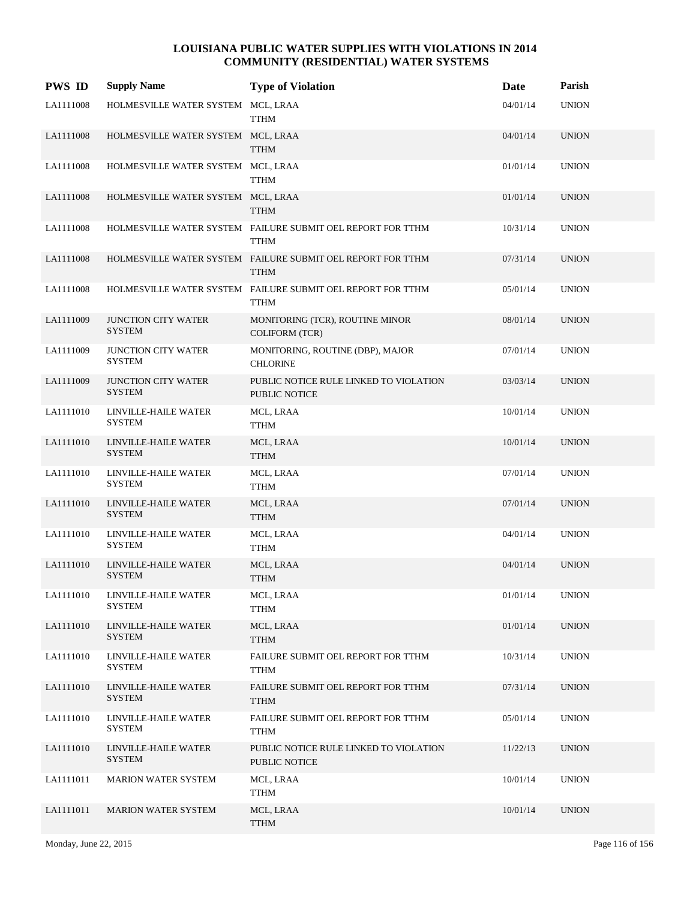# LOUISIANA PUBLIC WATER SUPPLIES WITH VIOLATIONS IN 2014
## COMMUNITY (RESIDENTIAL) WATER SYSTEMS

| PWS ID | Supply Name | Type of Violation | Date | Parish |
|---|---|---|---|---|
| LA1111008 | HOLMESVILLE WATER SYSTEM | MCL, LRAA TTHM | 04/01/14 | UNION |
| LA1111008 | HOLMESVILLE WATER SYSTEM | MCL, LRAA TTHM | 04/01/14 | UNION |
| LA1111008 | HOLMESVILLE WATER SYSTEM | MCL, LRAA TTHM | 01/01/14 | UNION |
| LA1111008 | HOLMESVILLE WATER SYSTEM | MCL, LRAA TTHM | 01/01/14 | UNION |
| LA1111008 | HOLMESVILLE WATER SYSTEM | FAILURE SUBMIT OEL REPORT FOR TTHM TTHM | 10/31/14 | UNION |
| LA1111008 | HOLMESVILLE WATER SYSTEM | FAILURE SUBMIT OEL REPORT FOR TTHM TTHM | 07/31/14 | UNION |
| LA1111008 | HOLMESVILLE WATER SYSTEM | FAILURE SUBMIT OEL REPORT FOR TTHM TTHM | 05/01/14 | UNION |
| LA1111009 | JUNCTION CITY WATER SYSTEM | MONITORING (TCR), ROUTINE MINOR COLIFORM (TCR) | 08/01/14 | UNION |
| LA1111009 | JUNCTION CITY WATER SYSTEM | MONITORING, ROUTINE (DBP), MAJOR CHLORINE | 07/01/14 | UNION |
| LA1111009 | JUNCTION CITY WATER SYSTEM | PUBLIC NOTICE RULE LINKED TO VIOLATION PUBLIC NOTICE | 03/03/14 | UNION |
| LA1111010 | LINVILLE-HAILE WATER SYSTEM | MCL, LRAA TTHM | 10/01/14 | UNION |
| LA1111010 | LINVILLE-HAILE WATER SYSTEM | MCL, LRAA TTHM | 10/01/14 | UNION |
| LA1111010 | LINVILLE-HAILE WATER SYSTEM | MCL, LRAA TTHM | 07/01/14 | UNION |
| LA1111010 | LINVILLE-HAILE WATER SYSTEM | MCL, LRAA TTHM | 07/01/14 | UNION |
| LA1111010 | LINVILLE-HAILE WATER SYSTEM | MCL, LRAA TTHM | 04/01/14 | UNION |
| LA1111010 | LINVILLE-HAILE WATER SYSTEM | MCL, LRAA TTHM | 04/01/14 | UNION |
| LA1111010 | LINVILLE-HAILE WATER SYSTEM | MCL, LRAA TTHM | 01/01/14 | UNION |
| LA1111010 | LINVILLE-HAILE WATER SYSTEM | MCL, LRAA TTHM | 01/01/14 | UNION |
| LA1111010 | LINVILLE-HAILE WATER SYSTEM | FAILURE SUBMIT OEL REPORT FOR TTHM TTHM | 10/31/14 | UNION |
| LA1111010 | LINVILLE-HAILE WATER SYSTEM | FAILURE SUBMIT OEL REPORT FOR TTHM TTHM | 07/31/14 | UNION |
| LA1111010 | LINVILLE-HAILE WATER SYSTEM | FAILURE SUBMIT OEL REPORT FOR TTHM TTHM | 05/01/14 | UNION |
| LA1111010 | LINVILLE-HAILE WATER SYSTEM | PUBLIC NOTICE RULE LINKED TO VIOLATION PUBLIC NOTICE | 11/22/13 | UNION |
| LA1111011 | MARION WATER SYSTEM | MCL, LRAA TTHM | 10/01/14 | UNION |
| LA1111011 | MARION WATER SYSTEM | MCL, LRAA TTHM | 10/01/14 | UNION |

Monday, June 22, 2015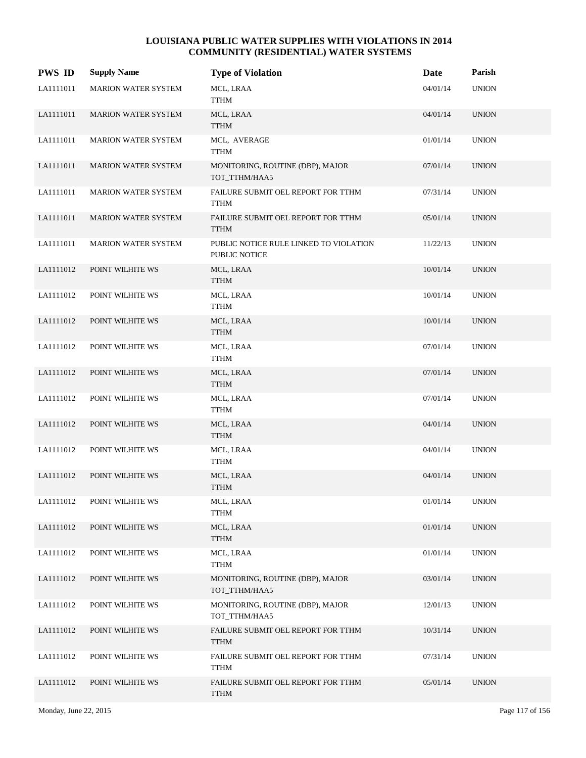# LOUISIANA PUBLIC WATER SUPPLIES WITH VIOLATIONS IN 2014
## COMMUNITY (RESIDENTIAL) WATER SYSTEMS

| PWS ID | Supply Name | Type of Violation | Date | Parish |
|---|---|---|---|---|
| LA1111011 | MARION WATER SYSTEM | MCL, LRAA<br>TTHM | 04/01/14 | UNION |
| LA1111011 | MARION WATER SYSTEM | MCL, LRAA<br>TTHM | 04/01/14 | UNION |
| LA1111011 | MARION WATER SYSTEM | MCL, AVERAGE<br>TTHM | 01/01/14 | UNION |
| LA1111011 | MARION WATER SYSTEM | MONITORING, ROUTINE (DBP), MAJOR<br>TOT_TTHM/HAA5 | 07/01/14 | UNION |
| LA1111011 | MARION WATER SYSTEM | FAILURE SUBMIT OEL REPORT FOR TTHM<br>TTHM | 07/31/14 | UNION |
| LA1111011 | MARION WATER SYSTEM | FAILURE SUBMIT OEL REPORT FOR TTHM<br>TTHM | 05/01/14 | UNION |
| LA1111011 | MARION WATER SYSTEM | PUBLIC NOTICE RULE LINKED TO VIOLATION<br>PUBLIC NOTICE | 11/22/13 | UNION |
| LA1111012 | POINT WILHITE WS | MCL, LRAA<br>TTHM | 10/01/14 | UNION |
| LA1111012 | POINT WILHITE WS | MCL, LRAA<br>TTHM | 10/01/14 | UNION |
| LA1111012 | POINT WILHITE WS | MCL, LRAA<br>TTHM | 10/01/14 | UNION |
| LA1111012 | POINT WILHITE WS | MCL, LRAA<br>TTHM | 07/01/14 | UNION |
| LA1111012 | POINT WILHITE WS | MCL, LRAA<br>TTHM | 07/01/14 | UNION |
| LA1111012 | POINT WILHITE WS | MCL, LRAA<br>TTHM | 07/01/14 | UNION |
| LA1111012 | POINT WILHITE WS | MCL, LRAA<br>TTHM | 04/01/14 | UNION |
| LA1111012 | POINT WILHITE WS | MCL, LRAA<br>TTHM | 04/01/14 | UNION |
| LA1111012 | POINT WILHITE WS | MCL, LRAA<br>TTHM | 04/01/14 | UNION |
| LA1111012 | POINT WILHITE WS | MCL, LRAA<br>TTHM | 01/01/14 | UNION |
| LA1111012 | POINT WILHITE WS | MCL, LRAA<br>TTHM | 01/01/14 | UNION |
| LA1111012 | POINT WILHITE WS | MCL, LRAA<br>TTHM | 01/01/14 | UNION |
| LA1111012 | POINT WILHITE WS | MONITORING, ROUTINE (DBP), MAJOR<br>TOT_TTHM/HAA5 | 03/01/14 | UNION |
| LA1111012 | POINT WILHITE WS | MONITORING, ROUTINE (DBP), MAJOR<br>TOT_TTHM/HAA5 | 12/01/13 | UNION |
| LA1111012 | POINT WILHITE WS | FAILURE SUBMIT OEL REPORT FOR TTHM<br>TTHM | 10/31/14 | UNION |
| LA1111012 | POINT WILHITE WS | FAILURE SUBMIT OEL REPORT FOR TTHM<br>TTHM | 07/31/14 | UNION |
| LA1111012 | POINT WILHITE WS | FAILURE SUBMIT OEL REPORT FOR TTHM<br>TTHM | 05/01/14 | UNION |

Monday, June 22, 2015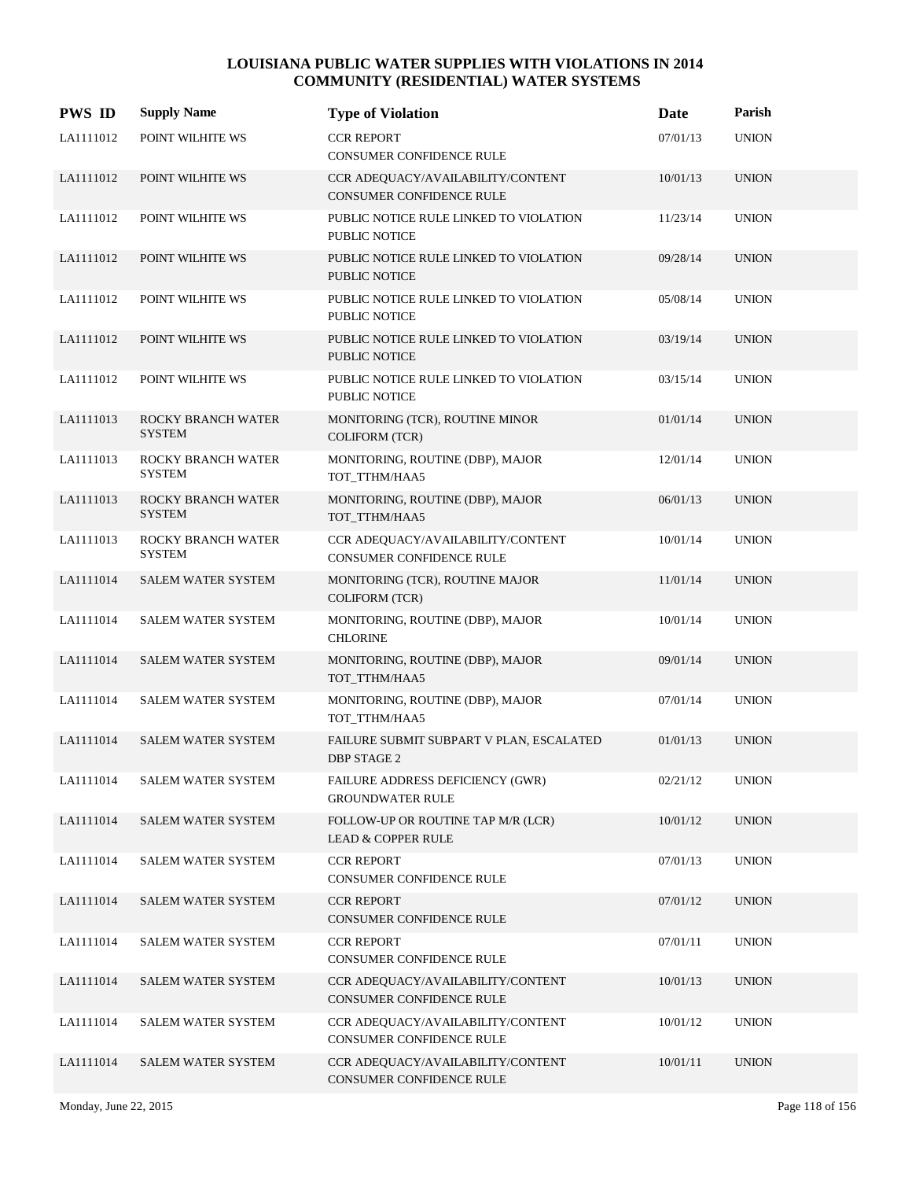# LOUISIANA PUBLIC WATER SUPPLIES WITH VIOLATIONS IN 2014
## COMMUNITY (RESIDENTIAL) WATER SYSTEMS

| PWS ID | Supply Name | Type of Violation | Date | Parish |
|---|---|---|---|---|
| LA1111012 | POINT WILHITE WS | CCR REPORT<br>CONSUMER CONFIDENCE RULE | 07/01/13 | UNION |
| LA1111012 | POINT WILHITE WS | CCR ADEQUACY/AVAILABILITY/CONTENT<br>CONSUMER CONFIDENCE RULE | 10/01/13 | UNION |
| LA1111012 | POINT WILHITE WS | PUBLIC NOTICE RULE LINKED TO VIOLATION<br>PUBLIC NOTICE | 11/23/14 | UNION |
| LA1111012 | POINT WILHITE WS | PUBLIC NOTICE RULE LINKED TO VIOLATION<br>PUBLIC NOTICE | 09/28/14 | UNION |
| LA1111012 | POINT WILHITE WS | PUBLIC NOTICE RULE LINKED TO VIOLATION<br>PUBLIC NOTICE | 05/08/14 | UNION |
| LA1111012 | POINT WILHITE WS | PUBLIC NOTICE RULE LINKED TO VIOLATION<br>PUBLIC NOTICE | 03/19/14 | UNION |
| LA1111012 | POINT WILHITE WS | PUBLIC NOTICE RULE LINKED TO VIOLATION<br>PUBLIC NOTICE | 03/15/14 | UNION |
| LA1111013 | ROCKY BRANCH WATER SYSTEM | MONITORING (TCR), ROUTINE MINOR<br>COLIFORM (TCR) | 01/01/14 | UNION |
| LA1111013 | ROCKY BRANCH WATER SYSTEM | MONITORING, ROUTINE (DBP), MAJOR<br>TOT_TTHM/HAA5 | 12/01/14 | UNION |
| LA1111013 | ROCKY BRANCH WATER SYSTEM | MONITORING, ROUTINE (DBP), MAJOR<br>TOT_TTHM/HAA5 | 06/01/13 | UNION |
| LA1111013 | ROCKY BRANCH WATER SYSTEM | CCR ADEQUACY/AVAILABILITY/CONTENT<br>CONSUMER CONFIDENCE RULE | 10/01/14 | UNION |
| LA1111014 | SALEM WATER SYSTEM | MONITORING (TCR), ROUTINE MAJOR<br>COLIFORM (TCR) | 11/01/14 | UNION |
| LA1111014 | SALEM WATER SYSTEM | MONITORING, ROUTINE (DBP), MAJOR<br>CHLORINE | 10/01/14 | UNION |
| LA1111014 | SALEM WATER SYSTEM | MONITORING, ROUTINE (DBP), MAJOR<br>TOT_TTHM/HAA5 | 09/01/14 | UNION |
| LA1111014 | SALEM WATER SYSTEM | MONITORING, ROUTINE (DBP), MAJOR<br>TOT_TTHM/HAA5 | 07/01/14 | UNION |
| LA1111014 | SALEM WATER SYSTEM | FAILURE SUBMIT SUBPART V PLAN, ESCALATED<br>DBP STAGE 2 | 01/01/13 | UNION |
| LA1111014 | SALEM WATER SYSTEM | FAILURE ADDRESS DEFICIENCY (GWR)<br>GROUNDWATER RULE | 02/21/12 | UNION |
| LA1111014 | SALEM WATER SYSTEM | FOLLOW-UP OR ROUTINE TAP M/R (LCR)<br>LEAD & COPPER RULE | 10/01/12 | UNION |
| LA1111014 | SALEM WATER SYSTEM | CCR REPORT<br>CONSUMER CONFIDENCE RULE | 07/01/13 | UNION |
| LA1111014 | SALEM WATER SYSTEM | CCR REPORT<br>CONSUMER CONFIDENCE RULE | 07/01/12 | UNION |
| LA1111014 | SALEM WATER SYSTEM | CCR REPORT<br>CONSUMER CONFIDENCE RULE | 07/01/11 | UNION |
| LA1111014 | SALEM WATER SYSTEM | CCR ADEQUACY/AVAILABILITY/CONTENT<br>CONSUMER CONFIDENCE RULE | 10/01/13 | UNION |
| LA1111014 | SALEM WATER SYSTEM | CCR ADEQUACY/AVAILABILITY/CONTENT<br>CONSUMER CONFIDENCE RULE | 10/01/12 | UNION |
| LA1111014 | SALEM WATER SYSTEM | CCR ADEQUACY/AVAILABILITY/CONTENT<br>CONSUMER CONFIDENCE RULE | 10/01/11 | UNION |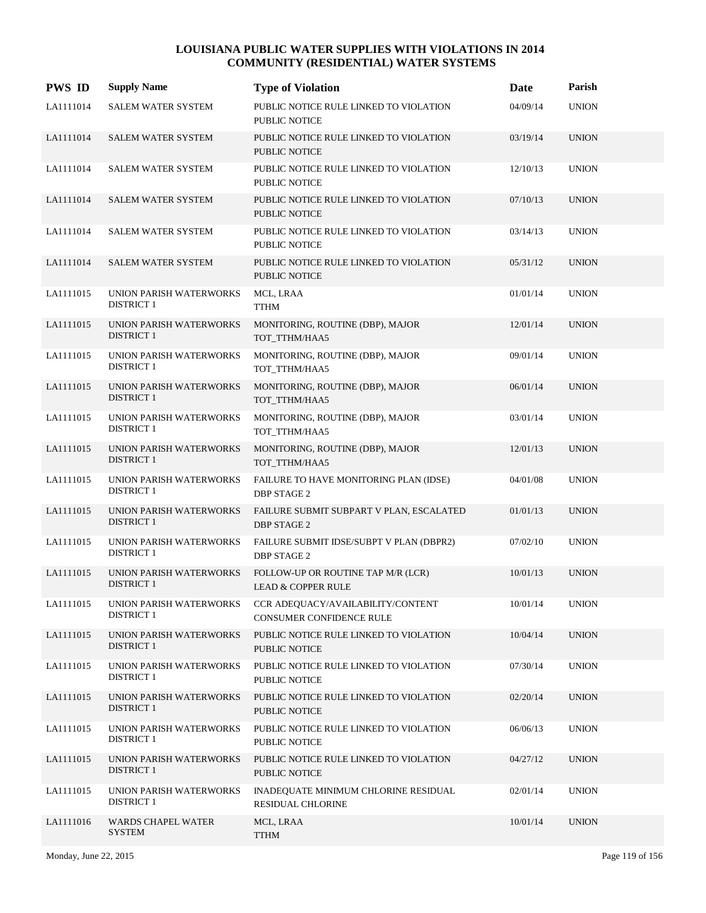# LOUISIANA PUBLIC WATER SUPPLIES WITH VIOLATIONS IN 2014
## COMMUNITY (RESIDENTIAL) WATER SYSTEMS

| PWS ID | Supply Name | Type of Violation | Date | Parish |
|---|---|---|---|---|
| LA1111014 | SALEM WATER SYSTEM | PUBLIC NOTICE RULE LINKED TO VIOLATION PUBLIC NOTICE | 04/09/14 | UNION |
| LA1111014 | SALEM WATER SYSTEM | PUBLIC NOTICE RULE LINKED TO VIOLATION PUBLIC NOTICE | 03/19/14 | UNION |
| LA1111014 | SALEM WATER SYSTEM | PUBLIC NOTICE RULE LINKED TO VIOLATION PUBLIC NOTICE | 12/10/13 | UNION |
| LA1111014 | SALEM WATER SYSTEM | PUBLIC NOTICE RULE LINKED TO VIOLATION PUBLIC NOTICE | 07/10/13 | UNION |
| LA1111014 | SALEM WATER SYSTEM | PUBLIC NOTICE RULE LINKED TO VIOLATION PUBLIC NOTICE | 03/14/13 | UNION |
| LA1111014 | SALEM WATER SYSTEM | PUBLIC NOTICE RULE LINKED TO VIOLATION PUBLIC NOTICE | 05/31/12 | UNION |
| LA1111015 | UNION PARISH WATERWORKS DISTRICT 1 | MCL, LRAA TTHM | 01/01/14 | UNION |
| LA1111015 | UNION PARISH WATERWORKS DISTRICT 1 | MONITORING, ROUTINE (DBP), MAJOR TOT_TTHM/HAA5 | 12/01/14 | UNION |
| LA1111015 | UNION PARISH WATERWORKS DISTRICT 1 | MONITORING, ROUTINE (DBP), MAJOR TOT_TTHM/HAA5 | 09/01/14 | UNION |
| LA1111015 | UNION PARISH WATERWORKS DISTRICT 1 | MONITORING, ROUTINE (DBP), MAJOR TOT_TTHM/HAA5 | 06/01/14 | UNION |
| LA1111015 | UNION PARISH WATERWORKS DISTRICT 1 | MONITORING, ROUTINE (DBP), MAJOR TOT_TTHM/HAA5 | 03/01/14 | UNION |
| LA1111015 | UNION PARISH WATERWORKS DISTRICT 1 | MONITORING, ROUTINE (DBP), MAJOR TOT_TTHM/HAA5 | 12/01/13 | UNION |
| LA1111015 | UNION PARISH WATERWORKS DISTRICT 1 | FAILURE TO HAVE MONITORING PLAN (IDSE) DBP STAGE 2 | 04/01/08 | UNION |
| LA1111015 | UNION PARISH WATERWORKS DISTRICT 1 | FAILURE SUBMIT SUBPART V PLAN, ESCALATED DBP STAGE 2 | 01/01/13 | UNION |
| LA1111015 | UNION PARISH WATERWORKS DISTRICT 1 | FAILURE SUBMIT IDSE/SUBPT V PLAN (DBPR2) DBP STAGE 2 | 07/02/10 | UNION |
| LA1111015 | UNION PARISH WATERWORKS DISTRICT 1 | FOLLOW-UP OR ROUTINE TAP M/R (LCR) LEAD & COPPER RULE | 10/01/13 | UNION |
| LA1111015 | UNION PARISH WATERWORKS DISTRICT 1 | CCR ADEQUACY/AVAILABILITY/CONTENT CONSUMER CONFIDENCE RULE | 10/01/14 | UNION |
| LA1111015 | UNION PARISH WATERWORKS DISTRICT 1 | PUBLIC NOTICE RULE LINKED TO VIOLATION PUBLIC NOTICE | 10/04/14 | UNION |
| LA1111015 | UNION PARISH WATERWORKS DISTRICT 1 | PUBLIC NOTICE RULE LINKED TO VIOLATION PUBLIC NOTICE | 07/30/14 | UNION |
| LA1111015 | UNION PARISH WATERWORKS DISTRICT 1 | PUBLIC NOTICE RULE LINKED TO VIOLATION PUBLIC NOTICE | 02/20/14 | UNION |
| LA1111015 | UNION PARISH WATERWORKS DISTRICT 1 | PUBLIC NOTICE RULE LINKED TO VIOLATION PUBLIC NOTICE | 06/06/13 | UNION |
| LA1111015 | UNION PARISH WATERWORKS DISTRICT 1 | PUBLIC NOTICE RULE LINKED TO VIOLATION PUBLIC NOTICE | 04/27/12 | UNION |
| LA1111015 | UNION PARISH WATERWORKS DISTRICT 1 | INADEQUATE MINIMUM CHLORINE RESIDUAL RESIDUAL CHLORINE | 02/01/14 | UNION |
| LA1111016 | WARDS CHAPEL WATER SYSTEM | MCL, LRAA TTHM | 10/01/14 | UNION |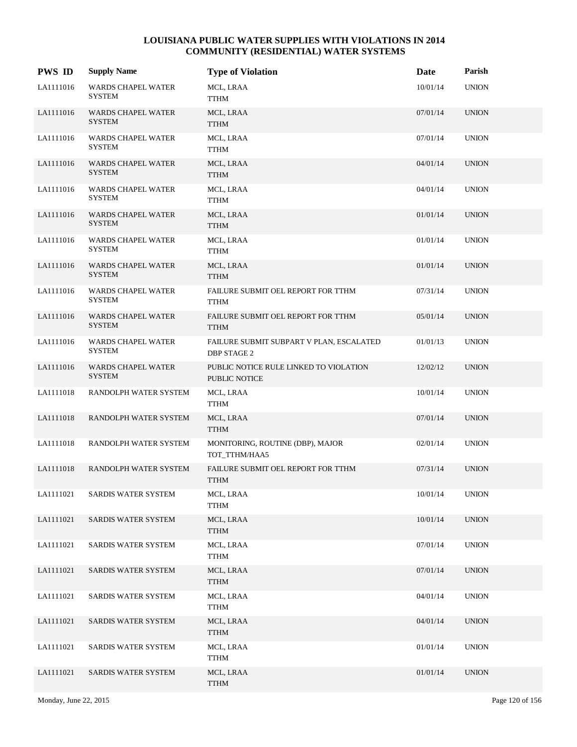# LOUISIANA PUBLIC WATER SUPPLIES WITH VIOLATIONS IN 2014
## COMMUNITY (RESIDENTIAL) WATER SYSTEMS

| PWS ID | Supply Name | Type of Violation | Date | Parish |
|---|---|---|---|---|
| LA1111016 | WARDS CHAPEL WATER SYSTEM | MCL, LRAA<br>TTHM | 10/01/14 | UNION |
| LA1111016 | WARDS CHAPEL WATER SYSTEM | MCL, LRAA<br>TTHM | 07/01/14 | UNION |
| LA1111016 | WARDS CHAPEL WATER SYSTEM | MCL, LRAA<br>TTHM | 07/01/14 | UNION |
| LA1111016 | WARDS CHAPEL WATER SYSTEM | MCL, LRAA<br>TTHM | 04/01/14 | UNION |
| LA1111016 | WARDS CHAPEL WATER SYSTEM | MCL, LRAA<br>TTHM | 04/01/14 | UNION |
| LA1111016 | WARDS CHAPEL WATER SYSTEM | MCL, LRAA<br>TTHM | 01/01/14 | UNION |
| LA1111016 | WARDS CHAPEL WATER SYSTEM | MCL, LRAA<br>TTHM | 01/01/14 | UNION |
| LA1111016 | WARDS CHAPEL WATER SYSTEM | MCL, LRAA<br>TTHM | 01/01/14 | UNION |
| LA1111016 | WARDS CHAPEL WATER SYSTEM | FAILURE SUBMIT OEL REPORT FOR TTHM<br>TTHM | 07/31/14 | UNION |
| LA1111016 | WARDS CHAPEL WATER SYSTEM | FAILURE SUBMIT OEL REPORT FOR TTHM<br>TTHM | 05/01/14 | UNION |
| LA1111016 | WARDS CHAPEL WATER SYSTEM | FAILURE SUBMIT SUBPART V PLAN, ESCALATED<br>DBP STAGE 2 | 01/01/13 | UNION |
| LA1111016 | WARDS CHAPEL WATER SYSTEM | PUBLIC NOTICE RULE LINKED TO VIOLATION<br>PUBLIC NOTICE | 12/02/12 | UNION |
| LA1111018 | RANDOLPH WATER SYSTEM | MCL, LRAA<br>TTHM | 10/01/14 | UNION |
| LA1111018 | RANDOLPH WATER SYSTEM | MCL, LRAA<br>TTHM | 07/01/14 | UNION |
| LA1111018 | RANDOLPH WATER SYSTEM | MONITORING, ROUTINE (DBP), MAJOR<br>TOT_TTHM/HAA5 | 02/01/14 | UNION |
| LA1111018 | RANDOLPH WATER SYSTEM | FAILURE SUBMIT OEL REPORT FOR TTHM<br>TTHM | 07/31/14 | UNION |
| LA1111021 | SARDIS WATER SYSTEM | MCL, LRAA<br>TTHM | 10/01/14 | UNION |
| LA1111021 | SARDIS WATER SYSTEM | MCL, LRAA<br>TTHM | 10/01/14 | UNION |
| LA1111021 | SARDIS WATER SYSTEM | MCL, LRAA<br>TTHM | 07/01/14 | UNION |
| LA1111021 | SARDIS WATER SYSTEM | MCL, LRAA<br>TTHM | 07/01/14 | UNION |
| LA1111021 | SARDIS WATER SYSTEM | MCL, LRAA<br>TTHM | 04/01/14 | UNION |
| LA1111021 | SARDIS WATER SYSTEM | MCL, LRAA<br>TTHM | 04/01/14 | UNION |
| LA1111021 | SARDIS WATER SYSTEM | MCL, LRAA<br>TTHM | 01/01/14 | UNION |
| LA1111021 | SARDIS WATER SYSTEM | MCL, LRAA<br>TTHM | 01/01/14 | UNION |

Monday, June 22, 2015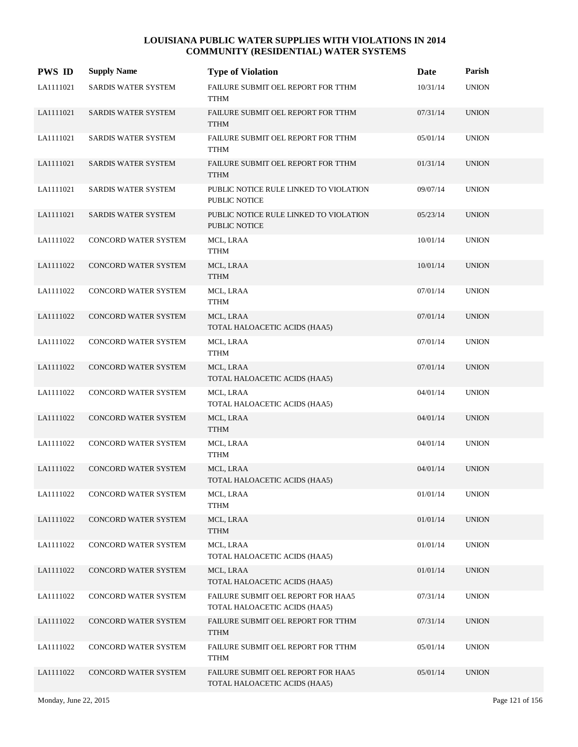# LOUISIANA PUBLIC WATER SUPPLIES WITH VIOLATIONS IN 2014
## COMMUNITY (RESIDENTIAL) WATER SYSTEMS

| PWS ID | Supply Name | Type of Violation | Date | Parish |
|---|---|---|---|---|
| LA1111021 | SARDIS WATER SYSTEM | FAILURE SUBMIT OEL REPORT FOR TTHM<br>TTHM | 10/31/14 | UNION |
| LA1111021 | SARDIS WATER SYSTEM | FAILURE SUBMIT OEL REPORT FOR TTHM<br>TTHM | 07/31/14 | UNION |
| LA1111021 | SARDIS WATER SYSTEM | FAILURE SUBMIT OEL REPORT FOR TTHM<br>TTHM | 05/01/14 | UNION |
| LA1111021 | SARDIS WATER SYSTEM | FAILURE SUBMIT OEL REPORT FOR TTHM<br>TTHM | 01/31/14 | UNION |
| LA1111021 | SARDIS WATER SYSTEM | PUBLIC NOTICE RULE LINKED TO VIOLATION<br>PUBLIC NOTICE | 09/07/14 | UNION |
| LA1111021 | SARDIS WATER SYSTEM | PUBLIC NOTICE RULE LINKED TO VIOLATION<br>PUBLIC NOTICE | 05/23/14 | UNION |
| LA1111022 | CONCORD WATER SYSTEM | MCL, LRAA<br>TTHM | 10/01/14 | UNION |
| LA1111022 | CONCORD WATER SYSTEM | MCL, LRAA<br>TTHM | 10/01/14 | UNION |
| LA1111022 | CONCORD WATER SYSTEM | MCL, LRAA<br>TTHM | 07/01/14 | UNION |
| LA1111022 | CONCORD WATER SYSTEM | MCL, LRAA<br>TOTAL HALOACETIC ACIDS (HAA5) | 07/01/14 | UNION |
| LA1111022 | CONCORD WATER SYSTEM | MCL, LRAA<br>TTHM | 07/01/14 | UNION |
| LA1111022 | CONCORD WATER SYSTEM | MCL, LRAA<br>TOTAL HALOACETIC ACIDS (HAA5) | 07/01/14 | UNION |
| LA1111022 | CONCORD WATER SYSTEM | MCL, LRAA<br>TOTAL HALOACETIC ACIDS (HAA5) | 04/01/14 | UNION |
| LA1111022 | CONCORD WATER SYSTEM | MCL, LRAA<br>TTHM | 04/01/14 | UNION |
| LA1111022 | CONCORD WATER SYSTEM | MCL, LRAA<br>TTHM | 04/01/14 | UNION |
| LA1111022 | CONCORD WATER SYSTEM | MCL, LRAA<br>TOTAL HALOACETIC ACIDS (HAA5) | 04/01/14 | UNION |
| LA1111022 | CONCORD WATER SYSTEM | MCL, LRAA<br>TTHM | 01/01/14 | UNION |
| LA1111022 | CONCORD WATER SYSTEM | MCL, LRAA<br>TTHM | 01/01/14 | UNION |
| LA1111022 | CONCORD WATER SYSTEM | MCL, LRAA<br>TOTAL HALOACETIC ACIDS (HAA5) | 01/01/14 | UNION |
| LA1111022 | CONCORD WATER SYSTEM | MCL, LRAA<br>TOTAL HALOACETIC ACIDS (HAA5) | 01/01/14 | UNION |
| LA1111022 | CONCORD WATER SYSTEM | FAILURE SUBMIT OEL REPORT FOR HAA5<br>TOTAL HALOACETIC ACIDS (HAA5) | 07/31/14 | UNION |
| LA1111022 | CONCORD WATER SYSTEM | FAILURE SUBMIT OEL REPORT FOR TTHM<br>TTHM | 07/31/14 | UNION |
| LA1111022 | CONCORD WATER SYSTEM | FAILURE SUBMIT OEL REPORT FOR TTHM<br>TTHM | 05/01/14 | UNION |
| LA1111022 | CONCORD WATER SYSTEM | FAILURE SUBMIT OEL REPORT FOR HAA5<br>TOTAL HALOACETIC ACIDS (HAA5) | 05/01/14 | UNION |

Monday, June 22, 2015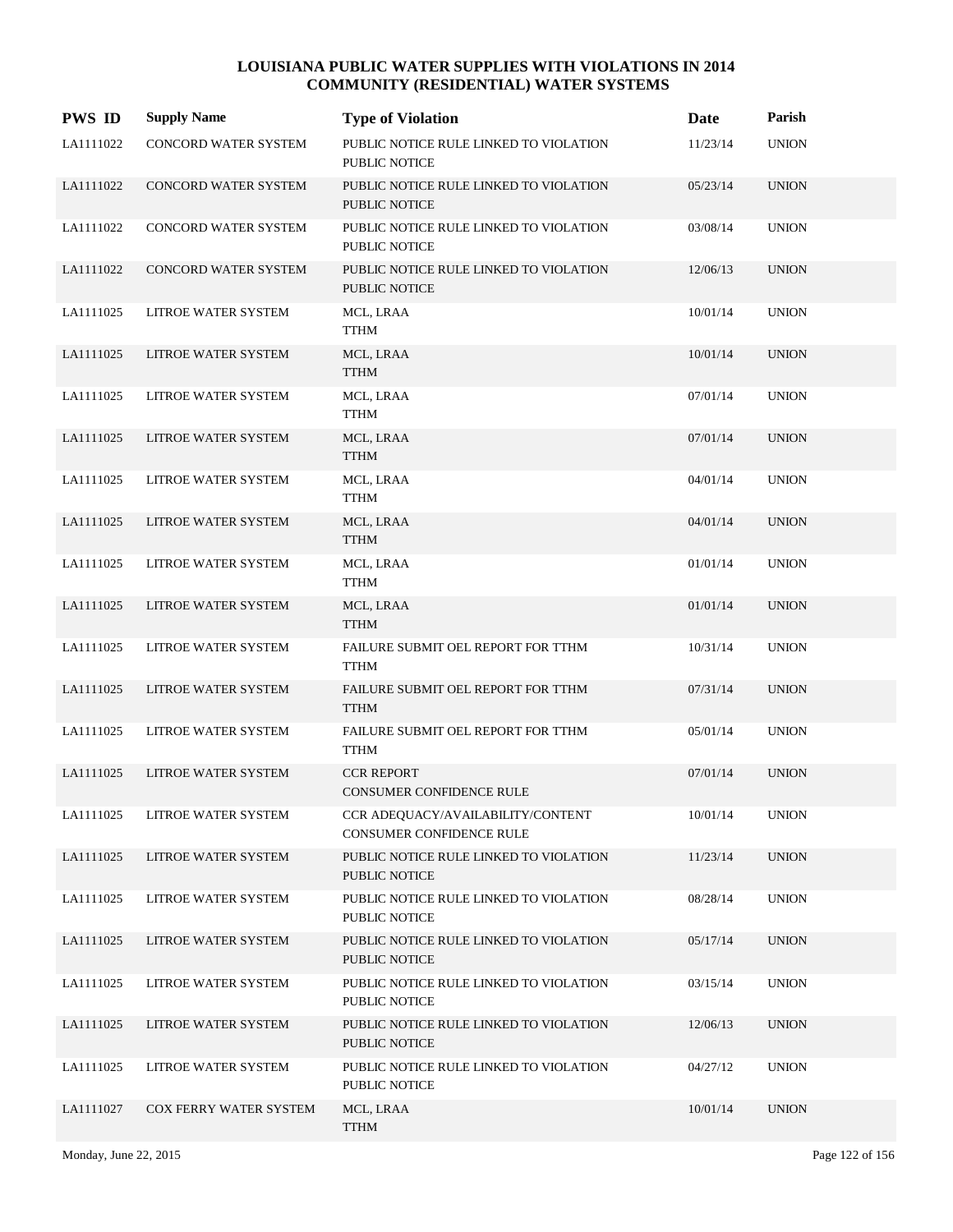# LOUISIANA PUBLIC WATER SUPPLIES WITH VIOLATIONS IN 2014
## COMMUNITY (RESIDENTIAL) WATER SYSTEMS

| PWS ID | Supply Name | Type of Violation | Date | Parish |
|---|---|---|---|---|
| LA1111022 | CONCORD WATER SYSTEM | PUBLIC NOTICE RULE LINKED TO VIOLATION<br>PUBLIC NOTICE | 11/23/14 | UNION |
| LA1111022 | CONCORD WATER SYSTEM | PUBLIC NOTICE RULE LINKED TO VIOLATION<br>PUBLIC NOTICE | 05/23/14 | UNION |
| LA1111022 | CONCORD WATER SYSTEM | PUBLIC NOTICE RULE LINKED TO VIOLATION<br>PUBLIC NOTICE | 03/08/14 | UNION |
| LA1111022 | CONCORD WATER SYSTEM | PUBLIC NOTICE RULE LINKED TO VIOLATION<br>PUBLIC NOTICE | 12/06/13 | UNION |
| LA1111025 | LITROE WATER SYSTEM | MCL, LRAA<br>TTHM | 10/01/14 | UNION |
| LA1111025 | LITROE WATER SYSTEM | MCL, LRAA<br>TTHM | 10/01/14 | UNION |
| LA1111025 | LITROE WATER SYSTEM | MCL, LRAA<br>TTHM | 07/01/14 | UNION |
| LA1111025 | LITROE WATER SYSTEM | MCL, LRAA<br>TTHM | 07/01/14 | UNION |
| LA1111025 | LITROE WATER SYSTEM | MCL, LRAA<br>TTHM | 04/01/14 | UNION |
| LA1111025 | LITROE WATER SYSTEM | MCL, LRAA<br>TTHM | 04/01/14 | UNION |
| LA1111025 | LITROE WATER SYSTEM | MCL, LRAA<br>TTHM | 01/01/14 | UNION |
| LA1111025 | LITROE WATER SYSTEM | MCL, LRAA<br>TTHM | 01/01/14 | UNION |
| LA1111025 | LITROE WATER SYSTEM | FAILURE SUBMIT OEL REPORT FOR TTHM<br>TTHM | 10/31/14 | UNION |
| LA1111025 | LITROE WATER SYSTEM | FAILURE SUBMIT OEL REPORT FOR TTHM<br>TTHM | 07/31/14 | UNION |
| LA1111025 | LITROE WATER SYSTEM | FAILURE SUBMIT OEL REPORT FOR TTHM<br>TTHM | 05/01/14 | UNION |
| LA1111025 | LITROE WATER SYSTEM | CCR REPORT<br>CONSUMER CONFIDENCE RULE | 07/01/14 | UNION |
| LA1111025 | LITROE WATER SYSTEM | CCR ADEQUACY/AVAILABILITY/CONTENT<br>CONSUMER CONFIDENCE RULE | 10/01/14 | UNION |
| LA1111025 | LITROE WATER SYSTEM | PUBLIC NOTICE RULE LINKED TO VIOLATION<br>PUBLIC NOTICE | 11/23/14 | UNION |
| LA1111025 | LITROE WATER SYSTEM | PUBLIC NOTICE RULE LINKED TO VIOLATION<br>PUBLIC NOTICE | 08/28/14 | UNION |
| LA1111025 | LITROE WATER SYSTEM | PUBLIC NOTICE RULE LINKED TO VIOLATION<br>PUBLIC NOTICE | 05/17/14 | UNION |
| LA1111025 | LITROE WATER SYSTEM | PUBLIC NOTICE RULE LINKED TO VIOLATION<br>PUBLIC NOTICE | 03/15/14 | UNION |
| LA1111025 | LITROE WATER SYSTEM | PUBLIC NOTICE RULE LINKED TO VIOLATION<br>PUBLIC NOTICE | 12/06/13 | UNION |
| LA1111025 | LITROE WATER SYSTEM | PUBLIC NOTICE RULE LINKED TO VIOLATION<br>PUBLIC NOTICE | 04/27/12 | UNION |
| LA1111027 | COX FERRY WATER SYSTEM | MCL, LRAA<br>TTHM | 10/01/14 | UNION |

Monday, June 22, 2015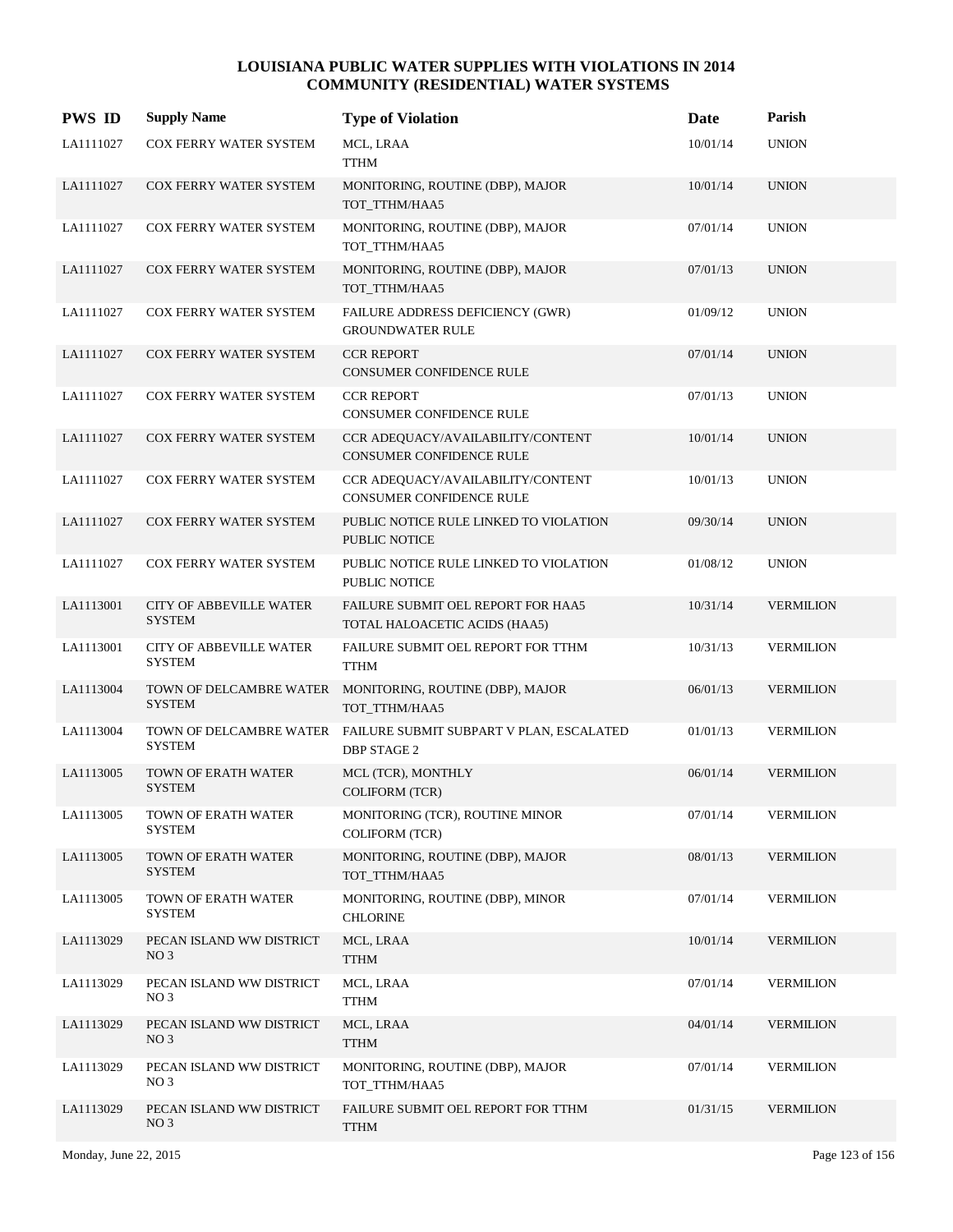# LOUISIANA PUBLIC WATER SUPPLIES WITH VIOLATIONS IN 2014
## COMMUNITY (RESIDENTIAL) WATER SYSTEMS

| PWS ID | Supply Name | Type of Violation | Date | Parish |
|---|---|---|---|---|
| LA1111027 | COX FERRY WATER SYSTEM | MCL, LRAA<br>TTHM | 10/01/14 | UNION |
| LA1111027 | COX FERRY WATER SYSTEM | MONITORING, ROUTINE (DBP), MAJOR<br>TOT_TTHM/HAA5 | 10/01/14 | UNION |
| LA1111027 | COX FERRY WATER SYSTEM | MONITORING, ROUTINE (DBP), MAJOR<br>TOT_TTHM/HAA5 | 07/01/14 | UNION |
| LA1111027 | COX FERRY WATER SYSTEM | MONITORING, ROUTINE (DBP), MAJOR<br>TOT_TTHM/HAA5 | 07/01/13 | UNION |
| LA1111027 | COX FERRY WATER SYSTEM | FAILURE ADDRESS DEFICIENCY (GWR)<br>GROUNDWATER RULE | 01/09/12 | UNION |
| LA1111027 | COX FERRY WATER SYSTEM | CCR REPORT<br>CONSUMER CONFIDENCE RULE | 07/01/14 | UNION |
| LA1111027 | COX FERRY WATER SYSTEM | CCR REPORT<br>CONSUMER CONFIDENCE RULE | 07/01/13 | UNION |
| LA1111027 | COX FERRY WATER SYSTEM | CCR ADEQUACY/AVAILABILITY/CONTENT<br>CONSUMER CONFIDENCE RULE | 10/01/14 | UNION |
| LA1111027 | COX FERRY WATER SYSTEM | CCR ADEQUACY/AVAILABILITY/CONTENT<br>CONSUMER CONFIDENCE RULE | 10/01/13 | UNION |
| LA1111027 | COX FERRY WATER SYSTEM | PUBLIC NOTICE RULE LINKED TO VIOLATION<br>PUBLIC NOTICE | 09/30/14 | UNION |
| LA1111027 | COX FERRY WATER SYSTEM | PUBLIC NOTICE RULE LINKED TO VIOLATION<br>PUBLIC NOTICE | 01/08/12 | UNION |
| LA1113001 | CITY OF ABBEVILLE WATER SYSTEM | FAILURE SUBMIT OEL REPORT FOR HAA5<br>TOTAL HALOACETIC ACIDS (HAA5) | 10/31/14 | VERMILION |
| LA1113001 | CITY OF ABBEVILLE WATER SYSTEM | FAILURE SUBMIT OEL REPORT FOR TTHM<br>TTHM | 10/31/13 | VERMILION |
| LA1113004 | TOWN OF DELCAMBRE WATER SYSTEM | MONITORING, ROUTINE (DBP), MAJOR<br>TOT_TTHM/HAA5 | 06/01/13 | VERMILION |
| LA1113004 | TOWN OF DELCAMBRE WATER SYSTEM | FAILURE SUBMIT SUBPART V PLAN, ESCALATED<br>DBP STAGE 2 | 01/01/13 | VERMILION |
| LA1113005 | TOWN OF ERATH WATER SYSTEM | MCL (TCR), MONTHLY<br>COLIFORM (TCR) | 06/01/14 | VERMILION |
| LA1113005 | TOWN OF ERATH WATER SYSTEM | MONITORING (TCR), ROUTINE MINOR<br>COLIFORM (TCR) | 07/01/14 | VERMILION |
| LA1113005 | TOWN OF ERATH WATER SYSTEM | MONITORING, ROUTINE (DBP), MAJOR<br>TOT_TTHM/HAA5 | 08/01/13 | VERMILION |
| LA1113005 | TOWN OF ERATH WATER SYSTEM | MONITORING, ROUTINE (DBP), MINOR<br>CHLORINE | 07/01/14 | VERMILION |
| LA1113029 | PECAN ISLAND WW DISTRICT NO 3 | MCL, LRAA<br>TTHM | 10/01/14 | VERMILION |
| LA1113029 | PECAN ISLAND WW DISTRICT NO 3 | MCL, LRAA<br>TTHM | 07/01/14 | VERMILION |
| LA1113029 | PECAN ISLAND WW DISTRICT NO 3 | MCL, LRAA<br>TTHM | 04/01/14 | VERMILION |
| LA1113029 | PECAN ISLAND WW DISTRICT NO 3 | MONITORING, ROUTINE (DBP), MAJOR<br>TOT_TTHM/HAA5 | 07/01/14 | VERMILION |
| LA1113029 | PECAN ISLAND WW DISTRICT NO 3 | FAILURE SUBMIT OEL REPORT FOR TTHM<br>TTHM | 01/31/15 | VERMILION |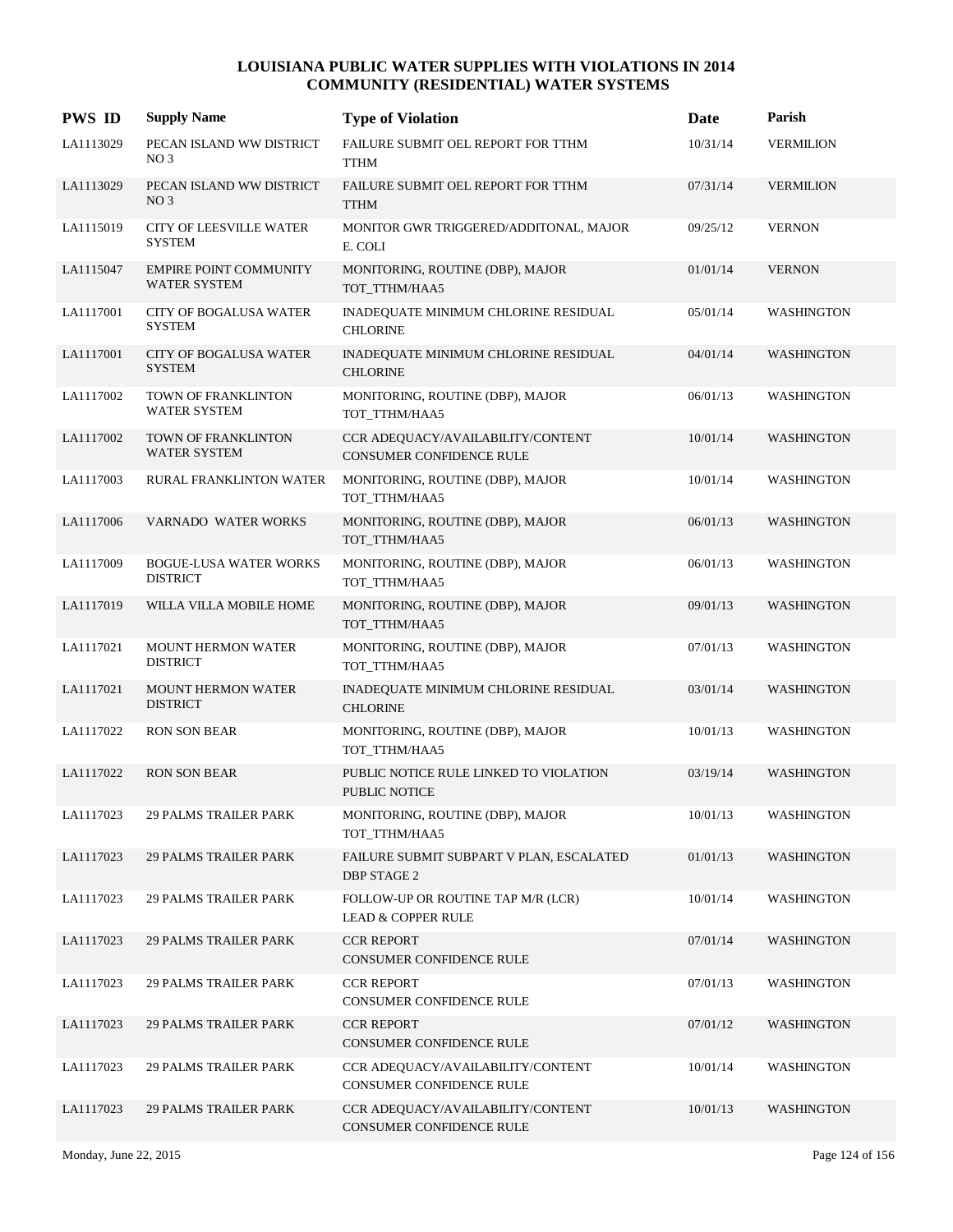# LOUISIANA PUBLIC WATER SUPPLIES WITH VIOLATIONS IN 2014
## COMMUNITY (RESIDENTIAL) WATER SYSTEMS

| PWS ID | Supply Name | Type of Violation | Date | Parish |
|---|---|---|---|---|
| LA1113029 | PECAN ISLAND WW DISTRICT NO 3 | FAILURE SUBMIT OEL REPORT FOR TTHM<br>TTHM | 10/31/14 | VERMILION |
| LA1113029 | PECAN ISLAND WW DISTRICT NO 3 | FAILURE SUBMIT OEL REPORT FOR TTHM<br>TTHM | 07/31/14 | VERMILION |
| LA1115019 | CITY OF LEESVILLE WATER SYSTEM | MONITOR GWR TRIGGERED/ADDITONAL, MAJOR<br>E. COLI | 09/25/12 | VERNON |
| LA1115047 | EMPIRE POINT COMMUNITY WATER SYSTEM | MONITORING, ROUTINE (DBP), MAJOR<br>TOT_TTHM/HAA5 | 01/01/14 | VERNON |
| LA1117001 | CITY OF BOGALUSA WATER SYSTEM | INADEQUATE MINIMUM CHLORINE RESIDUAL<br>CHLORINE | 05/01/14 | WASHINGTON |
| LA1117001 | CITY OF BOGALUSA WATER SYSTEM | INADEQUATE MINIMUM CHLORINE RESIDUAL<br>CHLORINE | 04/01/14 | WASHINGTON |
| LA1117002 | TOWN OF FRANKLINTON WATER SYSTEM | MONITORING, ROUTINE (DBP), MAJOR<br>TOT_TTHM/HAA5 | 06/01/13 | WASHINGTON |
| LA1117002 | TOWN OF FRANKLINTON WATER SYSTEM | CCR ADEQUACY/AVAILABILITY/CONTENT<br>CONSUMER CONFIDENCE RULE | 10/01/14 | WASHINGTON |
| LA1117003 | RURAL FRANKLINTON WATER | MONITORING, ROUTINE (DBP), MAJOR<br>TOT_TTHM/HAA5 | 10/01/14 | WASHINGTON |
| LA1117006 | VARNADO WATER WORKS | MONITORING, ROUTINE (DBP), MAJOR<br>TOT_TTHM/HAA5 | 06/01/13 | WASHINGTON |
| LA1117009 | BOGUE-LUSA WATER WORKS DISTRICT | MONITORING, ROUTINE (DBP), MAJOR<br>TOT_TTHM/HAA5 | 06/01/13 | WASHINGTON |
| LA1117019 | WILLA VILLA MOBILE HOME | MONITORING, ROUTINE (DBP), MAJOR<br>TOT_TTHM/HAA5 | 09/01/13 | WASHINGTON |
| LA1117021 | MOUNT HERMON WATER DISTRICT | MONITORING, ROUTINE (DBP), MAJOR<br>TOT_TTHM/HAA5 | 07/01/13 | WASHINGTON |
| LA1117021 | MOUNT HERMON WATER DISTRICT | INADEQUATE MINIMUM CHLORINE RESIDUAL<br>CHLORINE | 03/01/14 | WASHINGTON |
| LA1117022 | RON SON BEAR | MONITORING, ROUTINE (DBP), MAJOR<br>TOT_TTHM/HAA5 | 10/01/13 | WASHINGTON |
| LA1117022 | RON SON BEAR | PUBLIC NOTICE RULE LINKED TO VIOLATION<br>PUBLIC NOTICE | 03/19/14 | WASHINGTON |
| LA1117023 | 29 PALMS TRAILER PARK | MONITORING, ROUTINE (DBP), MAJOR<br>TOT_TTHM/HAA5 | 10/01/13 | WASHINGTON |
| LA1117023 | 29 PALMS TRAILER PARK | FAILURE SUBMIT SUBPART V PLAN, ESCALATED<br>DBP STAGE 2 | 01/01/13 | WASHINGTON |
| LA1117023 | 29 PALMS TRAILER PARK | FOLLOW-UP OR ROUTINE TAP M/R (LCR)<br>LEAD & COPPER RULE | 10/01/14 | WASHINGTON |
| LA1117023 | 29 PALMS TRAILER PARK | CCR REPORT<br>CONSUMER CONFIDENCE RULE | 07/01/14 | WASHINGTON |
| LA1117023 | 29 PALMS TRAILER PARK | CCR REPORT<br>CONSUMER CONFIDENCE RULE | 07/01/13 | WASHINGTON |
| LA1117023 | 29 PALMS TRAILER PARK | CCR REPORT<br>CONSUMER CONFIDENCE RULE | 07/01/12 | WASHINGTON |
| LA1117023 | 29 PALMS TRAILER PARK | CCR ADEQUACY/AVAILABILITY/CONTENT<br>CONSUMER CONFIDENCE RULE | 10/01/14 | WASHINGTON |
| LA1117023 | 29 PALMS TRAILER PARK | CCR ADEQUACY/AVAILABILITY/CONTENT<br>CONSUMER CONFIDENCE RULE | 10/01/13 | WASHINGTON |

Monday, June 22, 2015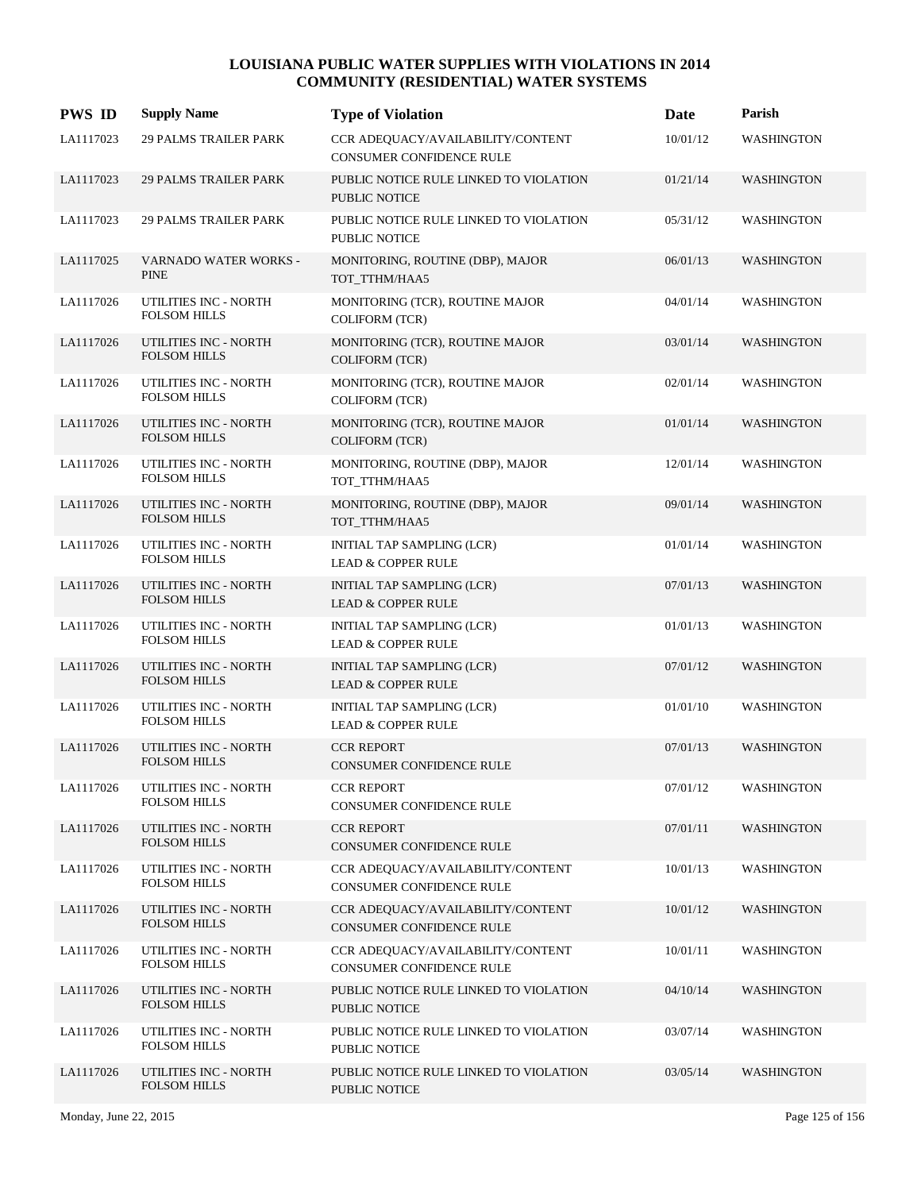# LOUISIANA PUBLIC WATER SUPPLIES WITH VIOLATIONS IN 2014
## COMMUNITY (RESIDENTIAL) WATER SYSTEMS

| PWS ID | Supply Name | Type of Violation | Date | Parish |
|---|---|---|---|---|
| LA1117023 | 29 PALMS TRAILER PARK | CCR ADEQUACY/AVAILABILITY/CONTENT<br>CONSUMER CONFIDENCE RULE | 10/01/12 | WASHINGTON |
| LA1117023 | 29 PALMS TRAILER PARK | PUBLIC NOTICE RULE LINKED TO VIOLATION<br>PUBLIC NOTICE | 01/21/14 | WASHINGTON |
| LA1117023 | 29 PALMS TRAILER PARK | PUBLIC NOTICE RULE LINKED TO VIOLATION<br>PUBLIC NOTICE | 05/31/12 | WASHINGTON |
| LA1117025 | VARNADO WATER WORKS - PINE | MONITORING, ROUTINE (DBP), MAJOR<br>TOT_TTHM/HAA5 | 06/01/13 | WASHINGTON |
| LA1117026 | UTILITIES INC - NORTH FOLSOM HILLS | MONITORING (TCR), ROUTINE MAJOR<br>COLIFORM (TCR) | 04/01/14 | WASHINGTON |
| LA1117026 | UTILITIES INC - NORTH FOLSOM HILLS | MONITORING (TCR), ROUTINE MAJOR<br>COLIFORM (TCR) | 03/01/14 | WASHINGTON |
| LA1117026 | UTILITIES INC - NORTH FOLSOM HILLS | MONITORING (TCR), ROUTINE MAJOR<br>COLIFORM (TCR) | 02/01/14 | WASHINGTON |
| LA1117026 | UTILITIES INC - NORTH FOLSOM HILLS | MONITORING (TCR), ROUTINE MAJOR<br>COLIFORM (TCR) | 01/01/14 | WASHINGTON |
| LA1117026 | UTILITIES INC - NORTH FOLSOM HILLS | MONITORING, ROUTINE (DBP), MAJOR<br>TOT_TTHM/HAA5 | 12/01/14 | WASHINGTON |
| LA1117026 | UTILITIES INC - NORTH FOLSOM HILLS | MONITORING, ROUTINE (DBP), MAJOR<br>TOT_TTHM/HAA5 | 09/01/14 | WASHINGTON |
| LA1117026 | UTILITIES INC - NORTH FOLSOM HILLS | INITIAL TAP SAMPLING (LCR)<br>LEAD & COPPER RULE | 01/01/14 | WASHINGTON |
| LA1117026 | UTILITIES INC - NORTH FOLSOM HILLS | INITIAL TAP SAMPLING (LCR)<br>LEAD & COPPER RULE | 07/01/13 | WASHINGTON |
| LA1117026 | UTILITIES INC - NORTH FOLSOM HILLS | INITIAL TAP SAMPLING (LCR)<br>LEAD & COPPER RULE | 01/01/13 | WASHINGTON |
| LA1117026 | UTILITIES INC - NORTH FOLSOM HILLS | INITIAL TAP SAMPLING (LCR)<br>LEAD & COPPER RULE | 07/01/12 | WASHINGTON |
| LA1117026 | UTILITIES INC - NORTH FOLSOM HILLS | INITIAL TAP SAMPLING (LCR)<br>LEAD & COPPER RULE | 01/01/10 | WASHINGTON |
| LA1117026 | UTILITIES INC - NORTH FOLSOM HILLS | CCR REPORT<br>CONSUMER CONFIDENCE RULE | 07/01/13 | WASHINGTON |
| LA1117026 | UTILITIES INC - NORTH FOLSOM HILLS | CCR REPORT<br>CONSUMER CONFIDENCE RULE | 07/01/12 | WASHINGTON |
| LA1117026 | UTILITIES INC - NORTH FOLSOM HILLS | CCR REPORT<br>CONSUMER CONFIDENCE RULE | 07/01/11 | WASHINGTON |
| LA1117026 | UTILITIES INC - NORTH FOLSOM HILLS | CCR ADEQUACY/AVAILABILITY/CONTENT<br>CONSUMER CONFIDENCE RULE | 10/01/13 | WASHINGTON |
| LA1117026 | UTILITIES INC - NORTH FOLSOM HILLS | CCR ADEQUACY/AVAILABILITY/CONTENT<br>CONSUMER CONFIDENCE RULE | 10/01/12 | WASHINGTON |
| LA1117026 | UTILITIES INC - NORTH FOLSOM HILLS | CCR ADEQUACY/AVAILABILITY/CONTENT<br>CONSUMER CONFIDENCE RULE | 10/01/11 | WASHINGTON |
| LA1117026 | UTILITIES INC - NORTH FOLSOM HILLS | PUBLIC NOTICE RULE LINKED TO VIOLATION<br>PUBLIC NOTICE | 04/10/14 | WASHINGTON |
| LA1117026 | UTILITIES INC - NORTH FOLSOM HILLS | PUBLIC NOTICE RULE LINKED TO VIOLATION<br>PUBLIC NOTICE | 03/07/14 | WASHINGTON |
| LA1117026 | UTILITIES INC - NORTH FOLSOM HILLS | PUBLIC NOTICE RULE LINKED TO VIOLATION<br>PUBLIC NOTICE | 03/05/14 | WASHINGTON |

Monday, June 22, 2015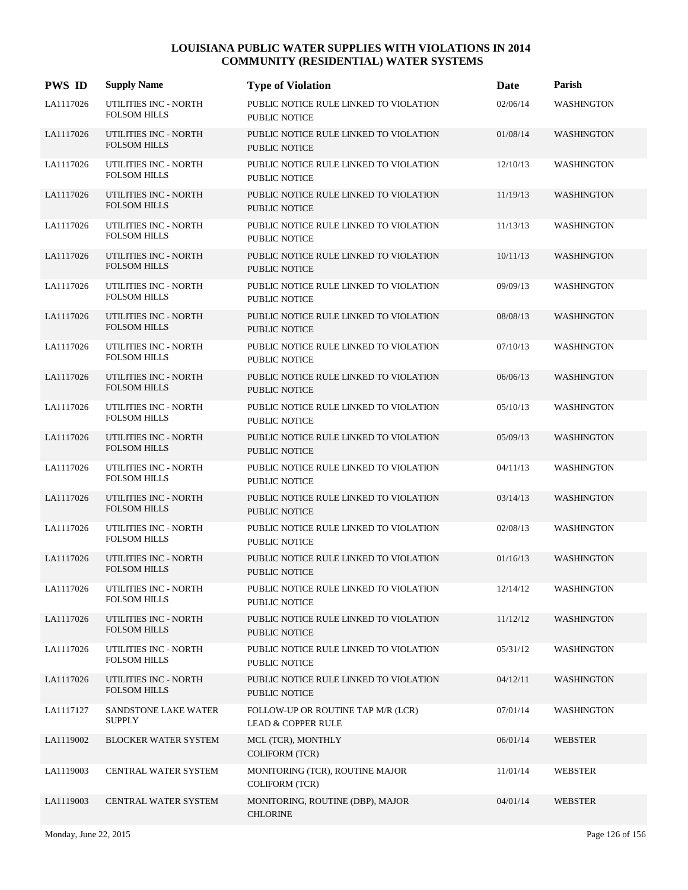# LOUISIANA PUBLIC WATER SUPPLIES WITH VIOLATIONS IN 2014
## COMMUNITY (RESIDENTIAL) WATER SYSTEMS

| PWS ID | Supply Name | Type of Violation | Date | Parish |
|---|---|---|---|---|
| LA1117026 | UTILITIES INC - NORTH FOLSOM HILLS | PUBLIC NOTICE RULE LINKED TO VIOLATION PUBLIC NOTICE | 02/06/14 | WASHINGTON |
| LA1117026 | UTILITIES INC - NORTH FOLSOM HILLS | PUBLIC NOTICE RULE LINKED TO VIOLATION PUBLIC NOTICE | 01/08/14 | WASHINGTON |
| LA1117026 | UTILITIES INC - NORTH FOLSOM HILLS | PUBLIC NOTICE RULE LINKED TO VIOLATION PUBLIC NOTICE | 12/10/13 | WASHINGTON |
| LA1117026 | UTILITIES INC - NORTH FOLSOM HILLS | PUBLIC NOTICE RULE LINKED TO VIOLATION PUBLIC NOTICE | 11/19/13 | WASHINGTON |
| LA1117026 | UTILITIES INC - NORTH FOLSOM HILLS | PUBLIC NOTICE RULE LINKED TO VIOLATION PUBLIC NOTICE | 11/13/13 | WASHINGTON |
| LA1117026 | UTILITIES INC - NORTH FOLSOM HILLS | PUBLIC NOTICE RULE LINKED TO VIOLATION PUBLIC NOTICE | 10/11/13 | WASHINGTON |
| LA1117026 | UTILITIES INC - NORTH FOLSOM HILLS | PUBLIC NOTICE RULE LINKED TO VIOLATION PUBLIC NOTICE | 09/09/13 | WASHINGTON |
| LA1117026 | UTILITIES INC - NORTH FOLSOM HILLS | PUBLIC NOTICE RULE LINKED TO VIOLATION PUBLIC NOTICE | 08/08/13 | WASHINGTON |
| LA1117026 | UTILITIES INC - NORTH FOLSOM HILLS | PUBLIC NOTICE RULE LINKED TO VIOLATION PUBLIC NOTICE | 07/10/13 | WASHINGTON |
| LA1117026 | UTILITIES INC - NORTH FOLSOM HILLS | PUBLIC NOTICE RULE LINKED TO VIOLATION PUBLIC NOTICE | 06/06/13 | WASHINGTON |
| LA1117026 | UTILITIES INC - NORTH FOLSOM HILLS | PUBLIC NOTICE RULE LINKED TO VIOLATION PUBLIC NOTICE | 05/10/13 | WASHINGTON |
| LA1117026 | UTILITIES INC - NORTH FOLSOM HILLS | PUBLIC NOTICE RULE LINKED TO VIOLATION PUBLIC NOTICE | 05/09/13 | WASHINGTON |
| LA1117026 | UTILITIES INC - NORTH FOLSOM HILLS | PUBLIC NOTICE RULE LINKED TO VIOLATION PUBLIC NOTICE | 04/11/13 | WASHINGTON |
| LA1117026 | UTILITIES INC - NORTH FOLSOM HILLS | PUBLIC NOTICE RULE LINKED TO VIOLATION PUBLIC NOTICE | 03/14/13 | WASHINGTON |
| LA1117026 | UTILITIES INC - NORTH FOLSOM HILLS | PUBLIC NOTICE RULE LINKED TO VIOLATION PUBLIC NOTICE | 02/08/13 | WASHINGTON |
| LA1117026 | UTILITIES INC - NORTH FOLSOM HILLS | PUBLIC NOTICE RULE LINKED TO VIOLATION PUBLIC NOTICE | 01/16/13 | WASHINGTON |
| LA1117026 | UTILITIES INC - NORTH FOLSOM HILLS | PUBLIC NOTICE RULE LINKED TO VIOLATION PUBLIC NOTICE | 12/14/12 | WASHINGTON |
| LA1117026 | UTILITIES INC - NORTH FOLSOM HILLS | PUBLIC NOTICE RULE LINKED TO VIOLATION PUBLIC NOTICE | 11/12/12 | WASHINGTON |
| LA1117026 | UTILITIES INC - NORTH FOLSOM HILLS | PUBLIC NOTICE RULE LINKED TO VIOLATION PUBLIC NOTICE | 05/31/12 | WASHINGTON |
| LA1117026 | UTILITIES INC - NORTH FOLSOM HILLS | PUBLIC NOTICE RULE LINKED TO VIOLATION PUBLIC NOTICE | 04/12/11 | WASHINGTON |
| LA1117127 | SANDSTONE LAKE WATER SUPPLY | FOLLOW-UP OR ROUTINE TAP M/R (LCR) LEAD & COPPER RULE | 07/01/14 | WASHINGTON |
| LA1119002 | BLOCKER WATER SYSTEM | MCL (TCR), MONTHLY COLIFORM (TCR) | 06/01/14 | WEBSTER |
| LA1119003 | CENTRAL WATER SYSTEM | MONITORING (TCR), ROUTINE MAJOR COLIFORM (TCR) | 11/01/14 | WEBSTER |
| LA1119003 | CENTRAL WATER SYSTEM | MONITORING, ROUTINE (DBP), MAJOR CHLORINE | 04/01/14 | WEBSTER |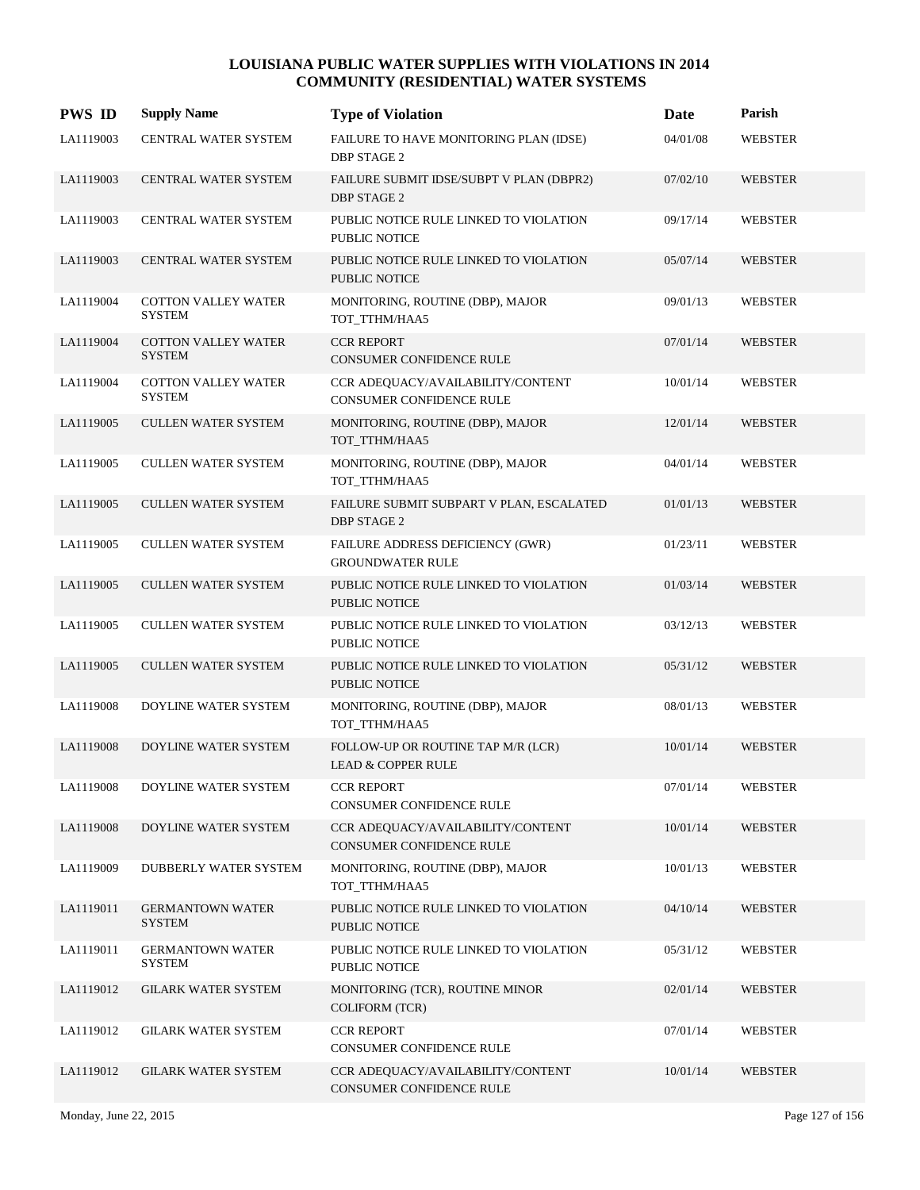# LOUISIANA PUBLIC WATER SUPPLIES WITH VIOLATIONS IN 2014
## COMMUNITY (RESIDENTIAL) WATER SYSTEMS

| PWS ID | Supply Name | Type of Violation | Date | Parish |
|---|---|---|---|---|
| LA1119003 | CENTRAL WATER SYSTEM | FAILURE TO HAVE MONITORING PLAN (IDSE) DBP STAGE 2 | 04/01/08 | WEBSTER |
| LA1119003 | CENTRAL WATER SYSTEM | FAILURE SUBMIT IDSE/SUBPT V PLAN (DBPR2) DBP STAGE 2 | 07/02/10 | WEBSTER |
| LA1119003 | CENTRAL WATER SYSTEM | PUBLIC NOTICE RULE LINKED TO VIOLATION PUBLIC NOTICE | 09/17/14 | WEBSTER |
| LA1119003 | CENTRAL WATER SYSTEM | PUBLIC NOTICE RULE LINKED TO VIOLATION PUBLIC NOTICE | 05/07/14 | WEBSTER |
| LA1119004 | COTTON VALLEY WATER SYSTEM | MONITORING, ROUTINE (DBP), MAJOR TOT_TTHM/HAA5 | 09/01/13 | WEBSTER |
| LA1119004 | COTTON VALLEY WATER SYSTEM | CCR REPORT CONSUMER CONFIDENCE RULE | 07/01/14 | WEBSTER |
| LA1119004 | COTTON VALLEY WATER SYSTEM | CCR ADEQUACY/AVAILABILITY/CONTENT CONSUMER CONFIDENCE RULE | 10/01/14 | WEBSTER |
| LA1119005 | CULLEN WATER SYSTEM | MONITORING, ROUTINE (DBP), MAJOR TOT_TTHM/HAA5 | 12/01/14 | WEBSTER |
| LA1119005 | CULLEN WATER SYSTEM | MONITORING, ROUTINE (DBP), MAJOR TOT_TTHM/HAA5 | 04/01/14 | WEBSTER |
| LA1119005 | CULLEN WATER SYSTEM | FAILURE SUBMIT SUBPART V PLAN, ESCALATED DBP STAGE 2 | 01/01/13 | WEBSTER |
| LA1119005 | CULLEN WATER SYSTEM | FAILURE ADDRESS DEFICIENCY (GWR) GROUNDWATER RULE | 01/23/11 | WEBSTER |
| LA1119005 | CULLEN WATER SYSTEM | PUBLIC NOTICE RULE LINKED TO VIOLATION PUBLIC NOTICE | 01/03/14 | WEBSTER |
| LA1119005 | CULLEN WATER SYSTEM | PUBLIC NOTICE RULE LINKED TO VIOLATION PUBLIC NOTICE | 03/12/13 | WEBSTER |
| LA1119005 | CULLEN WATER SYSTEM | PUBLIC NOTICE RULE LINKED TO VIOLATION PUBLIC NOTICE | 05/31/12 | WEBSTER |
| LA1119008 | DOYLINE WATER SYSTEM | MONITORING, ROUTINE (DBP), MAJOR TOT_TTHM/HAA5 | 08/01/13 | WEBSTER |
| LA1119008 | DOYLINE WATER SYSTEM | FOLLOW-UP OR ROUTINE TAP M/R (LCR) LEAD & COPPER RULE | 10/01/14 | WEBSTER |
| LA1119008 | DOYLINE WATER SYSTEM | CCR REPORT CONSUMER CONFIDENCE RULE | 07/01/14 | WEBSTER |
| LA1119008 | DOYLINE WATER SYSTEM | CCR ADEQUACY/AVAILABILITY/CONTENT CONSUMER CONFIDENCE RULE | 10/01/14 | WEBSTER |
| LA1119009 | DUBBERLY WATER SYSTEM | MONITORING, ROUTINE (DBP), MAJOR TOT_TTHM/HAA5 | 10/01/13 | WEBSTER |
| LA1119011 | GERMANTOWN WATER SYSTEM | PUBLIC NOTICE RULE LINKED TO VIOLATION PUBLIC NOTICE | 04/10/14 | WEBSTER |
| LA1119011 | GERMANTOWN WATER SYSTEM | PUBLIC NOTICE RULE LINKED TO VIOLATION PUBLIC NOTICE | 05/31/12 | WEBSTER |
| LA1119012 | GILARK WATER SYSTEM | MONITORING (TCR), ROUTINE MINOR COLIFORM (TCR) | 02/01/14 | WEBSTER |
| LA1119012 | GILARK WATER SYSTEM | CCR REPORT CONSUMER CONFIDENCE RULE | 07/01/14 | WEBSTER |
| LA1119012 | GILARK WATER SYSTEM | CCR ADEQUACY/AVAILABILITY/CONTENT CONSUMER CONFIDENCE RULE | 10/01/14 | WEBSTER |

Monday, June 22, 2015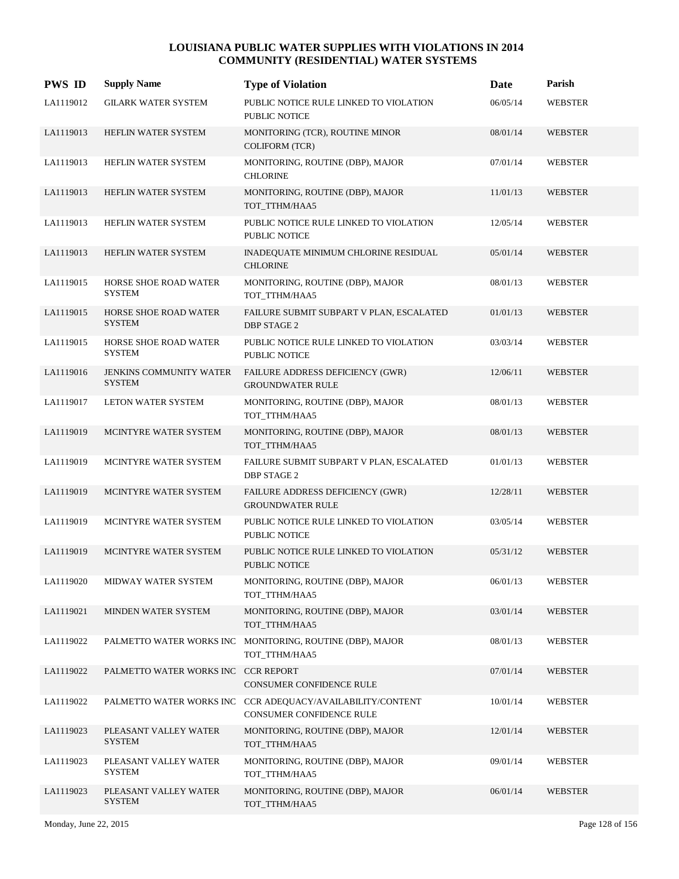# LOUISIANA PUBLIC WATER SUPPLIES WITH VIOLATIONS IN 2014
## COMMUNITY (RESIDENTIAL) WATER SYSTEMS

| PWS ID | Supply Name | Type of Violation | Date | Parish |
|---|---|---|---|---|
| LA1119012 | GILARK WATER SYSTEM | PUBLIC NOTICE RULE LINKED TO VIOLATION<br>PUBLIC NOTICE | 06/05/14 | WEBSTER |
| LA1119013 | HEFLIN WATER SYSTEM | MONITORING (TCR), ROUTINE MINOR<br>COLIFORM (TCR) | 08/01/14 | WEBSTER |
| LA1119013 | HEFLIN WATER SYSTEM | MONITORING, ROUTINE (DBP), MAJOR<br>CHLORINE | 07/01/14 | WEBSTER |
| LA1119013 | HEFLIN WATER SYSTEM | MONITORING, ROUTINE (DBP), MAJOR<br>TOT_TTHM/HAA5 | 11/01/13 | WEBSTER |
| LA1119013 | HEFLIN WATER SYSTEM | PUBLIC NOTICE RULE LINKED TO VIOLATION<br>PUBLIC NOTICE | 12/05/14 | WEBSTER |
| LA1119013 | HEFLIN WATER SYSTEM | INADEQUATE MINIMUM CHLORINE RESIDUAL<br>CHLORINE | 05/01/14 | WEBSTER |
| LA1119015 | HORSE SHOE ROAD WATER SYSTEM | MONITORING, ROUTINE (DBP), MAJOR<br>TOT_TTHM/HAA5 | 08/01/13 | WEBSTER |
| LA1119015 | HORSE SHOE ROAD WATER SYSTEM | FAILURE SUBMIT SUBPART V PLAN, ESCALATED<br>DBP STAGE 2 | 01/01/13 | WEBSTER |
| LA1119015 | HORSE SHOE ROAD WATER SYSTEM | PUBLIC NOTICE RULE LINKED TO VIOLATION<br>PUBLIC NOTICE | 03/03/14 | WEBSTER |
| LA1119016 | JENKINS COMMUNITY WATER SYSTEM | FAILURE ADDRESS DEFICIENCY (GWR)<br>GROUNDWATER RULE | 12/06/11 | WEBSTER |
| LA1119017 | LETON WATER SYSTEM | MONITORING, ROUTINE (DBP), MAJOR<br>TOT_TTHM/HAA5 | 08/01/13 | WEBSTER |
| LA1119019 | MCINTYRE WATER SYSTEM | MONITORING, ROUTINE (DBP), MAJOR<br>TOT_TTHM/HAA5 | 08/01/13 | WEBSTER |
| LA1119019 | MCINTYRE WATER SYSTEM | FAILURE SUBMIT SUBPART V PLAN, ESCALATED<br>DBP STAGE 2 | 01/01/13 | WEBSTER |
| LA1119019 | MCINTYRE WATER SYSTEM | FAILURE ADDRESS DEFICIENCY (GWR)<br>GROUNDWATER RULE | 12/28/11 | WEBSTER |
| LA1119019 | MCINTYRE WATER SYSTEM | PUBLIC NOTICE RULE LINKED TO VIOLATION<br>PUBLIC NOTICE | 03/05/14 | WEBSTER |
| LA1119019 | MCINTYRE WATER SYSTEM | PUBLIC NOTICE RULE LINKED TO VIOLATION<br>PUBLIC NOTICE | 05/31/12 | WEBSTER |
| LA1119020 | MIDWAY WATER SYSTEM | MONITORING, ROUTINE (DBP), MAJOR<br>TOT_TTHM/HAA5 | 06/01/13 | WEBSTER |
| LA1119021 | MINDEN WATER SYSTEM | MONITORING, ROUTINE (DBP), MAJOR<br>TOT_TTHM/HAA5 | 03/01/14 | WEBSTER |
| LA1119022 | PALMETTO WATER WORKS INC | MONITORING, ROUTINE (DBP), MAJOR<br>TOT_TTHM/HAA5 | 08/01/13 | WEBSTER |
| LA1119022 | PALMETTO WATER WORKS INC | CCR REPORT<br>CONSUMER CONFIDENCE RULE | 07/01/14 | WEBSTER |
| LA1119022 | PALMETTO WATER WORKS INC | CCR ADEQUACY/AVAILABILITY/CONTENT<br>CONSUMER CONFIDENCE RULE | 10/01/14 | WEBSTER |
| LA1119023 | PLEASANT VALLEY WATER SYSTEM | MONITORING, ROUTINE (DBP), MAJOR<br>TOT_TTHM/HAA5 | 12/01/14 | WEBSTER |
| LA1119023 | PLEASANT VALLEY WATER SYSTEM | MONITORING, ROUTINE (DBP), MAJOR<br>TOT_TTHM/HAA5 | 09/01/14 | WEBSTER |
| LA1119023 | PLEASANT VALLEY WATER SYSTEM | MONITORING, ROUTINE (DBP), MAJOR<br>TOT_TTHM/HAA5 | 06/01/14 | WEBSTER |

Monday, June 22, 2015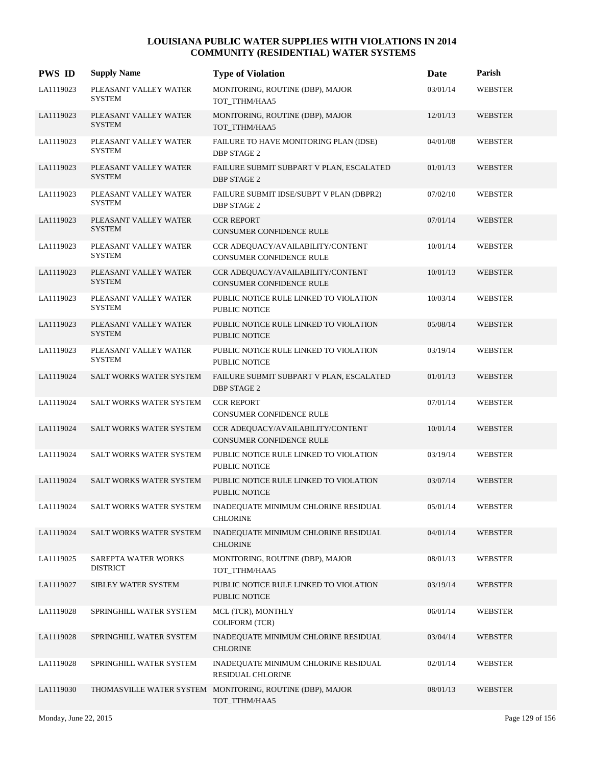# LOUISIANA PUBLIC WATER SUPPLIES WITH VIOLATIONS IN 2014
## COMMUNITY (RESIDENTIAL) WATER SYSTEMS

| PWS ID | Supply Name | Type of Violation | Date | Parish |
|---|---|---|---|---|
| LA1119023 | PLEASANT VALLEY WATER SYSTEM | MONITORING, ROUTINE (DBP), MAJOR TOT_TTHM/HAA5 | 03/01/14 | WEBSTER |
| LA1119023 | PLEASANT VALLEY WATER SYSTEM | MONITORING, ROUTINE (DBP), MAJOR TOT_TTHM/HAA5 | 12/01/13 | WEBSTER |
| LA1119023 | PLEASANT VALLEY WATER SYSTEM | FAILURE TO HAVE MONITORING PLAN (IDSE) DBP STAGE 2 | 04/01/08 | WEBSTER |
| LA1119023 | PLEASANT VALLEY WATER SYSTEM | FAILURE SUBMIT SUBPART V PLAN, ESCALATED DBP STAGE 2 | 01/01/13 | WEBSTER |
| LA1119023 | PLEASANT VALLEY WATER SYSTEM | FAILURE SUBMIT IDSE/SUBPT V PLAN (DBPR2) DBP STAGE 2 | 07/02/10 | WEBSTER |
| LA1119023 | PLEASANT VALLEY WATER SYSTEM | CCR REPORT CONSUMER CONFIDENCE RULE | 07/01/14 | WEBSTER |
| LA1119023 | PLEASANT VALLEY WATER SYSTEM | CCR ADEQUACY/AVAILABILITY/CONTENT CONSUMER CONFIDENCE RULE | 10/01/14 | WEBSTER |
| LA1119023 | PLEASANT VALLEY WATER SYSTEM | CCR ADEQUACY/AVAILABILITY/CONTENT CONSUMER CONFIDENCE RULE | 10/01/13 | WEBSTER |
| LA1119023 | PLEASANT VALLEY WATER SYSTEM | PUBLIC NOTICE RULE LINKED TO VIOLATION PUBLIC NOTICE | 10/03/14 | WEBSTER |
| LA1119023 | PLEASANT VALLEY WATER SYSTEM | PUBLIC NOTICE RULE LINKED TO VIOLATION PUBLIC NOTICE | 05/08/14 | WEBSTER |
| LA1119023 | PLEASANT VALLEY WATER SYSTEM | PUBLIC NOTICE RULE LINKED TO VIOLATION PUBLIC NOTICE | 03/19/14 | WEBSTER |
| LA1119024 | SALT WORKS WATER SYSTEM | FAILURE SUBMIT SUBPART V PLAN, ESCALATED DBP STAGE 2 | 01/01/13 | WEBSTER |
| LA1119024 | SALT WORKS WATER SYSTEM | CCR REPORT CONSUMER CONFIDENCE RULE | 07/01/14 | WEBSTER |
| LA1119024 | SALT WORKS WATER SYSTEM | CCR ADEQUACY/AVAILABILITY/CONTENT CONSUMER CONFIDENCE RULE | 10/01/14 | WEBSTER |
| LA1119024 | SALT WORKS WATER SYSTEM | PUBLIC NOTICE RULE LINKED TO VIOLATION PUBLIC NOTICE | 03/19/14 | WEBSTER |
| LA1119024 | SALT WORKS WATER SYSTEM | PUBLIC NOTICE RULE LINKED TO VIOLATION PUBLIC NOTICE | 03/07/14 | WEBSTER |
| LA1119024 | SALT WORKS WATER SYSTEM | INADEQUATE MINIMUM CHLORINE RESIDUAL CHLORINE | 05/01/14 | WEBSTER |
| LA1119024 | SALT WORKS WATER SYSTEM | INADEQUATE MINIMUM CHLORINE RESIDUAL CHLORINE | 04/01/14 | WEBSTER |
| LA1119025 | SAREPTA WATER WORKS DISTRICT | MONITORING, ROUTINE (DBP), MAJOR TOT_TTHM/HAA5 | 08/01/13 | WEBSTER |
| LA1119027 | SIBLEY WATER SYSTEM | PUBLIC NOTICE RULE LINKED TO VIOLATION PUBLIC NOTICE | 03/19/14 | WEBSTER |
| LA1119028 | SPRINGHILL WATER SYSTEM | MCL (TCR), MONTHLY COLIFORM (TCR) | 06/01/14 | WEBSTER |
| LA1119028 | SPRINGHILL WATER SYSTEM | INADEQUATE MINIMUM CHLORINE RESIDUAL CHLORINE | 03/04/14 | WEBSTER |
| LA1119028 | SPRINGHILL WATER SYSTEM | INADEQUATE MINIMUM CHLORINE RESIDUAL RESIDUAL CHLORINE | 02/01/14 | WEBSTER |
| LA1119030 | THOMASVILLE WATER SYSTEM | MONITORING, ROUTINE (DBP), MAJOR TOT_TTHM/HAA5 | 08/01/13 | WEBSTER |

Monday, June 22, 2015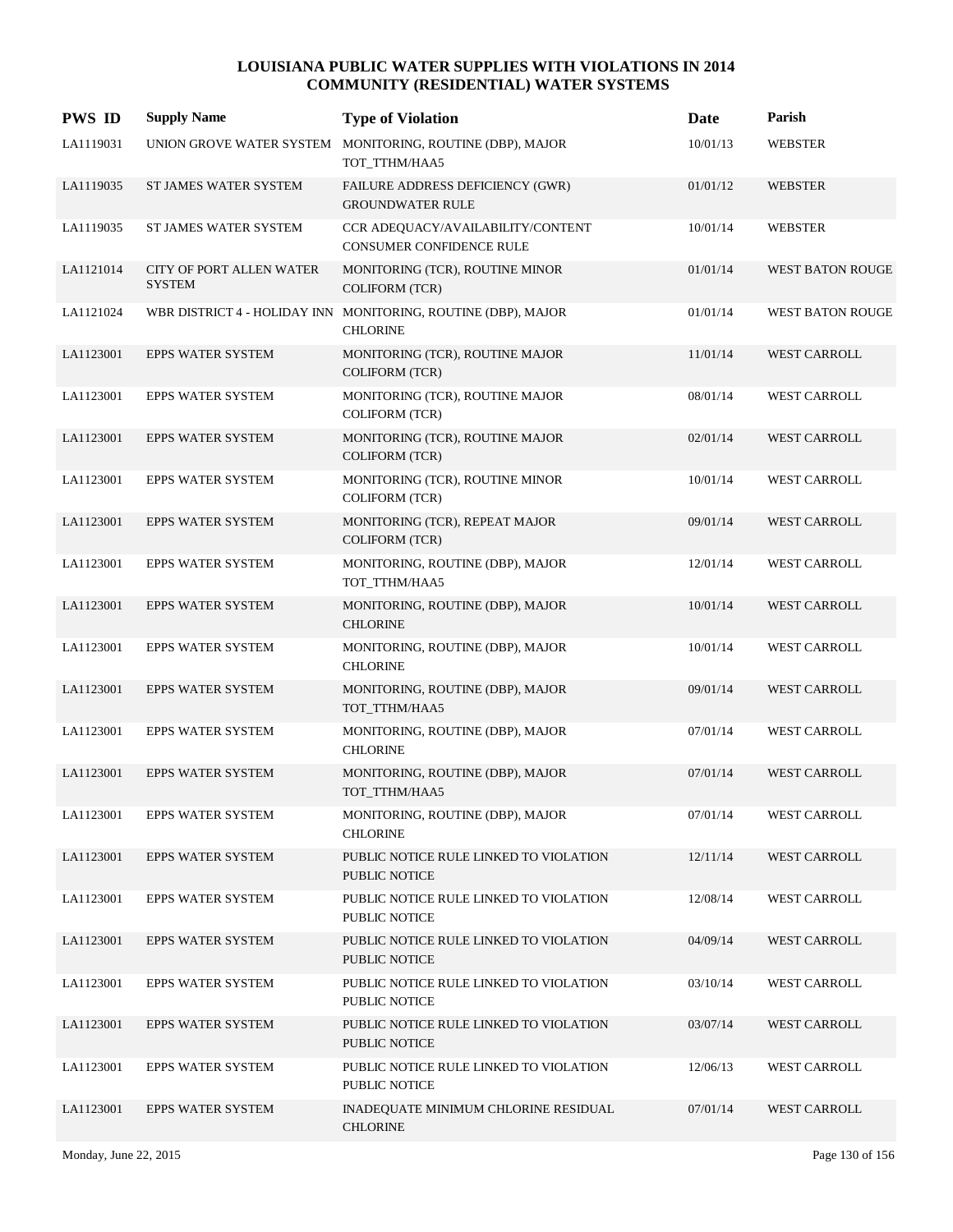# LOUISIANA PUBLIC WATER SUPPLIES WITH VIOLATIONS IN 2014
## COMMUNITY (RESIDENTIAL) WATER SYSTEMS

| PWS ID | Supply Name | Type of Violation | Date | Parish |
|---|---|---|---|---|
| LA1119031 | UNION GROVE WATER SYSTEM | MONITORING, ROUTINE (DBP), MAJOR TOT_TTHM/HAA5 | 10/01/13 | WEBSTER |
| LA1119035 | ST JAMES WATER SYSTEM | FAILURE ADDRESS DEFICIENCY (GWR) GROUNDWATER RULE | 01/01/12 | WEBSTER |
| LA1119035 | ST JAMES WATER SYSTEM | CCR ADEQUACY/AVAILABILITY/CONTENT CONSUMER CONFIDENCE RULE | 10/01/14 | WEBSTER |
| LA1121014 | CITY OF PORT ALLEN WATER SYSTEM | MONITORING (TCR), ROUTINE MINOR COLIFORM (TCR) | 01/01/14 | WEST BATON ROUGE |
| LA1121024 | WBR DISTRICT 4 - HOLIDAY INN | MONITORING, ROUTINE (DBP), MAJOR CHLORINE | 01/01/14 | WEST BATON ROUGE |
| LA1123001 | EPPS WATER SYSTEM | MONITORING (TCR), ROUTINE MAJOR COLIFORM (TCR) | 11/01/14 | WEST CARROLL |
| LA1123001 | EPPS WATER SYSTEM | MONITORING (TCR), ROUTINE MAJOR COLIFORM (TCR) | 08/01/14 | WEST CARROLL |
| LA1123001 | EPPS WATER SYSTEM | MONITORING (TCR), ROUTINE MAJOR COLIFORM (TCR) | 02/01/14 | WEST CARROLL |
| LA1123001 | EPPS WATER SYSTEM | MONITORING (TCR), ROUTINE MINOR COLIFORM (TCR) | 10/01/14 | WEST CARROLL |
| LA1123001 | EPPS WATER SYSTEM | MONITORING (TCR), REPEAT MAJOR COLIFORM (TCR) | 09/01/14 | WEST CARROLL |
| LA1123001 | EPPS WATER SYSTEM | MONITORING, ROUTINE (DBP), MAJOR TOT_TTHM/HAA5 | 12/01/14 | WEST CARROLL |
| LA1123001 | EPPS WATER SYSTEM | MONITORING, ROUTINE (DBP), MAJOR CHLORINE | 10/01/14 | WEST CARROLL |
| LA1123001 | EPPS WATER SYSTEM | MONITORING, ROUTINE (DBP), MAJOR CHLORINE | 10/01/14 | WEST CARROLL |
| LA1123001 | EPPS WATER SYSTEM | MONITORING, ROUTINE (DBP), MAJOR TOT_TTHM/HAA5 | 09/01/14 | WEST CARROLL |
| LA1123001 | EPPS WATER SYSTEM | MONITORING, ROUTINE (DBP), MAJOR CHLORINE | 07/01/14 | WEST CARROLL |
| LA1123001 | EPPS WATER SYSTEM | MONITORING, ROUTINE (DBP), MAJOR TOT_TTHM/HAA5 | 07/01/14 | WEST CARROLL |
| LA1123001 | EPPS WATER SYSTEM | MONITORING, ROUTINE (DBP), MAJOR CHLORINE | 07/01/14 | WEST CARROLL |
| LA1123001 | EPPS WATER SYSTEM | PUBLIC NOTICE RULE LINKED TO VIOLATION PUBLIC NOTICE | 12/11/14 | WEST CARROLL |
| LA1123001 | EPPS WATER SYSTEM | PUBLIC NOTICE RULE LINKED TO VIOLATION PUBLIC NOTICE | 12/08/14 | WEST CARROLL |
| LA1123001 | EPPS WATER SYSTEM | PUBLIC NOTICE RULE LINKED TO VIOLATION PUBLIC NOTICE | 04/09/14 | WEST CARROLL |
| LA1123001 | EPPS WATER SYSTEM | PUBLIC NOTICE RULE LINKED TO VIOLATION PUBLIC NOTICE | 03/10/14 | WEST CARROLL |
| LA1123001 | EPPS WATER SYSTEM | PUBLIC NOTICE RULE LINKED TO VIOLATION PUBLIC NOTICE | 03/07/14 | WEST CARROLL |
| LA1123001 | EPPS WATER SYSTEM | PUBLIC NOTICE RULE LINKED TO VIOLATION PUBLIC NOTICE | 12/06/13 | WEST CARROLL |
| LA1123001 | EPPS WATER SYSTEM | INADEQUATE MINIMUM CHLORINE RESIDUAL CHLORINE | 07/01/14 | WEST CARROLL |

Monday, June 22, 2015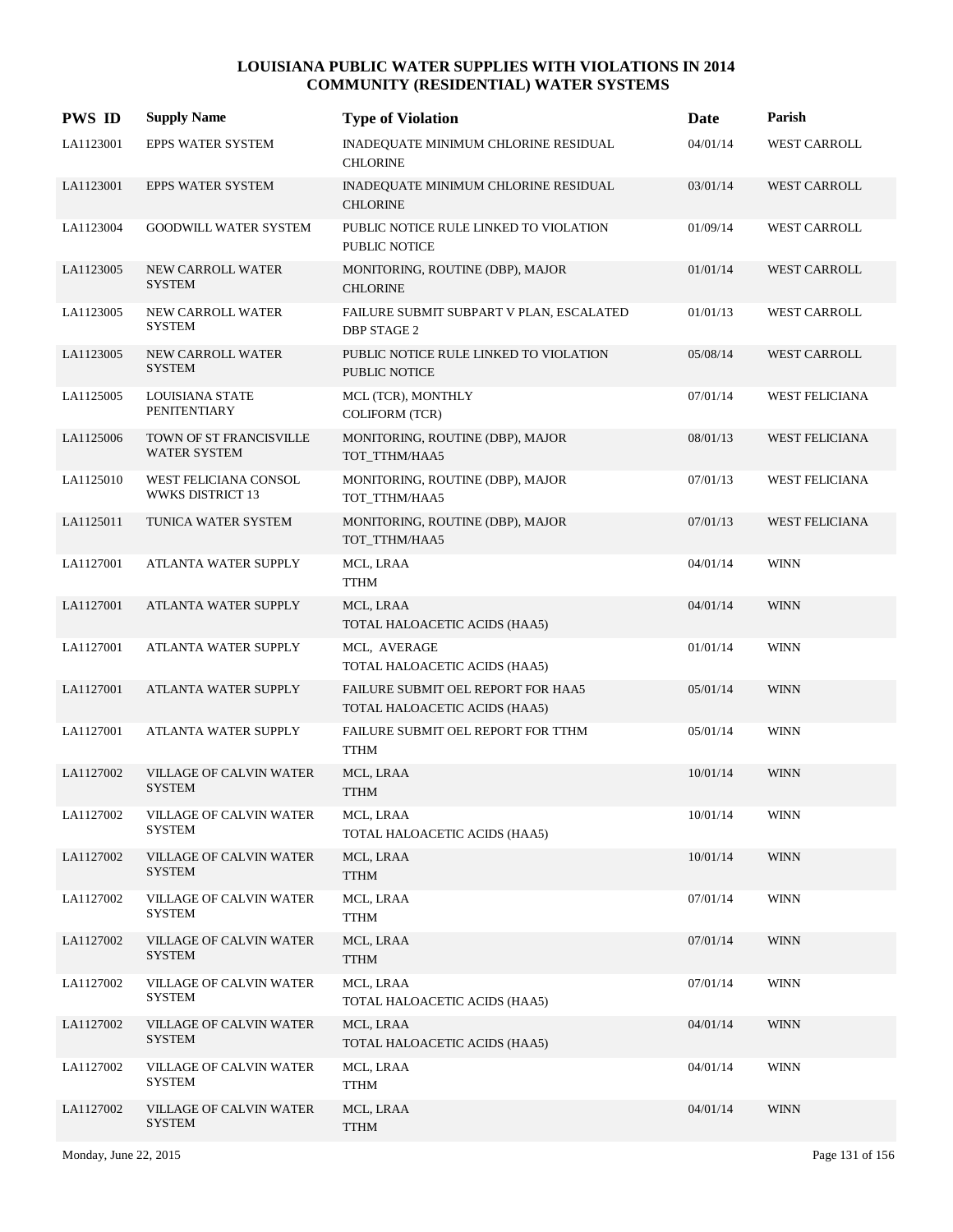# LOUISIANA PUBLIC WATER SUPPLIES WITH VIOLATIONS IN 2014
## COMMUNITY (RESIDENTIAL) WATER SYSTEMS

| PWS ID | Supply Name | Type of Violation | Date | Parish |
|---|---|---|---|---|
| LA1123001 | EPPS WATER SYSTEM | INADEQUATE MINIMUM CHLORINE RESIDUAL CHLORINE | 04/01/14 | WEST CARROLL |
| LA1123001 | EPPS WATER SYSTEM | INADEQUATE MINIMUM CHLORINE RESIDUAL CHLORINE | 03/01/14 | WEST CARROLL |
| LA1123004 | GOODWILL WATER SYSTEM | PUBLIC NOTICE RULE LINKED TO VIOLATION PUBLIC NOTICE | 01/09/14 | WEST CARROLL |
| LA1123005 | NEW CARROLL WATER SYSTEM | MONITORING, ROUTINE (DBP), MAJOR CHLORINE | 01/01/14 | WEST CARROLL |
| LA1123005 | NEW CARROLL WATER SYSTEM | FAILURE SUBMIT SUBPART V PLAN, ESCALATED DBP STAGE 2 | 01/01/13 | WEST CARROLL |
| LA1123005 | NEW CARROLL WATER SYSTEM | PUBLIC NOTICE RULE LINKED TO VIOLATION PUBLIC NOTICE | 05/08/14 | WEST CARROLL |
| LA1125005 | LOUISIANA STATE PENITENTIARY | MCL (TCR), MONTHLY COLIFORM (TCR) | 07/01/14 | WEST FELICIANA |
| LA1125006 | TOWN OF ST FRANCISVILLE WATER SYSTEM | MONITORING, ROUTINE (DBP), MAJOR TOT_TTHM/HAA5 | 08/01/13 | WEST FELICIANA |
| LA1125010 | WEST FELICIANA CONSOL WWKS DISTRICT 13 | MONITORING, ROUTINE (DBP), MAJOR TOT_TTHM/HAA5 | 07/01/13 | WEST FELICIANA |
| LA1125011 | TUNICA WATER SYSTEM | MONITORING, ROUTINE (DBP), MAJOR TOT_TTHM/HAA5 | 07/01/13 | WEST FELICIANA |
| LA1127001 | ATLANTA WATER SUPPLY | MCL, LRAA TTHM | 04/01/14 | WINN |
| LA1127001 | ATLANTA WATER SUPPLY | MCL, LRAA TOTAL HALOACETIC ACIDS (HAA5) | 04/01/14 | WINN |
| LA1127001 | ATLANTA WATER SUPPLY | MCL, AVERAGE TOTAL HALOACETIC ACIDS (HAA5) | 01/01/14 | WINN |
| LA1127001 | ATLANTA WATER SUPPLY | FAILURE SUBMIT OEL REPORT FOR HAA5 TOTAL HALOACETIC ACIDS (HAA5) | 05/01/14 | WINN |
| LA1127001 | ATLANTA WATER SUPPLY | FAILURE SUBMIT OEL REPORT FOR TTHM TTHM | 05/01/14 | WINN |
| LA1127002 | VILLAGE OF CALVIN WATER SYSTEM | MCL, LRAA TTHM | 10/01/14 | WINN |
| LA1127002 | VILLAGE OF CALVIN WATER SYSTEM | MCL, LRAA TOTAL HALOACETIC ACIDS (HAA5) | 10/01/14 | WINN |
| LA1127002 | VILLAGE OF CALVIN WATER SYSTEM | MCL, LRAA TTHM | 10/01/14 | WINN |
| LA1127002 | VILLAGE OF CALVIN WATER SYSTEM | MCL, LRAA TTHM | 07/01/14 | WINN |
| LA1127002 | VILLAGE OF CALVIN WATER SYSTEM | MCL, LRAA TTHM | 07/01/14 | WINN |
| LA1127002 | VILLAGE OF CALVIN WATER SYSTEM | MCL, LRAA TOTAL HALOACETIC ACIDS (HAA5) | 07/01/14 | WINN |
| LA1127002 | VILLAGE OF CALVIN WATER SYSTEM | MCL, LRAA TOTAL HALOACETIC ACIDS (HAA5) | 04/01/14 | WINN |
| LA1127002 | VILLAGE OF CALVIN WATER SYSTEM | MCL, LRAA TTHM | 04/01/14 | WINN |
| LA1127002 | VILLAGE OF CALVIN WATER SYSTEM | MCL, LRAA TTHM | 04/01/14 | WINN |

Monday, June 22, 2015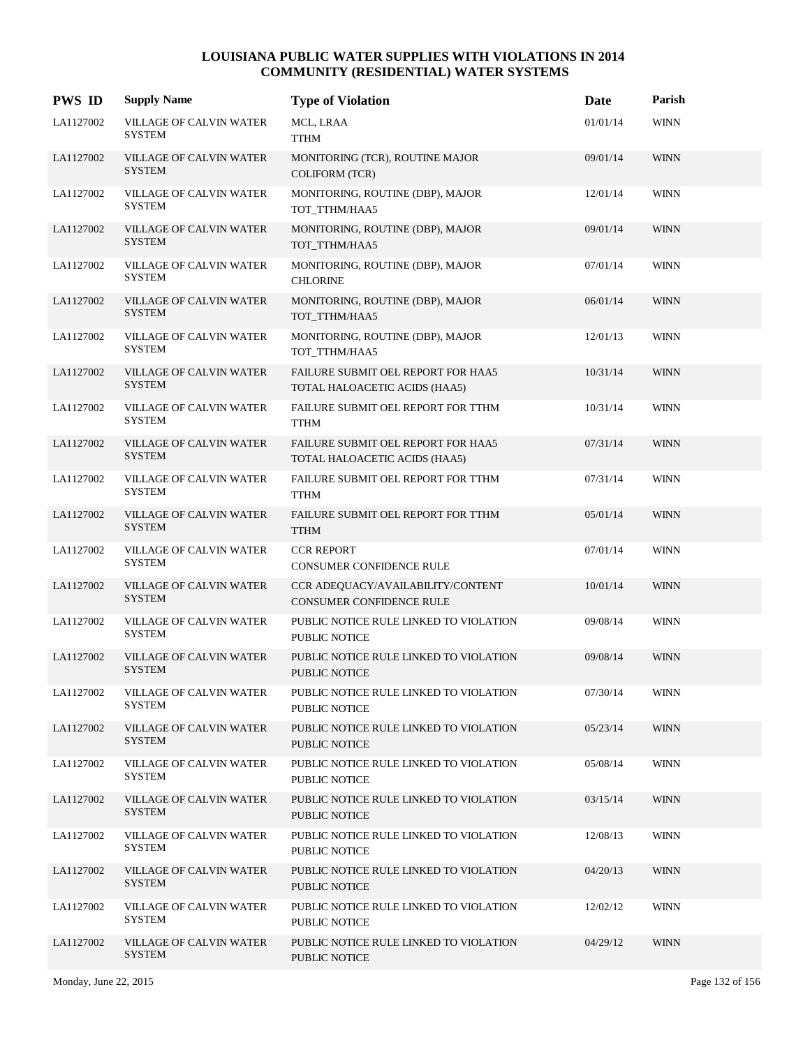# LOUISIANA PUBLIC WATER SUPPLIES WITH VIOLATIONS IN 2014
## COMMUNITY (RESIDENTIAL) WATER SYSTEMS

| PWS ID | Supply Name | Type of Violation | Date | Parish |
|---|---|---|---|---|
| LA1127002 | VILLAGE OF CALVIN WATER SYSTEM | MCL, LRAA<br>TTHM | 01/01/14 | WINN |
| LA1127002 | VILLAGE OF CALVIN WATER SYSTEM | MONITORING (TCR), ROUTINE MAJOR<br>COLIFORM (TCR) | 09/01/14 | WINN |
| LA1127002 | VILLAGE OF CALVIN WATER SYSTEM | MONITORING, ROUTINE (DBP), MAJOR<br>TOT_TTHM/HAA5 | 12/01/14 | WINN |
| LA1127002 | VILLAGE OF CALVIN WATER SYSTEM | MONITORING, ROUTINE (DBP), MAJOR<br>TOT_TTHM/HAA5 | 09/01/14 | WINN |
| LA1127002 | VILLAGE OF CALVIN WATER SYSTEM | MONITORING, ROUTINE (DBP), MAJOR<br>CHLORINE | 07/01/14 | WINN |
| LA1127002 | VILLAGE OF CALVIN WATER SYSTEM | MONITORING, ROUTINE (DBP), MAJOR<br>TOT_TTHM/HAA5 | 06/01/14 | WINN |
| LA1127002 | VILLAGE OF CALVIN WATER SYSTEM | MONITORING, ROUTINE (DBP), MAJOR<br>TOT_TTHM/HAA5 | 12/01/13 | WINN |
| LA1127002 | VILLAGE OF CALVIN WATER SYSTEM | FAILURE SUBMIT OEL REPORT FOR HAA5<br>TOTAL HALOACETIC ACIDS (HAA5) | 10/31/14 | WINN |
| LA1127002 | VILLAGE OF CALVIN WATER SYSTEM | FAILURE SUBMIT OEL REPORT FOR TTHM<br>TTHM | 10/31/14 | WINN |
| LA1127002 | VILLAGE OF CALVIN WATER SYSTEM | FAILURE SUBMIT OEL REPORT FOR HAA5<br>TOTAL HALOACETIC ACIDS (HAA5) | 07/31/14 | WINN |
| LA1127002 | VILLAGE OF CALVIN WATER SYSTEM | FAILURE SUBMIT OEL REPORT FOR TTHM<br>TTHM | 07/31/14 | WINN |
| LA1127002 | VILLAGE OF CALVIN WATER SYSTEM | FAILURE SUBMIT OEL REPORT FOR TTHM<br>TTHM | 05/01/14 | WINN |
| LA1127002 | VILLAGE OF CALVIN WATER SYSTEM | CCR REPORT<br>CONSUMER CONFIDENCE RULE | 07/01/14 | WINN |
| LA1127002 | VILLAGE OF CALVIN WATER SYSTEM | CCR ADEQUACY/AVAILABILITY/CONTENT<br>CONSUMER CONFIDENCE RULE | 10/01/14 | WINN |
| LA1127002 | VILLAGE OF CALVIN WATER SYSTEM | PUBLIC NOTICE RULE LINKED TO VIOLATION<br>PUBLIC NOTICE | 09/08/14 | WINN |
| LA1127002 | VILLAGE OF CALVIN WATER SYSTEM | PUBLIC NOTICE RULE LINKED TO VIOLATION<br>PUBLIC NOTICE | 09/08/14 | WINN |
| LA1127002 | VILLAGE OF CALVIN WATER SYSTEM | PUBLIC NOTICE RULE LINKED TO VIOLATION<br>PUBLIC NOTICE | 07/30/14 | WINN |
| LA1127002 | VILLAGE OF CALVIN WATER SYSTEM | PUBLIC NOTICE RULE LINKED TO VIOLATION<br>PUBLIC NOTICE | 05/23/14 | WINN |
| LA1127002 | VILLAGE OF CALVIN WATER SYSTEM | PUBLIC NOTICE RULE LINKED TO VIOLATION<br>PUBLIC NOTICE | 05/08/14 | WINN |
| LA1127002 | VILLAGE OF CALVIN WATER SYSTEM | PUBLIC NOTICE RULE LINKED TO VIOLATION<br>PUBLIC NOTICE | 03/15/14 | WINN |
| LA1127002 | VILLAGE OF CALVIN WATER SYSTEM | PUBLIC NOTICE RULE LINKED TO VIOLATION<br>PUBLIC NOTICE | 12/08/13 | WINN |
| LA1127002 | VILLAGE OF CALVIN WATER SYSTEM | PUBLIC NOTICE RULE LINKED TO VIOLATION<br>PUBLIC NOTICE | 04/20/13 | WINN |
| LA1127002 | VILLAGE OF CALVIN WATER SYSTEM | PUBLIC NOTICE RULE LINKED TO VIOLATION<br>PUBLIC NOTICE | 12/02/12 | WINN |
| LA1127002 | VILLAGE OF CALVIN WATER SYSTEM | PUBLIC NOTICE RULE LINKED TO VIOLATION<br>PUBLIC NOTICE | 04/29/12 | WINN |

Monday, June 22, 2015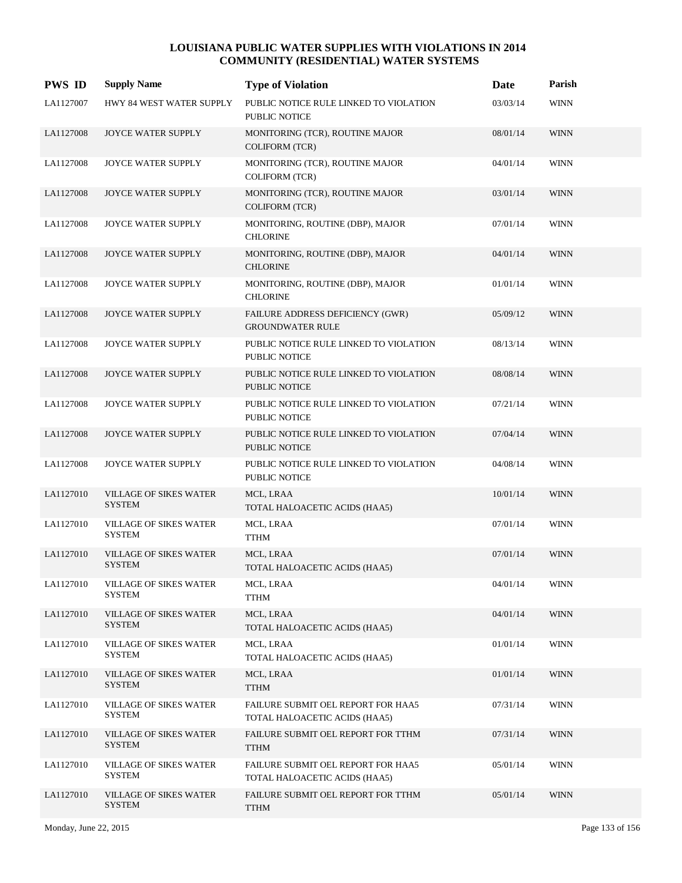# LOUISIANA PUBLIC WATER SUPPLIES WITH VIOLATIONS IN 2014
## COMMUNITY (RESIDENTIAL) WATER SYSTEMS

| PWS ID | Supply Name | Type of Violation | Date | Parish |
|---|---|---|---|---|
| LA1127007 | HWY 84 WEST WATER SUPPLY | PUBLIC NOTICE RULE LINKED TO VIOLATION<br>PUBLIC NOTICE | 03/03/14 | WINN |
| LA1127008 | JOYCE WATER SUPPLY | MONITORING (TCR), ROUTINE MAJOR<br>COLIFORM (TCR) | 08/01/14 | WINN |
| LA1127008 | JOYCE WATER SUPPLY | MONITORING (TCR), ROUTINE MAJOR<br>COLIFORM (TCR) | 04/01/14 | WINN |
| LA1127008 | JOYCE WATER SUPPLY | MONITORING (TCR), ROUTINE MAJOR<br>COLIFORM (TCR) | 03/01/14 | WINN |
| LA1127008 | JOYCE WATER SUPPLY | MONITORING, ROUTINE (DBP), MAJOR<br>CHLORINE | 07/01/14 | WINN |
| LA1127008 | JOYCE WATER SUPPLY | MONITORING, ROUTINE (DBP), MAJOR<br>CHLORINE | 04/01/14 | WINN |
| LA1127008 | JOYCE WATER SUPPLY | MONITORING, ROUTINE (DBP), MAJOR<br>CHLORINE | 01/01/14 | WINN |
| LA1127008 | JOYCE WATER SUPPLY | FAILURE ADDRESS DEFICIENCY (GWR)<br>GROUNDWATER RULE | 05/09/12 | WINN |
| LA1127008 | JOYCE WATER SUPPLY | PUBLIC NOTICE RULE LINKED TO VIOLATION<br>PUBLIC NOTICE | 08/13/14 | WINN |
| LA1127008 | JOYCE WATER SUPPLY | PUBLIC NOTICE RULE LINKED TO VIOLATION<br>PUBLIC NOTICE | 08/08/14 | WINN |
| LA1127008 | JOYCE WATER SUPPLY | PUBLIC NOTICE RULE LINKED TO VIOLATION<br>PUBLIC NOTICE | 07/21/14 | WINN |
| LA1127008 | JOYCE WATER SUPPLY | PUBLIC NOTICE RULE LINKED TO VIOLATION<br>PUBLIC NOTICE | 07/04/14 | WINN |
| LA1127008 | JOYCE WATER SUPPLY | PUBLIC NOTICE RULE LINKED TO VIOLATION<br>PUBLIC NOTICE | 04/08/14 | WINN |
| LA1127010 | VILLAGE OF SIKES WATER SYSTEM | MCL, LRAA<br>TOTAL HALOACETIC ACIDS (HAA5) | 10/01/14 | WINN |
| LA1127010 | VILLAGE OF SIKES WATER SYSTEM | MCL, LRAA<br>TTHM | 07/01/14 | WINN |
| LA1127010 | VILLAGE OF SIKES WATER SYSTEM | MCL, LRAA<br>TOTAL HALOACETIC ACIDS (HAA5) | 07/01/14 | WINN |
| LA1127010 | VILLAGE OF SIKES WATER SYSTEM | MCL, LRAA<br>TTHM | 04/01/14 | WINN |
| LA1127010 | VILLAGE OF SIKES WATER SYSTEM | MCL, LRAA<br>TOTAL HALOACETIC ACIDS (HAA5) | 04/01/14 | WINN |
| LA1127010 | VILLAGE OF SIKES WATER SYSTEM | MCL, LRAA<br>TOTAL HALOACETIC ACIDS (HAA5) | 01/01/14 | WINN |
| LA1127010 | VILLAGE OF SIKES WATER SYSTEM | MCL, LRAA<br>TTHM | 01/01/14 | WINN |
| LA1127010 | VILLAGE OF SIKES WATER SYSTEM | FAILURE SUBMIT OEL REPORT FOR HAA5<br>TOTAL HALOACETIC ACIDS (HAA5) | 07/31/14 | WINN |
| LA1127010 | VILLAGE OF SIKES WATER SYSTEM | FAILURE SUBMIT OEL REPORT FOR TTHM<br>TTHM | 07/31/14 | WINN |
| LA1127010 | VILLAGE OF SIKES WATER SYSTEM | FAILURE SUBMIT OEL REPORT FOR HAA5<br>TOTAL HALOACETIC ACIDS (HAA5) | 05/01/14 | WINN |
| LA1127010 | VILLAGE OF SIKES WATER SYSTEM | FAILURE SUBMIT OEL REPORT FOR TTHM<br>TTHM | 05/01/14 | WINN |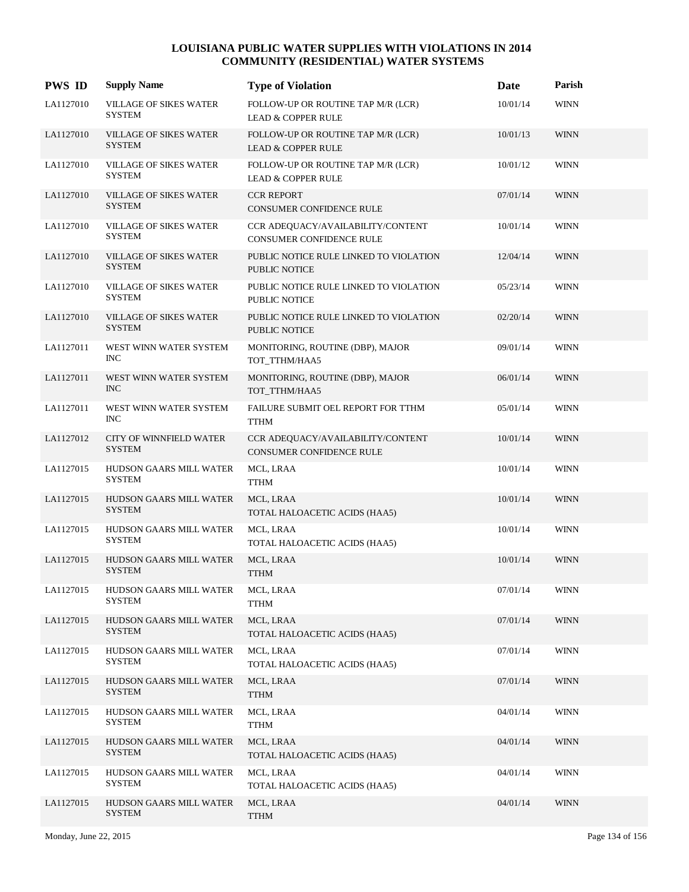# LOUISIANA PUBLIC WATER SUPPLIES WITH VIOLATIONS IN 2014
## COMMUNITY (RESIDENTIAL) WATER SYSTEMS

| PWS ID | Supply Name | Type of Violation | Date | Parish |
|---|---|---|---|---|
| LA1127010 | VILLAGE OF SIKES WATER SYSTEM | FOLLOW-UP OR ROUTINE TAP M/R (LCR) LEAD & COPPER RULE | 10/01/14 | WINN |
| LA1127010 | VILLAGE OF SIKES WATER SYSTEM | FOLLOW-UP OR ROUTINE TAP M/R (LCR) LEAD & COPPER RULE | 10/01/13 | WINN |
| LA1127010 | VILLAGE OF SIKES WATER SYSTEM | FOLLOW-UP OR ROUTINE TAP M/R (LCR) LEAD & COPPER RULE | 10/01/12 | WINN |
| LA1127010 | VILLAGE OF SIKES WATER SYSTEM | CCR REPORT CONSUMER CONFIDENCE RULE | 07/01/14 | WINN |
| LA1127010 | VILLAGE OF SIKES WATER SYSTEM | CCR ADEQUACY/AVAILABILITY/CONTENT CONSUMER CONFIDENCE RULE | 10/01/14 | WINN |
| LA1127010 | VILLAGE OF SIKES WATER SYSTEM | PUBLIC NOTICE RULE LINKED TO VIOLATION PUBLIC NOTICE | 12/04/14 | WINN |
| LA1127010 | VILLAGE OF SIKES WATER SYSTEM | PUBLIC NOTICE RULE LINKED TO VIOLATION PUBLIC NOTICE | 05/23/14 | WINN |
| LA1127010 | VILLAGE OF SIKES WATER SYSTEM | PUBLIC NOTICE RULE LINKED TO VIOLATION PUBLIC NOTICE | 02/20/14 | WINN |
| LA1127011 | WEST WINN WATER SYSTEM INC | MONITORING, ROUTINE (DBP), MAJOR TOT_TTHM/HAA5 | 09/01/14 | WINN |
| LA1127011 | WEST WINN WATER SYSTEM INC | MONITORING, ROUTINE (DBP), MAJOR TOT_TTHM/HAA5 | 06/01/14 | WINN |
| LA1127011 | WEST WINN WATER SYSTEM INC | FAILURE SUBMIT OEL REPORT FOR TTHM TTHM | 05/01/14 | WINN |
| LA1127012 | CITY OF WINNFIELD WATER SYSTEM | CCR ADEQUACY/AVAILABILITY/CONTENT CONSUMER CONFIDENCE RULE | 10/01/14 | WINN |
| LA1127015 | HUDSON GAARS MILL WATER SYSTEM | MCL, LRAA TTHM | 10/01/14 | WINN |
| LA1127015 | HUDSON GAARS MILL WATER SYSTEM | MCL, LRAA TOTAL HALOACETIC ACIDS (HAA5) | 10/01/14 | WINN |
| LA1127015 | HUDSON GAARS MILL WATER SYSTEM | MCL, LRAA TOTAL HALOACETIC ACIDS (HAA5) | 10/01/14 | WINN |
| LA1127015 | HUDSON GAARS MILL WATER SYSTEM | MCL, LRAA TTHM | 10/01/14 | WINN |
| LA1127015 | HUDSON GAARS MILL WATER SYSTEM | MCL, LRAA TTHM | 07/01/14 | WINN |
| LA1127015 | HUDSON GAARS MILL WATER SYSTEM | MCL, LRAA TOTAL HALOACETIC ACIDS (HAA5) | 07/01/14 | WINN |
| LA1127015 | HUDSON GAARS MILL WATER SYSTEM | MCL, LRAA TOTAL HALOACETIC ACIDS (HAA5) | 07/01/14 | WINN |
| LA1127015 | HUDSON GAARS MILL WATER SYSTEM | MCL, LRAA TTHM | 07/01/14 | WINN |
| LA1127015 | HUDSON GAARS MILL WATER SYSTEM | MCL, LRAA TTHM | 04/01/14 | WINN |
| LA1127015 | HUDSON GAARS MILL WATER SYSTEM | MCL, LRAA TOTAL HALOACETIC ACIDS (HAA5) | 04/01/14 | WINN |
| LA1127015 | HUDSON GAARS MILL WATER SYSTEM | MCL, LRAA TOTAL HALOACETIC ACIDS (HAA5) | 04/01/14 | WINN |
| LA1127015 | HUDSON GAARS MILL WATER SYSTEM | MCL, LRAA TTHM | 04/01/14 | WINN |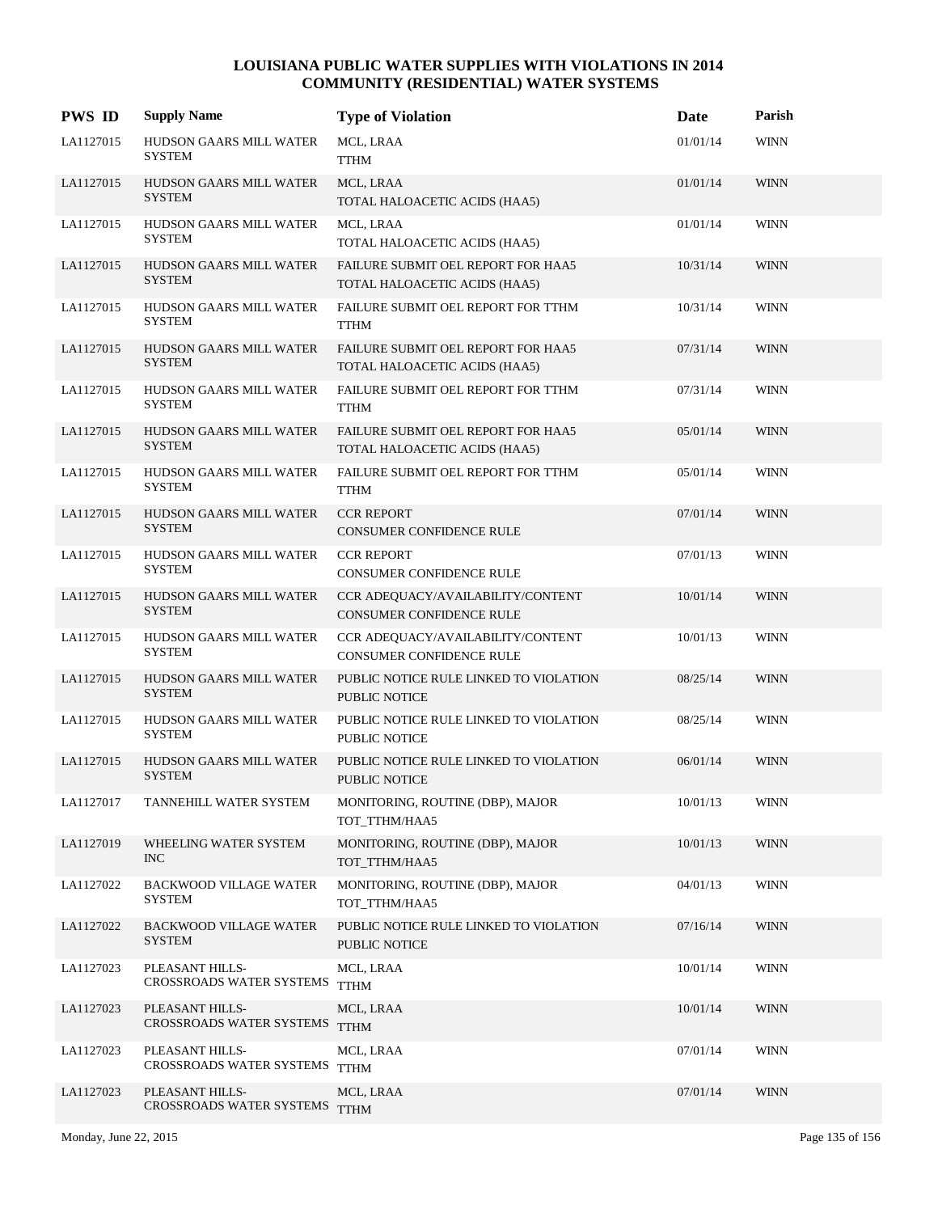# LOUISIANA PUBLIC WATER SUPPLIES WITH VIOLATIONS IN 2014
## COMMUNITY (RESIDENTIAL) WATER SYSTEMS

| PWS ID | Supply Name | Type of Violation | Date | Parish |
|---|---|---|---|---|
| LA1127015 | HUDSON GAARS MILL WATER SYSTEM | MCL, LRAA<br>TTHM | 01/01/14 | WINN |
| LA1127015 | HUDSON GAARS MILL WATER SYSTEM | MCL, LRAA<br>TOTAL HALOACETIC ACIDS (HAA5) | 01/01/14 | WINN |
| LA1127015 | HUDSON GAARS MILL WATER SYSTEM | MCL, LRAA<br>TOTAL HALOACETIC ACIDS (HAA5) | 01/01/14 | WINN |
| LA1127015 | HUDSON GAARS MILL WATER SYSTEM | FAILURE SUBMIT OEL REPORT FOR HAA5<br>TOTAL HALOACETIC ACIDS (HAA5) | 10/31/14 | WINN |
| LA1127015 | HUDSON GAARS MILL WATER SYSTEM | FAILURE SUBMIT OEL REPORT FOR TTHM<br>TTHM | 10/31/14 | WINN |
| LA1127015 | HUDSON GAARS MILL WATER SYSTEM | FAILURE SUBMIT OEL REPORT FOR HAA5<br>TOTAL HALOACETIC ACIDS (HAA5) | 07/31/14 | WINN |
| LA1127015 | HUDSON GAARS MILL WATER SYSTEM | FAILURE SUBMIT OEL REPORT FOR TTHM<br>TTHM | 07/31/14 | WINN |
| LA1127015 | HUDSON GAARS MILL WATER SYSTEM | FAILURE SUBMIT OEL REPORT FOR HAA5<br>TOTAL HALOACETIC ACIDS (HAA5) | 05/01/14 | WINN |
| LA1127015 | HUDSON GAARS MILL WATER SYSTEM | FAILURE SUBMIT OEL REPORT FOR TTHM<br>TTHM | 05/01/14 | WINN |
| LA1127015 | HUDSON GAARS MILL WATER SYSTEM | CCR REPORT<br>CONSUMER CONFIDENCE RULE | 07/01/14 | WINN |
| LA1127015 | HUDSON GAARS MILL WATER SYSTEM | CCR REPORT<br>CONSUMER CONFIDENCE RULE | 07/01/13 | WINN |
| LA1127015 | HUDSON GAARS MILL WATER SYSTEM | CCR ADEQUACY/AVAILABILITY/CONTENT<br>CONSUMER CONFIDENCE RULE | 10/01/14 | WINN |
| LA1127015 | HUDSON GAARS MILL WATER SYSTEM | CCR ADEQUACY/AVAILABILITY/CONTENT<br>CONSUMER CONFIDENCE RULE | 10/01/13 | WINN |
| LA1127015 | HUDSON GAARS MILL WATER SYSTEM | PUBLIC NOTICE RULE LINKED TO VIOLATION<br>PUBLIC NOTICE | 08/25/14 | WINN |
| LA1127015 | HUDSON GAARS MILL WATER SYSTEM | PUBLIC NOTICE RULE LINKED TO VIOLATION<br>PUBLIC NOTICE | 08/25/14 | WINN |
| LA1127015 | HUDSON GAARS MILL WATER SYSTEM | PUBLIC NOTICE RULE LINKED TO VIOLATION<br>PUBLIC NOTICE | 06/01/14 | WINN |
| LA1127017 | TANNEHILL WATER SYSTEM | MONITORING, ROUTINE (DBP), MAJOR<br>TOT_TTHM/HAA5 | 10/01/13 | WINN |
| LA1127019 | WHEELING WATER SYSTEM INC | MONITORING, ROUTINE (DBP), MAJOR<br>TOT_TTHM/HAA5 | 10/01/13 | WINN |
| LA1127022 | BACKWOOD VILLAGE WATER SYSTEM | MONITORING, ROUTINE (DBP), MAJOR<br>TOT_TTHM/HAA5 | 04/01/13 | WINN |
| LA1127022 | BACKWOOD VILLAGE WATER SYSTEM | PUBLIC NOTICE RULE LINKED TO VIOLATION<br>PUBLIC NOTICE | 07/16/14 | WINN |
| LA1127023 | PLEASANT HILLS-CROSSROADS WATER SYSTEMS | MCL, LRAA<br>TTHM | 10/01/14 | WINN |
| LA1127023 | PLEASANT HILLS-CROSSROADS WATER SYSTEMS | MCL, LRAA<br>TTHM | 10/01/14 | WINN |
| LA1127023 | PLEASANT HILLS-CROSSROADS WATER SYSTEMS | MCL, LRAA<br>TTHM | 07/01/14 | WINN |
| LA1127023 | PLEASANT HILLS-CROSSROADS WATER SYSTEMS | MCL, LRAA<br>TTHM | 07/01/14 | WINN |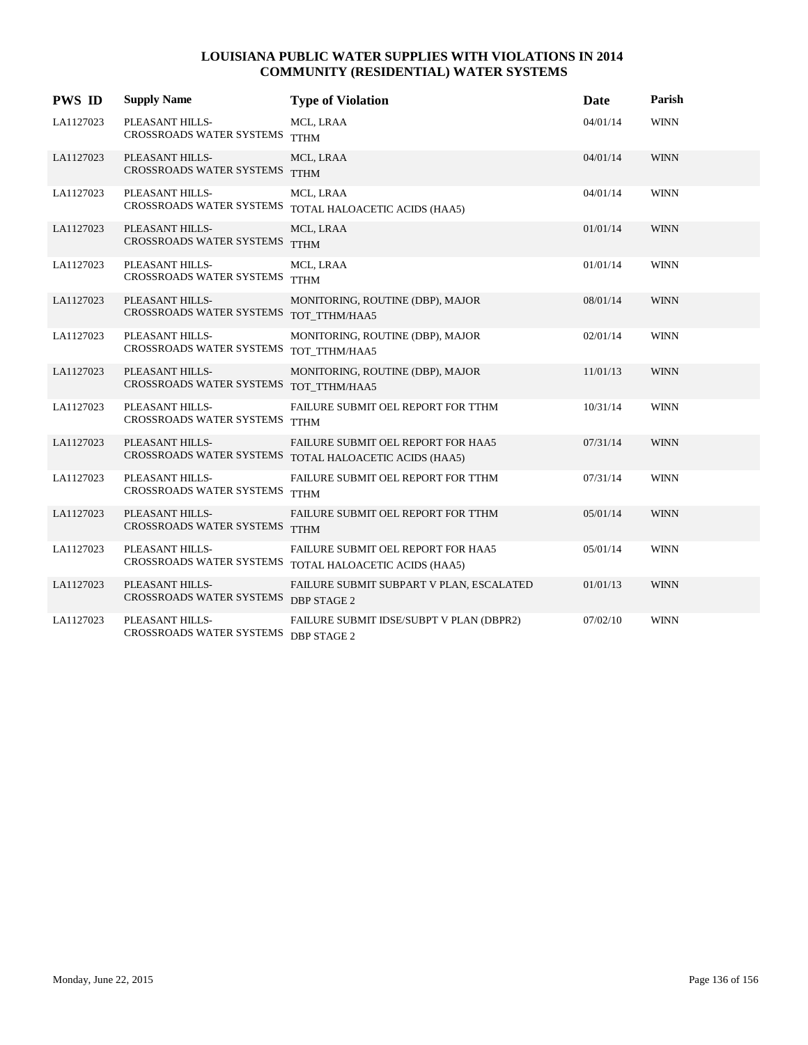# LOUISIANA PUBLIC WATER SUPPLIES WITH VIOLATIONS IN 2014
## COMMUNITY (RESIDENTIAL) WATER SYSTEMS

| PWS ID | Supply Name | Type of Violation | Date | Parish |
|---|---|---|---|---|
| LA1127023 | PLEASANT HILLS-CROSSROADS WATER SYSTEMS | MCL, LRAA TTHM | 04/01/14 | WINN |
| LA1127023 | PLEASANT HILLS-CROSSROADS WATER SYSTEMS | MCL, LRAA TTHM | 04/01/14 | WINN |
| LA1127023 | PLEASANT HILLS-CROSSROADS WATER SYSTEMS | MCL, LRAA TOTAL HALOACETIC ACIDS (HAA5) | 04/01/14 | WINN |
| LA1127023 | PLEASANT HILLS-CROSSROADS WATER SYSTEMS | MCL, LRAA TTHM | 01/01/14 | WINN |
| LA1127023 | PLEASANT HILLS-CROSSROADS WATER SYSTEMS | MCL, LRAA TTHM | 01/01/14 | WINN |
| LA1127023 | PLEASANT HILLS-CROSSROADS WATER SYSTEMS | MONITORING, ROUTINE (DBP), MAJOR TOT_TTHM/HAA5 | 08/01/14 | WINN |
| LA1127023 | PLEASANT HILLS-CROSSROADS WATER SYSTEMS | MONITORING, ROUTINE (DBP), MAJOR TOT_TTHM/HAA5 | 02/01/14 | WINN |
| LA1127023 | PLEASANT HILLS-CROSSROADS WATER SYSTEMS | MONITORING, ROUTINE (DBP), MAJOR TOT_TTHM/HAA5 | 11/01/13 | WINN |
| LA1127023 | PLEASANT HILLS-CROSSROADS WATER SYSTEMS | FAILURE SUBMIT OEL REPORT FOR TTHM TTHM | 10/31/14 | WINN |
| LA1127023 | PLEASANT HILLS-CROSSROADS WATER SYSTEMS | FAILURE SUBMIT OEL REPORT FOR HAA5 TOTAL HALOACETIC ACIDS (HAA5) | 07/31/14 | WINN |
| LA1127023 | PLEASANT HILLS-CROSSROADS WATER SYSTEMS | FAILURE SUBMIT OEL REPORT FOR TTHM TTHM | 07/31/14 | WINN |
| LA1127023 | PLEASANT HILLS-CROSSROADS WATER SYSTEMS | FAILURE SUBMIT OEL REPORT FOR TTHM TTHM | 05/01/14 | WINN |
| LA1127023 | PLEASANT HILLS-CROSSROADS WATER SYSTEMS | FAILURE SUBMIT OEL REPORT FOR HAA5 TOTAL HALOACETIC ACIDS (HAA5) | 05/01/14 | WINN |
| LA1127023 | PLEASANT HILLS-CROSSROADS WATER SYSTEMS | FAILURE SUBMIT SUBPART V PLAN, ESCALATED DBP STAGE 2 | 01/01/13 | WINN |
| LA1127023 | PLEASANT HILLS-CROSSROADS WATER SYSTEMS | FAILURE SUBMIT IDSE/SUBPT V PLAN (DBPR2) DBP STAGE 2 | 07/02/10 | WINN |

Monday, June 22, 2015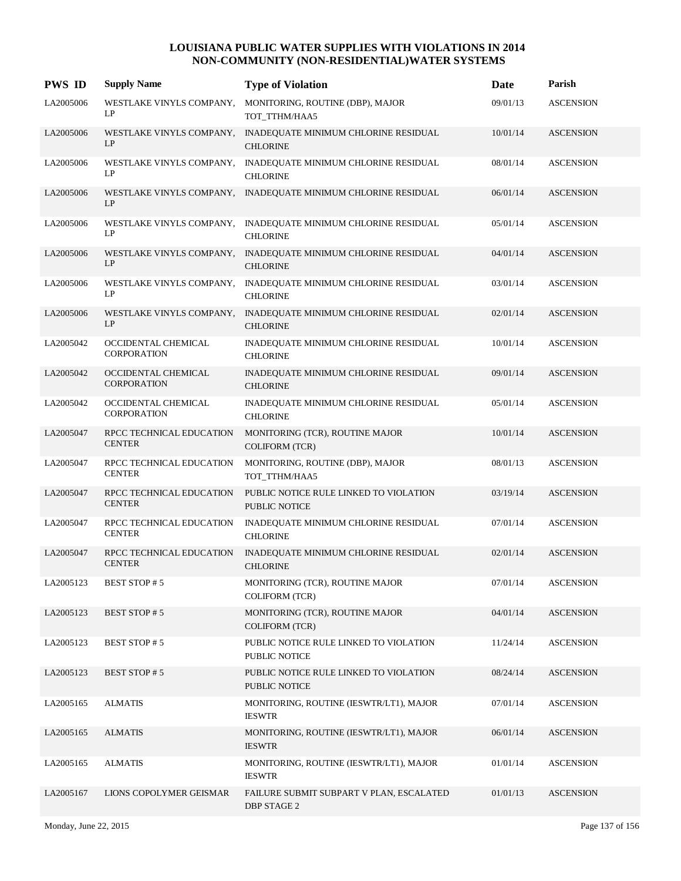# LOUISIANA PUBLIC WATER SUPPLIES WITH VIOLATIONS IN 2014
## NON-COMMUNITY (NON-RESIDENTIAL)WATER SYSTEMS

| PWS ID | Supply Name | Type of Violation | Date | Parish |
|---|---|---|---|---|
| LA2005006 | WESTLAKE VINYLS COMPANY, LP | MONITORING, ROUTINE (DBP), MAJOR TOT_TTHM/HAA5 | 09/01/13 | ASCENSION |
| LA2005006 | WESTLAKE VINYLS COMPANY, LP | INADEQUATE MINIMUM CHLORINE RESIDUAL CHLORINE | 10/01/14 | ASCENSION |
| LA2005006 | WESTLAKE VINYLS COMPANY, LP | INADEQUATE MINIMUM CHLORINE RESIDUAL CHLORINE | 08/01/14 | ASCENSION |
| LA2005006 | WESTLAKE VINYLS COMPANY, LP | INADEQUATE MINIMUM CHLORINE RESIDUAL | 06/01/14 | ASCENSION |
| LA2005006 | WESTLAKE VINYLS COMPANY, LP | INADEQUATE MINIMUM CHLORINE RESIDUAL CHLORINE | 05/01/14 | ASCENSION |
| LA2005006 | WESTLAKE VINYLS COMPANY, LP | INADEQUATE MINIMUM CHLORINE RESIDUAL CHLORINE | 04/01/14 | ASCENSION |
| LA2005006 | WESTLAKE VINYLS COMPANY, LP | INADEQUATE MINIMUM CHLORINE RESIDUAL CHLORINE | 03/01/14 | ASCENSION |
| LA2005006 | WESTLAKE VINYLS COMPANY, LP | INADEQUATE MINIMUM CHLORINE RESIDUAL CHLORINE | 02/01/14 | ASCENSION |
| LA2005042 | OCCIDENTAL CHEMICAL CORPORATION | INADEQUATE MINIMUM CHLORINE RESIDUAL CHLORINE | 10/01/14 | ASCENSION |
| LA2005042 | OCCIDENTAL CHEMICAL CORPORATION | INADEQUATE MINIMUM CHLORINE RESIDUAL CHLORINE | 09/01/14 | ASCENSION |
| LA2005042 | OCCIDENTAL CHEMICAL CORPORATION | INADEQUATE MINIMUM CHLORINE RESIDUAL CHLORINE | 05/01/14 | ASCENSION |
| LA2005047 | RPCC TECHNICAL EDUCATION CENTER | MONITORING (TCR), ROUTINE MAJOR COLIFORM (TCR) | 10/01/14 | ASCENSION |
| LA2005047 | RPCC TECHNICAL EDUCATION CENTER | MONITORING, ROUTINE (DBP), MAJOR TOT_TTHM/HAA5 | 08/01/13 | ASCENSION |
| LA2005047 | RPCC TECHNICAL EDUCATION CENTER | PUBLIC NOTICE RULE LINKED TO VIOLATION PUBLIC NOTICE | 03/19/14 | ASCENSION |
| LA2005047 | RPCC TECHNICAL EDUCATION CENTER | INADEQUATE MINIMUM CHLORINE RESIDUAL CHLORINE | 07/01/14 | ASCENSION |
| LA2005047 | RPCC TECHNICAL EDUCATION CENTER | INADEQUATE MINIMUM CHLORINE RESIDUAL CHLORINE | 02/01/14 | ASCENSION |
| LA2005123 | BEST STOP # 5 | MONITORING (TCR), ROUTINE MAJOR COLIFORM (TCR) | 07/01/14 | ASCENSION |
| LA2005123 | BEST STOP # 5 | MONITORING (TCR), ROUTINE MAJOR COLIFORM (TCR) | 04/01/14 | ASCENSION |
| LA2005123 | BEST STOP # 5 | PUBLIC NOTICE RULE LINKED TO VIOLATION PUBLIC NOTICE | 11/24/14 | ASCENSION |
| LA2005123 | BEST STOP # 5 | PUBLIC NOTICE RULE LINKED TO VIOLATION PUBLIC NOTICE | 08/24/14 | ASCENSION |
| LA2005165 | ALMATIS | MONITORING, ROUTINE (IESWTR/LT1), MAJOR IESWTR | 07/01/14 | ASCENSION |
| LA2005165 | ALMATIS | MONITORING, ROUTINE (IESWTR/LT1), MAJOR IESWTR | 06/01/14 | ASCENSION |
| LA2005165 | ALMATIS | MONITORING, ROUTINE (IESWTR/LT1), MAJOR IESWTR | 01/01/14 | ASCENSION |
| LA2005167 | LIONS COPOLYMER GEISMAR | FAILURE SUBMIT SUBPART V PLAN, ESCALATED DBP STAGE 2 | 01/01/13 | ASCENSION |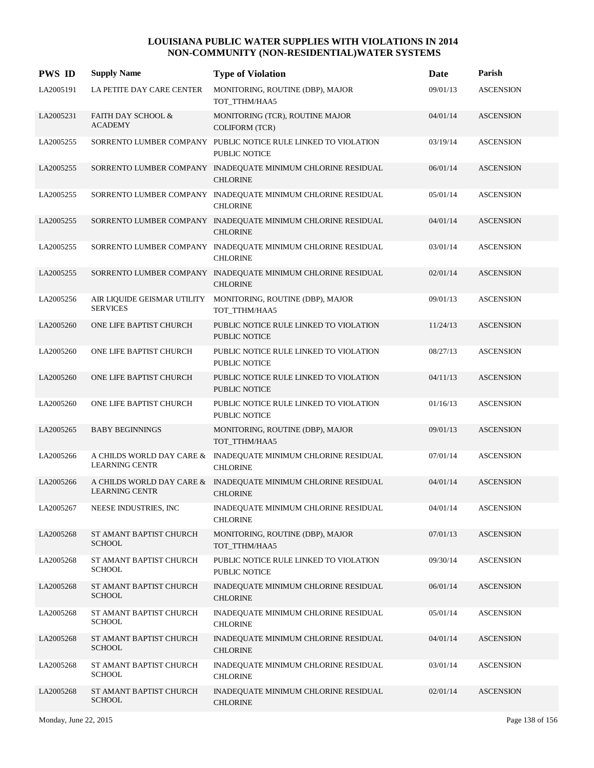# LOUISIANA PUBLIC WATER SUPPLIES WITH VIOLATIONS IN 2014
## NON-COMMUNITY (NON-RESIDENTIAL)WATER SYSTEMS

| PWS ID | Supply Name | Type of Violation | Date | Parish |
|---|---|---|---|---|
| LA2005191 | LA PETITE DAY CARE CENTER | MONITORING, ROUTINE (DBP), MAJOR TOT_TTHM/HAA5 | 09/01/13 | ASCENSION |
| LA2005231 | FAITH DAY SCHOOL & ACADEMY | MONITORING (TCR), ROUTINE MAJOR COLIFORM (TCR) | 04/01/14 | ASCENSION |
| LA2005255 | SORRENTO LUMBER COMPANY | PUBLIC NOTICE RULE LINKED TO VIOLATION PUBLIC NOTICE | 03/19/14 | ASCENSION |
| LA2005255 | SORRENTO LUMBER COMPANY | INADEQUATE MINIMUM CHLORINE RESIDUAL CHLORINE | 06/01/14 | ASCENSION |
| LA2005255 | SORRENTO LUMBER COMPANY | INADEQUATE MINIMUM CHLORINE RESIDUAL CHLORINE | 05/01/14 | ASCENSION |
| LA2005255 | SORRENTO LUMBER COMPANY | INADEQUATE MINIMUM CHLORINE RESIDUAL CHLORINE | 04/01/14 | ASCENSION |
| LA2005255 | SORRENTO LUMBER COMPANY | INADEQUATE MINIMUM CHLORINE RESIDUAL CHLORINE | 03/01/14 | ASCENSION |
| LA2005255 | SORRENTO LUMBER COMPANY | INADEQUATE MINIMUM CHLORINE RESIDUAL CHLORINE | 02/01/14 | ASCENSION |
| LA2005256 | AIR LIQUIDE GEISMAR UTILITY SERVICES | MONITORING, ROUTINE (DBP), MAJOR TOT_TTHM/HAA5 | 09/01/13 | ASCENSION |
| LA2005260 | ONE LIFE BAPTIST CHURCH | PUBLIC NOTICE RULE LINKED TO VIOLATION PUBLIC NOTICE | 11/24/13 | ASCENSION |
| LA2005260 | ONE LIFE BAPTIST CHURCH | PUBLIC NOTICE RULE LINKED TO VIOLATION PUBLIC NOTICE | 08/27/13 | ASCENSION |
| LA2005260 | ONE LIFE BAPTIST CHURCH | PUBLIC NOTICE RULE LINKED TO VIOLATION PUBLIC NOTICE | 04/11/13 | ASCENSION |
| LA2005260 | ONE LIFE BAPTIST CHURCH | PUBLIC NOTICE RULE LINKED TO VIOLATION PUBLIC NOTICE | 01/16/13 | ASCENSION |
| LA2005265 | BABY BEGINNINGS | MONITORING, ROUTINE (DBP), MAJOR TOT_TTHM/HAA5 | 09/01/13 | ASCENSION |
| LA2005266 | A CHILDS WORLD DAY CARE & LEARNING CENTR | INADEQUATE MINIMUM CHLORINE RESIDUAL CHLORINE | 07/01/14 | ASCENSION |
| LA2005266 | A CHILDS WORLD DAY CARE & LEARNING CENTR | INADEQUATE MINIMUM CHLORINE RESIDUAL CHLORINE | 04/01/14 | ASCENSION |
| LA2005267 | NEESE INDUSTRIES, INC | INADEQUATE MINIMUM CHLORINE RESIDUAL CHLORINE | 04/01/14 | ASCENSION |
| LA2005268 | ST AMANT BAPTIST CHURCH SCHOOL | MONITORING, ROUTINE (DBP), MAJOR TOT_TTHM/HAA5 | 07/01/13 | ASCENSION |
| LA2005268 | ST AMANT BAPTIST CHURCH SCHOOL | PUBLIC NOTICE RULE LINKED TO VIOLATION PUBLIC NOTICE | 09/30/14 | ASCENSION |
| LA2005268 | ST AMANT BAPTIST CHURCH SCHOOL | INADEQUATE MINIMUM CHLORINE RESIDUAL CHLORINE | 06/01/14 | ASCENSION |
| LA2005268 | ST AMANT BAPTIST CHURCH SCHOOL | INADEQUATE MINIMUM CHLORINE RESIDUAL CHLORINE | 05/01/14 | ASCENSION |
| LA2005268 | ST AMANT BAPTIST CHURCH SCHOOL | INADEQUATE MINIMUM CHLORINE RESIDUAL CHLORINE | 04/01/14 | ASCENSION |
| LA2005268 | ST AMANT BAPTIST CHURCH SCHOOL | INADEQUATE MINIMUM CHLORINE RESIDUAL CHLORINE | 03/01/14 | ASCENSION |
| LA2005268 | ST AMANT BAPTIST CHURCH SCHOOL | INADEQUATE MINIMUM CHLORINE RESIDUAL CHLORINE | 02/01/14 | ASCENSION |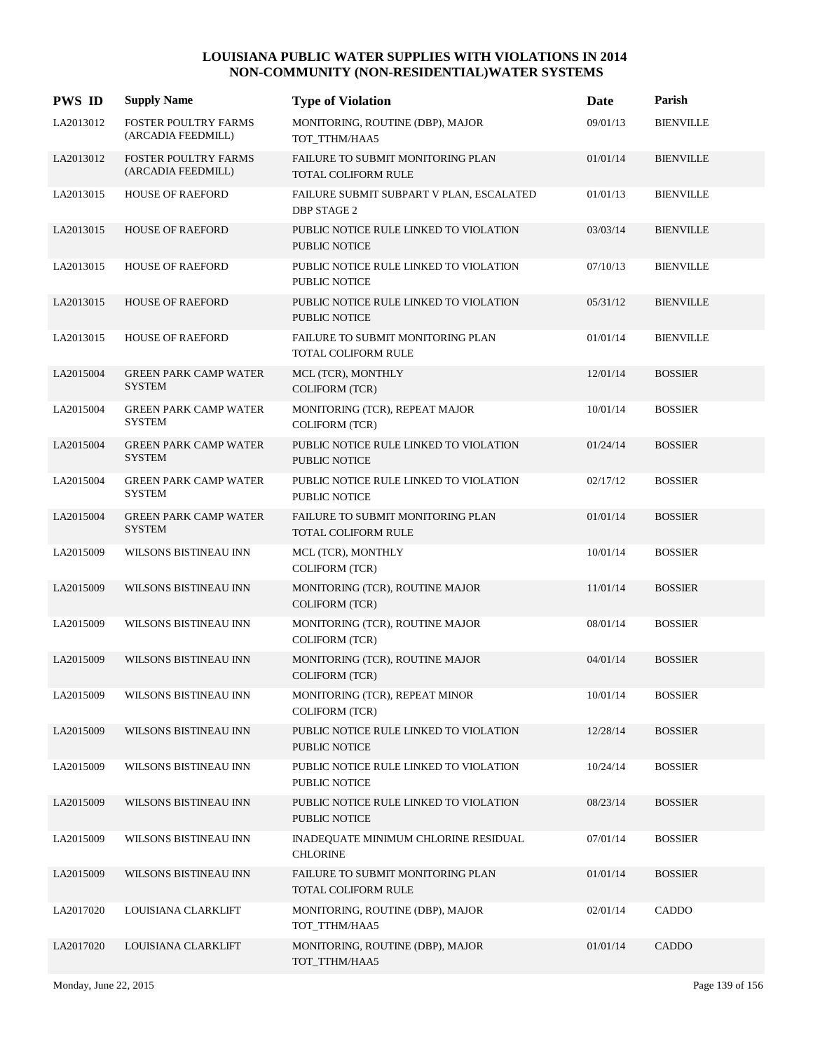# LOUISIANA PUBLIC WATER SUPPLIES WITH VIOLATIONS IN 2014
## NON-COMMUNITY (NON-RESIDENTIAL)WATER SYSTEMS

| PWS ID | Supply Name | Type of Violation | Date | Parish |
|---|---|---|---|---|
| LA2013012 | FOSTER POULTRY FARMS (ARCADIA FEEDMILL) | MONITORING, ROUTINE (DBP), MAJOR TOT_TTHM/HAA5 | 09/01/13 | BIENVILLE |
| LA2013012 | FOSTER POULTRY FARMS (ARCADIA FEEDMILL) | FAILURE TO SUBMIT MONITORING PLAN TOTAL COLIFORM RULE | 01/01/14 | BIENVILLE |
| LA2013015 | HOUSE OF RAEFORD | FAILURE SUBMIT SUBPART V PLAN, ESCALATED DBP STAGE 2 | 01/01/13 | BIENVILLE |
| LA2013015 | HOUSE OF RAEFORD | PUBLIC NOTICE RULE LINKED TO VIOLATION PUBLIC NOTICE | 03/03/14 | BIENVILLE |
| LA2013015 | HOUSE OF RAEFORD | PUBLIC NOTICE RULE LINKED TO VIOLATION PUBLIC NOTICE | 07/10/13 | BIENVILLE |
| LA2013015 | HOUSE OF RAEFORD | PUBLIC NOTICE RULE LINKED TO VIOLATION PUBLIC NOTICE | 05/31/12 | BIENVILLE |
| LA2013015 | HOUSE OF RAEFORD | FAILURE TO SUBMIT MONITORING PLAN TOTAL COLIFORM RULE | 01/01/14 | BIENVILLE |
| LA2015004 | GREEN PARK CAMP WATER SYSTEM | MCL (TCR), MONTHLY COLIFORM (TCR) | 12/01/14 | BOSSIER |
| LA2015004 | GREEN PARK CAMP WATER SYSTEM | MONITORING (TCR), REPEAT MAJOR COLIFORM (TCR) | 10/01/14 | BOSSIER |
| LA2015004 | GREEN PARK CAMP WATER SYSTEM | PUBLIC NOTICE RULE LINKED TO VIOLATION PUBLIC NOTICE | 01/24/14 | BOSSIER |
| LA2015004 | GREEN PARK CAMP WATER SYSTEM | PUBLIC NOTICE RULE LINKED TO VIOLATION PUBLIC NOTICE | 02/17/12 | BOSSIER |
| LA2015004 | GREEN PARK CAMP WATER SYSTEM | FAILURE TO SUBMIT MONITORING PLAN TOTAL COLIFORM RULE | 01/01/14 | BOSSIER |
| LA2015009 | WILSONS BISTINEAU INN | MCL (TCR), MONTHLY COLIFORM (TCR) | 10/01/14 | BOSSIER |
| LA2015009 | WILSONS BISTINEAU INN | MONITORING (TCR), ROUTINE MAJOR COLIFORM (TCR) | 11/01/14 | BOSSIER |
| LA2015009 | WILSONS BISTINEAU INN | MONITORING (TCR), ROUTINE MAJOR COLIFORM (TCR) | 08/01/14 | BOSSIER |
| LA2015009 | WILSONS BISTINEAU INN | MONITORING (TCR), ROUTINE MAJOR COLIFORM (TCR) | 04/01/14 | BOSSIER |
| LA2015009 | WILSONS BISTINEAU INN | MONITORING (TCR), REPEAT MINOR COLIFORM (TCR) | 10/01/14 | BOSSIER |
| LA2015009 | WILSONS BISTINEAU INN | PUBLIC NOTICE RULE LINKED TO VIOLATION PUBLIC NOTICE | 12/28/14 | BOSSIER |
| LA2015009 | WILSONS BISTINEAU INN | PUBLIC NOTICE RULE LINKED TO VIOLATION PUBLIC NOTICE | 10/24/14 | BOSSIER |
| LA2015009 | WILSONS BISTINEAU INN | PUBLIC NOTICE RULE LINKED TO VIOLATION PUBLIC NOTICE | 08/23/14 | BOSSIER |
| LA2015009 | WILSONS BISTINEAU INN | INADEQUATE MINIMUM CHLORINE RESIDUAL CHLORINE | 07/01/14 | BOSSIER |
| LA2015009 | WILSONS BISTINEAU INN | FAILURE TO SUBMIT MONITORING PLAN TOTAL COLIFORM RULE | 01/01/14 | BOSSIER |
| LA2017020 | LOUISIANA CLARKLIFT | MONITORING, ROUTINE (DBP), MAJOR TOT_TTHM/HAA5 | 02/01/14 | CADDO |
| LA2017020 | LOUISIANA CLARKLIFT | MONITORING, ROUTINE (DBP), MAJOR TOT_TTHM/HAA5 | 01/01/14 | CADDO |

Monday, June 22, 2015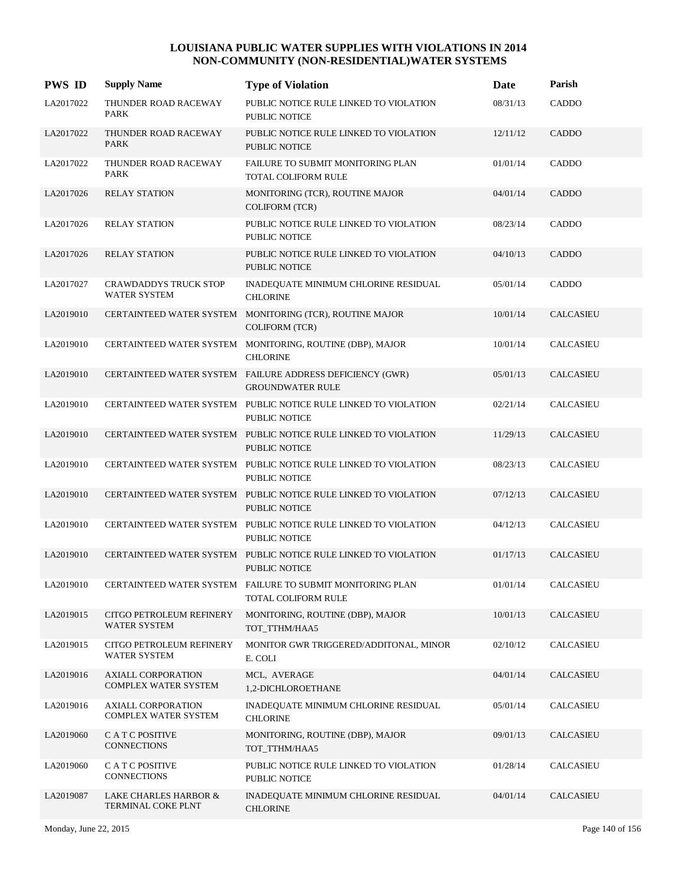# LOUISIANA PUBLIC WATER SUPPLIES WITH VIOLATIONS IN 2014
## NON-COMMUNITY (NON-RESIDENTIAL)WATER SYSTEMS

| PWS ID | Supply Name | Type of Violation | Date | Parish |
|---|---|---|---|---|
| LA2017022 | THUNDER ROAD RACEWAY PARK | PUBLIC NOTICE RULE LINKED TO VIOLATION PUBLIC NOTICE | 08/31/13 | CADDO |
| LA2017022 | THUNDER ROAD RACEWAY PARK | PUBLIC NOTICE RULE LINKED TO VIOLATION PUBLIC NOTICE | 12/11/12 | CADDO |
| LA2017022 | THUNDER ROAD RACEWAY PARK | FAILURE TO SUBMIT MONITORING PLAN TOTAL COLIFORM RULE | 01/01/14 | CADDO |
| LA2017026 | RELAY STATION | MONITORING (TCR), ROUTINE MAJOR COLIFORM (TCR) | 04/01/14 | CADDO |
| LA2017026 | RELAY STATION | PUBLIC NOTICE RULE LINKED TO VIOLATION PUBLIC NOTICE | 08/23/14 | CADDO |
| LA2017026 | RELAY STATION | PUBLIC NOTICE RULE LINKED TO VIOLATION PUBLIC NOTICE | 04/10/13 | CADDO |
| LA2017027 | CRAWDADDYS TRUCK STOP WATER SYSTEM | INADEQUATE MINIMUM CHLORINE RESIDUAL CHLORINE | 05/01/14 | CADDO |
| LA2019010 | CERTAINTEED WATER SYSTEM | MONITORING (TCR), ROUTINE MAJOR COLIFORM (TCR) | 10/01/14 | CALCASIEU |
| LA2019010 | CERTAINTEED WATER SYSTEM | MONITORING, ROUTINE (DBP), MAJOR CHLORINE | 10/01/14 | CALCASIEU |
| LA2019010 | CERTAINTEED WATER SYSTEM | FAILURE ADDRESS DEFICIENCY (GWR) GROUNDWATER RULE | 05/01/13 | CALCASIEU |
| LA2019010 | CERTAINTEED WATER SYSTEM | PUBLIC NOTICE RULE LINKED TO VIOLATION PUBLIC NOTICE | 02/21/14 | CALCASIEU |
| LA2019010 | CERTAINTEED WATER SYSTEM | PUBLIC NOTICE RULE LINKED TO VIOLATION PUBLIC NOTICE | 11/29/13 | CALCASIEU |
| LA2019010 | CERTAINTEED WATER SYSTEM | PUBLIC NOTICE RULE LINKED TO VIOLATION PUBLIC NOTICE | 08/23/13 | CALCASIEU |
| LA2019010 | CERTAINTEED WATER SYSTEM | PUBLIC NOTICE RULE LINKED TO VIOLATION PUBLIC NOTICE | 07/12/13 | CALCASIEU |
| LA2019010 | CERTAINTEED WATER SYSTEM | PUBLIC NOTICE RULE LINKED TO VIOLATION PUBLIC NOTICE | 04/12/13 | CALCASIEU |
| LA2019010 | CERTAINTEED WATER SYSTEM | PUBLIC NOTICE RULE LINKED TO VIOLATION PUBLIC NOTICE | 01/17/13 | CALCASIEU |
| LA2019010 | CERTAINTEED WATER SYSTEM | FAILURE TO SUBMIT MONITORING PLAN TOTAL COLIFORM RULE | 01/01/14 | CALCASIEU |
| LA2019015 | CITGO PETROLEUM REFINERY WATER SYSTEM | MONITORING, ROUTINE (DBP), MAJOR TOT_TTHM/HAA5 | 10/01/13 | CALCASIEU |
| LA2019015 | CITGO PETROLEUM REFINERY WATER SYSTEM | MONITOR GWR TRIGGERED/ADDITONAL, MINOR E. COLI | 02/10/12 | CALCASIEU |
| LA2019016 | AXIALL CORPORATION COMPLEX WATER SYSTEM | MCL, AVERAGE 1,2-DICHLOROETHANE | 04/01/14 | CALCASIEU |
| LA2019016 | AXIALL CORPORATION COMPLEX WATER SYSTEM | INADEQUATE MINIMUM CHLORINE RESIDUAL CHLORINE | 05/01/14 | CALCASIEU |
| LA2019060 | C A T C POSITIVE CONNECTIONS | MONITORING, ROUTINE (DBP), MAJOR TOT_TTHM/HAA5 | 09/01/13 | CALCASIEU |
| LA2019060 | C A T C POSITIVE CONNECTIONS | PUBLIC NOTICE RULE LINKED TO VIOLATION PUBLIC NOTICE | 01/28/14 | CALCASIEU |
| LA2019087 | LAKE CHARLES HARBOR & TERMINAL COKE PLNT | INADEQUATE MINIMUM CHLORINE RESIDUAL CHLORINE | 04/01/14 | CALCASIEU |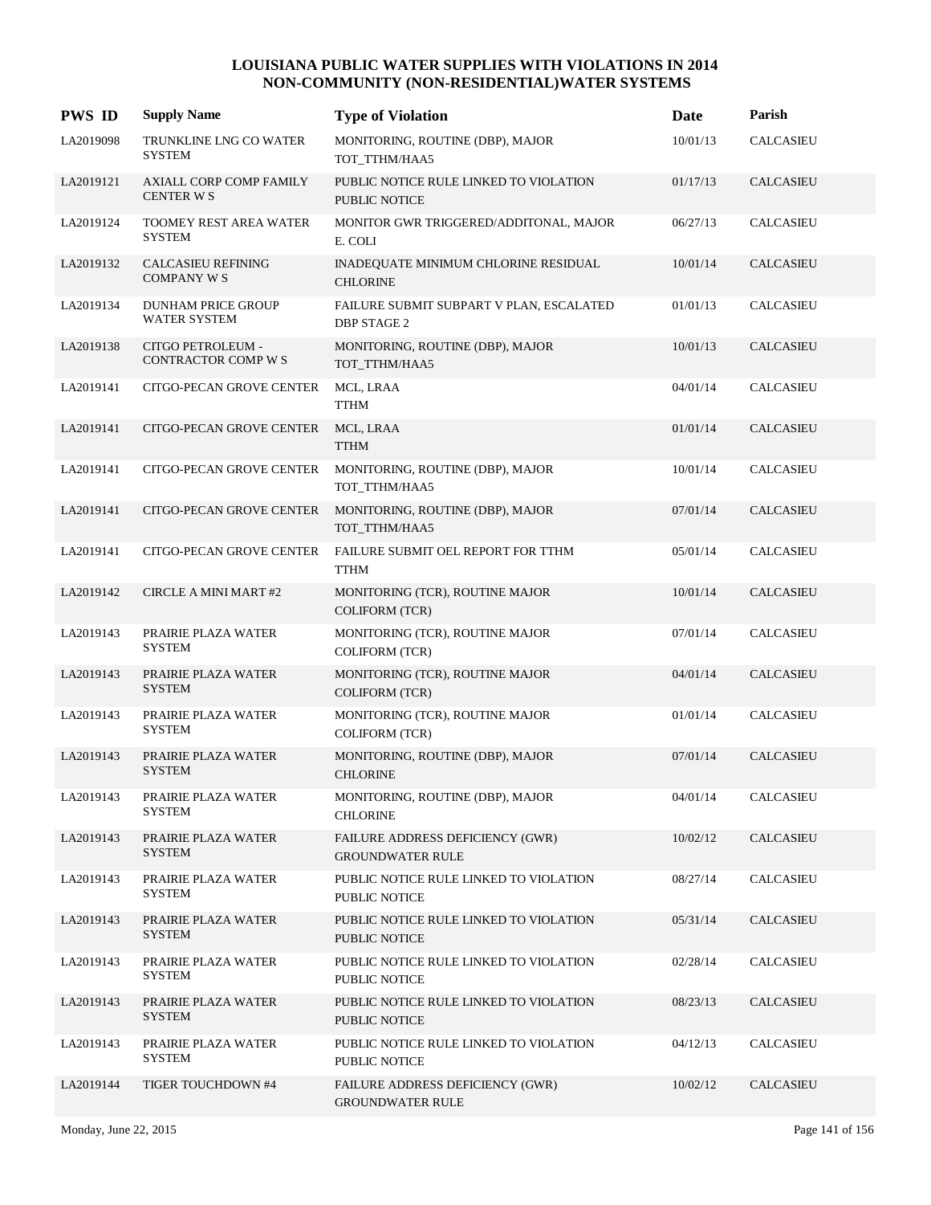# LOUISIANA PUBLIC WATER SUPPLIES WITH VIOLATIONS IN 2014
## NON-COMMUNITY (NON-RESIDENTIAL)WATER SYSTEMS

| PWS ID | Supply Name | Type of Violation | Date | Parish |
|---|---|---|---|---|
| LA2019098 | TRUNKLINE LNG CO WATER SYSTEM | MONITORING, ROUTINE (DBP), MAJOR TOT_TTHM/HAA5 | 10/01/13 | CALCASIEU |
| LA2019121 | AXIALL CORP COMP FAMILY CENTER W S | PUBLIC NOTICE RULE LINKED TO VIOLATION PUBLIC NOTICE | 01/17/13 | CALCASIEU |
| LA2019124 | TOOMEY REST AREA WATER SYSTEM | MONITOR GWR TRIGGERED/ADDITONAL, MAJOR E. COLI | 06/27/13 | CALCASIEU |
| LA2019132 | CALCASIEU REFINING COMPANY W S | INADEQUATE MINIMUM CHLORINE RESIDUAL CHLORINE | 10/01/14 | CALCASIEU |
| LA2019134 | DUNHAM PRICE GROUP WATER SYSTEM | FAILURE SUBMIT SUBPART V PLAN, ESCALATED DBP STAGE 2 | 01/01/13 | CALCASIEU |
| LA2019138 | CITGO PETROLEUM - CONTRACTOR COMP W S | MONITORING, ROUTINE (DBP), MAJOR TOT_TTHM/HAA5 | 10/01/13 | CALCASIEU |
| LA2019141 | CITGO-PECAN GROVE CENTER | MCL, LRAA TTHM | 04/01/14 | CALCASIEU |
| LA2019141 | CITGO-PECAN GROVE CENTER | MCL, LRAA TTHM | 01/01/14 | CALCASIEU |
| LA2019141 | CITGO-PECAN GROVE CENTER | MONITORING, ROUTINE (DBP), MAJOR TOT_TTHM/HAA5 | 10/01/14 | CALCASIEU |
| LA2019141 | CITGO-PECAN GROVE CENTER | MONITORING, ROUTINE (DBP), MAJOR TOT_TTHM/HAA5 | 07/01/14 | CALCASIEU |
| LA2019141 | CITGO-PECAN GROVE CENTER | FAILURE SUBMIT OEL REPORT FOR TTHM TTHM | 05/01/14 | CALCASIEU |
| LA2019142 | CIRCLE A MINI MART #2 | MONITORING (TCR), ROUTINE MAJOR COLIFORM (TCR) | 10/01/14 | CALCASIEU |
| LA2019143 | PRAIRIE PLAZA WATER SYSTEM | MONITORING (TCR), ROUTINE MAJOR COLIFORM (TCR) | 07/01/14 | CALCASIEU |
| LA2019143 | PRAIRIE PLAZA WATER SYSTEM | MONITORING (TCR), ROUTINE MAJOR COLIFORM (TCR) | 04/01/14 | CALCASIEU |
| LA2019143 | PRAIRIE PLAZA WATER SYSTEM | MONITORING (TCR), ROUTINE MAJOR COLIFORM (TCR) | 01/01/14 | CALCASIEU |
| LA2019143 | PRAIRIE PLAZA WATER SYSTEM | MONITORING, ROUTINE (DBP), MAJOR CHLORINE | 07/01/14 | CALCASIEU |
| LA2019143 | PRAIRIE PLAZA WATER SYSTEM | MONITORING, ROUTINE (DBP), MAJOR CHLORINE | 04/01/14 | CALCASIEU |
| LA2019143 | PRAIRIE PLAZA WATER SYSTEM | FAILURE ADDRESS DEFICIENCY (GWR) GROUNDWATER RULE | 10/02/12 | CALCASIEU |
| LA2019143 | PRAIRIE PLAZA WATER SYSTEM | PUBLIC NOTICE RULE LINKED TO VIOLATION PUBLIC NOTICE | 08/27/14 | CALCASIEU |
| LA2019143 | PRAIRIE PLAZA WATER SYSTEM | PUBLIC NOTICE RULE LINKED TO VIOLATION PUBLIC NOTICE | 05/31/14 | CALCASIEU |
| LA2019143 | PRAIRIE PLAZA WATER SYSTEM | PUBLIC NOTICE RULE LINKED TO VIOLATION PUBLIC NOTICE | 02/28/14 | CALCASIEU |
| LA2019143 | PRAIRIE PLAZA WATER SYSTEM | PUBLIC NOTICE RULE LINKED TO VIOLATION PUBLIC NOTICE | 08/23/13 | CALCASIEU |
| LA2019143 | PRAIRIE PLAZA WATER SYSTEM | PUBLIC NOTICE RULE LINKED TO VIOLATION PUBLIC NOTICE | 04/12/13 | CALCASIEU |
| LA2019144 | TIGER TOUCHDOWN #4 | FAILURE ADDRESS DEFICIENCY (GWR) GROUNDWATER RULE | 10/02/12 | CALCASIEU |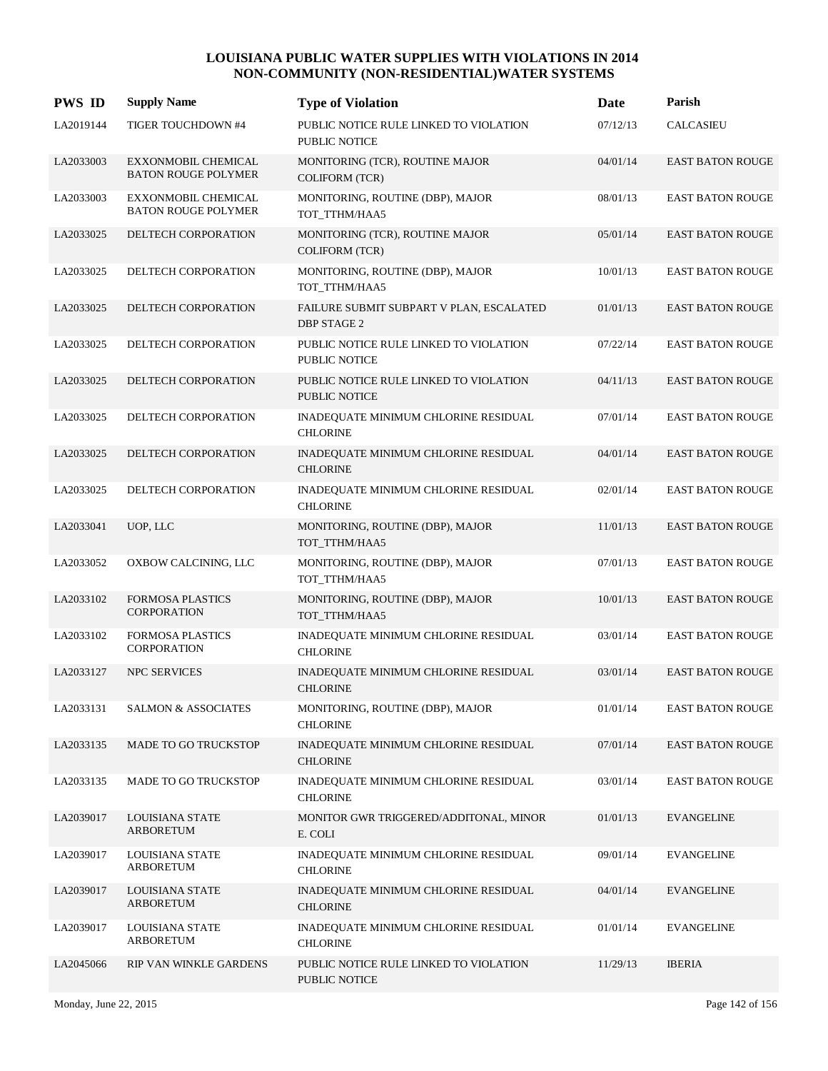# LOUISIANA PUBLIC WATER SUPPLIES WITH VIOLATIONS IN 2014
## NON-COMMUNITY (NON-RESIDENTIAL)WATER SYSTEMS

| PWS ID | Supply Name | Type of Violation | Date | Parish |
|---|---|---|---|---|
| LA2019144 | TIGER TOUCHDOWN #4 | PUBLIC NOTICE RULE LINKED TO VIOLATION<br>PUBLIC NOTICE | 07/12/13 | CALCASIEU |
| LA2033003 | EXXONMOBIL CHEMICAL BATON ROUGE POLYMER | MONITORING (TCR), ROUTINE MAJOR<br>COLIFORM (TCR) | 04/01/14 | EAST BATON ROUGE |
| LA2033003 | EXXONMOBIL CHEMICAL BATON ROUGE POLYMER | MONITORING, ROUTINE (DBP), MAJOR<br>TOT_TTHM/HAA5 | 08/01/13 | EAST BATON ROUGE |
| LA2033025 | DELTECH CORPORATION | MONITORING (TCR), ROUTINE MAJOR<br>COLIFORM (TCR) | 05/01/14 | EAST BATON ROUGE |
| LA2033025 | DELTECH CORPORATION | MONITORING, ROUTINE (DBP), MAJOR<br>TOT_TTHM/HAA5 | 10/01/13 | EAST BATON ROUGE |
| LA2033025 | DELTECH CORPORATION | FAILURE SUBMIT SUBPART V PLAN, ESCALATED<br>DBP STAGE 2 | 01/01/13 | EAST BATON ROUGE |
| LA2033025 | DELTECH CORPORATION | PUBLIC NOTICE RULE LINKED TO VIOLATION<br>PUBLIC NOTICE | 07/22/14 | EAST BATON ROUGE |
| LA2033025 | DELTECH CORPORATION | PUBLIC NOTICE RULE LINKED TO VIOLATION<br>PUBLIC NOTICE | 04/11/13 | EAST BATON ROUGE |
| LA2033025 | DELTECH CORPORATION | INADEQUATE MINIMUM CHLORINE RESIDUAL<br>CHLORINE | 07/01/14 | EAST BATON ROUGE |
| LA2033025 | DELTECH CORPORATION | INADEQUATE MINIMUM CHLORINE RESIDUAL<br>CHLORINE | 04/01/14 | EAST BATON ROUGE |
| LA2033025 | DELTECH CORPORATION | INADEQUATE MINIMUM CHLORINE RESIDUAL<br>CHLORINE | 02/01/14 | EAST BATON ROUGE |
| LA2033041 | UOP, LLC | MONITORING, ROUTINE (DBP), MAJOR<br>TOT_TTHM/HAA5 | 11/01/13 | EAST BATON ROUGE |
| LA2033052 | OXBOW CALCINING, LLC | MONITORING, ROUTINE (DBP), MAJOR<br>TOT_TTHM/HAA5 | 07/01/13 | EAST BATON ROUGE |
| LA2033102 | FORMOSA PLASTICS CORPORATION | MONITORING, ROUTINE (DBP), MAJOR<br>TOT_TTHM/HAA5 | 10/01/13 | EAST BATON ROUGE |
| LA2033102 | FORMOSA PLASTICS CORPORATION | INADEQUATE MINIMUM CHLORINE RESIDUAL<br>CHLORINE | 03/01/14 | EAST BATON ROUGE |
| LA2033127 | NPC SERVICES | INADEQUATE MINIMUM CHLORINE RESIDUAL<br>CHLORINE | 03/01/14 | EAST BATON ROUGE |
| LA2033131 | SALMON & ASSOCIATES | MONITORING, ROUTINE (DBP), MAJOR<br>CHLORINE | 01/01/14 | EAST BATON ROUGE |
| LA2033135 | MADE TO GO TRUCKSTOP | INADEQUATE MINIMUM CHLORINE RESIDUAL<br>CHLORINE | 07/01/14 | EAST BATON ROUGE |
| LA2033135 | MADE TO GO TRUCKSTOP | INADEQUATE MINIMUM CHLORINE RESIDUAL<br>CHLORINE | 03/01/14 | EAST BATON ROUGE |
| LA2039017 | LOUISIANA STATE ARBORETUM | MONITOR GWR TRIGGERED/ADDITONAL, MINOR<br>E. COLI | 01/01/13 | EVANGELINE |
| LA2039017 | LOUISIANA STATE ARBORETUM | INADEQUATE MINIMUM CHLORINE RESIDUAL<br>CHLORINE | 09/01/14 | EVANGELINE |
| LA2039017 | LOUISIANA STATE ARBORETUM | INADEQUATE MINIMUM CHLORINE RESIDUAL<br>CHLORINE | 04/01/14 | EVANGELINE |
| LA2039017 | LOUISIANA STATE ARBORETUM | INADEQUATE MINIMUM CHLORINE RESIDUAL<br>CHLORINE | 01/01/14 | EVANGELINE |
| LA2045066 | RIP VAN WINKLE GARDENS | PUBLIC NOTICE RULE LINKED TO VIOLATION<br>PUBLIC NOTICE | 11/29/13 | IBERIA |

Monday, June 22, 2015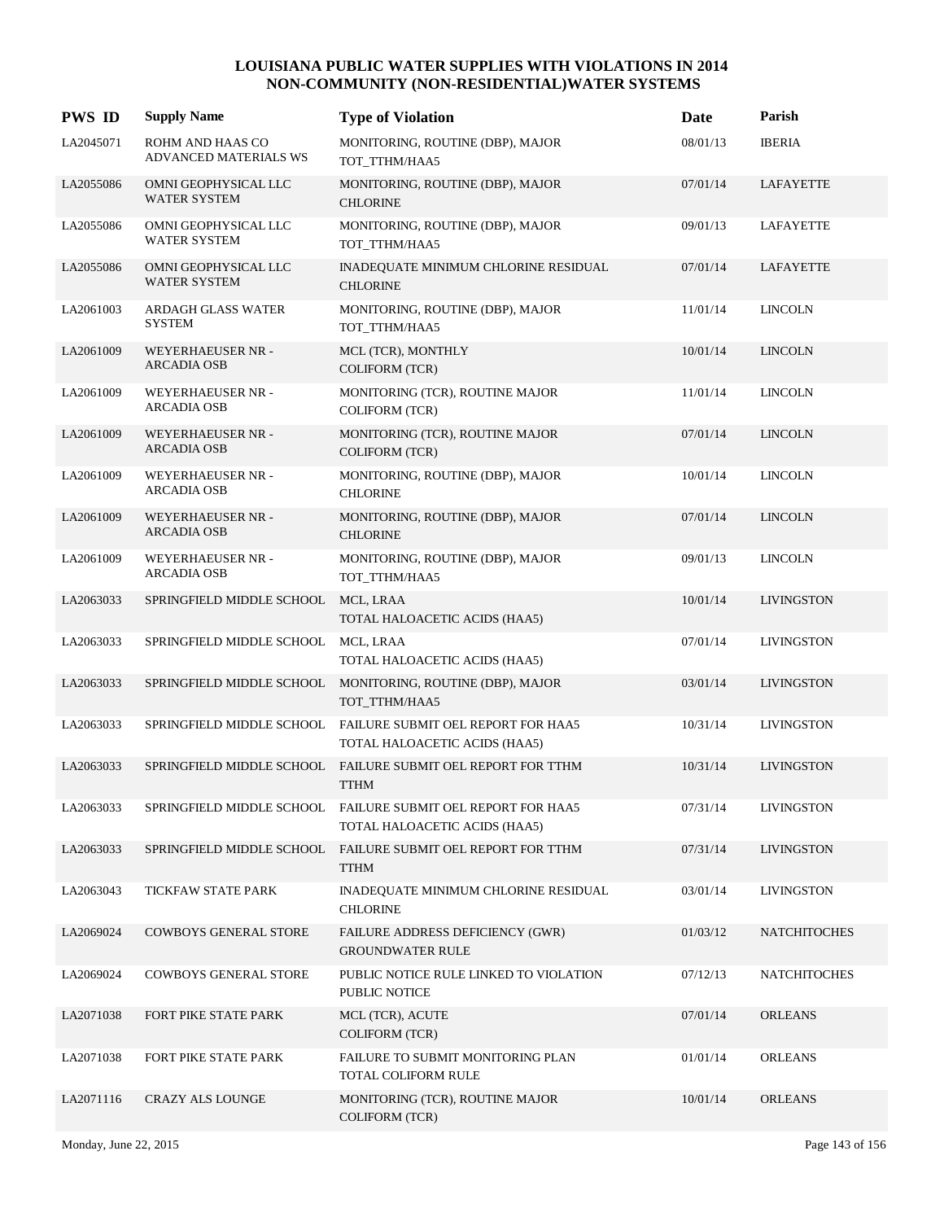# LOUISIANA PUBLIC WATER SUPPLIES WITH VIOLATIONS IN 2014
## NON-COMMUNITY (NON-RESIDENTIAL)WATER SYSTEMS

| PWS ID | Supply Name | Type of Violation | Date | Parish |
|---|---|---|---|---|
| LA2045071 | ROHM AND HAAS CO ADVANCED MATERIALS WS | MONITORING, ROUTINE (DBP), MAJOR TOT_TTHM/HAA5 | 08/01/13 | IBERIA |
| LA2055086 | OMNI GEOPHYSICAL LLC WATER SYSTEM | MONITORING, ROUTINE (DBP), MAJOR CHLORINE | 07/01/14 | LAFAYETTE |
| LA2055086 | OMNI GEOPHYSICAL LLC WATER SYSTEM | MONITORING, ROUTINE (DBP), MAJOR TOT_TTHM/HAA5 | 09/01/13 | LAFAYETTE |
| LA2055086 | OMNI GEOPHYSICAL LLC WATER SYSTEM | INADEQUATE MINIMUM CHLORINE RESIDUAL CHLORINE | 07/01/14 | LAFAYETTE |
| LA2061003 | ARDAGH GLASS WATER SYSTEM | MONITORING, ROUTINE (DBP), MAJOR TOT_TTHM/HAA5 | 11/01/14 | LINCOLN |
| LA2061009 | WEYERHAEUSER NR - ARCADIA OSB | MCL (TCR), MONTHLY COLIFORM (TCR) | 10/01/14 | LINCOLN |
| LA2061009 | WEYERHAEUSER NR - ARCADIA OSB | MONITORING (TCR), ROUTINE MAJOR COLIFORM (TCR) | 11/01/14 | LINCOLN |
| LA2061009 | WEYERHAEUSER NR - ARCADIA OSB | MONITORING (TCR), ROUTINE MAJOR COLIFORM (TCR) | 07/01/14 | LINCOLN |
| LA2061009 | WEYERHAEUSER NR - ARCADIA OSB | MONITORING, ROUTINE (DBP), MAJOR CHLORINE | 10/01/14 | LINCOLN |
| LA2061009 | WEYERHAEUSER NR - ARCADIA OSB | MONITORING, ROUTINE (DBP), MAJOR CHLORINE | 07/01/14 | LINCOLN |
| LA2061009 | WEYERHAEUSER NR - ARCADIA OSB | MONITORING, ROUTINE (DBP), MAJOR TOT_TTHM/HAA5 | 09/01/13 | LINCOLN |
| LA2063033 | SPRINGFIELD MIDDLE SCHOOL | MCL, LRAA TOTAL HALOACETIC ACIDS (HAA5) | 10/01/14 | LIVINGSTON |
| LA2063033 | SPRINGFIELD MIDDLE SCHOOL | MCL, LRAA TOTAL HALOACETIC ACIDS (HAA5) | 07/01/14 | LIVINGSTON |
| LA2063033 | SPRINGFIELD MIDDLE SCHOOL | MONITORING, ROUTINE (DBP), MAJOR TOT_TTHM/HAA5 | 03/01/14 | LIVINGSTON |
| LA2063033 | SPRINGFIELD MIDDLE SCHOOL | FAILURE SUBMIT OEL REPORT FOR HAA5 TOTAL HALOACETIC ACIDS (HAA5) | 10/31/14 | LIVINGSTON |
| LA2063033 | SPRINGFIELD MIDDLE SCHOOL | FAILURE SUBMIT OEL REPORT FOR TTHM TTHM | 10/31/14 | LIVINGSTON |
| LA2063033 | SPRINGFIELD MIDDLE SCHOOL | FAILURE SUBMIT OEL REPORT FOR HAA5 TOTAL HALOACETIC ACIDS (HAA5) | 07/31/14 | LIVINGSTON |
| LA2063033 | SPRINGFIELD MIDDLE SCHOOL | FAILURE SUBMIT OEL REPORT FOR TTHM TTHM | 07/31/14 | LIVINGSTON |
| LA2063043 | TICKFAW STATE PARK | INADEQUATE MINIMUM CHLORINE RESIDUAL CHLORINE | 03/01/14 | LIVINGSTON |
| LA2069024 | COWBOYS GENERAL STORE | FAILURE ADDRESS DEFICIENCY (GWR) GROUNDWATER RULE | 01/03/12 | NATCHITOCHES |
| LA2069024 | COWBOYS GENERAL STORE | PUBLIC NOTICE RULE LINKED TO VIOLATION PUBLIC NOTICE | 07/12/13 | NATCHITOCHES |
| LA2071038 | FORT PIKE STATE PARK | MCL (TCR), ACUTE COLIFORM (TCR) | 07/01/14 | ORLEANS |
| LA2071038 | FORT PIKE STATE PARK | FAILURE TO SUBMIT MONITORING PLAN TOTAL COLIFORM RULE | 01/01/14 | ORLEANS |
| LA2071116 | CRAZY ALS LOUNGE | MONITORING (TCR), ROUTINE MAJOR COLIFORM (TCR) | 10/01/14 | ORLEANS |

Monday, June 22, 2015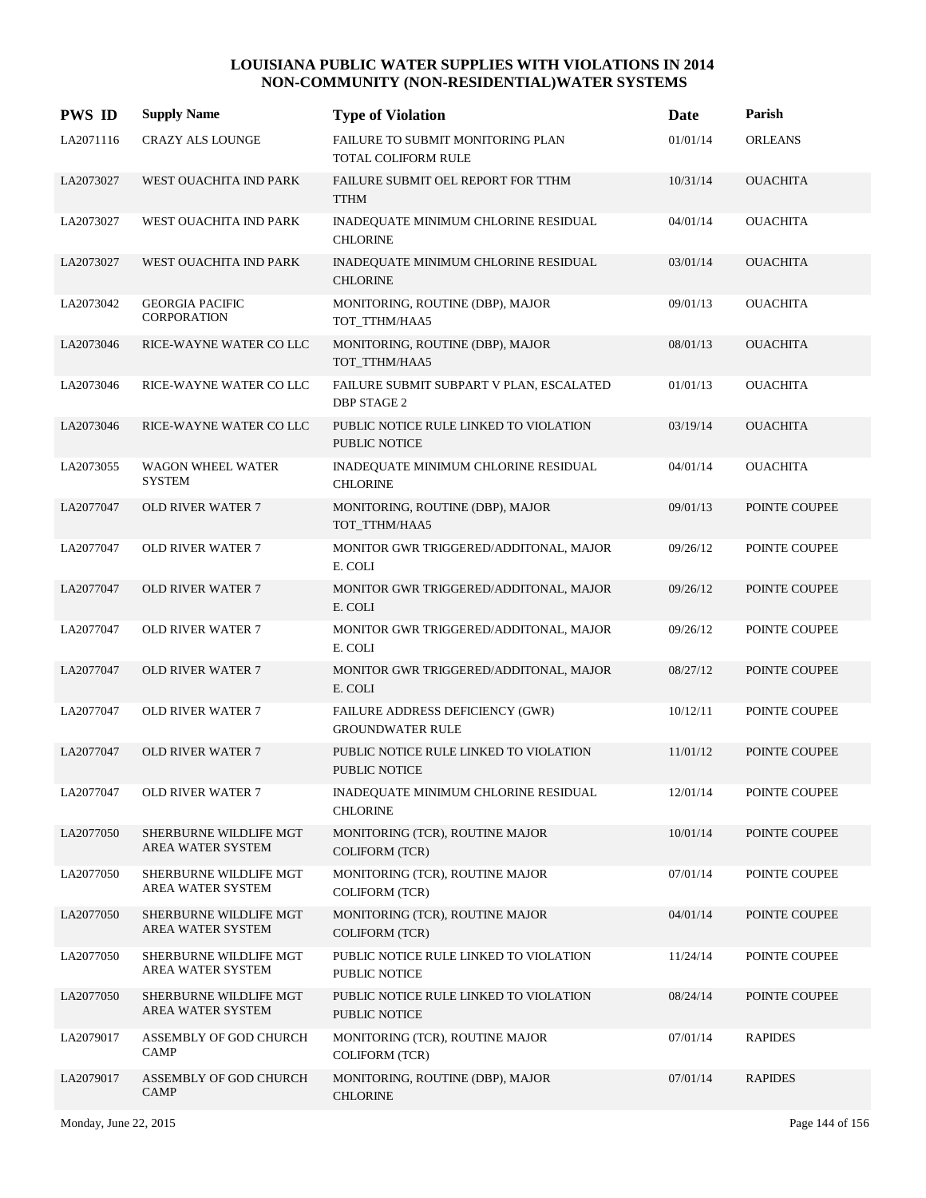# LOUISIANA PUBLIC WATER SUPPLIES WITH VIOLATIONS IN 2014
## NON-COMMUNITY (NON-RESIDENTIAL)WATER SYSTEMS

| PWS ID | Supply Name | Type of Violation | Date | Parish |
|---|---|---|---|---|
| LA2071116 | CRAZY ALS LOUNGE | FAILURE TO SUBMIT MONITORING PLAN<br>TOTAL COLIFORM RULE | 01/01/14 | ORLEANS |
| LA2073027 | WEST OUACHITA IND PARK | FAILURE SUBMIT OEL REPORT FOR TTHM<br>TTHM | 10/31/14 | OUACHITA |
| LA2073027 | WEST OUACHITA IND PARK | INADEQUATE MINIMUM CHLORINE RESIDUAL<br>CHLORINE | 04/01/14 | OUACHITA |
| LA2073027 | WEST OUACHITA IND PARK | INADEQUATE MINIMUM CHLORINE RESIDUAL<br>CHLORINE | 03/01/14 | OUACHITA |
| LA2073042 | GEORGIA PACIFIC CORPORATION | MONITORING, ROUTINE (DBP), MAJOR<br>TOT_TTHM/HAA5 | 09/01/13 | OUACHITA |
| LA2073046 | RICE-WAYNE WATER CO LLC | MONITORING, ROUTINE (DBP), MAJOR<br>TOT_TTHM/HAA5 | 08/01/13 | OUACHITA |
| LA2073046 | RICE-WAYNE WATER CO LLC | FAILURE SUBMIT SUBPART V PLAN, ESCALATED<br>DBP STAGE 2 | 01/01/13 | OUACHITA |
| LA2073046 | RICE-WAYNE WATER CO LLC | PUBLIC NOTICE RULE LINKED TO VIOLATION<br>PUBLIC NOTICE | 03/19/14 | OUACHITA |
| LA2073055 | WAGON WHEEL WATER SYSTEM | INADEQUATE MINIMUM CHLORINE RESIDUAL<br>CHLORINE | 04/01/14 | OUACHITA |
| LA2077047 | OLD RIVER WATER 7 | MONITORING, ROUTINE (DBP), MAJOR<br>TOT_TTHM/HAA5 | 09/01/13 | POINTE COUPEE |
| LA2077047 | OLD RIVER WATER 7 | MONITOR GWR TRIGGERED/ADDITONAL, MAJOR<br>E. COLI | 09/26/12 | POINTE COUPEE |
| LA2077047 | OLD RIVER WATER 7 | MONITOR GWR TRIGGERED/ADDITONAL, MAJOR<br>E. COLI | 09/26/12 | POINTE COUPEE |
| LA2077047 | OLD RIVER WATER 7 | MONITOR GWR TRIGGERED/ADDITONAL, MAJOR<br>E. COLI | 09/26/12 | POINTE COUPEE |
| LA2077047 | OLD RIVER WATER 7 | MONITOR GWR TRIGGERED/ADDITONAL, MAJOR<br>E. COLI | 08/27/12 | POINTE COUPEE |
| LA2077047 | OLD RIVER WATER 7 | FAILURE ADDRESS DEFICIENCY (GWR)<br>GROUNDWATER RULE | 10/12/11 | POINTE COUPEE |
| LA2077047 | OLD RIVER WATER 7 | PUBLIC NOTICE RULE LINKED TO VIOLATION<br>PUBLIC NOTICE | 11/01/12 | POINTE COUPEE |
| LA2077047 | OLD RIVER WATER 7 | INADEQUATE MINIMUM CHLORINE RESIDUAL<br>CHLORINE | 12/01/14 | POINTE COUPEE |
| LA2077050 | SHERBURNE WILDLIFE MGT AREA WATER SYSTEM | MONITORING (TCR), ROUTINE MAJOR<br>COLIFORM (TCR) | 10/01/14 | POINTE COUPEE |
| LA2077050 | SHERBURNE WILDLIFE MGT AREA WATER SYSTEM | MONITORING (TCR), ROUTINE MAJOR<br>COLIFORM (TCR) | 07/01/14 | POINTE COUPEE |
| LA2077050 | SHERBURNE WILDLIFE MGT AREA WATER SYSTEM | MONITORING (TCR), ROUTINE MAJOR<br>COLIFORM (TCR) | 04/01/14 | POINTE COUPEE |
| LA2077050 | SHERBURNE WILDLIFE MGT AREA WATER SYSTEM | PUBLIC NOTICE RULE LINKED TO VIOLATION<br>PUBLIC NOTICE | 11/24/14 | POINTE COUPEE |
| LA2077050 | SHERBURNE WILDLIFE MGT AREA WATER SYSTEM | PUBLIC NOTICE RULE LINKED TO VIOLATION<br>PUBLIC NOTICE | 08/24/14 | POINTE COUPEE |
| LA2079017 | ASSEMBLY OF GOD CHURCH CAMP | MONITORING (TCR), ROUTINE MAJOR<br>COLIFORM (TCR) | 07/01/14 | RAPIDES |
| LA2079017 | ASSEMBLY OF GOD CHURCH CAMP | MONITORING, ROUTINE (DBP), MAJOR<br>CHLORINE | 07/01/14 | RAPIDES |

Monday, June 22, 2015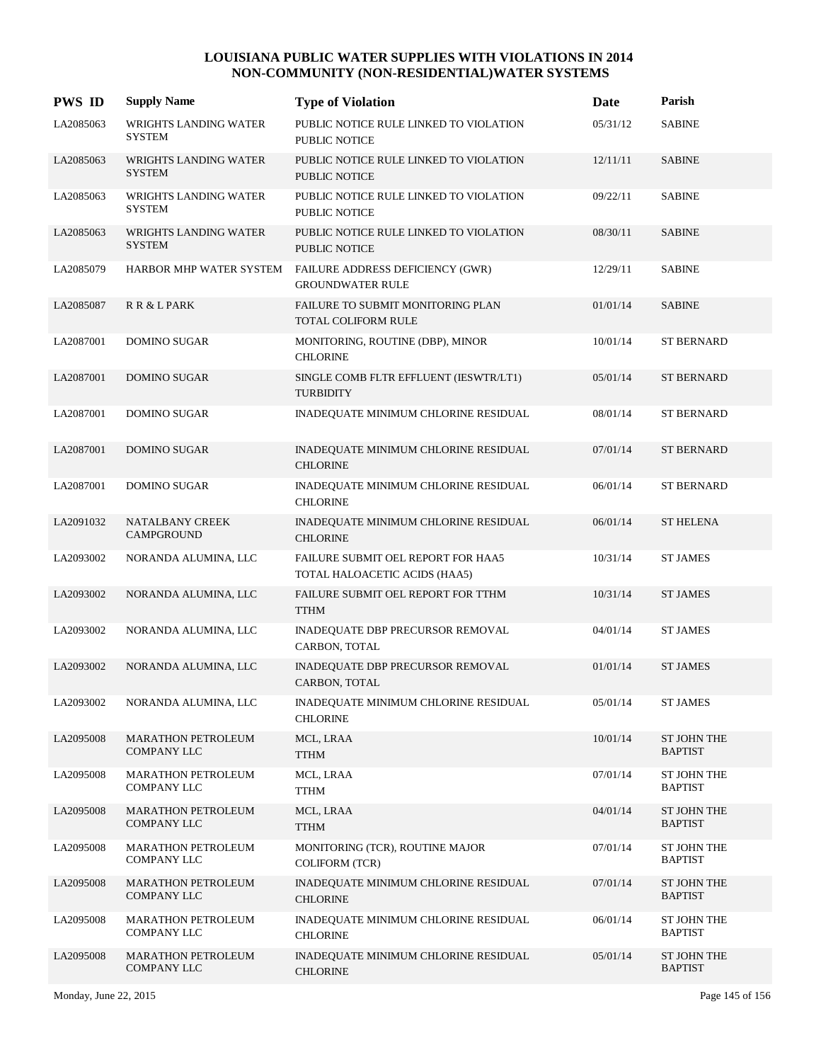# LOUISIANA PUBLIC WATER SUPPLIES WITH VIOLATIONS IN 2014
## NON-COMMUNITY (NON-RESIDENTIAL)WATER SYSTEMS

| PWS ID | Supply Name | Type of Violation | Date | Parish |
|---|---|---|---|---|
| LA2085063 | WRIGHTS LANDING WATER SYSTEM | PUBLIC NOTICE RULE LINKED TO VIOLATION PUBLIC NOTICE | 05/31/12 | SABINE |
| LA2085063 | WRIGHTS LANDING WATER SYSTEM | PUBLIC NOTICE RULE LINKED TO VIOLATION PUBLIC NOTICE | 12/11/11 | SABINE |
| LA2085063 | WRIGHTS LANDING WATER SYSTEM | PUBLIC NOTICE RULE LINKED TO VIOLATION PUBLIC NOTICE | 09/22/11 | SABINE |
| LA2085063 | WRIGHTS LANDING WATER SYSTEM | PUBLIC NOTICE RULE LINKED TO VIOLATION PUBLIC NOTICE | 08/30/11 | SABINE |
| LA2085079 | HARBOR MHP WATER SYSTEM | FAILURE ADDRESS DEFICIENCY (GWR) GROUNDWATER RULE | 12/29/11 | SABINE |
| LA2085087 | R R & L PARK | FAILURE TO SUBMIT MONITORING PLAN TOTAL COLIFORM RULE | 01/01/14 | SABINE |
| LA2087001 | DOMINO SUGAR | MONITORING, ROUTINE (DBP), MINOR CHLORINE | 10/01/14 | ST BERNARD |
| LA2087001 | DOMINO SUGAR | SINGLE COMB FLTR EFFLUENT (IESWTR/LT1) TURBIDITY | 05/01/14 | ST BERNARD |
| LA2087001 | DOMINO SUGAR | INADEQUATE MINIMUM CHLORINE RESIDUAL | 08/01/14 | ST BERNARD |
| LA2087001 | DOMINO SUGAR | INADEQUATE MINIMUM CHLORINE RESIDUAL CHLORINE | 07/01/14 | ST BERNARD |
| LA2087001 | DOMINO SUGAR | INADEQUATE MINIMUM CHLORINE RESIDUAL CHLORINE | 06/01/14 | ST BERNARD |
| LA2091032 | NATALBANY CREEK CAMPGROUND | INADEQUATE MINIMUM CHLORINE RESIDUAL CHLORINE | 06/01/14 | ST HELENA |
| LA2093002 | NORANDA ALUMINA, LLC | FAILURE SUBMIT OEL REPORT FOR HAA5 TOTAL HALOACETIC ACIDS (HAA5) | 10/31/14 | ST JAMES |
| LA2093002 | NORANDA ALUMINA, LLC | FAILURE SUBMIT OEL REPORT FOR TTHM TTHM | 10/31/14 | ST JAMES |
| LA2093002 | NORANDA ALUMINA, LLC | INADEQUATE DBP PRECURSOR REMOVAL CARBON, TOTAL | 04/01/14 | ST JAMES |
| LA2093002 | NORANDA ALUMINA, LLC | INADEQUATE DBP PRECURSOR REMOVAL CARBON, TOTAL | 01/01/14 | ST JAMES |
| LA2093002 | NORANDA ALUMINA, LLC | INADEQUATE MINIMUM CHLORINE RESIDUAL CHLORINE | 05/01/14 | ST JAMES |
| LA2095008 | MARATHON PETROLEUM COMPANY LLC | MCL, LRAA TTHM | 10/01/14 | ST JOHN THE BAPTIST |
| LA2095008 | MARATHON PETROLEUM COMPANY LLC | MCL, LRAA TTHM | 07/01/14 | ST JOHN THE BAPTIST |
| LA2095008 | MARATHON PETROLEUM COMPANY LLC | MCL, LRAA TTHM | 04/01/14 | ST JOHN THE BAPTIST |
| LA2095008 | MARATHON PETROLEUM COMPANY LLC | MONITORING (TCR), ROUTINE MAJOR COLIFORM (TCR) | 07/01/14 | ST JOHN THE BAPTIST |
| LA2095008 | MARATHON PETROLEUM COMPANY LLC | INADEQUATE MINIMUM CHLORINE RESIDUAL CHLORINE | 07/01/14 | ST JOHN THE BAPTIST |
| LA2095008 | MARATHON PETROLEUM COMPANY LLC | INADEQUATE MINIMUM CHLORINE RESIDUAL CHLORINE | 06/01/14 | ST JOHN THE BAPTIST |
| LA2095008 | MARATHON PETROLEUM COMPANY LLC | INADEQUATE MINIMUM CHLORINE RESIDUAL CHLORINE | 05/01/14 | ST JOHN THE BAPTIST |

Monday, June 22, 2015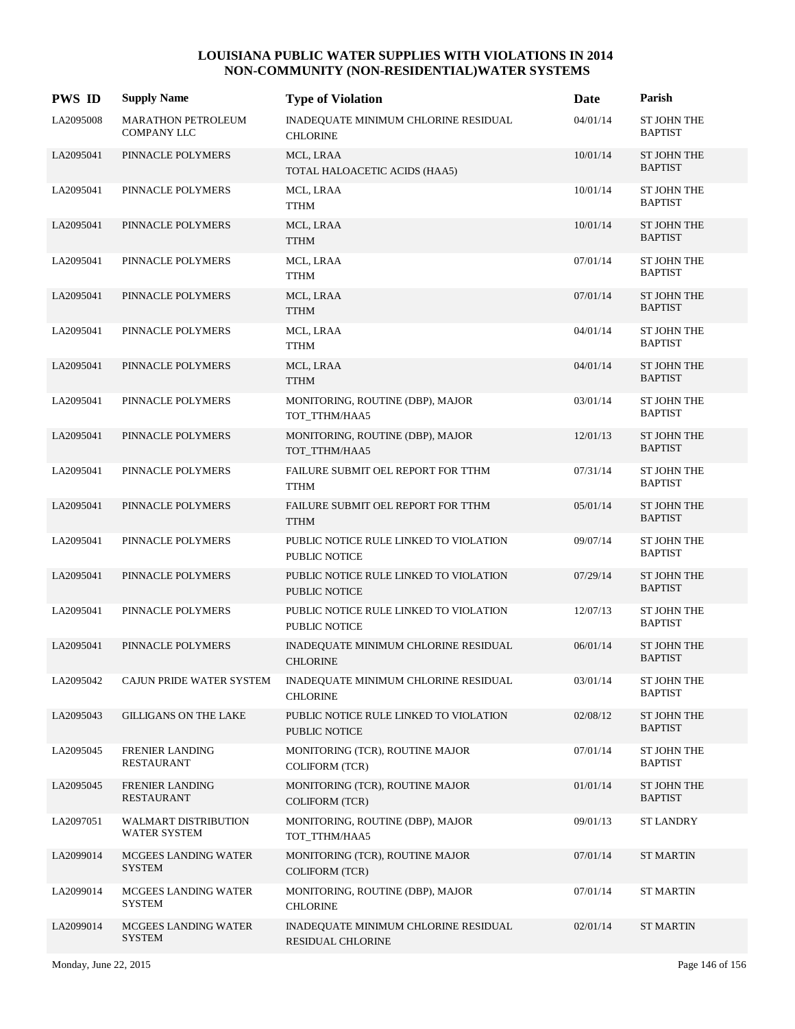# LOUISIANA PUBLIC WATER SUPPLIES WITH VIOLATIONS IN 2014
## NON-COMMUNITY (NON-RESIDENTIAL)WATER SYSTEMS

| PWS ID | Supply Name | Type of Violation | Date | Parish |
|---|---|---|---|---|
| LA2095008 | MARATHON PETROLEUM COMPANY LLC | INADEQUATE MINIMUM CHLORINE RESIDUAL<br>CHLORINE | 04/01/14 | ST JOHN THE BAPTIST |
| LA2095041 | PINNACLE POLYMERS | MCL, LRAA<br>TOTAL HALOACETIC ACIDS (HAA5) | 10/01/14 | ST JOHN THE BAPTIST |
| LA2095041 | PINNACLE POLYMERS | MCL, LRAA<br>TTHM | 10/01/14 | ST JOHN THE BAPTIST |
| LA2095041 | PINNACLE POLYMERS | MCL, LRAA<br>TTHM | 10/01/14 | ST JOHN THE BAPTIST |
| LA2095041 | PINNACLE POLYMERS | MCL, LRAA<br>TTHM | 07/01/14 | ST JOHN THE BAPTIST |
| LA2095041 | PINNACLE POLYMERS | MCL, LRAA<br>TTHM | 07/01/14 | ST JOHN THE BAPTIST |
| LA2095041 | PINNACLE POLYMERS | MCL, LRAA<br>TTHM | 04/01/14 | ST JOHN THE BAPTIST |
| LA2095041 | PINNACLE POLYMERS | MCL, LRAA<br>TTHM | 04/01/14 | ST JOHN THE BAPTIST |
| LA2095041 | PINNACLE POLYMERS | MONITORING, ROUTINE (DBP), MAJOR<br>TOT_TTHM/HAA5 | 03/01/14 | ST JOHN THE BAPTIST |
| LA2095041 | PINNACLE POLYMERS | MONITORING, ROUTINE (DBP), MAJOR<br>TOT_TTHM/HAA5 | 12/01/13 | ST JOHN THE BAPTIST |
| LA2095041 | PINNACLE POLYMERS | FAILURE SUBMIT OEL REPORT FOR TTHM<br>TTHM | 07/31/14 | ST JOHN THE BAPTIST |
| LA2095041 | PINNACLE POLYMERS | FAILURE SUBMIT OEL REPORT FOR TTHM<br>TTHM | 05/01/14 | ST JOHN THE BAPTIST |
| LA2095041 | PINNACLE POLYMERS | PUBLIC NOTICE RULE LINKED TO VIOLATION<br>PUBLIC NOTICE | 09/07/14 | ST JOHN THE BAPTIST |
| LA2095041 | PINNACLE POLYMERS | PUBLIC NOTICE RULE LINKED TO VIOLATION<br>PUBLIC NOTICE | 07/29/14 | ST JOHN THE BAPTIST |
| LA2095041 | PINNACLE POLYMERS | PUBLIC NOTICE RULE LINKED TO VIOLATION<br>PUBLIC NOTICE | 12/07/13 | ST JOHN THE BAPTIST |
| LA2095041 | PINNACLE POLYMERS | INADEQUATE MINIMUM CHLORINE RESIDUAL<br>CHLORINE | 06/01/14 | ST JOHN THE BAPTIST |
| LA2095042 | CAJUN PRIDE WATER SYSTEM | INADEQUATE MINIMUM CHLORINE RESIDUAL<br>CHLORINE | 03/01/14 | ST JOHN THE BAPTIST |
| LA2095043 | GILLIGANS ON THE LAKE | PUBLIC NOTICE RULE LINKED TO VIOLATION<br>PUBLIC NOTICE | 02/08/12 | ST JOHN THE BAPTIST |
| LA2095045 | FRENIER LANDING RESTAURANT | MONITORING (TCR), ROUTINE MAJOR<br>COLIFORM (TCR) | 07/01/14 | ST JOHN THE BAPTIST |
| LA2095045 | FRENIER LANDING RESTAURANT | MONITORING (TCR), ROUTINE MAJOR<br>COLIFORM (TCR) | 01/01/14 | ST JOHN THE BAPTIST |
| LA2097051 | WALMART DISTRIBUTION WATER SYSTEM | MONITORING, ROUTINE (DBP), MAJOR<br>TOT_TTHM/HAA5 | 09/01/13 | ST LANDRY |
| LA2099014 | MCGEES LANDING WATER SYSTEM | MONITORING (TCR), ROUTINE MAJOR<br>COLIFORM (TCR) | 07/01/14 | ST MARTIN |
| LA2099014 | MCGEES LANDING WATER SYSTEM | MONITORING, ROUTINE (DBP), MAJOR<br>CHLORINE | 07/01/14 | ST MARTIN |
| LA2099014 | MCGEES LANDING WATER SYSTEM | INADEQUATE MINIMUM CHLORINE RESIDUAL<br>RESIDUAL CHLORINE | 02/01/14 | ST MARTIN |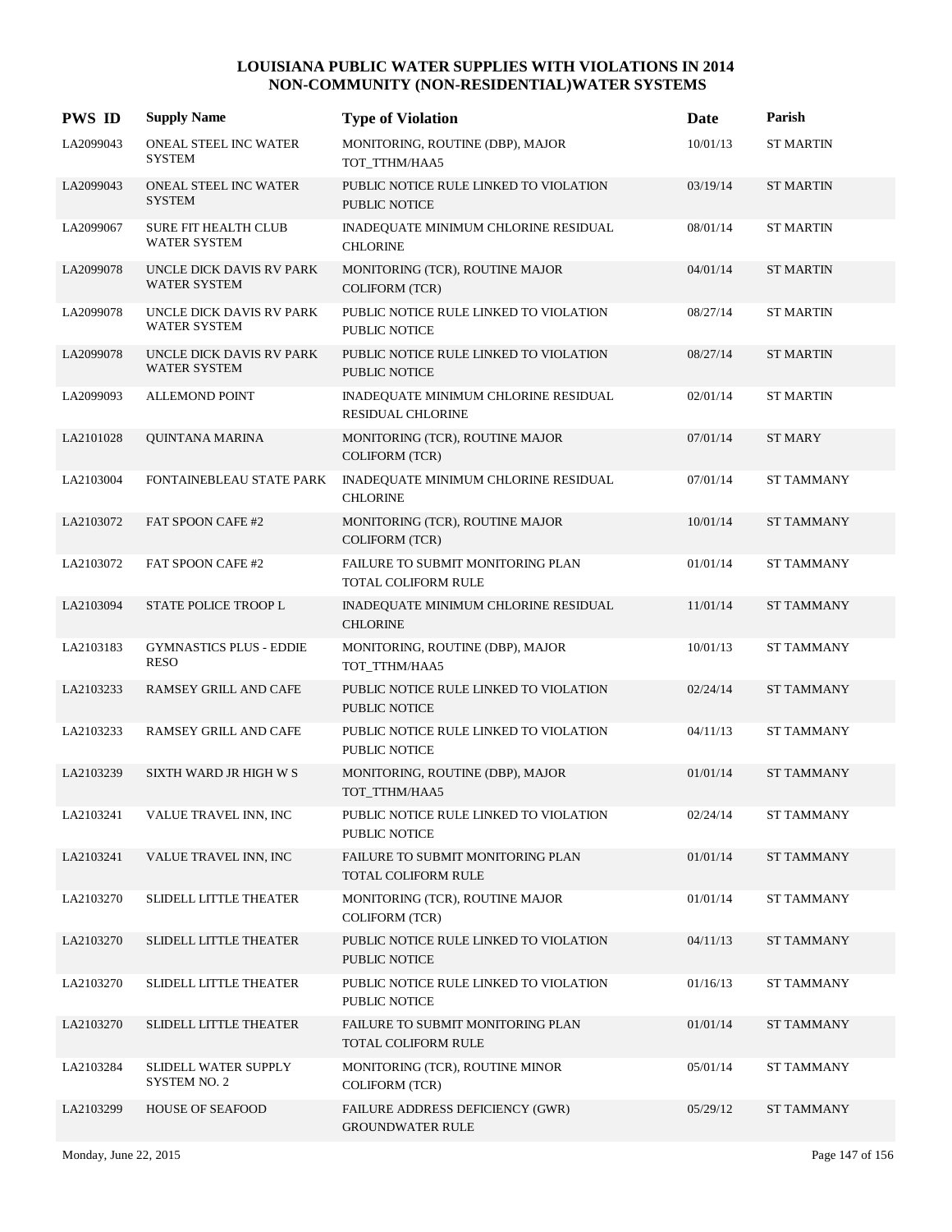# LOUISIANA PUBLIC WATER SUPPLIES WITH VIOLATIONS IN 2014
## NON-COMMUNITY (NON-RESIDENTIAL)WATER SYSTEMS

| PWS ID | Supply Name | Type of Violation | Date | Parish |
|---|---|---|---|---|
| LA2099043 | ONEAL STEEL INC WATER SYSTEM | MONITORING, ROUTINE (DBP), MAJOR TOT_TTHM/HAA5 | 10/01/13 | ST MARTIN |
| LA2099043 | ONEAL STEEL INC WATER SYSTEM | PUBLIC NOTICE RULE LINKED TO VIOLATION PUBLIC NOTICE | 03/19/14 | ST MARTIN |
| LA2099067 | SURE FIT HEALTH CLUB WATER SYSTEM | INADEQUATE MINIMUM CHLORINE RESIDUAL CHLORINE | 08/01/14 | ST MARTIN |
| LA2099078 | UNCLE DICK DAVIS RV PARK WATER SYSTEM | MONITORING (TCR), ROUTINE MAJOR COLIFORM (TCR) | 04/01/14 | ST MARTIN |
| LA2099078 | UNCLE DICK DAVIS RV PARK WATER SYSTEM | PUBLIC NOTICE RULE LINKED TO VIOLATION PUBLIC NOTICE | 08/27/14 | ST MARTIN |
| LA2099078 | UNCLE DICK DAVIS RV PARK WATER SYSTEM | PUBLIC NOTICE RULE LINKED TO VIOLATION PUBLIC NOTICE | 08/27/14 | ST MARTIN |
| LA2099093 | ALLEMOND POINT | INADEQUATE MINIMUM CHLORINE RESIDUAL RESIDUAL CHLORINE | 02/01/14 | ST MARTIN |
| LA2101028 | QUINTANA MARINA | MONITORING (TCR), ROUTINE MAJOR COLIFORM (TCR) | 07/01/14 | ST MARY |
| LA2103004 | FONTAINEBLEAU STATE PARK | INADEQUATE MINIMUM CHLORINE RESIDUAL CHLORINE | 07/01/14 | ST TAMMANY |
| LA2103072 | FAT SPOON CAFE #2 | MONITORING (TCR), ROUTINE MAJOR COLIFORM (TCR) | 10/01/14 | ST TAMMANY |
| LA2103072 | FAT SPOON CAFE #2 | FAILURE TO SUBMIT MONITORING PLAN TOTAL COLIFORM RULE | 01/01/14 | ST TAMMANY |
| LA2103094 | STATE POLICE TROOP L | INADEQUATE MINIMUM CHLORINE RESIDUAL CHLORINE | 11/01/14 | ST TAMMANY |
| LA2103183 | GYMNASTICS PLUS - EDDIE RESO | MONITORING, ROUTINE (DBP), MAJOR TOT_TTHM/HAA5 | 10/01/13 | ST TAMMANY |
| LA2103233 | RAMSEY GRILL AND CAFE | PUBLIC NOTICE RULE LINKED TO VIOLATION PUBLIC NOTICE | 02/24/14 | ST TAMMANY |
| LA2103233 | RAMSEY GRILL AND CAFE | PUBLIC NOTICE RULE LINKED TO VIOLATION PUBLIC NOTICE | 04/11/13 | ST TAMMANY |
| LA2103239 | SIXTH WARD JR HIGH W S | MONITORING, ROUTINE (DBP), MAJOR TOT_TTHM/HAA5 | 01/01/14 | ST TAMMANY |
| LA2103241 | VALUE TRAVEL INN, INC | PUBLIC NOTICE RULE LINKED TO VIOLATION PUBLIC NOTICE | 02/24/14 | ST TAMMANY |
| LA2103241 | VALUE TRAVEL INN, INC | FAILURE TO SUBMIT MONITORING PLAN TOTAL COLIFORM RULE | 01/01/14 | ST TAMMANY |
| LA2103270 | SLIDELL LITTLE THEATER | MONITORING (TCR), ROUTINE MAJOR COLIFORM (TCR) | 01/01/14 | ST TAMMANY |
| LA2103270 | SLIDELL LITTLE THEATER | PUBLIC NOTICE RULE LINKED TO VIOLATION PUBLIC NOTICE | 04/11/13 | ST TAMMANY |
| LA2103270 | SLIDELL LITTLE THEATER | PUBLIC NOTICE RULE LINKED TO VIOLATION PUBLIC NOTICE | 01/16/13 | ST TAMMANY |
| LA2103270 | SLIDELL LITTLE THEATER | FAILURE TO SUBMIT MONITORING PLAN TOTAL COLIFORM RULE | 01/01/14 | ST TAMMANY |
| LA2103284 | SLIDELL WATER SUPPLY SYSTEM NO. 2 | MONITORING (TCR), ROUTINE MINOR COLIFORM (TCR) | 05/01/14 | ST TAMMANY |
| LA2103299 | HOUSE OF SEAFOOD | FAILURE ADDRESS DEFICIENCY (GWR) GROUNDWATER RULE | 05/29/12 | ST TAMMANY |

Monday, June 22, 2015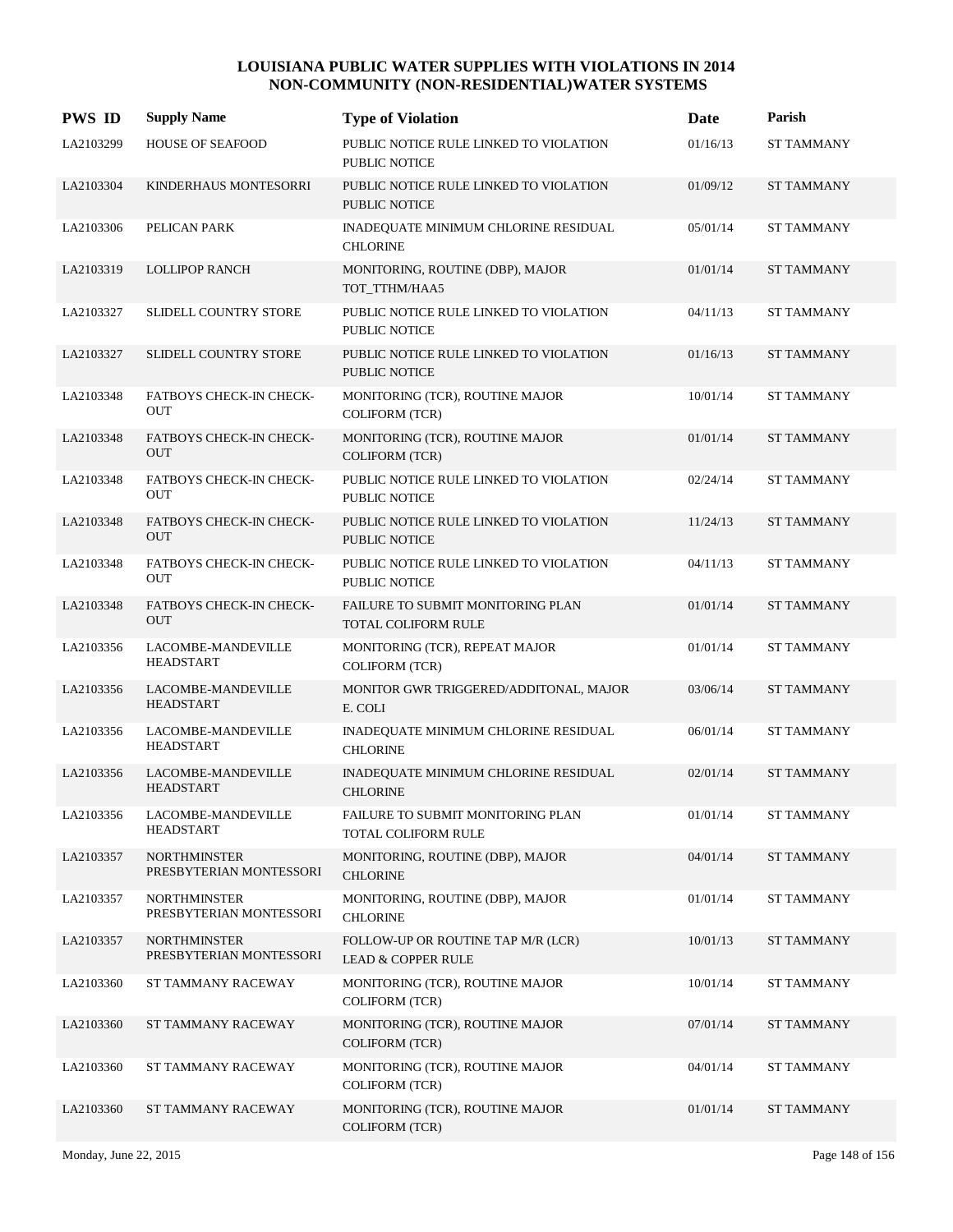# LOUISIANA PUBLIC WATER SUPPLIES WITH VIOLATIONS IN 2014
## NON-COMMUNITY (NON-RESIDENTIAL)WATER SYSTEMS

| PWS ID | Supply Name | Type of Violation | Date | Parish |
|---|---|---|---|---|
| LA2103299 | HOUSE OF SEAFOOD | PUBLIC NOTICE RULE LINKED TO VIOLATION PUBLIC NOTICE | 01/16/13 | ST TAMMANY |
| LA2103304 | KINDERHAUS MONTESORRI | PUBLIC NOTICE RULE LINKED TO VIOLATION PUBLIC NOTICE | 01/09/12 | ST TAMMANY |
| LA2103306 | PELICAN PARK | INADEQUATE MINIMUM CHLORINE RESIDUAL CHLORINE | 05/01/14 | ST TAMMANY |
| LA2103319 | LOLLIPOP RANCH | MONITORING, ROUTINE (DBP), MAJOR TOT_TTHM/HAA5 | 01/01/14 | ST TAMMANY |
| LA2103327 | SLIDELL COUNTRY STORE | PUBLIC NOTICE RULE LINKED TO VIOLATION PUBLIC NOTICE | 04/11/13 | ST TAMMANY |
| LA2103327 | SLIDELL COUNTRY STORE | PUBLIC NOTICE RULE LINKED TO VIOLATION PUBLIC NOTICE | 01/16/13 | ST TAMMANY |
| LA2103348 | FATBOYS CHECK-IN CHECK-OUT | MONITORING (TCR), ROUTINE MAJOR COLIFORM (TCR) | 10/01/14 | ST TAMMANY |
| LA2103348 | FATBOYS CHECK-IN CHECK-OUT | MONITORING (TCR), ROUTINE MAJOR COLIFORM (TCR) | 01/01/14 | ST TAMMANY |
| LA2103348 | FATBOYS CHECK-IN CHECK-OUT | PUBLIC NOTICE RULE LINKED TO VIOLATION PUBLIC NOTICE | 02/24/14 | ST TAMMANY |
| LA2103348 | FATBOYS CHECK-IN CHECK-OUT | PUBLIC NOTICE RULE LINKED TO VIOLATION PUBLIC NOTICE | 11/24/13 | ST TAMMANY |
| LA2103348 | FATBOYS CHECK-IN CHECK-OUT | PUBLIC NOTICE RULE LINKED TO VIOLATION PUBLIC NOTICE | 04/11/13 | ST TAMMANY |
| LA2103348 | FATBOYS CHECK-IN CHECK-OUT | FAILURE TO SUBMIT MONITORING PLAN TOTAL COLIFORM RULE | 01/01/14 | ST TAMMANY |
| LA2103356 | LACOMBE-MANDEVILLE HEADSTART | MONITORING (TCR), REPEAT MAJOR COLIFORM (TCR) | 01/01/14 | ST TAMMANY |
| LA2103356 | LACOMBE-MANDEVILLE HEADSTART | MONITOR GWR TRIGGERED/ADDITONAL, MAJOR E. COLI | 03/06/14 | ST TAMMANY |
| LA2103356 | LACOMBE-MANDEVILLE HEADSTART | INADEQUATE MINIMUM CHLORINE RESIDUAL CHLORINE | 06/01/14 | ST TAMMANY |
| LA2103356 | LACOMBE-MANDEVILLE HEADSTART | INADEQUATE MINIMUM CHLORINE RESIDUAL CHLORINE | 02/01/14 | ST TAMMANY |
| LA2103356 | LACOMBE-MANDEVILLE HEADSTART | FAILURE TO SUBMIT MONITORING PLAN TOTAL COLIFORM RULE | 01/01/14 | ST TAMMANY |
| LA2103357 | NORTHMINSTER PRESBYTERIAN MONTESSORI | MONITORING, ROUTINE (DBP), MAJOR CHLORINE | 04/01/14 | ST TAMMANY |
| LA2103357 | NORTHMINSTER PRESBYTERIAN MONTESSORI | MONITORING, ROUTINE (DBP), MAJOR CHLORINE | 01/01/14 | ST TAMMANY |
| LA2103357 | NORTHMINSTER PRESBYTERIAN MONTESSORI | FOLLOW-UP OR ROUTINE TAP M/R (LCR) LEAD & COPPER RULE | 10/01/13 | ST TAMMANY |
| LA2103360 | ST TAMMANY RACEWAY | MONITORING (TCR), ROUTINE MAJOR COLIFORM (TCR) | 10/01/14 | ST TAMMANY |
| LA2103360 | ST TAMMANY RACEWAY | MONITORING (TCR), ROUTINE MAJOR COLIFORM (TCR) | 07/01/14 | ST TAMMANY |
| LA2103360 | ST TAMMANY RACEWAY | MONITORING (TCR), ROUTINE MAJOR COLIFORM (TCR) | 04/01/14 | ST TAMMANY |
| LA2103360 | ST TAMMANY RACEWAY | MONITORING (TCR), ROUTINE MAJOR COLIFORM (TCR) | 01/01/14 | ST TAMMANY |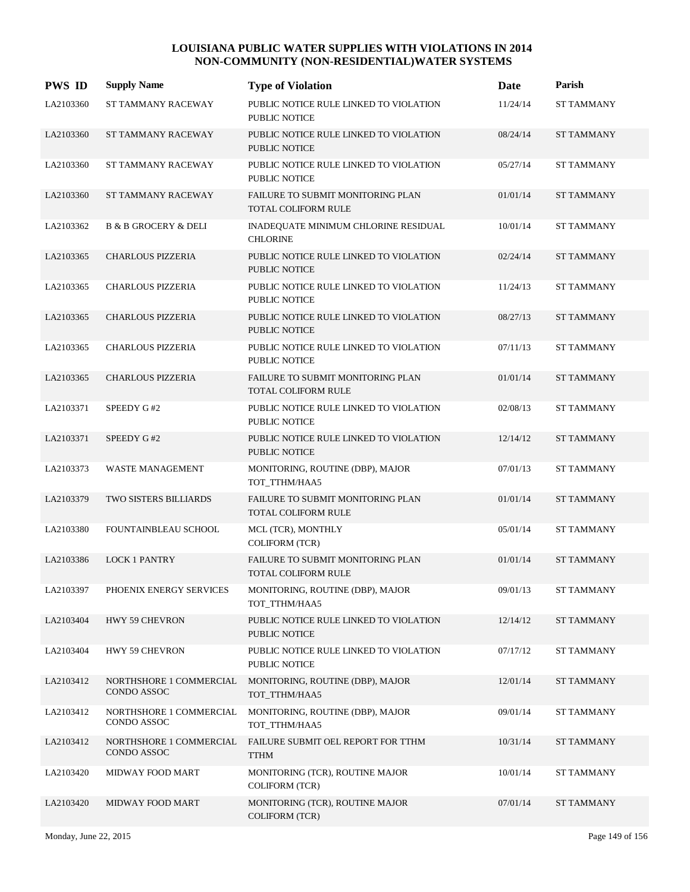# LOUISIANA PUBLIC WATER SUPPLIES WITH VIOLATIONS IN 2014
## NON-COMMUNITY (NON-RESIDENTIAL)WATER SYSTEMS

| PWS ID | Supply Name | Type of Violation | Date | Parish |
|---|---|---|---|---|
| LA2103360 | ST TAMMANY RACEWAY | PUBLIC NOTICE RULE LINKED TO VIOLATION PUBLIC NOTICE | 11/24/14 | ST TAMMANY |
| LA2103360 | ST TAMMANY RACEWAY | PUBLIC NOTICE RULE LINKED TO VIOLATION PUBLIC NOTICE | 08/24/14 | ST TAMMANY |
| LA2103360 | ST TAMMANY RACEWAY | PUBLIC NOTICE RULE LINKED TO VIOLATION PUBLIC NOTICE | 05/27/14 | ST TAMMANY |
| LA2103360 | ST TAMMANY RACEWAY | FAILURE TO SUBMIT MONITORING PLAN TOTAL COLIFORM RULE | 01/01/14 | ST TAMMANY |
| LA2103362 | B & B GROCERY & DELI | INADEQUATE MINIMUM CHLORINE RESIDUAL CHLORINE | 10/01/14 | ST TAMMANY |
| LA2103365 | CHARLOUS PIZZERIA | PUBLIC NOTICE RULE LINKED TO VIOLATION PUBLIC NOTICE | 02/24/14 | ST TAMMANY |
| LA2103365 | CHARLOUS PIZZERIA | PUBLIC NOTICE RULE LINKED TO VIOLATION PUBLIC NOTICE | 11/24/13 | ST TAMMANY |
| LA2103365 | CHARLOUS PIZZERIA | PUBLIC NOTICE RULE LINKED TO VIOLATION PUBLIC NOTICE | 08/27/13 | ST TAMMANY |
| LA2103365 | CHARLOUS PIZZERIA | PUBLIC NOTICE RULE LINKED TO VIOLATION PUBLIC NOTICE | 07/11/13 | ST TAMMANY |
| LA2103365 | CHARLOUS PIZZERIA | FAILURE TO SUBMIT MONITORING PLAN TOTAL COLIFORM RULE | 01/01/14 | ST TAMMANY |
| LA2103371 | SPEEDY G #2 | PUBLIC NOTICE RULE LINKED TO VIOLATION PUBLIC NOTICE | 02/08/13 | ST TAMMANY |
| LA2103371 | SPEEDY G #2 | PUBLIC NOTICE RULE LINKED TO VIOLATION PUBLIC NOTICE | 12/14/12 | ST TAMMANY |
| LA2103373 | WASTE MANAGEMENT | MONITORING, ROUTINE (DBP), MAJOR TOT_TTHM/HAA5 | 07/01/13 | ST TAMMANY |
| LA2103379 | TWO SISTERS BILLIARDS | FAILURE TO SUBMIT MONITORING PLAN TOTAL COLIFORM RULE | 01/01/14 | ST TAMMANY |
| LA2103380 | FOUNTAINBLEAU SCHOOL | MCL (TCR), MONTHLY COLIFORM (TCR) | 05/01/14 | ST TAMMANY |
| LA2103386 | LOCK 1 PANTRY | FAILURE TO SUBMIT MONITORING PLAN TOTAL COLIFORM RULE | 01/01/14 | ST TAMMANY |
| LA2103397 | PHOENIX ENERGY SERVICES | MONITORING, ROUTINE (DBP), MAJOR TOT_TTHM/HAA5 | 09/01/13 | ST TAMMANY |
| LA2103404 | HWY 59 CHEVRON | PUBLIC NOTICE RULE LINKED TO VIOLATION PUBLIC NOTICE | 12/14/12 | ST TAMMANY |
| LA2103404 | HWY 59 CHEVRON | PUBLIC NOTICE RULE LINKED TO VIOLATION PUBLIC NOTICE | 07/17/12 | ST TAMMANY |
| LA2103412 | NORTHSHORE 1 COMMERCIAL CONDO ASSOC | MONITORING, ROUTINE (DBP), MAJOR TOT_TTHM/HAA5 | 12/01/14 | ST TAMMANY |
| LA2103412 | NORTHSHORE 1 COMMERCIAL CONDO ASSOC | MONITORING, ROUTINE (DBP), MAJOR TOT_TTHM/HAA5 | 09/01/14 | ST TAMMANY |
| LA2103412 | NORTHSHORE 1 COMMERCIAL CONDO ASSOC | FAILURE SUBMIT OEL REPORT FOR TTHM TTHM | 10/31/14 | ST TAMMANY |
| LA2103420 | MIDWAY FOOD MART | MONITORING (TCR), ROUTINE MAJOR COLIFORM (TCR) | 10/01/14 | ST TAMMANY |
| LA2103420 | MIDWAY FOOD MART | MONITORING (TCR), ROUTINE MAJOR COLIFORM (TCR) | 07/01/14 | ST TAMMANY |

Monday, June 22, 2015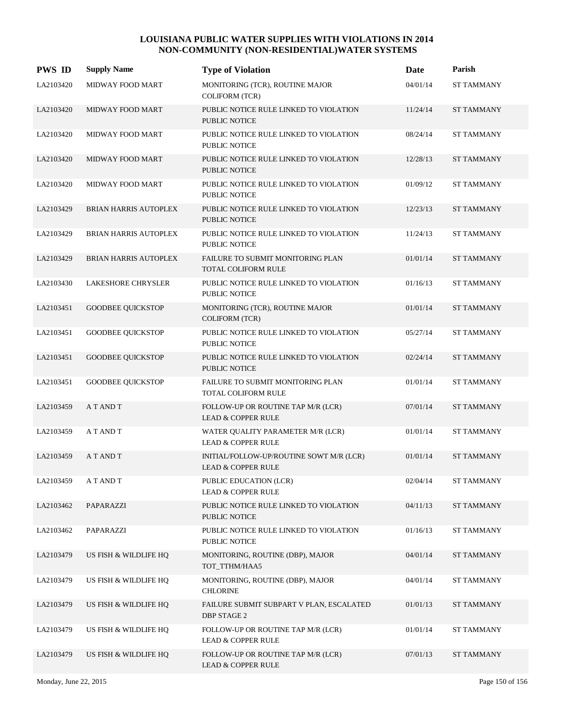# LOUISIANA PUBLIC WATER SUPPLIES WITH VIOLATIONS IN 2014
## NON-COMMUNITY (NON-RESIDENTIAL)WATER SYSTEMS

| PWS ID | Supply Name | Type of Violation | Date | Parish |
|---|---|---|---|---|
| LA2103420 | MIDWAY FOOD MART | MONITORING (TCR), ROUTINE MAJOR COLIFORM (TCR) | 04/01/14 | ST TAMMANY |
| LA2103420 | MIDWAY FOOD MART | PUBLIC NOTICE RULE LINKED TO VIOLATION PUBLIC NOTICE | 11/24/14 | ST TAMMANY |
| LA2103420 | MIDWAY FOOD MART | PUBLIC NOTICE RULE LINKED TO VIOLATION PUBLIC NOTICE | 08/24/14 | ST TAMMANY |
| LA2103420 | MIDWAY FOOD MART | PUBLIC NOTICE RULE LINKED TO VIOLATION PUBLIC NOTICE | 12/28/13 | ST TAMMANY |
| LA2103420 | MIDWAY FOOD MART | PUBLIC NOTICE RULE LINKED TO VIOLATION PUBLIC NOTICE | 01/09/12 | ST TAMMANY |
| LA2103429 | BRIAN HARRIS AUTOPLEX | PUBLIC NOTICE RULE LINKED TO VIOLATION PUBLIC NOTICE | 12/23/13 | ST TAMMANY |
| LA2103429 | BRIAN HARRIS AUTOPLEX | PUBLIC NOTICE RULE LINKED TO VIOLATION PUBLIC NOTICE | 11/24/13 | ST TAMMANY |
| LA2103429 | BRIAN HARRIS AUTOPLEX | FAILURE TO SUBMIT MONITORING PLAN TOTAL COLIFORM RULE | 01/01/14 | ST TAMMANY |
| LA2103430 | LAKESHORE CHRYSLER | PUBLIC NOTICE RULE LINKED TO VIOLATION PUBLIC NOTICE | 01/16/13 | ST TAMMANY |
| LA2103451 | GOODBEE QUICKSTOP | MONITORING (TCR), ROUTINE MAJOR COLIFORM (TCR) | 01/01/14 | ST TAMMANY |
| LA2103451 | GOODBEE QUICKSTOP | PUBLIC NOTICE RULE LINKED TO VIOLATION PUBLIC NOTICE | 05/27/14 | ST TAMMANY |
| LA2103451 | GOODBEE QUICKSTOP | PUBLIC NOTICE RULE LINKED TO VIOLATION PUBLIC NOTICE | 02/24/14 | ST TAMMANY |
| LA2103451 | GOODBEE QUICKSTOP | FAILURE TO SUBMIT MONITORING PLAN TOTAL COLIFORM RULE | 01/01/14 | ST TAMMANY |
| LA2103459 | A T AND T | FOLLOW-UP OR ROUTINE TAP M/R (LCR) LEAD & COPPER RULE | 07/01/14 | ST TAMMANY |
| LA2103459 | A T AND T | WATER QUALITY PARAMETER M/R (LCR) LEAD & COPPER RULE | 01/01/14 | ST TAMMANY |
| LA2103459 | A T AND T | INITIAL/FOLLOW-UP/ROUTINE SOWT M/R (LCR) LEAD & COPPER RULE | 01/01/14 | ST TAMMANY |
| LA2103459 | A T AND T | PUBLIC EDUCATION (LCR) LEAD & COPPER RULE | 02/04/14 | ST TAMMANY |
| LA2103462 | PAPARAZZI | PUBLIC NOTICE RULE LINKED TO VIOLATION PUBLIC NOTICE | 04/11/13 | ST TAMMANY |
| LA2103462 | PAPARAZZI | PUBLIC NOTICE RULE LINKED TO VIOLATION PUBLIC NOTICE | 01/16/13 | ST TAMMANY |
| LA2103479 | US FISH & WILDLIFE HQ | MONITORING, ROUTINE (DBP), MAJOR TOT_TTHM/HAA5 | 04/01/14 | ST TAMMANY |
| LA2103479 | US FISH & WILDLIFE HQ | MONITORING, ROUTINE (DBP), MAJOR CHLORINE | 04/01/14 | ST TAMMANY |
| LA2103479 | US FISH & WILDLIFE HQ | FAILURE SUBMIT SUBPART V PLAN, ESCALATED DBP STAGE 2 | 01/01/13 | ST TAMMANY |
| LA2103479 | US FISH & WILDLIFE HQ | FOLLOW-UP OR ROUTINE TAP M/R (LCR) LEAD & COPPER RULE | 01/01/14 | ST TAMMANY |
| LA2103479 | US FISH & WILDLIFE HQ | FOLLOW-UP OR ROUTINE TAP M/R (LCR) LEAD & COPPER RULE | 07/01/13 | ST TAMMANY |

Monday, June 22, 2015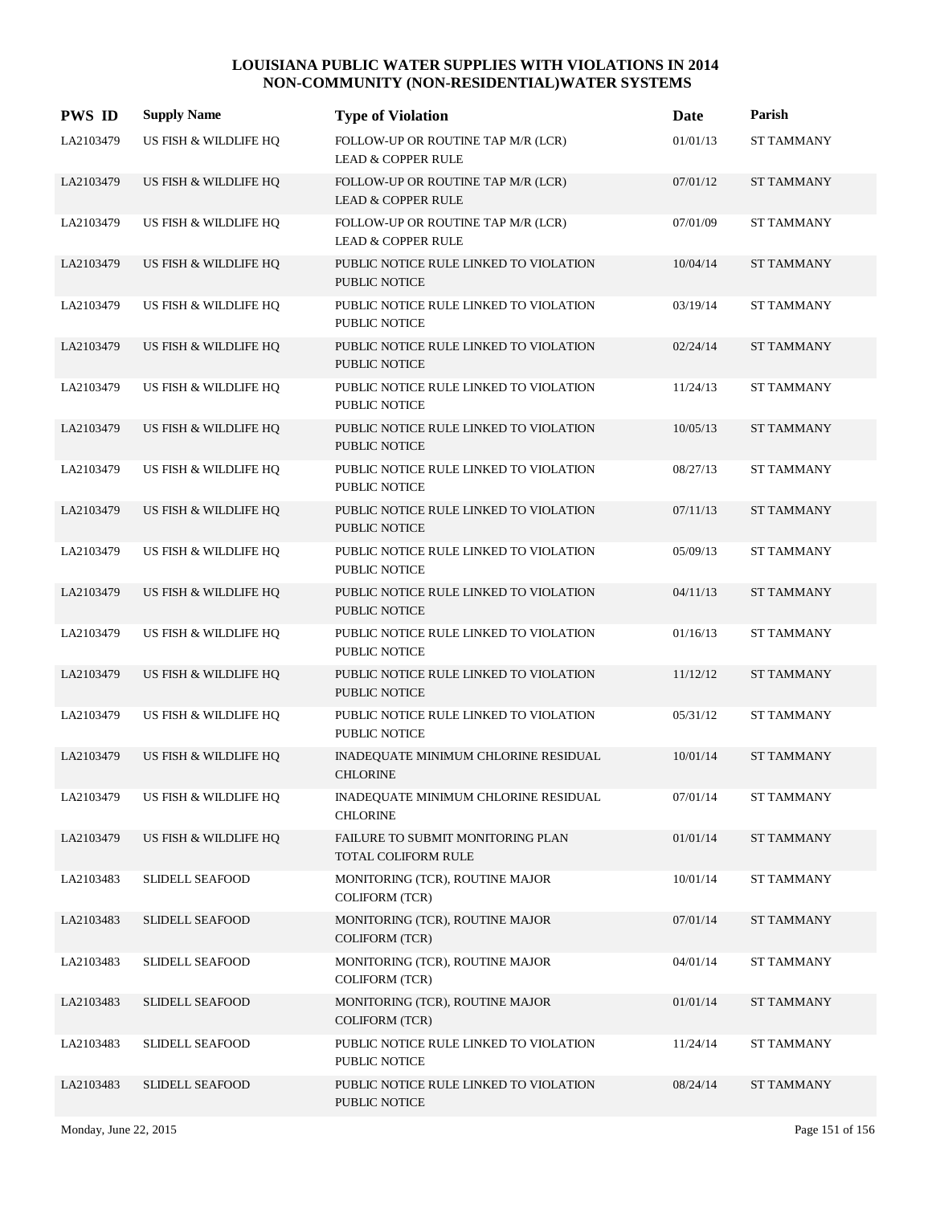# LOUISIANA PUBLIC WATER SUPPLIES WITH VIOLATIONS IN 2014
## NON-COMMUNITY (NON-RESIDENTIAL)WATER SYSTEMS

| PWS ID | Supply Name | Type of Violation | Date | Parish |
|---|---|---|---|---|
| LA2103479 | US FISH & WILDLIFE HQ | FOLLOW-UP OR ROUTINE TAP M/R (LCR)<br>LEAD & COPPER RULE | 01/01/13 | ST TAMMANY |
| LA2103479 | US FISH & WILDLIFE HQ | FOLLOW-UP OR ROUTINE TAP M/R (LCR)<br>LEAD & COPPER RULE | 07/01/12 | ST TAMMANY |
| LA2103479 | US FISH & WILDLIFE HQ | FOLLOW-UP OR ROUTINE TAP M/R (LCR)<br>LEAD & COPPER RULE | 07/01/09 | ST TAMMANY |
| LA2103479 | US FISH & WILDLIFE HQ | PUBLIC NOTICE RULE LINKED TO VIOLATION<br>PUBLIC NOTICE | 10/04/14 | ST TAMMANY |
| LA2103479 | US FISH & WILDLIFE HQ | PUBLIC NOTICE RULE LINKED TO VIOLATION<br>PUBLIC NOTICE | 03/19/14 | ST TAMMANY |
| LA2103479 | US FISH & WILDLIFE HQ | PUBLIC NOTICE RULE LINKED TO VIOLATION<br>PUBLIC NOTICE | 02/24/14 | ST TAMMANY |
| LA2103479 | US FISH & WILDLIFE HQ | PUBLIC NOTICE RULE LINKED TO VIOLATION<br>PUBLIC NOTICE | 11/24/13 | ST TAMMANY |
| LA2103479 | US FISH & WILDLIFE HQ | PUBLIC NOTICE RULE LINKED TO VIOLATION<br>PUBLIC NOTICE | 10/05/13 | ST TAMMANY |
| LA2103479 | US FISH & WILDLIFE HQ | PUBLIC NOTICE RULE LINKED TO VIOLATION<br>PUBLIC NOTICE | 08/27/13 | ST TAMMANY |
| LA2103479 | US FISH & WILDLIFE HQ | PUBLIC NOTICE RULE LINKED TO VIOLATION<br>PUBLIC NOTICE | 07/11/13 | ST TAMMANY |
| LA2103479 | US FISH & WILDLIFE HQ | PUBLIC NOTICE RULE LINKED TO VIOLATION<br>PUBLIC NOTICE | 05/09/13 | ST TAMMANY |
| LA2103479 | US FISH & WILDLIFE HQ | PUBLIC NOTICE RULE LINKED TO VIOLATION<br>PUBLIC NOTICE | 04/11/13 | ST TAMMANY |
| LA2103479 | US FISH & WILDLIFE HQ | PUBLIC NOTICE RULE LINKED TO VIOLATION<br>PUBLIC NOTICE | 01/16/13 | ST TAMMANY |
| LA2103479 | US FISH & WILDLIFE HQ | PUBLIC NOTICE RULE LINKED TO VIOLATION<br>PUBLIC NOTICE | 11/12/12 | ST TAMMANY |
| LA2103479 | US FISH & WILDLIFE HQ | PUBLIC NOTICE RULE LINKED TO VIOLATION<br>PUBLIC NOTICE | 05/31/12 | ST TAMMANY |
| LA2103479 | US FISH & WILDLIFE HQ | INADEQUATE MINIMUM CHLORINE RESIDUAL<br>CHLORINE | 10/01/14 | ST TAMMANY |
| LA2103479 | US FISH & WILDLIFE HQ | INADEQUATE MINIMUM CHLORINE RESIDUAL<br>CHLORINE | 07/01/14 | ST TAMMANY |
| LA2103479 | US FISH & WILDLIFE HQ | FAILURE TO SUBMIT MONITORING PLAN<br>TOTAL COLIFORM RULE | 01/01/14 | ST TAMMANY |
| LA2103483 | SLIDELL SEAFOOD | MONITORING (TCR), ROUTINE MAJOR<br>COLIFORM (TCR) | 10/01/14 | ST TAMMANY |
| LA2103483 | SLIDELL SEAFOOD | MONITORING (TCR), ROUTINE MAJOR<br>COLIFORM (TCR) | 07/01/14 | ST TAMMANY |
| LA2103483 | SLIDELL SEAFOOD | MONITORING (TCR), ROUTINE MAJOR<br>COLIFORM (TCR) | 04/01/14 | ST TAMMANY |
| LA2103483 | SLIDELL SEAFOOD | MONITORING (TCR), ROUTINE MAJOR<br>COLIFORM (TCR) | 01/01/14 | ST TAMMANY |
| LA2103483 | SLIDELL SEAFOOD | PUBLIC NOTICE RULE LINKED TO VIOLATION<br>PUBLIC NOTICE | 11/24/14 | ST TAMMANY |
| LA2103483 | SLIDELL SEAFOOD | PUBLIC NOTICE RULE LINKED TO VIOLATION<br>PUBLIC NOTICE | 08/24/14 | ST TAMMANY |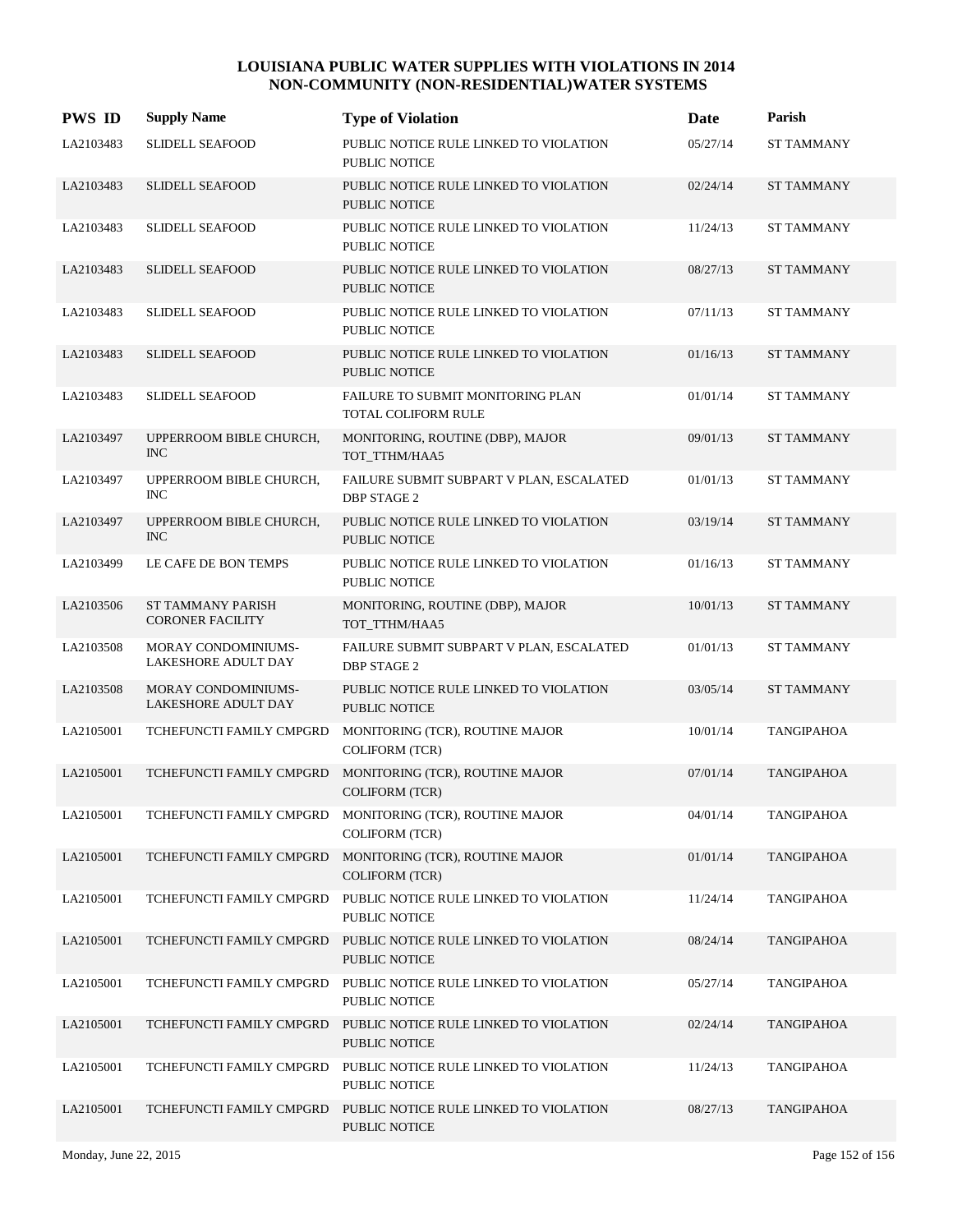# LOUISIANA PUBLIC WATER SUPPLIES WITH VIOLATIONS IN 2014
## NON-COMMUNITY (NON-RESIDENTIAL)WATER SYSTEMS

| PWS ID | Supply Name | Type of Violation | Date | Parish |
|---|---|---|---|---|
| LA2103483 | SLIDELL SEAFOOD | PUBLIC NOTICE RULE LINKED TO VIOLATION PUBLIC NOTICE | 05/27/14 | ST TAMMANY |
| LA2103483 | SLIDELL SEAFOOD | PUBLIC NOTICE RULE LINKED TO VIOLATION PUBLIC NOTICE | 02/24/14 | ST TAMMANY |
| LA2103483 | SLIDELL SEAFOOD | PUBLIC NOTICE RULE LINKED TO VIOLATION PUBLIC NOTICE | 11/24/13 | ST TAMMANY |
| LA2103483 | SLIDELL SEAFOOD | PUBLIC NOTICE RULE LINKED TO VIOLATION PUBLIC NOTICE | 08/27/13 | ST TAMMANY |
| LA2103483 | SLIDELL SEAFOOD | PUBLIC NOTICE RULE LINKED TO VIOLATION PUBLIC NOTICE | 07/11/13 | ST TAMMANY |
| LA2103483 | SLIDELL SEAFOOD | PUBLIC NOTICE RULE LINKED TO VIOLATION PUBLIC NOTICE | 01/16/13 | ST TAMMANY |
| LA2103483 | SLIDELL SEAFOOD | FAILURE TO SUBMIT MONITORING PLAN TOTAL COLIFORM RULE | 01/01/14 | ST TAMMANY |
| LA2103497 | UPPERROOM BIBLE CHURCH, INC | MONITORING, ROUTINE (DBP), MAJOR TOT_TTHM/HAA5 | 09/01/13 | ST TAMMANY |
| LA2103497 | UPPERROOM BIBLE CHURCH, INC | FAILURE SUBMIT SUBPART V PLAN, ESCALATED DBP STAGE 2 | 01/01/13 | ST TAMMANY |
| LA2103497 | UPPERROOM BIBLE CHURCH, INC | PUBLIC NOTICE RULE LINKED TO VIOLATION PUBLIC NOTICE | 03/19/14 | ST TAMMANY |
| LA2103499 | LE CAFE DE BON TEMPS | PUBLIC NOTICE RULE LINKED TO VIOLATION PUBLIC NOTICE | 01/16/13 | ST TAMMANY |
| LA2103506 | ST TAMMANY PARISH CORONER FACILITY | MONITORING, ROUTINE (DBP), MAJOR TOT_TTHM/HAA5 | 10/01/13 | ST TAMMANY |
| LA2103508 | MORAY CONDOMINIUMS-LAKESHORE ADULT DAY | FAILURE SUBMIT SUBPART V PLAN, ESCALATED DBP STAGE 2 | 01/01/13 | ST TAMMANY |
| LA2103508 | MORAY CONDOMINIUMS-LAKESHORE ADULT DAY | PUBLIC NOTICE RULE LINKED TO VIOLATION PUBLIC NOTICE | 03/05/14 | ST TAMMANY |
| LA2105001 | TCHEFUNCTI FAMILY CMPGRD | MONITORING (TCR), ROUTINE MAJOR COLIFORM (TCR) | 10/01/14 | TANGIPAHOA |
| LA2105001 | TCHEFUNCTI FAMILY CMPGRD | MONITORING (TCR), ROUTINE MAJOR COLIFORM (TCR) | 07/01/14 | TANGIPAHOA |
| LA2105001 | TCHEFUNCTI FAMILY CMPGRD | MONITORING (TCR), ROUTINE MAJOR COLIFORM (TCR) | 04/01/14 | TANGIPAHOA |
| LA2105001 | TCHEFUNCTI FAMILY CMPGRD | MONITORING (TCR), ROUTINE MAJOR COLIFORM (TCR) | 01/01/14 | TANGIPAHOA |
| LA2105001 | TCHEFUNCTI FAMILY CMPGRD | PUBLIC NOTICE RULE LINKED TO VIOLATION PUBLIC NOTICE | 11/24/14 | TANGIPAHOA |
| LA2105001 | TCHEFUNCTI FAMILY CMPGRD | PUBLIC NOTICE RULE LINKED TO VIOLATION PUBLIC NOTICE | 08/24/14 | TANGIPAHOA |
| LA2105001 | TCHEFUNCTI FAMILY CMPGRD | PUBLIC NOTICE RULE LINKED TO VIOLATION PUBLIC NOTICE | 05/27/14 | TANGIPAHOA |
| LA2105001 | TCHEFUNCTI FAMILY CMPGRD | PUBLIC NOTICE RULE LINKED TO VIOLATION PUBLIC NOTICE | 02/24/14 | TANGIPAHOA |
| LA2105001 | TCHEFUNCTI FAMILY CMPGRD | PUBLIC NOTICE RULE LINKED TO VIOLATION PUBLIC NOTICE | 11/24/13 | TANGIPAHOA |
| LA2105001 | TCHEFUNCTI FAMILY CMPGRD | PUBLIC NOTICE RULE LINKED TO VIOLATION PUBLIC NOTICE | 08/27/13 | TANGIPAHOA |

Monday, June 22, 2015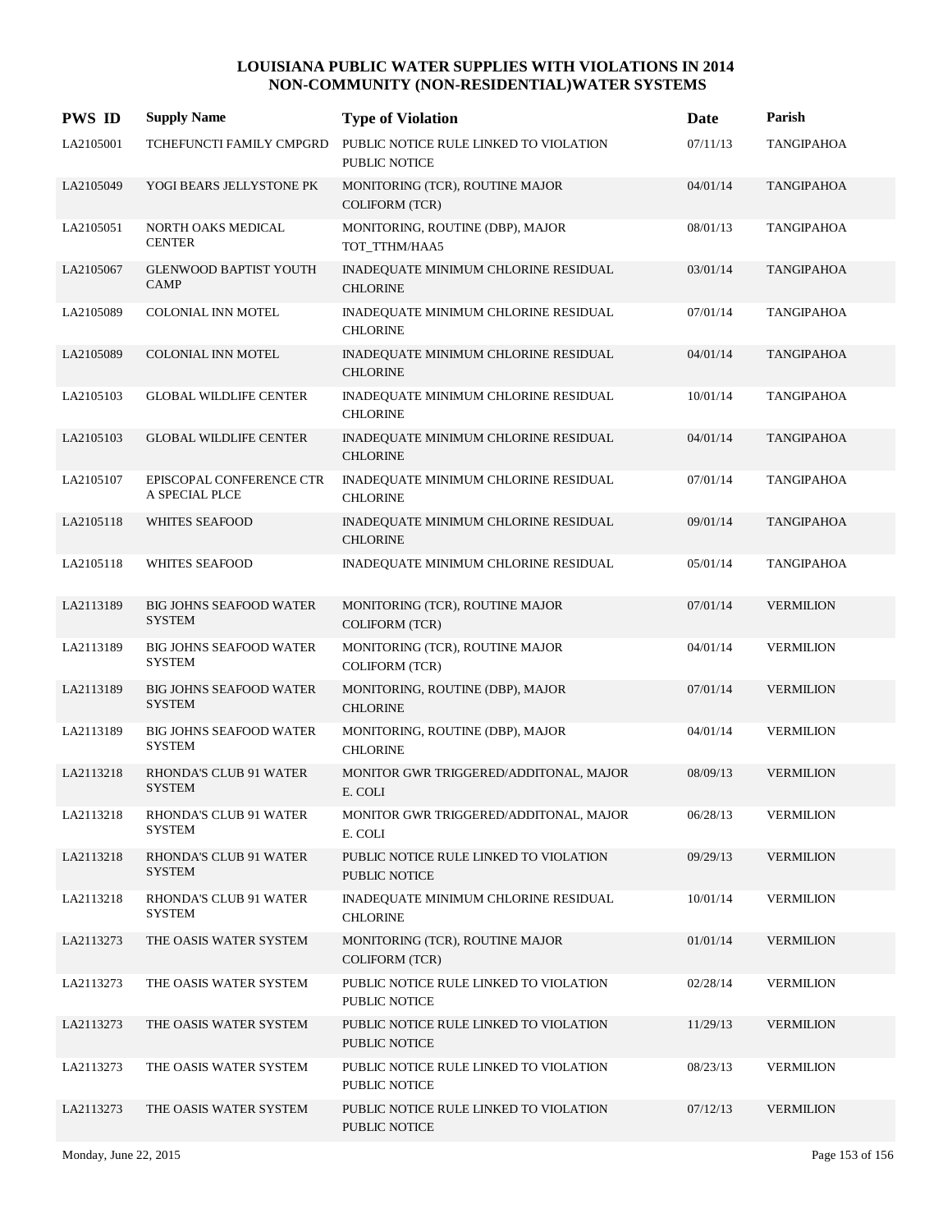# LOUISIANA PUBLIC WATER SUPPLIES WITH VIOLATIONS IN 2014
## NON-COMMUNITY (NON-RESIDENTIAL)WATER SYSTEMS

| PWS ID | Supply Name | Type of Violation | Date | Parish |
|---|---|---|---|---|
| LA2105001 | TCHEFUNCTI FAMILY CMPGRD | PUBLIC NOTICE RULE LINKED TO VIOLATION PUBLIC NOTICE | 07/11/13 | TANGIPAHOA |
| LA2105049 | YOGI BEARS JELLYSTONE PK | MONITORING (TCR), ROUTINE MAJOR COLIFORM (TCR) | 04/01/14 | TANGIPAHOA |
| LA2105051 | NORTH OAKS MEDICAL CENTER | MONITORING, ROUTINE (DBP), MAJOR TOT_TTHM/HAA5 | 08/01/13 | TANGIPAHOA |
| LA2105067 | GLENWOOD BAPTIST YOUTH CAMP | INADEQUATE MINIMUM CHLORINE RESIDUAL CHLORINE | 03/01/14 | TANGIPAHOA |
| LA2105089 | COLONIAL INN MOTEL | INADEQUATE MINIMUM CHLORINE RESIDUAL CHLORINE | 07/01/14 | TANGIPAHOA |
| LA2105089 | COLONIAL INN MOTEL | INADEQUATE MINIMUM CHLORINE RESIDUAL CHLORINE | 04/01/14 | TANGIPAHOA |
| LA2105103 | GLOBAL WILDLIFE CENTER | INADEQUATE MINIMUM CHLORINE RESIDUAL CHLORINE | 10/01/14 | TANGIPAHOA |
| LA2105103 | GLOBAL WILDLIFE CENTER | INADEQUATE MINIMUM CHLORINE RESIDUAL CHLORINE | 04/01/14 | TANGIPAHOA |
| LA2105107 | EPISCOPAL CONFERENCE CTR A SPECIAL PLCE | INADEQUATE MINIMUM CHLORINE RESIDUAL CHLORINE | 07/01/14 | TANGIPAHOA |
| LA2105118 | WHITES SEAFOOD | INADEQUATE MINIMUM CHLORINE RESIDUAL CHLORINE | 09/01/14 | TANGIPAHOA |
| LA2105118 | WHITES SEAFOOD | INADEQUATE MINIMUM CHLORINE RESIDUAL | 05/01/14 | TANGIPAHOA |
| LA2113189 | BIG JOHNS SEAFOOD WATER SYSTEM | MONITORING (TCR), ROUTINE MAJOR COLIFORM (TCR) | 07/01/14 | VERMILION |
| LA2113189 | BIG JOHNS SEAFOOD WATER SYSTEM | MONITORING (TCR), ROUTINE MAJOR COLIFORM (TCR) | 04/01/14 | VERMILION |
| LA2113189 | BIG JOHNS SEAFOOD WATER SYSTEM | MONITORING, ROUTINE (DBP), MAJOR CHLORINE | 07/01/14 | VERMILION |
| LA2113189 | BIG JOHNS SEAFOOD WATER SYSTEM | MONITORING, ROUTINE (DBP), MAJOR CHLORINE | 04/01/14 | VERMILION |
| LA2113218 | RHONDA'S CLUB 91 WATER SYSTEM | MONITOR GWR TRIGGERED/ADDITONAL, MAJOR E. COLI | 08/09/13 | VERMILION |
| LA2113218 | RHONDA'S CLUB 91 WATER SYSTEM | MONITOR GWR TRIGGERED/ADDITONAL, MAJOR E. COLI | 06/28/13 | VERMILION |
| LA2113218 | RHONDA'S CLUB 91 WATER SYSTEM | PUBLIC NOTICE RULE LINKED TO VIOLATION PUBLIC NOTICE | 09/29/13 | VERMILION |
| LA2113218 | RHONDA'S CLUB 91 WATER SYSTEM | INADEQUATE MINIMUM CHLORINE RESIDUAL CHLORINE | 10/01/14 | VERMILION |
| LA2113273 | THE OASIS WATER SYSTEM | MONITORING (TCR), ROUTINE MAJOR COLIFORM (TCR) | 01/01/14 | VERMILION |
| LA2113273 | THE OASIS WATER SYSTEM | PUBLIC NOTICE RULE LINKED TO VIOLATION PUBLIC NOTICE | 02/28/14 | VERMILION |
| LA2113273 | THE OASIS WATER SYSTEM | PUBLIC NOTICE RULE LINKED TO VIOLATION PUBLIC NOTICE | 11/29/13 | VERMILION |
| LA2113273 | THE OASIS WATER SYSTEM | PUBLIC NOTICE RULE LINKED TO VIOLATION PUBLIC NOTICE | 08/23/13 | VERMILION |
| LA2113273 | THE OASIS WATER SYSTEM | PUBLIC NOTICE RULE LINKED TO VIOLATION PUBLIC NOTICE | 07/12/13 | VERMILION |

Monday, June 22, 2015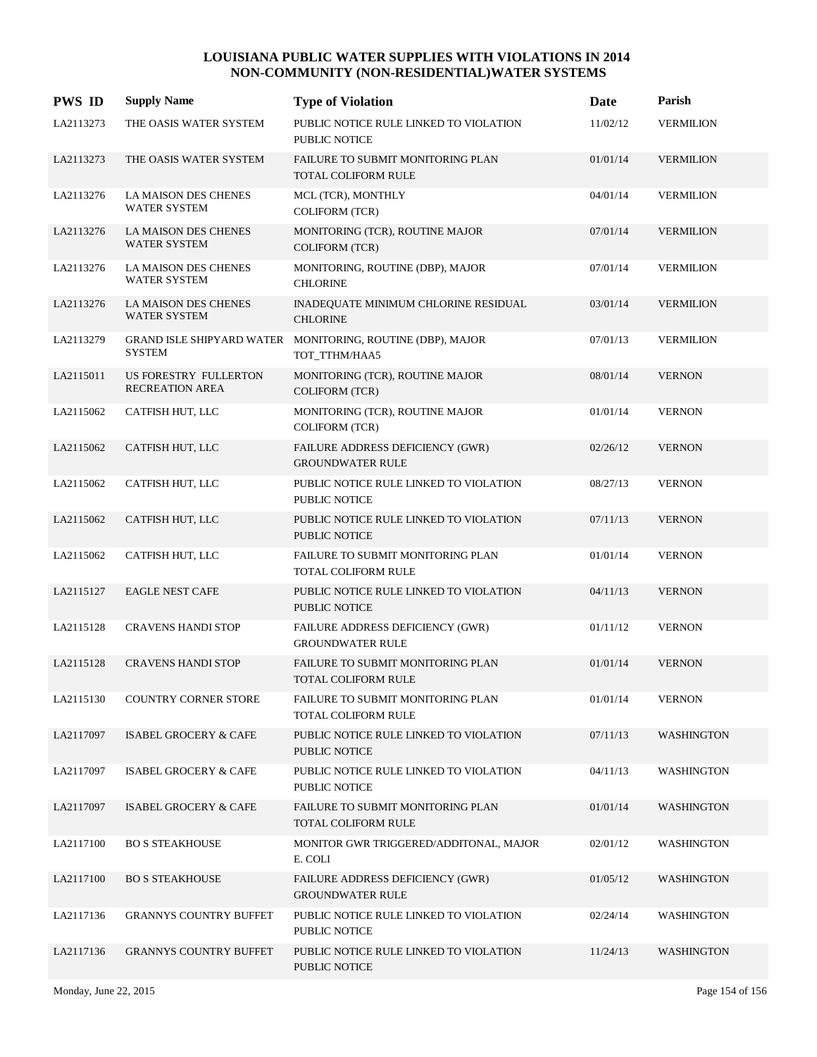# LOUISIANA PUBLIC WATER SUPPLIES WITH VIOLATIONS IN 2014
## NON-COMMUNITY (NON-RESIDENTIAL)WATER SYSTEMS

| PWS ID | Supply Name | Type of Violation | Date | Parish |
|---|---|---|---|---|
| LA2113273 | THE OASIS WATER SYSTEM | PUBLIC NOTICE RULE LINKED TO VIOLATION PUBLIC NOTICE | 11/02/12 | VERMILION |
| LA2113273 | THE OASIS WATER SYSTEM | FAILURE TO SUBMIT MONITORING PLAN TOTAL COLIFORM RULE | 01/01/14 | VERMILION |
| LA2113276 | LA MAISON DES CHENES WATER SYSTEM | MCL (TCR), MONTHLY COLIFORM (TCR) | 04/01/14 | VERMILION |
| LA2113276 | LA MAISON DES CHENES WATER SYSTEM | MONITORING (TCR), ROUTINE MAJOR COLIFORM (TCR) | 07/01/14 | VERMILION |
| LA2113276 | LA MAISON DES CHENES WATER SYSTEM | MONITORING, ROUTINE (DBP), MAJOR CHLORINE | 07/01/14 | VERMILION |
| LA2113276 | LA MAISON DES CHENES WATER SYSTEM | INADEQUATE MINIMUM CHLORINE RESIDUAL CHLORINE | 03/01/14 | VERMILION |
| LA2113279 | GRAND ISLE SHIPYARD WATER SYSTEM | MONITORING, ROUTINE (DBP), MAJOR TOT_TTHM/HAA5 | 07/01/13 | VERMILION |
| LA2115011 | US FORESTRY FULLERTON RECREATION AREA | MONITORING (TCR), ROUTINE MAJOR COLIFORM (TCR) | 08/01/14 | VERNON |
| LA2115062 | CATFISH HUT, LLC | MONITORING (TCR), ROUTINE MAJOR COLIFORM (TCR) | 01/01/14 | VERNON |
| LA2115062 | CATFISH HUT, LLC | FAILURE ADDRESS DEFICIENCY (GWR) GROUNDWATER RULE | 02/26/12 | VERNON |
| LA2115062 | CATFISH HUT, LLC | PUBLIC NOTICE RULE LINKED TO VIOLATION PUBLIC NOTICE | 08/27/13 | VERNON |
| LA2115062 | CATFISH HUT, LLC | PUBLIC NOTICE RULE LINKED TO VIOLATION PUBLIC NOTICE | 07/11/13 | VERNON |
| LA2115062 | CATFISH HUT, LLC | FAILURE TO SUBMIT MONITORING PLAN TOTAL COLIFORM RULE | 01/01/14 | VERNON |
| LA2115127 | EAGLE NEST CAFE | PUBLIC NOTICE RULE LINKED TO VIOLATION PUBLIC NOTICE | 04/11/13 | VERNON |
| LA2115128 | CRAVENS HANDI STOP | FAILURE ADDRESS DEFICIENCY (GWR) GROUNDWATER RULE | 01/11/12 | VERNON |
| LA2115128 | CRAVENS HANDI STOP | FAILURE TO SUBMIT MONITORING PLAN TOTAL COLIFORM RULE | 01/01/14 | VERNON |
| LA2115130 | COUNTRY CORNER STORE | FAILURE TO SUBMIT MONITORING PLAN TOTAL COLIFORM RULE | 01/01/14 | VERNON |
| LA2117097 | ISABEL GROCERY & CAFE | PUBLIC NOTICE RULE LINKED TO VIOLATION PUBLIC NOTICE | 07/11/13 | WASHINGTON |
| LA2117097 | ISABEL GROCERY & CAFE | PUBLIC NOTICE RULE LINKED TO VIOLATION PUBLIC NOTICE | 04/11/13 | WASHINGTON |
| LA2117097 | ISABEL GROCERY & CAFE | FAILURE TO SUBMIT MONITORING PLAN TOTAL COLIFORM RULE | 01/01/14 | WASHINGTON |
| LA2117100 | BO S STEAKHOUSE | MONITOR GWR TRIGGERED/ADDITONAL, MAJOR E. COLI | 02/01/12 | WASHINGTON |
| LA2117100 | BO S STEAKHOUSE | FAILURE ADDRESS DEFICIENCY (GWR) GROUNDWATER RULE | 01/05/12 | WASHINGTON |
| LA2117136 | GRANNYS COUNTRY BUFFET | PUBLIC NOTICE RULE LINKED TO VIOLATION PUBLIC NOTICE | 02/24/14 | WASHINGTON |
| LA2117136 | GRANNYS COUNTRY BUFFET | PUBLIC NOTICE RULE LINKED TO VIOLATION PUBLIC NOTICE | 11/24/13 | WASHINGTON |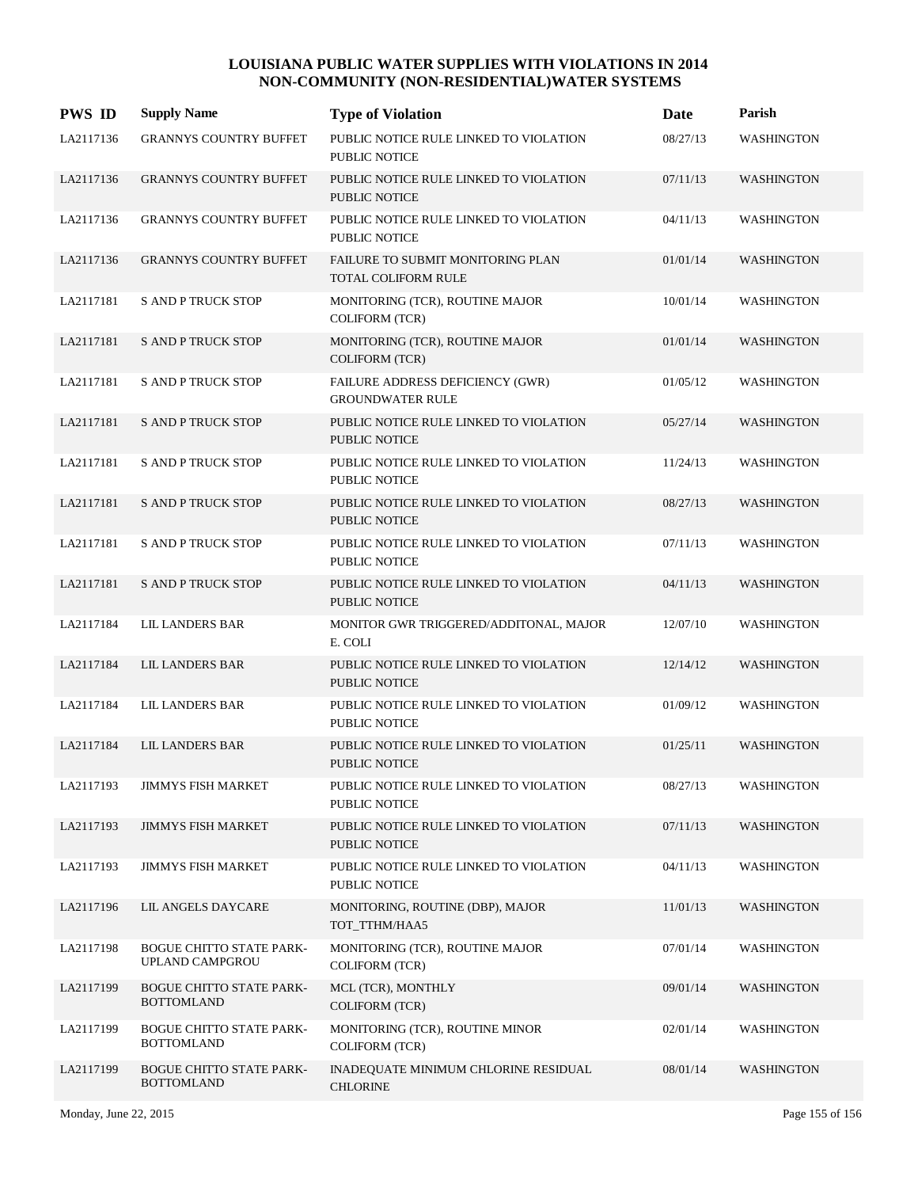# LOUISIANA PUBLIC WATER SUPPLIES WITH VIOLATIONS IN 2014
## NON-COMMUNITY (NON-RESIDENTIAL)WATER SYSTEMS

| PWS ID | Supply Name | Type of Violation | Date | Parish |
|---|---|---|---|---|
| LA2117136 | GRANNYS COUNTRY BUFFET | PUBLIC NOTICE RULE LINKED TO VIOLATION PUBLIC NOTICE | 08/27/13 | WASHINGTON |
| LA2117136 | GRANNYS COUNTRY BUFFET | PUBLIC NOTICE RULE LINKED TO VIOLATION PUBLIC NOTICE | 07/11/13 | WASHINGTON |
| LA2117136 | GRANNYS COUNTRY BUFFET | PUBLIC NOTICE RULE LINKED TO VIOLATION PUBLIC NOTICE | 04/11/13 | WASHINGTON |
| LA2117136 | GRANNYS COUNTRY BUFFET | FAILURE TO SUBMIT MONITORING PLAN TOTAL COLIFORM RULE | 01/01/14 | WASHINGTON |
| LA2117181 | S AND P TRUCK STOP | MONITORING (TCR), ROUTINE MAJOR COLIFORM (TCR) | 10/01/14 | WASHINGTON |
| LA2117181 | S AND P TRUCK STOP | MONITORING (TCR), ROUTINE MAJOR COLIFORM (TCR) | 01/01/14 | WASHINGTON |
| LA2117181 | S AND P TRUCK STOP | FAILURE ADDRESS DEFICIENCY (GWR) GROUNDWATER RULE | 01/05/12 | WASHINGTON |
| LA2117181 | S AND P TRUCK STOP | PUBLIC NOTICE RULE LINKED TO VIOLATION PUBLIC NOTICE | 05/27/14 | WASHINGTON |
| LA2117181 | S AND P TRUCK STOP | PUBLIC NOTICE RULE LINKED TO VIOLATION PUBLIC NOTICE | 11/24/13 | WASHINGTON |
| LA2117181 | S AND P TRUCK STOP | PUBLIC NOTICE RULE LINKED TO VIOLATION PUBLIC NOTICE | 08/27/13 | WASHINGTON |
| LA2117181 | S AND P TRUCK STOP | PUBLIC NOTICE RULE LINKED TO VIOLATION PUBLIC NOTICE | 07/11/13 | WASHINGTON |
| LA2117181 | S AND P TRUCK STOP | PUBLIC NOTICE RULE LINKED TO VIOLATION PUBLIC NOTICE | 04/11/13 | WASHINGTON |
| LA2117184 | LIL LANDERS BAR | MONITOR GWR TRIGGERED/ADDITONAL, MAJOR E. COLI | 12/07/10 | WASHINGTON |
| LA2117184 | LIL LANDERS BAR | PUBLIC NOTICE RULE LINKED TO VIOLATION PUBLIC NOTICE | 12/14/12 | WASHINGTON |
| LA2117184 | LIL LANDERS BAR | PUBLIC NOTICE RULE LINKED TO VIOLATION PUBLIC NOTICE | 01/09/12 | WASHINGTON |
| LA2117184 | LIL LANDERS BAR | PUBLIC NOTICE RULE LINKED TO VIOLATION PUBLIC NOTICE | 01/25/11 | WASHINGTON |
| LA2117193 | JIMMYS FISH MARKET | PUBLIC NOTICE RULE LINKED TO VIOLATION PUBLIC NOTICE | 08/27/13 | WASHINGTON |
| LA2117193 | JIMMYS FISH MARKET | PUBLIC NOTICE RULE LINKED TO VIOLATION PUBLIC NOTICE | 07/11/13 | WASHINGTON |
| LA2117193 | JIMMYS FISH MARKET | PUBLIC NOTICE RULE LINKED TO VIOLATION PUBLIC NOTICE | 04/11/13 | WASHINGTON |
| LA2117196 | LIL ANGELS DAYCARE | MONITORING, ROUTINE (DBP), MAJOR TOT_TTHM/HAA5 | 11/01/13 | WASHINGTON |
| LA2117198 | BOGUE CHITTO STATE PARK-UPLAND CAMPGROU | MONITORING (TCR), ROUTINE MAJOR COLIFORM (TCR) | 07/01/14 | WASHINGTON |
| LA2117199 | BOGUE CHITTO STATE PARK-BOTTOMLAND | MCL (TCR), MONTHLY COLIFORM (TCR) | 09/01/14 | WASHINGTON |
| LA2117199 | BOGUE CHITTO STATE PARK-BOTTOMLAND | MONITORING (TCR), ROUTINE MINOR COLIFORM (TCR) | 02/01/14 | WASHINGTON |
| LA2117199 | BOGUE CHITTO STATE PARK-BOTTOMLAND | INADEQUATE MINIMUM CHLORINE RESIDUAL CHLORINE | 08/01/14 | WASHINGTON |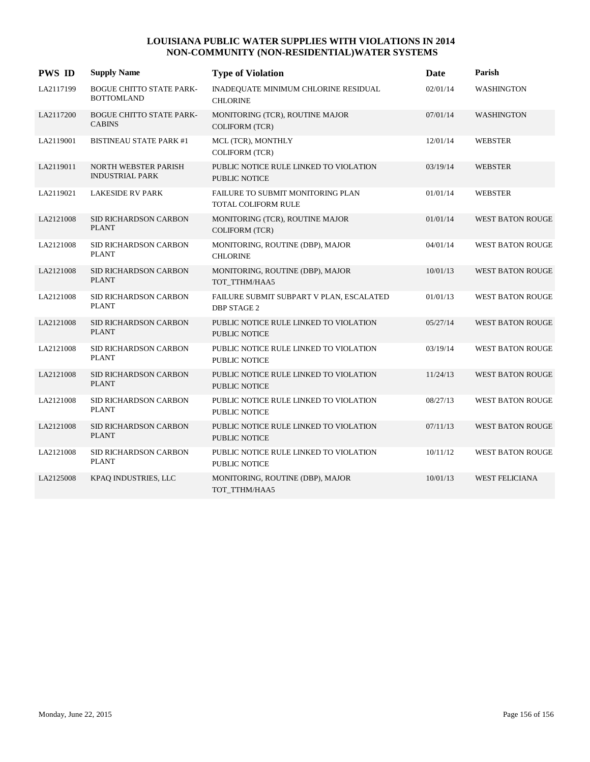# LOUISIANA PUBLIC WATER SUPPLIES WITH VIOLATIONS IN 2014
## NON-COMMUNITY (NON-RESIDENTIAL)WATER SYSTEMS

| PWS ID | Supply Name | Type of Violation | Date | Parish |
|---|---|---|---|---|
| LA2117199 | BOGUE CHITTO STATE PARK-BOTTOMLAND | INADEQUATE MINIMUM CHLORINE RESIDUAL<br>CHLORINE | 02/01/14 | WASHINGTON |
| LA2117200 | BOGUE CHITTO STATE PARK-CABINS | MONITORING (TCR), ROUTINE MAJOR<br>COLIFORM (TCR) | 07/01/14 | WASHINGTON |
| LA2119001 | BISTINEAU STATE PARK #1 | MCL (TCR), MONTHLY<br>COLIFORM (TCR) | 12/01/14 | WEBSTER |
| LA2119011 | NORTH WEBSTER PARISH INDUSTRIAL PARK | PUBLIC NOTICE RULE LINKED TO VIOLATION<br>PUBLIC NOTICE | 03/19/14 | WEBSTER |
| LA2119021 | LAKESIDE RV PARK | FAILURE TO SUBMIT MONITORING PLAN<br>TOTAL COLIFORM RULE | 01/01/14 | WEBSTER |
| LA2121008 | SID RICHARDSON CARBON PLANT | MONITORING (TCR), ROUTINE MAJOR<br>COLIFORM (TCR) | 01/01/14 | WEST BATON ROUGE |
| LA2121008 | SID RICHARDSON CARBON PLANT | MONITORING, ROUTINE (DBP), MAJOR<br>CHLORINE | 04/01/14 | WEST BATON ROUGE |
| LA2121008 | SID RICHARDSON CARBON PLANT | MONITORING, ROUTINE (DBP), MAJOR<br>TOT_TTHM/HAA5 | 10/01/13 | WEST BATON ROUGE |
| LA2121008 | SID RICHARDSON CARBON PLANT | FAILURE SUBMIT SUBPART V PLAN, ESCALATED<br>DBP STAGE 2 | 01/01/13 | WEST BATON ROUGE |
| LA2121008 | SID RICHARDSON CARBON PLANT | PUBLIC NOTICE RULE LINKED TO VIOLATION<br>PUBLIC NOTICE | 05/27/14 | WEST BATON ROUGE |
| LA2121008 | SID RICHARDSON CARBON PLANT | PUBLIC NOTICE RULE LINKED TO VIOLATION<br>PUBLIC NOTICE | 03/19/14 | WEST BATON ROUGE |
| LA2121008 | SID RICHARDSON CARBON PLANT | PUBLIC NOTICE RULE LINKED TO VIOLATION<br>PUBLIC NOTICE | 11/24/13 | WEST BATON ROUGE |
| LA2121008 | SID RICHARDSON CARBON PLANT | PUBLIC NOTICE RULE LINKED TO VIOLATION<br>PUBLIC NOTICE | 08/27/13 | WEST BATON ROUGE |
| LA2121008 | SID RICHARDSON CARBON PLANT | PUBLIC NOTICE RULE LINKED TO VIOLATION<br>PUBLIC NOTICE | 07/11/13 | WEST BATON ROUGE |
| LA2121008 | SID RICHARDSON CARBON PLANT | PUBLIC NOTICE RULE LINKED TO VIOLATION<br>PUBLIC NOTICE | 10/11/12 | WEST BATON ROUGE |
| LA2125008 | KPAQ INDUSTRIES, LLC | MONITORING, ROUTINE (DBP), MAJOR<br>TOT_TTHM/HAA5 | 10/01/13 | WEST FELICIANA |